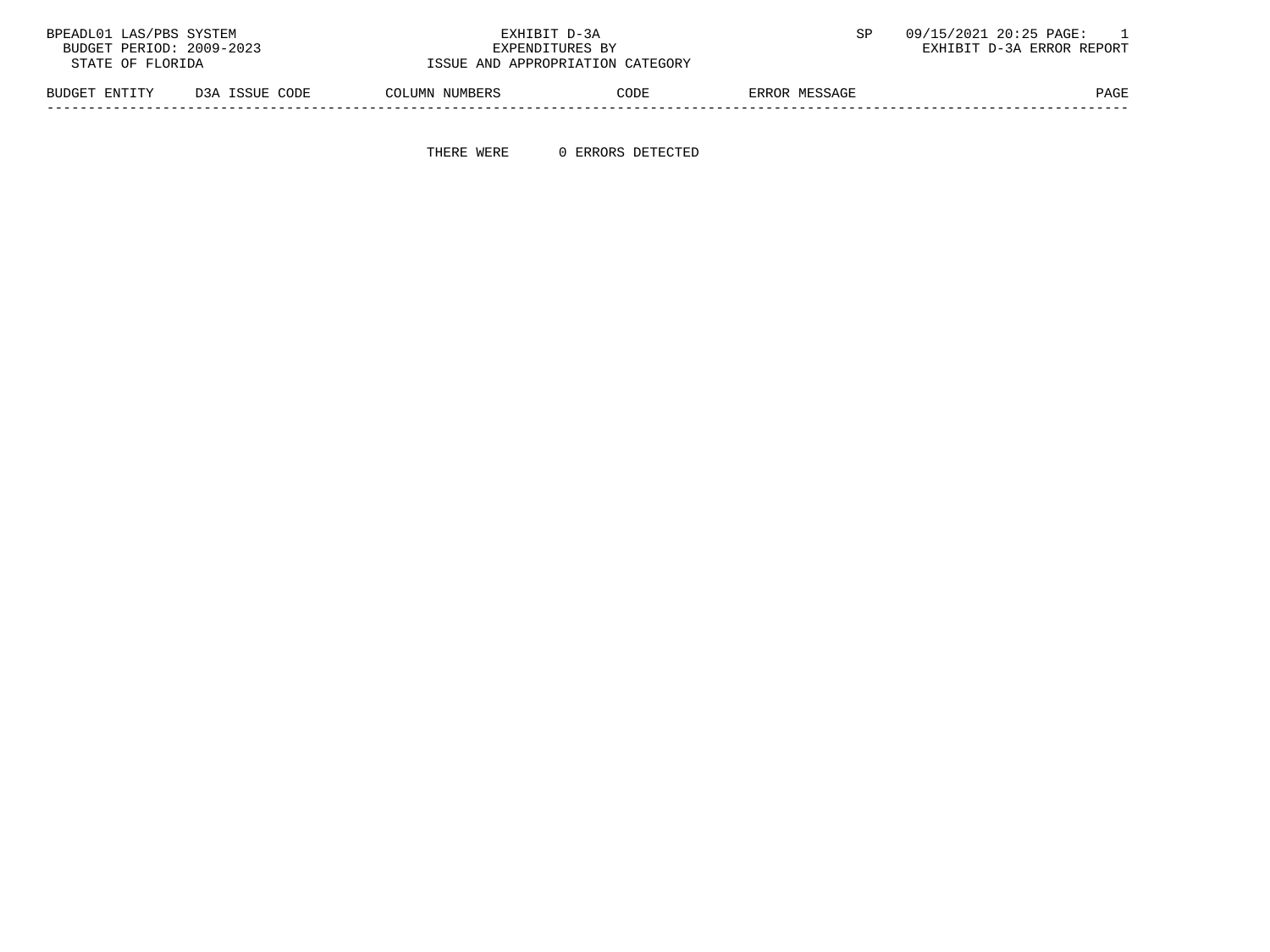BPEADL01 LAS/PBS SYSTEM | EXHIBIT D-3A | SP 09/15/2021 20:25 PAGE: 1
BUDGET PERIOD: 2009-2023 | EXPENDITURES BY | EXHIBIT D-3A ERROR REPORT
STATE OF FLORIDA | ISSUE AND APPROPRIATION CATEGORY

| BUDGET ENTITY | D3A ISSUE CODE | COLUMN NUMBERS | CODE | ERROR MESSAGE | PAGE |
|---|---|---|---|---|---|

THERE WERE 0 ERRORS DETECTED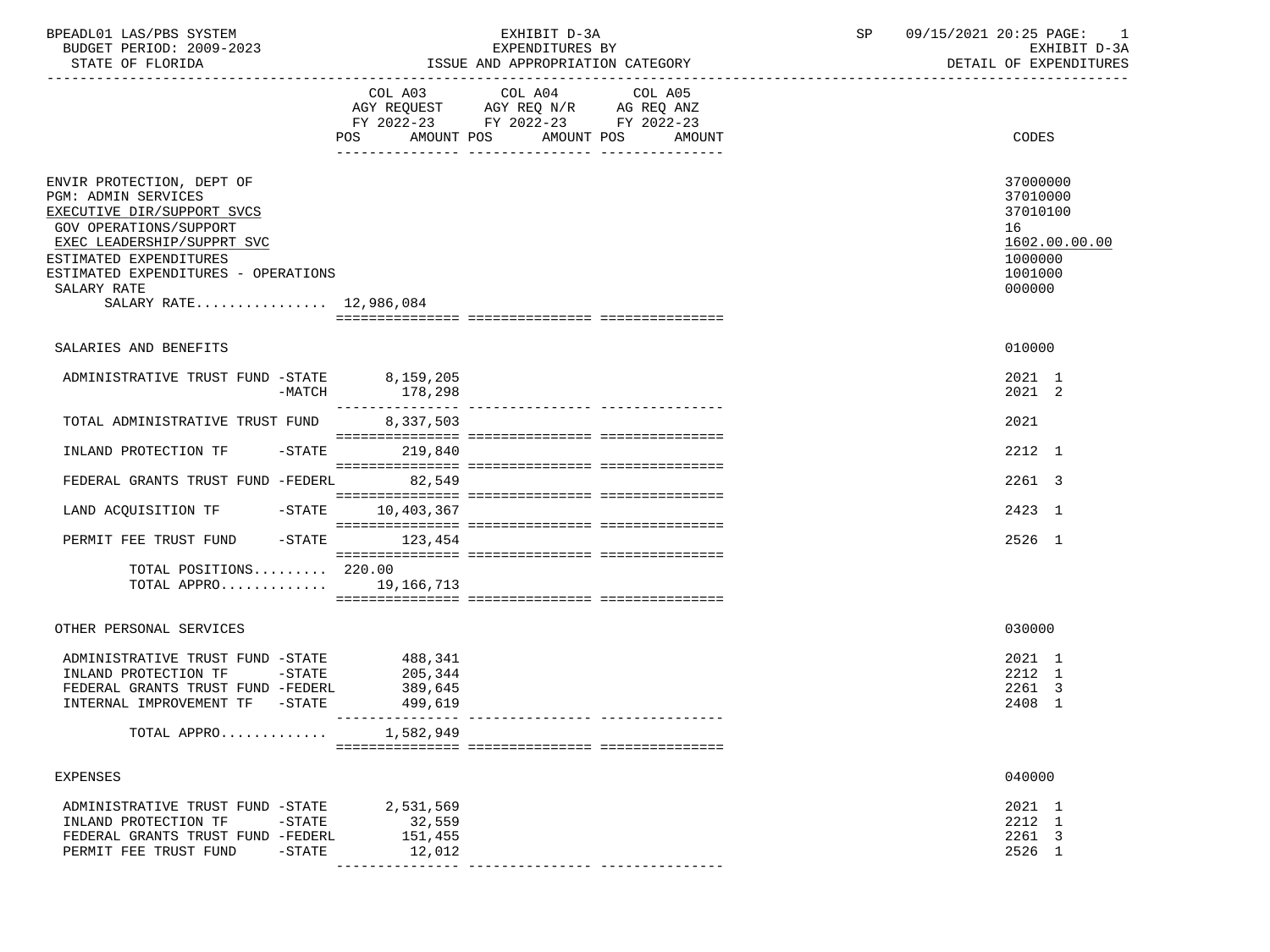BPEADL01 LAS/PBS SYSTEM — EXHIBIT D-3A — EXPENDITURES BY ISSUE AND APPROPRIATION CATEGORY — BUDGET PERIOD: 2009-2023 — STATE OF FLORIDA — SP 09/15/2021 20:25 PAGE: 1 — EXHIBIT D-3A DETAIL OF EXPENDITURES

| | COL A03 AGY REQUEST FY 2022-23 POS AMOUNT | COL A04 AGY REQ N/R FY 2022-23 POS AMOUNT | COL A05 AG REQ ANZ FY 2022-23 POS AMOUNT | CODES |
|---|---|---|---|---|
| ENVIR PROTECTION, DEPT OF | | | | 37000000 |
| PGM: ADMIN SERVICES | | | | 37010000 |
| EXECUTIVE DIR/SUPPORT SVCS | | | | 37010100 |
| GOV OPERATIONS/SUPPORT | | | | 16 |
| EXEC LEADERSHIP/SUPPRT SVC | | | | 1602.00.00.00 |
| ESTIMATED EXPENDITURES | | | | 1000000 |
| ESTIMATED EXPENDITURES - OPERATIONS | | | | 1001000 |
| SALARY RATE | | | | 000000 |
| SALARY RATE................ | 12,986,084 | | | |
| SALARIES AND BENEFITS | | | | 010000 |
| ADMINISTRATIVE TRUST FUND -STATE | 8,159,205 | | | 2021 1 |
| -MATCH | 178,298 | | | 2021 2 |
| TOTAL ADMINISTRATIVE TRUST FUND | 8,337,503 | | | 2021 |
| INLAND PROTECTION TF -STATE | 219,840 | | | 2212 1 |
| FEDERAL GRANTS TRUST FUND -FEDERL | 82,549 | | | 2261 3 |
| LAND ACQUISITION TF -STATE | 10,403,367 | | | 2423 1 |
| PERMIT FEE TRUST FUND -STATE | 123,454 | | | 2526 1 |
| TOTAL POSITIONS......... | 220.00 | | | |
| TOTAL APPRO............. | 19,166,713 | | | |
| OTHER PERSONAL SERVICES | | | | 030000 |
| ADMINISTRATIVE TRUST FUND -STATE | 488,341 | | | 2021 1 |
| INLAND PROTECTION TF -STATE | 205,344 | | | 2212 1 |
| FEDERAL GRANTS TRUST FUND -FEDERL | 389,645 | | | 2261 3 |
| INTERNAL IMPROVEMENT TF -STATE | 499,619 | | | 2408 1 |
| TOTAL APPRO............. | 1,582,949 | | | |
| EXPENSES | | | | 040000 |
| ADMINISTRATIVE TRUST FUND -STATE | 2,531,569 | | | 2021 1 |
| INLAND PROTECTION TF -STATE | 32,559 | | | 2212 1 |
| FEDERAL GRANTS TRUST FUND -FEDERL | 151,455 | | | 2261 3 |
| PERMIT FEE TRUST FUND -STATE | 12,012 | | | 2526 1 |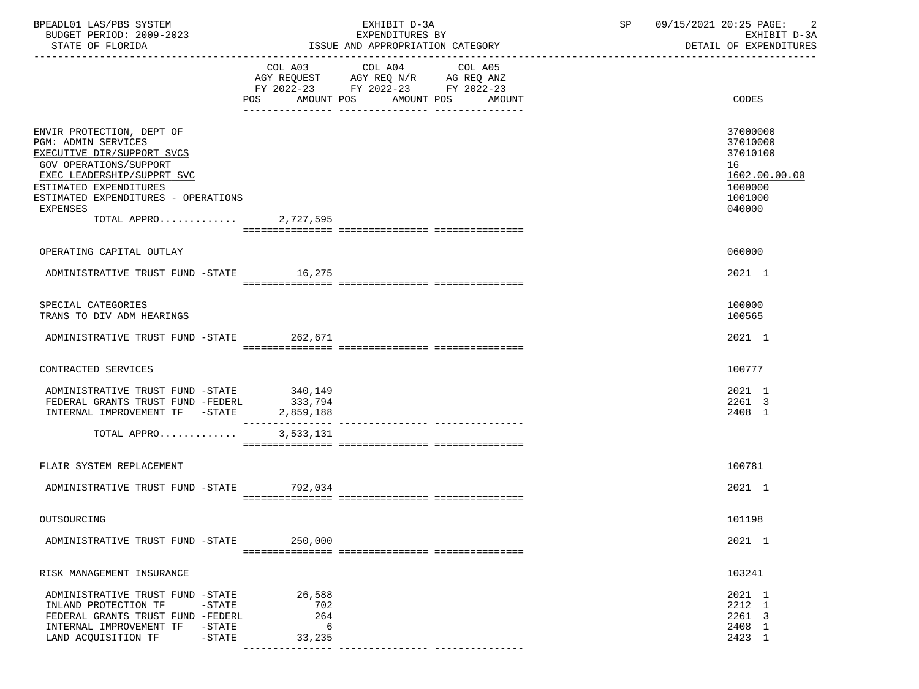BPEADL01 LAS/PBS SYSTEM | EXHIBIT D-3A | SP 09/15/2021 20:25 PAGE: 2
BUDGET PERIOD: 2009-2023 | EXPENDITURES BY | EXHIBIT D-3A
STATE OF FLORIDA | ISSUE AND APPROPRIATION CATEGORY | DETAIL OF EXPENDITURES

| | COL A03 AGY REQUEST FY 2022-23 POS AMOUNT | COL A04 AGY REQ N/R FY 2022-23 POS AMOUNT | COL A05 AG REQ ANZ FY 2022-23 POS AMOUNT | CODES |
|---|---|---|---|---|
| ENVIR PROTECTION, DEPT OF | | | | 37000000 |
| PGM: ADMIN SERVICES | | | | 37010000 |
| EXECUTIVE DIR/SUPPORT SVCS | | | | 37010100 |
| GOV OPERATIONS/SUPPORT | | | | 16 |
| EXEC LEADERSHIP/SUPPRT SVC | | | | 1602.00.00.00 |
| ESTIMATED EXPENDITURES | | | | 1000000 |
| ESTIMATED EXPENDITURES - OPERATIONS | | | | 1001000 |
| EXPENSES | | | | 040000 |
| TOTAL APPRO............. | 2,727,595 | | | |
| OPERATING CAPITAL OUTLAY | | | | 060000 |
| ADMINISTRATIVE TRUST FUND -STATE | 16,275 | | | 2021 1 |
| SPECIAL CATEGORIES | | | | 100000 |
| TRANS TO DIV ADM HEARINGS | | | | 100565 |
| ADMINISTRATIVE TRUST FUND -STATE | 262,671 | | | 2021 1 |
| CONTRACTED SERVICES | | | | 100777 |
| ADMINISTRATIVE TRUST FUND -STATE | 340,149 | | | 2021 1 |
| FEDERAL GRANTS TRUST FUND -FEDERL | 333,794 | | | 2261 3 |
| INTERNAL IMPROVEMENT TF -STATE | 2,859,188 | | | 2408 1 |
| TOTAL APPRO............. | 3,533,131 | | | |
| FLAIR SYSTEM REPLACEMENT | | | | 100781 |
| ADMINISTRATIVE TRUST FUND -STATE | 792,034 | | | 2021 1 |
| OUTSOURCING | | | | 101198 |
| ADMINISTRATIVE TRUST FUND -STATE | 250,000 | | | 2021 1 |
| RISK MANAGEMENT INSURANCE | | | | 103241 |
| ADMINISTRATIVE TRUST FUND -STATE | 26,588 | | | 2021 1 |
| INLAND PROTECTION TF -STATE | 702 | | | 2212 1 |
| FEDERAL GRANTS TRUST FUND -FEDERL | 264 | | | 2261 3 |
| INTERNAL IMPROVEMENT TF -STATE | 6 | | | 2408 1 |
| LAND ACQUISITION TF -STATE | 33,235 | | | 2423 1 |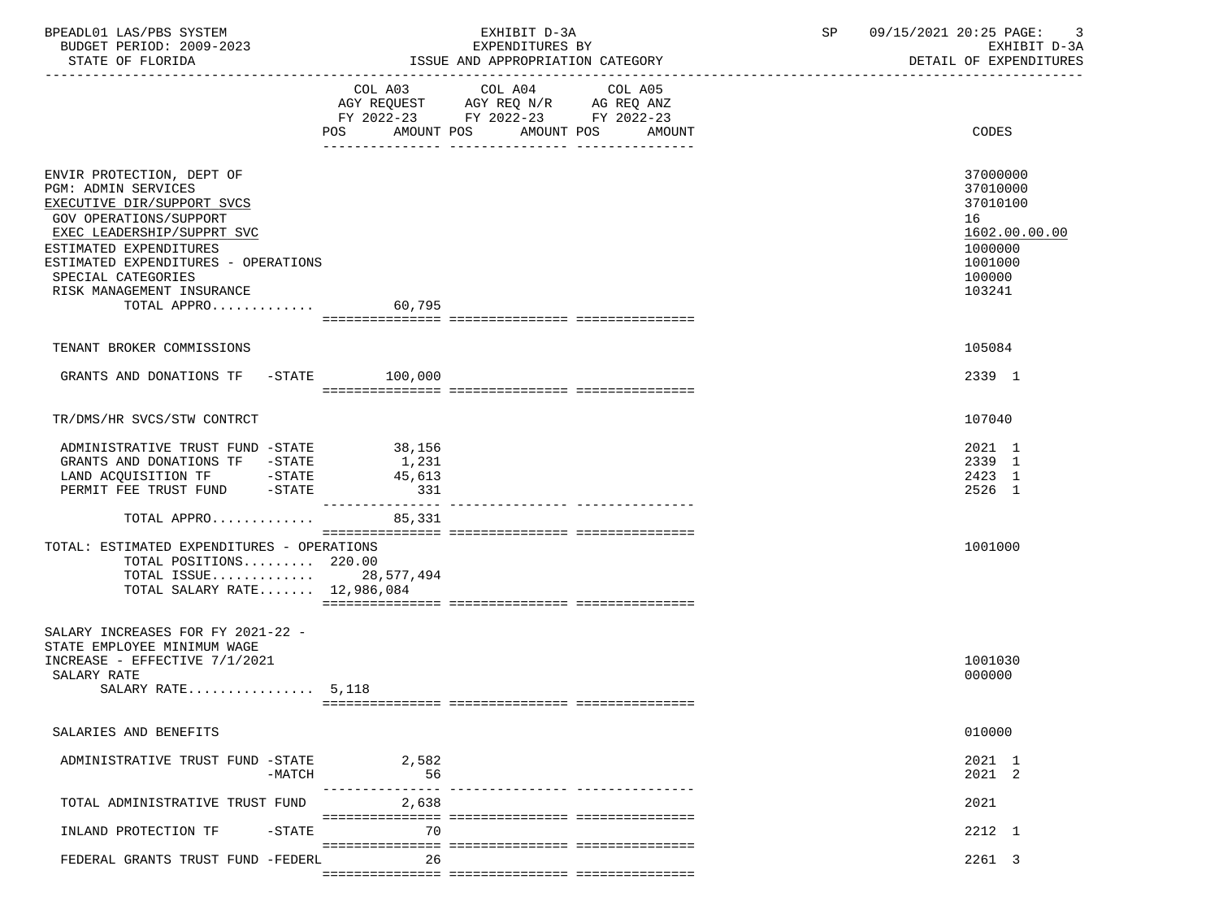BPEADL01 LAS/PBS SYSTEM — EXHIBIT D-3A — EXPENDITURES BY ISSUE AND APPROPRIATION CATEGORY — SP 09/15/2021 20:25 PAGE: 3

BUDGET PERIOD: 2009-2023 — STATE OF FLORIDA — EXHIBIT D-3A DETAIL OF EXPENDITURES

| | COL A03 AGY REQUEST FY 2022-23 POS AMOUNT | COL A04 AGY REQ N/R FY 2022-23 POS AMOUNT | COL A05 AG REQ ANZ FY 2022-23 POS AMOUNT | CODES |
|---|---|---|---|---|
| ENVIR PROTECTION, DEPT OF | | | | 37000000 |
| PGM: ADMIN SERVICES | | | | 37010000 |
| EXECUTIVE DIR/SUPPORT SVCS | | | | 37010100 |
| GOV OPERATIONS/SUPPORT | | | | 16 |
| EXEC LEADERSHIP/SUPPRT SVC | | | | 1602.00.00.00 |
| ESTIMATED EXPENDITURES | | | | 1000000 |
| ESTIMATED EXPENDITURES - OPERATIONS | | | | 1001000 |
| SPECIAL CATEGORIES | | | | 100000 |
| RISK MANAGEMENT INSURANCE | | | | 103241 |
| TOTAL APPRO............ | 60,795 | | | |
| TENANT BROKER COMMISSIONS | | | | 105084 |
| GRANTS AND DONATIONS TF -STATE | 100,000 | | | 2339 1 |
| TR/DMS/HR SVCS/STW CONTRCT | | | | 107040 |
| ADMINISTRATIVE TRUST FUND -STATE | 38,156 | | | 2021 1 |
| GRANTS AND DONATIONS TF -STATE | 1,231 | | | 2339 1 |
| LAND ACQUISITION TF -STATE | 45,613 | | | 2423 1 |
| PERMIT FEE TRUST FUND -STATE | 331 | | | 2526 1 |
| TOTAL APPRO............ | 85,331 | | | |
| TOTAL: ESTIMATED EXPENDITURES - OPERATIONS | | | | 1001000 |
| TOTAL POSITIONS......... | 220.00 | | | |
| TOTAL ISSUE............ | 28,577,494 | | | |
| TOTAL SALARY RATE....... | 12,986,084 | | | |
| SALARY INCREASES FOR FY 2021-22 - STATE EMPLOYEE MINIMUM WAGE INCREASE - EFFECTIVE 7/1/2021 | | | | 1001030 |
| SALARY RATE | | | | 000000 |
| SALARY RATE................ | 5,118 | | | |
| SALARIES AND BENEFITS | | | | 010000 |
| ADMINISTRATIVE TRUST FUND -STATE | 2,582 | | | 2021 1 |
| -MATCH | 56 | | | 2021 2 |
| TOTAL ADMINISTRATIVE TRUST FUND | 2,638 | | | 2021 |
| INLAND PROTECTION TF -STATE | 70 | | | 2212 1 |
| FEDERAL GRANTS TRUST FUND -FEDERL | 26 | | | 2261 3 |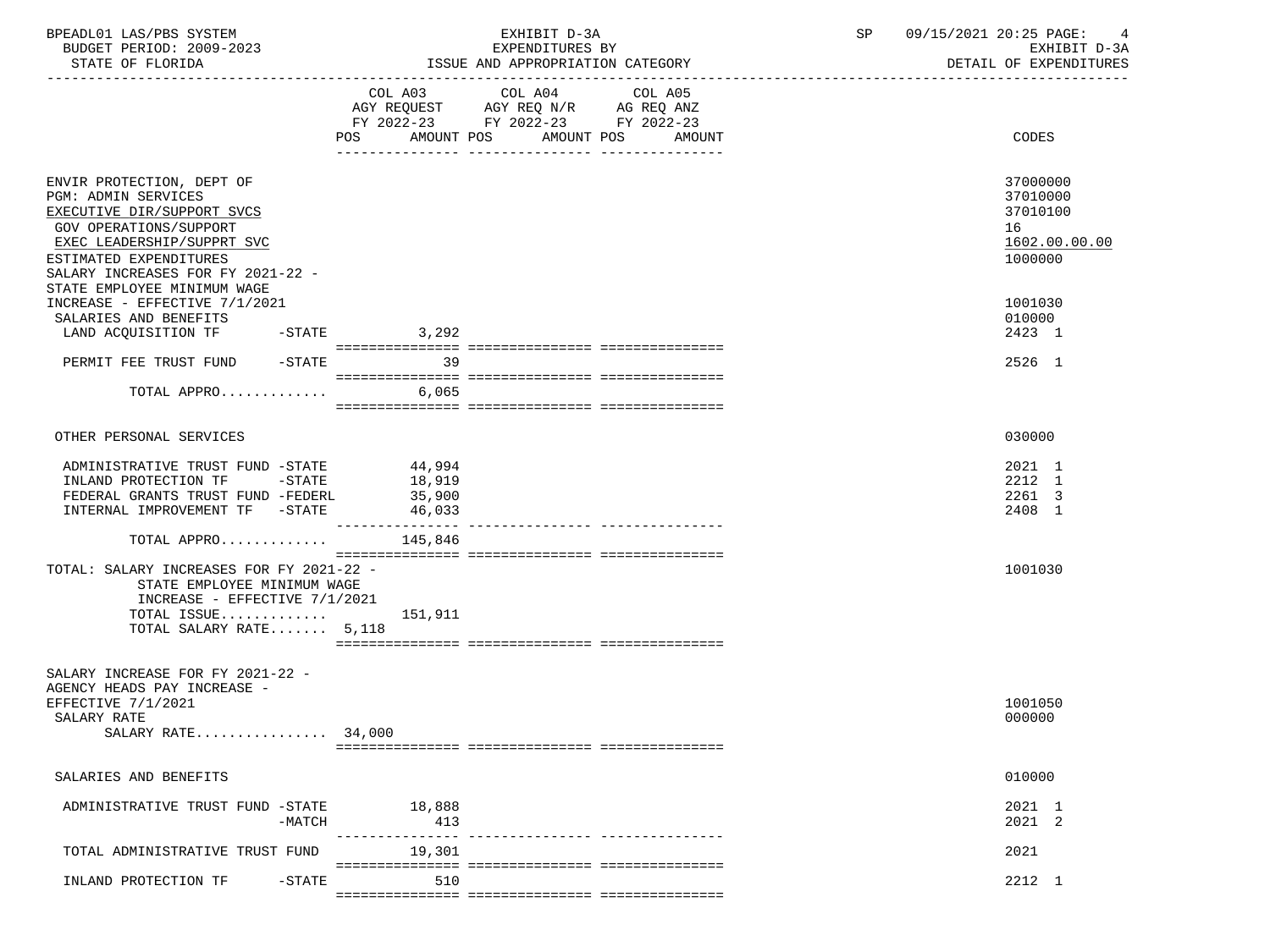| | COL A03 AGY REQUEST FY 2022-23 POS AMOUNT | COL A04 AGY REQ N/R FY 2022-23 POS AMOUNT | COL A05 AG REQ ANZ FY 2022-23 POS AMOUNT | CODES |
|---|---|---|---|---|
| ENVIR PROTECTION, DEPT OF | | | | 37000000 |
| PGM: ADMIN SERVICES | | | | 37010000 |
| EXECUTIVE DIR/SUPPORT SVCS | | | | 37010100 |
| GOV OPERATIONS/SUPPORT | | | | 16 |
| EXEC LEADERSHIP/SUPPRT SVC | | | | 1602.00.00.00 |
| ESTIMATED EXPENDITURES | | | | 1000000 |
| SALARY INCREASES FOR FY 2021-22 - STATE EMPLOYEE MINIMUM WAGE INCREASE - EFFECTIVE 7/1/2021 | | | | 1001030 |
| SALARIES AND BENEFITS | | | | 010000 |
| LAND ACQUISITION TF -STATE | 3,292 | | | 2423 1 |
| PERMIT FEE TRUST FUND -STATE | 39 | | | 2526 1 |
| TOTAL APPRO............ | 6,065 | | | |
| OTHER PERSONAL SERVICES | | | | 030000 |
| ADMINISTRATIVE TRUST FUND -STATE | 44,994 | | | 2021 1 |
| INLAND PROTECTION TF -STATE | 18,919 | | | 2212 1 |
| FEDERAL GRANTS TRUST FUND -FEDERL | 35,900 | | | 2261 3 |
| INTERNAL IMPROVEMENT TF -STATE | 46,033 | | | 2408 1 |
| TOTAL APPRO............ | 145,846 | | | |
| TOTAL: SALARY INCREASES FOR FY 2021-22 - STATE EMPLOYEE MINIMUM WAGE INCREASE - EFFECTIVE 7/1/2021 | | | | 1001030 |
| TOTAL ISSUE............ | 151,911 | | | |
| TOTAL SALARY RATE....... 5,118 | | | | |
| SALARY INCREASE FOR FY 2021-22 - AGENCY HEADS PAY INCREASE - EFFECTIVE 7/1/2021 | | | | 1001050 |
| SALARY RATE | | | | 000000 |
| SALARY RATE................ 34,000 | | | | |
| SALARIES AND BENEFITS | | | | 010000 |
| ADMINISTRATIVE TRUST FUND -STATE | 18,888 | | | 2021 1 |
| -MATCH | 413 | | | 2021 2 |
| TOTAL ADMINISTRATIVE TRUST FUND | 19,301 | | | 2021 |
| INLAND PROTECTION TF -STATE | 510 | | | 2212 1 |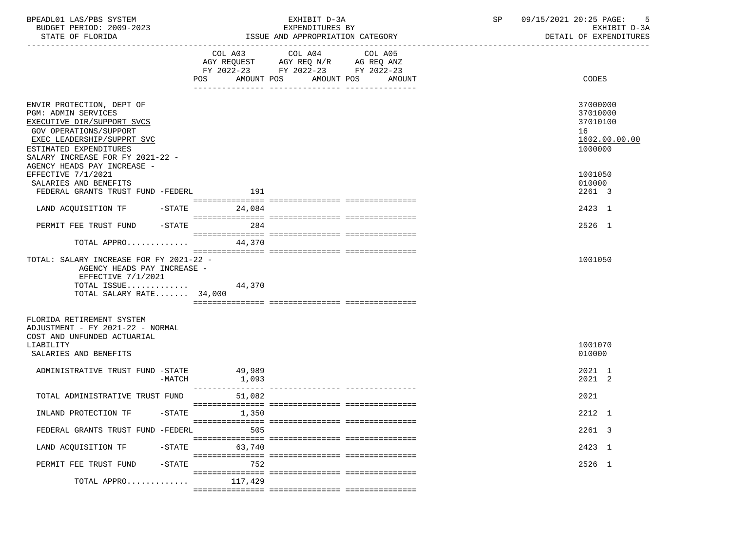| | COL A03 AGY REQUEST FY 2022-23 POS | AMOUNT | COL A04 AGY REQ N/R FY 2022-23 POS | AMOUNT | COL A05 AG REQ ANZ FY 2022-23 POS | AMOUNT | CODES |
|---|---|---|---|---|---|---|---|
| ENVIR PROTECTION, DEPT OF | | | | | | | 37000000 |
| PGM: ADMIN SERVICES | | | | | | | 37010000 |
| EXECUTIVE DIR/SUPPORT SVCS | | | | | | | 37010100 |
| GOV OPERATIONS/SUPPORT | | | | | | | 16 |
| EXEC LEADERSHIP/SUPPRT SVC | | | | | | | 1602.00.00.00 |
| ESTIMATED EXPENDITURES | | | | | | | 1000000 |
| SALARY INCREASE FOR FY 2021-22 - AGENCY HEADS PAY INCREASE - EFFECTIVE 7/1/2021 | | | | | | | 1001050 |
| SALARIES AND BENEFITS | | | | | | | 010000 |
| FEDERAL GRANTS TRUST FUND -FEDERL | | 191 | | | | | 2261 3 |
| LAND ACQUISITION TF -STATE | | 24,084 | | | | | 2423 1 |
| PERMIT FEE TRUST FUND -STATE | | 284 | | | | | 2526 1 |
| TOTAL APPRO............. | | 44,370 | | | | | |
| TOTAL: SALARY INCREASE FOR FY 2021-22 - AGENCY HEADS PAY INCREASE - EFFECTIVE 7/1/2021 | | | | | | | 1001050 |
| TOTAL ISSUE............. | | 44,370 | | | | | |
| TOTAL SALARY RATE....... | 34,000 | | | | | | |
| FLORIDA RETIREMENT SYSTEM ADJUSTMENT - FY 2021-22 - NORMAL COST AND UNFUNDED ACTUARIAL LIABILITY | | | | | | | 1001070 |
| SALARIES AND BENEFITS | | | | | | | 010000 |
| ADMINISTRATIVE TRUST FUND -STATE | | 49,989 | | | | | 2021 1 |
| -MATCH | | 1,093 | | | | | 2021 2 |
| TOTAL ADMINISTRATIVE TRUST FUND | | 51,082 | | | | | 2021 |
| INLAND PROTECTION TF -STATE | | 1,350 | | | | | 2212 1 |
| FEDERAL GRANTS TRUST FUND -FEDERL | | 505 | | | | | 2261 3 |
| LAND ACQUISITION TF -STATE | | 63,740 | | | | | 2423 1 |
| PERMIT FEE TRUST FUND -STATE | | 752 | | | | | 2526 1 |
| TOTAL APPRO............. | | 117,429 | | | | | |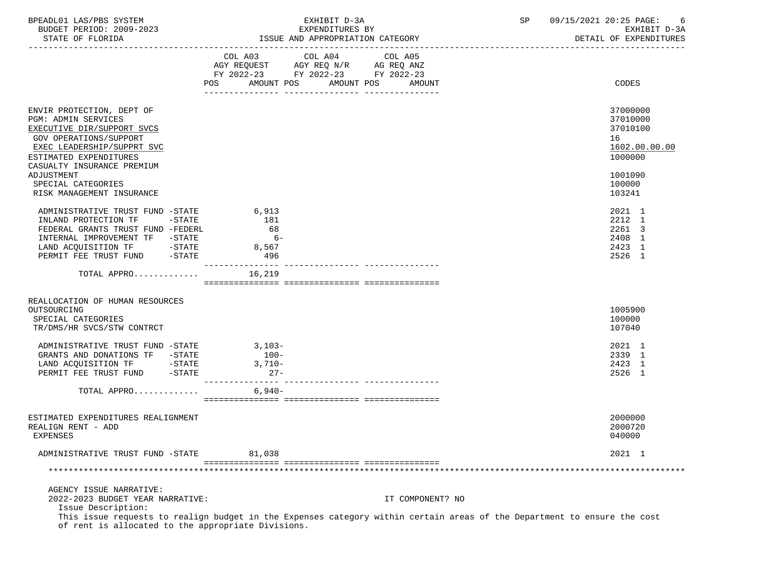BPEADL01 LAS/PBS SYSTEM | EXHIBIT D-3A | SP 09/15/2021 20:25

BUDGET PERIOD: 2009-2023 | EXPENDITURES BY | EXHIBIT D-3A

STATE OF FLORIDA | ISSUE AND APPROPRIATION CATEGORY | DETAIL OF EXPENDITURES

| | COL A03 AGY REQUEST FY 2022-23 POS AMOUNT | COL A04 AGY REQ N/R FY 2022-23 POS AMOUNT | COL A05 AG REQ ANZ FY 2022-23 POS AMOUNT | CODES |
|---|---|---|---|---|
| ENVIR PROTECTION, DEPT OF | | | | 37000000 |
| PGM: ADMIN SERVICES | | | | 37010000 |
| EXECUTIVE DIR/SUPPORT SVCS | | | | 37010100 |
| GOV OPERATIONS/SUPPORT | | | | 16 |
| EXEC LEADERSHIP/SUPPRT SVC | | | | 1602.00.00.00 |
| ESTIMATED EXPENDITURES | | | | 1000000 |
| CASUALTY INSURANCE PREMIUM ADJUSTMENT | | | | 1001090 |
| SPECIAL CATEGORIES | | | | 100000 |
| RISK MANAGEMENT INSURANCE | | | | 103241 |
| ADMINISTRATIVE TRUST FUND -STATE | 6,913 | | | 2021 1 |
| INLAND PROTECTION TF -STATE | 181 | | | 2212 1 |
| FEDERAL GRANTS TRUST FUND -FEDERL | 68 | | | 2261 3 |
| INTERNAL IMPROVEMENT TF -STATE | 6- | | | 2408 1 |
| LAND ACQUISITION TF -STATE | 8,567 | | | 2423 1 |
| PERMIT FEE TRUST FUND -STATE | 496 | | | 2526 1 |
| TOTAL APPRO............. | 16,219 | | | |
| REALLOCATION OF HUMAN RESOURCES OUTSOURCING | | | | 1005900 |
| SPECIAL CATEGORIES | | | | 100000 |
| TR/DMS/HR SVCS/STW CONTRCT | | | | 107040 |
| ADMINISTRATIVE TRUST FUND -STATE | 3,103- | | | 2021 1 |
| GRANTS AND DONATIONS TF -STATE | 100- | | | 2339 1 |
| LAND ACQUISITION TF -STATE | 3,710- | | | 2423 1 |
| PERMIT FEE TRUST FUND -STATE | 27- | | | 2526 1 |
| TOTAL APPRO............. | 6,940- | | | |
| ESTIMATED EXPENDITURES REALIGNMENT | | | | 2000000 |
| REALIGN RENT - ADD | | | | 2000720 |
| EXPENSES | | | | 040000 |
| ADMINISTRATIVE TRUST FUND -STATE | 81,038 | | | 2021 1 |

AGENCY ISSUE NARRATIVE:

2022-2023 BUDGET YEAR NARRATIVE: IT COMPONENT? NO

Issue Description:

This issue requests to realign budget in the Expenses category within certain areas of the Department to ensure the cost of rent is allocated to the appropriate Divisions.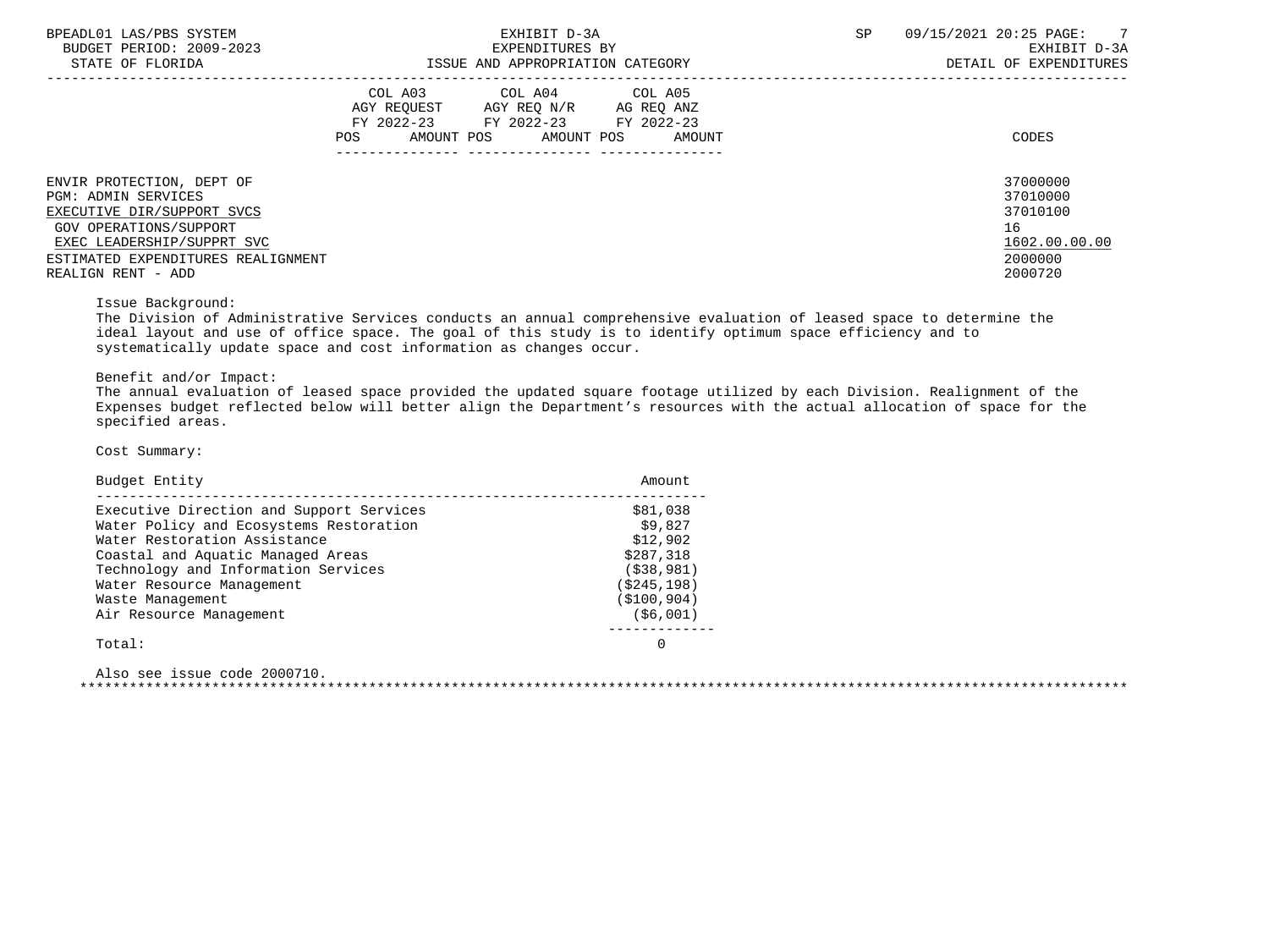| | COL A03 AGY REQUEST FY 2022-23 | | COL A04 AGY REQ N/R FY 2022-23 | | COL A05 AG REQ ANZ FY 2022-23 | | |
|---|---|---|---|---|---|---|---|
| | POS | AMOUNT | POS | AMOUNT | POS | AMOUNT | CODES |
| ENVIR PROTECTION, DEPT OF | | | | | | | 37000000 |
| PGM: ADMIN SERVICES | | | | | | | 37010000 |
| EXECUTIVE DIR/SUPPORT SVCS | | | | | | | 37010100 |
| GOV OPERATIONS/SUPPORT | | | | | | | 16 |
| EXEC LEADERSHIP/SUPPRT SVC | | | | | | | 1602.00.00.00 |
| ESTIMATED EXPENDITURES REALIGNMENT | | | | | | | 2000000 |
| REALIGN RENT - ADD | | | | | | | 2000720 |

Issue Background:
The Division of Administrative Services conducts an annual comprehensive evaluation of leased space to determine the ideal layout and use of office space. The goal of this study is to identify optimum space efficiency and to systematically update space and cost information as changes occur.

Benefit and/or Impact:
The annual evaluation of leased space provided the updated square footage utilized by each Division. Realignment of the Expenses budget reflected below will better align the Department's resources with the actual allocation of space for the specified areas.

Cost Summary:

| Budget Entity | Amount |
|---|---|
| Executive Direction and Support Services | $81,038 |
| Water Policy and Ecosystems Restoration | $9,827 |
| Water Restoration Assistance | $12,902 |
| Coastal and Aquatic Managed Areas | $287,318 |
| Technology and Information Services | ($38,981) |
| Water Resource Management | ($245,198) |
| Waste Management | ($100,904) |
| Air Resource Management | ($6,001) |
| Total: | 0 |

Also see issue code 2000710.

*****************************************************************************************************************************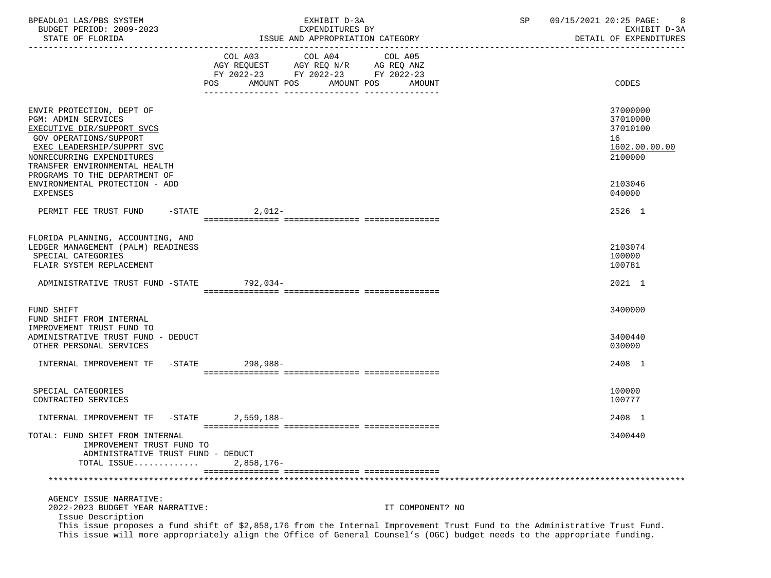| | COL A03 AGY REQUEST FY 2022-23 POS AMOUNT | COL A04 AGY REQ N/R FY 2022-23 POS AMOUNT | COL A05 AG REQ ANZ FY 2022-23 POS AMOUNT | CODES |
|---|---|---|---|---|
| ENVIR PROTECTION, DEPT OF | | | | 37000000 |
| PGM: ADMIN SERVICES | | | | 37010000 |
| EXECUTIVE DIR/SUPPORT SVCS | | | | 37010100 |
| GOV OPERATIONS/SUPPORT | | | | 16 |
| EXEC LEADERSHIP/SUPPRT SVC | | | | 1602.00.00.00 |
| NONRECURRING EXPENDITURES | | | | 2100000 |
| TRANSFER ENVIRONMENTAL HEALTH PROGRAMS TO THE DEPARTMENT OF ENVIRONMENTAL PROTECTION - ADD | | | | 2103046 |
| EXPENSES | | | | 040000 |
| PERMIT FEE TRUST FUND -STATE | 2,012- | | | 2526 1 |
| FLORIDA PLANNING, ACCOUNTING, AND LEDGER MANAGEMENT (PALM) READINESS | | | | 2103074 |
| SPECIAL CATEGORIES | | | | 100000 |
| FLAIR SYSTEM REPLACEMENT | | | | 100781 |
| ADMINISTRATIVE TRUST FUND -STATE | 792,034- | | | 2021 1 |
| FUND SHIFT | | | | 3400000 |
| FUND SHIFT FROM INTERNAL IMPROVEMENT TRUST FUND TO ADMINISTRATIVE TRUST FUND - DEDUCT | | | | 3400440 |
| OTHER PERSONAL SERVICES | | | | 030000 |
| INTERNAL IMPROVEMENT TF -STATE | 298,988- | | | 2408 1 |
| SPECIAL CATEGORIES | | | | 100000 |
| CONTRACTED SERVICES | | | | 100777 |
| INTERNAL IMPROVEMENT TF -STATE | 2,559,188- | | | 2408 1 |
| TOTAL: FUND SHIFT FROM INTERNAL IMPROVEMENT TRUST FUND TO ADMINISTRATIVE TRUST FUND - DEDUCT | | | | 3400440 |
| TOTAL ISSUE............. | 2,858,176- | | | |

AGENCY ISSUE NARRATIVE:

2022-2023 BUDGET YEAR NARRATIVE: IT COMPONENT? NO

Issue Description

This issue proposes a fund shift of $2,858,176 from the Internal Improvement Trust Fund to the Administrative Trust Fund. This issue will more appropriately align the Office of General Counsel's (OGC) budget needs to the appropriate funding.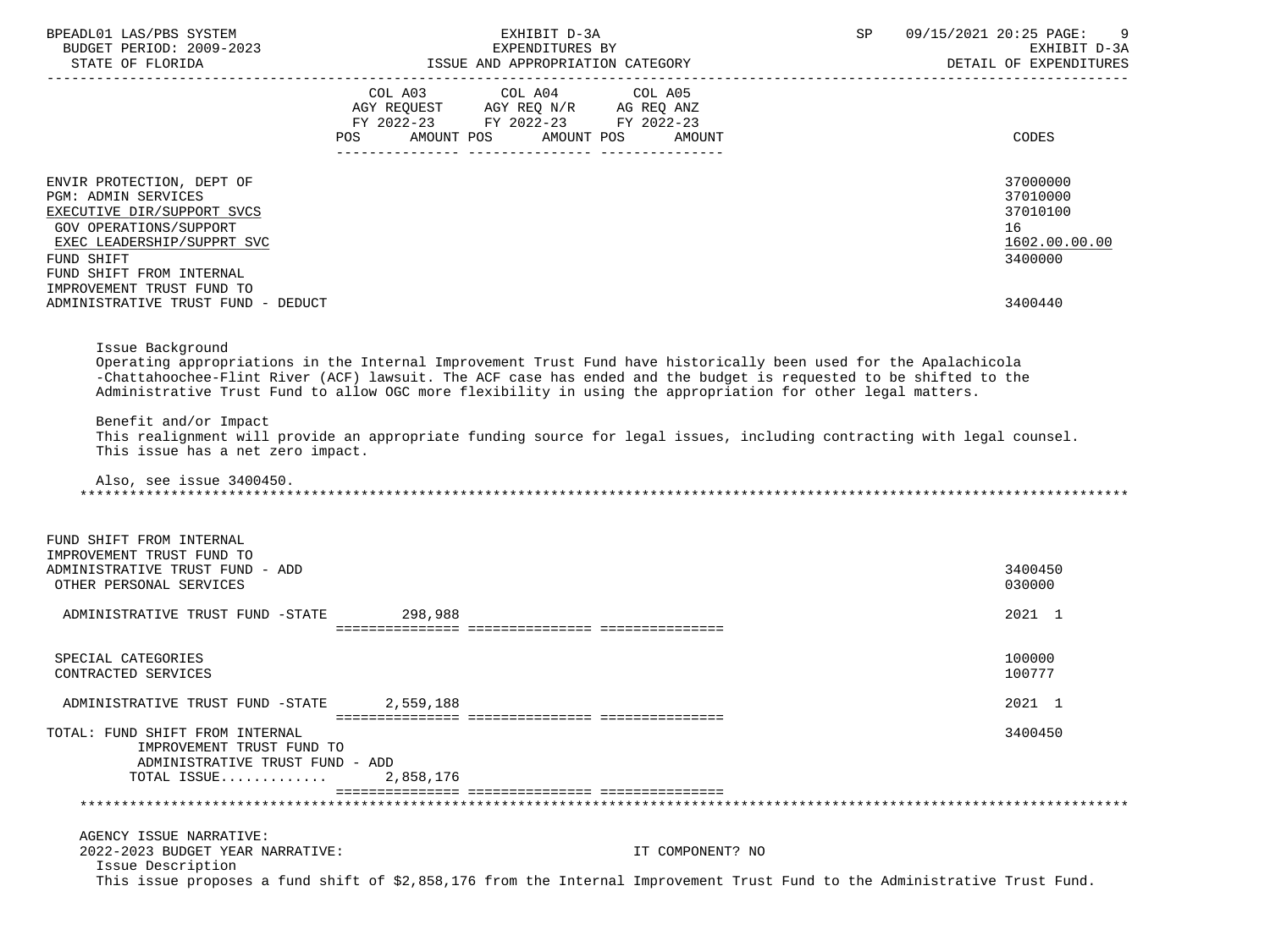EXHIBIT D-3A
EXPENDITURES BY
ISSUE AND APPROPRIATION CATEGORY

DETAIL OF EXPENDITURES

| | COL A03 AGY REQUEST FY 2022-23 POS AMOUNT | COL A04 AGY REQ N/R FY 2022-23 POS AMOUNT | COL A05 AG REQ ANZ FY 2022-23 POS AMOUNT | CODES |
|---|---|---|---|---|
| ENVIR PROTECTION, DEPT OF | | | | 37000000 |
| PGM: ADMIN SERVICES | | | | 37010000 |
| EXECUTIVE DIR/SUPPORT SVCS | | | | 37010100 |
| GOV OPERATIONS/SUPPORT | | | | 16 |
| EXEC LEADERSHIP/SUPPRT SVC | | | | 1602.00.00.00 |
| FUND SHIFT | | | | 3400000 |
| FUND SHIFT FROM INTERNAL IMPROVEMENT TRUST FUND TO ADMINISTRATIVE TRUST FUND - DEDUCT | | | | 3400440 |

Issue Background
Operating appropriations in the Internal Improvement Trust Fund have historically been used for the Apalachicola -Chattahoochee-Flint River (ACF) lawsuit. The ACF case has ended and the budget is requested to be shifted to the Administrative Trust Fund to allow OGC more flexibility in using the appropriation for other legal matters.

Benefit and/or Impact
This realignment will provide an appropriate funding source for legal issues, including contracting with legal counsel. This issue has a net zero impact.

Also, see issue 3400450.

| | COL A03 | COL A04 | COL A05 | CODES |
|---|---|---|---|---|
| FUND SHIFT FROM INTERNAL IMPROVEMENT TRUST FUND TO ADMINISTRATIVE TRUST FUND - ADD | | | | 3400450 |
| OTHER PERSONAL SERVICES | | | | 030000 |
| ADMINISTRATIVE TRUST FUND -STATE | 298,988 | | | 2021 1 |
| SPECIAL CATEGORIES | | | | 100000 |
| CONTRACTED SERVICES | | | | 100777 |
| ADMINISTRATIVE TRUST FUND -STATE | 2,559,188 | | | 2021 1 |
| TOTAL: FUND SHIFT FROM INTERNAL IMPROVEMENT TRUST FUND TO ADMINISTRATIVE TRUST FUND - ADD | | | | 3400450 |
| TOTAL ISSUE............ | 2,858,176 | | | |

AGENCY ISSUE NARRATIVE:
2022-2023 BUDGET YEAR NARRATIVE: IT COMPONENT? NO

Issue Description
This issue proposes a fund shift of $2,858,176 from the Internal Improvement Trust Fund to the Administrative Trust Fund.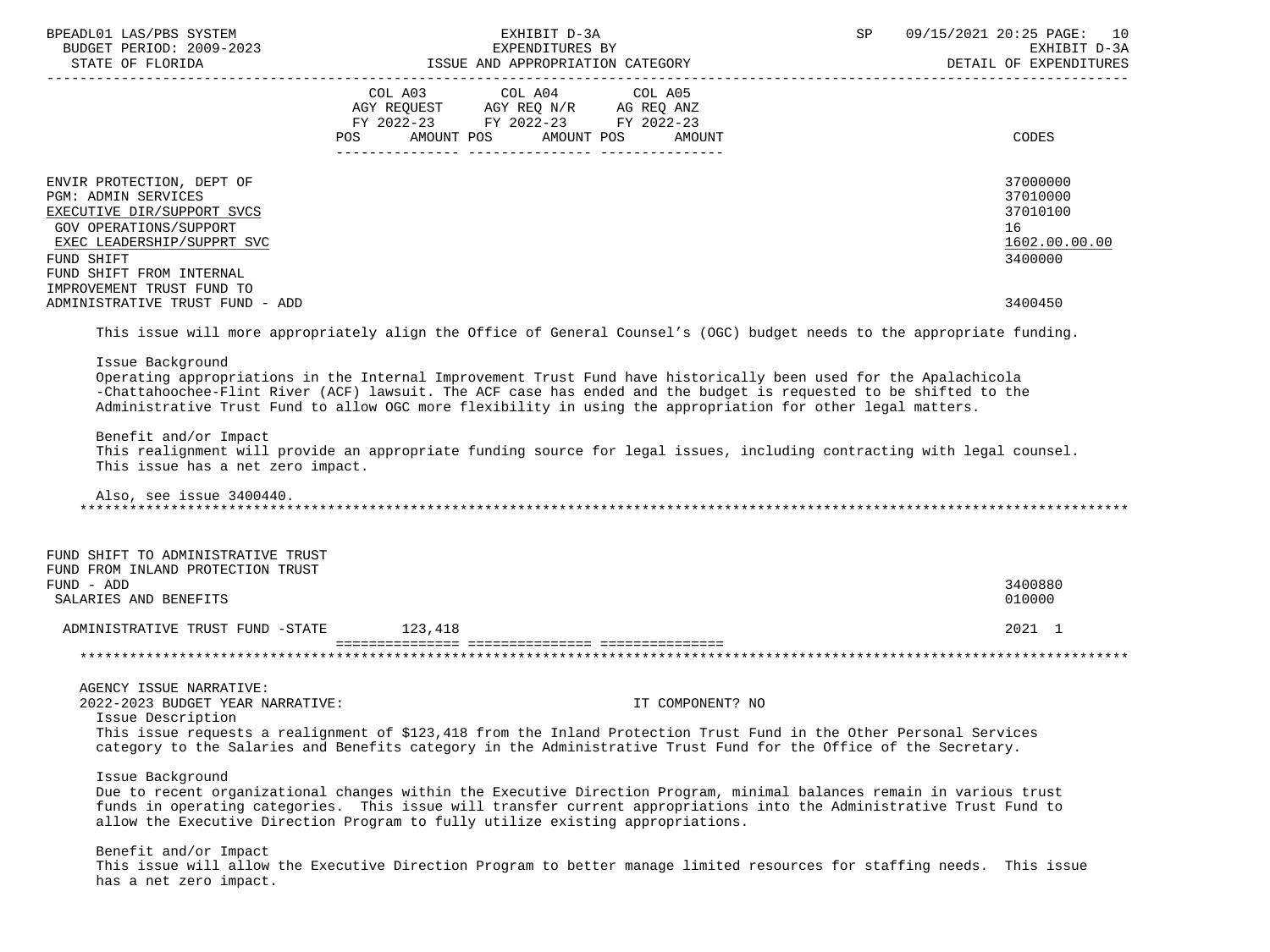| | COL A03 AGY REQUEST FY 2022-23 POS AMOUNT | COL A04 AGY REQ N/R FY 2022-23 POS AMOUNT | COL A05 AG REQ ANZ FY 2022-23 POS AMOUNT | CODES |
|---|---|---|---|---|
| ENVIR PROTECTION, DEPT OF | | | | 37000000 |
| PGM: ADMIN SERVICES | | | | 37010000 |
| EXECUTIVE DIR/SUPPORT SVCS | | | | 37010100 |
| GOV OPERATIONS/SUPPORT | | | | 16 |
| EXEC LEADERSHIP/SUPPRT SVC | | | | 1602.00.00.00 |
| FUND SHIFT | | | | 3400000 |
| FUND SHIFT FROM INTERNAL IMPROVEMENT TRUST FUND TO ADMINISTRATIVE TRUST FUND - ADD | | | | 3400450 |

This issue will more appropriately align the Office of General Counsel's (OGC) budget needs to the appropriate funding.

Issue Background
Operating appropriations in the Internal Improvement Trust Fund have historically been used for the Apalachicola -Chattahoochee-Flint River (ACF) lawsuit. The ACF case has ended and the budget is requested to be shifted to the Administrative Trust Fund to allow OGC more flexibility in using the appropriation for other legal matters.

Benefit and/or Impact
This realignment will provide an appropriate funding source for legal issues, including contracting with legal counsel. This issue has a net zero impact.

Also, see issue 3400440.

| | COL A03 | COL A04 | COL A05 | CODES |
|---|---|---|---|---|
| FUND SHIFT TO ADMINISTRATIVE TRUST FUND FROM INLAND PROTECTION TRUST FUND - ADD | | | | 3400880 |
| SALARIES AND BENEFITS | | | | 010000 |
| ADMINISTRATIVE TRUST FUND -STATE | 123,418 | | | 2021 1 |

AGENCY ISSUE NARRATIVE:
2022-2023 BUDGET YEAR NARRATIVE: IT COMPONENT? NO

Issue Description
This issue requests a realignment of $123,418 from the Inland Protection Trust Fund in the Other Personal Services category to the Salaries and Benefits category in the Administrative Trust Fund for the Office of the Secretary.

Issue Background
Due to recent organizational changes within the Executive Direction Program, minimal balances remain in various trust funds in operating categories. This issue will transfer current appropriations into the Administrative Trust Fund to allow the Executive Direction Program to fully utilize existing appropriations.

Benefit and/or Impact
This issue will allow the Executive Direction Program to better manage limited resources for staffing needs. This issue has a net zero impact.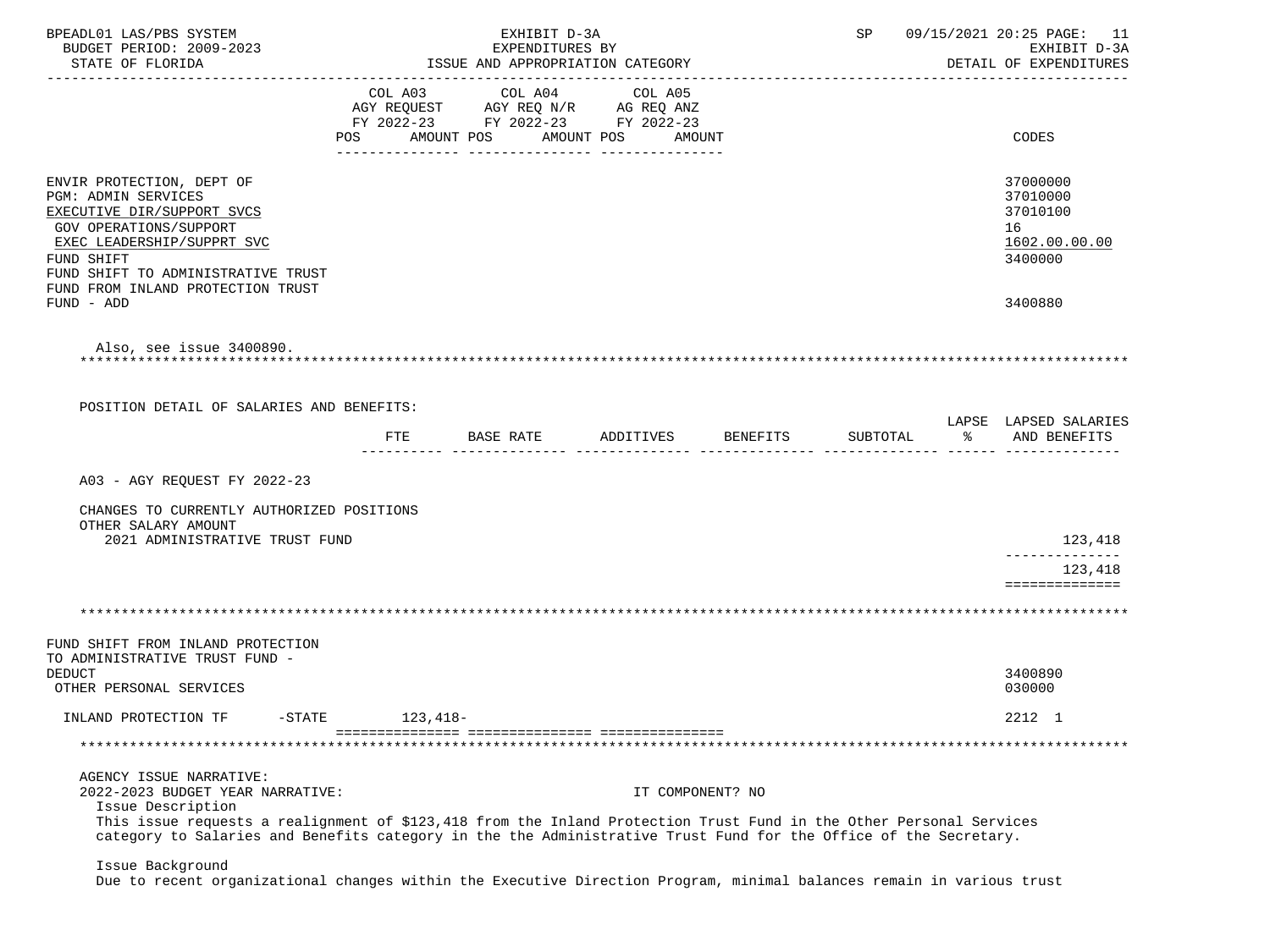| | COL A03 AGY REQUEST FY 2022-23 POS AMOUNT | COL A04 AGY REQ N/R FY 2022-23 POS AMOUNT | COL A05 AG REQ ANZ FY 2022-23 POS AMOUNT | CODES |
|---|---|---|---|---|
| ENVIR PROTECTION, DEPT OF | | | | 37000000 |
| PGM: ADMIN SERVICES | | | | 37010000 |
| EXECUTIVE DIR/SUPPORT SVCS | | | | 37010100 |
| GOV OPERATIONS/SUPPORT | | | | 16 |
| EXEC LEADERSHIP/SUPPRT SVC | | | | 1602.00.00.00 |
| FUND SHIFT | | | | 3400000 |
| FUND SHIFT TO ADMINISTRATIVE TRUST FUND FROM INLAND PROTECTION TRUST FUND - ADD | | | | 3400880 |

Also, see issue 3400890.

POSITION DETAIL OF SALARIES AND BENEFITS:

| | FTE | BASE RATE | ADDITIVES | BENEFITS | SUBTOTAL | LAPSE % | LAPSED SALARIES AND BENEFITS |
|---|---|---|---|---|---|---|---|
| A03 - AGY REQUEST FY 2022-23 | | | | | | | |
| CHANGES TO CURRENTLY AUTHORIZED POSITIONS | | | | | | | |
| OTHER SALARY AMOUNT | | | | | | | |
| 2021 ADMINISTRATIVE TRUST FUND | | | | | | | 123,418 |
| | | | | | | | 123,418 |

| | COL A03 | COL A04 | COL A05 | CODES |
|---|---|---|---|---|
| FUND SHIFT FROM INLAND PROTECTION TO ADMINISTRATIVE TRUST FUND - DEDUCT | | | | 3400890 |
| OTHER PERSONAL SERVICES | | | | 030000 |
| INLAND PROTECTION TF -STATE | 123,418- | | | 2212 1 |

AGENCY ISSUE NARRATIVE:

2022-2023 BUDGET YEAR NARRATIVE: IT COMPONENT? NO

Issue Description

This issue requests a realignment of $123,418 from the Inland Protection Trust Fund in the Other Personal Services category to Salaries and Benefits category in the the Administrative Trust Fund for the Office of the Secretary.

Issue Background

Due to recent organizational changes within the Executive Direction Program, minimal balances remain in various trust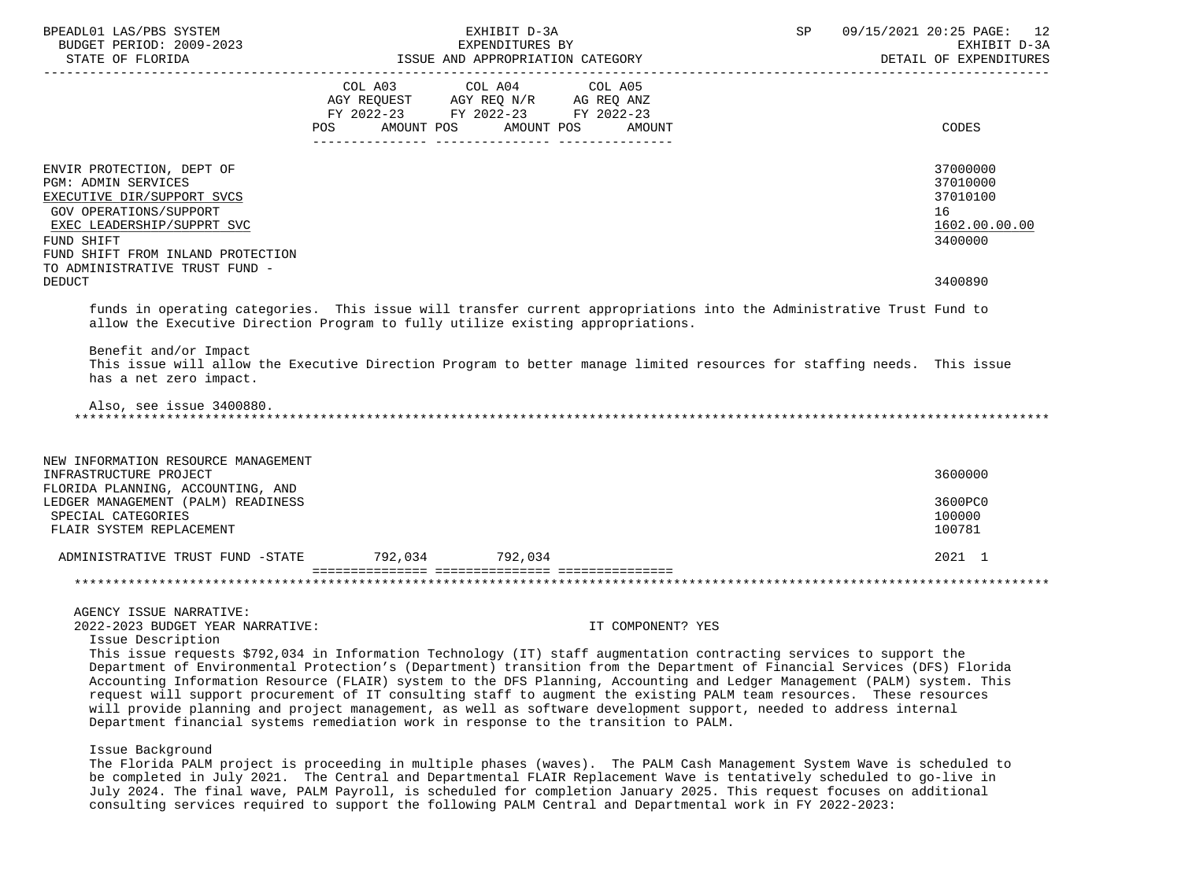| | COL A03 AGY REQUEST FY 2022-23 POS AMOUNT | COL A04 AGY REQ N/R FY 2022-23 POS AMOUNT | COL A05 AG REQ ANZ FY 2022-23 POS AMOUNT | CODES |
|---|---|---|---|---|
| ENVIR PROTECTION, DEPT OF | | | | 37000000 |
| PGM: ADMIN SERVICES | | | | 37010000 |
| EXECUTIVE DIR/SUPPORT SVCS | | | | 37010100 |
| GOV OPERATIONS/SUPPORT | | | | 16 |
| EXEC LEADERSHIP/SUPPRT SVC | | | | 1602.00.00.00 |
| FUND SHIFT | | | | 3400000 |
| FUND SHIFT FROM INLAND PROTECTION TO ADMINISTRATIVE TRUST FUND - DEDUCT | | | | 3400890 |

funds in operating categories. This issue will transfer current appropriations into the Administrative Trust Fund to allow the Executive Direction Program to fully utilize existing appropriations.

Benefit and/or Impact
This issue will allow the Executive Direction Program to better manage limited resources for staffing needs. This issue has a net zero impact.

Also, see issue 3400880.

| | COL A03 | COL A04 | COL A05 | CODES |
|---|---|---|---|---|
| NEW INFORMATION RESOURCE MANAGEMENT INFRASTRUCTURE PROJECT | | | | 3600000 |
| FLORIDA PLANNING, ACCOUNTING, AND LEDGER MANAGEMENT (PALM) READINESS | | | | 3600PC0 |
| SPECIAL CATEGORIES | | | | 100000 |
| FLAIR SYSTEM REPLACEMENT | | | | 100781 |
| ADMINISTRATIVE TRUST FUND -STATE | 792,034 | 792,034 | | 2021 1 |

AGENCY ISSUE NARRATIVE:
2022-2023 BUDGET YEAR NARRATIVE: IT COMPONENT? YES

Issue Description
This issue requests $792,034 in Information Technology (IT) staff augmentation contracting services to support the Department of Environmental Protection's (Department) transition from the Department of Financial Services (DFS) Florida Accounting Information Resource (FLAIR) system to the DFS Planning, Accounting and Ledger Management (PALM) system. This request will support procurement of IT consulting staff to augment the existing PALM team resources. These resources will provide planning and project management, as well as software development support, needed to address internal Department financial systems remediation work in response to the transition to PALM.

Issue Background
The Florida PALM project is proceeding in multiple phases (waves). The PALM Cash Management System Wave is scheduled to be completed in July 2021. The Central and Departmental FLAIR Replacement Wave is tentatively scheduled to go-live in July 2024. The final wave, PALM Payroll, is scheduled for completion January 2025. This request focuses on additional consulting services required to support the following PALM Central and Departmental work in FY 2022-2023: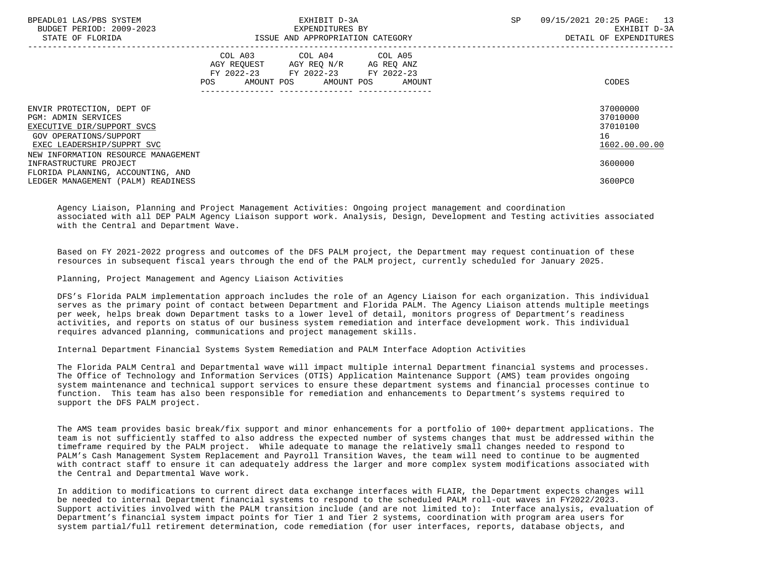| | COL A03 AGY REQUEST FY 2022-23 POS AMOUNT | COL A04 AGY REQ N/R FY 2022-23 POS AMOUNT | COL A05 AG REQ ANZ FY 2022-23 POS AMOUNT | CODES |
|---|---|---|---|---|
| ENVIR PROTECTION, DEPT OF | | | | 37000000 |
| PGM: ADMIN SERVICES | | | | 37010000 |
| EXECUTIVE DIR/SUPPORT SVCS | | | | 37010100 |
| GOV OPERATIONS/SUPPORT | | | | 16 |
| EXEC LEADERSHIP/SUPPRT SVC | | | | 1602.00.00.00 |
| NEW INFORMATION RESOURCE MANAGEMENT INFRASTRUCTURE PROJECT | | | | 3600000 |
| FLORIDA PLANNING, ACCOUNTING, AND LEDGER MANAGEMENT (PALM) READINESS | | | | 3600PC0 |

Agency Liaison, Planning and Project Management Activities: Ongoing project management and coordination associated with all DEP PALM Agency Liaison support work. Analysis, Design, Development and Testing activities associated with the Central and Department Wave.

Based on FY 2021-2022 progress and outcomes of the DFS PALM project, the Department may request continuation of these resources in subsequent fiscal years through the end of the PALM project, currently scheduled for January 2025.

Planning, Project Management and Agency Liaison Activities

DFS's Florida PALM implementation approach includes the role of an Agency Liaison for each organization. This individual serves as the primary point of contact between Department and Florida PALM. The Agency Liaison attends multiple meetings per week, helps break down Department tasks to a lower level of detail, monitors progress of Department's readiness activities, and reports on status of our business system remediation and interface development work. This individual requires advanced planning, communications and project management skills.

Internal Department Financial Systems System Remediation and PALM Interface Adoption Activities

The Florida PALM Central and Departmental wave will impact multiple internal Department financial systems and processes. The Office of Technology and Information Services (OTIS) Application Maintenance Support (AMS) team provides ongoing system maintenance and technical support services to ensure these department systems and financial processes continue to function. This team has also been responsible for remediation and enhancements to Department's systems required to support the DFS PALM project.

The AMS team provides basic break/fix support and minor enhancements for a portfolio of 100+ department applications. The team is not sufficiently staffed to also address the expected number of systems changes that must be addressed within the timeframe required by the PALM project. While adequate to manage the relatively small changes needed to respond to PALM's Cash Management System Replacement and Payroll Transition Waves, the team will need to continue to be augmented with contract staff to ensure it can adequately address the larger and more complex system modifications associated with the Central and Departmental Wave work.

In addition to modifications to current direct data exchange interfaces with FLAIR, the Department expects changes will be needed to internal Department financial systems to respond to the scheduled PALM roll-out waves in FY2022/2023. Support activities involved with the PALM transition include (and are not limited to): Interface analysis, evaluation of Department's financial system impact points for Tier 1 and Tier 2 systems, coordination with program area users for system partial/full retirement determination, code remediation (for user interfaces, reports, database objects, and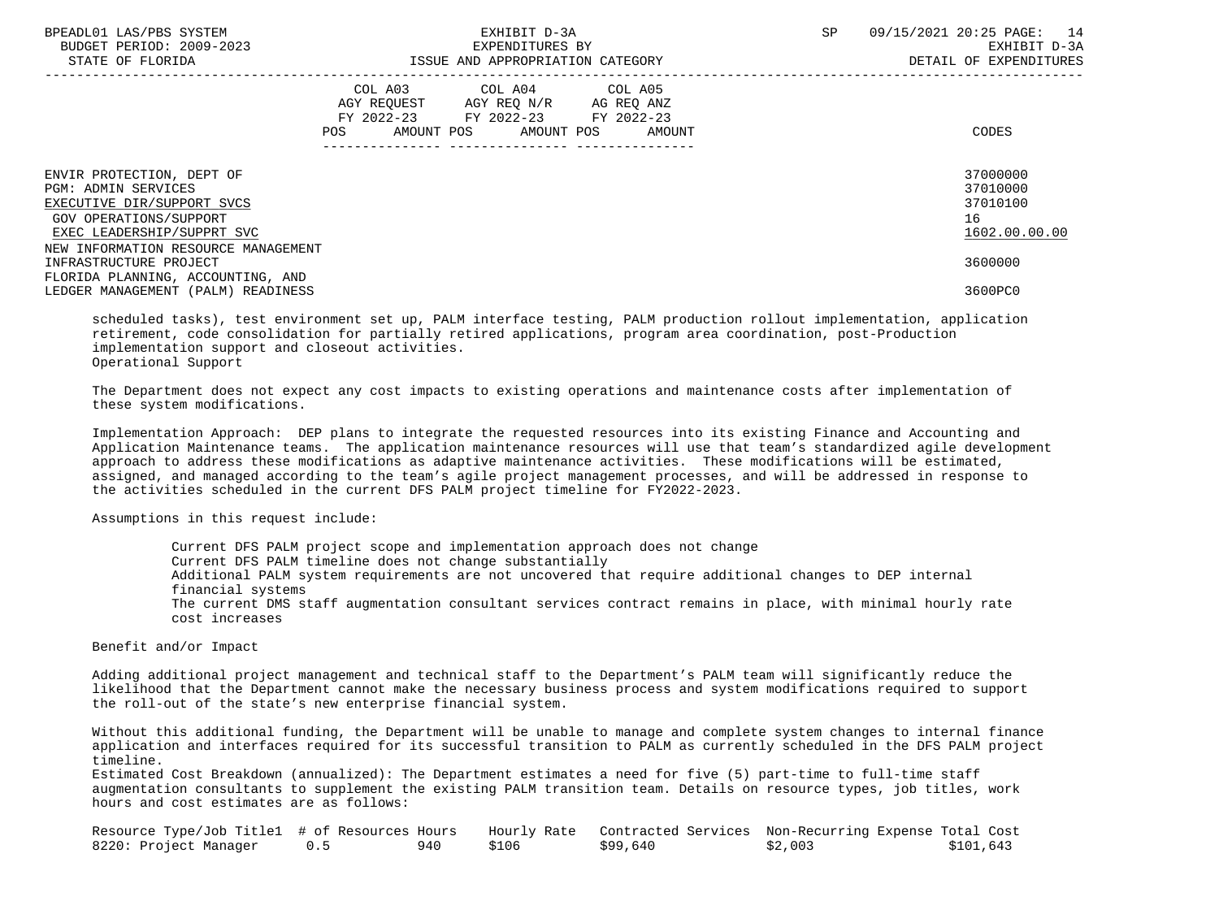| | COL A03 AGY REQUEST FY 2022-23 POS AMOUNT | COL A04 AGY REQ N/R FY 2022-23 POS AMOUNT | COL A05 AG REQ ANZ FY 2022-23 POS AMOUNT | CODES |
|---|---|---|---|---|
| ENVIR PROTECTION, DEPT OF | | | | 37000000 |
| PGM: ADMIN SERVICES | | | | 37010000 |
| EXECUTIVE DIR/SUPPORT SVCS | | | | 37010100 |
| GOV OPERATIONS/SUPPORT | | | | 16 |
| EXEC LEADERSHIP/SUPPRT SVC | | | | 1602.00.00.00 |
| NEW INFORMATION RESOURCE MANAGEMENT INFRASTRUCTURE PROJECT | | | | 3600000 |
| FLORIDA PLANNING, ACCOUNTING, AND LEDGER MANAGEMENT (PALM) READINESS | | | | 3600PC0 |

scheduled tasks), test environment set up, PALM interface testing, PALM production rollout implementation, application retirement, code consolidation for partially retired applications, program area coordination, post-Production implementation support and closeout activities.

Operational Support

The Department does not expect any cost impacts to existing operations and maintenance costs after implementation of these system modifications.

Implementation Approach: DEP plans to integrate the requested resources into its existing Finance and Accounting and Application Maintenance teams. The application maintenance resources will use that team's standardized agile development approach to address these modifications as adaptive maintenance activities. These modifications will be estimated, assigned, and managed according to the team's agile project management processes, and will be addressed in response to the activities scheduled in the current DFS PALM project timeline for FY2022-2023.

Assumptions in this request include:

- Current DFS PALM project scope and implementation approach does not change
- Current DFS PALM timeline does not change substantially
- Additional PALM system requirements are not uncovered that require additional changes to DEP internal financial systems
- The current DMS staff augmentation consultant services contract remains in place, with minimal hourly rate cost increases

Benefit and/or Impact

Adding additional project management and technical staff to the Department's PALM team will significantly reduce the likelihood that the Department cannot make the necessary business process and system modifications required to support the roll-out of the state's new enterprise financial system.

Without this additional funding, the Department will be unable to manage and complete system changes to internal finance application and interfaces required for its successful transition to PALM as currently scheduled in the DFS PALM project timeline.

Estimated Cost Breakdown (annualized): The Department estimates a need for five (5) part-time to full-time staff augmentation consultants to supplement the existing PALM transition team. Details on resource types, job titles, work hours and cost estimates are as follows:

| Resource Type/Job Title1 | # of Resources | Hours | Hourly Rate | Contracted Services | Non-Recurring Expense | Total Cost |
|---|---|---|---|---|---|---|
| 8220: Project Manager | 0.5 | 940 | $106 | $99,640 | $2,003 | $101,643 |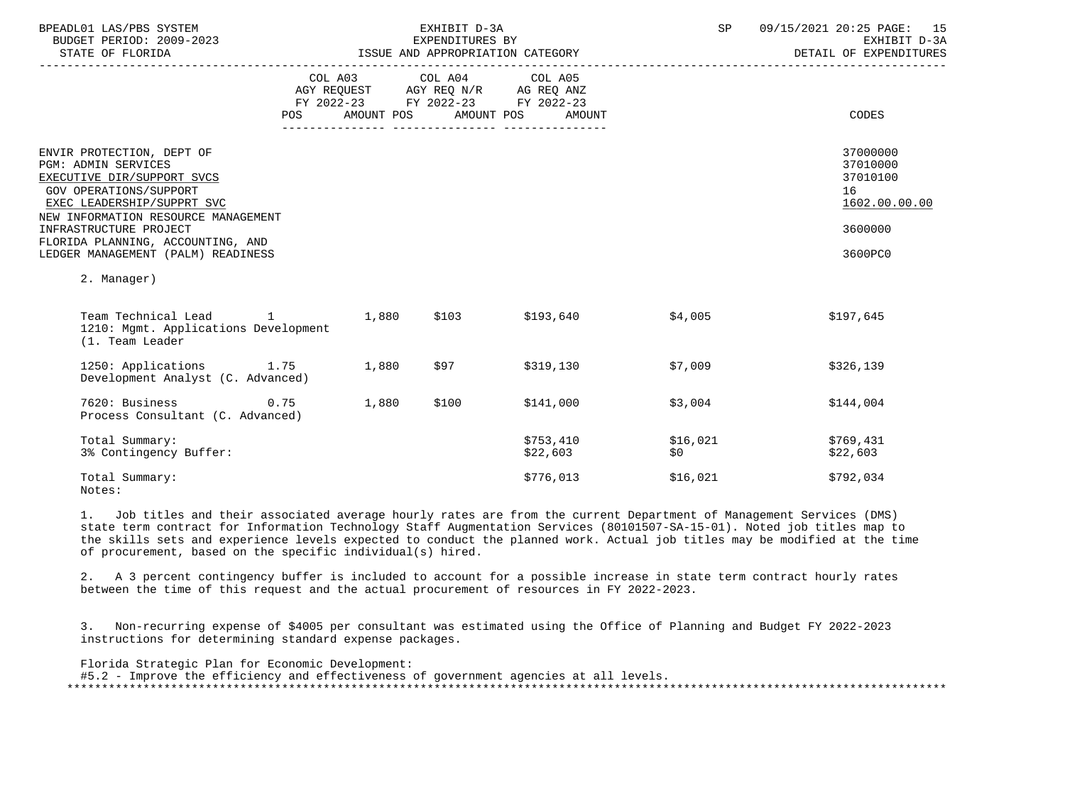ENVIR PROTECTION, DEPT OF — 37000000
PGM: ADMIN SERVICES — 37010000
EXECUTIVE DIR/SUPPORT SVCS — 37010100
GOV OPERATIONS/SUPPORT — 16
EXEC LEADERSHIP/SUPPRT SVC — 1602.00.00.00
NEW INFORMATION RESOURCE MANAGEMENT INFRASTRUCTURE PROJECT — 3600000
FLORIDA PLANNING, ACCOUNTING, AND LEDGER MANAGEMENT (PALM) READINESS — 3600PC0

| | COL A03 AGY REQUEST FY 2022-23 POS AMOUNT | COL A04 AGY REQ N/R FY 2022-23 POS AMOUNT | COL A05 AG REQ ANZ FY 2022-23 POS AMOUNT | CODES |
|---|---|---|---|---|

2. Manager)

| Job Title | Positions | Hours | Rate | Amount | Non-Recurring | Total |
|---|---|---|---|---|---|---|
| Team Technical Lead 1210: Mgmt. Applications Development (1. Team Leader | 1 | 1,880 | $103 | $193,640 | $4,005 | $197,645 |
| 1250: Applications Development Analyst (C. Advanced) | 1.75 | 1,880 | $97 | $319,130 | $7,009 | $326,139 |
| 7620: Business Process Consultant (C. Advanced) | 0.75 | 1,880 | $100 | $141,000 | $3,004 | $144,004 |
| Total Summary: | | | | $753,410 | $16,021 | $769,431 |
| 3% Contingency Buffer: | | | | $22,603 | $0 | $22,603 |
| Total Summary: | | | | $776,013 | $16,021 | $792,034 |

Notes:

1. Job titles and their associated average hourly rates are from the current Department of Management Services (DMS) state term contract for Information Technology Staff Augmentation Services (80101507-SA-15-01). Noted job titles map to the skills sets and experience levels expected to conduct the planned work. Actual job titles may be modified at the time of procurement, based on the specific individual(s) hired.

2. A 3 percent contingency buffer is included to account for a possible increase in state term contract hourly rates between the time of this request and the actual procurement of resources in FY 2022-2023.

3. Non-recurring expense of $4005 per consultant was estimated using the Office of Planning and Budget FY 2022-2023 instructions for determining standard expense packages.

Florida Strategic Plan for Economic Development:
#5.2 - Improve the efficiency and effectiveness of government agencies at all levels.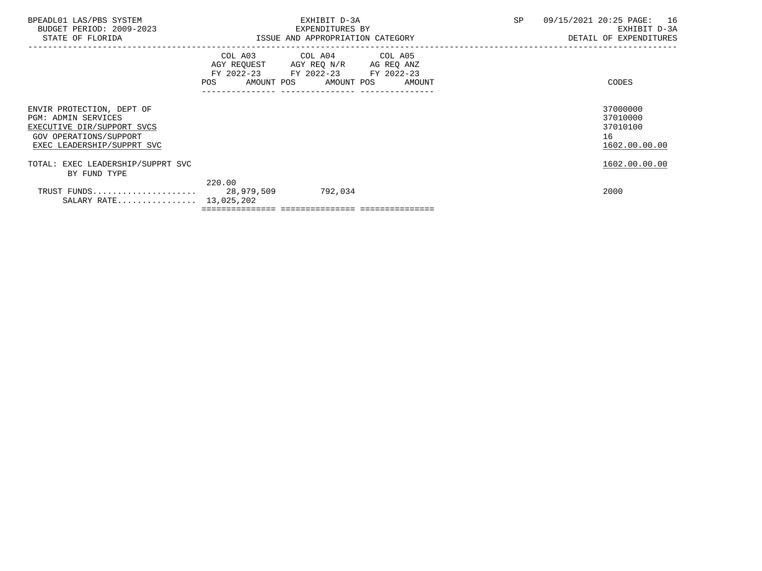BPEADL01 LAS/PBS SYSTEM
BUDGET PERIOD: 2009-2023
STATE OF FLORIDA

EXHIBIT D-3A
EXPENDITURES BY
ISSUE AND APPROPRIATION CATEGORY

SP 09/15/2021 20:25 PAGE: 16
EXHIBIT D-3A
DETAIL OF EXPENDITURES

| | COL A03 AGY REQUEST FY 2022-23 POS | AMOUNT | COL A04 AGY REQ N/R FY 2022-23 POS | AMOUNT | COL A05 AG REQ ANZ FY 2022-23 POS | AMOUNT | CODES |
|---|---|---|---|---|---|---|---|
| ENVIR PROTECTION, DEPT OF | | | | | | | 37000000 |
| PGM: ADMIN SERVICES | | | | | | | 37010000 |
| EXECUTIVE DIR/SUPPORT SVCS | | | | | | | 37010100 |
| GOV OPERATIONS/SUPPORT | | | | | | | 16 |
| EXEC LEADERSHIP/SUPPRT SVC | | | | | | | 1602.00.00.00 |
| TOTAL: EXEC LEADERSHIP/SUPPRT SVC | | | | | | | 1602.00.00.00 |
| BY FUND TYPE | | | | | | | |
| TRUST FUNDS | 220.00 | 28,979,509 | | 792,034 | | | 2000 |
| SALARY RATE | | 13,025,202 | | | | | |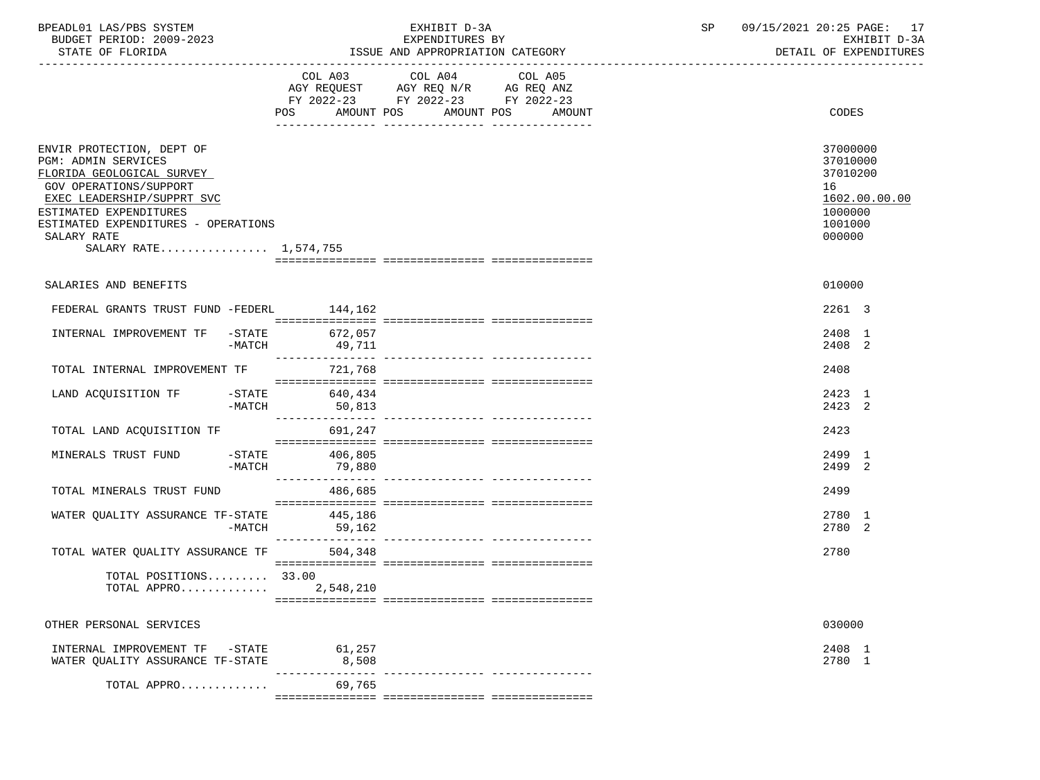BPEADL01 LAS/PBS SYSTEM | EXHIBIT D-3A | SP 09/15/2021 20:25 PAGE: 17
BUDGET PERIOD: 2009-2023 | EXPENDITURES BY | EXHIBIT D-3A
STATE OF FLORIDA | ISSUE AND APPROPRIATION CATEGORY | DETAIL OF EXPENDITURES

| | COL A03 AGY REQUEST FY 2022-23 POS | AMOUNT | COL A04 AGY REQ N/R FY 2022-23 POS | AMOUNT | COL A05 AG REQ ANZ FY 2022-23 POS | AMOUNT | CODES |
|---|---|---|---|---|---|---|---|
| ENVIR PROTECTION, DEPT OF | | | | | | | 37000000 |
| PGM: ADMIN SERVICES | | | | | | | 37010000 |
| FLORIDA GEOLOGICAL SURVEY | | | | | | | 37010200 |
| GOV OPERATIONS/SUPPORT | | | | | | | 16 |
| EXEC LEADERSHIP/SUPPRT SVC | | | | | | | 1602.00.00.00 |
| ESTIMATED EXPENDITURES | | | | | | | 1000000 |
| ESTIMATED EXPENDITURES - OPERATIONS | | | | | | | 1001000 |
| SALARY RATE | | | | | | | 000000 |
| SALARY RATE................ 1,574,755 | | | | | | | |
| SALARIES AND BENEFITS | | | | | | | 010000 |
| FEDERAL GRANTS TRUST FUND -FEDERL | | 144,162 | | | | | 2261 3 |
| INTERNAL IMPROVEMENT TF -STATE | | 672,057 | | | | | 2408 1 |
| -MATCH | | 49,711 | | | | | 2408 2 |
| TOTAL INTERNAL IMPROVEMENT TF | | 721,768 | | | | | 2408 |
| LAND ACQUISITION TF -STATE | | 640,434 | | | | | 2423 1 |
| -MATCH | | 50,813 | | | | | 2423 2 |
| TOTAL LAND ACQUISITION TF | | 691,247 | | | | | 2423 |
| MINERALS TRUST FUND -STATE | | 406,805 | | | | | 2499 1 |
| -MATCH | | 79,880 | | | | | 2499 2 |
| TOTAL MINERALS TRUST FUND | | 486,685 | | | | | 2499 |
| WATER QUALITY ASSURANCE TF-STATE | | 445,186 | | | | | 2780 1 |
| -MATCH | | 59,162 | | | | | 2780 2 |
| TOTAL WATER QUALITY ASSURANCE TF | | 504,348 | | | | | 2780 |
| TOTAL POSITIONS......... | 33.00 | | | | | | |
| TOTAL APPRO............. | | 2,548,210 | | | | | |
| OTHER PERSONAL SERVICES | | | | | | | 030000 |
| INTERNAL IMPROVEMENT TF -STATE | | 61,257 | | | | | 2408 1 |
| WATER QUALITY ASSURANCE TF-STATE | | 8,508 | | | | | 2780 1 |
| TOTAL APPRO............. | | 69,765 | | | | | |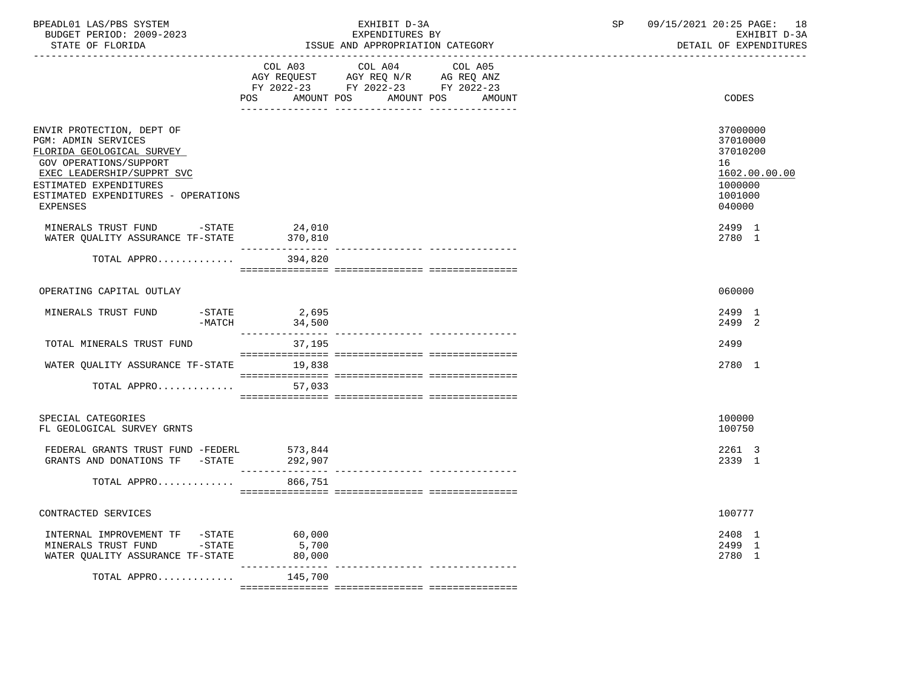BPEADL01 LAS/PBS SYSTEM | EXHIBIT D-3A | SP 09/15/2021 20:25
BUDGET PERIOD: 2009-2023 | EXPENDITURES BY | EXHIBIT D-3A
STATE OF FLORIDA | ISSUE AND APPROPRIATION CATEGORY | DETAIL OF EXPENDITURES

| | COL A03 AGY REQUEST FY 2022-23 POS AMOUNT | COL A04 AGY REQ N/R FY 2022-23 POS AMOUNT | COL A05 AG REQ ANZ FY 2022-23 POS AMOUNT | CODES |
|---|---|---|---|---|
| ENVIR PROTECTION, DEPT OF | | | | 37000000 |
| PGM: ADMIN SERVICES | | | | 37010000 |
| FLORIDA GEOLOGICAL SURVEY | | | | 37010200 |
| GOV OPERATIONS/SUPPORT | | | | 16 |
| EXEC LEADERSHIP/SUPPRT SVC | | | | 1602.00.00.00 |
| ESTIMATED EXPENDITURES | | | | 1000000 |
| ESTIMATED EXPENDITURES - OPERATIONS | | | | 1001000 |
| EXPENSES | | | | 040000 |
| MINERALS TRUST FUND -STATE | 24,010 | | | 2499 1 |
| WATER QUALITY ASSURANCE TF-STATE | 370,810 | | | 2780 1 |
| TOTAL APPRO............ | 394,820 | | | |
| OPERATING CAPITAL OUTLAY | | | | 060000 |
| MINERALS TRUST FUND -STATE | 2,695 | | | 2499 1 |
| -MATCH | 34,500 | | | 2499 2 |
| TOTAL MINERALS TRUST FUND | 37,195 | | | 2499 |
| WATER QUALITY ASSURANCE TF-STATE | 19,838 | | | 2780 1 |
| TOTAL APPRO............ | 57,033 | | | |
| SPECIAL CATEGORIES | | | | 100000 |
| FL GEOLOGICAL SURVEY GRNTS | | | | 100750 |
| FEDERAL GRANTS TRUST FUND -FEDERL | 573,844 | | | 2261 3 |
| GRANTS AND DONATIONS TF -STATE | 292,907 | | | 2339 1 |
| TOTAL APPRO............ | 866,751 | | | |
| CONTRACTED SERVICES | | | | 100777 |
| INTERNAL IMPROVEMENT TF -STATE | 60,000 | | | 2408 1 |
| MINERALS TRUST FUND -STATE | 5,700 | | | 2499 1 |
| WATER QUALITY ASSURANCE TF-STATE | 80,000 | | | 2780 1 |
| TOTAL APPRO............ | 145,700 | | | |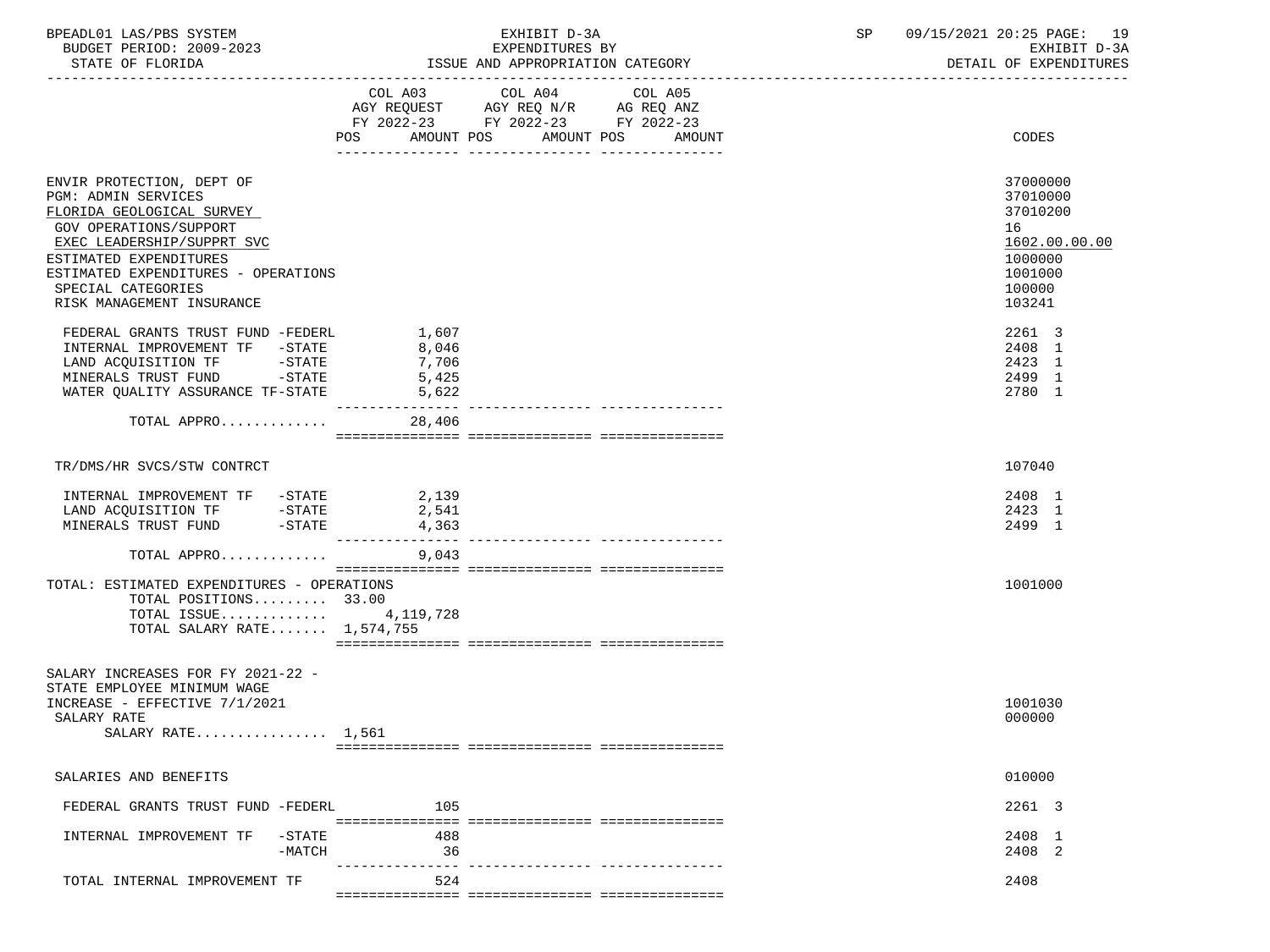BPEADL01 LAS/PBS SYSTEM | EXHIBIT D-3A | SP 09/15/2021 20:25 PAGE: 19
BUDGET PERIOD: 2009-2023 | EXPENDITURES BY | EXHIBIT D-3A
STATE OF FLORIDA | ISSUE AND APPROPRIATION CATEGORY | DETAIL OF EXPENDITURES

| | COL A03 AGY REQUEST FY 2022-23 POS AMOUNT | COL A04 AGY REQ N/R FY 2022-23 POS AMOUNT | COL A05 AG REQ ANZ FY 2022-23 POS AMOUNT | CODES |
|---|---|---|---|---|
| ENVIR PROTECTION, DEPT OF | | | | 37000000 |
| PGM: ADMIN SERVICES | | | | 37010000 |
| FLORIDA GEOLOGICAL SURVEY | | | | 37010200 |
| GOV OPERATIONS/SUPPORT | | | | 16 |
| EXEC LEADERSHIP/SUPPRT SVC | | | | 1602.00.00.00 |
| ESTIMATED EXPENDITURES | | | | 1000000 |
| ESTIMATED EXPENDITURES - OPERATIONS | | | | 1001000 |
| SPECIAL CATEGORIES | | | | 100000 |
| RISK MANAGEMENT INSURANCE | | | | 103241 |
| FEDERAL GRANTS TRUST FUND -FEDERL | 1,607 | | | 2261 3 |
| INTERNAL IMPROVEMENT TF -STATE | 8,046 | | | 2408 1 |
| LAND ACQUISITION TF -STATE | 7,706 | | | 2423 1 |
| MINERALS TRUST FUND -STATE | 5,425 | | | 2499 1 |
| WATER QUALITY ASSURANCE TF-STATE | 5,622 | | | 2780 1 |
| TOTAL APPRO............ | 28,406 | | | |
| TR/DMS/HR SVCS/STW CONTRCT | | | | 107040 |
| INTERNAL IMPROVEMENT TF -STATE | 2,139 | | | 2408 1 |
| LAND ACQUISITION TF -STATE | 2,541 | | | 2423 1 |
| MINERALS TRUST FUND -STATE | 4,363 | | | 2499 1 |
| TOTAL APPRO............ | 9,043 | | | |
| TOTAL: ESTIMATED EXPENDITURES - OPERATIONS | | | | 1001000 |
| TOTAL POSITIONS......... | 33.00 | | | |
| TOTAL ISSUE............ | 4,119,728 | | | |
| TOTAL SALARY RATE....... | 1,574,755 | | | |
| SALARY INCREASES FOR FY 2021-22 - STATE EMPLOYEE MINIMUM WAGE INCREASE - EFFECTIVE 7/1/2021 | | | | 1001030 |
| SALARY RATE | | | | 000000 |
| SALARY RATE................ | 1,561 | | | |
| SALARIES AND BENEFITS | | | | 010000 |
| FEDERAL GRANTS TRUST FUND -FEDERL | 105 | | | 2261 3 |
| INTERNAL IMPROVEMENT TF -STATE | 488 | | | 2408 1 |
| -MATCH | 36 | | | 2408 2 |
| TOTAL INTERNAL IMPROVEMENT TF | 524 | | | 2408 |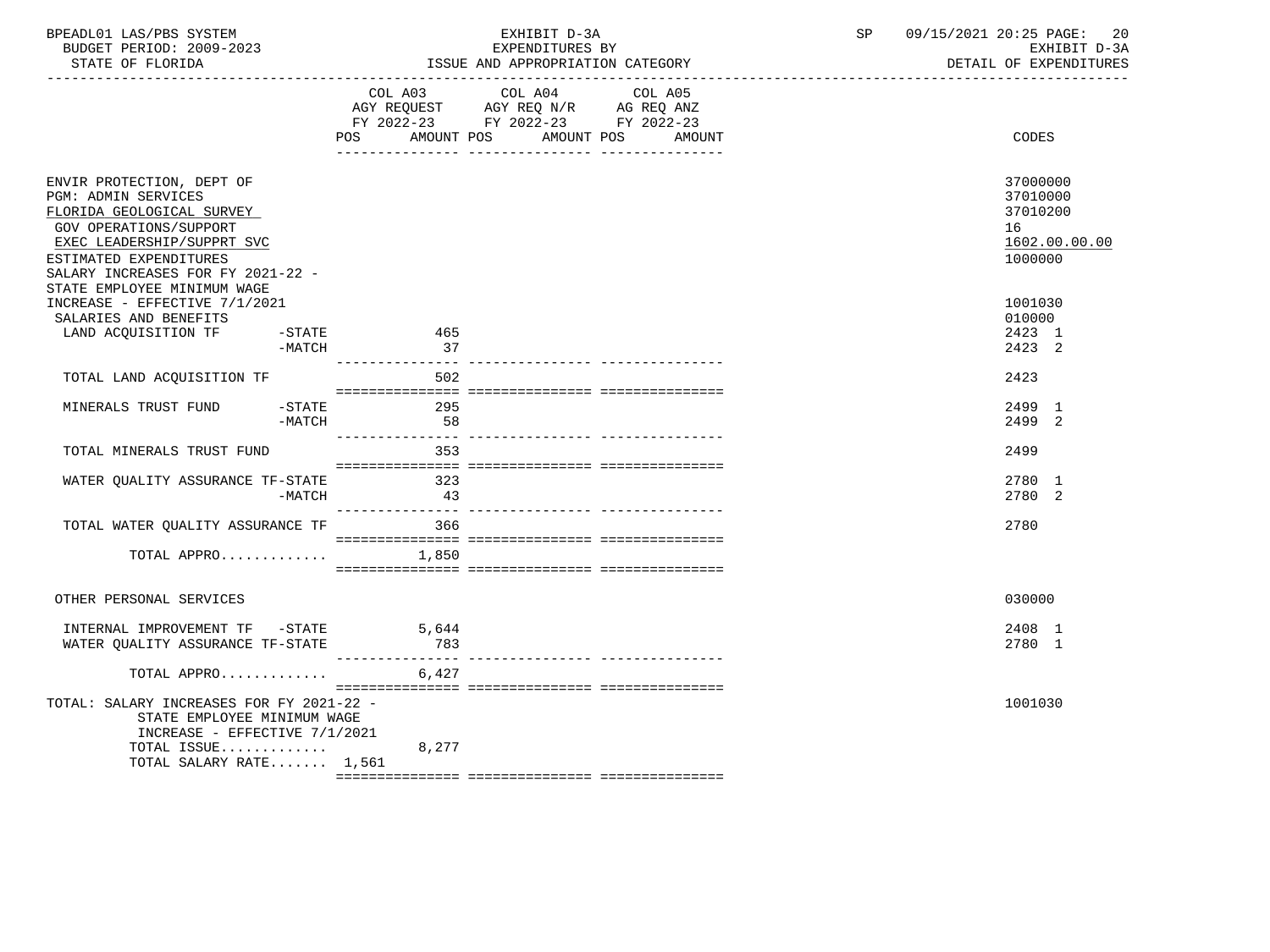BPEADL01 LAS/PBS SYSTEM | EXHIBIT D-3A | SP 09/15/2021 20:25

BUDGET PERIOD: 2009-2023 | EXPENDITURES BY | EXHIBIT D-3A

STATE OF FLORIDA | ISSUE AND APPROPRIATION CATEGORY | DETAIL OF EXPENDITURES

| | COL A03 AGY REQUEST FY 2022-23 POS | AMOUNT | COL A04 AGY REQ N/R FY 2022-23 POS | AMOUNT | COL A05 AG REQ ANZ FY 2022-23 POS | AMOUNT | CODES |
|---|---|---|---|---|---|---|---|
| ENVIR PROTECTION, DEPT OF | | | | | | | 37000000 |
| PGM: ADMIN SERVICES | | | | | | | 37010000 |
| FLORIDA GEOLOGICAL SURVEY | | | | | | | 37010200 |
| GOV OPERATIONS/SUPPORT | | | | | | | 16 |
| EXEC LEADERSHIP/SUPPRT SVC | | | | | | | 1602.00.00.00 |
| ESTIMATED EXPENDITURES | | | | | | | 1000000 |
| SALARY INCREASES FOR FY 2021-22 - STATE EMPLOYEE MINIMUM WAGE INCREASE - EFFECTIVE 7/1/2021 | | | | | | | 1001030 |
| SALARIES AND BENEFITS | | | | | | | 010000 |
| LAND ACQUISITION TF -STATE | | 465 | | | | | 2423 1 |
| -MATCH | | 37 | | | | | 2423 2 |
| TOTAL LAND ACQUISITION TF | | 502 | | | | | 2423 |
| MINERALS TRUST FUND -STATE | | 295 | | | | | 2499 1 |
| -MATCH | | 58 | | | | | 2499 2 |
| TOTAL MINERALS TRUST FUND | | 353 | | | | | 2499 |
| WATER QUALITY ASSURANCE TF-STATE | | 323 | | | | | 2780 1 |
| -MATCH | | 43 | | | | | 2780 2 |
| TOTAL WATER QUALITY ASSURANCE TF | | 366 | | | | | 2780 |
| TOTAL APPRO............ | | 1,850 | | | | | |
| OTHER PERSONAL SERVICES | | | | | | | 030000 |
| INTERNAL IMPROVEMENT TF -STATE | | 5,644 | | | | | 2408 1 |
| WATER QUALITY ASSURANCE TF-STATE | | 783 | | | | | 2780 1 |
| TOTAL APPRO............ | | 6,427 | | | | | |
| TOTAL: SALARY INCREASES FOR FY 2021-22 - STATE EMPLOYEE MINIMUM WAGE INCREASE - EFFECTIVE 7/1/2021 | | | | | | | 1001030 |
| TOTAL ISSUE............ | | 8,277 | | | | | |
| TOTAL SALARY RATE....... | 1,561 | | | | | | |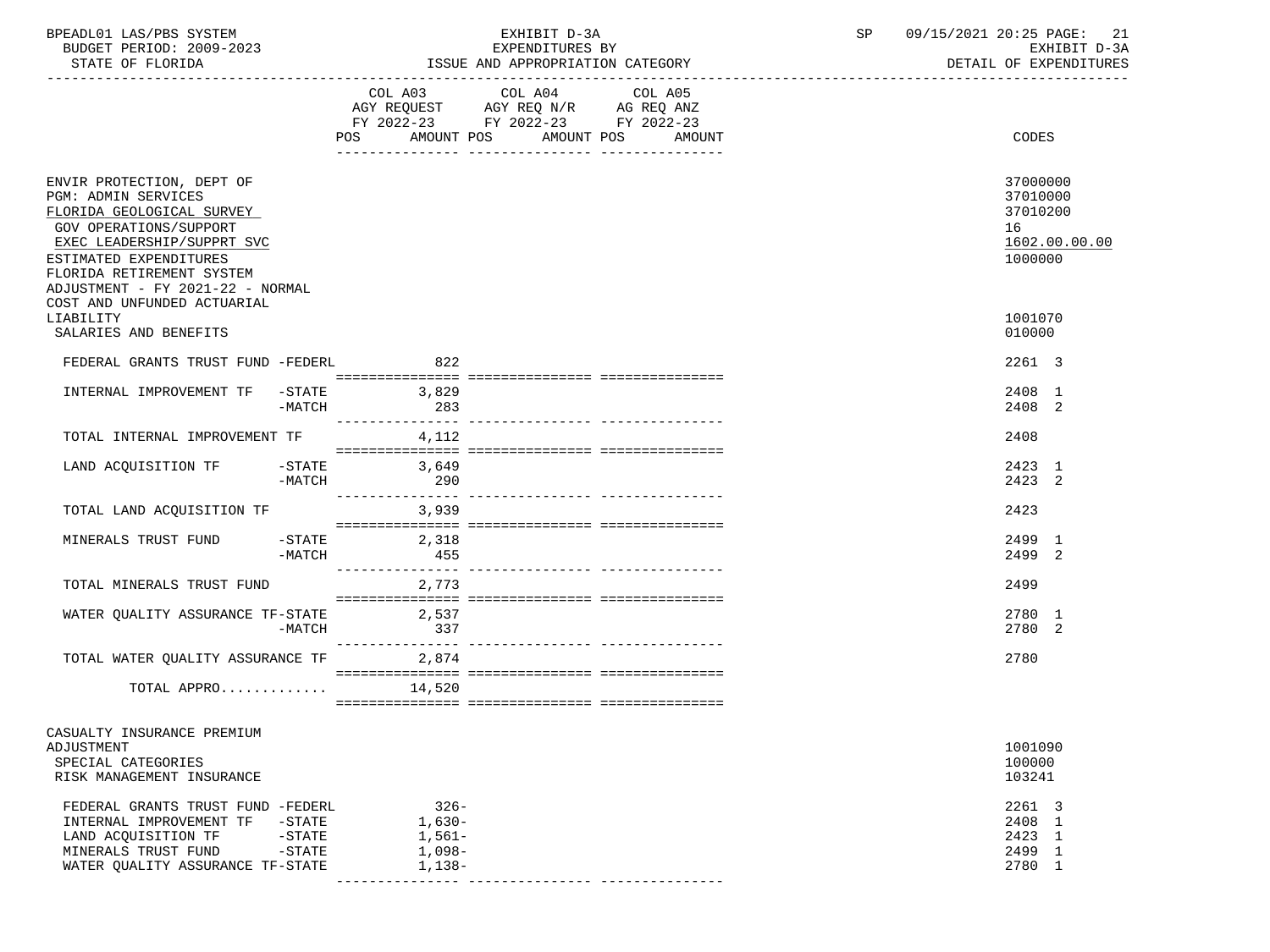BPEADL01 LAS/PBS SYSTEM | EXHIBIT D-3A | SP 09/15/2021 20:25
BUDGET PERIOD: 2009-2023 | EXPENDITURES BY | EXHIBIT D-3A
STATE OF FLORIDA | ISSUE AND APPROPRIATION CATEGORY | DETAIL OF EXPENDITURES

| | COL A03 AGY REQUEST FY 2022-23 POS AMOUNT | COL A04 AGY REQ N/R FY 2022-23 POS AMOUNT | COL A05 AG REQ ANZ FY 2022-23 POS AMOUNT | CODES |
|---|---|---|---|---|
| ENVIR PROTECTION, DEPT OF | | | | 37000000 |
| PGM: ADMIN SERVICES | | | | 37010000 |
| FLORIDA GEOLOGICAL SURVEY | | | | 37010200 |
| GOV OPERATIONS/SUPPORT | | | | 16 |
| EXEC LEADERSHIP/SUPPRT SVC | | | | 1602.00.00.00 |
| ESTIMATED EXPENDITURES | | | | 1000000 |
| FLORIDA RETIREMENT SYSTEM ADJUSTMENT - FY 2021-22 - NORMAL COST AND UNFUNDED ACTUARIAL LIABILITY | | | | 1001070 |
| SALARIES AND BENEFITS | | | | 010000 |
| FEDERAL GRANTS TRUST FUND -FEDERL | 822 | | | 2261 3 |
| INTERNAL IMPROVEMENT TF -STATE | 3,829 | | | 2408 1 |
| -MATCH | 283 | | | 2408 2 |
| TOTAL INTERNAL IMPROVEMENT TF | 4,112 | | | 2408 |
| LAND ACQUISITION TF -STATE | 3,649 | | | 2423 1 |
| -MATCH | 290 | | | 2423 2 |
| TOTAL LAND ACQUISITION TF | 3,939 | | | 2423 |
| MINERALS TRUST FUND -STATE | 2,318 | | | 2499 1 |
| -MATCH | 455 | | | 2499 2 |
| TOTAL MINERALS TRUST FUND | 2,773 | | | 2499 |
| WATER QUALITY ASSURANCE TF-STATE | 2,537 | | | 2780 1 |
| -MATCH | 337 | | | 2780 2 |
| TOTAL WATER QUALITY ASSURANCE TF | 2,874 | | | 2780 |
| TOTAL APPRO............ | 14,520 | | | |
| CASUALTY INSURANCE PREMIUM ADJUSTMENT | | | | 1001090 |
| SPECIAL CATEGORIES | | | | 100000 |
| RISK MANAGEMENT INSURANCE | | | | 103241 |
| FEDERAL GRANTS TRUST FUND -FEDERL | 326- | | | 2261 3 |
| INTERNAL IMPROVEMENT TF -STATE | 1,630- | | | 2408 1 |
| LAND ACQUISITION TF -STATE | 1,561- | | | 2423 1 |
| MINERALS TRUST FUND -STATE | 1,098- | | | 2499 1 |
| WATER QUALITY ASSURANCE TF-STATE | 1,138- | | | 2780 1 |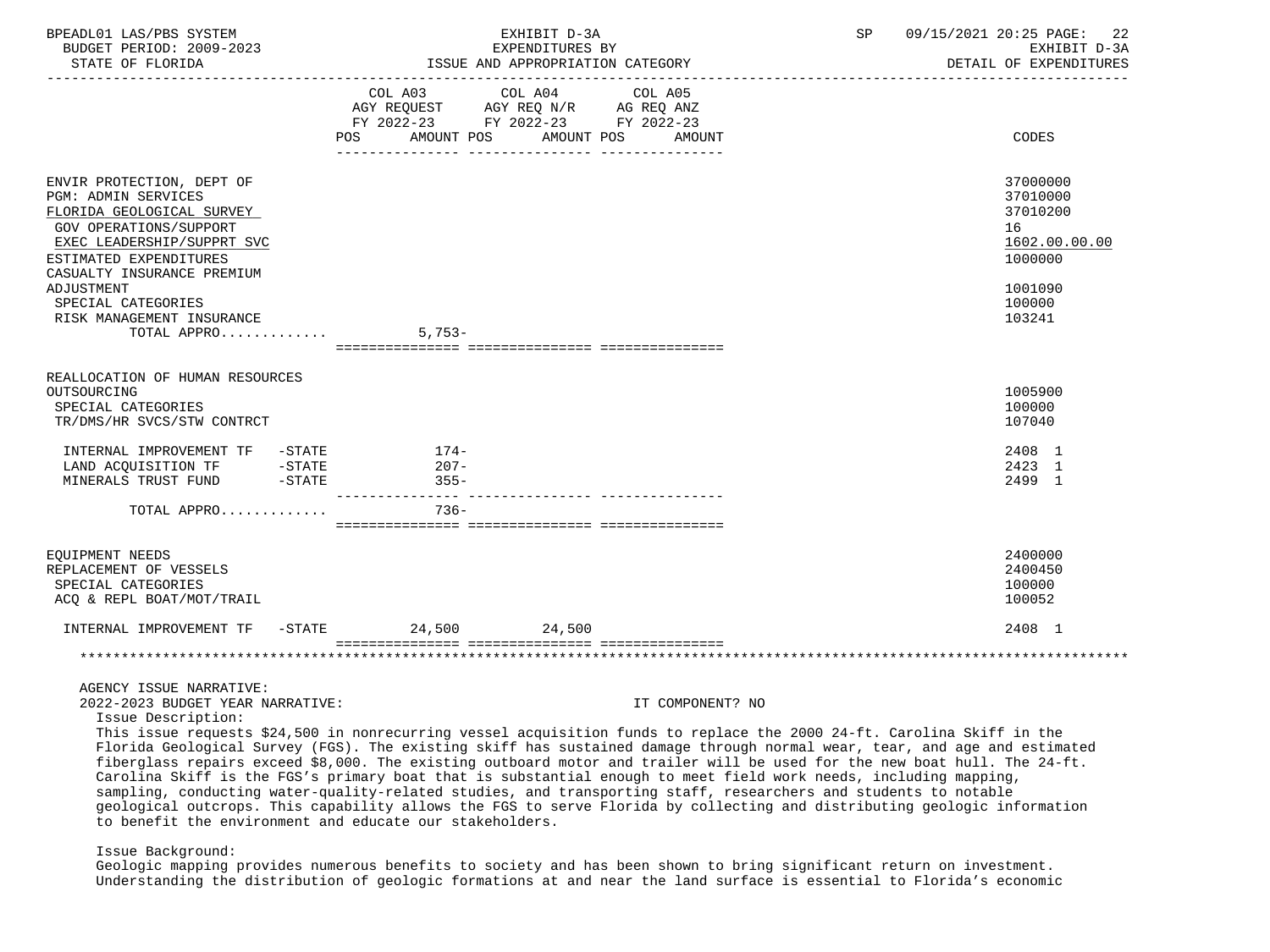| | COL A03 AGY REQUEST FY 2022-23 POS AMOUNT | COL A04 AGY REQ N/R FY 2022-23 POS AMOUNT | COL A05 AG REQ ANZ FY 2022-23 POS AMOUNT | CODES |
|---|---|---|---|---|
| ENVIR PROTECTION, DEPT OF | | | | 37000000 |
| PGM: ADMIN SERVICES | | | | 37010000 |
| FLORIDA GEOLOGICAL SURVEY | | | | 37010200 |
| GOV OPERATIONS/SUPPORT | | | | 16 |
| EXEC LEADERSHIP/SUPPRT SVC | | | | 1602.00.00.00 |
| ESTIMATED EXPENDITURES | | | | 1000000 |
| CASUALTY INSURANCE PREMIUM ADJUSTMENT | | | | 1001090 |
| SPECIAL CATEGORIES | | | | 100000 |
| RISK MANAGEMENT INSURANCE | | | | 103241 |
| TOTAL APPRO............ | 5,753- | | | |
| REALLOCATION OF HUMAN RESOURCES OUTSOURCING | | | | 1005900 |
| SPECIAL CATEGORIES | | | | 100000 |
| TR/DMS/HR SVCS/STW CONTRCT | | | | 107040 |
| INTERNAL IMPROVEMENT TF -STATE | 174- | | | 2408 1 |
| LAND ACQUISITION TF -STATE | 207- | | | 2423 1 |
| MINERALS TRUST FUND -STATE | 355- | | | 2499 1 |
| TOTAL APPRO............ | 736- | | | |
| EQUIPMENT NEEDS | | | | 2400000 |
| REPLACEMENT OF VESSELS | | | | 2400450 |
| SPECIAL CATEGORIES | | | | 100000 |
| ACQ & REPL BOAT/MOT/TRAIL | | | | 100052 |
| INTERNAL IMPROVEMENT TF -STATE | 24,500 | 24,500 | | 2408 1 |

AGENCY ISSUE NARRATIVE:

2022-2023 BUDGET YEAR NARRATIVE: IT COMPONENT? NO

Issue Description:

This issue requests $24,500 in nonrecurring vessel acquisition funds to replace the 2000 24-ft. Carolina Skiff in the Florida Geological Survey (FGS). The existing skiff has sustained damage through normal wear, tear, and age and estimated fiberglass repairs exceed $8,000. The existing outboard motor and trailer will be used for the new boat hull. The 24-ft. Carolina Skiff is the FGS's primary boat that is substantial enough to meet field work needs, including mapping, sampling, conducting water-quality-related studies, and transporting staff, researchers and students to notable geological outcrops. This capability allows the FGS to serve Florida by collecting and distributing geologic information to benefit the environment and educate our stakeholders.

Issue Background:

Geologic mapping provides numerous benefits to society and has been shown to bring significant return on investment. Understanding the distribution of geologic formations at and near the land surface is essential to Florida's economic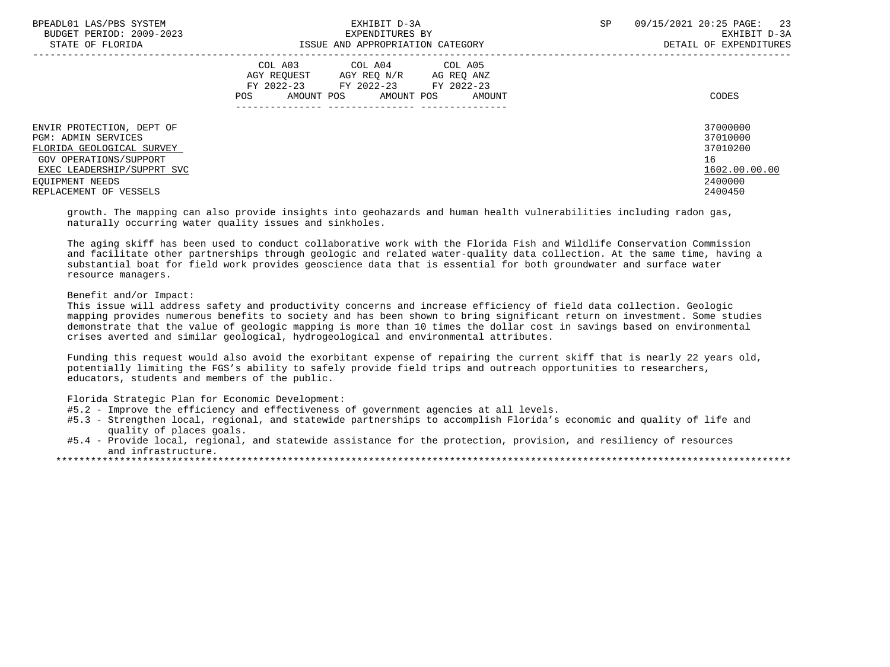| | COL A03 AGY REQUEST FY 2022-23 POS AMOUNT | COL A04 AGY REQ N/R FY 2022-23 POS AMOUNT | COL A05 AG REQ ANZ FY 2022-23 POS AMOUNT | CODES |
|---|---|---|---|---|
| ENVIR PROTECTION, DEPT OF | | | | 37000000 |
| PGM: ADMIN SERVICES | | | | 37010000 |
| FLORIDA GEOLOGICAL SURVEY | | | | 37010200 |
| GOV OPERATIONS/SUPPORT | | | | 16 |
| EXEC LEADERSHIP/SUPPRT SVC | | | | 1602.00.00.00 |
| EQUIPMENT NEEDS | | | | 2400000 |
| REPLACEMENT OF VESSELS | | | | 2400450 |

growth. The mapping can also provide insights into geohazards and human health vulnerabilities including radon gas, naturally occurring water quality issues and sinkholes.

The aging skiff has been used to conduct collaborative work with the Florida Fish and Wildlife Conservation Commission and facilitate other partnerships through geologic and related water-quality data collection. At the same time, having a substantial boat for field work provides geoscience data that is essential for both groundwater and surface water resource managers.

Benefit and/or Impact:
This issue will address safety and productivity concerns and increase efficiency of field data collection. Geologic mapping provides numerous benefits to society and has been shown to bring significant return on investment. Some studies demonstrate that the value of geologic mapping is more than 10 times the dollar cost in savings based on environmental crises averted and similar geological, hydrogeological and environmental attributes.

Funding this request would also avoid the exorbitant expense of repairing the current skiff that is nearly 22 years old, potentially limiting the FGS's ability to safely provide field trips and outreach opportunities to researchers, educators, students and members of the public.

Florida Strategic Plan for Economic Development:
#5.2 - Improve the efficiency and effectiveness of government agencies at all levels.
#5.3 - Strengthen local, regional, and statewide partnerships to accomplish Florida's economic and quality of life and quality of places goals.
#5.4 - Provide local, regional, and statewide assistance for the protection, provision, and resiliency of resources and infrastructure.
*******************************************************************************************************************************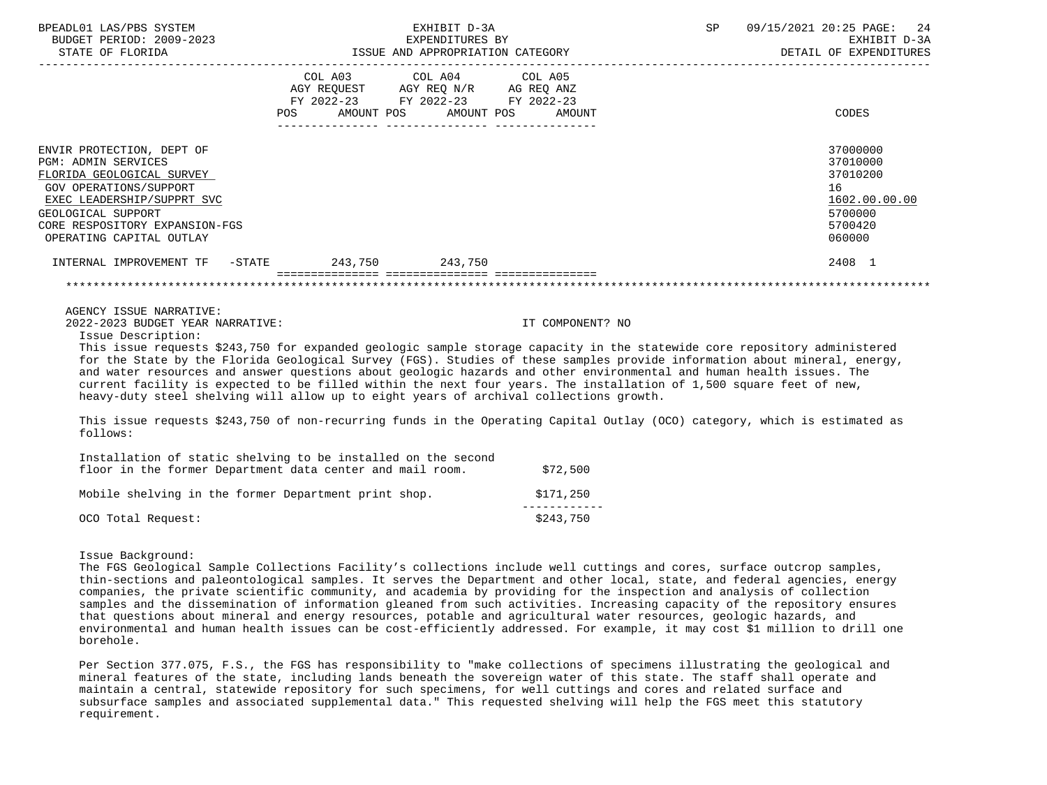| | COL A03 AGY REQUEST FY 2022-23 POS AMOUNT | COL A04 AGY REQ N/R FY 2022-23 POS AMOUNT | COL A05 AG REQ ANZ FY 2022-23 POS AMOUNT | CODES |
|---|---|---|---|---|
| ENVIR PROTECTION, DEPT OF | | | | 37000000 |
| PGM: ADMIN SERVICES | | | | 37010000 |
| FLORIDA GEOLOGICAL SURVEY | | | | 37010200 |
| GOV OPERATIONS/SUPPORT | | | | 16 |
| EXEC LEADERSHIP/SUPPRT SVC | | | | 1602.00.00.00 |
| GEOLOGICAL SUPPORT | | | | 5700000 |
| CORE RESPOSITORY EXPANSION-FGS | | | | 5700420 |
| OPERATING CAPITAL OUTLAY | | | | 060000 |
| INTERNAL IMPROVEMENT TF -STATE | 243,750 | 243,750 | | 2408 1 |

AGENCY ISSUE NARRATIVE:

2022-2023 BUDGET YEAR NARRATIVE: IT COMPONENT? NO

Issue Description:

This issue requests $243,750 for expanded geologic sample storage capacity in the statewide core repository administered for the State by the Florida Geological Survey (FGS). Studies of these samples provide information about mineral, energy, and water resources and answer questions about geologic hazards and other environmental and human health issues. The current facility is expected to be filled within the next four years. The installation of 1,500 square feet of new, heavy-duty steel shelving will allow up to eight years of archival collections growth.

This issue requests $243,750 of non-recurring funds in the Operating Capital Outlay (OCO) category, which is estimated as follows:

| | |
|---|---|
| Installation of static shelving to be installed on the second floor in the former Department data center and mail room. | $72,500 |
| Mobile shelving in the former Department print shop. | $171,250 |
| OCO Total Request: | $243,750 |

Issue Background:

The FGS Geological Sample Collections Facility's collections include well cuttings and cores, surface outcrop samples, thin-sections and paleontological samples. It serves the Department and other local, state, and federal agencies, energy companies, the private scientific community, and academia by providing for the inspection and analysis of collection samples and the dissemination of information gleaned from such activities. Increasing capacity of the repository ensures that questions about mineral and energy resources, potable and agricultural water resources, geologic hazards, and environmental and human health issues can be cost-efficiently addressed. For example, it may cost $1 million to drill one borehole.

Per Section 377.075, F.S., the FGS has responsibility to "make collections of specimens illustrating the geological and mineral features of the state, including lands beneath the sovereign water of this state. The staff shall operate and maintain a central, statewide repository for such specimens, for well cuttings and cores and related surface and subsurface samples and associated supplemental data." This requested shelving will help the FGS meet this statutory requirement.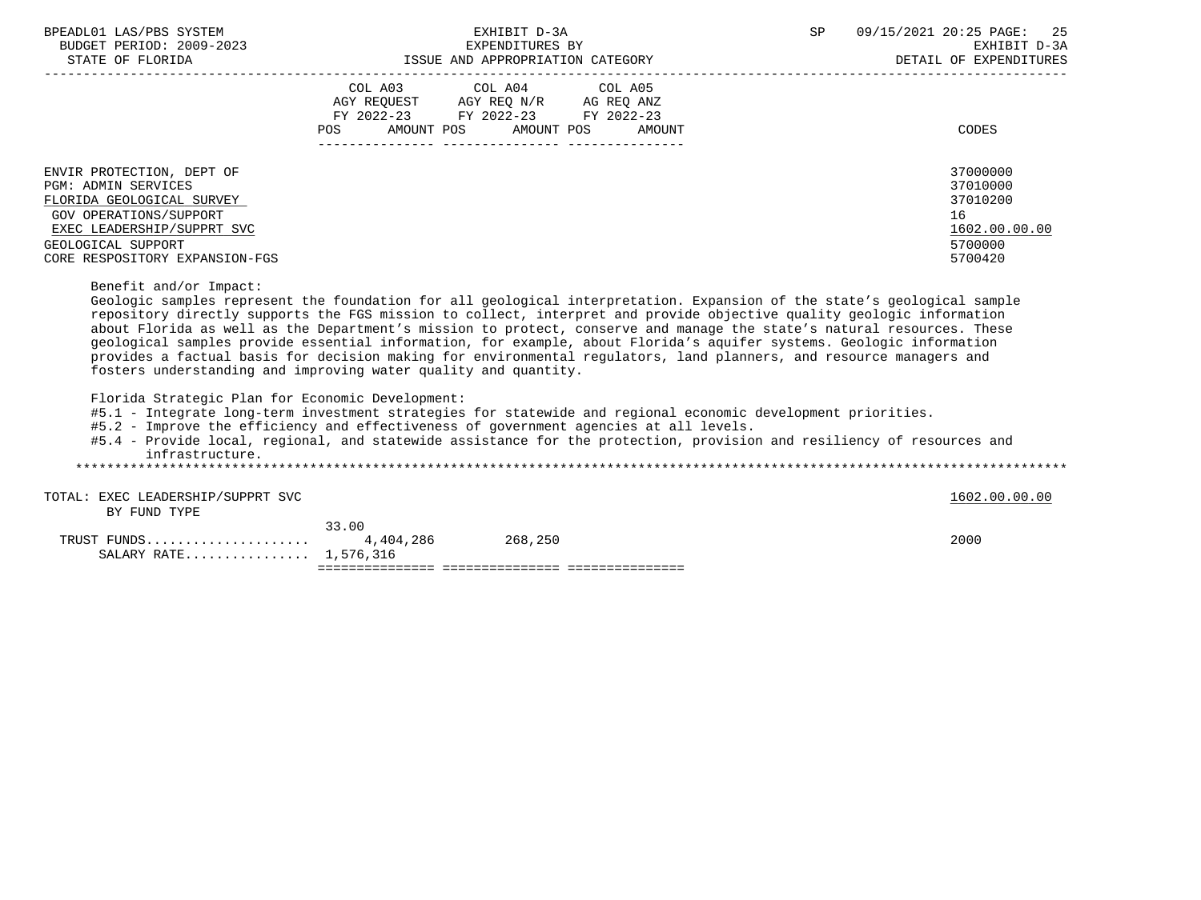| | COL A03 AGY REQUEST FY 2022-23 POS AMOUNT | COL A04 AGY REQ N/R FY 2022-23 POS AMOUNT | COL A05 AG REQ ANZ FY 2022-23 POS AMOUNT | CODES |
|---|---|---|---|---|
| ENVIR PROTECTION, DEPT OF | | | | 37000000 |
| PGM: ADMIN SERVICES | | | | 37010000 |
| FLORIDA GEOLOGICAL SURVEY | | | | 37010200 |
| GOV OPERATIONS/SUPPORT | | | | 16 |
| EXEC LEADERSHIP/SUPPRT SVC | | | | 1602.00.00.00 |
| GEOLOGICAL SUPPORT | | | | 5700000 |
| CORE RESPOSITORY EXPANSION-FGS | | | | 5700420 |

Benefit and/or Impact:

Geologic samples represent the foundation for all geological interpretation. Expansion of the state's geological sample repository directly supports the FGS mission to collect, interpret and provide objective quality geologic information about Florida as well as the Department's mission to protect, conserve and manage the state's natural resources. These geological samples provide essential information, for example, about Florida's aquifer systems. Geologic information provides a factual basis for decision making for environmental regulators, land planners, and resource managers and fosters understanding and improving water quality and quantity.

Florida Strategic Plan for Economic Development:

#5.1 - Integrate long-term investment strategies for statewide and regional economic development priorities.
#5.2 - Improve the efficiency and effectiveness of government agencies at all levels.
#5.4 - Provide local, regional, and statewide assistance for the protection, provision and resiliency of resources and infrastructure.

*******************************************************************************************************************************

| | COL A03 POS | COL A03 AMOUNT | COL A04 AMOUNT | COL A05 AMOUNT | CODES |
|---|---|---|---|---|---|
| TOTAL: EXEC LEADERSHIP/SUPPRT SVC | | | | | 1602.00.00.00 |
| BY FUND TYPE | | | | | |
| TRUST FUNDS..................... | 33.00 | 4,404,286 | 268,250 | | 2000 |
| SALARY RATE................ | | 1,576,316 | | | |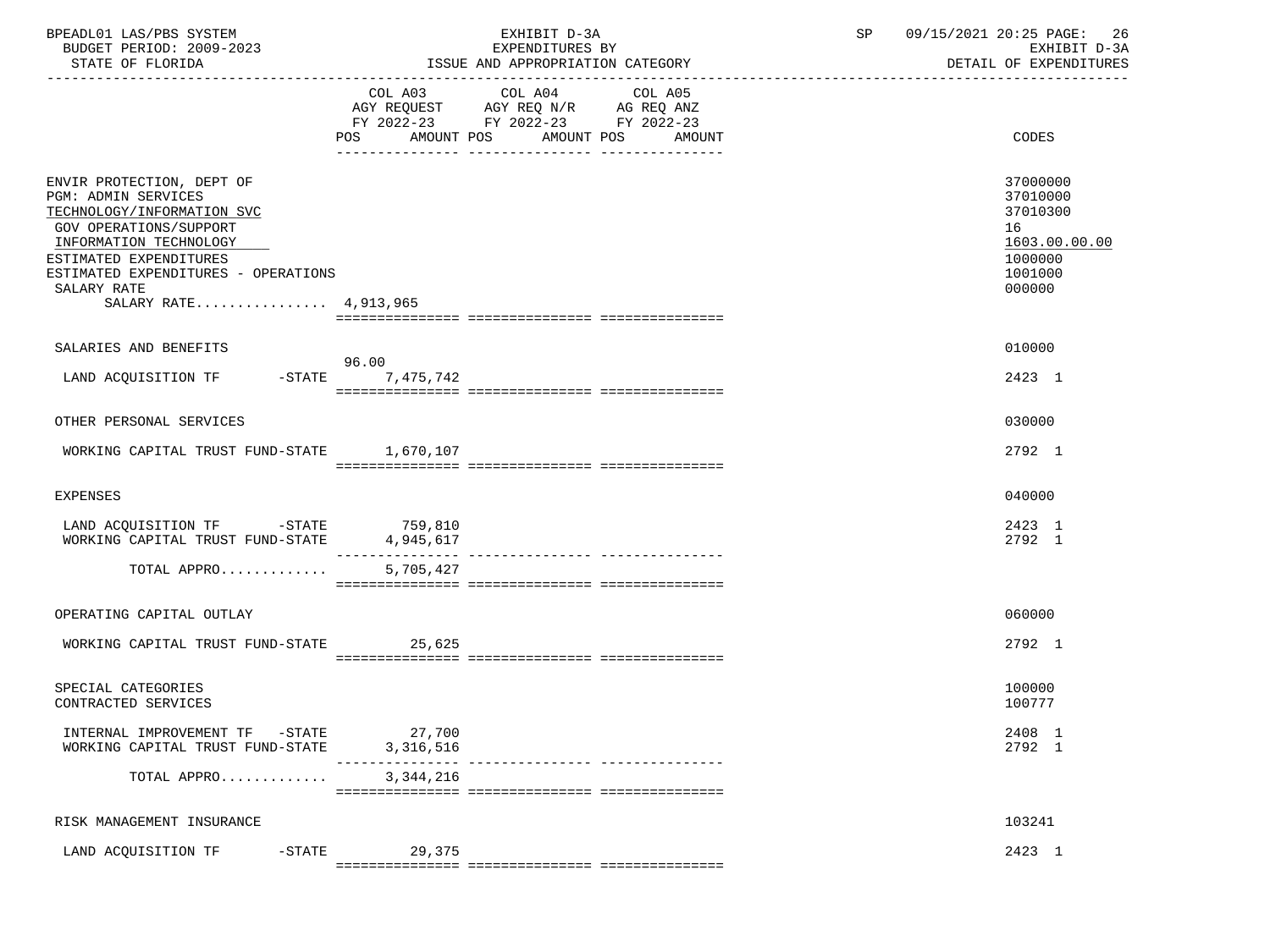| | COL A03 AGY REQUEST FY 2022-23 POS AMOUNT | COL A04 AGY REQ N/R FY 2022-23 POS AMOUNT | COL A05 AG REQ ANZ FY 2022-23 POS AMOUNT | CODES |
|---|---|---|---|---|
| ENVIR PROTECTION, DEPT OF | | | | 37000000 |
| PGM: ADMIN SERVICES | | | | 37010000 |
| TECHNOLOGY/INFORMATION SVC | | | | 37010300 |
| GOV OPERATIONS/SUPPORT | | | | 16 |
| INFORMATION TECHNOLOGY | | | | 1603.00.00.00 |
| ESTIMATED EXPENDITURES | | | | 1000000 |
| ESTIMATED EXPENDITURES - OPERATIONS | | | | 1001000 |
| SALARY RATE | | | | 000000 |
| SALARY RATE................ 4,913,965 | | | | |
| SALARIES AND BENEFITS | | | | 010000 |
| LAND ACQUISITION TF -STATE | 96.00 7,475,742 | | | 2423 1 |
| OTHER PERSONAL SERVICES | | | | 030000 |
| WORKING CAPITAL TRUST FUND-STATE | 1,670,107 | | | 2792 1 |
| EXPENSES | | | | 040000 |
| LAND ACQUISITION TF -STATE | 759,810 | | | 2423 1 |
| WORKING CAPITAL TRUST FUND-STATE | 4,945,617 | | | 2792 1 |
| TOTAL APPRO............ | 5,705,427 | | | |
| OPERATING CAPITAL OUTLAY | | | | 060000 |
| WORKING CAPITAL TRUST FUND-STATE | 25,625 | | | 2792 1 |
| SPECIAL CATEGORIES | | | | 100000 |
| CONTRACTED SERVICES | | | | 100777 |
| INTERNAL IMPROVEMENT TF -STATE | 27,700 | | | 2408 1 |
| WORKING CAPITAL TRUST FUND-STATE | 3,316,516 | | | 2792 1 |
| TOTAL APPRO............ | 3,344,216 | | | |
| RISK MANAGEMENT INSURANCE | | | | 103241 |
| LAND ACQUISITION TF -STATE | 29,375 | | | 2423 1 |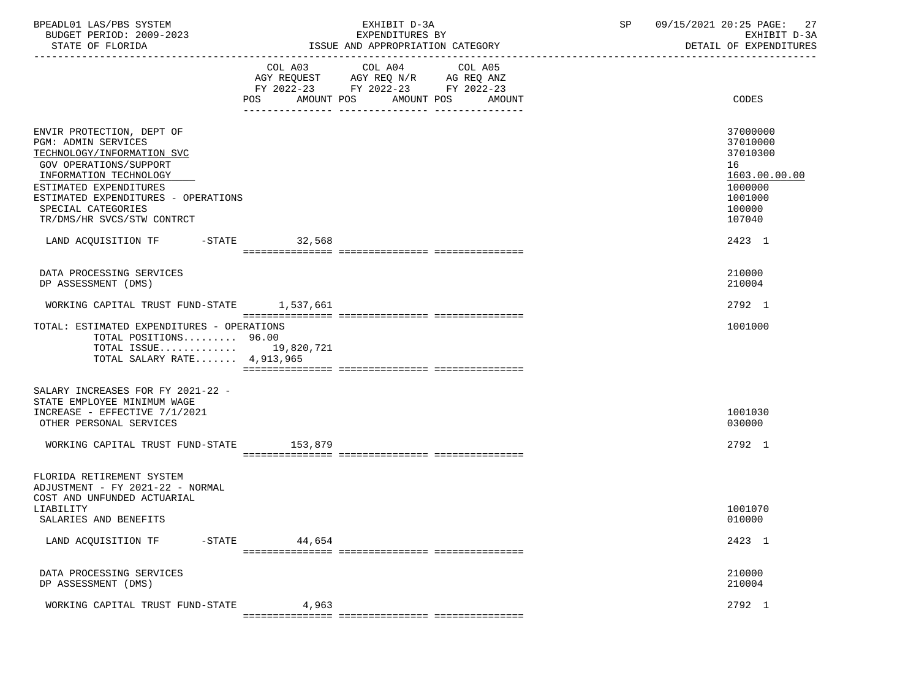BPEADL01 LAS/PBS SYSTEM | EXHIBIT D-3A | SP 09/15/2021 20:25 PAGE: 27
BUDGET PERIOD: 2009-2023 | EXPENDITURES BY | EXHIBIT D-3A
STATE OF FLORIDA | ISSUE AND APPROPRIATION CATEGORY | DETAIL OF EXPENDITURES

| | COL A03 AGY REQUEST FY 2022-23 POS AMOUNT | COL A04 AGY REQ N/R FY 2022-23 POS AMOUNT | COL A05 AG REQ ANZ FY 2022-23 POS AMOUNT | CODES |
|---|---|---|---|---|
| ENVIR PROTECTION, DEPT OF | | | | 37000000 |
| PGM: ADMIN SERVICES | | | | 37010000 |
| TECHNOLOGY/INFORMATION SVC | | | | 37010300 |
| GOV OPERATIONS/SUPPORT | | | | 16 |
| INFORMATION TECHNOLOGY | | | | 1603.00.00.00 |
| ESTIMATED EXPENDITURES | | | | 1000000 |
| ESTIMATED EXPENDITURES - OPERATIONS | | | | 1001000 |
| SPECIAL CATEGORIES | | | | 100000 |
| TR/DMS/HR SVCS/STW CONTRCT | | | | 107040 |
| LAND ACQUISITION TF -STATE | 32,568 | | | 2423 1 |
| DATA PROCESSING SERVICES | | | | 210000 |
| DP ASSESSMENT (DMS) | | | | 210004 |
| WORKING CAPITAL TRUST FUND-STATE | 1,537,661 | | | 2792 1 |
| TOTAL: ESTIMATED EXPENDITURES - OPERATIONS | | | | 1001000 |
| TOTAL POSITIONS......... 96.00 | | | | |
| TOTAL ISSUE............ | 19,820,721 | | | |
| TOTAL SALARY RATE....... 4,913,965 | | | | |
| SALARY INCREASES FOR FY 2021-22 - STATE EMPLOYEE MINIMUM WAGE INCREASE - EFFECTIVE 7/1/2021 | | | | 1001030 |
| OTHER PERSONAL SERVICES | | | | 030000 |
| WORKING CAPITAL TRUST FUND-STATE | 153,879 | | | 2792 1 |
| FLORIDA RETIREMENT SYSTEM ADJUSTMENT - FY 2021-22 - NORMAL COST AND UNFUNDED ACTUARIAL LIABILITY | | | | 1001070 |
| SALARIES AND BENEFITS | | | | 010000 |
| LAND ACQUISITION TF -STATE | 44,654 | | | 2423 1 |
| DATA PROCESSING SERVICES | | | | 210000 |
| DP ASSESSMENT (DMS) | | | | 210004 |
| WORKING CAPITAL TRUST FUND-STATE | 4,963 | | | 2792 1 |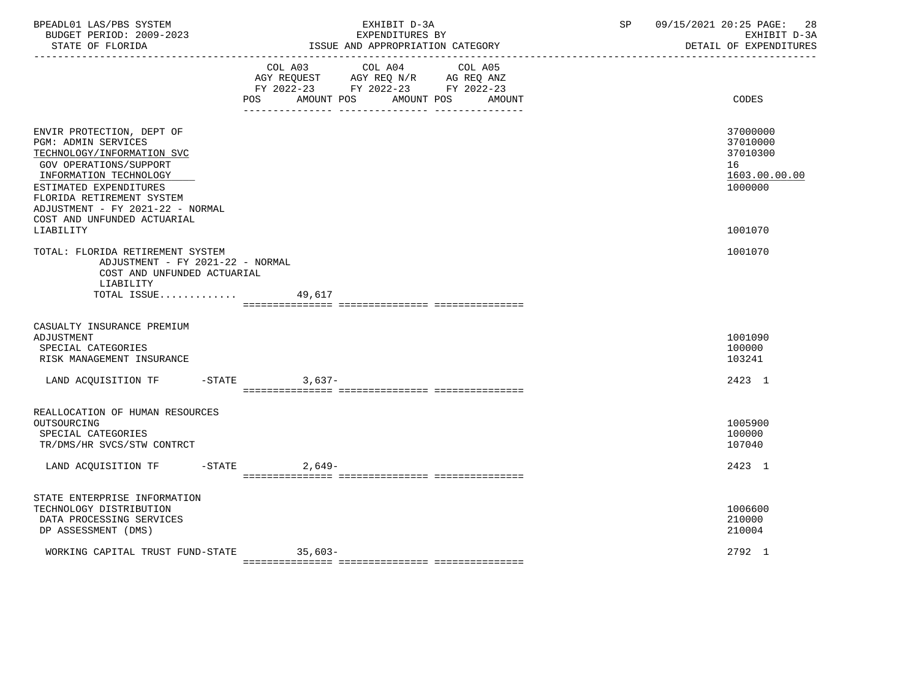| | COL A03 AGY REQUEST FY 2022-23 POS AMOUNT | COL A04 AGY REQ N/R FY 2022-23 POS AMOUNT | COL A05 AG REQ ANZ FY 2022-23 POS AMOUNT | CODES |
|---|---|---|---|---|
| ENVIR PROTECTION, DEPT OF | | | | 37000000 |
| PGM: ADMIN SERVICES | | | | 37010000 |
| TECHNOLOGY/INFORMATION SVC | | | | 37010300 |
| GOV OPERATIONS/SUPPORT | | | | 16 |
| INFORMATION TECHNOLOGY | | | | 1603.00.00.00 |
| ESTIMATED EXPENDITURES | | | | 1000000 |
| FLORIDA RETIREMENT SYSTEM ADJUSTMENT - FY 2021-22 - NORMAL COST AND UNFUNDED ACTUARIAL LIABILITY | | | | 1001070 |
| TOTAL: FLORIDA RETIREMENT SYSTEM ADJUSTMENT - FY 2021-22 - NORMAL COST AND UNFUNDED ACTUARIAL LIABILITY | | | | 1001070 |
| TOTAL ISSUE............. | 49,617 | | | |
| CASUALTY INSURANCE PREMIUM ADJUSTMENT | | | | 1001090 |
| SPECIAL CATEGORIES | | | | 100000 |
| RISK MANAGEMENT INSURANCE | | | | 103241 |
| LAND ACQUISITION TF -STATE | 3,637- | | | 2423 1 |
| REALLOCATION OF HUMAN RESOURCES OUTSOURCING | | | | 1005900 |
| SPECIAL CATEGORIES | | | | 100000 |
| TR/DMS/HR SVCS/STW CONTRCT | | | | 107040 |
| LAND ACQUISITION TF -STATE | 2,649- | | | 2423 1 |
| STATE ENTERPRISE INFORMATION TECHNOLOGY DISTRIBUTION | | | | 1006600 |
| DATA PROCESSING SERVICES | | | | 210000 |
| DP ASSESSMENT (DMS) | | | | 210004 |
| WORKING CAPITAL TRUST FUND-STATE | 35,603- | | | 2792 1 |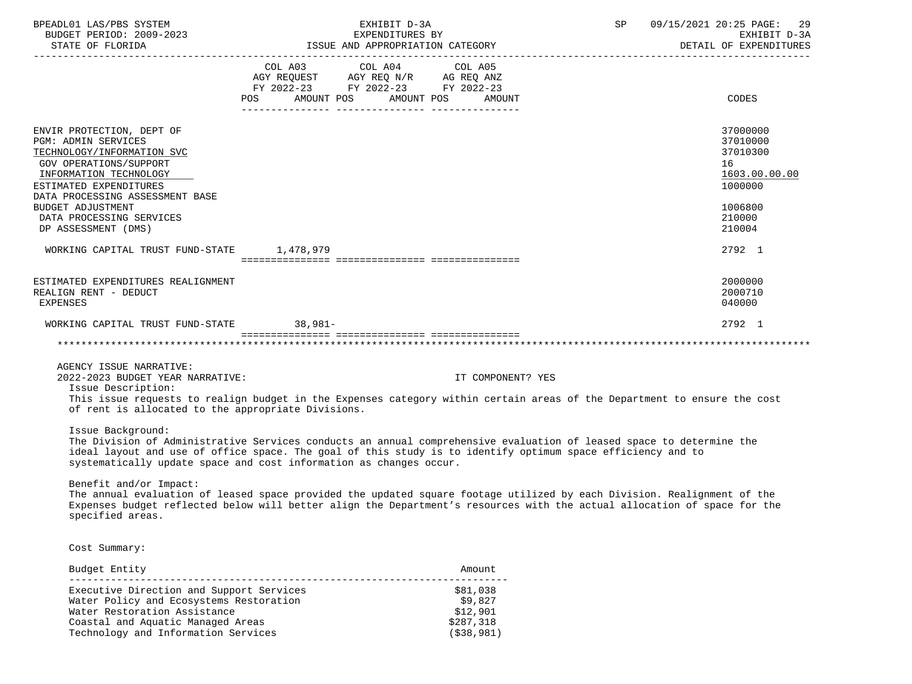| | COL A03 AGY REQUEST FY 2022-23 POS AMOUNT | COL A04 AGY REQ N/R FY 2022-23 POS AMOUNT | COL A05 AG REQ ANZ FY 2022-23 POS AMOUNT | CODES |
|---|---|---|---|---|
| ENVIR PROTECTION, DEPT OF | | | | 37000000 |
| PGM: ADMIN SERVICES | | | | 37010000 |
| TECHNOLOGY/INFORMATION SVC | | | | 37010300 |
| GOV OPERATIONS/SUPPORT | | | | 16 |
| INFORMATION TECHNOLOGY | | | | 1603.00.00.00 |
| ESTIMATED EXPENDITURES | | | | 1000000 |
| DATA PROCESSING ASSESSMENT BASE BUDGET ADJUSTMENT | | | | 1006800 |
| DATA PROCESSING SERVICES | | | | 210000 |
| DP ASSESSMENT (DMS) | | | | 210004 |
| WORKING CAPITAL TRUST FUND-STATE | 1,478,979 | | | 2792 1 |
| ESTIMATED EXPENDITURES REALIGNMENT | | | | 2000000 |
| REALIGN RENT - DEDUCT | | | | 2000710 |
| EXPENSES | | | | 040000 |
| WORKING CAPITAL TRUST FUND-STATE | 38,981- | | | 2792 1 |

AGENCY ISSUE NARRATIVE:

2022-2023 BUDGET YEAR NARRATIVE: IT COMPONENT? YES

Issue Description:

This issue requests to realign budget in the Expenses category within certain areas of the Department to ensure the cost of rent is allocated to the appropriate Divisions.

Issue Background:

The Division of Administrative Services conducts an annual comprehensive evaluation of leased space to determine the ideal layout and use of office space. The goal of this study is to identify optimum space efficiency and to systematically update space and cost information as changes occur.

Benefit and/or Impact:

The annual evaluation of leased space provided the updated square footage utilized by each Division. Realignment of the Expenses budget reflected below will better align the Department's resources with the actual allocation of space for the specified areas.

Cost Summary:

| Budget Entity | Amount |
|---|---|
| Executive Direction and Support Services | $81,038 |
| Water Policy and Ecosystems Restoration | $9,827 |
| Water Restoration Assistance | $12,901 |
| Coastal and Aquatic Managed Areas | $287,318 |
| Technology and Information Services | ($38,981) |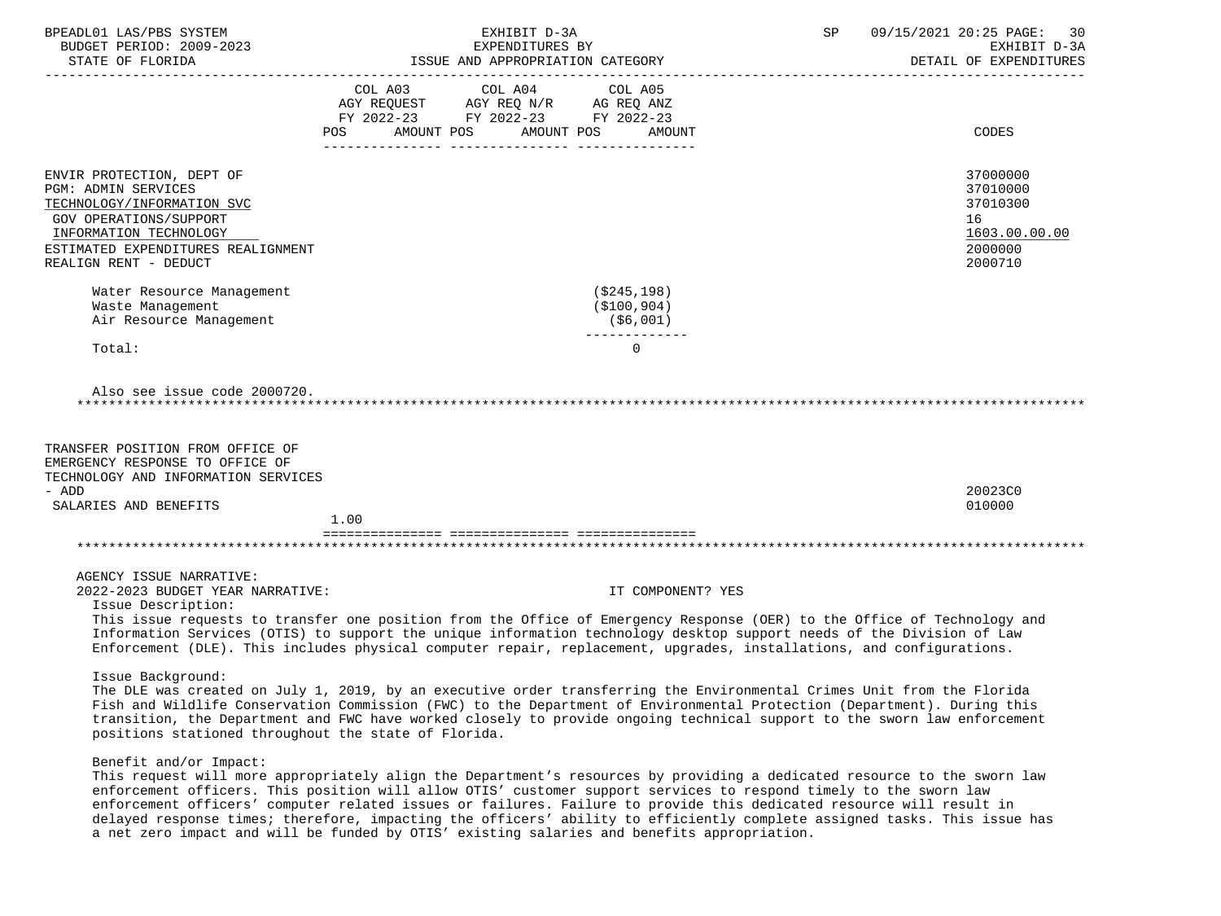| | COL A03 AGY REQUEST FY 2022-23 POS | AMOUNT | COL A04 AGY REQ N/R FY 2022-23 POS | AMOUNT | COL A05 AG REQ ANZ FY 2022-23 POS | AMOUNT | CODES |
|---|---|---|---|---|---|---|---|
| ENVIR PROTECTION, DEPT OF | | | | | | | 37000000 |
| PGM: ADMIN SERVICES | | | | | | | 37010000 |
| TECHNOLOGY/INFORMATION SVC | | | | | | | 37010300 |
| GOV OPERATIONS/SUPPORT | | | | | | | 16 |
| INFORMATION TECHNOLOGY | | | | | | | 1603.00.00.00 |
| ESTIMATED EXPENDITURES REALIGNMENT | | | | | | | 2000000 |
| REALIGN RENT - DEDUCT | | | | | | | 2000710 |
| Water Resource Management | | | | | | (\$245,198) | |
| Waste Management | | | | | | (\$100,904) | |
| Air Resource Management | | | | | | (\$6,001) | |
| Total: | | | | | | 0 | |

Also see issue code 2000720.

*******************************************************************************************************************

| | COL A03 POS | AMOUNT | COL A04 POS | AMOUNT | COL A05 POS | AMOUNT | CODES |
|---|---|---|---|---|---|---|---|
| TRANSFER POSITION FROM OFFICE OF EMERGENCY RESPONSE TO OFFICE OF TECHNOLOGY AND INFORMATION SERVICES - ADD | | | | | | | 20023C0 |
| SALARIES AND BENEFITS | 1.00 | | | | | | 010000 |

*******************************************************************************************************************

AGENCY ISSUE NARRATIVE:

2022-2023 BUDGET YEAR NARRATIVE: IT COMPONENT? YES

Issue Description:

This issue requests to transfer one position from the Office of Emergency Response (OER) to the Office of Technology and Information Services (OTIS) to support the unique information technology desktop support needs of the Division of Law Enforcement (DLE). This includes physical computer repair, replacement, upgrades, installations, and configurations.

Issue Background:

The DLE was created on July 1, 2019, by an executive order transferring the Environmental Crimes Unit from the Florida Fish and Wildlife Conservation Commission (FWC) to the Department of Environmental Protection (Department). During this transition, the Department and FWC have worked closely to provide ongoing technical support to the sworn law enforcement positions stationed throughout the state of Florida.

Benefit and/or Impact:

This request will more appropriately align the Department's resources by providing a dedicated resource to the sworn law enforcement officers. This position will allow OTIS' customer support services to respond timely to the sworn law enforcement officers' computer related issues or failures. Failure to provide this dedicated resource will result in delayed response times; therefore, impacting the officers' ability to efficiently complete assigned tasks. This issue has a net zero impact and will be funded by OTIS' existing salaries and benefits appropriation.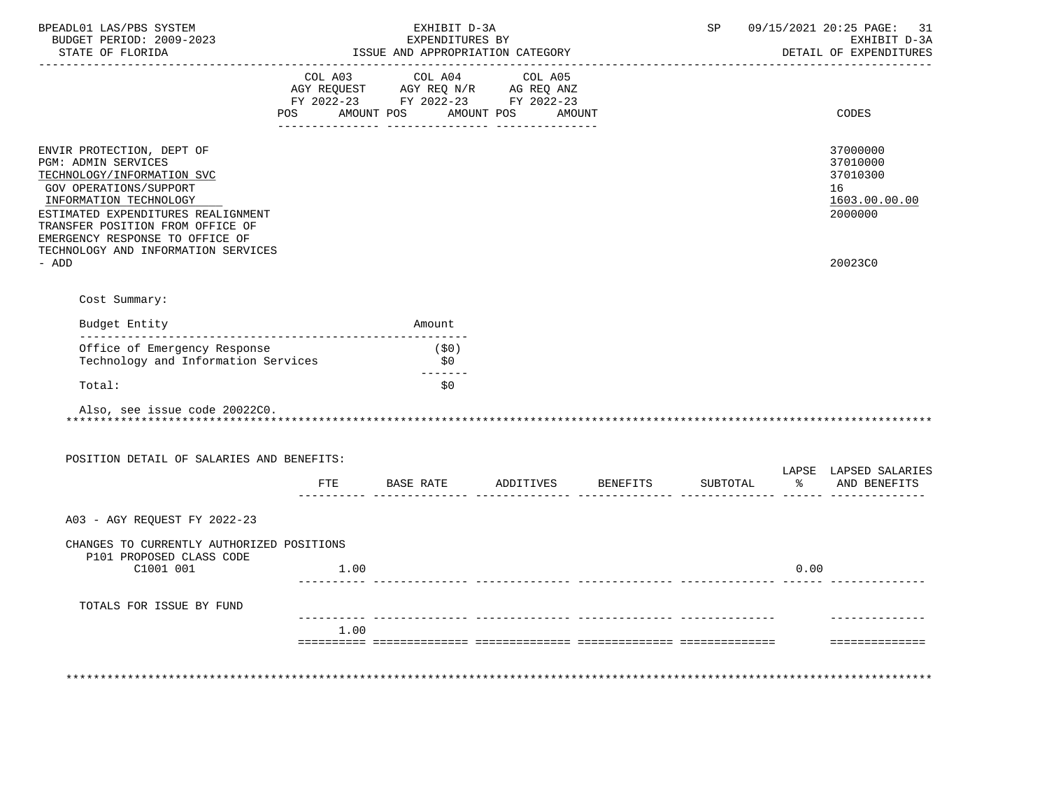BPEADL01 LAS/PBS SYSTEM | EXHIBIT D-3A | SP 09/15/2021 20:25
BUDGET PERIOD: 2009-2023 | EXPENDITURES BY | EXHIBIT D-3A
STATE OF FLORIDA | ISSUE AND APPROPRIATION CATEGORY | DETAIL OF EXPENDITURES

| | COL A03 AGY REQUEST FY 2022-23 POS AMOUNT | COL A04 AGY REQ N/R FY 2022-23 POS AMOUNT | COL A05 AG REQ ANZ FY 2022-23 POS AMOUNT | CODES |
|---|---|---|---|---|
| ENVIR PROTECTION, DEPT OF | | | | 37000000 |
| PGM: ADMIN SERVICES | | | | 37010000 |
| TECHNOLOGY/INFORMATION SVC | | | | 37010300 |
| GOV OPERATIONS/SUPPORT | | | | 16 |
| INFORMATION TECHNOLOGY | | | | 1603.00.00.00 |
| ESTIMATED EXPENDITURES REALIGNMENT | | | | 2000000 |
| TRANSFER POSITION FROM OFFICE OF EMERGENCY RESPONSE TO OFFICE OF TECHNOLOGY AND INFORMATION SERVICES - ADD | | | | 20023C0 |

Cost Summary:

| Budget Entity | Amount |
|---|---|
| Office of Emergency Response | ($0) |
| Technology and Information Services | $0 |
| Total: | $0 |

Also, see issue code 20022C0.

POSITION DETAIL OF SALARIES AND BENEFITS:

| | FTE | BASE RATE | ADDITIVES | BENEFITS | SUBTOTAL | LAPSE % | LAPSED SALARIES AND BENEFITS |
|---|---|---|---|---|---|---|---|
| A03 - AGY REQUEST FY 2022-23 | | | | | | | |
| CHANGES TO CURRENTLY AUTHORIZED POSITIONS | | | | | | | |
| P101 PROPOSED CLASS CODE | | | | | | | |
| C1001 001 | 1.00 | | | | | 0.00 | |
| TOTALS FOR ISSUE BY FUND | | | | | | | |
| | 1.00 | | | | | | |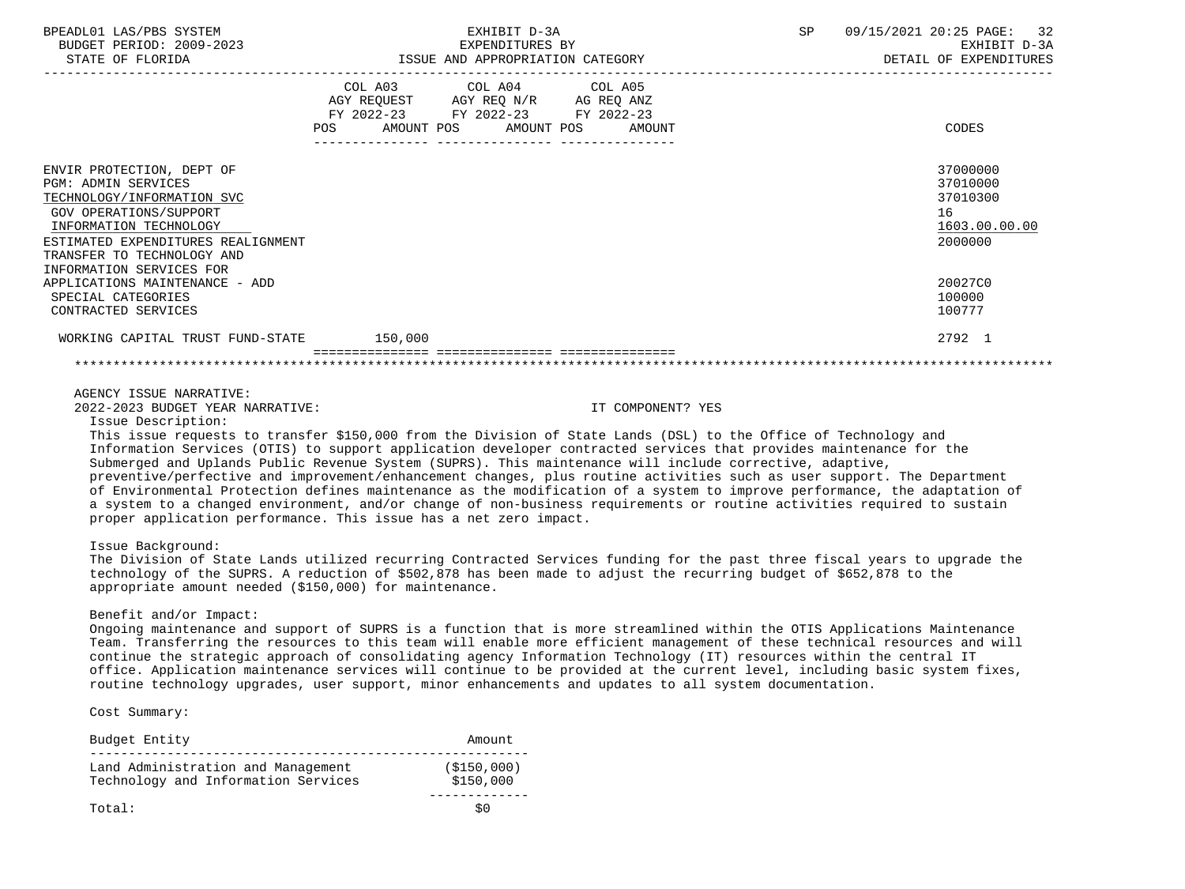BPEADL01 LAS/PBS SYSTEM — EXHIBIT D-3A — EXPENDITURES BY ISSUE AND APPROPRIATION CATEGORY — SP 09/15/2021 20:25 PAGE: 32
BUDGET PERIOD: 2009-2023 — EXHIBIT D-3A
STATE OF FLORIDA — DETAIL OF EXPENDITURES

| | COL A03 AGY REQUEST FY 2022-23 POS | AMOUNT | COL A04 AGY REQ N/R FY 2022-23 POS | AMOUNT | COL A05 AG REQ ANZ FY 2022-23 POS | AMOUNT | CODES |
|---|---|---|---|---|---|---|---|
| ENVIR PROTECTION, DEPT OF | | | | | | | 37000000 |
| PGM: ADMIN SERVICES | | | | | | | 37010000 |
| TECHNOLOGY/INFORMATION SVC | | | | | | | 37010300 |
| GOV OPERATIONS/SUPPORT | | | | | | | 16 |
| INFORMATION TECHNOLOGY | | | | | | | 1603.00.00.00 |
| ESTIMATED EXPENDITURES REALIGNMENT | | | | | | | 2000000 |
| TRANSFER TO TECHNOLOGY AND INFORMATION SERVICES FOR APPLICATIONS MAINTENANCE - ADD | | | | | | | 20027C0 |
| SPECIAL CATEGORIES | | | | | | | 100000 |
| CONTRACTED SERVICES | | | | | | | 100777 |
| WORKING CAPITAL TRUST FUND-STATE | | 150,000 | | | | | 2792 1 |

AGENCY ISSUE NARRATIVE:

2022-2023 BUDGET YEAR NARRATIVE: IT COMPONENT? YES

Issue Description:

This issue requests to transfer $150,000 from the Division of State Lands (DSL) to the Office of Technology and Information Services (OTIS) to support application developer contracted services that provides maintenance for the Submerged and Uplands Public Revenue System (SUPRS). This maintenance will include corrective, adaptive, preventive/perfective and improvement/enhancement changes, plus routine activities such as user support. The Department of Environmental Protection defines maintenance as the modification of a system to improve performance, the adaptation of a system to a changed environment, and/or change of non-business requirements or routine activities required to sustain proper application performance. This issue has a net zero impact.

Issue Background:

The Division of State Lands utilized recurring Contracted Services funding for the past three fiscal years to upgrade the technology of the SUPRS. A reduction of $502,878 has been made to adjust the recurring budget of $652,878 to the appropriate amount needed ($150,000) for maintenance.

Benefit and/or Impact:

Ongoing maintenance and support of SUPRS is a function that is more streamlined within the OTIS Applications Maintenance Team. Transferring the resources to this team will enable more efficient management of these technical resources and will continue the strategic approach of consolidating agency Information Technology (IT) resources within the central IT office. Application maintenance services will continue to be provided at the current level, including basic system fixes, routine technology upgrades, user support, minor enhancements and updates to all system documentation.

Cost Summary:

| Budget Entity | Amount |
|---|---|
| Land Administration and Management | ($150,000) |
| Technology and Information Services | $150,000 |
| Total: | $0 |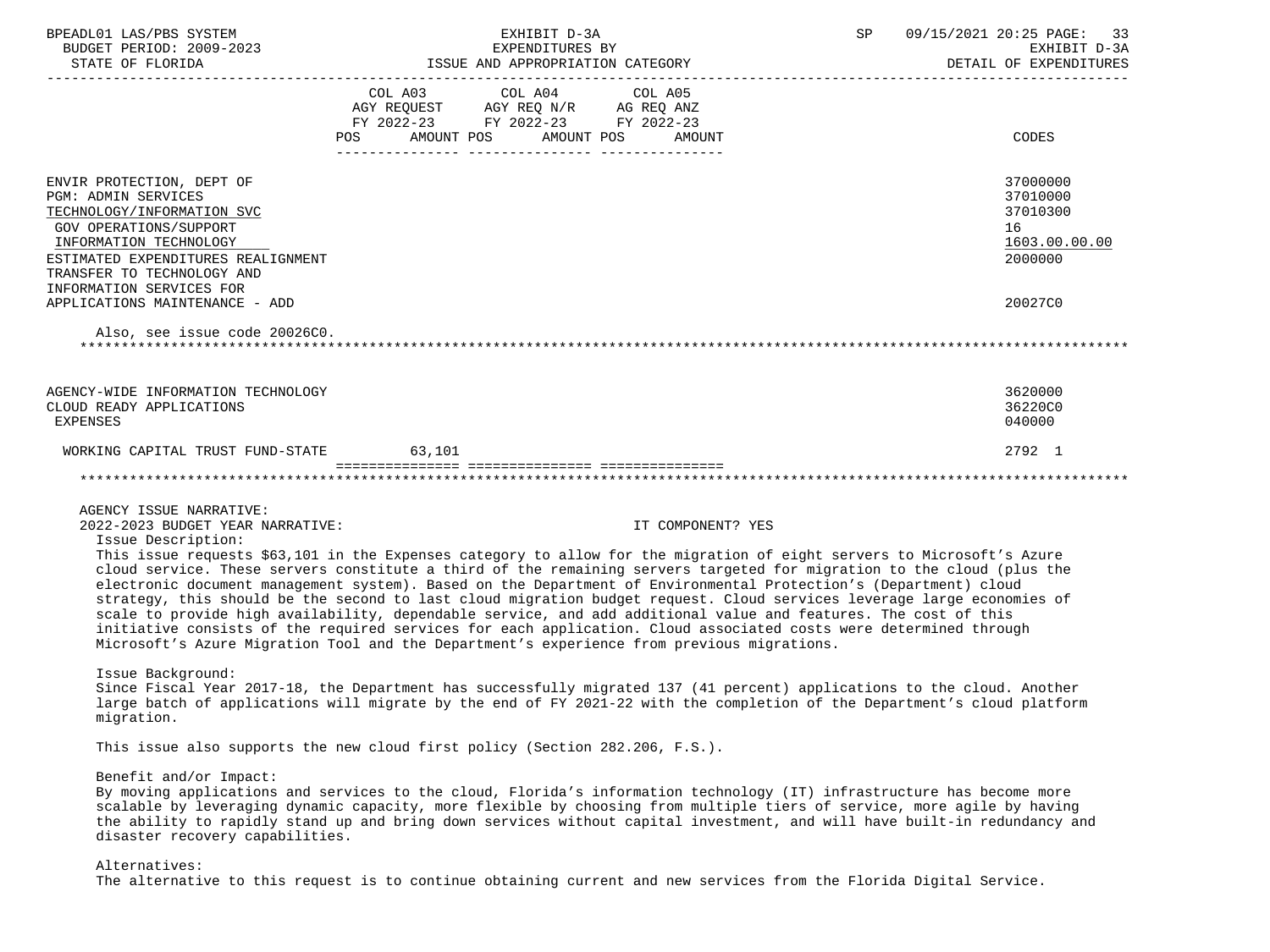| | COL A03 AGY REQUEST FY 2022-23 POS AMOUNT | COL A04 AGY REQ N/R FY 2022-23 POS AMOUNT | COL A05 AG REQ ANZ FY 2022-23 POS AMOUNT | CODES |
|---|---|---|---|---|
| ENVIR PROTECTION, DEPT OF | | | | 37000000 |
| PGM: ADMIN SERVICES | | | | 37010000 |
| TECHNOLOGY/INFORMATION SVC | | | | 37010300 |
| GOV OPERATIONS/SUPPORT | | | | 16 |
| INFORMATION TECHNOLOGY | | | | 1603.00.00.00 |
| ESTIMATED EXPENDITURES REALIGNMENT | | | | 2000000 |
| TRANSFER TO TECHNOLOGY AND INFORMATION SERVICES FOR APPLICATIONS MAINTENANCE - ADD | | | | 20027C0 |

Also, see issue code 20026C0.

| | COL A03 | COL A04 | COL A05 | CODES |
|---|---|---|---|---|
| AGENCY-WIDE INFORMATION TECHNOLOGY | | | | 3620000 |
| CLOUD READY APPLICATIONS | | | | 36220C0 |
| EXPENSES | | | | 040000 |
| WORKING CAPITAL TRUST FUND-STATE | 63,101 | | | 2792 1 |

AGENCY ISSUE NARRATIVE:

2022-2023 BUDGET YEAR NARRATIVE: IT COMPONENT? YES

Issue Description:

This issue requests $63,101 in the Expenses category to allow for the migration of eight servers to Microsoft's Azure cloud service. These servers constitute a third of the remaining servers targeted for migration to the cloud (plus the electronic document management system). Based on the Department of Environmental Protection's (Department) cloud strategy, this should be the second to last cloud migration budget request. Cloud services leverage large economies of scale to provide high availability, dependable service, and add additional value and features. The cost of this initiative consists of the required services for each application. Cloud associated costs were determined through Microsoft's Azure Migration Tool and the Department's experience from previous migrations.

Issue Background:

Since Fiscal Year 2017-18, the Department has successfully migrated 137 (41 percent) applications to the cloud. Another large batch of applications will migrate by the end of FY 2021-22 with the completion of the Department's cloud platform migration.

This issue also supports the new cloud first policy (Section 282.206, F.S.).

Benefit and/or Impact:

By moving applications and services to the cloud, Florida's information technology (IT) infrastructure has become more scalable by leveraging dynamic capacity, more flexible by choosing from multiple tiers of service, more agile by having the ability to rapidly stand up and bring down services without capital investment, and will have built-in redundancy and disaster recovery capabilities.

Alternatives:

The alternative to this request is to continue obtaining current and new services from the Florida Digital Service.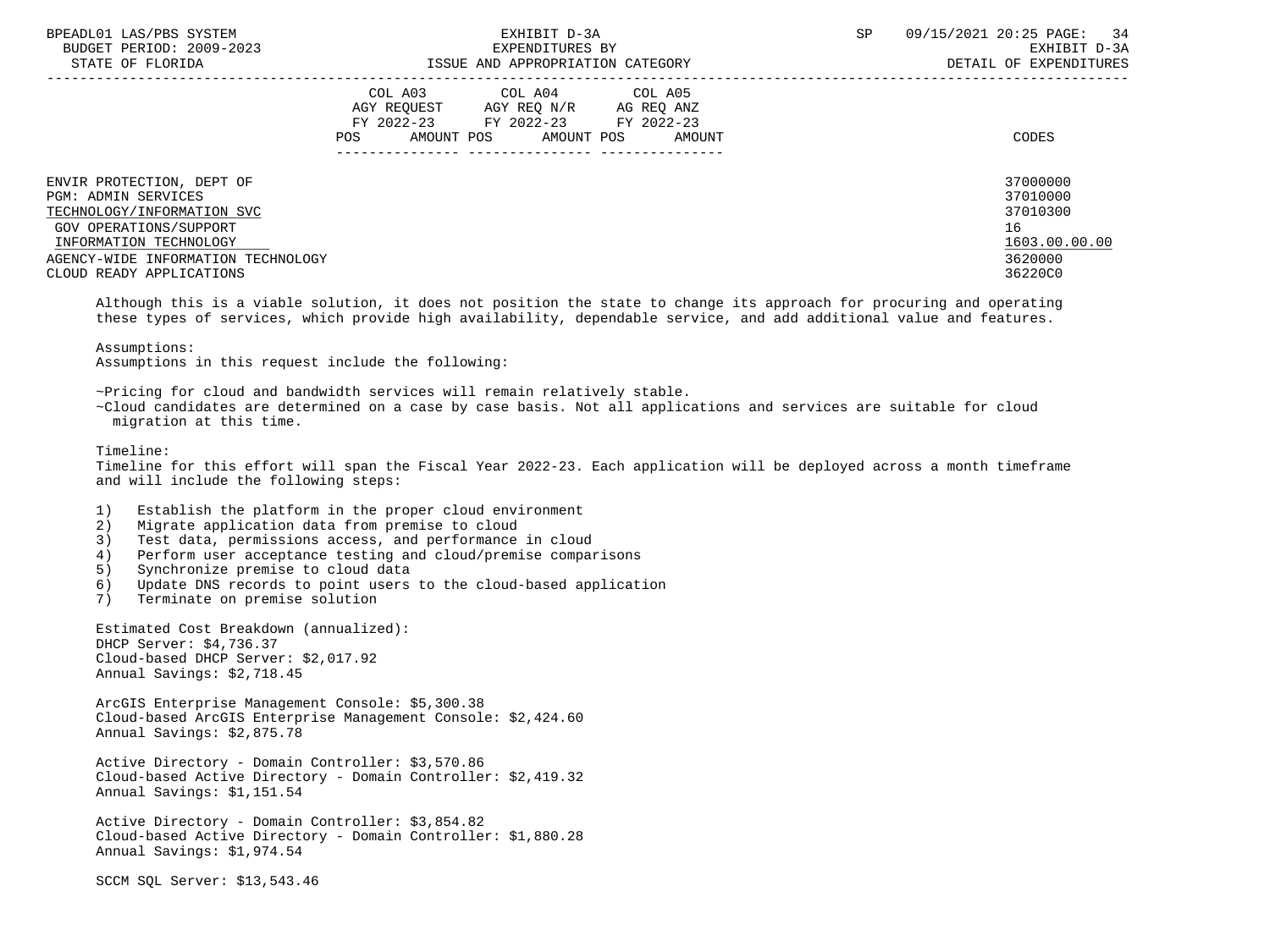ENVIR PROTECTION, DEPT OF 37000000
PGM: ADMIN SERVICES 37010000
TECHNOLOGY/INFORMATION SVC 37010300
GOV OPERATIONS/SUPPORT 16
INFORMATION TECHNOLOGY 1603.00.00.00
AGENCY-WIDE INFORMATION TECHNOLOGY 3620000
CLOUD READY APPLICATIONS 36220C0

Although this is a viable solution, it does not position the state to change its approach for procuring and operating these types of services, which provide high availability, dependable service, and add additional value and features.

Assumptions:
Assumptions in this request include the following:

~Pricing for cloud and bandwidth services will remain relatively stable.
~Cloud candidates are determined on a case by case basis. Not all applications and services are suitable for cloud migration at this time.

Timeline:
Timeline for this effort will span the Fiscal Year 2022-23. Each application will be deployed across a month timeframe and will include the following steps:

1) Establish the platform in the proper cloud environment
2) Migrate application data from premise to cloud
3) Test data, permissions access, and performance in cloud
4) Perform user acceptance testing and cloud/premise comparisons
5) Synchronize premise to cloud data
6) Update DNS records to point users to the cloud-based application
7) Terminate on premise solution

Estimated Cost Breakdown (annualized):
DHCP Server: $4,736.37
Cloud-based DHCP Server: $2,017.92
Annual Savings: $2,718.45

ArcGIS Enterprise Management Console: $5,300.38
Cloud-based ArcGIS Enterprise Management Console: $2,424.60
Annual Savings: $2,875.78

Active Directory - Domain Controller: $3,570.86
Cloud-based Active Directory - Domain Controller: $2,419.32
Annual Savings: $1,151.54

Active Directory - Domain Controller: $3,854.82
Cloud-based Active Directory - Domain Controller: $1,880.28
Annual Savings: $1,974.54

SCCM SQL Server: $13,543.46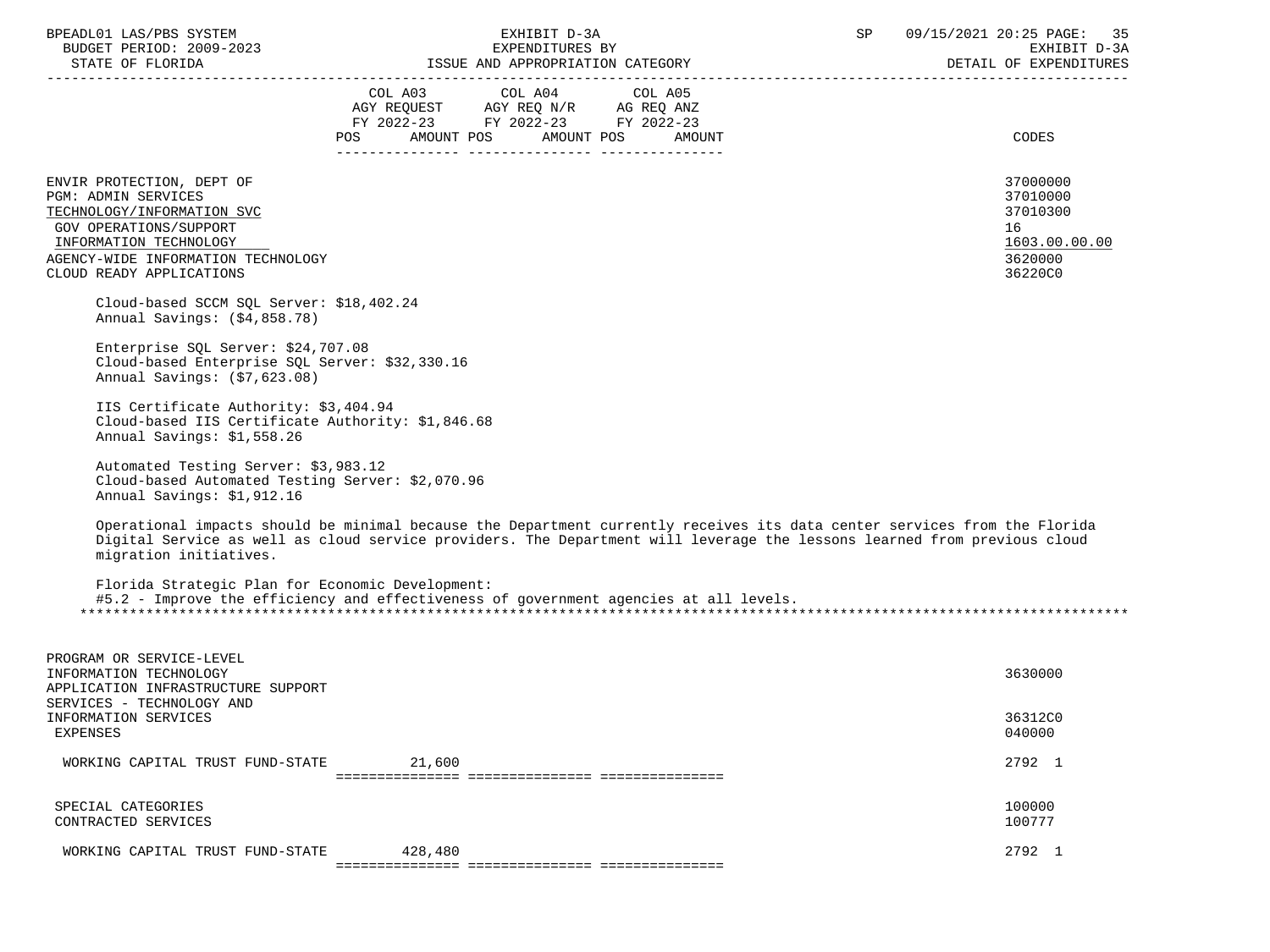| | COL A03 AGY REQUEST FY 2022-23 POS AMOUNT | COL A04 AGY REQ N/R FY 2022-23 POS AMOUNT | COL A05 AG REQ ANZ FY 2022-23 POS AMOUNT | CODES |
|---|---|---|---|---|
| ENVIR PROTECTION, DEPT OF | | | | 37000000 |
| PGM: ADMIN SERVICES | | | | 37010000 |
| TECHNOLOGY/INFORMATION SVC | | | | 37010300 |
| GOV OPERATIONS/SUPPORT | | | | 16 |
| INFORMATION TECHNOLOGY | | | | 1603.00.00.00 |
| AGENCY-WIDE INFORMATION TECHNOLOGY | | | | 3620000 |
| CLOUD READY APPLICATIONS | | | | 36220C0 |

Cloud-based SCCM SQL Server: $18,402.24
Annual Savings: ($4,858.78)

Enterprise SQL Server: $24,707.08
Cloud-based Enterprise SQL Server: $32,330.16
Annual Savings: ($7,623.08)

IIS Certificate Authority: $3,404.94
Cloud-based IIS Certificate Authority: $1,846.68
Annual Savings: $1,558.26

Automated Testing Server: $3,983.12
Cloud-based Automated Testing Server: $2,070.96
Annual Savings: $1,912.16

Operational impacts should be minimal because the Department currently receives its data center services from the Florida Digital Service as well as cloud service providers. The Department will leverage the lessons learned from previous cloud migration initiatives.

Florida Strategic Plan for Economic Development:
#5.2 - Improve the efficiency and effectiveness of government agencies at all levels.

*******************************************************************************************************************

| | COL A03 | COL A04 | COL A05 | CODES |
|---|---|---|---|---|
| PROGRAM OR SERVICE-LEVEL INFORMATION TECHNOLOGY | | | | 3630000 |
| APPLICATION INFRASTRUCTURE SUPPORT SERVICES - TECHNOLOGY AND INFORMATION SERVICES | | | | 36312C0 |
| EXPENSES | | | | 040000 |
| WORKING CAPITAL TRUST FUND-STATE | 21,600 | | | 2792 1 |
| SPECIAL CATEGORIES | | | | 100000 |
| CONTRACTED SERVICES | | | | 100777 |
| WORKING CAPITAL TRUST FUND-STATE | 428,480 | | | 2792 1 |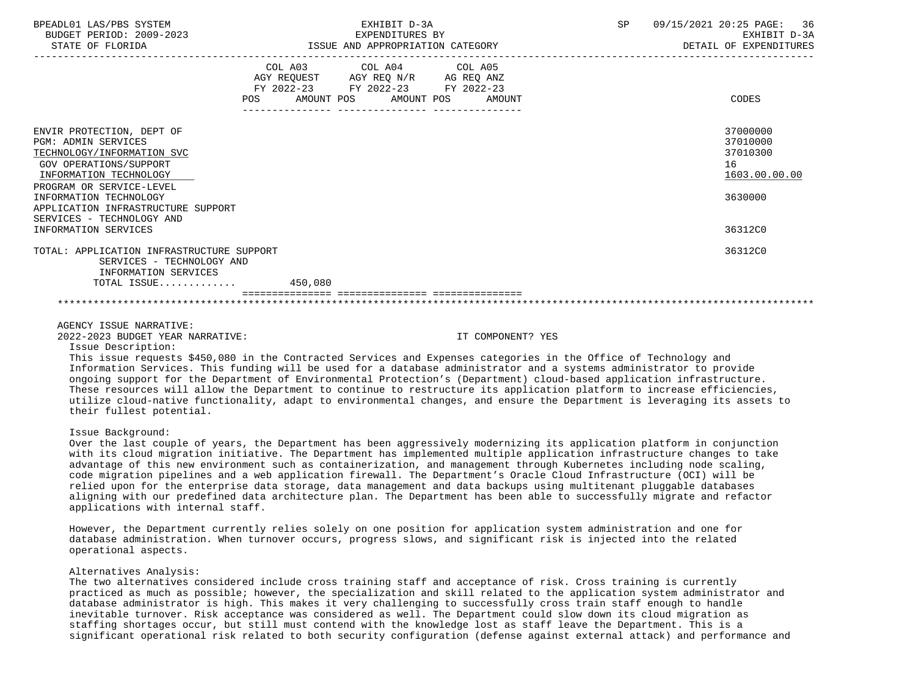| | COL A03 AGY REQUEST FY 2022-23 POS AMOUNT | COL A04 AGY REQ N/R FY 2022-23 POS AMOUNT | COL A05 AG REQ ANZ FY 2022-23 POS AMOUNT | CODES |
|---|---|---|---|---|
| ENVIR PROTECTION, DEPT OF | | | | 37000000 |
| PGM: ADMIN SERVICES | | | | 37010000 |
| TECHNOLOGY/INFORMATION SVC | | | | 37010300 |
| GOV OPERATIONS/SUPPORT | | | | 16 |
| INFORMATION TECHNOLOGY | | | | 1603.00.00.00 |
| PROGRAM OR SERVICE-LEVEL INFORMATION TECHNOLOGY | | | | 3630000 |
| APPLICATION INFRASTRUCTURE SUPPORT SERVICES - TECHNOLOGY AND INFORMATION SERVICES | | | | 36312C0 |
| TOTAL: APPLICATION INFRASTRUCTURE SUPPORT SERVICES - TECHNOLOGY AND INFORMATION SERVICES | | | | 36312C0 |
| TOTAL ISSUE............ | 450,080 | | | |

AGENCY ISSUE NARRATIVE:

2022-2023 BUDGET YEAR NARRATIVE: IT COMPONENT? YES

Issue Description:

This issue requests $450,080 in the Contracted Services and Expenses categories in the Office of Technology and Information Services. This funding will be used for a database administrator and a systems administrator to provide ongoing support for the Department of Environmental Protection's (Department) cloud-based application infrastructure. These resources will allow the Department to continue to restructure its application platform to increase efficiencies, utilize cloud-native functionality, adapt to environmental changes, and ensure the Department is leveraging its assets to their fullest potential.

Issue Background:

Over the last couple of years, the Department has been aggressively modernizing its application platform in conjunction with its cloud migration initiative. The Department has implemented multiple application infrastructure changes to take advantage of this new environment such as containerization, and management through Kubernetes including node scaling, code migration pipelines and a web application firewall. The Department's Oracle Cloud Infrastructure (OCI) will be relied upon for the enterprise data storage, data management and data backups using multitenant pluggable databases aligning with our predefined data architecture plan. The Department has been able to successfully migrate and refactor applications with internal staff.

However, the Department currently relies solely on one position for application system administration and one for database administration. When turnover occurs, progress slows, and significant risk is injected into the related operational aspects.

Alternatives Analysis:

The two alternatives considered include cross training staff and acceptance of risk. Cross training is currently practiced as much as possible; however, the specialization and skill related to the application system administrator and database administrator is high. This makes it very challenging to successfully cross train staff enough to handle inevitable turnover. Risk acceptance was considered as well. The Department could slow down its cloud migration as staffing shortages occur, but still must contend with the knowledge lost as staff leave the Department. This is a significant operational risk related to both security configuration (defense against external attack) and performance and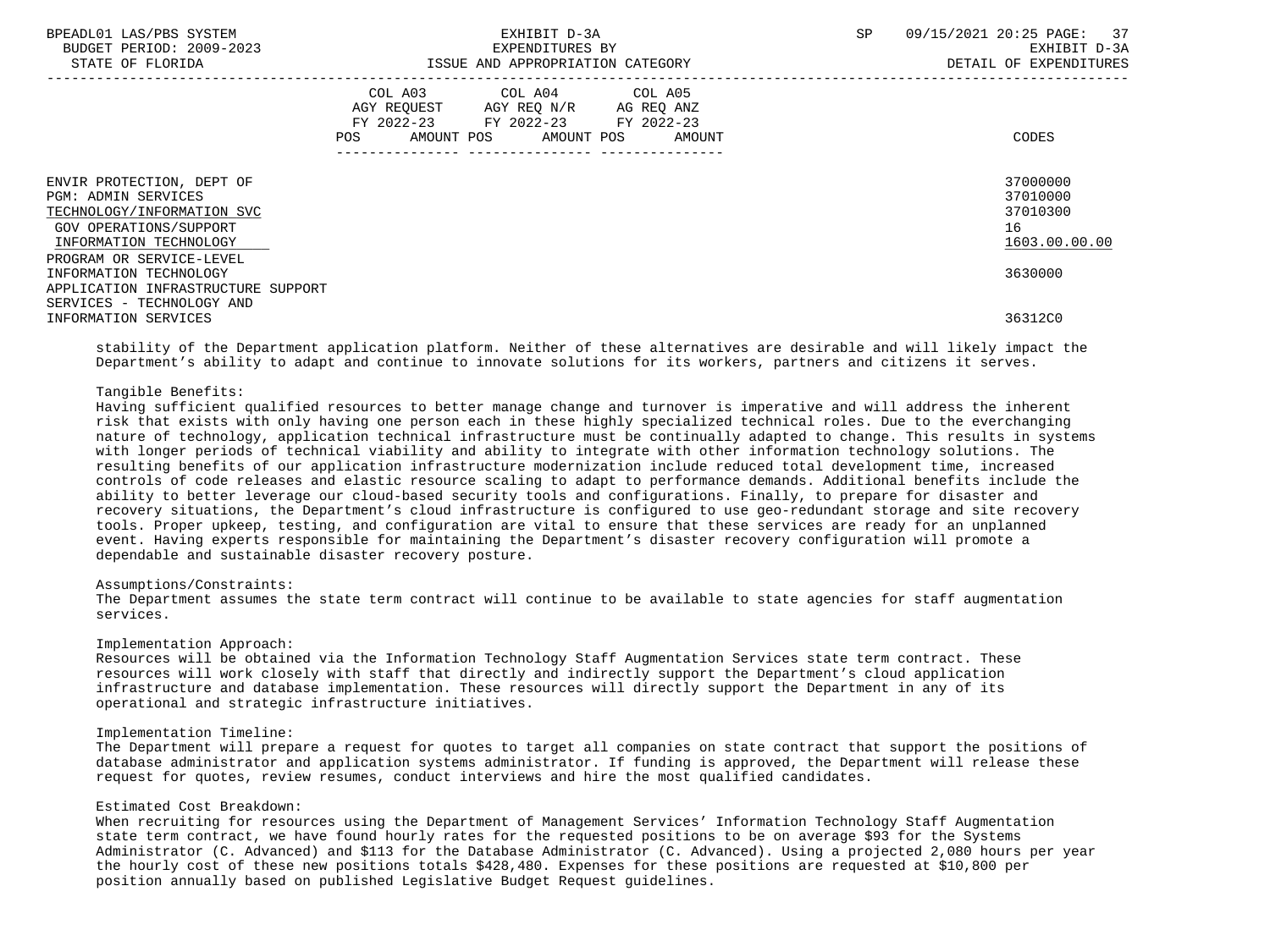| | COL A03 AGY REQUEST FY 2022-23 POS AMOUNT | COL A04 AGY REQ N/R FY 2022-23 POS AMOUNT | COL A05 AG REQ ANZ FY 2022-23 POS AMOUNT | CODES |
|---|---|---|---|---|
| ENVIR PROTECTION, DEPT OF | | | | 37000000 |
| PGM: ADMIN SERVICES | | | | 37010000 |
| TECHNOLOGY/INFORMATION SVC | | | | 37010300 |
| GOV OPERATIONS/SUPPORT | | | | 16 |
| INFORMATION TECHNOLOGY | | | | 1603.00.00.00 |
| PROGRAM OR SERVICE-LEVEL INFORMATION TECHNOLOGY | | | | 3630000 |
| APPLICATION INFRASTRUCTURE SUPPORT SERVICES - TECHNOLOGY AND INFORMATION SERVICES | | | | 36312C0 |

stability of the Department application platform. Neither of these alternatives are desirable and will likely impact the Department's ability to adapt and continue to innovate solutions for its workers, partners and citizens it serves.

Tangible Benefits:
Having sufficient qualified resources to better manage change and turnover is imperative and will address the inherent risk that exists with only having one person each in these highly specialized technical roles. Due to the everchanging nature of technology, application technical infrastructure must be continually adapted to change. This results in systems with longer periods of technical viability and ability to integrate with other information technology solutions. The resulting benefits of our application infrastructure modernization include reduced total development time, increased controls of code releases and elastic resource scaling to adapt to performance demands. Additional benefits include the ability to better leverage our cloud-based security tools and configurations. Finally, to prepare for disaster and recovery situations, the Department's cloud infrastructure is configured to use geo-redundant storage and site recovery tools. Proper upkeep, testing, and configuration are vital to ensure that these services are ready for an unplanned event. Having experts responsible for maintaining the Department's disaster recovery configuration will promote a dependable and sustainable disaster recovery posture.

Assumptions/Constraints:
The Department assumes the state term contract will continue to be available to state agencies for staff augmentation services.

Implementation Approach:
Resources will be obtained via the Information Technology Staff Augmentation Services state term contract. These resources will work closely with staff that directly and indirectly support the Department's cloud application infrastructure and database implementation. These resources will directly support the Department in any of its operational and strategic infrastructure initiatives.

Implementation Timeline:
The Department will prepare a request for quotes to target all companies on state contract that support the positions of database administrator and application systems administrator. If funding is approved, the Department will release these request for quotes, review resumes, conduct interviews and hire the most qualified candidates.

Estimated Cost Breakdown:
When recruiting for resources using the Department of Management Services' Information Technology Staff Augmentation state term contract, we have found hourly rates for the requested positions to be on average $93 for the Systems Administrator (C. Advanced) and $113 for the Database Administrator (C. Advanced). Using a projected 2,080 hours per year the hourly cost of these new positions totals $428,480. Expenses for these positions are requested at $10,800 per position annually based on published Legislative Budget Request guidelines.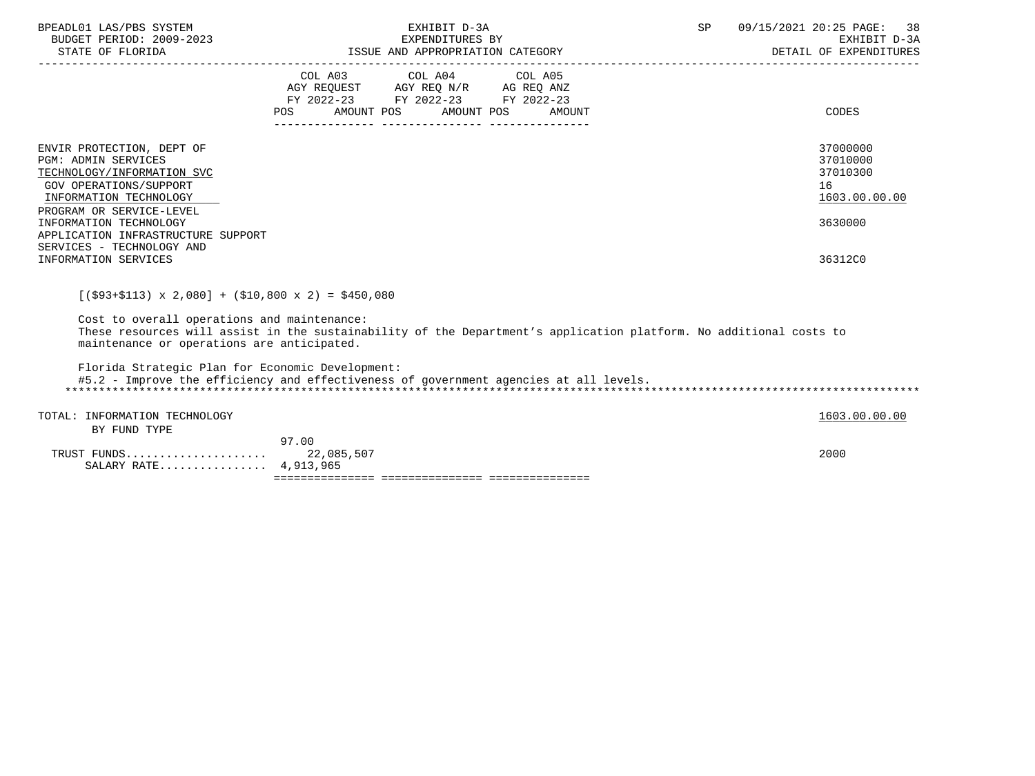BPEADL01 LAS/PBS SYSTEM | EXHIBIT D-3A | SP 09/15/2021 20:25
BUDGET PERIOD: 2009-2023 | EXPENDITURES BY | EXHIBIT D-3A
STATE OF FLORIDA | ISSUE AND APPROPRIATION CATEGORY | DETAIL OF EXPENDITURES

| | COL A03 AGY REQUEST FY 2022-23 POS AMOUNT | COL A04 AGY REQ N/R FY 2022-23 POS AMOUNT | COL A05 AG REQ ANZ FY 2022-23 POS AMOUNT | CODES |
|---|---|---|---|---|
| ENVIR PROTECTION, DEPT OF | | | | 37000000 |
| PGM: ADMIN SERVICES | | | | 37010000 |
| TECHNOLOGY/INFORMATION SVC | | | | 37010300 |
| GOV OPERATIONS/SUPPORT | | | | 16 |
| INFORMATION TECHNOLOGY | | | | 1603.00.00.00 |
| PROGRAM OR SERVICE-LEVEL INFORMATION TECHNOLOGY | | | | 3630000 |
| APPLICATION INFRASTRUCTURE SUPPORT SERVICES - TECHNOLOGY AND INFORMATION SERVICES | | | | 36312C0 |

[($93+$113) x 2,080] + ($10,800 x 2) = $450,080

Cost to overall operations and maintenance:
These resources will assist in the sustainability of the Department's application platform. No additional costs to maintenance or operations are anticipated.

Florida Strategic Plan for Economic Development:
#5.2 - Improve the efficiency and effectiveness of government agencies at all levels.

******************************************************************************************************************************

| | COL A03 POS | COL A03 AMOUNT | COL A04 | COL A05 | CODES |
|---|---|---|---|---|---|
| TOTAL: INFORMATION TECHNOLOGY | | | | | 1603.00.00.00 |
| BY FUND TYPE | | | | | |
| TRUST FUNDS | 97.00 | 22,085,507 | | | 2000 |
| SALARY RATE | | 4,913,965 | | | |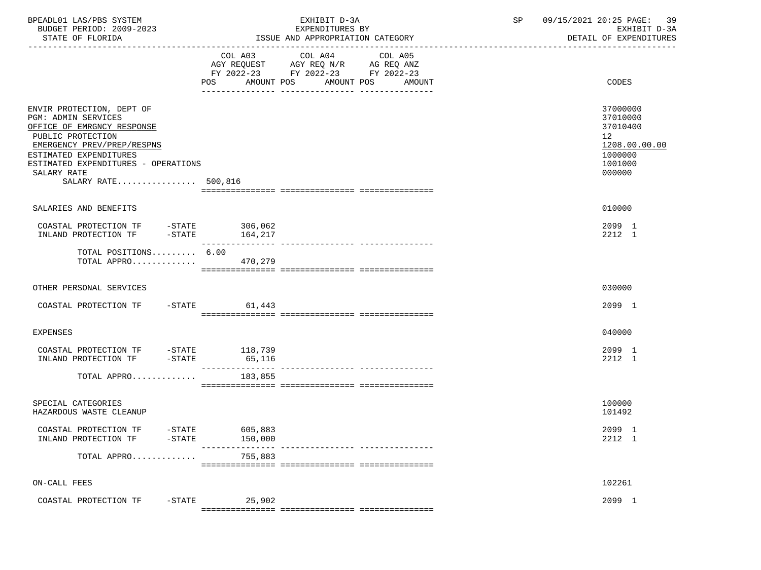BPEADL01 LAS/PBS SYSTEM | EXHIBIT D-3A | SP 09/15/2021 20:25
BUDGET PERIOD: 2009-2023 | EXPENDITURES BY | EXHIBIT D-3A
STATE OF FLORIDA | ISSUE AND APPROPRIATION CATEGORY | DETAIL OF EXPENDITURES

| | COL A03 AGY REQUEST FY 2022-23 POS | AMOUNT | COL A04 AGY REQ N/R FY 2022-23 POS | AMOUNT | COL A05 AG REQ ANZ FY 2022-23 POS | AMOUNT | CODES |
|---|---|---|---|---|---|---|---|
| ENVIR PROTECTION, DEPT OF | | | | | | | 37000000 |
| PGM: ADMIN SERVICES | | | | | | | 37010000 |
| OFFICE OF EMRGNCY RESPONSE | | | | | | | 37010400 |
| PUBLIC PROTECTION | | | | | | | 12 |
| EMERGENCY PREV/PREP/RESPNS | | | | | | | 1208.00.00.00 |
| ESTIMATED EXPENDITURES | | | | | | | 1000000 |
| ESTIMATED EXPENDITURES - OPERATIONS | | | | | | | 1001000 |
| SALARY RATE | | | | | | | 000000 |
| SALARY RATE................ | 500,816 | | | | | | |
| SALARIES AND BENEFITS | | | | | | | 010000 |
| COASTAL PROTECTION TF -STATE | | 306,062 | | | | | 2099 1 |
| INLAND PROTECTION TF -STATE | | 164,217 | | | | | 2212 1 |
| TOTAL POSITIONS......... | 6.00 | | | | | | |
| TOTAL APPRO............. | | 470,279 | | | | | |
| OTHER PERSONAL SERVICES | | | | | | | 030000 |
| COASTAL PROTECTION TF -STATE | | 61,443 | | | | | 2099 1 |
| EXPENSES | | | | | | | 040000 |
| COASTAL PROTECTION TF -STATE | | 118,739 | | | | | 2099 1 |
| INLAND PROTECTION TF -STATE | | 65,116 | | | | | 2212 1 |
| TOTAL APPRO............. | | 183,855 | | | | | |
| SPECIAL CATEGORIES | | | | | | | 100000 |
| HAZARDOUS WASTE CLEANUP | | | | | | | 101492 |
| COASTAL PROTECTION TF -STATE | | 605,883 | | | | | 2099 1 |
| INLAND PROTECTION TF -STATE | | 150,000 | | | | | 2212 1 |
| TOTAL APPRO............. | | 755,883 | | | | | |
| ON-CALL FEES | | | | | | | 102261 |
| COASTAL PROTECTION TF -STATE | | 25,902 | | | | | 2099 1 |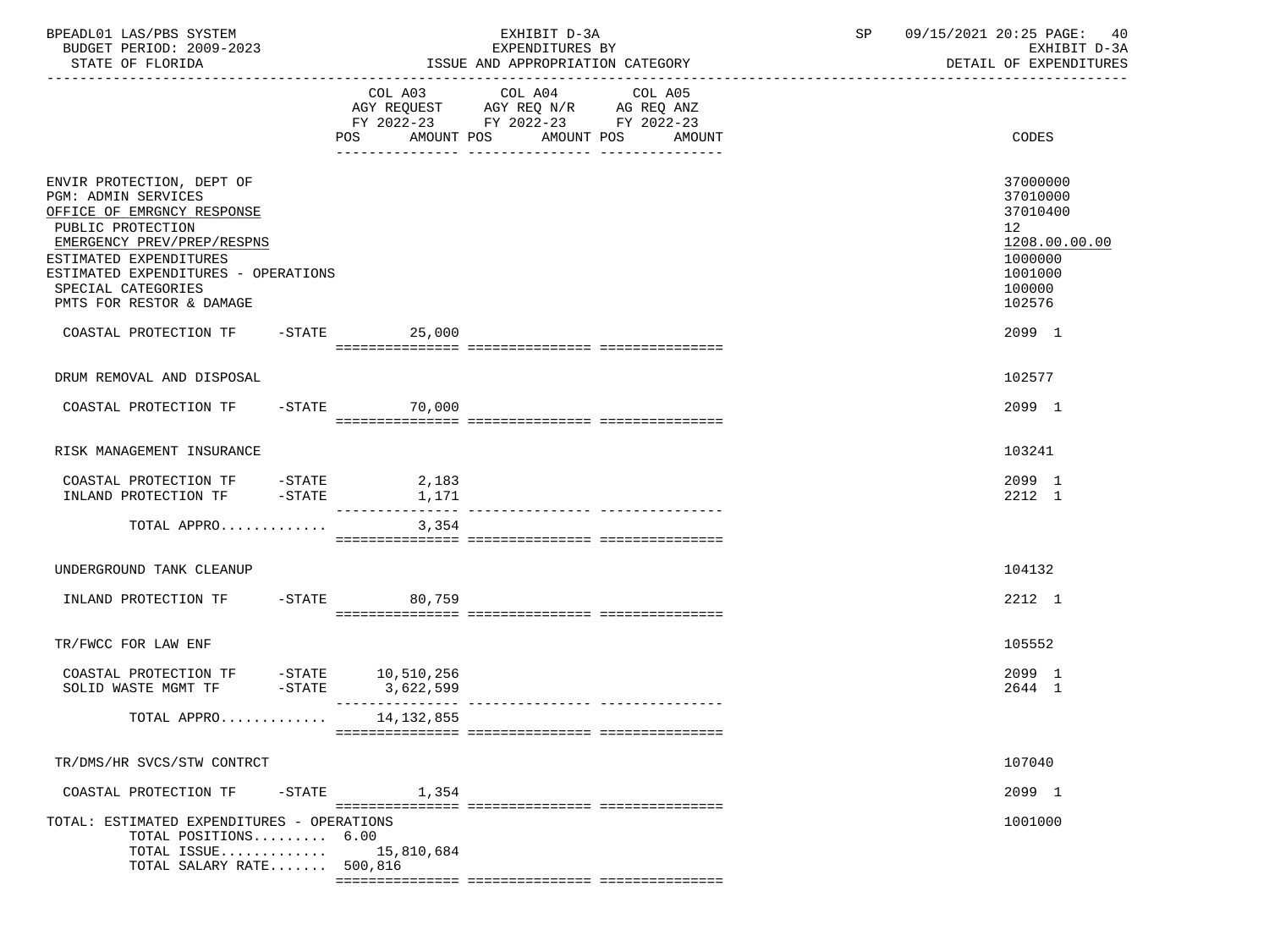BPEADL01 LAS/PBS SYSTEM | EXHIBIT D-3A | SP 09/15/2021 20:25

BUDGET PERIOD: 2009-2023 | EXPENDITURES BY | EXHIBIT D-3A

STATE OF FLORIDA | ISSUE AND APPROPRIATION CATEGORY | DETAIL OF EXPENDITURES

| | COL A03 AGY REQUEST FY 2022-23 POS AMOUNT | COL A04 AGY REQ N/R FY 2022-23 POS AMOUNT | COL A05 AG REQ ANZ FY 2022-23 POS AMOUNT | CODES |
|---|---|---|---|---|
| ENVIR PROTECTION, DEPT OF | | | | 37000000 |
| PGM: ADMIN SERVICES | | | | 37010000 |
| OFFICE OF EMRGNCY RESPONSE | | | | 37010400 |
| PUBLIC PROTECTION | | | | 12 |
| EMERGENCY PREV/PREP/RESPNS | | | | 1208.00.00.00 |
| ESTIMATED EXPENDITURES | | | | 1000000 |
| ESTIMATED EXPENDITURES - OPERATIONS | | | | 1001000 |
| SPECIAL CATEGORIES | | | | 100000 |
| PMTS FOR RESTOR & DAMAGE | | | | 102576 |
| COASTAL PROTECTION TF -STATE | 25,000 | | | 2099 1 |
| DRUM REMOVAL AND DISPOSAL | | | | 102577 |
| COASTAL PROTECTION TF -STATE | 70,000 | | | 2099 1 |
| RISK MANAGEMENT INSURANCE | | | | 103241 |
| COASTAL PROTECTION TF -STATE | 2,183 | | | 2099 1 |
| INLAND PROTECTION TF -STATE | 1,171 | | | 2212 1 |
| TOTAL APPRO............ | 3,354 | | | |
| UNDERGROUND TANK CLEANUP | | | | 104132 |
| INLAND PROTECTION TF -STATE | 80,759 | | | 2212 1 |
| TR/FWCC FOR LAW ENF | | | | 105552 |
| COASTAL PROTECTION TF -STATE | 10,510,256 | | | 2099 1 |
| SOLID WASTE MGMT TF -STATE | 3,622,599 | | | 2644 1 |
| TOTAL APPRO............ | 14,132,855 | | | |
| TR/DMS/HR SVCS/STW CONTRCT | | | | 107040 |
| COASTAL PROTECTION TF -STATE | 1,354 | | | 2099 1 |
| TOTAL: ESTIMATED EXPENDITURES - OPERATIONS | | | | 1001000 |
| TOTAL POSITIONS......... | 6.00 | | | |
| TOTAL ISSUE............ | 15,810,684 | | | |
| TOTAL SALARY RATE....... | 500,816 | | | |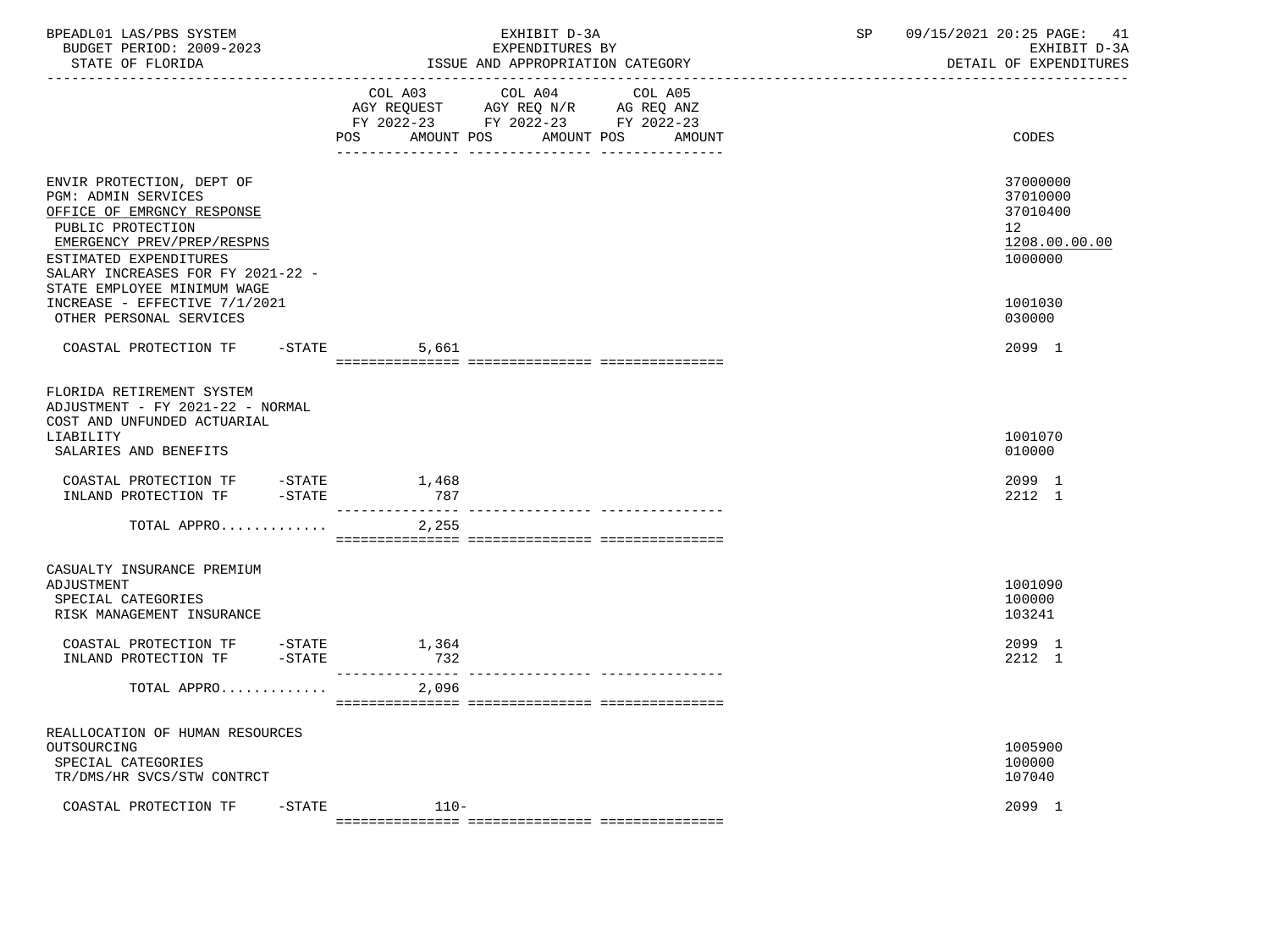BPEADL01 LAS/PBS SYSTEM | EXHIBIT D-3A | SP 09/15/2021 20:25 PAGE: 41
BUDGET PERIOD: 2009-2023 | EXPENDITURES BY | EXHIBIT D-3A
STATE OF FLORIDA | ISSUE AND APPROPRIATION CATEGORY | DETAIL OF EXPENDITURES

| | COL A03 AGY REQUEST FY 2022-23 POS AMOUNT | COL A04 AGY REQ N/R FY 2022-23 POS AMOUNT | COL A05 AG REQ ANZ FY 2022-23 POS AMOUNT | CODES |
|---|---|---|---|---|
| ENVIR PROTECTION, DEPT OF | | | | 37000000 |
| PGM: ADMIN SERVICES | | | | 37010000 |
| OFFICE OF EMRGNCY RESPONSE | | | | 37010400 |
| PUBLIC PROTECTION | | | | 12 |
| EMERGENCY PREV/PREP/RESPNS | | | | 1208.00.00.00 |
| ESTIMATED EXPENDITURES | | | | 1000000 |
| SALARY INCREASES FOR FY 2021-22 - STATE EMPLOYEE MINIMUM WAGE INCREASE - EFFECTIVE 7/1/2021 | | | | 1001030 |
| OTHER PERSONAL SERVICES | | | | 030000 |
| COASTAL PROTECTION TF -STATE | 5,661 | | | 2099 1 |
| FLORIDA RETIREMENT SYSTEM ADJUSTMENT - FY 2021-22 - NORMAL COST AND UNFUNDED ACTUARIAL LIABILITY | | | | 1001070 |
| SALARIES AND BENEFITS | | | | 010000 |
| COASTAL PROTECTION TF -STATE | 1,468 | | | 2099 1 |
| INLAND PROTECTION TF -STATE | 787 | | | 2212 1 |
| TOTAL APPRO............. | 2,255 | | | |
| CASUALTY INSURANCE PREMIUM ADJUSTMENT | | | | 1001090 |
| SPECIAL CATEGORIES | | | | 100000 |
| RISK MANAGEMENT INSURANCE | | | | 103241 |
| COASTAL PROTECTION TF -STATE | 1,364 | | | 2099 1 |
| INLAND PROTECTION TF -STATE | 732 | | | 2212 1 |
| TOTAL APPRO............. | 2,096 | | | |
| REALLOCATION OF HUMAN RESOURCES OUTSOURCING | | | | 1005900 |
| SPECIAL CATEGORIES | | | | 100000 |
| TR/DMS/HR SVCS/STW CONTRCT | | | | 107040 |
| COASTAL PROTECTION TF -STATE | 110- | | | 2099 1 |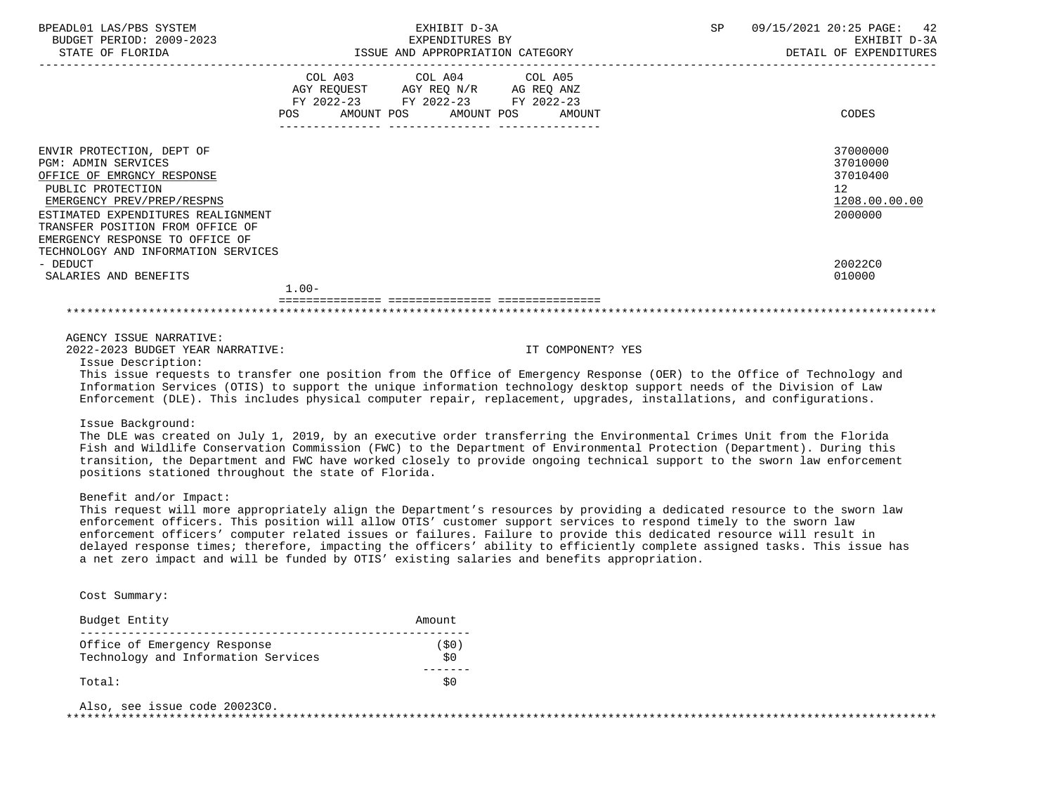| | COL A03 AGY REQUEST FY 2022-23 POS AMOUNT | COL A04 AGY REQ N/R FY 2022-23 POS AMOUNT | COL A05 AG REQ ANZ FY 2022-23 POS AMOUNT | CODES |
|---|---|---|---|---|
| ENVIR PROTECTION, DEPT OF | | | | 37000000 |
| PGM: ADMIN SERVICES | | | | 37010000 |
| OFFICE OF EMRGNCY RESPONSE | | | | 37010400 |
| PUBLIC PROTECTION | | | | 12 |
| EMERGENCY PREV/PREP/RESPNS | | | | 1208.00.00.00 |
| ESTIMATED EXPENDITURES REALIGNMENT | | | | 2000000 |
| TRANSFER POSITION FROM OFFICE OF EMERGENCY RESPONSE TO OFFICE OF TECHNOLOGY AND INFORMATION SERVICES - DEDUCT | | | | 20022C0 |
| SALARIES AND BENEFITS | 1.00- | | | 010000 |

AGENCY ISSUE NARRATIVE:

2022-2023 BUDGET YEAR NARRATIVE: IT COMPONENT? YES

Issue Description:

This issue requests to transfer one position from the Office of Emergency Response (OER) to the Office of Technology and Information Services (OTIS) to support the unique information technology desktop support needs of the Division of Law Enforcement (DLE). This includes physical computer repair, replacement, upgrades, installations, and configurations.

Issue Background:

The DLE was created on July 1, 2019, by an executive order transferring the Environmental Crimes Unit from the Florida Fish and Wildlife Conservation Commission (FWC) to the Department of Environmental Protection (Department). During this transition, the Department and FWC have worked closely to provide ongoing technical support to the sworn law enforcement positions stationed throughout the state of Florida.

Benefit and/or Impact:

This request will more appropriately align the Department's resources by providing a dedicated resource to the sworn law enforcement officers. This position will allow OTIS' customer support services to respond timely to the sworn law enforcement officers' computer related issues or failures. Failure to provide this dedicated resource will result in delayed response times; therefore, impacting the officers' ability to efficiently complete assigned tasks. This issue has a net zero impact and will be funded by OTIS' existing salaries and benefits appropriation.

Cost Summary:

| Budget Entity | Amount |
|---|---|
| Office of Emergency Response | ($0) |
| Technology and Information Services | $0 |
| Total: | $0 |

Also, see issue code 20023C0.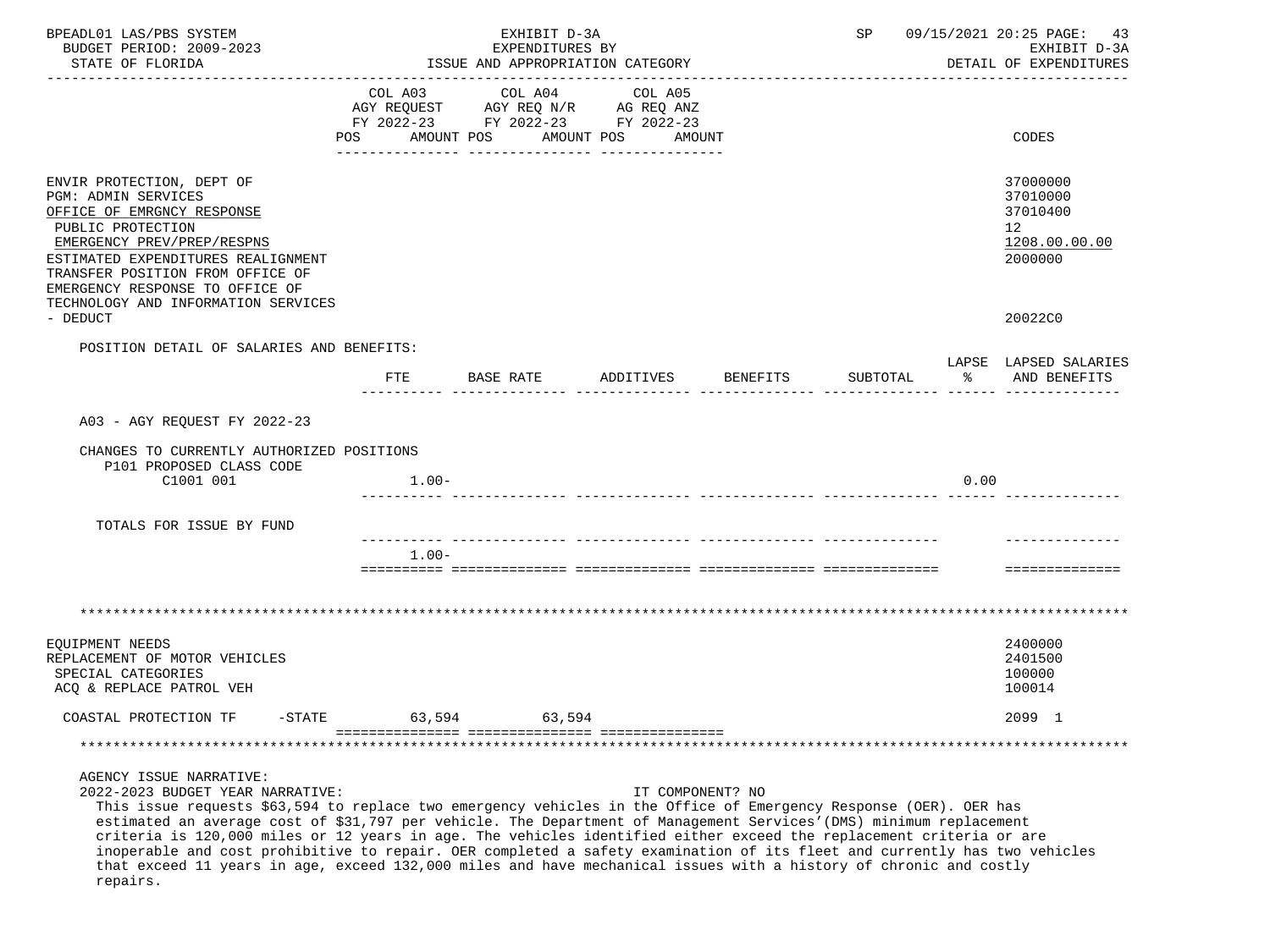| | COL A03 AGY REQUEST FY 2022-23 POS AMOUNT | COL A04 AGY REQ N/R FY 2022-23 POS AMOUNT | COL A05 AG REQ ANZ FY 2022-23 POS AMOUNT | CODES |
|---|---|---|---|---|
| ENVIR PROTECTION, DEPT OF | | | | 37000000 |
| PGM: ADMIN SERVICES | | | | 37010000 |
| OFFICE OF EMRGNCY RESPONSE | | | | 37010400 |
| PUBLIC PROTECTION | | | | 12 |
| EMERGENCY PREV/PREP/RESPNS | | | | 1208.00.00.00 |
| ESTIMATED EXPENDITURES REALIGNMENT | | | | 2000000 |
| TRANSFER POSITION FROM OFFICE OF EMERGENCY RESPONSE TO OFFICE OF TECHNOLOGY AND INFORMATION SERVICES - DEDUCT | | | | 20022C0 |

POSITION DETAIL OF SALARIES AND BENEFITS:

| | FTE | BASE RATE | ADDITIVES | BENEFITS | SUBTOTAL | LAPSE % | LAPSED SALARIES AND BENEFITS |
|---|---|---|---|---|---|---|---|
| A03 - AGY REQUEST FY 2022-23 | | | | | | | |
| CHANGES TO CURRENTLY AUTHORIZED POSITIONS | | | | | | | |
| P101 PROPOSED CLASS CODE C1001 001 | 1.00- | | | | | 0.00 | |
| TOTALS FOR ISSUE BY FUND | 1.00- | | | | | | |

******************************************************************************************************************

| | COL A03 | COL A04 | COL A05 | CODES |
|---|---|---|---|---|
| EQUIPMENT NEEDS | | | | 2400000 |
| REPLACEMENT OF MOTOR VEHICLES | | | | 2401500 |
| SPECIAL CATEGORIES | | | | 100000 |
| ACQ & REPLACE PATROL VEH | | | | 100014 |
| COASTAL PROTECTION TF -STATE | 63,594 | 63,594 | | 2099 1 |

******************************************************************************************************************

AGENCY ISSUE NARRATIVE:

2022-2023 BUDGET YEAR NARRATIVE: IT COMPONENT? NO

This issue requests $63,594 to replace two emergency vehicles in the Office of Emergency Response (OER). OER has estimated an average cost of $31,797 per vehicle. The Department of Management Services'(DMS) minimum replacement criteria is 120,000 miles or 12 years in age. The vehicles identified either exceed the replacement criteria or are inoperable and cost prohibitive to repair. OER completed a safety examination of its fleet and currently has two vehicles that exceed 11 years in age, exceed 132,000 miles and have mechanical issues with a history of chronic and costly repairs.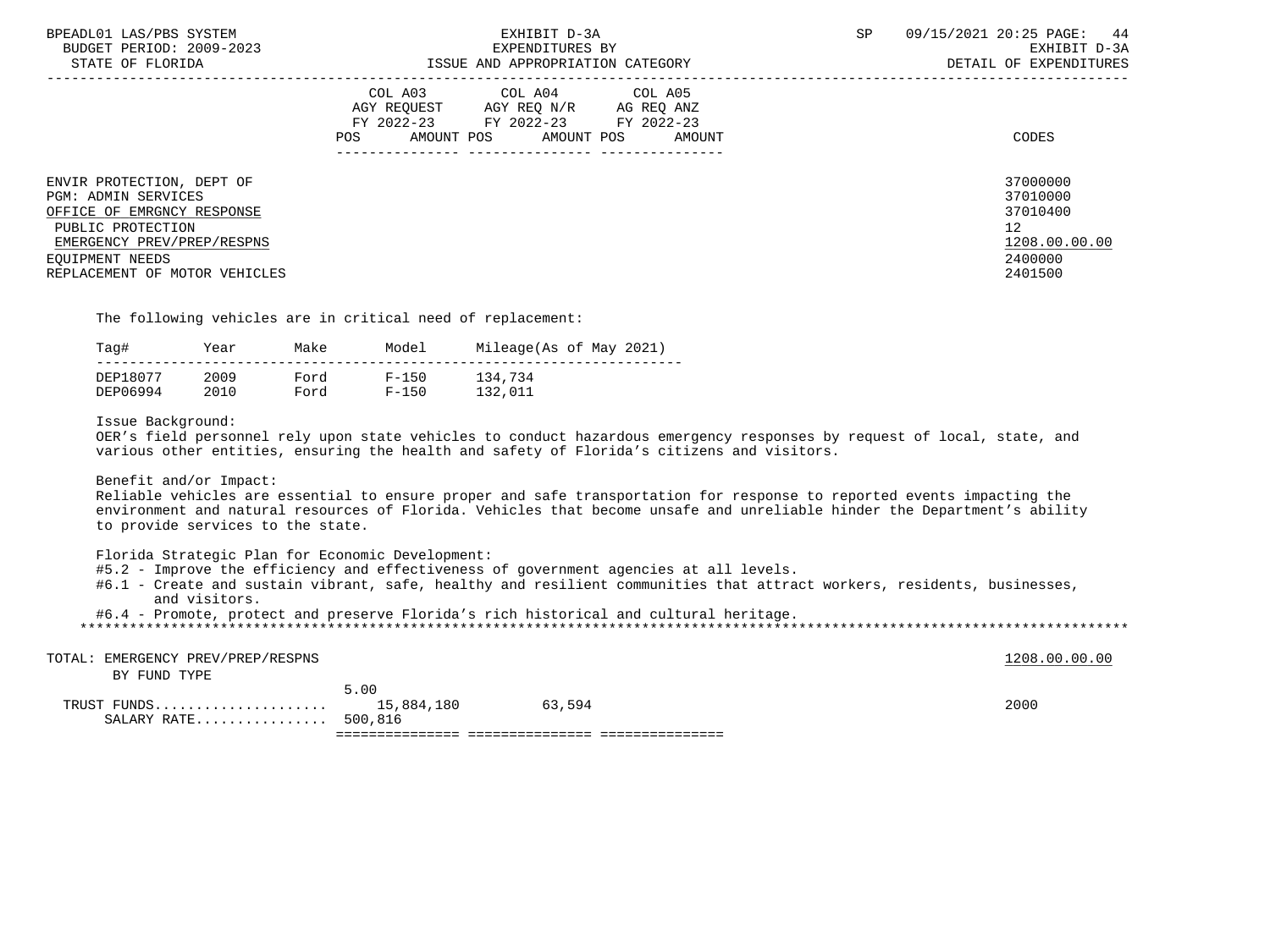| | COL A03 AGY REQUEST FY 2022-23 POS AMOUNT | COL A04 AGY REQ N/R FY 2022-23 POS AMOUNT | COL A05 AG REQ ANZ FY 2022-23 POS AMOUNT | CODES |
|---|---|---|---|---|
| ENVIR PROTECTION, DEPT OF | | | | 37000000 |
| PGM: ADMIN SERVICES | | | | 37010000 |
| OFFICE OF EMRGNCY RESPONSE | | | | 37010400 |
| PUBLIC PROTECTION | | | | 12 |
| EMERGENCY PREV/PREP/RESPNS | | | | 1208.00.00.00 |
| EQUIPMENT NEEDS | | | | 2400000 |
| REPLACEMENT OF MOTOR VEHICLES | | | | 2401500 |

The following vehicles are in critical need of replacement:

| Tag# | Year | Make | Model | Mileage(As of May 2021) |
|---|---|---|---|---|
| DEP18077 | 2009 | Ford | F-150 | 134,734 |
| DEP06994 | 2010 | Ford | F-150 | 132,011 |

Issue Background:
OER's field personnel rely upon state vehicles to conduct hazardous emergency responses by request of local, state, and various other entities, ensuring the health and safety of Florida's citizens and visitors.

Benefit and/or Impact:
Reliable vehicles are essential to ensure proper and safe transportation for response to reported events impacting the environment and natural resources of Florida. Vehicles that become unsafe and unreliable hinder the Department's ability to provide services to the state.

Florida Strategic Plan for Economic Development:
#5.2 - Improve the efficiency and effectiveness of government agencies at all levels.
#6.1 - Create and sustain vibrant, safe, healthy and resilient communities that attract workers, residents, businesses, and visitors.
#6.4 - Promote, protect and preserve Florida's rich historical and cultural heritage.

*******************************************************************************************************************************

| | COL A03 | COL A04 | COL A05 | CODES |
|---|---|---|---|---|
| TOTAL: EMERGENCY PREV/PREP/RESPNS | | | | 1208.00.00.00 |
| BY FUND TYPE | | | | |
| TRUST FUNDS | 5.00 15,884,180 | 63,594 | | 2000 |
| SALARY RATE | 500,816 | | | |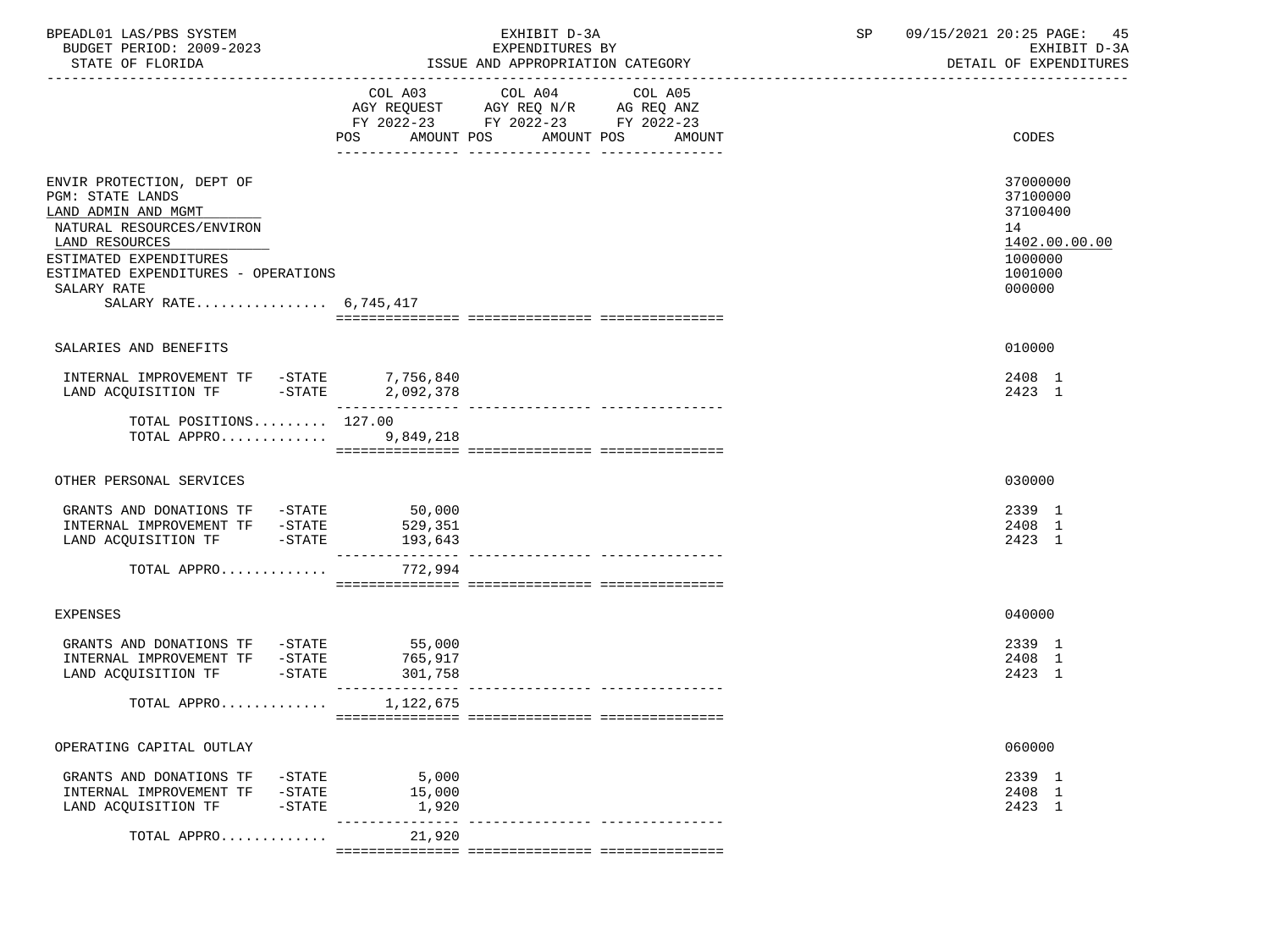BPEADL01 LAS/PBS SYSTEM | EXHIBIT D-3A | SP 09/15/2021 20:25 PAGE: 45
BUDGET PERIOD: 2009-2023 | EXPENDITURES BY | EXHIBIT D-3A
STATE OF FLORIDA | ISSUE AND APPROPRIATION CATEGORY | DETAIL OF EXPENDITURES

| | COL A03 AGY REQUEST FY 2022-23 POS AMOUNT | COL A04 AGY REQ N/R FY 2022-23 POS AMOUNT | COL A05 AG REQ ANZ FY 2022-23 POS AMOUNT | CODES |
|---|---|---|---|---|
| ENVIR PROTECTION, DEPT OF | | | | 37000000 |
| PGM: STATE LANDS | | | | 37100000 |
| LAND ADMIN AND MGMT | | | | 37100400 |
| NATURAL RESOURCES/ENVIRON | | | | 14 |
| LAND RESOURCES | | | | 1402.00.00.00 |
| ESTIMATED EXPENDITURES | | | | 1000000 |
| ESTIMATED EXPENDITURES - OPERATIONS | | | | 1001000 |
| SALARY RATE | | | | 000000 |
| SALARY RATE................ 6,745,417 | | | | |
| SALARIES AND BENEFITS | | | | 010000 |
| INTERNAL IMPROVEMENT TF -STATE | 7,756,840 | | | 2408 1 |
| LAND ACQUISITION TF -STATE | 2,092,378 | | | 2423 1 |
| TOTAL POSITIONS......... | 127.00 | | | |
| TOTAL APPRO............. | 9,849,218 | | | |
| OTHER PERSONAL SERVICES | | | | 030000 |
| GRANTS AND DONATIONS TF -STATE | 50,000 | | | 2339 1 |
| INTERNAL IMPROVEMENT TF -STATE | 529,351 | | | 2408 1 |
| LAND ACQUISITION TF -STATE | 193,643 | | | 2423 1 |
| TOTAL APPRO............. | 772,994 | | | |
| EXPENSES | | | | 040000 |
| GRANTS AND DONATIONS TF -STATE | 55,000 | | | 2339 1 |
| INTERNAL IMPROVEMENT TF -STATE | 765,917 | | | 2408 1 |
| LAND ACQUISITION TF -STATE | 301,758 | | | 2423 1 |
| TOTAL APPRO............. | 1,122,675 | | | |
| OPERATING CAPITAL OUTLAY | | | | 060000 |
| GRANTS AND DONATIONS TF -STATE | 5,000 | | | 2339 1 |
| INTERNAL IMPROVEMENT TF -STATE | 15,000 | | | 2408 1 |
| LAND ACQUISITION TF -STATE | 1,920 | | | 2423 1 |
| TOTAL APPRO............. | 21,920 | | | |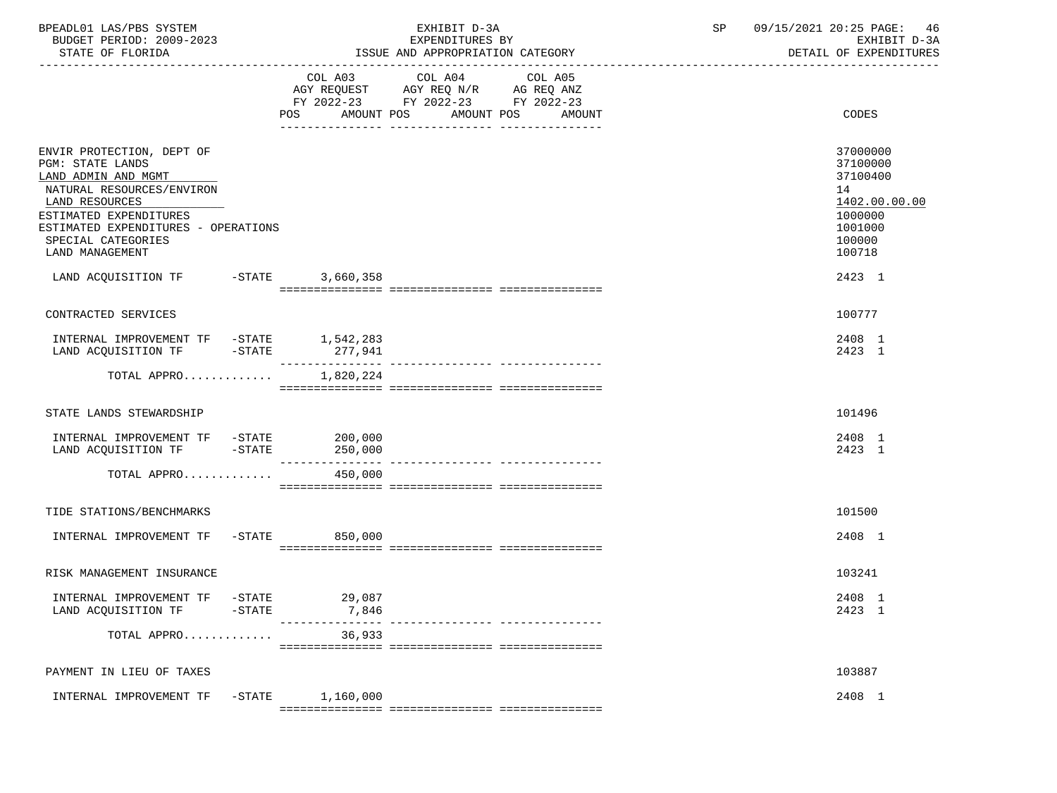BPEADL01 LAS/PBS SYSTEM — EXHIBIT D-3A — EXPENDITURES BY ISSUE AND APPROPRIATION CATEGORY — BUDGET PERIOD: 2009-2023 — STATE OF FLORIDA — EXHIBIT D-3A DETAIL OF EXPENDITURES

| | COL A03 AGY REQUEST FY 2022-23 POS AMOUNT | COL A04 AGY REQ N/R FY 2022-23 POS AMOUNT | COL A05 AG REQ ANZ FY 2022-23 POS AMOUNT | CODES |
|---|---|---|---|---|
| ENVIR PROTECTION, DEPT OF | | | | 37000000 |
| PGM: STATE LANDS | | | | 37100000 |
| LAND ADMIN AND MGMT | | | | 37100400 |
| NATURAL RESOURCES/ENVIRON | | | | 14 |
| LAND RESOURCES | | | | 1402.00.00.00 |
| ESTIMATED EXPENDITURES | | | | 1000000 |
| ESTIMATED EXPENDITURES - OPERATIONS | | | | 1001000 |
| SPECIAL CATEGORIES | | | | 100000 |
| LAND MANAGEMENT | | | | 100718 |
| LAND ACQUISITION TF -STATE | 3,660,358 | | | 2423 1 |
| CONTRACTED SERVICES | | | | 100777 |
| INTERNAL IMPROVEMENT TF -STATE | 1,542,283 | | | 2408 1 |
| LAND ACQUISITION TF -STATE | 277,941 | | | 2423 1 |
| TOTAL APPRO............ | 1,820,224 | | | |
| STATE LANDS STEWARDSHIP | | | | 101496 |
| INTERNAL IMPROVEMENT TF -STATE | 200,000 | | | 2408 1 |
| LAND ACQUISITION TF -STATE | 250,000 | | | 2423 1 |
| TOTAL APPRO............ | 450,000 | | | |
| TIDE STATIONS/BENCHMARKS | | | | 101500 |
| INTERNAL IMPROVEMENT TF -STATE | 850,000 | | | 2408 1 |
| RISK MANAGEMENT INSURANCE | | | | 103241 |
| INTERNAL IMPROVEMENT TF -STATE | 29,087 | | | 2408 1 |
| LAND ACQUISITION TF -STATE | 7,846 | | | 2423 1 |
| TOTAL APPRO............ | 36,933 | | | |
| PAYMENT IN LIEU OF TAXES | | | | 103887 |
| INTERNAL IMPROVEMENT TF -STATE | 1,160,000 | | | 2408 1 |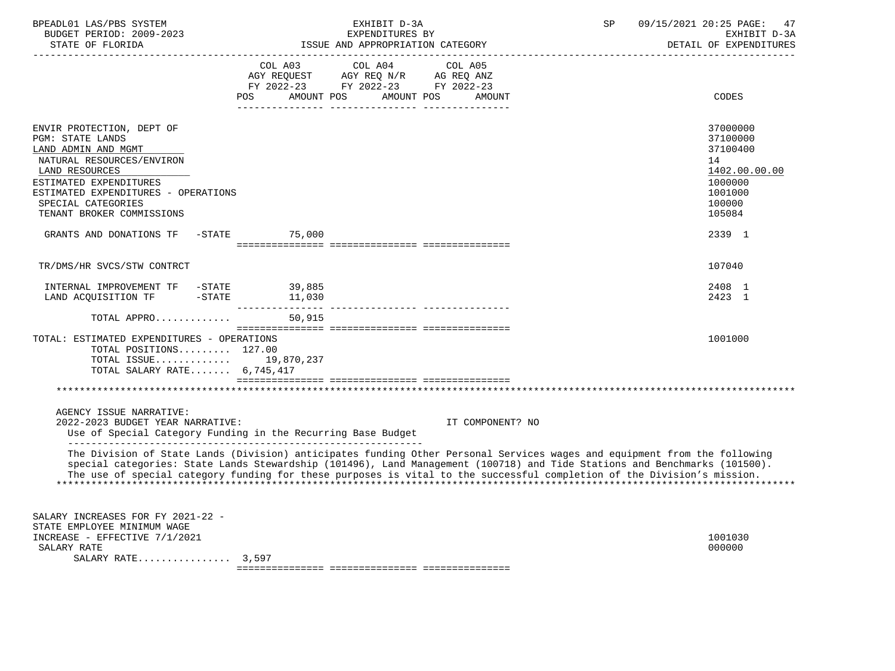BPEADL01 LAS/PBS SYSTEM — EXHIBIT D-3A — EXPENDITURES BY ISSUE AND APPROPRIATION CATEGORY
BUDGET PERIOD: 2009-2023 — STATE OF FLORIDA — SP 09/15/2021 20:25 — EXHIBIT D-3A DETAIL OF EXPENDITURES

| | COL A03 AGY REQUEST FY 2022-23 POS AMOUNT | COL A04 AGY REQ N/R FY 2022-23 POS AMOUNT | COL A05 AG REQ ANZ FY 2022-23 POS AMOUNT | CODES |
|---|---|---|---|---|
| ENVIR PROTECTION, DEPT OF | | | | 37000000 |
| PGM: STATE LANDS | | | | 37100000 |
| LAND ADMIN AND MGMT | | | | 37100400 |
| NATURAL RESOURCES/ENVIRON | | | | 14 |
| LAND RESOURCES | | | | 1402.00.00.00 |
| ESTIMATED EXPENDITURES | | | | 1000000 |
| ESTIMATED EXPENDITURES - OPERATIONS | | | | 1001000 |
| SPECIAL CATEGORIES | | | | 100000 |
| TENANT BROKER COMMISSIONS | | | | 105084 |
| GRANTS AND DONATIONS TF -STATE | 75,000 | | | 2339 1 |
| TR/DMS/HR SVCS/STW CONTRCT | | | | 107040 |
| INTERNAL IMPROVEMENT TF -STATE | 39,885 | | | 2408 1 |
| LAND ACQUISITION TF -STATE | 11,030 | | | 2423 1 |
| TOTAL APPRO............ | 50,915 | | | |
| TOTAL: ESTIMATED EXPENDITURES - OPERATIONS | | | | 1001000 |
| TOTAL POSITIONS......... | 127.00 | | | |
| TOTAL ISSUE............ | 19,870,237 | | | |
| TOTAL SALARY RATE....... | 6,745,417 | | | |

AGENCY ISSUE NARRATIVE:
2022-2023 BUDGET YEAR NARRATIVE: IT COMPONENT? NO
Use of Special Category Funding in the Recurring Base Budget

The Division of State Lands (Division) anticipates funding Other Personal Services wages and equipment from the following special categories: State Lands Stewardship (101496), Land Management (100718) and Tide Stations and Benchmarks (101500). The use of special category funding for these purposes is vital to the successful completion of the Division's mission.

| | COL A03 | COL A04 | COL A05 | CODES |
|---|---|---|---|---|
| SALARY INCREASES FOR FY 2021-22 - STATE EMPLOYEE MINIMUM WAGE INCREASE - EFFECTIVE 7/1/2021 | | | | 1001030 |
| SALARY RATE | | | | 000000 |
| SALARY RATE................ | 3,597 | | | |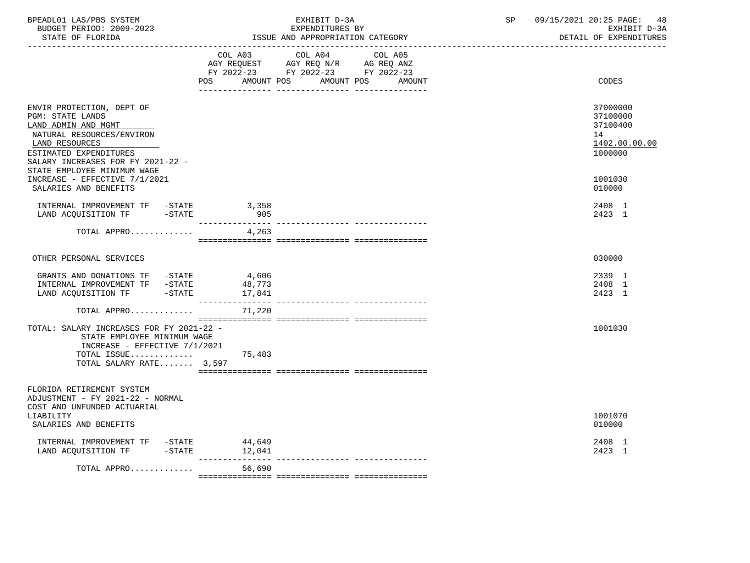| | COL A03 AGY REQUEST FY 2022-23 POS AMOUNT | COL A04 AGY REQ N/R FY 2022-23 POS AMOUNT | COL A05 AG REQ ANZ FY 2022-23 POS AMOUNT | CODES |
|---|---|---|---|---|
| ENVIR PROTECTION, DEPT OF | | | | 37000000 |
| PGM: STATE LANDS | | | | 37100000 |
| LAND ADMIN AND MGMT | | | | 37100400 |
| NATURAL RESOURCES/ENVIRON | | | | 14 |
| LAND RESOURCES | | | | 1402.00.00.00 |
| ESTIMATED EXPENDITURES | | | | 1000000 |
| SALARY INCREASES FOR FY 2021-22 - STATE EMPLOYEE MINIMUM WAGE INCREASE - EFFECTIVE 7/1/2021 | | | | 1001030 |
| SALARIES AND BENEFITS | | | | 010000 |
| INTERNAL IMPROVEMENT TF -STATE | 3,358 | | | 2408 1 |
| LAND ACQUISITION TF -STATE | 905 | | | 2423 1 |
| TOTAL APPRO............ | 4,263 | | | |
| OTHER PERSONAL SERVICES | | | | 030000 |
| GRANTS AND DONATIONS TF -STATE | 4,606 | | | 2339 1 |
| INTERNAL IMPROVEMENT TF -STATE | 48,773 | | | 2408 1 |
| LAND ACQUISITION TF -STATE | 17,841 | | | 2423 1 |
| TOTAL APPRO............ | 71,220 | | | |
| TOTAL: SALARY INCREASES FOR FY 2021-22 - STATE EMPLOYEE MINIMUM WAGE INCREASE - EFFECTIVE 7/1/2021 | | | | 1001030 |
| TOTAL ISSUE............ | 75,483 | | | |
| TOTAL SALARY RATE....... 3,597 | | | | |
| FLORIDA RETIREMENT SYSTEM ADJUSTMENT - FY 2021-22 - NORMAL COST AND UNFUNDED ACTUARIAL LIABILITY | | | | 1001070 |
| SALARIES AND BENEFITS | | | | 010000 |
| INTERNAL IMPROVEMENT TF -STATE | 44,649 | | | 2408 1 |
| LAND ACQUISITION TF -STATE | 12,041 | | | 2423 1 |
| TOTAL APPRO............ | 56,690 | | | |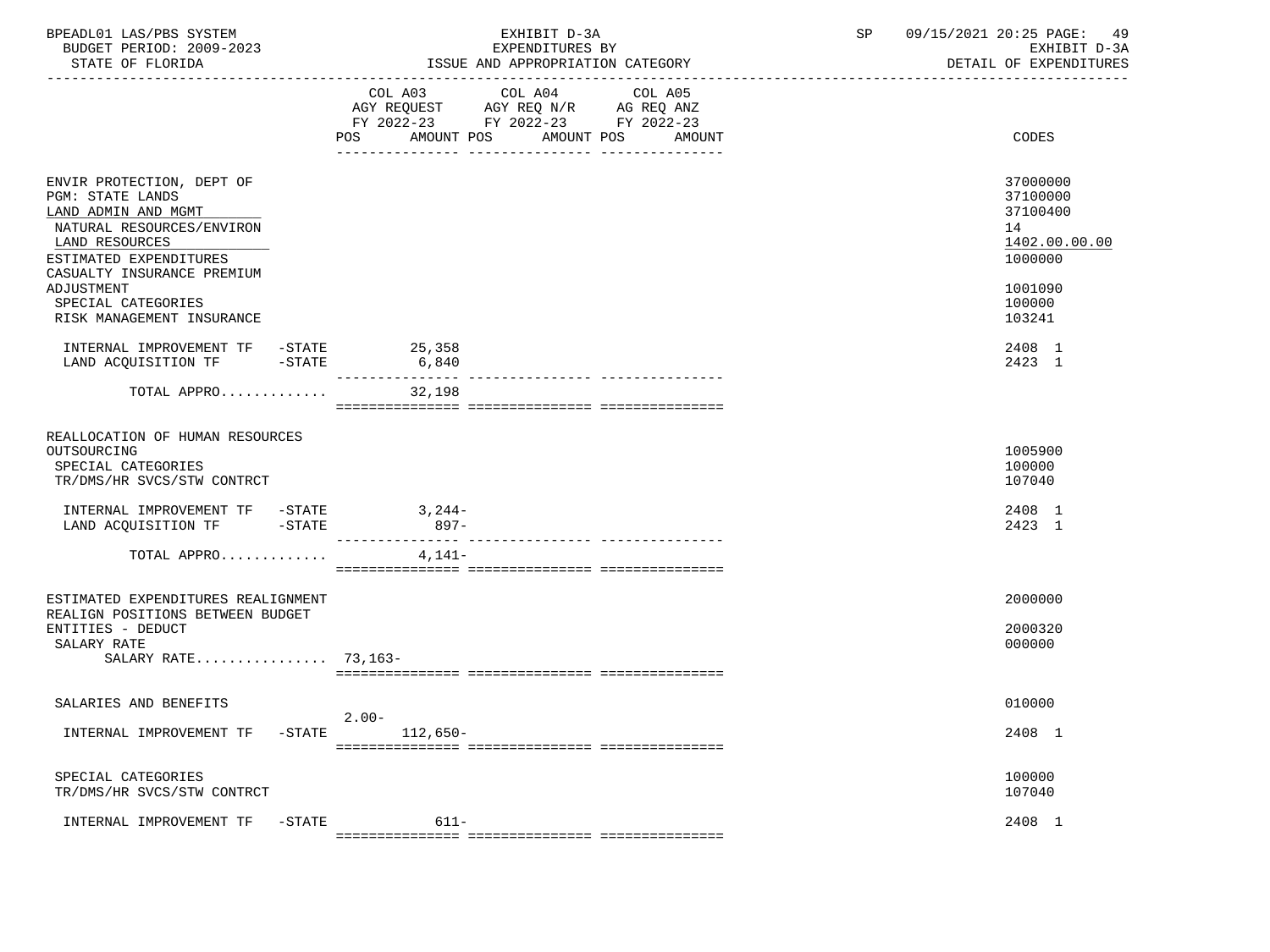BPEADL01 LAS/PBS SYSTEM — EXHIBIT D-3A — EXPENDITURES BY ISSUE AND APPROPRIATION CATEGORY
BUDGET PERIOD: 2009-2023 — STATE OF FLORIDA
SP 09/15/2021 20:25 — EXHIBIT D-3A — DETAIL OF EXPENDITURES

| | COL A03 AGY REQUEST FY 2022-23 POS | AMOUNT | COL A04 AGY REQ N/R FY 2022-23 POS | AMOUNT | COL A05 AG REQ ANZ FY 2022-23 POS | AMOUNT | CODES |
|---|---|---|---|---|---|---|---|
| ENVIR PROTECTION, DEPT OF | | | | | | | 37000000 |
| PGM: STATE LANDS | | | | | | | 37100000 |
| LAND ADMIN AND MGMT | | | | | | | 37100400 |
| NATURAL RESOURCES/ENVIRON | | | | | | | 14 |
| LAND RESOURCES | | | | | | | 1402.00.00.00 |
| ESTIMATED EXPENDITURES | | | | | | | 1000000 |
| CASUALTY INSURANCE PREMIUM ADJUSTMENT | | | | | | | 1001090 |
| SPECIAL CATEGORIES | | | | | | | 100000 |
| RISK MANAGEMENT INSURANCE | | | | | | | 103241 |
| INTERNAL IMPROVEMENT TF -STATE | | 25,358 | | | | | 2408 1 |
| LAND ACQUISITION TF -STATE | | 6,840 | | | | | 2423 1 |
| TOTAL APPRO............ | | 32,198 | | | | | |
| REALLOCATION OF HUMAN RESOURCES OUTSOURCING | | | | | | | 1005900 |
| SPECIAL CATEGORIES | | | | | | | 100000 |
| TR/DMS/HR SVCS/STW CONTRCT | | | | | | | 107040 |
| INTERNAL IMPROVEMENT TF -STATE | | 3,244- | | | | | 2408 1 |
| LAND ACQUISITION TF -STATE | | 897- | | | | | 2423 1 |
| TOTAL APPRO............ | | 4,141- | | | | | |
| ESTIMATED EXPENDITURES REALIGNMENT | | | | | | | 2000000 |
| REALIGN POSITIONS BETWEEN BUDGET ENTITIES - DEDUCT | | | | | | | 2000320 |
| SALARY RATE | | | | | | | 000000 |
| SALARY RATE................ 73,163- | | | | | | | |
| SALARIES AND BENEFITS | | | | | | | 010000 |
| INTERNAL IMPROVEMENT TF -STATE | 2.00- | 112,650- | | | | | 2408 1 |
| SPECIAL CATEGORIES | | | | | | | 100000 |
| TR/DMS/HR SVCS/STW CONTRCT | | | | | | | 107040 |
| INTERNAL IMPROVEMENT TF -STATE | | 611- | | | | | 2408 1 |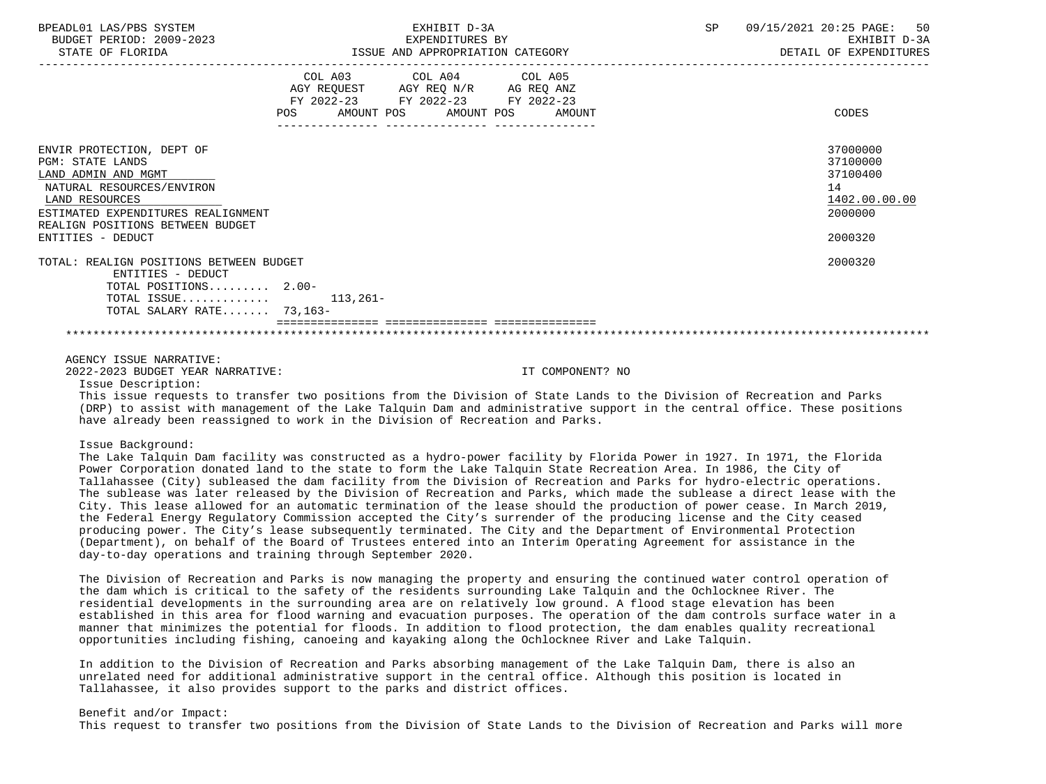| | COL A03 AGY REQUEST FY 2022-23 POS | AMOUNT | COL A04 AGY REQ N/R FY 2022-23 POS | AMOUNT | COL A05 AG REQ ANZ FY 2022-23 POS | AMOUNT | CODES |
|---|---|---|---|---|---|---|---|
| ENVIR PROTECTION, DEPT OF | | | | | | | 37000000 |
| PGM: STATE LANDS | | | | | | | 37100000 |
| LAND ADMIN AND MGMT | | | | | | | 37100400 |
| NATURAL RESOURCES/ENVIRON | | | | | | | 14 |
| LAND RESOURCES | | | | | | | 1402.00.00.00 |
| ESTIMATED EXPENDITURES REALIGNMENT | | | | | | | 2000000 |
| REALIGN POSITIONS BETWEEN BUDGET ENTITIES - DEDUCT | | | | | | | 2000320 |
| TOTAL: REALIGN POSITIONS BETWEEN BUDGET ENTITIES - DEDUCT | | | | | | | 2000320 |
| TOTAL POSITIONS......... | 2.00- | | | | | | |
| TOTAL ISSUE............. | | 113,261- | | | | | |
| TOTAL SALARY RATE....... | 73,163- | | | | | | |

AGENCY ISSUE NARRATIVE:

2022-2023 BUDGET YEAR NARRATIVE: IT COMPONENT? NO

Issue Description:

This issue requests to transfer two positions from the Division of State Lands to the Division of Recreation and Parks (DRP) to assist with management of the Lake Talquin Dam and administrative support in the central office. These positions have already been reassigned to work in the Division of Recreation and Parks.

Issue Background:

The Lake Talquin Dam facility was constructed as a hydro-power facility by Florida Power in 1927. In 1971, the Florida Power Corporation donated land to the state to form the Lake Talquin State Recreation Area. In 1986, the City of Tallahassee (City) subleased the dam facility from the Division of Recreation and Parks for hydro-electric operations. The sublease was later released by the Division of Recreation and Parks, which made the sublease a direct lease with the City. This lease allowed for an automatic termination of the lease should the production of power cease. In March 2019, the Federal Energy Regulatory Commission accepted the City's surrender of the producing license and the City ceased producing power. The City's lease subsequently terminated. The City and the Department of Environmental Protection (Department), on behalf of the Board of Trustees entered into an Interim Operating Agreement for assistance in the day-to-day operations and training through September 2020.

The Division of Recreation and Parks is now managing the property and ensuring the continued water control operation of the dam which is critical to the safety of the residents surrounding Lake Talquin and the Ochlocknee River. The residential developments in the surrounding area are on relatively low ground. A flood stage elevation has been established in this area for flood warning and evacuation purposes. The operation of the dam controls surface water in a manner that minimizes the potential for floods. In addition to flood protection, the dam enables quality recreational opportunities including fishing, canoeing and kayaking along the Ochlocknee River and Lake Talquin.

In addition to the Division of Recreation and Parks absorbing management of the Lake Talquin Dam, there is also an unrelated need for additional administrative support in the central office. Although this position is located in Tallahassee, it also provides support to the parks and district offices.

Benefit and/or Impact:

This request to transfer two positions from the Division of State Lands to the Division of Recreation and Parks will more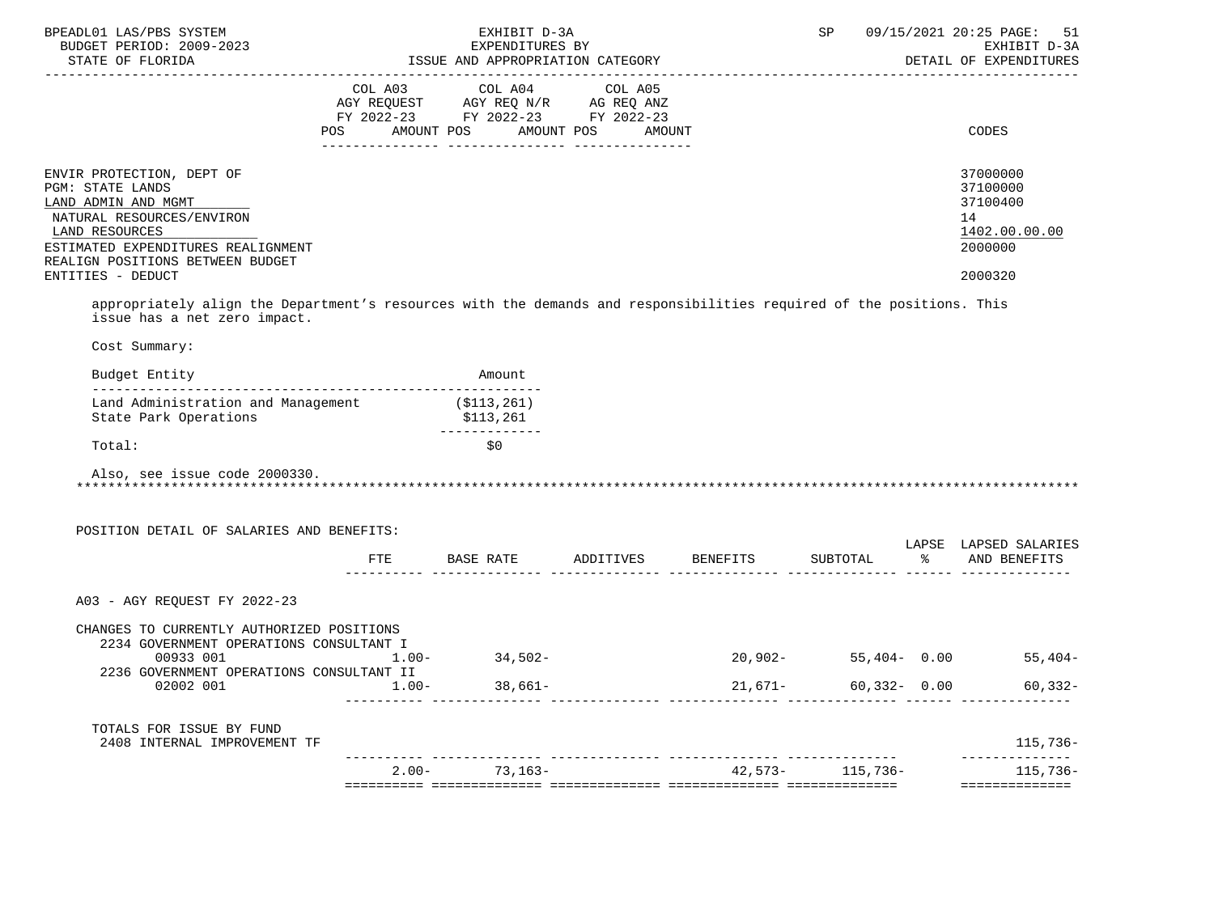ENVIR PROTECTION, DEPT OF — 37000000
PGM: STATE LANDS — 37100000
LAND ADMIN AND MGMT — 37100400
NATURAL RESOURCES/ENVIRON — 14
LAND RESOURCES — 1402.00.00.00
ESTIMATED EXPENDITURES REALIGNMENT — 2000000
REALIGN POSITIONS BETWEEN BUDGET ENTITIES - DEDUCT — 2000320

appropriately align the Department's resources with the demands and responsibilities required of the positions. This issue has a net zero impact.

Cost Summary:

| Budget Entity | Amount |
|---|---|
| Land Administration and Management | ($113,261) |
| State Park Operations | $113,261 |
| Total: | $0 |

Also, see issue code 2000330.

POSITION DETAIL OF SALARIES AND BENEFITS:

| | FTE | BASE RATE | ADDITIVES | BENEFITS | SUBTOTAL | LAPSE % | LAPSED SALARIES AND BENEFITS |
|---|---|---|---|---|---|---|---|
| A03 - AGY REQUEST FY 2022-23 | | | | | | | |
| CHANGES TO CURRENTLY AUTHORIZED POSITIONS | | | | | | | |
| 2234 GOVERNMENT OPERATIONS CONSULTANT I | | | | | | | |
| 00933 001 | 1.00- | 34,502- | | 20,902- | 55,404- | 0.00 | 55,404- |
| 2236 GOVERNMENT OPERATIONS CONSULTANT II | | | | | | | |
| 02002 001 | 1.00- | 38,661- | | 21,671- | 60,332- | 0.00 | 60,332- |
| TOTALS FOR ISSUE BY FUND | | | | | | | |
| 2408 INTERNAL IMPROVEMENT TF | | | | | | | 115,736- |
| | 2.00- | 73,163- | | 42,573- | 115,736- | | 115,736- |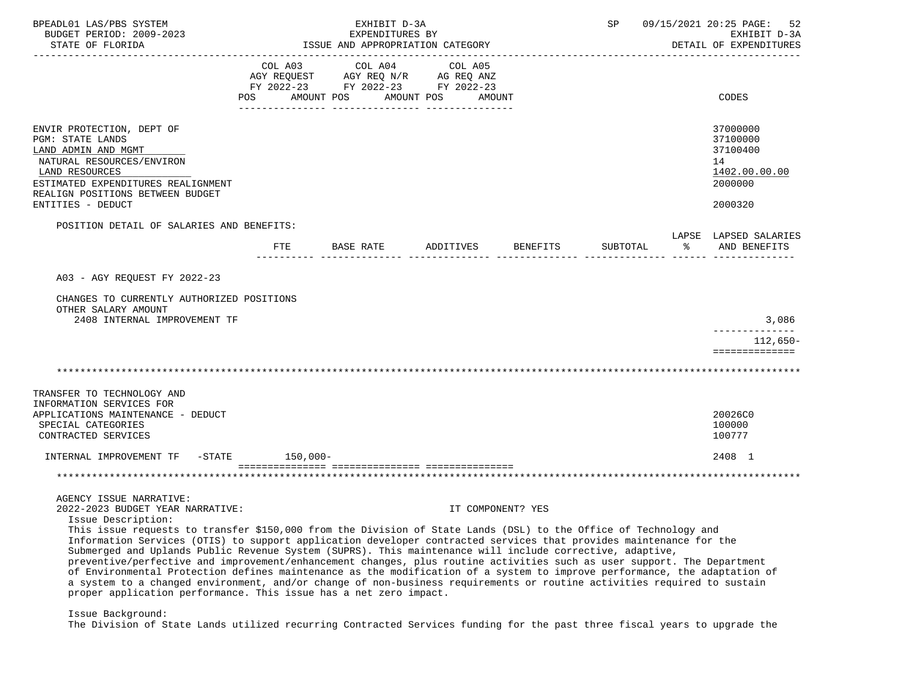| | COL A03 AGY REQUEST FY 2022-23 POS AMOUNT | COL A04 AGY REQ N/R FY 2022-23 POS AMOUNT | COL A05 AG REQ ANZ FY 2022-23 POS AMOUNT | CODES |
|---|---|---|---|---|
| ENVIR PROTECTION, DEPT OF | | | | 37000000 |
| PGM: STATE LANDS | | | | 37100000 |
| LAND ADMIN AND MGMT | | | | 37100400 |
| NATURAL RESOURCES/ENVIRON | | | | 14 |
| LAND RESOURCES | | | | 1402.00.00.00 |
| ESTIMATED EXPENDITURES REALIGNMENT | | | | 2000000 |
| REALIGN POSITIONS BETWEEN BUDGET ENTITIES - DEDUCT | | | | 2000320 |

POSITION DETAIL OF SALARIES AND BENEFITS:

| | FTE | BASE RATE | ADDITIVES | BENEFITS | SUBTOTAL | LAPSE % | LAPSED SALARIES AND BENEFITS |
|---|---|---|---|---|---|---|---|
| A03 - AGY REQUEST FY 2022-23 | | | | | | | |
| CHANGES TO CURRENTLY AUTHORIZED POSITIONS | | | | | | | |
| OTHER SALARY AMOUNT | | | | | | | |
| 2408 INTERNAL IMPROVEMENT TF | | | | | | | 3,086 |
| | | | | | | | 112,650- |

| | COL A03 | COL A04 | COL A05 | CODES |
|---|---|---|---|---|
| TRANSFER TO TECHNOLOGY AND INFORMATION SERVICES FOR APPLICATIONS MAINTENANCE - DEDUCT | | | | 20026C0 |
| SPECIAL CATEGORIES | | | | 100000 |
| CONTRACTED SERVICES | | | | 100777 |
| INTERNAL IMPROVEMENT TF -STATE | 150,000- | | | 2408 1 |

AGENCY ISSUE NARRATIVE:

2022-2023 BUDGET YEAR NARRATIVE: IT COMPONENT? YES

Issue Description:

This issue requests to transfer $150,000 from the Division of State Lands (DSL) to the Office of Technology and Information Services (OTIS) to support application developer contracted services that provides maintenance for the Submerged and Uplands Public Revenue System (SUPRS). This maintenance will include corrective, adaptive, preventive/perfective and improvement/enhancement changes, plus routine activities such as user support. The Department of Environmental Protection defines maintenance as the modification of a system to improve performance, the adaptation of a system to a changed environment, and/or change of non-business requirements or routine activities required to sustain proper application performance. This issue has a net zero impact.

Issue Background:

The Division of State Lands utilized recurring Contracted Services funding for the past three fiscal years to upgrade the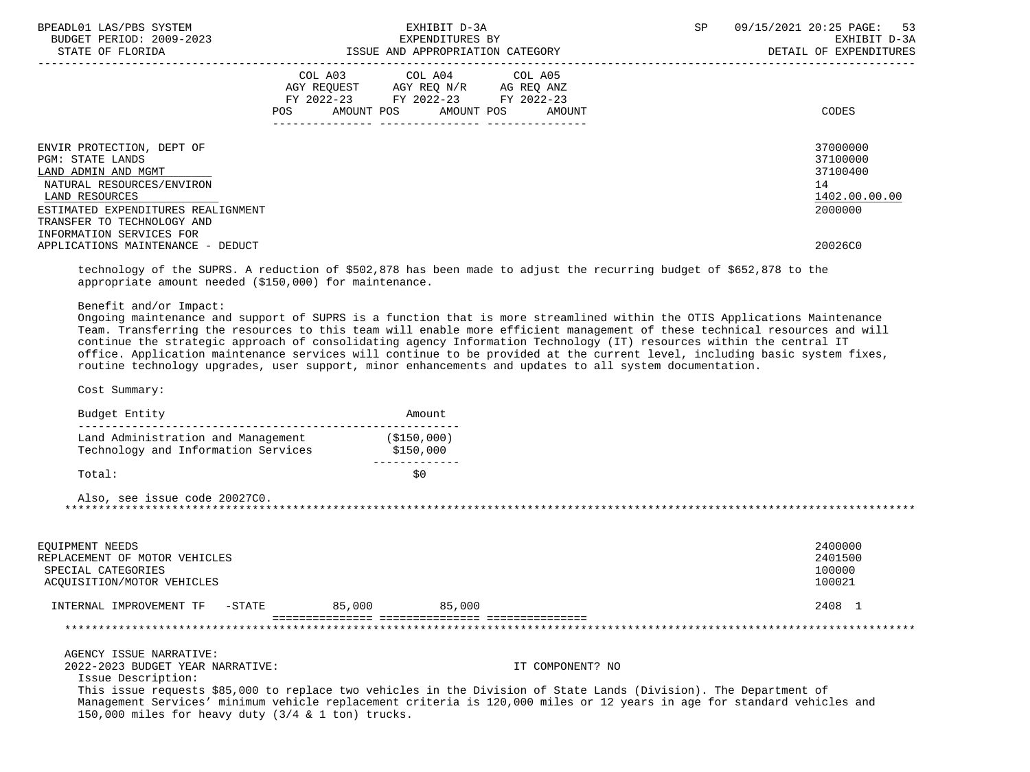| | COL A03 AGY REQUEST FY 2022-23 POS AMOUNT | COL A04 AGY REQ N/R FY 2022-23 POS AMOUNT | COL A05 AG REQ ANZ FY 2022-23 POS AMOUNT | CODES |
|---|---|---|---|---|
| ENVIR PROTECTION, DEPT OF | | | | 37000000 |
| PGM: STATE LANDS | | | | 37100000 |
| LAND ADMIN AND MGMT | | | | 37100400 |
| NATURAL RESOURCES/ENVIRON | | | | 14 |
| LAND RESOURCES | | | | 1402.00.00.00 |
| ESTIMATED EXPENDITURES REALIGNMENT | | | | 2000000 |
| TRANSFER TO TECHNOLOGY AND INFORMATION SERVICES FOR APPLICATIONS MAINTENANCE - DEDUCT | | | | 20026C0 |

technology of the SUPRS. A reduction of $502,878 has been made to adjust the recurring budget of $652,878 to the appropriate amount needed ($150,000) for maintenance.

Benefit and/or Impact:
Ongoing maintenance and support of SUPRS is a function that is more streamlined within the OTIS Applications Maintenance Team. Transferring the resources to this team will enable more efficient management of these technical resources and will continue the strategic approach of consolidating agency Information Technology (IT) resources within the central IT office. Application maintenance services will continue to be provided at the current level, including basic system fixes, routine technology upgrades, user support, minor enhancements and updates to all system documentation.

Cost Summary:

| Budget Entity | Amount |
|---|---|
| Land Administration and Management | ($150,000) |
| Technology and Information Services | $150,000 |
| Total: | $0 |

Also, see issue code 20027C0.

*******************************************************************************************************************

| | COL A03 | COL A04 | COL A05 | CODES |
|---|---|---|---|---|
| EQUIPMENT NEEDS | | | | 2400000 |
| REPLACEMENT OF MOTOR VEHICLES | | | | 2401500 |
| SPECIAL CATEGORIES | | | | 100000 |
| ACQUISITION/MOTOR VEHICLES | | | | 100021 |
| INTERNAL IMPROVEMENT TF -STATE | 85,000 | 85,000 | | 2408 1 |

*******************************************************************************************************************

AGENCY ISSUE NARRATIVE:
2022-2023 BUDGET YEAR NARRATIVE: IT COMPONENT? NO
Issue Description:
This issue requests $85,000 to replace two vehicles in the Division of State Lands (Division). The Department of Management Services' minimum vehicle replacement criteria is 120,000 miles or 12 years in age for standard vehicles and 150,000 miles for heavy duty (3/4 & 1 ton) trucks.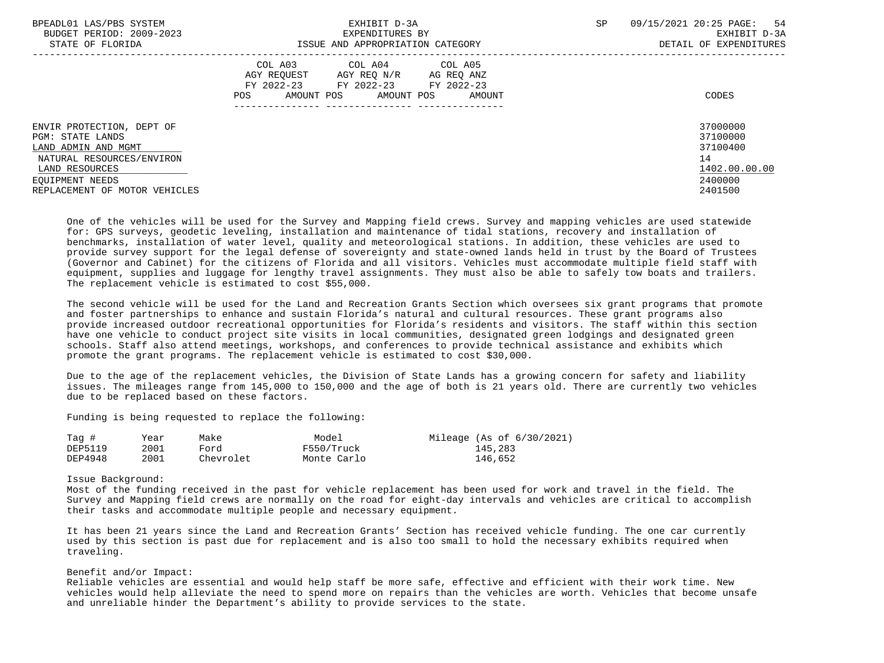| | COL A03 AGY REQUEST FY 2022-23 POS AMOUNT | COL A04 AGY REQ N/R FY 2022-23 POS AMOUNT | COL A05 AG REQ ANZ FY 2022-23 POS AMOUNT | CODES |
|---|---|---|---|---|
| ENVIR PROTECTION, DEPT OF | | | | 37000000 |
| PGM: STATE LANDS | | | | 37100000 |
| LAND ADMIN AND MGMT | | | | 37100400 |
| NATURAL RESOURCES/ENVIRON | | | | 14 |
| LAND RESOURCES | | | | 1402.00.00.00 |
| EQUIPMENT NEEDS | | | | 2400000 |
| REPLACEMENT OF MOTOR VEHICLES | | | | 2401500 |

One of the vehicles will be used for the Survey and Mapping field crews. Survey and mapping vehicles are used statewide for: GPS surveys, geodetic leveling, installation and maintenance of tidal stations, recovery and installation of benchmarks, installation of water level, quality and meteorological stations. In addition, these vehicles are used to provide survey support for the legal defense of sovereignty and state-owned lands held in trust by the Board of Trustees (Governor and Cabinet) for the citizens of Florida and all visitors. Vehicles must accommodate multiple field staff with equipment, supplies and luggage for lengthy travel assignments. They must also be able to safely tow boats and trailers. The replacement vehicle is estimated to cost $55,000.

The second vehicle will be used for the Land and Recreation Grants Section which oversees six grant programs that promote and foster partnerships to enhance and sustain Florida's natural and cultural resources. These grant programs also provide increased outdoor recreational opportunities for Florida's residents and visitors. The staff within this section have one vehicle to conduct project site visits in local communities, designated green lodgings and designated green schools. Staff also attend meetings, workshops, and conferences to provide technical assistance and exhibits which promote the grant programs. The replacement vehicle is estimated to cost $30,000.

Due to the age of the replacement vehicles, the Division of State Lands has a growing concern for safety and liability issues. The mileages range from 145,000 to 150,000 and the age of both is 21 years old. There are currently two vehicles due to be replaced based on these factors.

Funding is being requested to replace the following:

| Tag # | Year | Make | Model | Mileage (As of 6/30/2021) |
|---|---|---|---|---|
| DEP5119 | 2001 | Ford | F550/Truck | 145,283 |
| DEP4948 | 2001 | Chevrolet | Monte Carlo | 146,652 |

Issue Background:
Most of the funding received in the past for vehicle replacement has been used for work and travel in the field. The Survey and Mapping field crews are normally on the road for eight-day intervals and vehicles are critical to accomplish their tasks and accommodate multiple people and necessary equipment.

It has been 21 years since the Land and Recreation Grants' Section has received vehicle funding. The one car currently used by this section is past due for replacement and is also too small to hold the necessary exhibits required when traveling.

Benefit and/or Impact:
Reliable vehicles are essential and would help staff be more safe, effective and efficient with their work time. New vehicles would help alleviate the need to spend more on repairs than the vehicles are worth. Vehicles that become unsafe and unreliable hinder the Department's ability to provide services to the state.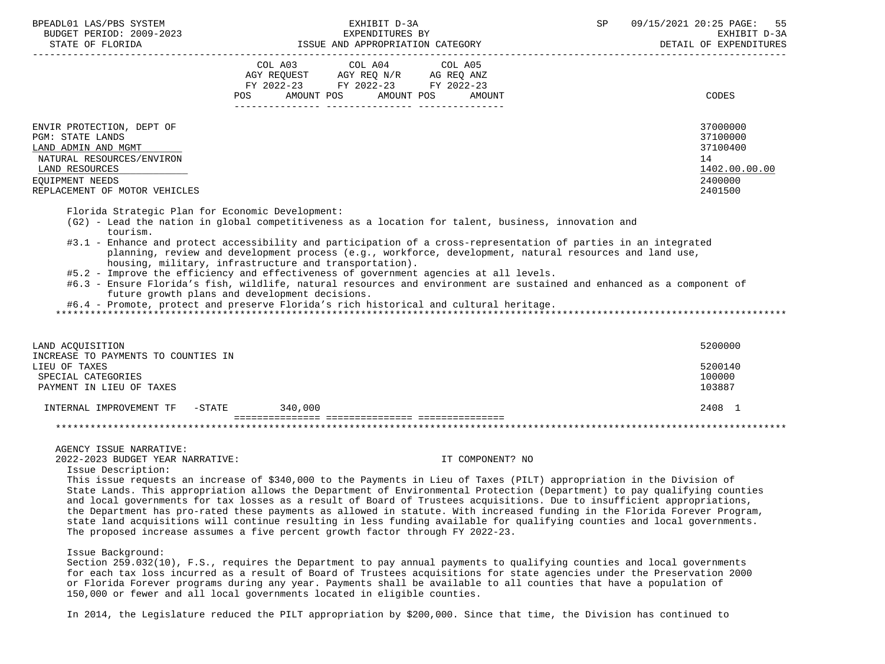| | COL A03 AGY REQUEST FY 2022-23 POS AMOUNT | COL A04 AGY REQ N/R FY 2022-23 POS AMOUNT | COL A05 AG REQ ANZ FY 2022-23 POS AMOUNT | CODES |
|---|---|---|---|---|
| ENVIR PROTECTION, DEPT OF | | | | 37000000 |
| PGM: STATE LANDS | | | | 37100000 |
| LAND ADMIN AND MGMT | | | | 37100400 |
| NATURAL RESOURCES/ENVIRON | | | | 14 |
| LAND RESOURCES | | | | 1402.00.00.00 |
| EQUIPMENT NEEDS | | | | 2400000 |
| REPLACEMENT OF MOTOR VEHICLES | | | | 2401500 |

Florida Strategic Plan for Economic Development:

(G2) - Lead the nation in global competitiveness as a location for talent, business, innovation and tourism.

#3.1 - Enhance and protect accessibility and participation of a cross-representation of parties in an integrated planning, review and development process (e.g., workforce, development, natural resources and land use, housing, military, infrastructure and transportation).

#5.2 - Improve the efficiency and effectiveness of government agencies at all levels.

#6.3 - Ensure Florida's fish, wildlife, natural resources and environment are sustained and enhanced as a component of future growth plans and development decisions.

#6.4 - Promote, protect and preserve Florida's rich historical and cultural heritage.

| | COL A03 | COL A04 | COL A05 | CODES |
|---|---|---|---|---|
| LAND ACQUISITION | | | | 5200000 |
| INCREASE TO PAYMENTS TO COUNTIES IN LIEU OF TAXES | | | | 5200140 |
| SPECIAL CATEGORIES | | | | 100000 |
| PAYMENT IN LIEU OF TAXES | | | | 103887 |
| INTERNAL IMPROVEMENT TF -STATE | 340,000 | | | 2408 1 |

AGENCY ISSUE NARRATIVE:

2022-2023 BUDGET YEAR NARRATIVE: IT COMPONENT? NO

Issue Description:

This issue requests an increase of $340,000 to the Payments in Lieu of Taxes (PILT) appropriation in the Division of State Lands. This appropriation allows the Department of Environmental Protection (Department) to pay qualifying counties and local governments for tax losses as a result of Board of Trustees acquisitions. Due to insufficient appropriations, the Department has pro-rated these payments as allowed in statute. With increased funding in the Florida Forever Program, state land acquisitions will continue resulting in less funding available for qualifying counties and local governments. The proposed increase assumes a five percent growth factor through FY 2022-23.

Issue Background:

Section 259.032(10), F.S., requires the Department to pay annual payments to qualifying counties and local governments for each tax loss incurred as a result of Board of Trustees acquisitions for state agencies under the Preservation 2000 or Florida Forever programs during any year. Payments shall be available to all counties that have a population of 150,000 or fewer and all local governments located in eligible counties.

In 2014, the Legislature reduced the PILT appropriation by $200,000. Since that time, the Division has continued to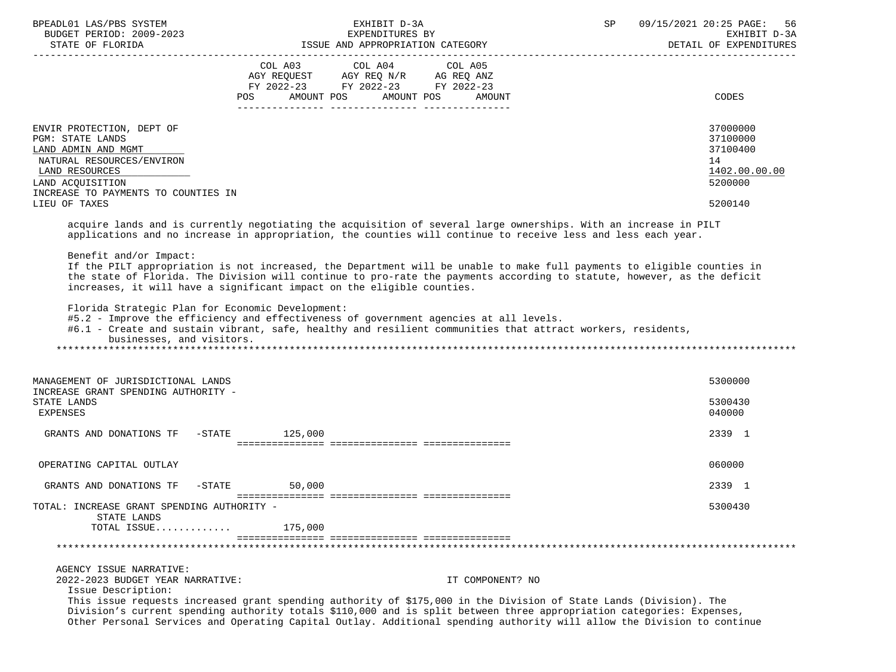| | COL A03 AGY REQUEST FY 2022-23 POS AMOUNT | COL A04 AGY REQ N/R FY 2022-23 POS AMOUNT | COL A05 AG REQ ANZ FY 2022-23 POS AMOUNT | CODES |
|---|---|---|---|---|
| ENVIR PROTECTION, DEPT OF | | | | 37000000 |
| PGM: STATE LANDS | | | | 37100000 |
| LAND ADMIN AND MGMT | | | | 37100400 |
| NATURAL RESOURCES/ENVIRON | | | | 14 |
| LAND RESOURCES | | | | 1402.00.00.00 |
| LAND ACQUISITION | | | | 5200000 |
| INCREASE TO PAYMENTS TO COUNTIES IN LIEU OF TAXES | | | | 5200140 |

acquire lands and is currently negotiating the acquisition of several large ownerships. With an increase in PILT applications and no increase in appropriation, the counties will continue to receive less and less each year.

Benefit and/or Impact:
If the PILT appropriation is not increased, the Department will be unable to make full payments to eligible counties in the state of Florida. The Division will continue to pro-rate the payments according to statute, however, as the deficit increases, it will have a significant impact on the eligible counties.

Florida Strategic Plan for Economic Development:
#5.2 - Improve the efficiency and effectiveness of government agencies at all levels.
#6.1 - Create and sustain vibrant, safe, healthy and resilient communities that attract workers, residents, businesses, and visitors.

*****************************************************************************************************************************

| | COL A03 | COL A04 | COL A05 | CODES |
|---|---|---|---|---|
| MANAGEMENT OF JURISDICTIONAL LANDS | | | | 5300000 |
| INCREASE GRANT SPENDING AUTHORITY - STATE LANDS | | | | 5300430 |
| EXPENSES | | | | 040000 |
| GRANTS AND DONATIONS TF -STATE | 125,000 | | | 2339 1 |
| OPERATING CAPITAL OUTLAY | | | | 060000 |
| GRANTS AND DONATIONS TF -STATE | 50,000 | | | 2339 1 |
| TOTAL: INCREASE GRANT SPENDING AUTHORITY - STATE LANDS | | | | 5300430 |
| TOTAL ISSUE............ | 175,000 | | | |

*****************************************************************************************************************************

AGENCY ISSUE NARRATIVE:
2022-2023 BUDGET YEAR NARRATIVE: IT COMPONENT? NO
Issue Description:
This issue requests increased grant spending authority of $175,000 in the Division of State Lands (Division). The Division's current spending authority totals $110,000 and is split between three appropriation categories: Expenses, Other Personal Services and Operating Capital Outlay. Additional spending authority will allow the Division to continue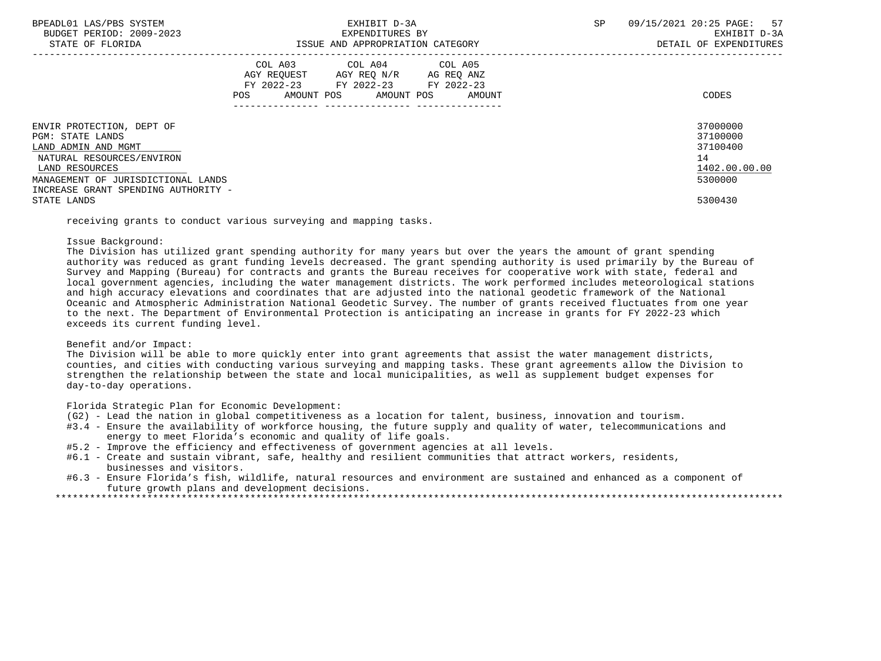| | COL A03 AGY REQUEST FY 2022-23 POS AMOUNT | COL A04 AGY REQ N/R FY 2022-23 POS AMOUNT | COL A05 AG REQ ANZ FY 2022-23 POS AMOUNT | CODES |
|---|---|---|---|---|
| ENVIR PROTECTION, DEPT OF | | | | 37000000 |
| PGM: STATE LANDS | | | | 37100000 |
| LAND ADMIN AND MGMT | | | | 37100400 |
| NATURAL RESOURCES/ENVIRON | | | | 14 |
| LAND RESOURCES | | | | 1402.00.00.00 |
| MANAGEMENT OF JURISDICTIONAL LANDS | | | | 5300000 |
| INCREASE GRANT SPENDING AUTHORITY - STATE LANDS | | | | 5300430 |

receiving grants to conduct various surveying and mapping tasks.

Issue Background:
The Division has utilized grant spending authority for many years but over the years the amount of grant spending authority was reduced as grant funding levels decreased. The grant spending authority is used primarily by the Bureau of Survey and Mapping (Bureau) for contracts and grants the Bureau receives for cooperative work with state, federal and local government agencies, including the water management districts. The work performed includes meteorological stations and high accuracy elevations and coordinates that are adjusted into the national geodetic framework of the National Oceanic and Atmospheric Administration National Geodetic Survey. The number of grants received fluctuates from one year to the next. The Department of Environmental Protection is anticipating an increase in grants for FY 2022-23 which exceeds its current funding level.

Benefit and/or Impact:
The Division will be able to more quickly enter into grant agreements that assist the water management districts, counties, and cities with conducting various surveying and mapping tasks. These grant agreements allow the Division to strengthen the relationship between the state and local municipalities, as well as supplement budget expenses for day-to-day operations.

Florida Strategic Plan for Economic Development:
(G2) - Lead the nation in global competitiveness as a location for talent, business, innovation and tourism.
#3.4 - Ensure the availability of workforce housing, the future supply and quality of water, telecommunications and energy to meet Florida's economic and quality of life goals.
#5.2 - Improve the efficiency and effectiveness of government agencies at all levels.
#6.1 - Create and sustain vibrant, safe, healthy and resilient communities that attract workers, residents, businesses and visitors.
#6.3 - Ensure Florida's fish, wildlife, natural resources and environment are sustained and enhanced as a component of future growth plans and development decisions.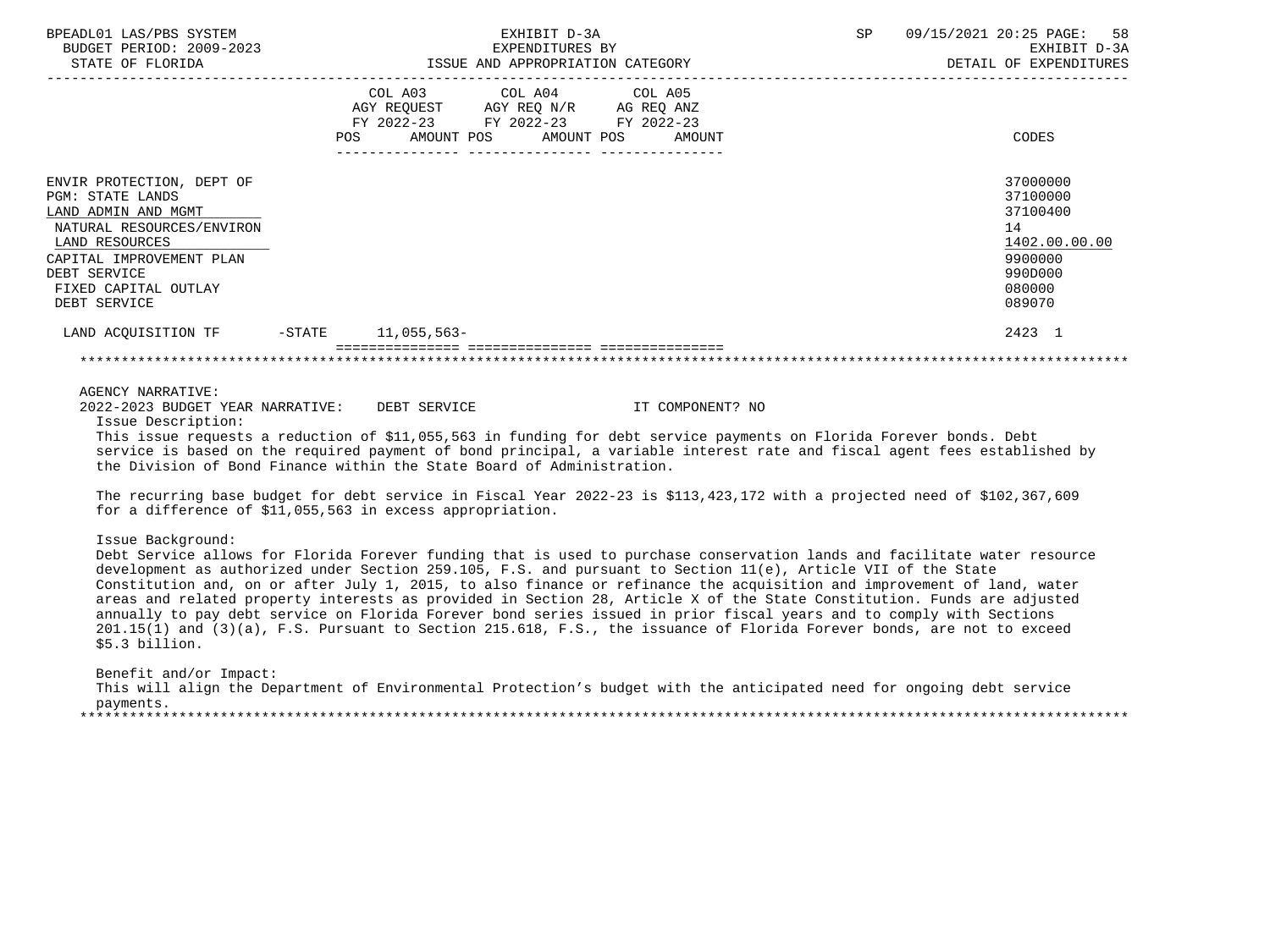BPEADL01 LAS/PBS SYSTEM — EXHIBIT D-3A — SP 09/15/2021 20:25

BUDGET PERIOD: 2009-2023 — EXPENDITURES BY — EXHIBIT D-3A

STATE OF FLORIDA — ISSUE AND APPROPRIATION CATEGORY — DETAIL OF EXPENDITURES

| | COL A03 AGY REQUEST FY 2022-23 POS AMOUNT | COL A04 AGY REQ N/R FY 2022-23 POS AMOUNT | COL A05 AG REQ ANZ FY 2022-23 POS AMOUNT | CODES |
|---|---|---|---|---|
| ENVIR PROTECTION, DEPT OF | | | | 37000000 |
| PGM: STATE LANDS | | | | 37100000 |
| LAND ADMIN AND MGMT | | | | 37100400 |
| NATURAL RESOURCES/ENVIRON | | | | 14 |
| LAND RESOURCES | | | | 1402.00.00.00 |
| CAPITAL IMPROVEMENT PLAN | | | | 9900000 |
| DEBT SERVICE | | | | 990D000 |
| FIXED CAPITAL OUTLAY | | | | 080000 |
| DEBT SERVICE | | | | 089070 |
| LAND ACQUISITION TF -STATE | 11,055,563- | | | 2423 1 |

AGENCY NARRATIVE:

2022-2023 BUDGET YEAR NARRATIVE: DEBT SERVICE IT COMPONENT? NO

Issue Description:

This issue requests a reduction of $11,055,563 in funding for debt service payments on Florida Forever bonds. Debt service is based on the required payment of bond principal, a variable interest rate and fiscal agent fees established by the Division of Bond Finance within the State Board of Administration.

The recurring base budget for debt service in Fiscal Year 2022-23 is $113,423,172 with a projected need of $102,367,609 for a difference of $11,055,563 in excess appropriation.

Issue Background:

Debt Service allows for Florida Forever funding that is used to purchase conservation lands and facilitate water resource development as authorized under Section 259.105, F.S. and pursuant to Section 11(e), Article VII of the State Constitution and, on or after July 1, 2015, to also finance or refinance the acquisition and improvement of land, water areas and related property interests as provided in Section 28, Article X of the State Constitution. Funds are adjusted annually to pay debt service on Florida Forever bond series issued in prior fiscal years and to comply with Sections 201.15(1) and (3)(a), F.S. Pursuant to Section 215.618, F.S., the issuance of Florida Forever bonds, are not to exceed $5.3 billion.

Benefit and/or Impact:

This will align the Department of Environmental Protection's budget with the anticipated need for ongoing debt service payments.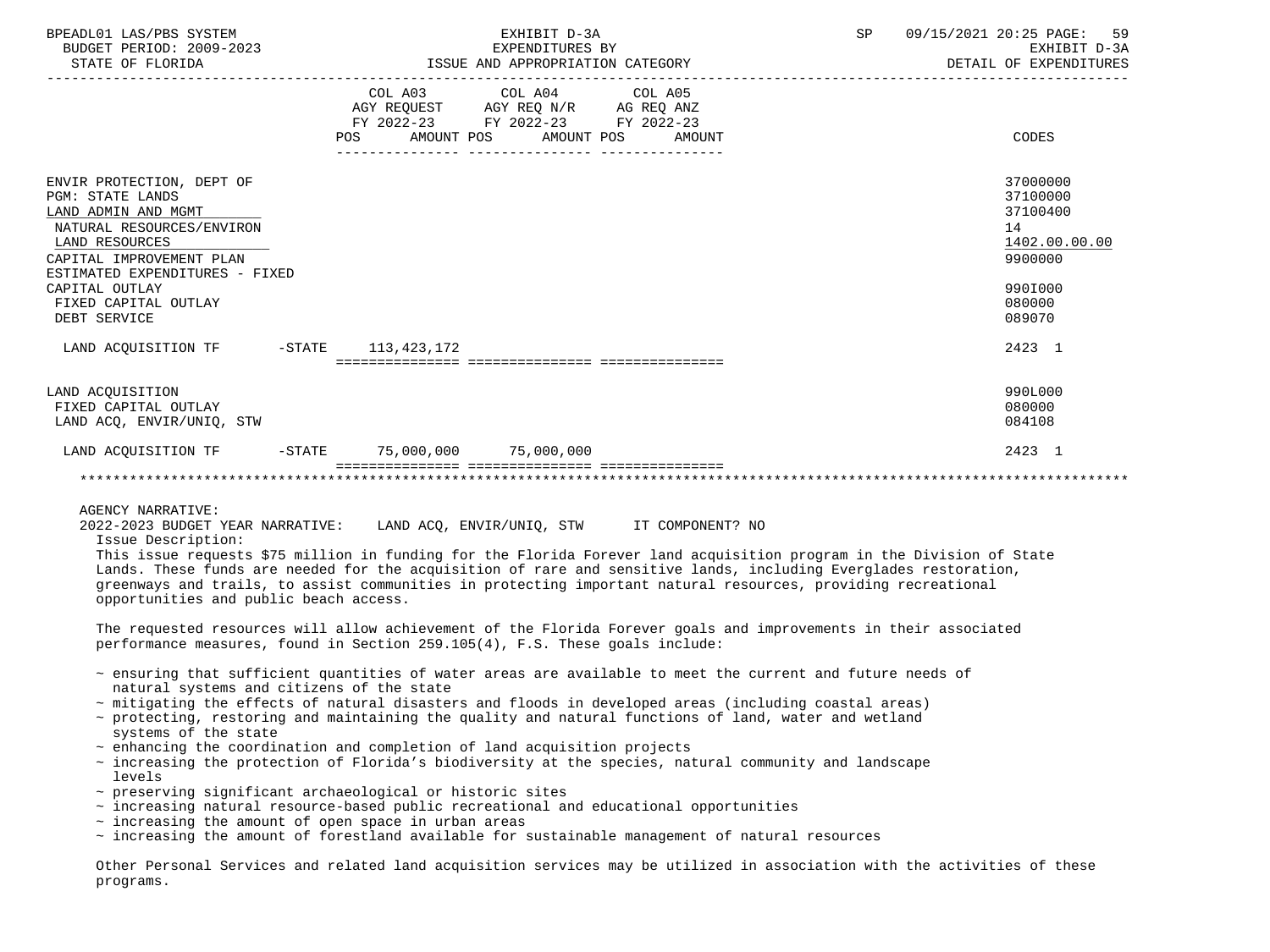| | COL A03 AGY REQUEST FY 2022-23 POS | AMOUNT | COL A04 AGY REQ N/R FY 2022-23 POS | AMOUNT | COL A05 AG REQ ANZ FY 2022-23 POS | AMOUNT | CODES |
|---|---|---|---|---|---|---|---|
| ENVIR PROTECTION, DEPT OF | | | | | | | 37000000 |
| PGM: STATE LANDS | | | | | | | 37100000 |
| LAND ADMIN AND MGMT | | | | | | | 37100400 |
| NATURAL RESOURCES/ENVIRON | | | | | | | 14 |
| LAND RESOURCES | | | | | | | 1402.00.00.00 |
| CAPITAL IMPROVEMENT PLAN | | | | | | | 9900000 |
| ESTIMATED EXPENDITURES - FIXED CAPITAL OUTLAY | | | | | | | 990I000 |
| FIXED CAPITAL OUTLAY | | | | | | | 080000 |
| DEBT SERVICE | | | | | | | 089070 |
| LAND ACQUISITION TF -STATE | | 113,423,172 | | | | | 2423 1 |
| LAND ACQUISITION | | | | | | | 990L000 |
| FIXED CAPITAL OUTLAY | | | | | | | 080000 |
| LAND ACQ, ENVIR/UNIQ, STW | | | | | | | 084108 |
| LAND ACQUISITION TF -STATE | | 75,000,000 | | 75,000,000 | | | 2423 1 |

AGENCY NARRATIVE:

2022-2023 BUDGET YEAR NARRATIVE: LAND ACQ, ENVIR/UNIQ, STW IT COMPONENT? NO

Issue Description:

This issue requests $75 million in funding for the Florida Forever land acquisition program in the Division of State Lands. These funds are needed for the acquisition of rare and sensitive lands, including Everglades restoration, greenways and trails, to assist communities in protecting important natural resources, providing recreational opportunities and public beach access.

The requested resources will allow achievement of the Florida Forever goals and improvements in their associated performance measures, found in Section 259.105(4), F.S. These goals include:

- ensuring that sufficient quantities of water areas are available to meet the current and future needs of natural systems and citizens of the state
- mitigating the effects of natural disasters and floods in developed areas (including coastal areas)
- protecting, restoring and maintaining the quality and natural functions of land, water and wetland systems of the state
- enhancing the coordination and completion of land acquisition projects
- increasing the protection of Florida's biodiversity at the species, natural community and landscape levels
- preserving significant archaeological or historic sites
- increasing natural resource-based public recreational and educational opportunities
- increasing the amount of open space in urban areas
- increasing the amount of forestland available for sustainable management of natural resources

Other Personal Services and related land acquisition services may be utilized in association with the activities of these programs.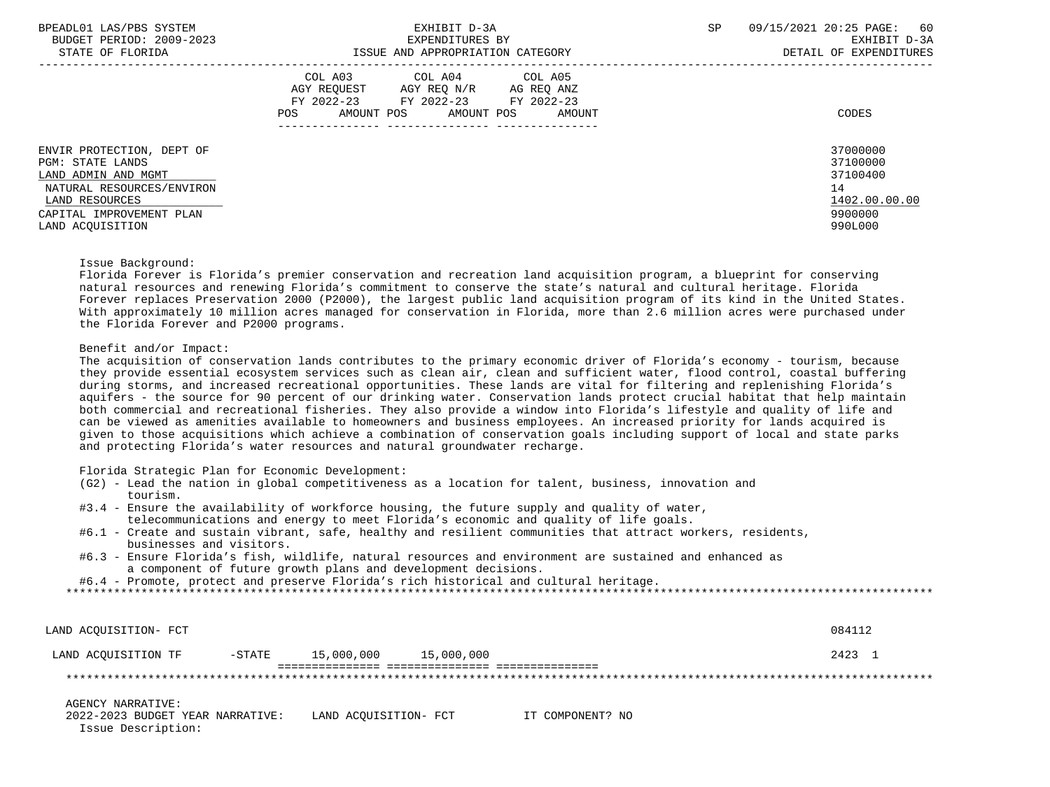| | COL A03 AGY REQUEST FY 2022-23 POS AMOUNT | COL A04 AGY REQ N/R FY 2022-23 POS AMOUNT | COL A05 AG REQ ANZ FY 2022-23 POS AMOUNT | CODES |
|---|---|---|---|---|
| ENVIR PROTECTION, DEPT OF | | | | 37000000 |
| PGM: STATE LANDS | | | | 37100000 |
| LAND ADMIN AND MGMT | | | | 37100400 |
| NATURAL RESOURCES/ENVIRON | | | | 14 |
| LAND RESOURCES | | | | 1402.00.00.00 |
| CAPITAL IMPROVEMENT PLAN | | | | 9900000 |
| LAND ACQUISITION | | | | 990L000 |

Issue Background:
Florida Forever is Florida's premier conservation and recreation land acquisition program, a blueprint for conserving natural resources and renewing Florida's commitment to conserve the state's natural and cultural heritage. Florida Forever replaces Preservation 2000 (P2000), the largest public land acquisition program of its kind in the United States. With approximately 10 million acres managed for conservation in Florida, more than 2.6 million acres were purchased under the Florida Forever and P2000 programs.

Benefit and/or Impact:
The acquisition of conservation lands contributes to the primary economic driver of Florida's economy - tourism, because they provide essential ecosystem services such as clean air, clean and sufficient water, flood control, coastal buffering during storms, and increased recreational opportunities. These lands are vital for filtering and replenishing Florida's aquifers - the source for 90 percent of our drinking water. Conservation lands protect crucial habitat that help maintain both commercial and recreational fisheries. They also provide a window into Florida's lifestyle and quality of life and can be viewed as amenities available to homeowners and business employees. An increased priority for lands acquired is given to those acquisitions which achieve a combination of conservation goals including support of local and state parks and protecting Florida's water resources and natural groundwater recharge.

Florida Strategic Plan for Economic Development:
- (G2) - Lead the nation in global competitiveness as a location for talent, business, innovation and tourism.
- #3.4 - Ensure the availability of workforce housing, the future supply and quality of water, telecommunications and energy to meet Florida's economic and quality of life goals.
- #6.1 - Create and sustain vibrant, safe, healthy and resilient communities that attract workers, residents, businesses and visitors.
- #6.3 - Ensure Florida's fish, wildlife, natural resources and environment are sustained and enhanced as a component of future growth plans and development decisions.
- #6.4 - Promote, protect and preserve Florida's rich historical and cultural heritage.

| | COL A03 | COL A04 | COL A05 | CODES |
|---|---|---|---|---|
| LAND ACQUISITION- FCT | | | | 084112 |
| LAND ACQUISITION TF -STATE | 15,000,000 | 15,000,000 | | 2423 1 |

AGENCY NARRATIVE:
2022-2023 BUDGET YEAR NARRATIVE: LAND ACQUISITION- FCT IT COMPONENT? NO
Issue Description: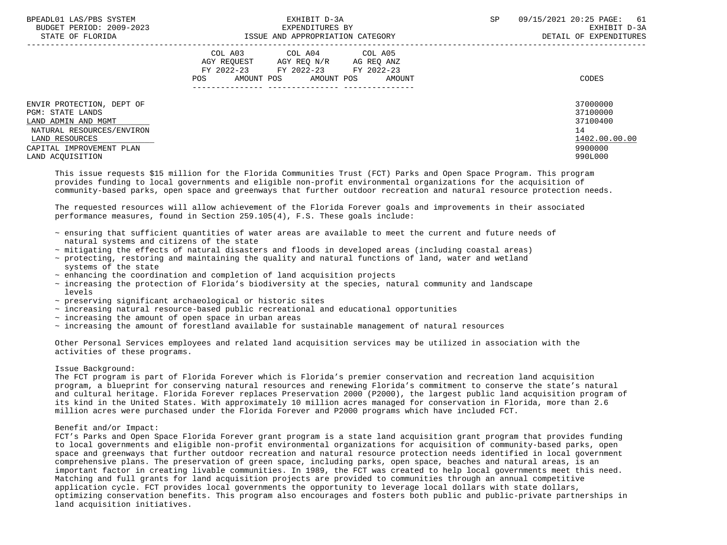| | COL A03 AGY REQUEST FY 2022-23 POS AMOUNT | COL A04 AGY REQ N/R FY 2022-23 POS AMOUNT | COL A05 AG REQ ANZ FY 2022-23 POS AMOUNT | CODES |
|---|---|---|---|---|
| ENVIR PROTECTION, DEPT OF | | | | 37000000 |
| PGM: STATE LANDS | | | | 37100000 |
| LAND ADMIN AND MGMT | | | | 37100400 |
| NATURAL RESOURCES/ENVIRON | | | | 14 |
| LAND RESOURCES | | | | 1402.00.00.00 |
| CAPITAL IMPROVEMENT PLAN | | | | 9900000 |
| LAND ACQUISITION | | | | 990L000 |

This issue requests $15 million for the Florida Communities Trust (FCT) Parks and Open Space Program. This program provides funding to local governments and eligible non-profit environmental organizations for the acquisition of community-based parks, open space and greenways that further outdoor recreation and natural resource protection needs.

The requested resources will allow achievement of the Florida Forever goals and improvements in their associated performance measures, found in Section 259.105(4), F.S. These goals include:

~ ensuring that sufficient quantities of water areas are available to meet the current and future needs of natural systems and citizens of the state
~ mitigating the effects of natural disasters and floods in developed areas (including coastal areas)
~ protecting, restoring and maintaining the quality and natural functions of land, water and wetland systems of the state
~ enhancing the coordination and completion of land acquisition projects
~ increasing the protection of Florida's biodiversity at the species, natural community and landscape levels
~ preserving significant archaeological or historic sites
~ increasing natural resource-based public recreational and educational opportunities
~ increasing the amount of open space in urban areas
~ increasing the amount of forestland available for sustainable management of natural resources

Other Personal Services employees and related land acquisition services may be utilized in association with the activities of these programs.

Issue Background:
The FCT program is part of Florida Forever which is Florida's premier conservation and recreation land acquisition program, a blueprint for conserving natural resources and renewing Florida's commitment to conserve the state's natural and cultural heritage. Florida Forever replaces Preservation 2000 (P2000), the largest public land acquisition program of its kind in the United States. With approximately 10 million acres managed for conservation in Florida, more than 2.6 million acres were purchased under the Florida Forever and P2000 programs which have included FCT.

Benefit and/or Impact:
FCT's Parks and Open Space Florida Forever grant program is a state land acquisition grant program that provides funding to local governments and eligible non-profit environmental organizations for acquisition of community-based parks, open space and greenways that further outdoor recreation and natural resource protection needs identified in local government comprehensive plans. The preservation of green space, including parks, open space, beaches and natural areas, is an important factor in creating livable communities. In 1989, the FCT was created to help local governments meet this need. Matching and full grants for land acquisition projects are provided to communities through an annual competitive application cycle. FCT provides local governments the opportunity to leverage local dollars with state dollars, optimizing conservation benefits. This program also encourages and fosters both public and public-private partnerships in land acquisition initiatives.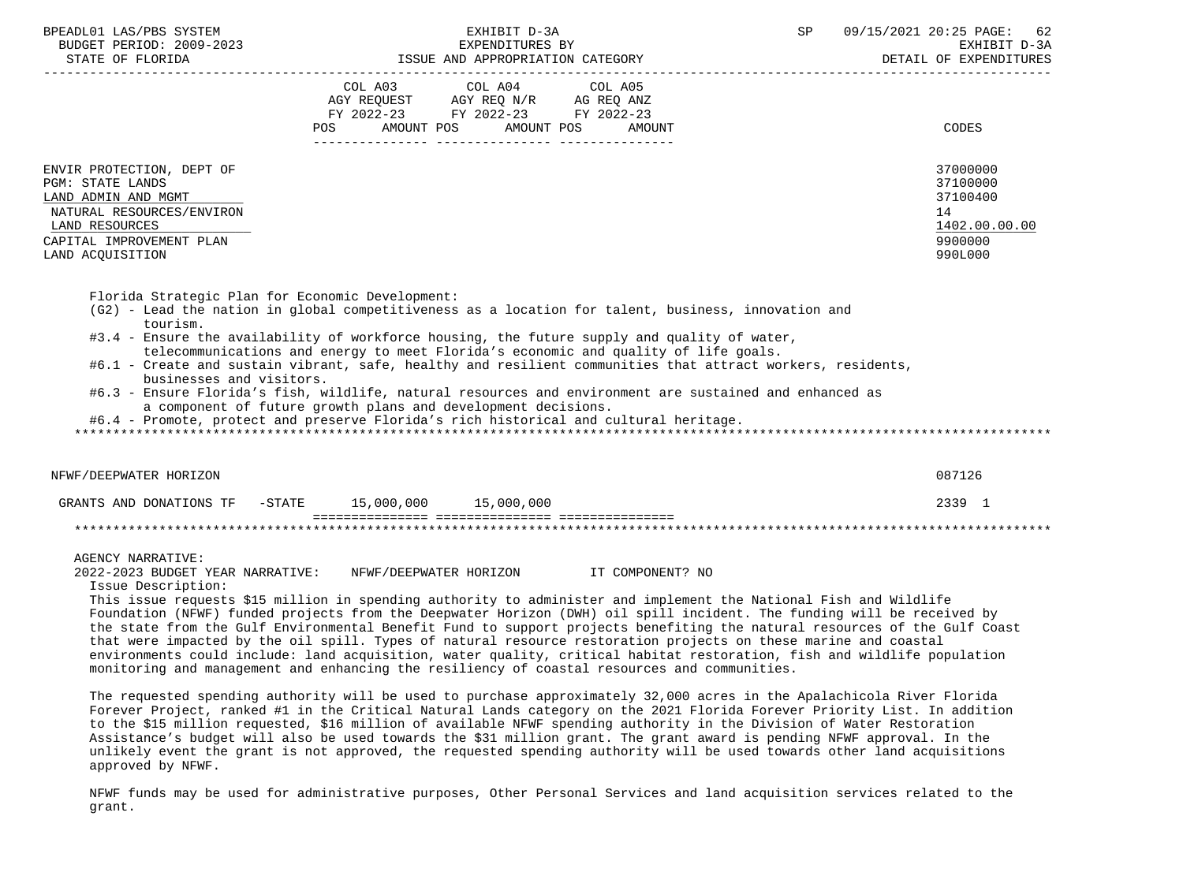ENVIR PROTECTION, DEPT OF — 37000000
PGM: STATE LANDS — 37100000
LAND ADMIN AND MGMT — 37100400
NATURAL RESOURCES/ENVIRON — 14
LAND RESOURCES — 1402.00.00.00
CAPITAL IMPROVEMENT PLAN — 9900000
LAND ACQUISITION — 990L000

| | COL A03 AGY REQUEST FY 2022-23 POS AMOUNT | COL A04 AGY REQ N/R FY 2022-23 POS AMOUNT | COL A05 AG REQ ANZ FY 2022-23 POS AMOUNT | CODES |
|---|---|---|---|---|

Florida Strategic Plan for Economic Development:

- (G2) - Lead the nation in global competitiveness as a location for talent, business, innovation and tourism.
- #3.4 - Ensure the availability of workforce housing, the future supply and quality of water, telecommunications and energy to meet Florida's economic and quality of life goals.
- #6.1 - Create and sustain vibrant, safe, healthy and resilient communities that attract workers, residents, businesses and visitors.
- #6.3 - Ensure Florida's fish, wildlife, natural resources and environment are sustained and enhanced as a component of future growth plans and development decisions.
- #6.4 - Promote, protect and preserve Florida's rich historical and cultural heritage.

| | COL A03 | COL A04 | COL A05 | CODES |
|---|---|---|---|---|
| NFWF/DEEPWATER HORIZON | | | | 087126 |
| GRANTS AND DONATIONS TF -STATE | 15,000,000 | 15,000,000 | | 2339 1 |

AGENCY NARRATIVE:

2022-2023 BUDGET YEAR NARRATIVE: NFWF/DEEPWATER HORIZON IT COMPONENT? NO

Issue Description:

This issue requests $15 million in spending authority to administer and implement the National Fish and Wildlife Foundation (NFWF) funded projects from the Deepwater Horizon (DWH) oil spill incident. The funding will be received by the state from the Gulf Environmental Benefit Fund to support projects benefiting the natural resources of the Gulf Coast that were impacted by the oil spill. Types of natural resource restoration projects on these marine and coastal environments could include: land acquisition, water quality, critical habitat restoration, fish and wildlife population monitoring and management and enhancing the resiliency of coastal resources and communities.

The requested spending authority will be used to purchase approximately 32,000 acres in the Apalachicola River Florida Forever Project, ranked #1 in the Critical Natural Lands category on the 2021 Florida Forever Priority List. In addition to the $15 million requested, $16 million of available NFWF spending authority in the Division of Water Restoration Assistance's budget will also be used towards the $31 million grant. The grant award is pending NFWF approval. In the unlikely event the grant is not approved, the requested spending authority will be used towards other land acquisitions approved by NFWF.

NFWF funds may be used for administrative purposes, Other Personal Services and land acquisition services related to the grant.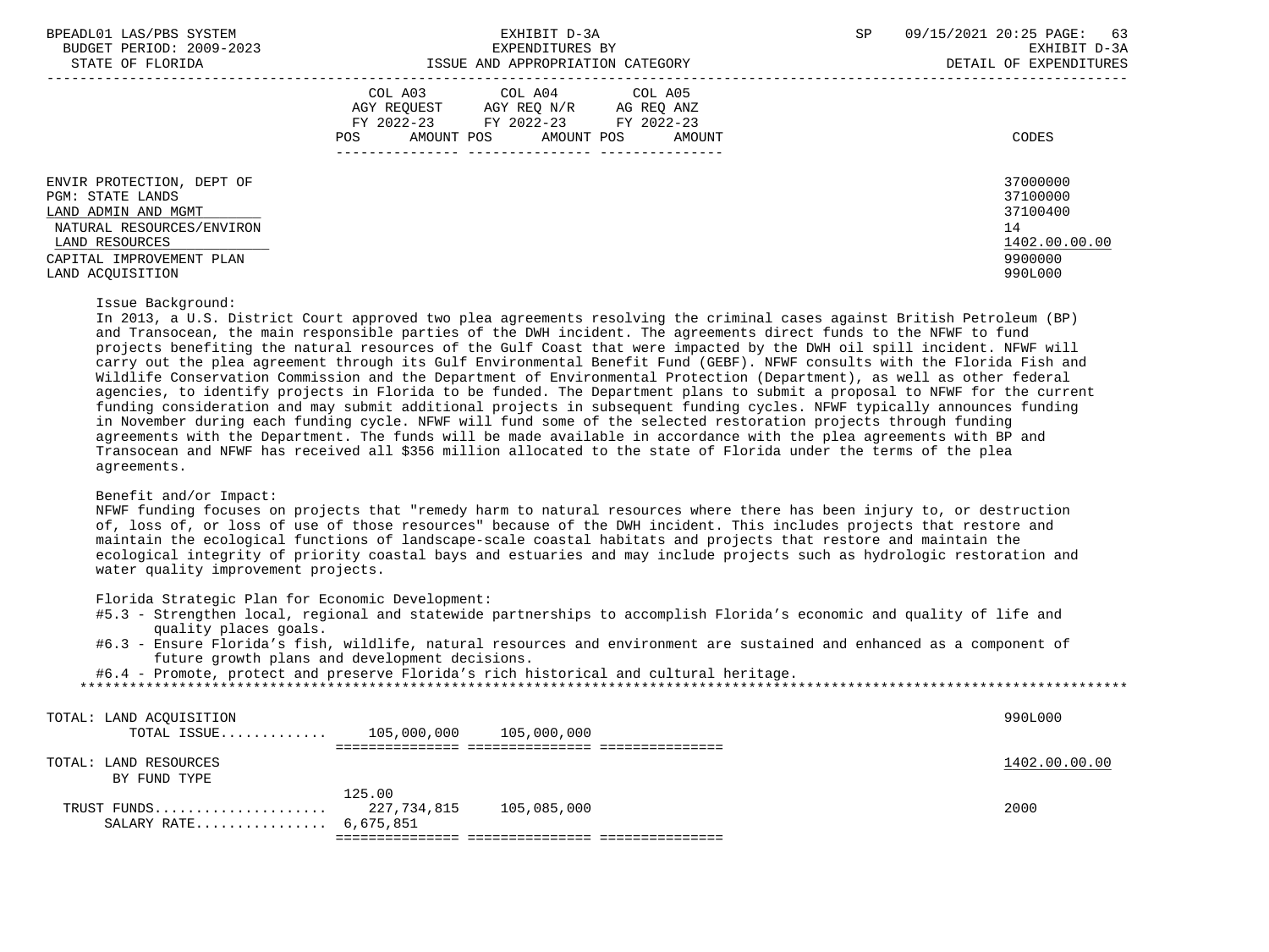| | COL A03 AGY REQUEST FY 2022-23 POS AMOUNT | COL A04 AGY REQ N/R FY 2022-23 POS AMOUNT | COL A05 AG REQ ANZ FY 2022-23 POS AMOUNT | CODES |
|---|---|---|---|---|
| ENVIR PROTECTION, DEPT OF | | | | 37000000 |
| PGM: STATE LANDS | | | | 37100000 |
| LAND ADMIN AND MGMT | | | | 37100400 |
| NATURAL RESOURCES/ENVIRON | | | | 14 |
| LAND RESOURCES | | | | 1402.00.00.00 |
| CAPITAL IMPROVEMENT PLAN | | | | 9900000 |
| LAND ACQUISITION | | | | 990L000 |

Issue Background:
In 2013, a U.S. District Court approved two plea agreements resolving the criminal cases against British Petroleum (BP) and Transocean, the main responsible parties of the DWH incident. The agreements direct funds to the NFWF to fund projects benefiting the natural resources of the Gulf Coast that were impacted by the DWH oil spill incident. NFWF will carry out the plea agreement through its Gulf Environmental Benefit Fund (GEBF). NFWF consults with the Florida Fish and Wildlife Conservation Commission and the Department of Environmental Protection (Department), as well as other federal agencies, to identify projects in Florida to be funded. The Department plans to submit a proposal to NFWF for the current funding consideration and may submit additional projects in subsequent funding cycles. NFWF typically announces funding in November during each funding cycle. NFWF will fund some of the selected restoration projects through funding agreements with the Department. The funds will be made available in accordance with the plea agreements with BP and Transocean and NFWF has received all $356 million allocated to the state of Florida under the terms of the plea agreements.

Benefit and/or Impact:
NFWF funding focuses on projects that "remedy harm to natural resources where there has been injury to, or destruction of, loss of, or loss of use of those resources" because of the DWH incident. This includes projects that restore and maintain the ecological functions of landscape-scale coastal habitats and projects that restore and maintain the ecological integrity of priority coastal bays and estuaries and may include projects such as hydrologic restoration and water quality improvement projects.

Florida Strategic Plan for Economic Development:
- #5.3 - Strengthen local, regional and statewide partnerships to accomplish Florida's economic and quality of life and quality places goals.
- #6.3 - Ensure Florida's fish, wildlife, natural resources and environment are sustained and enhanced as a component of future growth plans and development decisions.
- #6.4 - Promote, protect and preserve Florida's rich historical and cultural heritage.

******************************************************************************************************************************

| | COL A03 | COL A04 | COL A05 | CODES |
|---|---|---|---|---|
| TOTAL: LAND ACQUISITION | | | | 990L000 |
| TOTAL ISSUE............ | 105,000,000 | 105,000,000 | | |
| TOTAL: LAND RESOURCES | | | | 1402.00.00.00 |
| BY FUND TYPE | | | | |
| | 125.00 | | | |
| TRUST FUNDS.................... | 227,734,815 | 105,085,000 | | 2000 |
| SALARY RATE................ | 6,675,851 | | | |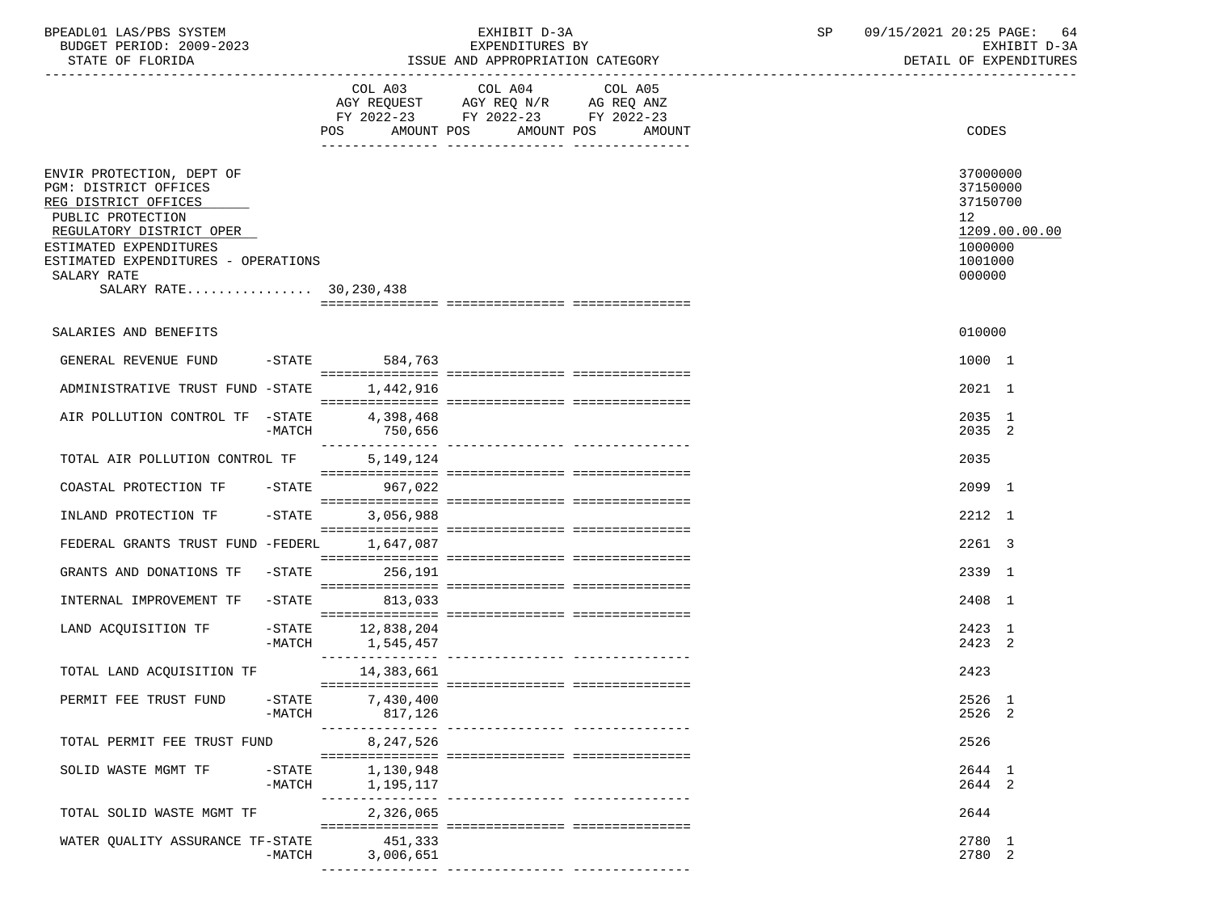BPEADL01 LAS/PBS SYSTEM | EXHIBIT D-3A | SP 09/15/2021 20:25 PAGE: 64
BUDGET PERIOD: 2009-2023 | EXPENDITURES BY | EXHIBIT D-3A
STATE OF FLORIDA | ISSUE AND APPROPRIATION CATEGORY | DETAIL OF EXPENDITURES

| | COL A03 AGY REQUEST FY 2022-23 POS AMOUNT | COL A04 AGY REQ N/R FY 2022-23 POS AMOUNT | COL A05 AG REQ ANZ FY 2022-23 POS AMOUNT | CODES |
|---|---|---|---|---|
| ENVIR PROTECTION, DEPT OF | | | | 37000000 |
| PGM: DISTRICT OFFICES | | | | 37150000 |
| REG DISTRICT OFFICES | | | | 37150700 |
| PUBLIC PROTECTION | | | | 12 |
| REGULATORY DISTRICT OPER | | | | 1209.00.00.00 |
| ESTIMATED EXPENDITURES | | | | 1000000 |
| ESTIMATED EXPENDITURES - OPERATIONS | | | | 1001000 |
| SALARY RATE | | | | 000000 |
| SALARY RATE................ 30,230,438 | | | | |
| SALARIES AND BENEFITS | | | | 010000 |
| GENERAL REVENUE FUND -STATE | 584,763 | | | 1000 1 |
| ADMINISTRATIVE TRUST FUND -STATE | 1,442,916 | | | 2021 1 |
| AIR POLLUTION CONTROL TF -STATE | 4,398,468 | | | 2035 1 |
| -MATCH | 750,656 | | | 2035 2 |
| TOTAL AIR POLLUTION CONTROL TF | 5,149,124 | | | 2035 |
| COASTAL PROTECTION TF -STATE | 967,022 | | | 2099 1 |
| INLAND PROTECTION TF -STATE | 3,056,988 | | | 2212 1 |
| FEDERAL GRANTS TRUST FUND -FEDERL | 1,647,087 | | | 2261 3 |
| GRANTS AND DONATIONS TF -STATE | 256,191 | | | 2339 1 |
| INTERNAL IMPROVEMENT TF -STATE | 813,033 | | | 2408 1 |
| LAND ACQUISITION TF -STATE | 12,838,204 | | | 2423 1 |
| -MATCH | 1,545,457 | | | 2423 2 |
| TOTAL LAND ACQUISITION TF | 14,383,661 | | | 2423 |
| PERMIT FEE TRUST FUND -STATE | 7,430,400 | | | 2526 1 |
| -MATCH | 817,126 | | | 2526 2 |
| TOTAL PERMIT FEE TRUST FUND | 8,247,526 | | | 2526 |
| SOLID WASTE MGMT TF -STATE | 1,130,948 | | | 2644 1 |
| -MATCH | 1,195,117 | | | 2644 2 |
| TOTAL SOLID WASTE MGMT TF | 2,326,065 | | | 2644 |
| WATER QUALITY ASSURANCE TF-STATE | 451,333 | | | 2780 1 |
| -MATCH | 3,006,651 | | | 2780 2 |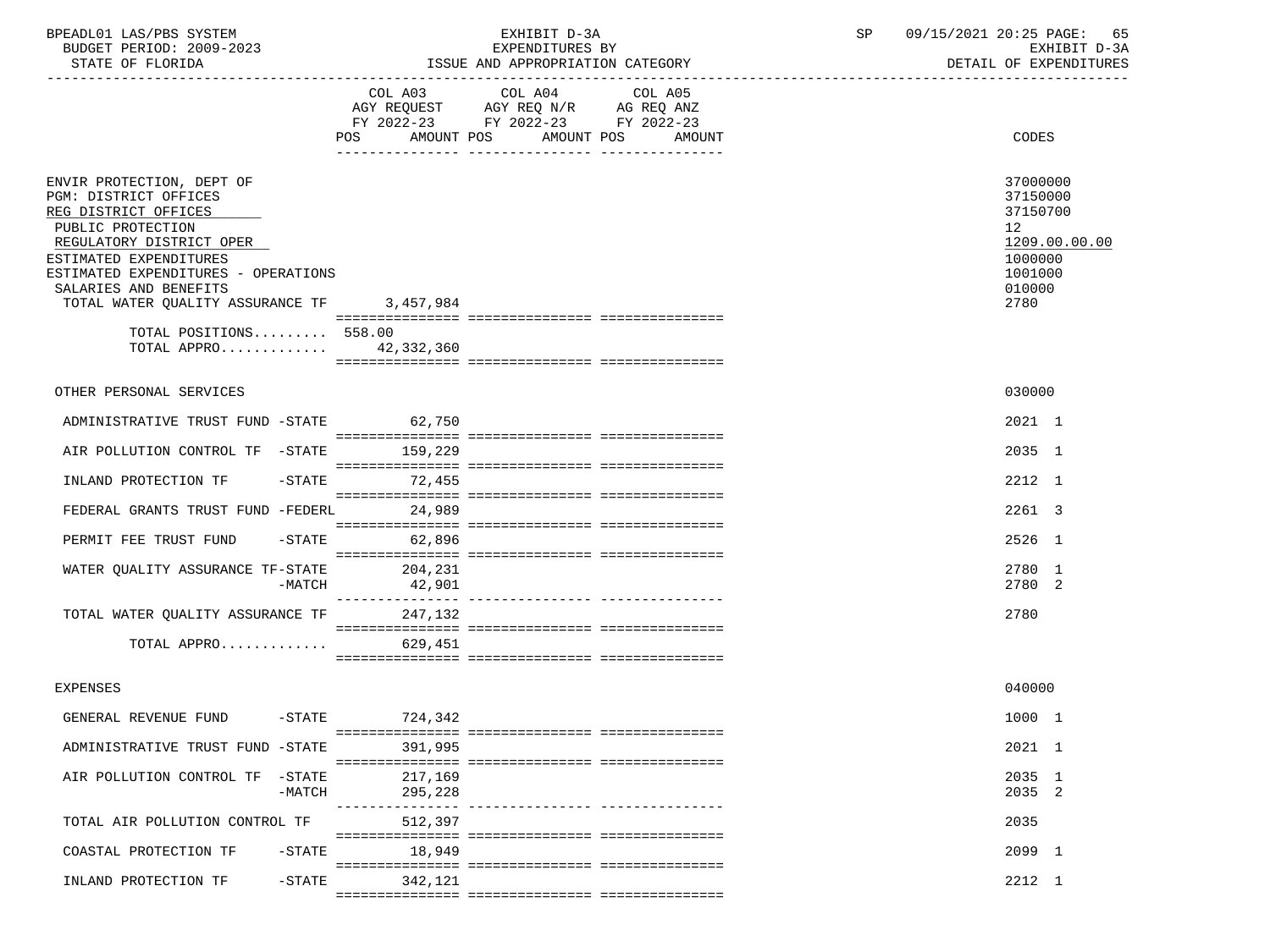| | COL A03 AGY REQUEST FY 2022-23 POS AMOUNT | COL A04 AGY REQ N/R FY 2022-23 POS AMOUNT | COL A05 AG REQ ANZ FY 2022-23 POS AMOUNT | CODES |
|---|---|---|---|---|
| ENVIR PROTECTION, DEPT OF | | | | 37000000 |
| PGM: DISTRICT OFFICES | | | | 37150000 |
| REG DISTRICT OFFICES | | | | 37150700 |
| PUBLIC PROTECTION | | | | 12 |
| REGULATORY DISTRICT OPER | | | | 1209.00.00.00 |
| ESTIMATED EXPENDITURES | | | | 1000000 |
| ESTIMATED EXPENDITURES - OPERATIONS | | | | 1001000 |
| SALARIES AND BENEFITS | | | | 010000 |
| TOTAL WATER QUALITY ASSURANCE TF | 3,457,984 | | | 2780 |
| TOTAL POSITIONS......... | 558.00 | | | |
| TOTAL APPRO............. | 42,332,360 | | | |
| OTHER PERSONAL SERVICES | | | | 030000 |
| ADMINISTRATIVE TRUST FUND -STATE | 62,750 | | | 2021 1 |
| AIR POLLUTION CONTROL TF -STATE | 159,229 | | | 2035 1 |
| INLAND PROTECTION TF -STATE | 72,455 | | | 2212 1 |
| FEDERAL GRANTS TRUST FUND -FEDERL | 24,989 | | | 2261 3 |
| PERMIT FEE TRUST FUND -STATE | 62,896 | | | 2526 1 |
| WATER QUALITY ASSURANCE TF-STATE | 204,231 | | | 2780 1 |
| -MATCH | 42,901 | | | 2780 2 |
| TOTAL WATER QUALITY ASSURANCE TF | 247,132 | | | 2780 |
| TOTAL APPRO............. | 629,451 | | | |
| EXPENSES | | | | 040000 |
| GENERAL REVENUE FUND -STATE | 724,342 | | | 1000 1 |
| ADMINISTRATIVE TRUST FUND -STATE | 391,995 | | | 2021 1 |
| AIR POLLUTION CONTROL TF -STATE | 217,169 | | | 2035 1 |
| -MATCH | 295,228 | | | 2035 2 |
| TOTAL AIR POLLUTION CONTROL TF | 512,397 | | | 2035 |
| COASTAL PROTECTION TF -STATE | 18,949 | | | 2099 1 |
| INLAND PROTECTION TF -STATE | 342,121 | | | 2212 1 |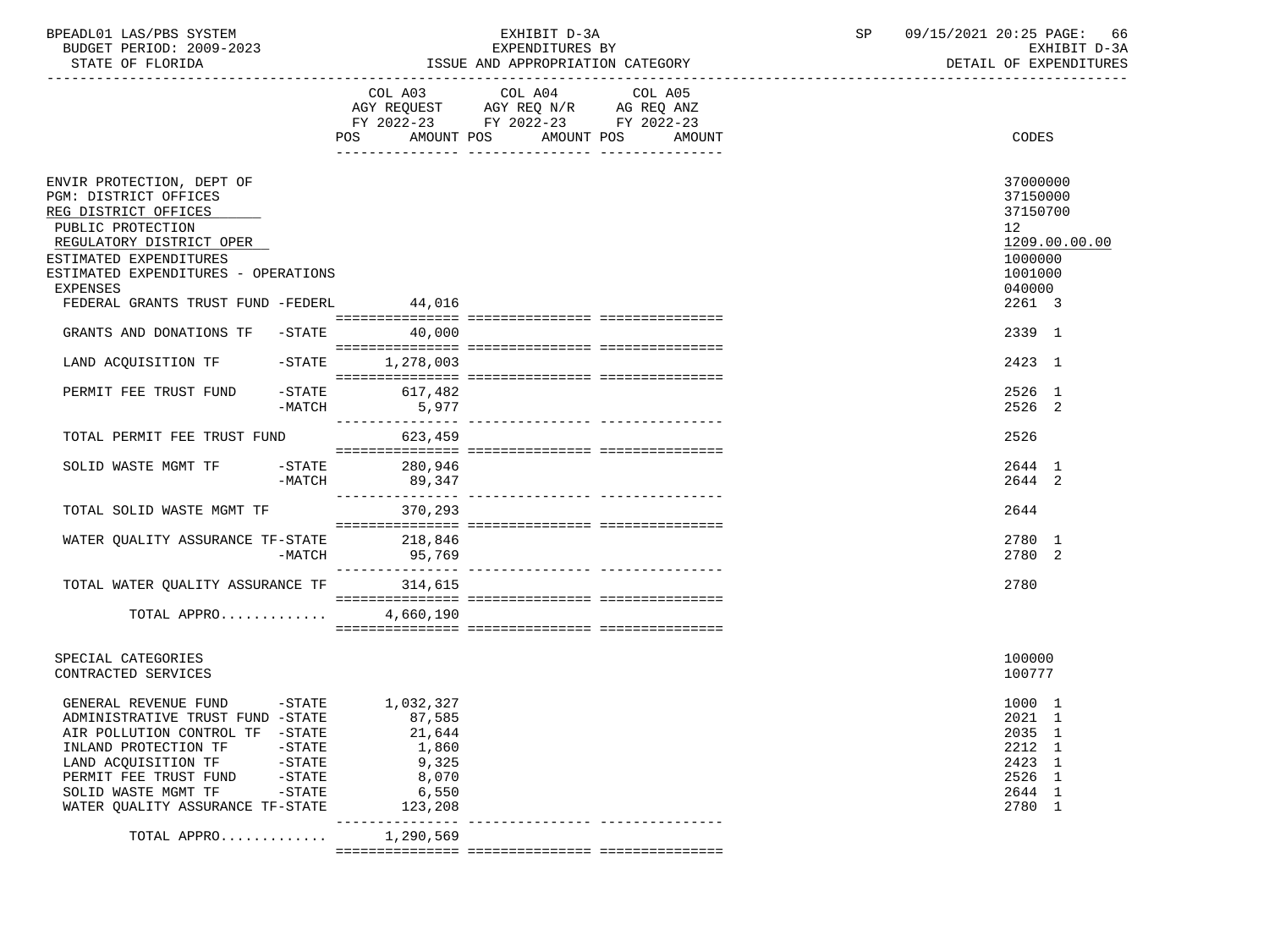BPEADL01 LAS/PBS SYSTEM | EXHIBIT D-3A | SP 09/15/2021 20:25

BUDGET PERIOD: 2009-2023 | EXPENDITURES BY | EXHIBIT D-3A

STATE OF FLORIDA | ISSUE AND APPROPRIATION CATEGORY | DETAIL OF EXPENDITURES

| | COL A03 AGY REQUEST FY 2022-23 POS AMOUNT | COL A04 AGY REQ N/R FY 2022-23 POS AMOUNT | COL A05 AG REQ ANZ FY 2022-23 POS AMOUNT | CODES |
|---|---|---|---|---|
| ENVIR PROTECTION, DEPT OF | | | | 37000000 |
| PGM: DISTRICT OFFICES | | | | 37150000 |
| REG DISTRICT OFFICES | | | | 37150700 |
| PUBLIC PROTECTION | | | | 12 |
| REGULATORY DISTRICT OPER | | | | 1209.00.00.00 |
| ESTIMATED EXPENDITURES | | | | 1000000 |
| ESTIMATED EXPENDITURES - OPERATIONS | | | | 1001000 |
| EXPENSES | | | | 040000 |
| FEDERAL GRANTS TRUST FUND -FEDERL | 44,016 | | | 2261 3 |
| GRANTS AND DONATIONS TF -STATE | 40,000 | | | 2339 1 |
| LAND ACQUISITION TF -STATE | 1,278,003 | | | 2423 1 |
| PERMIT FEE TRUST FUND -STATE | 617,482 | | | 2526 1 |
| -MATCH | 5,977 | | | 2526 2 |
| TOTAL PERMIT FEE TRUST FUND | 623,459 | | | 2526 |
| SOLID WASTE MGMT TF -STATE | 280,946 | | | 2644 1 |
| -MATCH | 89,347 | | | 2644 2 |
| TOTAL SOLID WASTE MGMT TF | 370,293 | | | 2644 |
| WATER QUALITY ASSURANCE TF-STATE | 218,846 | | | 2780 1 |
| -MATCH | 95,769 | | | 2780 2 |
| TOTAL WATER QUALITY ASSURANCE TF | 314,615 | | | 2780 |
| TOTAL APPRO............. | 4,660,190 | | | |
| SPECIAL CATEGORIES | | | | 100000 |
| CONTRACTED SERVICES | | | | 100777 |
| GENERAL REVENUE FUND -STATE | 1,032,327 | | | 1000 1 |
| ADMINISTRATIVE TRUST FUND -STATE | 87,585 | | | 2021 1 |
| AIR POLLUTION CONTROL TF -STATE | 21,644 | | | 2035 1 |
| INLAND PROTECTION TF -STATE | 1,860 | | | 2212 1 |
| LAND ACQUISITION TF -STATE | 9,325 | | | 2423 1 |
| PERMIT FEE TRUST FUND -STATE | 8,070 | | | 2526 1 |
| SOLID WASTE MGMT TF -STATE | 6,550 | | | 2644 1 |
| WATER QUALITY ASSURANCE TF-STATE | 123,208 | | | 2780 1 |
| TOTAL APPRO............. | 1,290,569 | | | |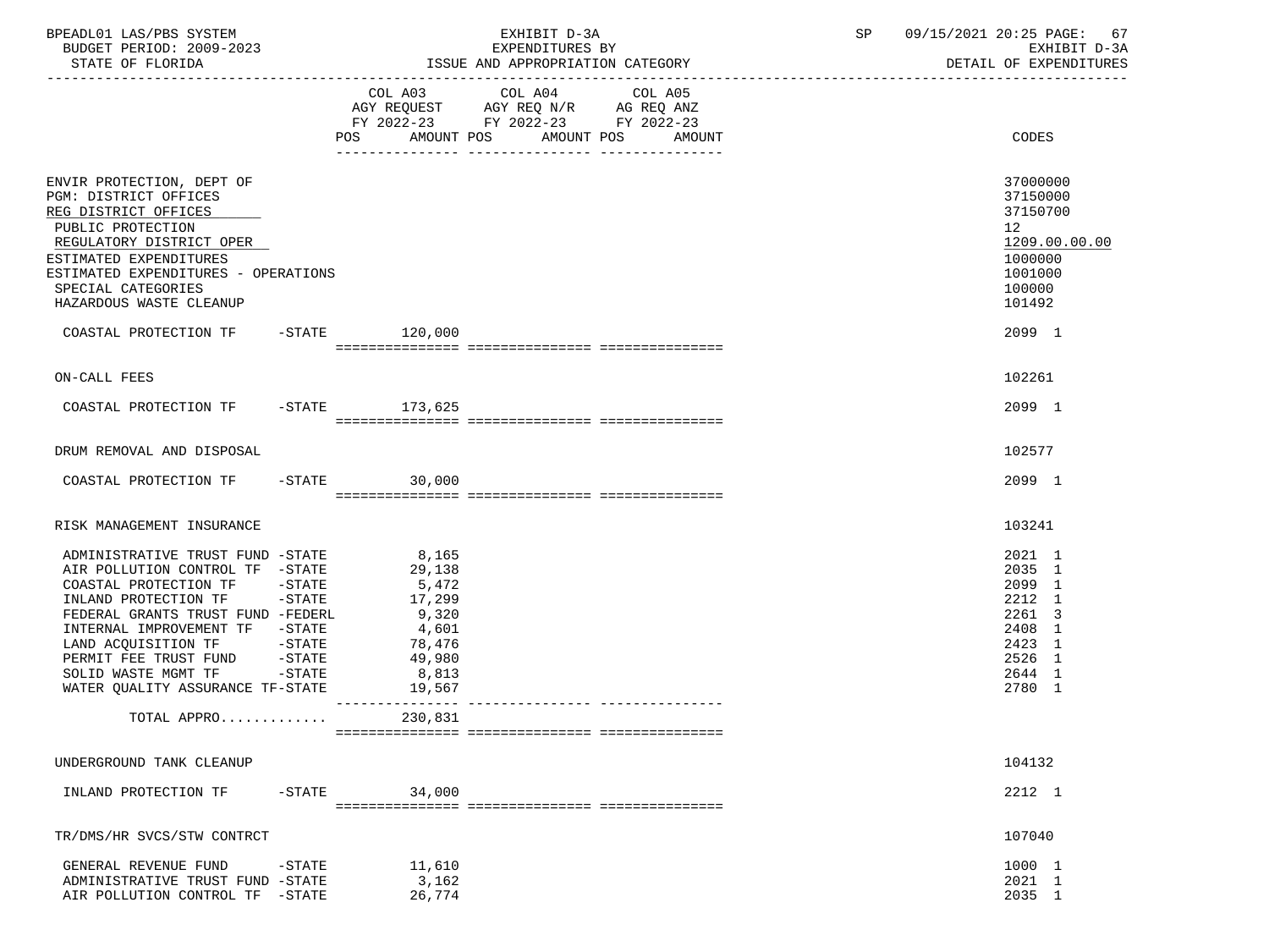BPEADL01 LAS/PBS SYSTEM | EXHIBIT D-3A | SP 09/15/2021 20:25 PAGE: 67
BUDGET PERIOD: 2009-2023 | EXPENDITURES BY | EXHIBIT D-3A
STATE OF FLORIDA | ISSUE AND APPROPRIATION CATEGORY | DETAIL OF EXPENDITURES

| | COL A03 AGY REQUEST FY 2022-23 POS AMOUNT | COL A04 AGY REQ N/R FY 2022-23 POS AMOUNT | COL A05 AG REQ ANZ FY 2022-23 POS AMOUNT | CODES |
|---|---|---|---|---|
| ENVIR PROTECTION, DEPT OF | | | | 37000000 |
| PGM: DISTRICT OFFICES | | | | 37150000 |
| REG DISTRICT OFFICES | | | | 37150700 |
| PUBLIC PROTECTION | | | | 12 |
| REGULATORY DISTRICT OPER | | | | 1209.00.00.00 |
| ESTIMATED EXPENDITURES | | | | 1000000 |
| ESTIMATED EXPENDITURES - OPERATIONS | | | | 1001000 |
| SPECIAL CATEGORIES | | | | 100000 |
| HAZARDOUS WASTE CLEANUP | | | | 101492 |
| COASTAL PROTECTION TF -STATE | 120,000 | | | 2099 1 |
| ON-CALL FEES | | | | 102261 |
| COASTAL PROTECTION TF -STATE | 173,625 | | | 2099 1 |
| DRUM REMOVAL AND DISPOSAL | | | | 102577 |
| COASTAL PROTECTION TF -STATE | 30,000 | | | 2099 1 |
| RISK MANAGEMENT INSURANCE | | | | 103241 |
| ADMINISTRATIVE TRUST FUND -STATE | 8,165 | | | 2021 1 |
| AIR POLLUTION CONTROL TF -STATE | 29,138 | | | 2035 1 |
| COASTAL PROTECTION TF -STATE | 5,472 | | | 2099 1 |
| INLAND PROTECTION TF -STATE | 17,299 | | | 2212 1 |
| FEDERAL GRANTS TRUST FUND -FEDERL | 9,320 | | | 2261 3 |
| INTERNAL IMPROVEMENT TF -STATE | 4,601 | | | 2408 1 |
| LAND ACQUISITION TF -STATE | 78,476 | | | 2423 1 |
| PERMIT FEE TRUST FUND -STATE | 49,980 | | | 2526 1 |
| SOLID WASTE MGMT TF -STATE | 8,813 | | | 2644 1 |
| WATER QUALITY ASSURANCE TF-STATE | 19,567 | | | 2780 1 |
| TOTAL APPRO............ | 230,831 | | | |
| UNDERGROUND TANK CLEANUP | | | | 104132 |
| INLAND PROTECTION TF -STATE | 34,000 | | | 2212 1 |
| TR/DMS/HR SVCS/STW CONTRCT | | | | 107040 |
| GENERAL REVENUE FUND -STATE | 11,610 | | | 1000 1 |
| ADMINISTRATIVE TRUST FUND -STATE | 3,162 | | | 2021 1 |
| AIR POLLUTION CONTROL TF -STATE | 26,774 | | | 2035 1 |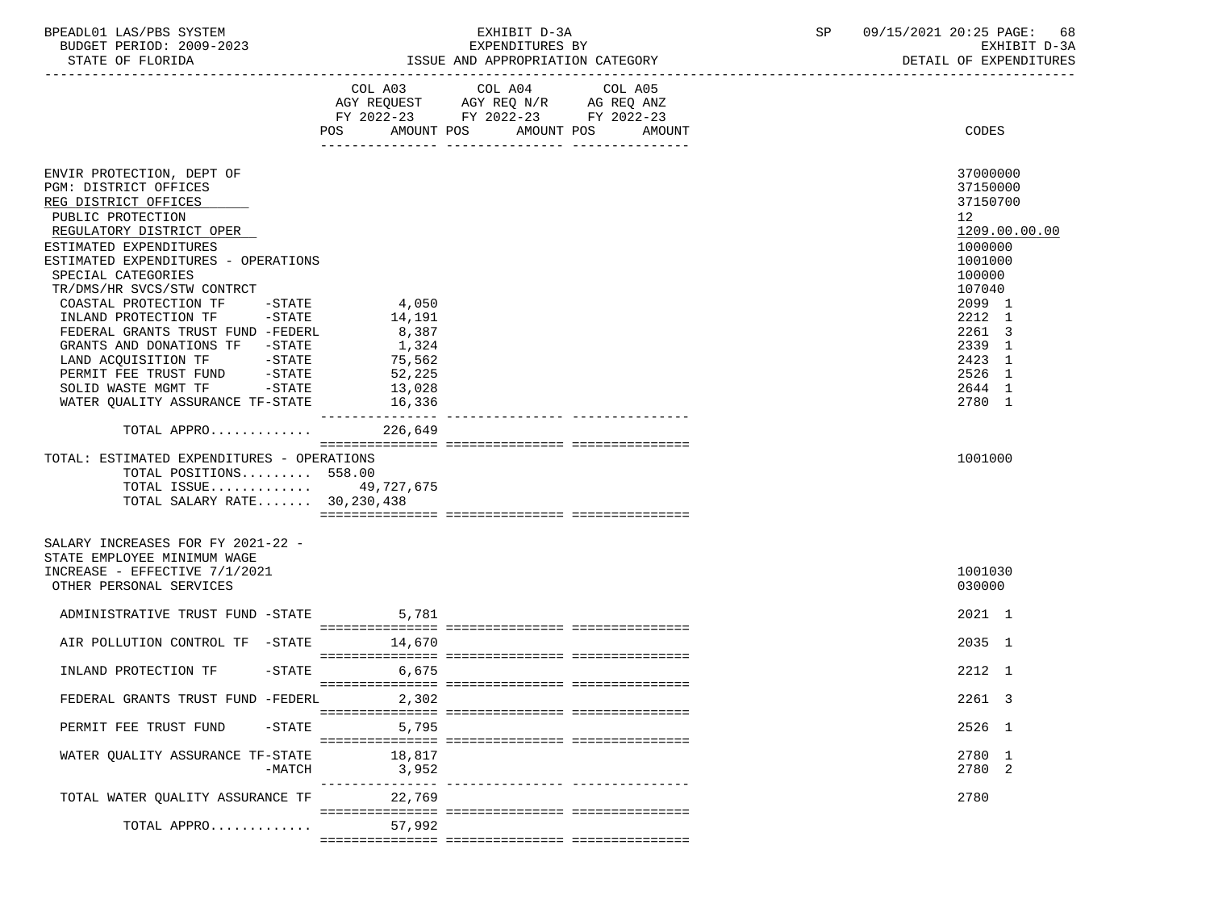| | COL A03 AGY REQUEST FY 2022-23 POS AMOUNT | COL A04 AGY REQ N/R FY 2022-23 POS AMOUNT | COL A05 AG REQ ANZ FY 2022-23 POS AMOUNT | CODES |
|---|---|---|---|---|
| ENVIR PROTECTION, DEPT OF | | | | 37000000 |
| PGM: DISTRICT OFFICES | | | | 37150000 |
| REG DISTRICT OFFICES | | | | 37150700 |
| PUBLIC PROTECTION | | | | 12 |
| REGULATORY DISTRICT OPER | | | | 1209.00.00.00 |
| ESTIMATED EXPENDITURES | | | | 1000000 |
| ESTIMATED EXPENDITURES - OPERATIONS | | | | 1001000 |
| SPECIAL CATEGORIES | | | | 100000 |
| TR/DMS/HR SVCS/STW CONTRCT | | | | 107040 |
| COASTAL PROTECTION TF -STATE | 4,050 | | | 2099 1 |
| INLAND PROTECTION TF -STATE | 14,191 | | | 2212 1 |
| FEDERAL GRANTS TRUST FUND -FEDERL | 8,387 | | | 2261 3 |
| GRANTS AND DONATIONS TF -STATE | 1,324 | | | 2339 1 |
| LAND ACQUISITION TF -STATE | 75,562 | | | 2423 1 |
| PERMIT FEE TRUST FUND -STATE | 52,225 | | | 2526 1 |
| SOLID WASTE MGMT TF -STATE | 13,028 | | | 2644 1 |
| WATER QUALITY ASSURANCE TF-STATE | 16,336 | | | 2780 1 |
| TOTAL APPRO............ | 226,649 | | | |
| TOTAL: ESTIMATED EXPENDITURES - OPERATIONS | | | | 1001000 |
| TOTAL POSITIONS......... | 558.00 | | | |
| TOTAL ISSUE............ | 49,727,675 | | | |
| TOTAL SALARY RATE....... | 30,230,438 | | | |
| SALARY INCREASES FOR FY 2021-22 - STATE EMPLOYEE MINIMUM WAGE INCREASE - EFFECTIVE 7/1/2021 | | | | 1001030 |
| OTHER PERSONAL SERVICES | | | | 030000 |
| ADMINISTRATIVE TRUST FUND -STATE | 5,781 | | | 2021 1 |
| AIR POLLUTION CONTROL TF -STATE | 14,670 | | | 2035 1 |
| INLAND PROTECTION TF -STATE | 6,675 | | | 2212 1 |
| FEDERAL GRANTS TRUST FUND -FEDERL | 2,302 | | | 2261 3 |
| PERMIT FEE TRUST FUND -STATE | 5,795 | | | 2526 1 |
| WATER QUALITY ASSURANCE TF-STATE | 18,817 | | | 2780 1 |
| -MATCH | 3,952 | | | 2780 2 |
| TOTAL WATER QUALITY ASSURANCE TF | 22,769 | | | 2780 |
| TOTAL APPRO............ | 57,992 | | | |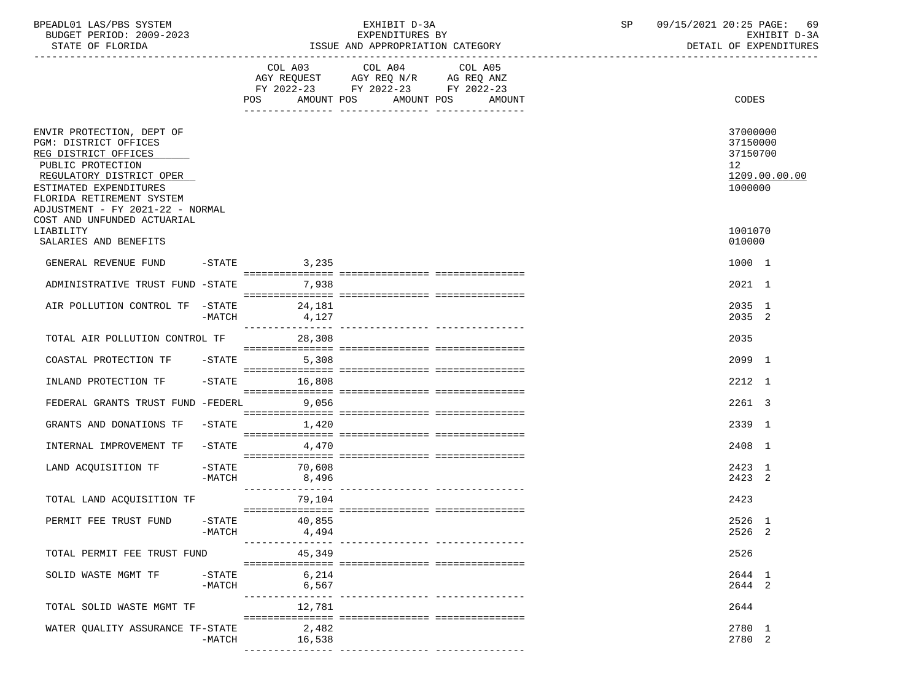BPEADL01 LAS/PBS SYSTEM — EXHIBIT D-3A — EXPENDITURES BY ISSUE AND APPROPRIATION CATEGORY
BUDGET PERIOD: 2009-2023 — STATE OF FLORIDA — DETAIL OF EXPENDITURES

| | COL A03 AGY REQUEST FY 2022-23 POS AMOUNT | COL A04 AGY REQ N/R FY 2022-23 POS AMOUNT | COL A05 AG REQ ANZ FY 2022-23 POS AMOUNT | CODES |
|---|---|---|---|---|
| ENVIR PROTECTION, DEPT OF | | | | 37000000 |
| PGM: DISTRICT OFFICES | | | | 37150000 |
| REG DISTRICT OFFICES | | | | 37150700 |
| PUBLIC PROTECTION | | | | 12 |
| REGULATORY DISTRICT OPER | | | | 1209.00.00.00 |
| ESTIMATED EXPENDITURES | | | | 1000000 |
| FLORIDA RETIREMENT SYSTEM ADJUSTMENT - FY 2021-22 - NORMAL COST AND UNFUNDED ACTUARIAL LIABILITY | | | | 1001070 |
| SALARIES AND BENEFITS | | | | 010000 |
| GENERAL REVENUE FUND -STATE | 3,235 | | | 1000 1 |
| ADMINISTRATIVE TRUST FUND -STATE | 7,938 | | | 2021 1 |
| AIR POLLUTION CONTROL TF -STATE | 24,181 | | | 2035 1 |
| -MATCH | 4,127 | | | 2035 2 |
| TOTAL AIR POLLUTION CONTROL TF | 28,308 | | | 2035 |
| COASTAL PROTECTION TF -STATE | 5,308 | | | 2099 1 |
| INLAND PROTECTION TF -STATE | 16,808 | | | 2212 1 |
| FEDERAL GRANTS TRUST FUND -FEDERL | 9,056 | | | 2261 3 |
| GRANTS AND DONATIONS TF -STATE | 1,420 | | | 2339 1 |
| INTERNAL IMPROVEMENT TF -STATE | 4,470 | | | 2408 1 |
| LAND ACQUISITION TF -STATE | 70,608 | | | 2423 1 |
| -MATCH | 8,496 | | | 2423 2 |
| TOTAL LAND ACQUISITION TF | 79,104 | | | 2423 |
| PERMIT FEE TRUST FUND -STATE | 40,855 | | | 2526 1 |
| -MATCH | 4,494 | | | 2526 2 |
| TOTAL PERMIT FEE TRUST FUND | 45,349 | | | 2526 |
| SOLID WASTE MGMT TF -STATE | 6,214 | | | 2644 1 |
| -MATCH | 6,567 | | | 2644 2 |
| TOTAL SOLID WASTE MGMT TF | 12,781 | | | 2644 |
| WATER QUALITY ASSURANCE TF-STATE | 2,482 | | | 2780 1 |
| -MATCH | 16,538 | | | 2780 2 |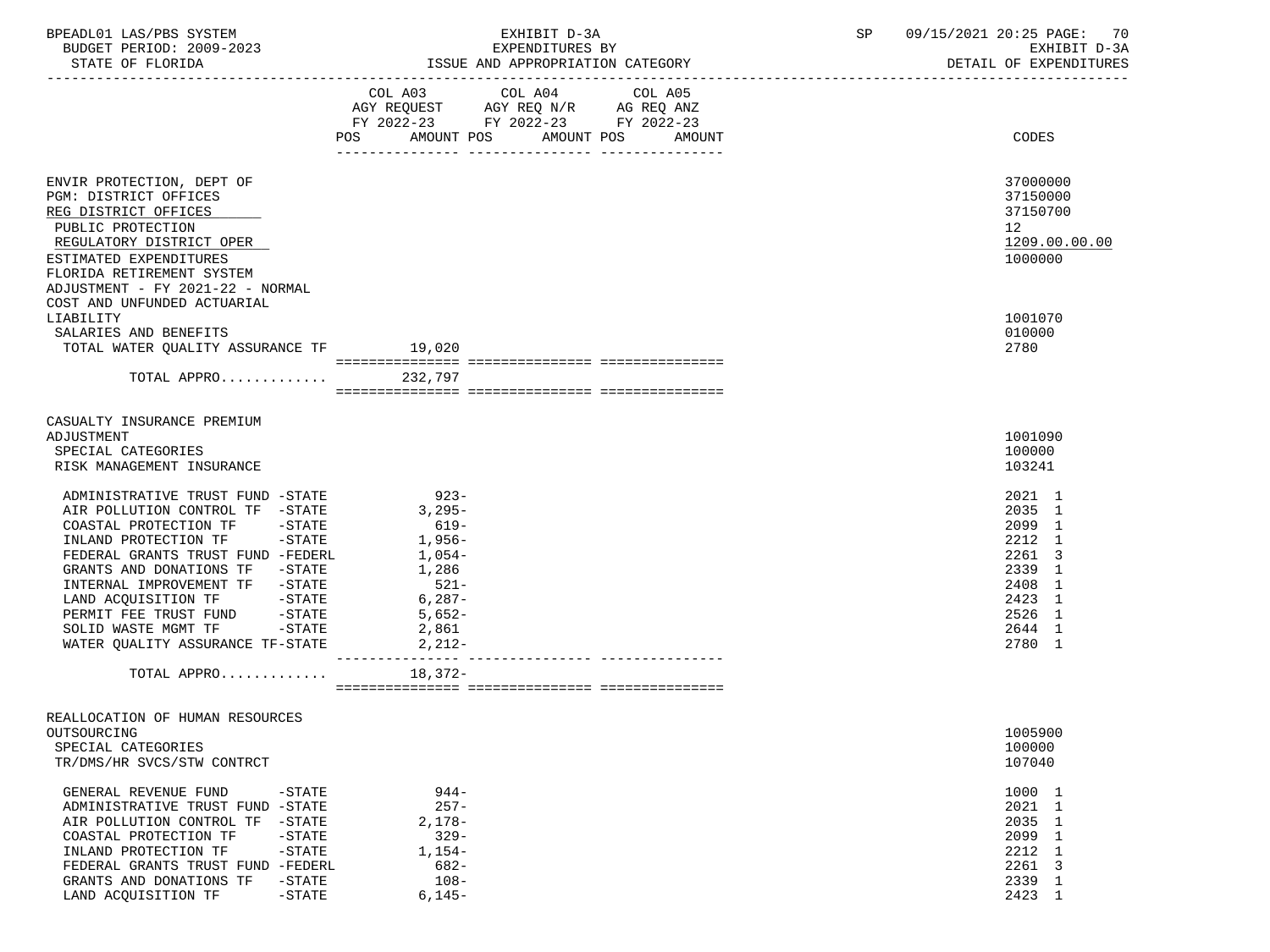| | COL A03 AGY REQUEST FY 2022-23 POS AMOUNT | COL A04 AGY REQ N/R FY 2022-23 POS AMOUNT | COL A05 AG REQ ANZ FY 2022-23 POS AMOUNT | CODES |
|---|---|---|---|---|
| ENVIR PROTECTION, DEPT OF | | | | 37000000 |
| PGM: DISTRICT OFFICES | | | | 37150000 |
| REG DISTRICT OFFICES | | | | 37150700 |
| PUBLIC PROTECTION | | | | 12 |
| REGULATORY DISTRICT OPER | | | | 1209.00.00.00 |
| ESTIMATED EXPENDITURES | | | | 1000000 |
| FLORIDA RETIREMENT SYSTEM ADJUSTMENT - FY 2021-22 - NORMAL COST AND UNFUNDED ACTUARIAL LIABILITY | | | | 1001070 |
| SALARIES AND BENEFITS | | | | 010000 |
| TOTAL WATER QUALITY ASSURANCE TF | 19,020 | | | 2780 |
| TOTAL APPRO............ | 232,797 | | | |
| CASUALTY INSURANCE PREMIUM ADJUSTMENT | | | | 1001090 |
| SPECIAL CATEGORIES | | | | 100000 |
| RISK MANAGEMENT INSURANCE | | | | 103241 |
| ADMINISTRATIVE TRUST FUND -STATE | 923- | | | 2021 1 |
| AIR POLLUTION CONTROL TF -STATE | 3,295- | | | 2035 1 |
| COASTAL PROTECTION TF -STATE | 619- | | | 2099 1 |
| INLAND PROTECTION TF -STATE | 1,956- | | | 2212 1 |
| FEDERAL GRANTS TRUST FUND -FEDERL | 1,054- | | | 2261 3 |
| GRANTS AND DONATIONS TF -STATE | 1,286 | | | 2339 1 |
| INTERNAL IMPROVEMENT TF -STATE | 521- | | | 2408 1 |
| LAND ACQUISITION TF -STATE | 6,287- | | | 2423 1 |
| PERMIT FEE TRUST FUND -STATE | 5,652- | | | 2526 1 |
| SOLID WASTE MGMT TF -STATE | 2,861 | | | 2644 1 |
| WATER QUALITY ASSURANCE TF-STATE | 2,212- | | | 2780 1 |
| TOTAL APPRO............ | 18,372- | | | |
| REALLOCATION OF HUMAN RESOURCES OUTSOURCING | | | | 1005900 |
| SPECIAL CATEGORIES | | | | 100000 |
| TR/DMS/HR SVCS/STW CONTRCT | | | | 107040 |
| GENERAL REVENUE FUND -STATE | 944- | | | 1000 1 |
| ADMINISTRATIVE TRUST FUND -STATE | 257- | | | 2021 1 |
| AIR POLLUTION CONTROL TF -STATE | 2,178- | | | 2035 1 |
| COASTAL PROTECTION TF -STATE | 329- | | | 2099 1 |
| INLAND PROTECTION TF -STATE | 1,154- | | | 2212 1 |
| FEDERAL GRANTS TRUST FUND -FEDERL | 682- | | | 2261 3 |
| GRANTS AND DONATIONS TF -STATE | 108- | | | 2339 1 |
| LAND ACQUISITION TF -STATE | 6,145- | | | 2423 1 |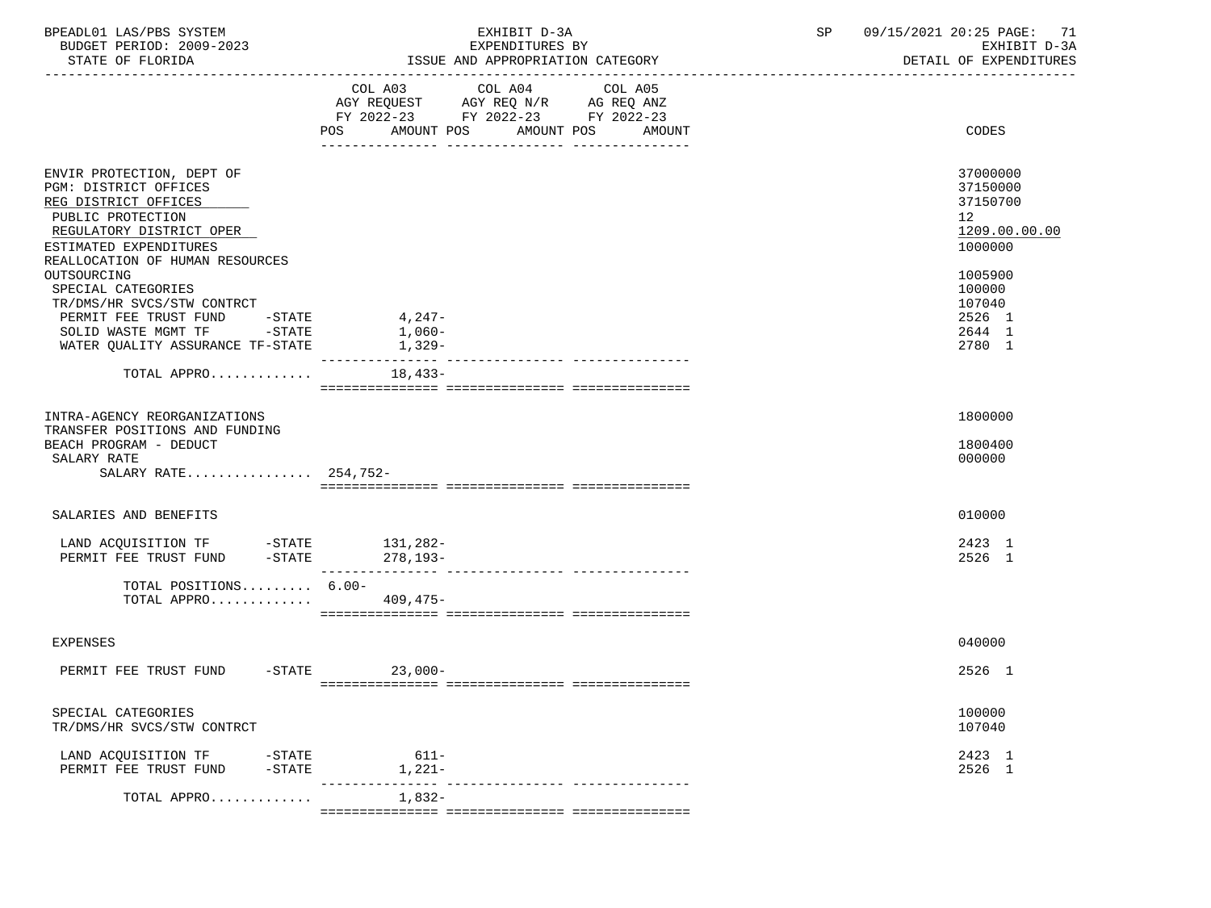BPEADL01 LAS/PBS SYSTEM | EXHIBIT D-3A | SP 09/15/2021 20:25 PAGE: 71
BUDGET PERIOD: 2009-2023 | EXPENDITURES BY | EXHIBIT D-3A
STATE OF FLORIDA | ISSUE AND APPROPRIATION CATEGORY | DETAIL OF EXPENDITURES

| | COL A03 AGY REQUEST FY 2022-23 POS | AMOUNT | COL A04 AGY REQ N/R FY 2022-23 POS | AMOUNT | COL A05 AG REQ ANZ FY 2022-23 POS | AMOUNT | CODES |
|---|---|---|---|---|---|---|---|
| ENVIR PROTECTION, DEPT OF | | | | | | | 37000000 |
| PGM: DISTRICT OFFICES | | | | | | | 37150000 |
| REG DISTRICT OFFICES | | | | | | | 37150700 |
| PUBLIC PROTECTION | | | | | | | 12 |
| REGULATORY DISTRICT OPER | | | | | | | 1209.00.00.00 |
| ESTIMATED EXPENDITURES | | | | | | | 1000000 |
| REALLOCATION OF HUMAN RESOURCES OUTSOURCING | | | | | | | 1005900 |
| SPECIAL CATEGORIES | | | | | | | 100000 |
| TR/DMS/HR SVCS/STW CONTRCT | | | | | | | 107040 |
| PERMIT FEE TRUST FUND -STATE | | 4,247- | | | | | 2526 1 |
| SOLID WASTE MGMT TF -STATE | | 1,060- | | | | | 2644 1 |
| WATER QUALITY ASSURANCE TF-STATE | | 1,329- | | | | | 2780 1 |
| TOTAL APPRO............ | | 18,433- | | | | | |
| INTRA-AGENCY REORGANIZATIONS | | | | | | | 1800000 |
| TRANSFER POSITIONS AND FUNDING BEACH PROGRAM - DEDUCT | | | | | | | 1800400 |
| SALARY RATE | | | | | | | 000000 |
| SALARY RATE................ | 254,752- | | | | | | |
| SALARIES AND BENEFITS | | | | | | | 010000 |
| LAND ACQUISITION TF -STATE | | 131,282- | | | | | 2423 1 |
| PERMIT FEE TRUST FUND -STATE | | 278,193- | | | | | 2526 1 |
| TOTAL POSITIONS......... | 6.00- | | | | | | |
| TOTAL APPRO............ | | 409,475- | | | | | |
| EXPENSES | | | | | | | 040000 |
| PERMIT FEE TRUST FUND -STATE | | 23,000- | | | | | 2526 1 |
| SPECIAL CATEGORIES | | | | | | | 100000 |
| TR/DMS/HR SVCS/STW CONTRCT | | | | | | | 107040 |
| LAND ACQUISITION TF -STATE | | 611- | | | | | 2423 1 |
| PERMIT FEE TRUST FUND -STATE | | 1,221- | | | | | 2526 1 |
| TOTAL APPRO............ | | 1,832- | | | | | |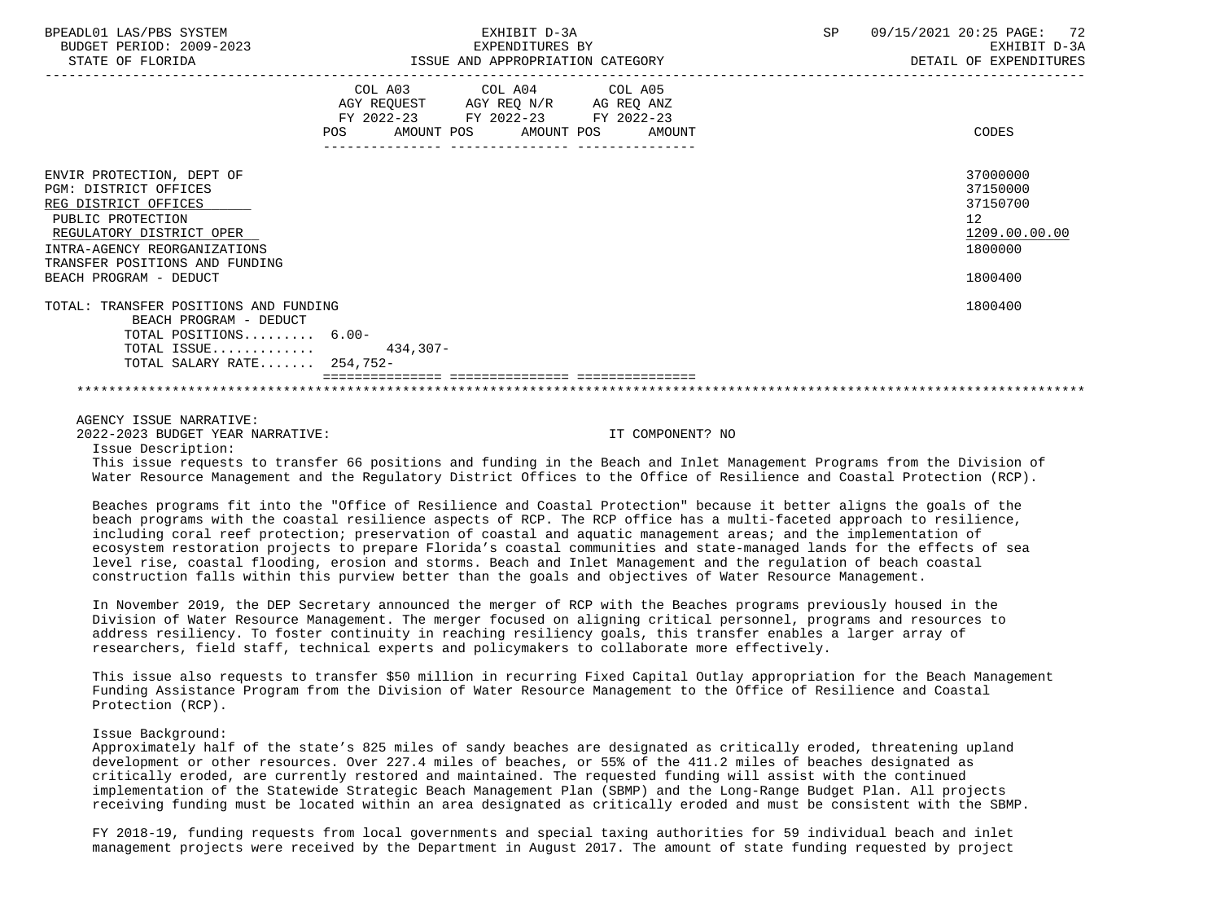| | COL A03 AGY REQUEST FY 2022-23 POS | AMOUNT | COL A04 AGY REQ N/R FY 2022-23 POS | AMOUNT | COL A05 AG REQ ANZ FY 2022-23 POS | AMOUNT | CODES |
|---|---|---|---|---|---|---|---|
| ENVIR PROTECTION, DEPT OF | | | | | | | 37000000 |
| PGM: DISTRICT OFFICES | | | | | | | 37150000 |
| REG DISTRICT OFFICES | | | | | | | 37150700 |
| PUBLIC PROTECTION | | | | | | | 12 |
| REGULATORY DISTRICT OPER | | | | | | | 1209.00.00.00 |
| INTRA-AGENCY REORGANIZATIONS | | | | | | | 1800000 |
| TRANSFER POSITIONS AND FUNDING | | | | | | | |
| BEACH PROGRAM - DEDUCT | | | | | | | 1800400 |
| TOTAL: TRANSFER POSITIONS AND FUNDING BEACH PROGRAM - DEDUCT | | | | | | | 1800400 |
| TOTAL POSITIONS......... | 6.00- | | | | | | |
| TOTAL ISSUE............ | | 434,307- | | | | | |
| TOTAL SALARY RATE....... | 254,752- | | | | | | |

AGENCY ISSUE NARRATIVE:

2022-2023 BUDGET YEAR NARRATIVE: IT COMPONENT? NO

Issue Description:

This issue requests to transfer 66 positions and funding in the Beach and Inlet Management Programs from the Division of Water Resource Management and the Regulatory District Offices to the Office of Resilience and Coastal Protection (RCP).

Beaches programs fit into the "Office of Resilience and Coastal Protection" because it better aligns the goals of the beach programs with the coastal resilience aspects of RCP. The RCP office has a multi-faceted approach to resilience, including coral reef protection; preservation of coastal and aquatic management areas; and the implementation of ecosystem restoration projects to prepare Florida's coastal communities and state-managed lands for the effects of sea level rise, coastal flooding, erosion and storms. Beach and Inlet Management and the regulation of beach coastal construction falls within this purview better than the goals and objectives of Water Resource Management.

In November 2019, the DEP Secretary announced the merger of RCP with the Beaches programs previously housed in the Division of Water Resource Management. The merger focused on aligning critical personnel, programs and resources to address resiliency. To foster continuity in reaching resiliency goals, this transfer enables a larger array of researchers, field staff, technical experts and policymakers to collaborate more effectively.

This issue also requests to transfer $50 million in recurring Fixed Capital Outlay appropriation for the Beach Management Funding Assistance Program from the Division of Water Resource Management to the Office of Resilience and Coastal Protection (RCP).

Issue Background:

Approximately half of the state's 825 miles of sandy beaches are designated as critically eroded, threatening upland development or other resources. Over 227.4 miles of beaches, or 55% of the 411.2 miles of beaches designated as critically eroded, are currently restored and maintained. The requested funding will assist with the continued implementation of the Statewide Strategic Beach Management Plan (SBMP) and the Long-Range Budget Plan. All projects receiving funding must be located within an area designated as critically eroded and must be consistent with the SBMP.

FY 2018-19, funding requests from local governments and special taxing authorities for 59 individual beach and inlet management projects were received by the Department in August 2017. The amount of state funding requested by project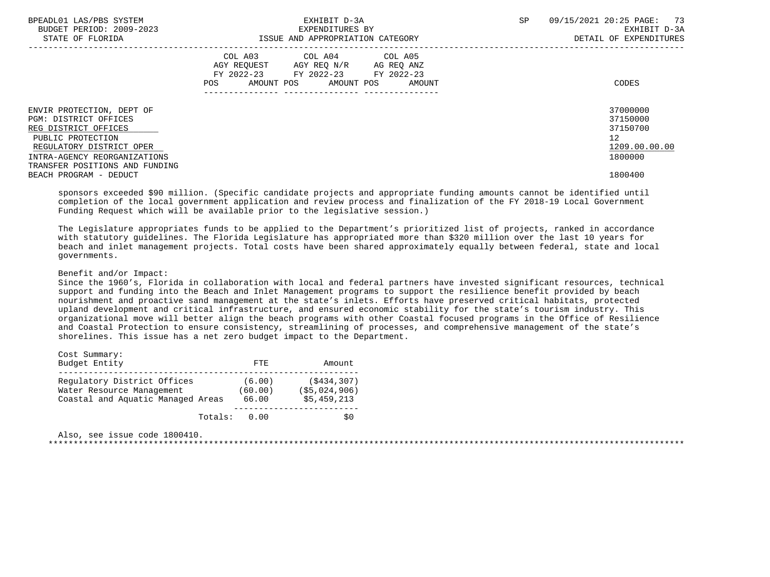| | COL A03 AGY REQUEST FY 2022-23 POS AMOUNT | COL A04 AGY REQ N/R FY 2022-23 POS AMOUNT | COL A05 AG REQ ANZ FY 2022-23 POS AMOUNT | CODES |
|---|---|---|---|---|
| ENVIR PROTECTION, DEPT OF | | | | 37000000 |
| PGM: DISTRICT OFFICES | | | | 37150000 |
| REG DISTRICT OFFICES | | | | 37150700 |
| PUBLIC PROTECTION | | | | 12 |
| REGULATORY DISTRICT OPER | | | | 1209.00.00.00 |
| INTRA-AGENCY REORGANIZATIONS | | | | 1800000 |
| TRANSFER POSITIONS AND FUNDING | | | | |
| BEACH PROGRAM - DEDUCT | | | | 1800400 |

sponsors exceeded $90 million. (Specific candidate projects and appropriate funding amounts cannot be identified until completion of the local government application and review process and finalization of the FY 2018-19 Local Government Funding Request which will be available prior to the legislative session.)

The Legislature appropriates funds to be applied to the Department's prioritized list of projects, ranked in accordance with statutory guidelines. The Florida Legislature has appropriated more than $320 million over the last 10 years for beach and inlet management projects. Total costs have been shared approximately equally between federal, state and local governments.

Benefit and/or Impact:
Since the 1960's, Florida in collaboration with local and federal partners have invested significant resources, technical support and funding into the Beach and Inlet Management programs to support the resilience benefit provided by beach nourishment and proactive sand management at the state's inlets. Efforts have preserved critical habitats, protected upland development and critical infrastructure, and ensured economic stability for the state's tourism industry. This organizational move will better align the beach programs with other Coastal focused programs in the Office of Resilience and Coastal Protection to ensure consistency, streamlining of processes, and comprehensive management of the state's shorelines. This issue has a net zero budget impact to the Department.

Cost Summary:

| Budget Entity | FTE | Amount |
|---|---|---|
| Regulatory District Offices | (6.00) | ($434,307) |
| Water Resource Management | (60.00) | ($5,024,906) |
| Coastal and Aquatic Managed Areas | 66.00 | $5,459,213 |
| Totals: | 0.00 | $0 |

Also, see issue code 1800410.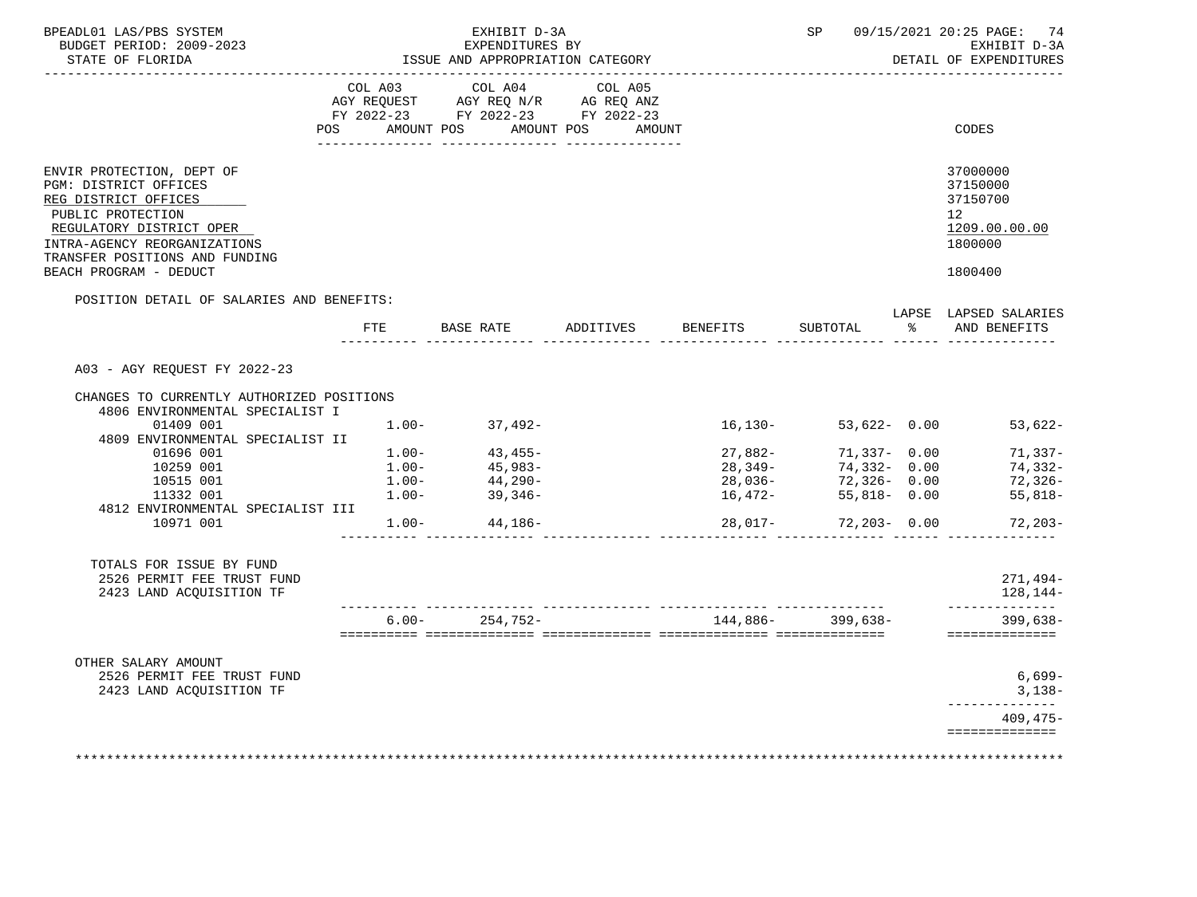BPEADL01 LAS/PBS SYSTEM — EXHIBIT D-3A — SP 09/15/2021 20:25

BUDGET PERIOD: 2009-2023 — EXPENDITURES BY — EXHIBIT D-3A

STATE OF FLORIDA — ISSUE AND APPROPRIATION CATEGORY — DETAIL OF EXPENDITURES

| | COL A03 AGY REQUEST FY 2022-23 POS AMOUNT | COL A04 AGY REQ N/R FY 2022-23 POS AMOUNT | COL A05 AG REQ ANZ FY 2022-23 POS AMOUNT | CODES |
|---|---|---|---|---|
| ENVIR PROTECTION, DEPT OF | | | | 37000000 |
| PGM: DISTRICT OFFICES | | | | 37150000 |
| REG DISTRICT OFFICES | | | | 37150700 |
| PUBLIC PROTECTION | | | | 12 |
| REGULATORY DISTRICT OPER | | | | 1209.00.00.00 |
| INTRA-AGENCY REORGANIZATIONS | | | | 1800000 |
| TRANSFER POSITIONS AND FUNDING | | | | |
| BEACH PROGRAM - DEDUCT | | | | 1800400 |

POSITION DETAIL OF SALARIES AND BENEFITS:

| | FTE | BASE RATE | ADDITIVES | BENEFITS | SUBTOTAL | LAPSE % | LAPSED SALARIES AND BENEFITS |
|---|---|---|---|---|---|---|---|
| A03 - AGY REQUEST FY 2022-23 | | | | | | | |
| CHANGES TO CURRENTLY AUTHORIZED POSITIONS | | | | | | | |
| 4806 ENVIRONMENTAL SPECIALIST I | | | | | | | |
| 01409 001 | 1.00- | 37,492- | | 16,130- | 53,622- | 0.00 | 53,622- |
| 4809 ENVIRONMENTAL SPECIALIST II | | | | | | | |
| 01696 001 | 1.00- | 43,455- | | 27,882- | 71,337- | 0.00 | 71,337- |
| 10259 001 | 1.00- | 45,983- | | 28,349- | 74,332- | 0.00 | 74,332- |
| 10515 001 | 1.00- | 44,290- | | 28,036- | 72,326- | 0.00 | 72,326- |
| 11332 001 | 1.00- | 39,346- | | 16,472- | 55,818- | 0.00 | 55,818- |
| 4812 ENVIRONMENTAL SPECIALIST III | | | | | | | |
| 10971 001 | 1.00- | 44,186- | | 28,017- | 72,203- | 0.00 | 72,203- |
| TOTALS FOR ISSUE BY FUND | | | | | | | |
| 2526 PERMIT FEE TRUST FUND | | | | | | | 271,494- |
| 2423 LAND ACQUISITION TF | | | | | | | 128,144- |
| | 6.00- | 254,752- | | 144,886- | 399,638- | | 399,638- |
| OTHER SALARY AMOUNT | | | | | | | |
| 2526 PERMIT FEE TRUST FUND | | | | | | | 6,699- |
| 2423 LAND ACQUISITION TF | | | | | | | 3,138- |
| | | | | | | | 409,475- |

*****************************************************************************************************************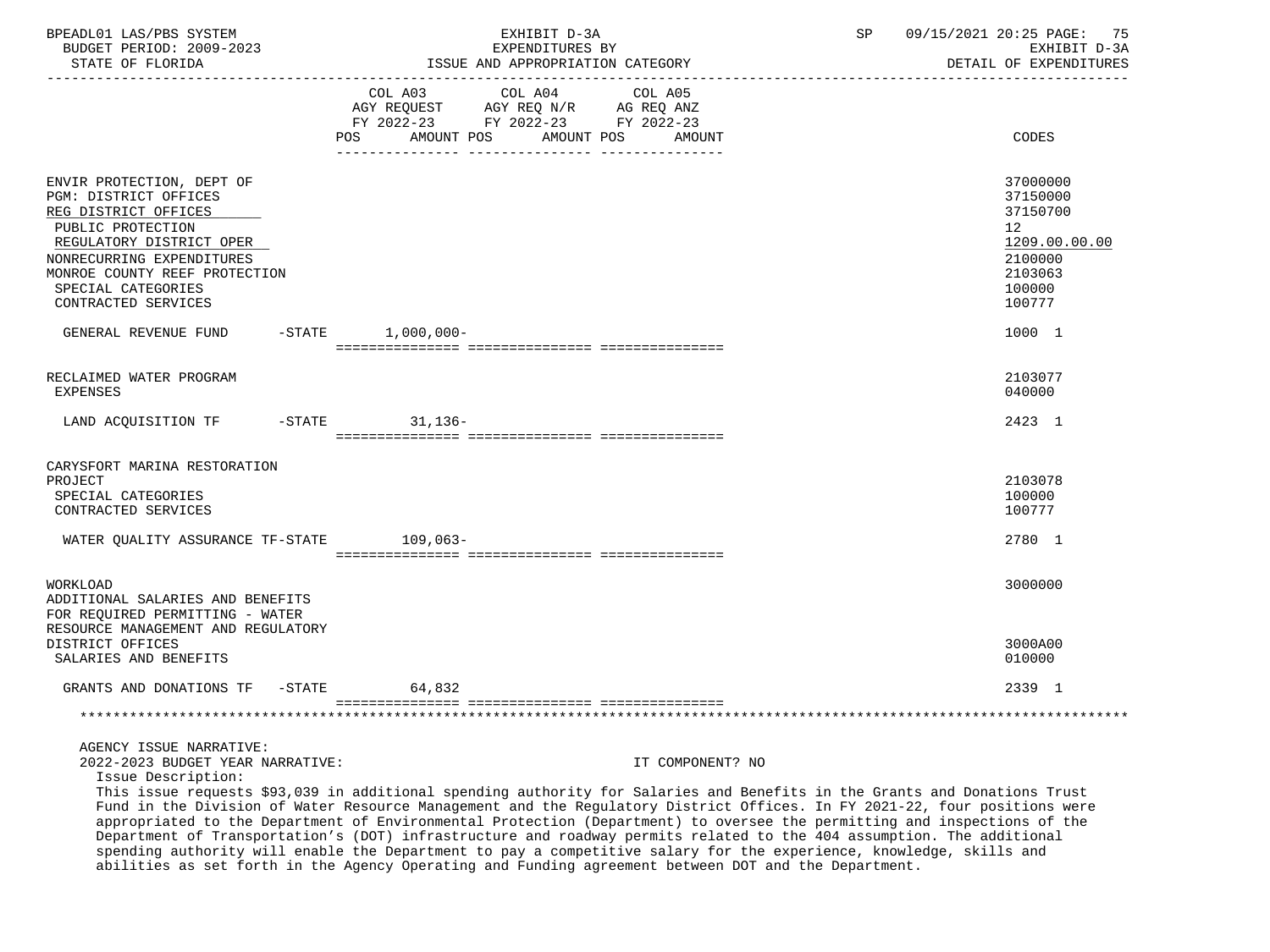| | COL A03 AGY REQUEST FY 2022-23 POS AMOUNT | COL A04 AGY REQ N/R FY 2022-23 POS AMOUNT | COL A05 AG REQ ANZ FY 2022-23 POS AMOUNT | CODES |
|---|---|---|---|---|
| ENVIR PROTECTION, DEPT OF | | | | 37000000 |
| PGM: DISTRICT OFFICES | | | | 37150000 |
| REG DISTRICT OFFICES | | | | 37150700 |
| PUBLIC PROTECTION | | | | 12 |
| REGULATORY DISTRICT OPER | | | | 1209.00.00.00 |
| NONRECURRING EXPENDITURES | | | | 2100000 |
| MONROE COUNTY REEF PROTECTION | | | | 2103063 |
| SPECIAL CATEGORIES | | | | 100000 |
| CONTRACTED SERVICES | | | | 100777 |
| GENERAL REVENUE FUND -STATE | 1,000,000- | | | 1000 1 |
| RECLAIMED WATER PROGRAM | | | | 2103077 |
| EXPENSES | | | | 040000 |
| LAND ACQUISITION TF -STATE | 31,136- | | | 2423 1 |
| CARYSFORT MARINA RESTORATION PROJECT | | | | 2103078 |
| SPECIAL CATEGORIES | | | | 100000 |
| CONTRACTED SERVICES | | | | 100777 |
| WATER QUALITY ASSURANCE TF-STATE | 109,063- | | | 2780 1 |
| WORKLOAD | | | | 3000000 |
| ADDITIONAL SALARIES AND BENEFITS FOR REQUIRED PERMITTING - WATER RESOURCE MANAGEMENT AND REGULATORY DISTRICT OFFICES | | | | 3000A00 |
| SALARIES AND BENEFITS | | | | 010000 |
| GRANTS AND DONATIONS TF -STATE | 64,832 | | | 2339 1 |

AGENCY ISSUE NARRATIVE:

2022-2023 BUDGET YEAR NARRATIVE: IT COMPONENT? NO

Issue Description:

This issue requests $93,039 in additional spending authority for Salaries and Benefits in the Grants and Donations Trust Fund in the Division of Water Resource Management and the Regulatory District Offices. In FY 2021-22, four positions were appropriated to the Department of Environmental Protection (Department) to oversee the permitting and inspections of the Department of Transportation's (DOT) infrastructure and roadway permits related to the 404 assumption. The additional spending authority will enable the Department to pay a competitive salary for the experience, knowledge, skills and abilities as set forth in the Agency Operating and Funding agreement between DOT and the Department.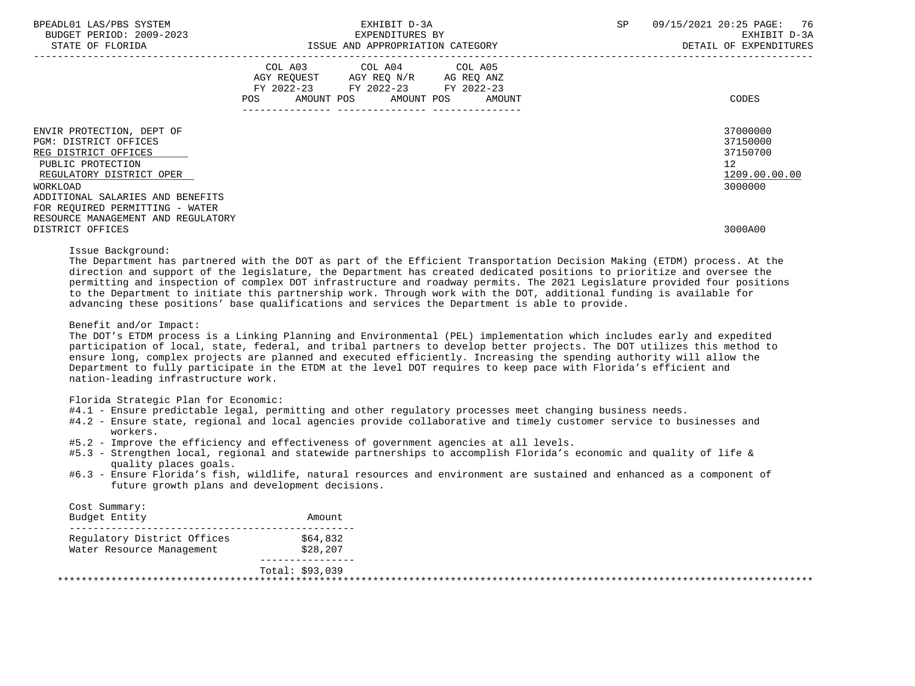| | COL A03 AGY REQUEST FY 2022-23 POS AMOUNT | COL A04 AGY REQ N/R FY 2022-23 POS AMOUNT | COL A05 AG REQ ANZ FY 2022-23 POS AMOUNT | CODES |
|---|---|---|---|---|
| ENVIR PROTECTION, DEPT OF | | | | 37000000 |
| PGM: DISTRICT OFFICES | | | | 37150000 |
| REG DISTRICT OFFICES | | | | 37150700 |
| PUBLIC PROTECTION | | | | 12 |
| REGULATORY DISTRICT OPER | | | | 1209.00.00.00 |
| WORKLOAD | | | | 3000000 |
| ADDITIONAL SALARIES AND BENEFITS FOR REQUIRED PERMITTING - WATER RESOURCE MANAGEMENT AND REGULATORY DISTRICT OFFICES | | | | 3000A00 |

Issue Background:
The Department has partnered with the DOT as part of the Efficient Transportation Decision Making (ETDM) process. At the direction and support of the legislature, the Department has created dedicated positions to prioritize and oversee the permitting and inspection of complex DOT infrastructure and roadway permits. The 2021 Legislature provided four positions to the Department to initiate this partnership work. Through work with the DOT, additional funding is available for advancing these positions' base qualifications and services the Department is able to provide.

Benefit and/or Impact:
The DOT's ETDM process is a Linking Planning and Environmental (PEL) implementation which includes early and expedited participation of local, state, federal, and tribal partners to develop better projects. The DOT utilizes this method to ensure long, complex projects are planned and executed efficiently. Increasing the spending authority will allow the Department to fully participate in the ETDM at the level DOT requires to keep pace with Florida's efficient and nation-leading infrastructure work.

Florida Strategic Plan for Economic:
#4.1 - Ensure predictable legal, permitting and other regulatory processes meet changing business needs.
#4.2 - Ensure state, regional and local agencies provide collaborative and timely customer service to businesses and workers.
#5.2 - Improve the efficiency and effectiveness of government agencies at all levels.
#5.3 - Strengthen local, regional and statewide partnerships to accomplish Florida's economic and quality of life & quality places goals.
#6.3 - Ensure Florida's fish, wildlife, natural resources and environment are sustained and enhanced as a component of future growth plans and development decisions.

Cost Summary:

| Budget Entity | Amount |
|---|---|
| Regulatory District Offices | $64,832 |
| Water Resource Management | $28,207 |
| | Total: $93,039 |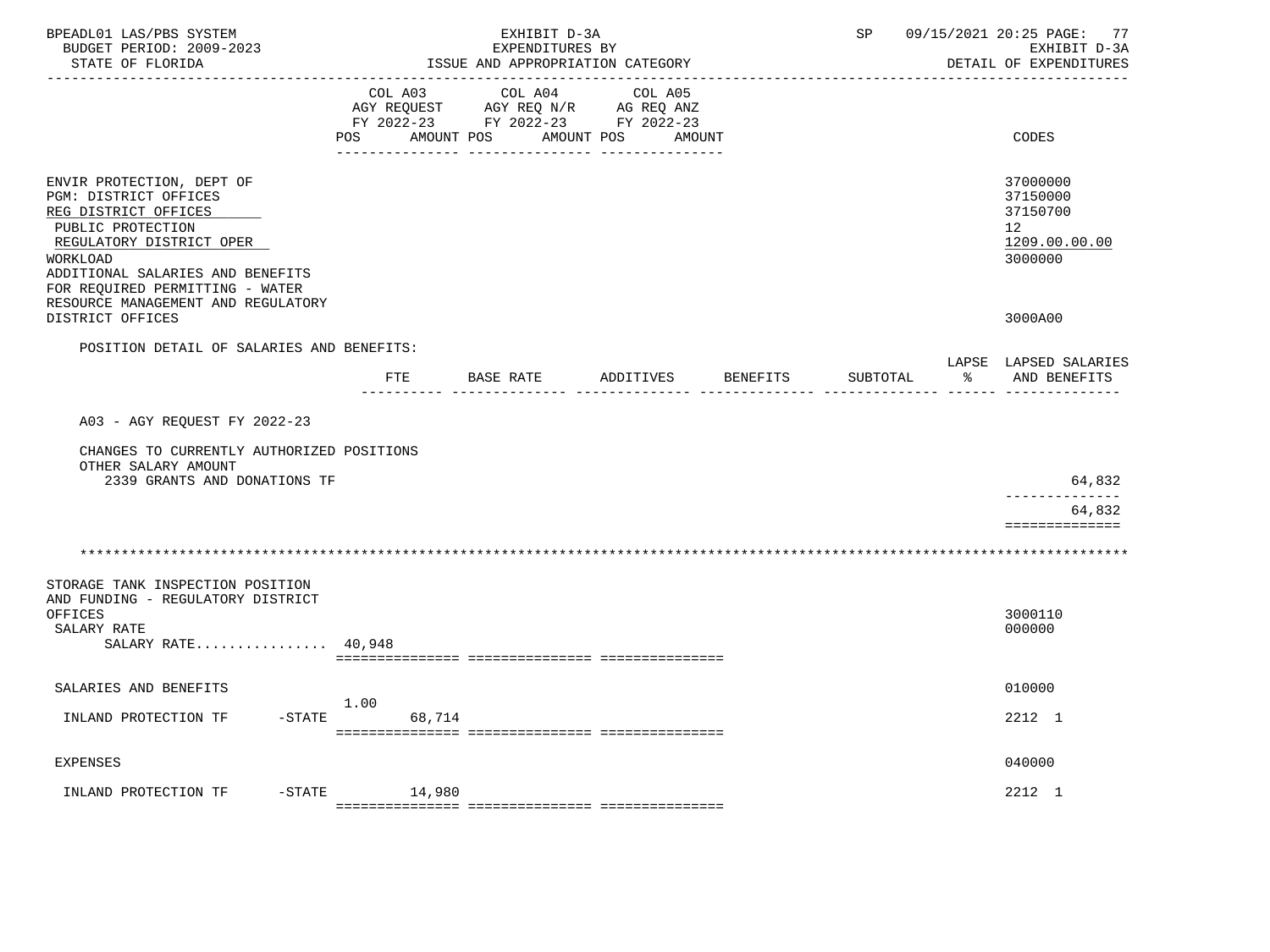BPEADL01 LAS/PBS SYSTEM — EXHIBIT D-3A — SP 09/15/2021 20:25
BUDGET PERIOD: 2009-2023 — EXPENDITURES BY — EXHIBIT D-3A
STATE OF FLORIDA — ISSUE AND APPROPRIATION CATEGORY — DETAIL OF EXPENDITURES

| | COL A03 AGY REQUEST FY 2022-23 POS AMOUNT | COL A04 AGY REQ N/R FY 2022-23 POS AMOUNT | COL A05 AG REQ ANZ FY 2022-23 POS AMOUNT | CODES |
|---|---|---|---|---|
| ENVIR PROTECTION, DEPT OF | | | | 37000000 |
| PGM: DISTRICT OFFICES | | | | 37150000 |
| REG DISTRICT OFFICES | | | | 37150700 |
| PUBLIC PROTECTION | | | | 12 |
| REGULATORY DISTRICT OPER | | | | 1209.00.00.00 |
| WORKLOAD | | | | 3000000 |
| ADDITIONAL SALARIES AND BENEFITS FOR REQUIRED PERMITTING - WATER RESOURCE MANAGEMENT AND REGULATORY DISTRICT OFFICES | | | | 3000A00 |

POSITION DETAIL OF SALARIES AND BENEFITS:

| | FTE | BASE RATE | ADDITIVES | BENEFITS | SUBTOTAL | LAPSE % | LAPSED SALARIES AND BENEFITS |
|---|---|---|---|---|---|---|---|
| A03 - AGY REQUEST FY 2022-23 | | | | | | | |
| CHANGES TO CURRENTLY AUTHORIZED POSITIONS | | | | | | | |
| OTHER SALARY AMOUNT | | | | | | | |
| 2339 GRANTS AND DONATIONS TF | | | | | | | 64,832 |
| | | | | | | | 64,832 |

***************************************************************************************************

| | COL A03 POS | COL A03 AMOUNT | COL A04 | COL A05 | CODES |
|---|---|---|---|---|---|
| STORAGE TANK INSPECTION POSITION AND FUNDING - REGULATORY DISTRICT OFFICES | | | | | 3000110 |
| SALARY RATE | | | | | 000000 |
| SALARY RATE................ 40,948 | | | | | |
| SALARIES AND BENEFITS | | | | | 010000 |
| INLAND PROTECTION TF -STATE | 1.00 | 68,714 | | | 2212 1 |
| EXPENSES | | | | | 040000 |
| INLAND PROTECTION TF -STATE | | 14,980 | | | 2212 1 |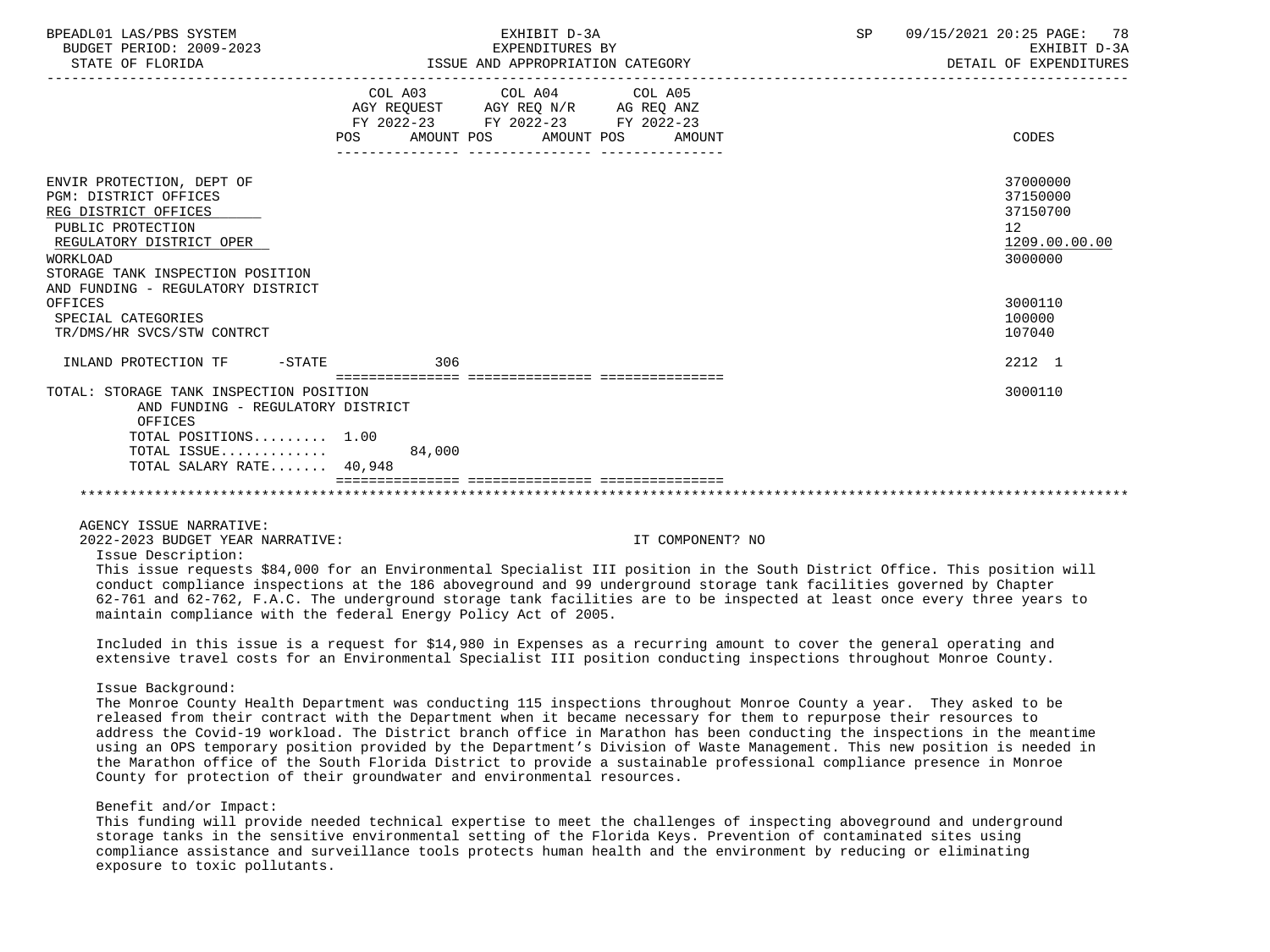| | COL A03 AGY REQUEST FY 2022-23 POS AMOUNT | COL A04 AGY REQ N/R FY 2022-23 POS AMOUNT | COL A05 AG REQ ANZ FY 2022-23 POS AMOUNT | CODES |
|---|---|---|---|---|
| ENVIR PROTECTION, DEPT OF | | | | 37000000 |
| PGM: DISTRICT OFFICES | | | | 37150000 |
| REG DISTRICT OFFICES | | | | 37150700 |
| PUBLIC PROTECTION | | | | 12 |
| REGULATORY DISTRICT OPER | | | | 1209.00.00.00 |
| WORKLOAD | | | | 3000000 |
| STORAGE TANK INSPECTION POSITION AND FUNDING - REGULATORY DISTRICT OFFICES | | | | 3000110 |
| SPECIAL CATEGORIES | | | | 100000 |
| TR/DMS/HR SVCS/STW CONTRCT | | | | 107040 |
| INLAND PROTECTION TF -STATE | 306 | | | 2212 1 |
| TOTAL: STORAGE TANK INSPECTION POSITION AND FUNDING - REGULATORY DISTRICT OFFICES | | | | 3000110 |
| TOTAL POSITIONS......... | 1.00 | | | |
| TOTAL ISSUE............. | 84,000 | | | |
| TOTAL SALARY RATE....... | 40,948 | | | |

AGENCY ISSUE NARRATIVE:

2022-2023 BUDGET YEAR NARRATIVE: IT COMPONENT? NO

Issue Description:

This issue requests $84,000 for an Environmental Specialist III position in the South District Office. This position will conduct compliance inspections at the 186 aboveground and 99 underground storage tank facilities governed by Chapter 62-761 and 62-762, F.A.C. The underground storage tank facilities are to be inspected at least once every three years to maintain compliance with the federal Energy Policy Act of 2005.

Included in this issue is a request for $14,980 in Expenses as a recurring amount to cover the general operating and extensive travel costs for an Environmental Specialist III position conducting inspections throughout Monroe County.

Issue Background:

The Monroe County Health Department was conducting 115 inspections throughout Monroe County a year. They asked to be released from their contract with the Department when it became necessary for them to repurpose their resources to address the Covid-19 workload. The District branch office in Marathon has been conducting the inspections in the meantime using an OPS temporary position provided by the Department's Division of Waste Management. This new position is needed in the Marathon office of the South Florida District to provide a sustainable professional compliance presence in Monroe County for protection of their groundwater and environmental resources.

Benefit and/or Impact:

This funding will provide needed technical expertise to meet the challenges of inspecting aboveground and underground storage tanks in the sensitive environmental setting of the Florida Keys. Prevention of contaminated sites using compliance assistance and surveillance tools protects human health and the environment by reducing or eliminating exposure to toxic pollutants.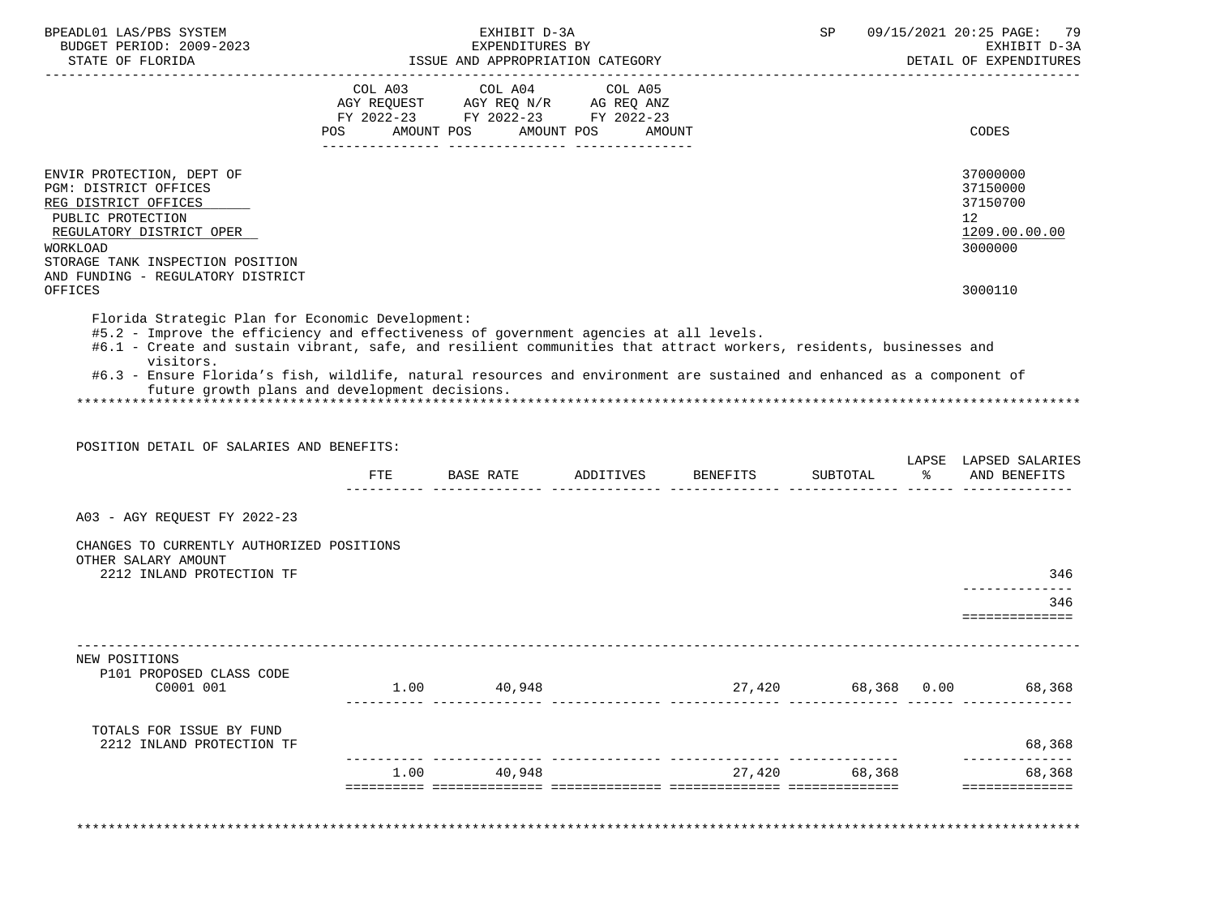| | COL A03 AGY REQUEST FY 2022-23 POS AMOUNT | COL A04 AGY REQ N/R FY 2022-23 POS AMOUNT | COL A05 AG REQ ANZ FY 2022-23 POS AMOUNT | CODES |
|---|---|---|---|---|
| ENVIR PROTECTION, DEPT OF | | | | 37000000 |
| PGM: DISTRICT OFFICES | | | | 37150000 |
| REG DISTRICT OFFICES | | | | 37150700 |
| PUBLIC PROTECTION | | | | 12 |
| REGULATORY DISTRICT OPER | | | | 1209.00.00.00 |
| WORKLOAD | | | | 3000000 |
| STORAGE TANK INSPECTION POSITION AND FUNDING - REGULATORY DISTRICT OFFICES | | | | 3000110 |

Florida Strategic Plan for Economic Development:
#5.2 - Improve the efficiency and effectiveness of government agencies at all levels.
#6.1 - Create and sustain vibrant, safe, and resilient communities that attract workers, residents, businesses and visitors.
#6.3 - Ensure Florida's fish, wildlife, natural resources and environment are sustained and enhanced as a component of future growth plans and development decisions.

POSITION DETAIL OF SALARIES AND BENEFITS:

| | FTE | BASE RATE | ADDITIVES | BENEFITS | SUBTOTAL | LAPSE % | LAPSED SALARIES AND BENEFITS |
|---|---|---|---|---|---|---|---|
| A03 - AGY REQUEST FY 2022-23 | | | | | | | |
| CHANGES TO CURRENTLY AUTHORIZED POSITIONS | | | | | | | |
| OTHER SALARY AMOUNT | | | | | | | |
| 2212 INLAND PROTECTION TF | | | | | | | 346 |
| | | | | | | | 346 |
| NEW POSITIONS | | | | | | | |
| P101 PROPOSED CLASS CODE C0001 001 | 1.00 | 40,948 | | 27,420 | 68,368 | 0.00 | 68,368 |
| TOTALS FOR ISSUE BY FUND | | | | | | | |
| 2212 INLAND PROTECTION TF | | | | | | | 68,368 |
| | 1.00 | 40,948 | | 27,420 | 68,368 | | 68,368 |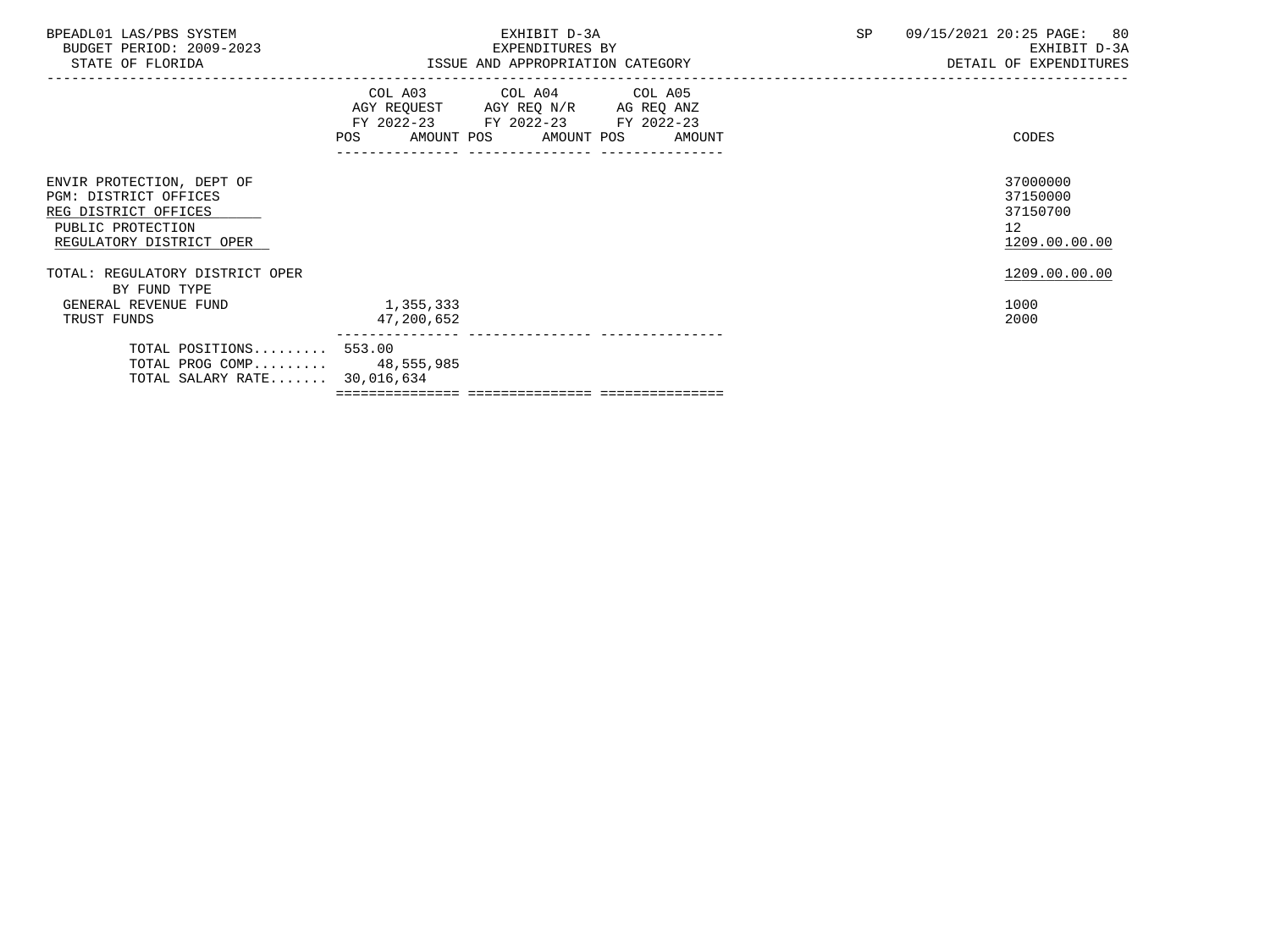| | COL A03 AGY REQUEST FY 2022-23 POS AMOUNT | COL A04 AGY REQ N/R FY 2022-23 POS AMOUNT | COL A05 AG REQ ANZ FY 2022-23 POS AMOUNT | CODES |
|---|---|---|---|---|
| ENVIR PROTECTION, DEPT OF | | | | 37000000 |
| PGM: DISTRICT OFFICES | | | | 37150000 |
| REG DISTRICT OFFICES | | | | 37150700 |
| PUBLIC PROTECTION | | | | 12 |
| REGULATORY DISTRICT OPER | | | | 1209.00.00.00 |
| TOTAL: REGULATORY DISTRICT OPER | | | | 1209.00.00.00 |
| BY FUND TYPE | | | | |
| GENERAL REVENUE FUND | 1,355,333 | | | 1000 |
| TRUST FUNDS | 47,200,652 | | | 2000 |
| TOTAL POSITIONS......... | 553.00 | | | |
| TOTAL PROG COMP......... | 48,555,985 | | | |
| TOTAL SALARY RATE....... | 30,016,634 | | | |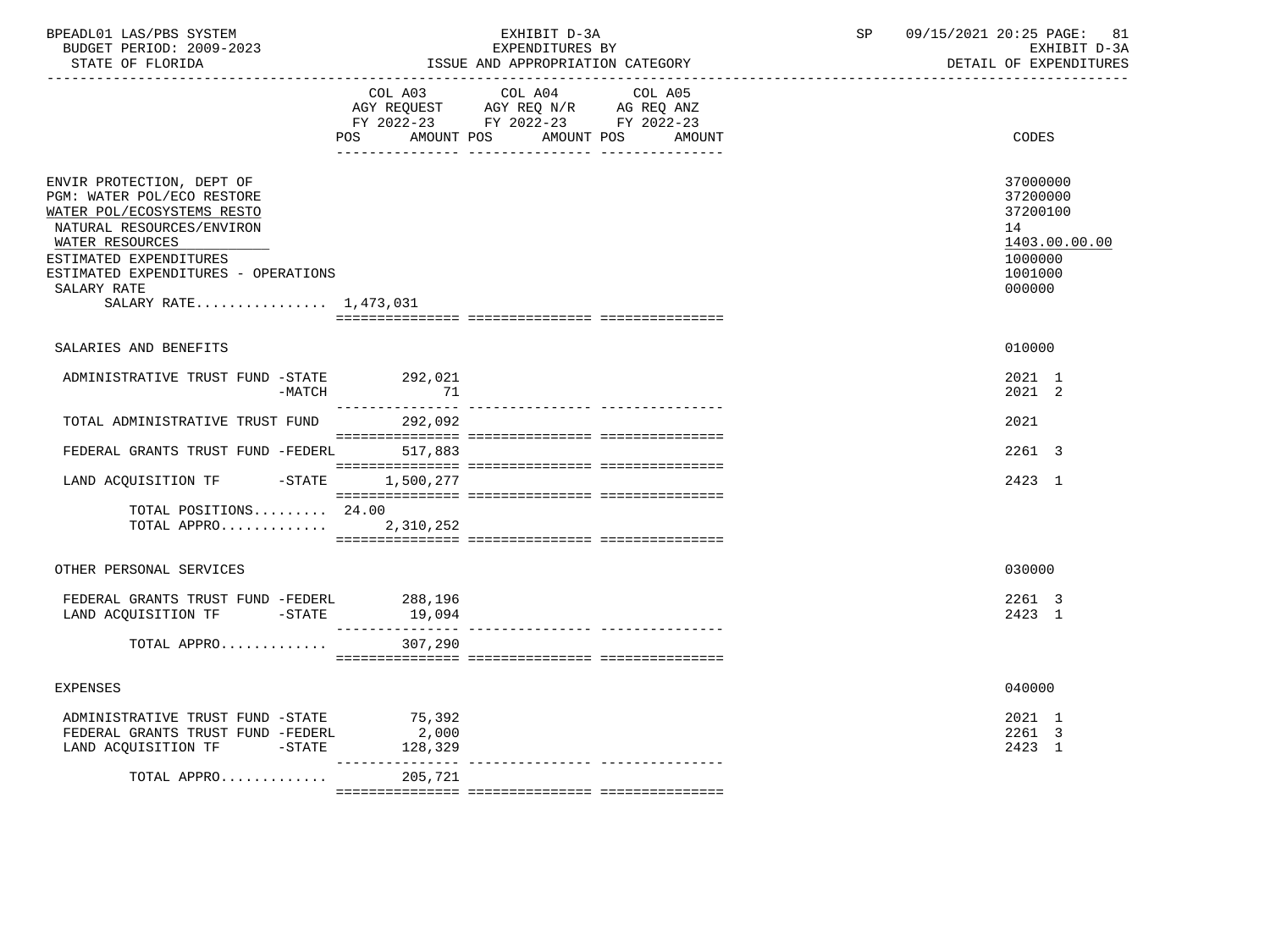BPEADL01 LAS/PBS SYSTEM | EXHIBIT D-3A | SP 09/15/2021 20:25 PAGE: 81
BUDGET PERIOD: 2009-2023 | EXPENDITURES BY | EXHIBIT D-3A
STATE OF FLORIDA | ISSUE AND APPROPRIATION CATEGORY | DETAIL OF EXPENDITURES

| | COL A03 AGY REQUEST FY 2022-23 POS AMOUNT | COL A04 AGY REQ N/R FY 2022-23 POS AMOUNT | COL A05 AG REQ ANZ FY 2022-23 POS AMOUNT | CODES |
|---|---|---|---|---|
| ENVIR PROTECTION, DEPT OF | | | | 37000000 |
| PGM: WATER POL/ECO RESTORE | | | | 37200000 |
| WATER POL/ECOSYSTEMS RESTO | | | | 37200100 |
| NATURAL RESOURCES/ENVIRON | | | | 14 |
| WATER RESOURCES | | | | 1403.00.00.00 |
| ESTIMATED EXPENDITURES | | | | 1000000 |
| ESTIMATED EXPENDITURES - OPERATIONS | | | | 1001000 |
| SALARY RATE | | | | 000000 |
| SALARY RATE................ 1,473,031 | | | | |
| SALARIES AND BENEFITS | | | | 010000 |
| ADMINISTRATIVE TRUST FUND -STATE | 292,021 | | | 2021 1 |
| -MATCH | 71 | | | 2021 2 |
| TOTAL ADMINISTRATIVE TRUST FUND | 292,092 | | | 2021 |
| FEDERAL GRANTS TRUST FUND -FEDERL | 517,883 | | | 2261 3 |
| LAND ACQUISITION TF -STATE | 1,500,277 | | | 2423 1 |
| TOTAL POSITIONS......... 24.00 | | | | |
| TOTAL APPRO............. | 2,310,252 | | | |
| OTHER PERSONAL SERVICES | | | | 030000 |
| FEDERAL GRANTS TRUST FUND -FEDERL | 288,196 | | | 2261 3 |
| LAND ACQUISITION TF -STATE | 19,094 | | | 2423 1 |
| TOTAL APPRO............. | 307,290 | | | |
| EXPENSES | | | | 040000 |
| ADMINISTRATIVE TRUST FUND -STATE | 75,392 | | | 2021 1 |
| FEDERAL GRANTS TRUST FUND -FEDERL | 2,000 | | | 2261 3 |
| LAND ACQUISITION TF -STATE | 128,329 | | | 2423 1 |
| TOTAL APPRO............. | 205,721 | | | |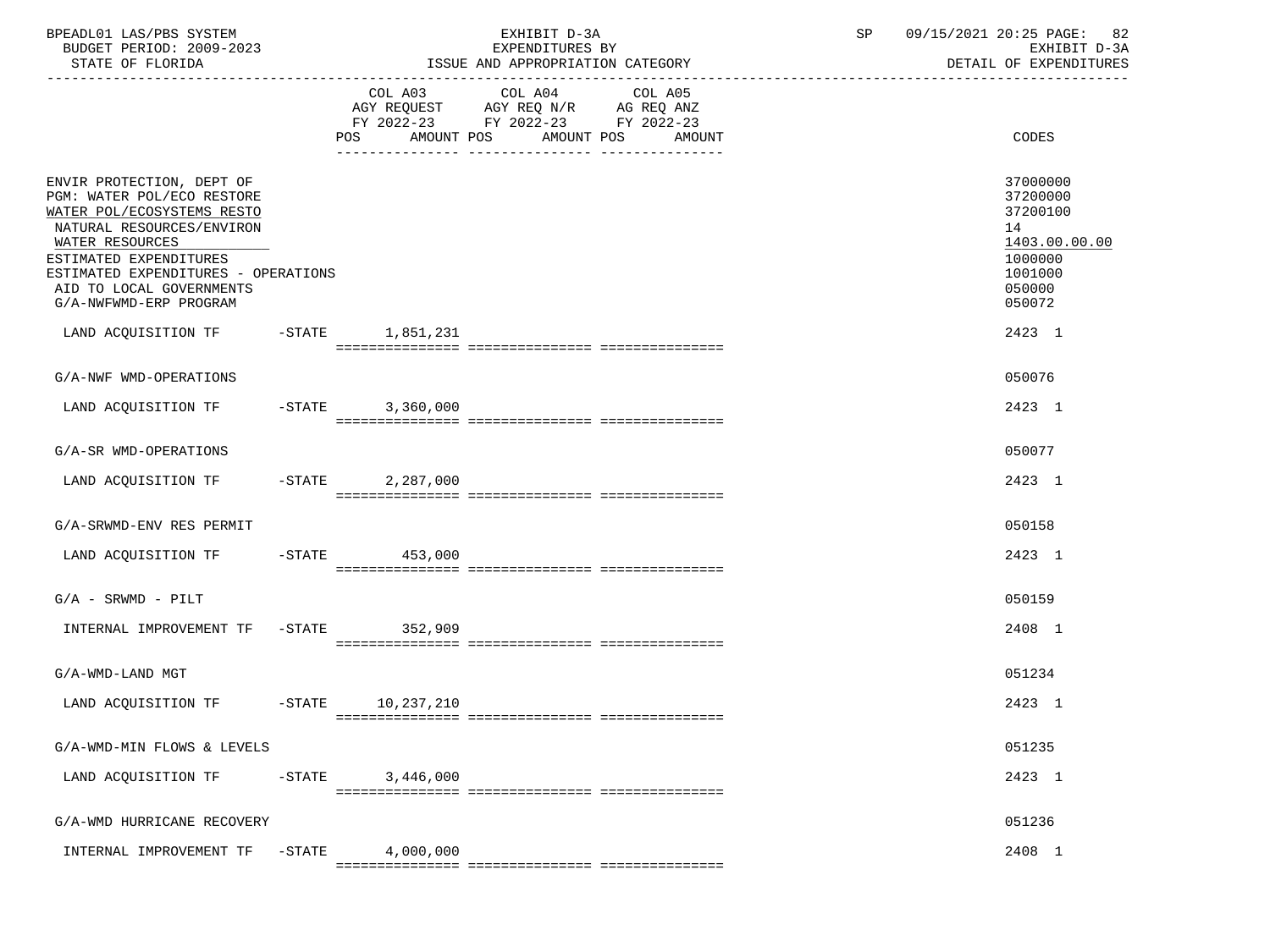| | COL A03 AGY REQUEST FY 2022-23 POS AMOUNT | COL A04 AGY REQ N/R FY 2022-23 POS AMOUNT | COL A05 AG REQ ANZ FY 2022-23 POS AMOUNT | CODES |
|---|---|---|---|---|
| ENVIR PROTECTION, DEPT OF | | | | 37000000 |
| PGM: WATER POL/ECO RESTORE | | | | 37200000 |
| WATER POL/ECOSYSTEMS RESTO | | | | 37200100 |
| NATURAL RESOURCES/ENVIRON | | | | 14 |
| WATER RESOURCES | | | | 1403.00.00.00 |
| ESTIMATED EXPENDITURES | | | | 1000000 |
| ESTIMATED EXPENDITURES - OPERATIONS | | | | 1001000 |
| AID TO LOCAL GOVERNMENTS | | | | 050000 |
| G/A-NWFWMD-ERP PROGRAM | | | | 050072 |
| LAND ACQUISITION TF -STATE | 1,851,231 | | | 2423 1 |
| G/A-NWF WMD-OPERATIONS | | | | 050076 |
| LAND ACQUISITION TF -STATE | 3,360,000 | | | 2423 1 |
| G/A-SR WMD-OPERATIONS | | | | 050077 |
| LAND ACQUISITION TF -STATE | 2,287,000 | | | 2423 1 |
| G/A-SRWMD-ENV RES PERMIT | | | | 050158 |
| LAND ACQUISITION TF -STATE | 453,000 | | | 2423 1 |
| G/A - SRWMD - PILT | | | | 050159 |
| INTERNAL IMPROVEMENT TF -STATE | 352,909 | | | 2408 1 |
| G/A-WMD-LAND MGT | | | | 051234 |
| LAND ACQUISITION TF -STATE | 10,237,210 | | | 2423 1 |
| G/A-WMD-MIN FLOWS & LEVELS | | | | 051235 |
| LAND ACQUISITION TF -STATE | 3,446,000 | | | 2423 1 |
| G/A-WMD HURRICANE RECOVERY | | | | 051236 |
| INTERNAL IMPROVEMENT TF -STATE | 4,000,000 | | | 2408 1 |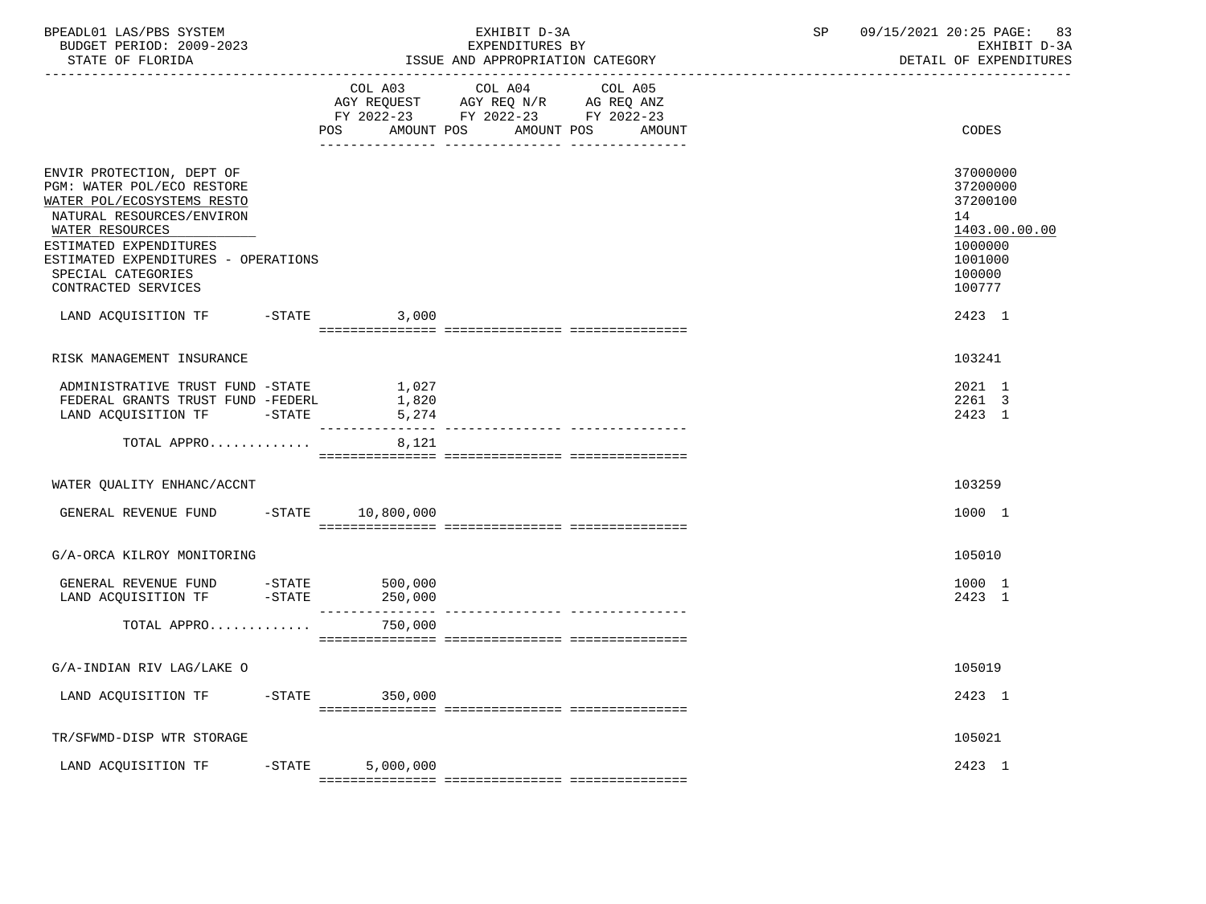BPEADL01 LAS/PBS SYSTEM | EXHIBIT D-3A | SP 09/15/2021 20:25

BUDGET PERIOD: 2009-2023 | EXPENDITURES BY | EXHIBIT D-3A

STATE OF FLORIDA | ISSUE AND APPROPRIATION CATEGORY | DETAIL OF EXPENDITURES

| | COL A03 AGY REQUEST FY 2022-23 POS AMOUNT | COL A04 AGY REQ N/R FY 2022-23 POS AMOUNT | COL A05 AG REQ ANZ FY 2022-23 POS AMOUNT | CODES |
|---|---|---|---|---|
| ENVIR PROTECTION, DEPT OF | | | | 37000000 |
| PGM: WATER POL/ECO RESTORE | | | | 37200000 |
| WATER POL/ECOSYSTEMS RESTO | | | | 37200100 |
| NATURAL RESOURCES/ENVIRON | | | | 14 |
| WATER RESOURCES | | | | 1403.00.00.00 |
| ESTIMATED EXPENDITURES | | | | 1000000 |
| ESTIMATED EXPENDITURES - OPERATIONS | | | | 1001000 |
| SPECIAL CATEGORIES | | | | 100000 |
| CONTRACTED SERVICES | | | | 100777 |
| LAND ACQUISITION TF -STATE | 3,000 | | | 2423 1 |
| RISK MANAGEMENT INSURANCE | | | | 103241 |
| ADMINISTRATIVE TRUST FUND -STATE | 1,027 | | | 2021 1 |
| FEDERAL GRANTS TRUST FUND -FEDERL | 1,820 | | | 2261 3 |
| LAND ACQUISITION TF -STATE | 5,274 | | | 2423 1 |
| TOTAL APPRO............ | 8,121 | | | |
| WATER QUALITY ENHANC/ACCNT | | | | 103259 |
| GENERAL REVENUE FUND -STATE | 10,800,000 | | | 1000 1 |
| G/A-ORCA KILROY MONITORING | | | | 105010 |
| GENERAL REVENUE FUND -STATE | 500,000 | | | 1000 1 |
| LAND ACQUISITION TF -STATE | 250,000 | | | 2423 1 |
| TOTAL APPRO............ | 750,000 | | | |
| G/A-INDIAN RIV LAG/LAKE O | | | | 105019 |
| LAND ACQUISITION TF -STATE | 350,000 | | | 2423 1 |
| TR/SFWMD-DISP WTR STORAGE | | | | 105021 |
| LAND ACQUISITION TF -STATE | 5,000,000 | | | 2423 1 |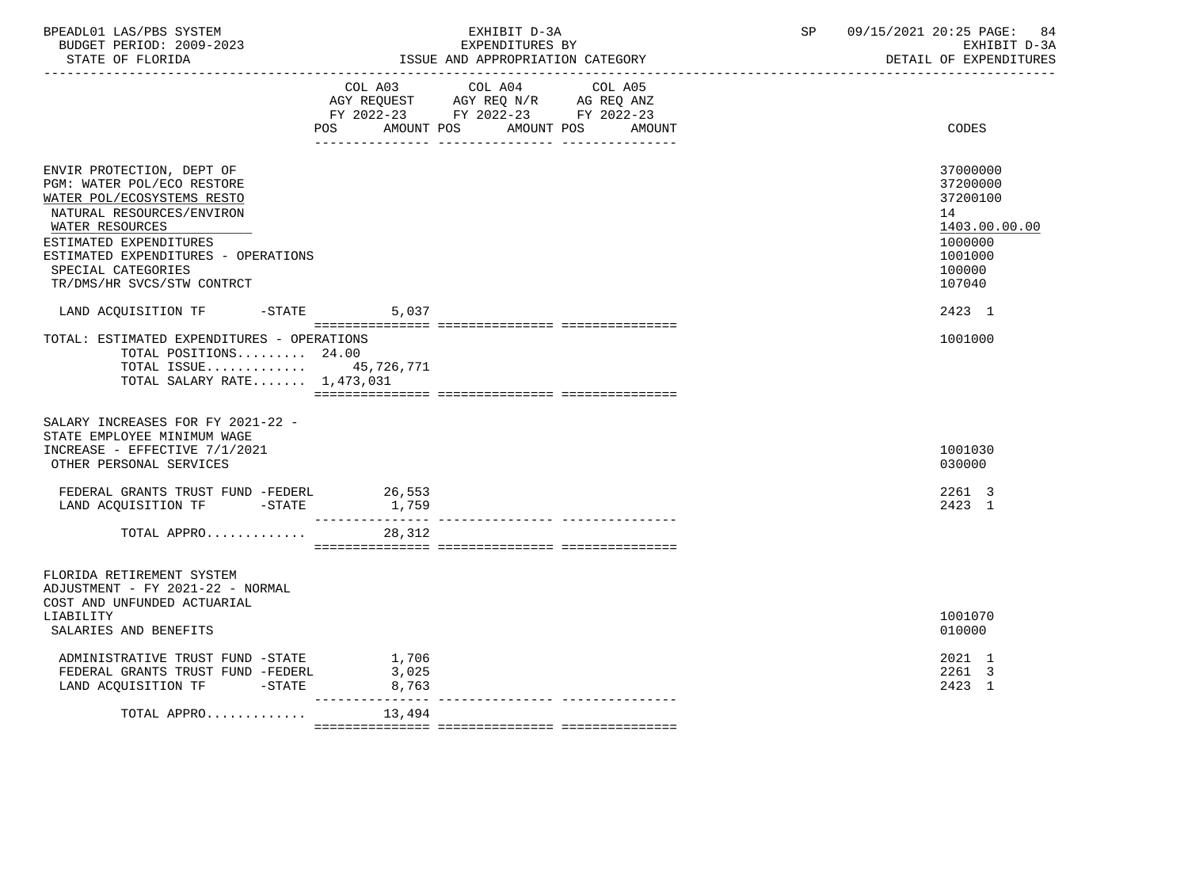| | COL A03 AGY REQUEST FY 2022-23 POS | AMOUNT | COL A04 AGY REQ N/R FY 2022-23 POS | AMOUNT | COL A05 AG REQ ANZ FY 2022-23 POS | AMOUNT | CODES |
|---|---|---|---|---|---|---|---|
| ENVIR PROTECTION, DEPT OF | | | | | | | 37000000 |
| PGM: WATER POL/ECO RESTORE | | | | | | | 37200000 |
| WATER POL/ECOSYSTEMS RESTO | | | | | | | 37200100 |
| NATURAL RESOURCES/ENVIRON | | | | | | | 14 |
| WATER RESOURCES | | | | | | | 1403.00.00.00 |
| ESTIMATED EXPENDITURES | | | | | | | 1000000 |
| ESTIMATED EXPENDITURES - OPERATIONS | | | | | | | 1001000 |
| SPECIAL CATEGORIES | | | | | | | 100000 |
| TR/DMS/HR SVCS/STW CONTRCT | | | | | | | 107040 |
| LAND ACQUISITION TF -STATE | | 5,037 | | | | | 2423 1 |
| TOTAL: ESTIMATED EXPENDITURES - OPERATIONS | | | | | | | 1001000 |
| TOTAL POSITIONS......... 24.00 | | | | | | | |
| TOTAL ISSUE............ | | 45,726,771 | | | | | |
| TOTAL SALARY RATE....... 1,473,031 | | | | | | | |
| SALARY INCREASES FOR FY 2021-22 - STATE EMPLOYEE MINIMUM WAGE INCREASE - EFFECTIVE 7/1/2021 | | | | | | | 1001030 |
| OTHER PERSONAL SERVICES | | | | | | | 030000 |
| FEDERAL GRANTS TRUST FUND -FEDERL | | 26,553 | | | | | 2261 3 |
| LAND ACQUISITION TF -STATE | | 1,759 | | | | | 2423 1 |
| TOTAL APPRO............ | | 28,312 | | | | | |
| FLORIDA RETIREMENT SYSTEM ADJUSTMENT - FY 2021-22 - NORMAL COST AND UNFUNDED ACTUARIAL LIABILITY | | | | | | | 1001070 |
| SALARIES AND BENEFITS | | | | | | | 010000 |
| ADMINISTRATIVE TRUST FUND -STATE | | 1,706 | | | | | 2021 1 |
| FEDERAL GRANTS TRUST FUND -FEDERL | | 3,025 | | | | | 2261 3 |
| LAND ACQUISITION TF -STATE | | 8,763 | | | | | 2423 1 |
| TOTAL APPRO............ | | 13,494 | | | | | |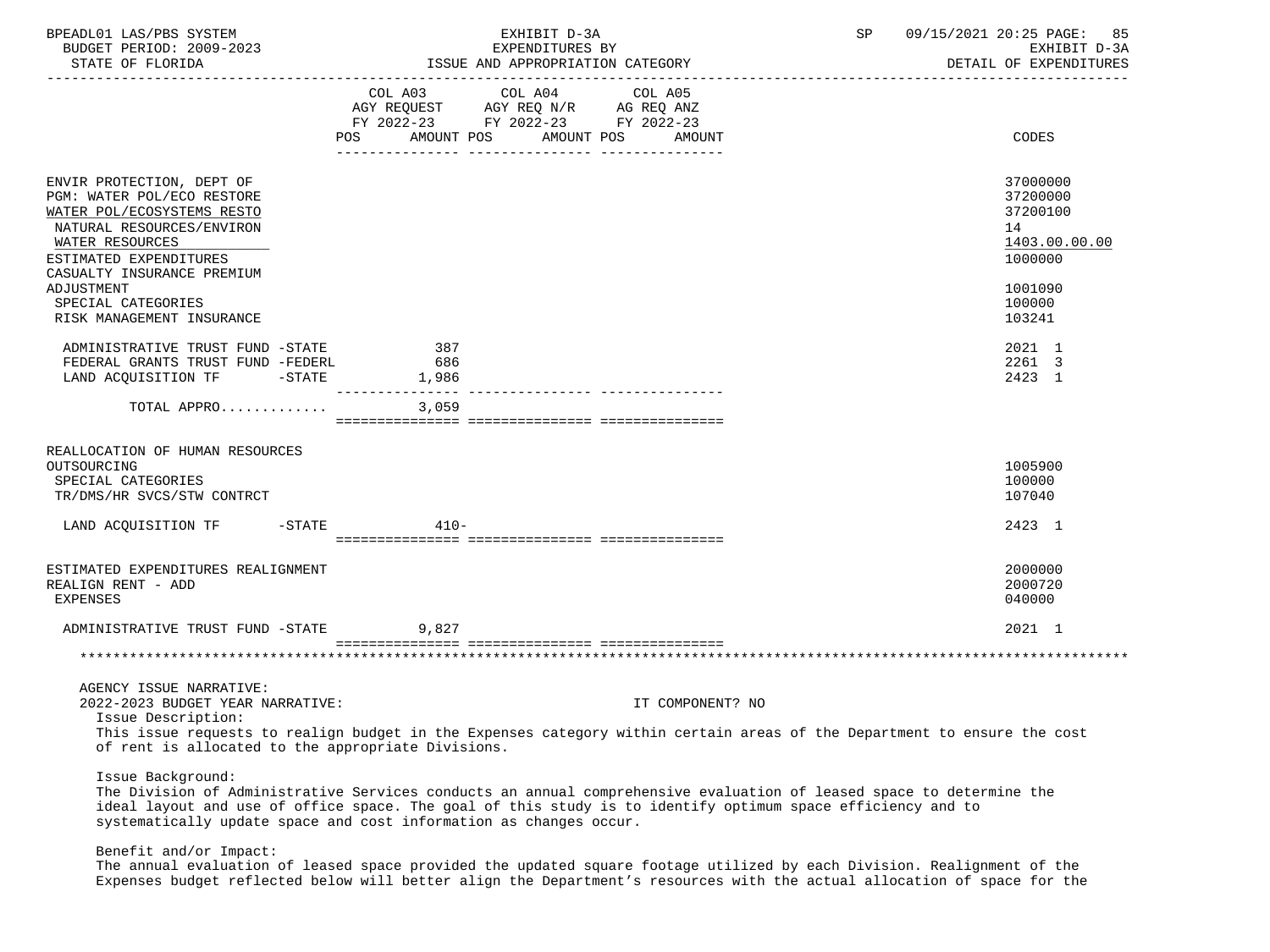| | COL A03 AGY REQUEST FY 2022-23 POS AMOUNT | COL A04 AGY REQ N/R FY 2022-23 POS AMOUNT | COL A05 AG REQ ANZ FY 2022-23 POS AMOUNT | CODES |
|---|---|---|---|---|
| ENVIR PROTECTION, DEPT OF | | | | 37000000 |
| PGM: WATER POL/ECO RESTORE | | | | 37200000 |
| WATER POL/ECOSYSTEMS RESTO | | | | 37200100 |
| NATURAL RESOURCES/ENVIRON | | | | 14 |
| WATER RESOURCES | | | | 1403.00.00.00 |
| ESTIMATED EXPENDITURES | | | | 1000000 |
| CASUALTY INSURANCE PREMIUM ADJUSTMENT | | | | 1001090 |
| SPECIAL CATEGORIES | | | | 100000 |
| RISK MANAGEMENT INSURANCE | | | | 103241 |
| ADMINISTRATIVE TRUST FUND -STATE | 387 | | | 2021 1 |
| FEDERAL GRANTS TRUST FUND -FEDERL | 686 | | | 2261 3 |
| LAND ACQUISITION TF -STATE | 1,986 | | | 2423 1 |
| TOTAL APPRO............ | 3,059 | | | |
| REALLOCATION OF HUMAN RESOURCES OUTSOURCING | | | | 1005900 |
| SPECIAL CATEGORIES | | | | 100000 |
| TR/DMS/HR SVCS/STW CONTRCT | | | | 107040 |
| LAND ACQUISITION TF -STATE | 410- | | | 2423 1 |
| ESTIMATED EXPENDITURES REALIGNMENT | | | | 2000000 |
| REALIGN RENT - ADD | | | | 2000720 |
| EXPENSES | | | | 040000 |
| ADMINISTRATIVE TRUST FUND -STATE | 9,827 | | | 2021 1 |

AGENCY ISSUE NARRATIVE:

2022-2023 BUDGET YEAR NARRATIVE: IT COMPONENT? NO

Issue Description:

This issue requests to realign budget in the Expenses category within certain areas of the Department to ensure the cost of rent is allocated to the appropriate Divisions.

Issue Background:

The Division of Administrative Services conducts an annual comprehensive evaluation of leased space to determine the ideal layout and use of office space. The goal of this study is to identify optimum space efficiency and to systematically update space and cost information as changes occur.

Benefit and/or Impact:

The annual evaluation of leased space provided the updated square footage utilized by each Division. Realignment of the Expenses budget reflected below will better align the Department's resources with the actual allocation of space for the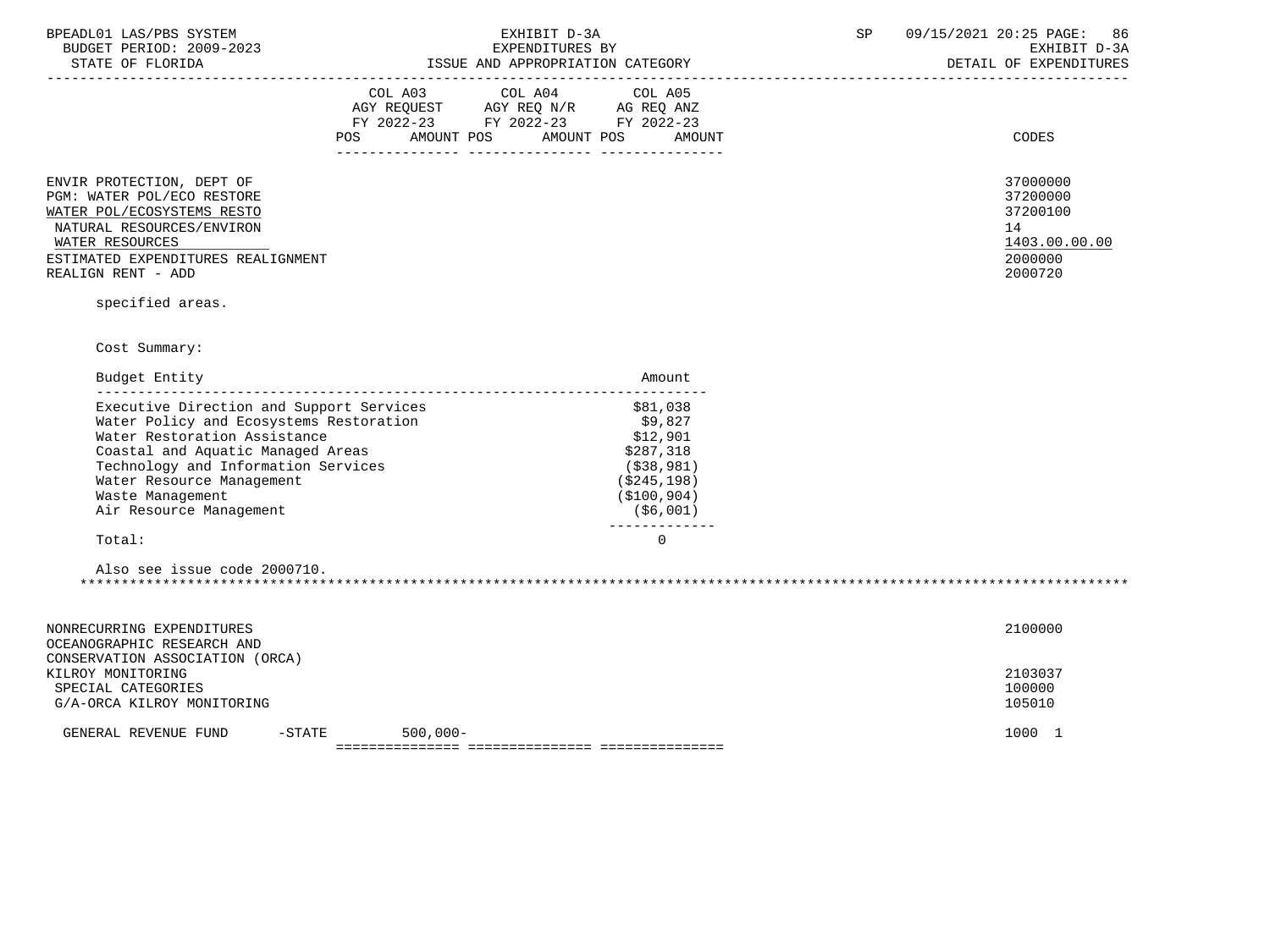| | COL A03 AGY REQUEST FY 2022-23 POS AMOUNT | COL A04 AGY REQ N/R FY 2022-23 POS AMOUNT | COL A05 AG REQ ANZ FY 2022-23 POS AMOUNT | CODES |
|---|---|---|---|---|
| ENVIR PROTECTION, DEPT OF | | | | 37000000 |
| PGM: WATER POL/ECO RESTORE | | | | 37200000 |
| WATER POL/ECOSYSTEMS RESTO | | | | 37200100 |
| NATURAL RESOURCES/ENVIRON | | | | 14 |
| WATER RESOURCES | | | | 1403.00.00.00 |
| ESTIMATED EXPENDITURES REALIGNMENT | | | | 2000000 |
| REALIGN RENT - ADD | | | | 2000720 |

specified areas.

Cost Summary:

| Budget Entity | Amount |
|---|---|
| Executive Direction and Support Services | $81,038 |
| Water Policy and Ecosystems Restoration | $9,827 |
| Water Restoration Assistance | $12,901 |
| Coastal and Aquatic Managed Areas | $287,318 |
| Technology and Information Services | ($38,981) |
| Water Resource Management | ($245,198) |
| Waste Management | ($100,904) |
| Air Resource Management | ($6,001) |
| Total: | 0 |

Also see issue code 2000710.

*******************************************************************************************************************

| | COL A03 | COL A04 | COL A05 | CODES |
|---|---|---|---|---|
| NONRECURRING EXPENDITURES | | | | 2100000 |
| OCEANOGRAPHIC RESEARCH AND CONSERVATION ASSOCIATION (ORCA) KILROY MONITORING | | | | 2103037 |
| SPECIAL CATEGORIES | | | | 100000 |
| G/A-ORCA KILROY MONITORING | | | | 105010 |
| GENERAL REVENUE FUND -STATE | 500,000- | | | 1000 1 |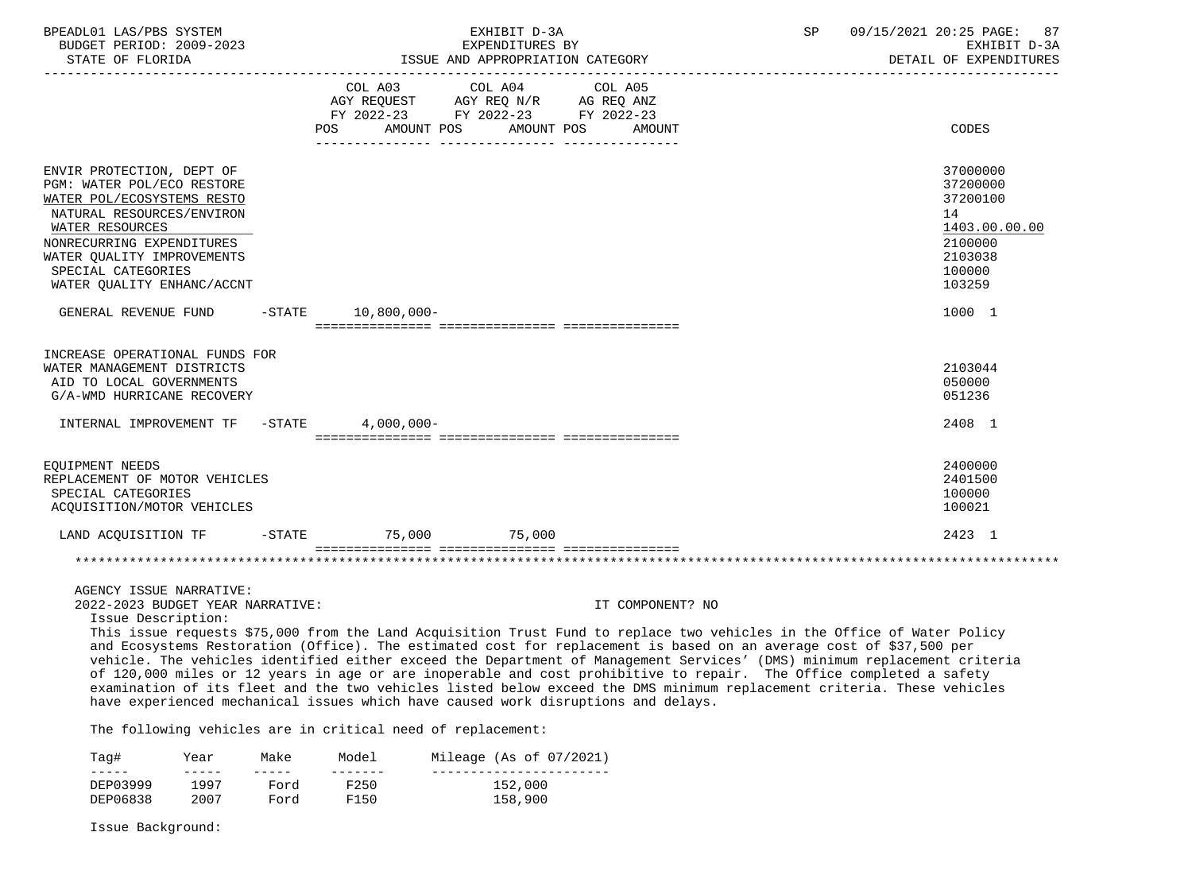BPEADL01 LAS/PBS SYSTEM | EXHIBIT D-3A | SP 09/15/2021 20:25
BUDGET PERIOD: 2009-2023 | EXPENDITURES BY | EXHIBIT D-3A
STATE OF FLORIDA | ISSUE AND APPROPRIATION CATEGORY | DETAIL OF EXPENDITURES

| | COL A03 AGY REQUEST FY 2022-23 POS AMOUNT | COL A04 AGY REQ N/R FY 2022-23 POS AMOUNT | COL A05 AG REQ ANZ FY 2022-23 POS AMOUNT | CODES |
|---|---|---|---|---|
| ENVIR PROTECTION, DEPT OF | | | | 37000000 |
| PGM: WATER POL/ECO RESTORE | | | | 37200000 |
| WATER POL/ECOSYSTEMS RESTO | | | | 37200100 |
| NATURAL RESOURCES/ENVIRON | | | | 14 |
| WATER RESOURCES | | | | 1403.00.00.00 |
| NONRECURRING EXPENDITURES | | | | 2100000 |
| WATER QUALITY IMPROVEMENTS | | | | 2103038 |
| SPECIAL CATEGORIES | | | | 100000 |
| WATER QUALITY ENHANC/ACCNT | | | | 103259 |
| GENERAL REVENUE FUND -STATE | 10,800,000- | | | 1000 1 |
| INCREASE OPERATIONAL FUNDS FOR WATER MANAGEMENT DISTRICTS | | | | 2103044 |
| AID TO LOCAL GOVERNMENTS | | | | 050000 |
| G/A-WMD HURRICANE RECOVERY | | | | 051236 |
| INTERNAL IMPROVEMENT TF -STATE | 4,000,000- | | | 2408 1 |
| EQUIPMENT NEEDS | | | | 2400000 |
| REPLACEMENT OF MOTOR VEHICLES | | | | 2401500 |
| SPECIAL CATEGORIES | | | | 100000 |
| ACQUISITION/MOTOR VEHICLES | | | | 100021 |
| LAND ACQUISITION TF -STATE | 75,000 | 75,000 | | 2423 1 |

AGENCY ISSUE NARRATIVE:
2022-2023 BUDGET YEAR NARRATIVE: IT COMPONENT? NO

Issue Description:

This issue requests $75,000 from the Land Acquisition Trust Fund to replace two vehicles in the Office of Water Policy and Ecosystems Restoration (Office). The estimated cost for replacement is based on an average cost of $37,500 per vehicle. The vehicles identified either exceed the Department of Management Services' (DMS) minimum replacement criteria of 120,000 miles or 12 years in age or are inoperable and cost prohibitive to repair. The Office completed a safety examination of its fleet and the two vehicles listed below exceed the DMS minimum replacement criteria. These vehicles have experienced mechanical issues which have caused work disruptions and delays.

The following vehicles are in critical need of replacement:

| Tag# | Year | Make | Model | Mileage (As of 07/2021) |
|---|---|---|---|---|
| DEP03999 | 1997 | Ford | F250 | 152,000 |
| DEP06838 | 2007 | Ford | F150 | 158,900 |

Issue Background: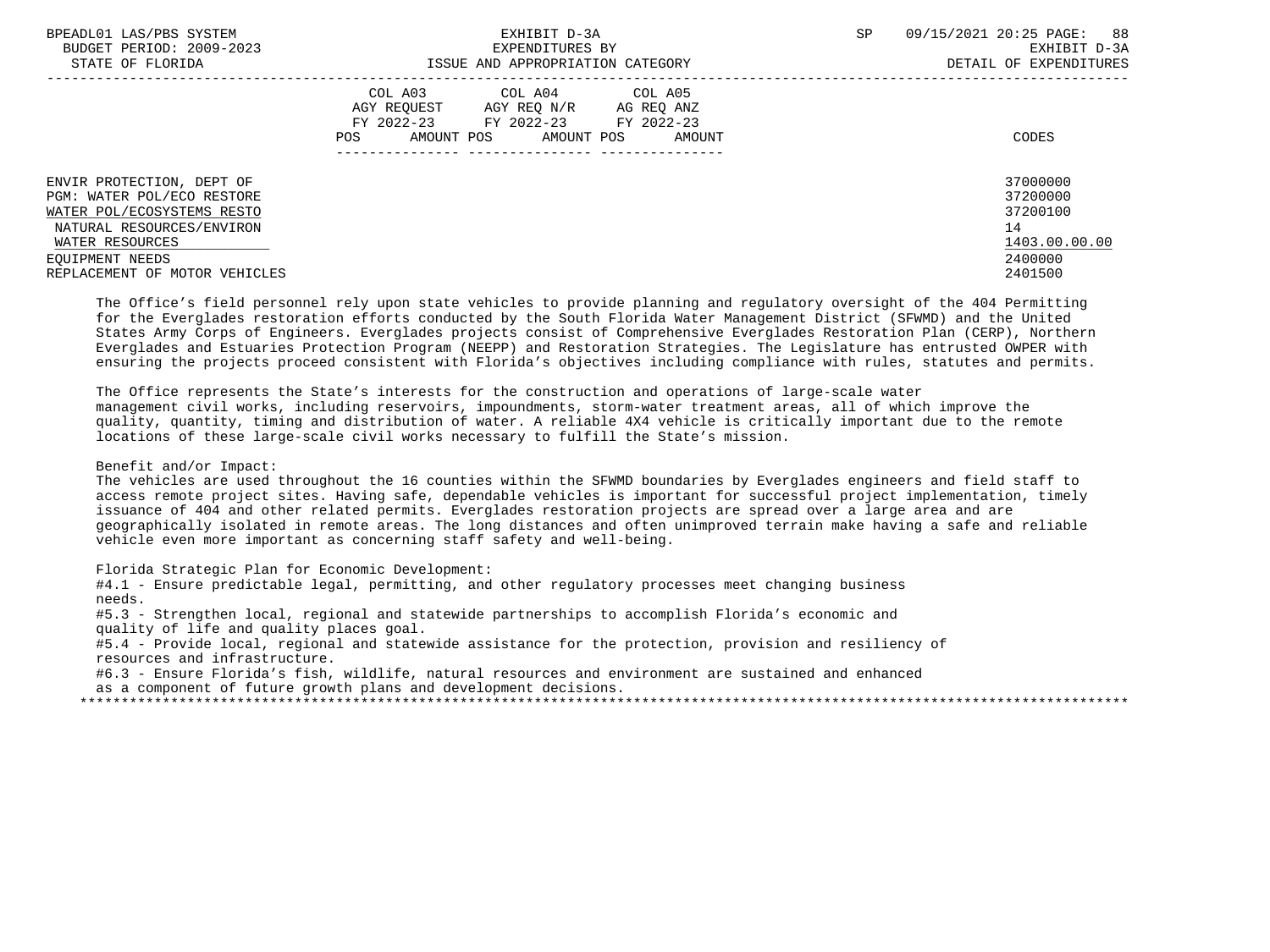| | COL A03 AGY REQUEST FY 2022-23 POS AMOUNT | COL A04 AGY REQ N/R FY 2022-23 POS AMOUNT | COL A05 AG REQ ANZ FY 2022-23 POS AMOUNT | CODES |
|---|---|---|---|---|
| ENVIR PROTECTION, DEPT OF | | | | 37000000 |
| PGM: WATER POL/ECO RESTORE | | | | 37200000 |
| WATER POL/ECOSYSTEMS RESTO | | | | 37200100 |
| NATURAL RESOURCES/ENVIRON | | | | 14 |
| WATER RESOURCES | | | | 1403.00.00.00 |
| EQUIPMENT NEEDS | | | | 2400000 |
| REPLACEMENT OF MOTOR VEHICLES | | | | 2401500 |

The Office's field personnel rely upon state vehicles to provide planning and regulatory oversight of the 404 Permitting for the Everglades restoration efforts conducted by the South Florida Water Management District (SFWMD) and the United States Army Corps of Engineers. Everglades projects consist of Comprehensive Everglades Restoration Plan (CERP), Northern Everglades and Estuaries Protection Program (NEEPP) and Restoration Strategies. The Legislature has entrusted OWPER with ensuring the projects proceed consistent with Florida's objectives including compliance with rules, statutes and permits.

The Office represents the State's interests for the construction and operations of large-scale water management civil works, including reservoirs, impoundments, storm-water treatment areas, all of which improve the quality, quantity, timing and distribution of water. A reliable 4X4 vehicle is critically important due to the remote locations of these large-scale civil works necessary to fulfill the State's mission.

Benefit and/or Impact:
The vehicles are used throughout the 16 counties within the SFWMD boundaries by Everglades engineers and field staff to access remote project sites. Having safe, dependable vehicles is important for successful project implementation, timely issuance of 404 and other related permits. Everglades restoration projects are spread over a large area and are geographically isolated in remote areas. The long distances and often unimproved terrain make having a safe and reliable vehicle even more important as concerning staff safety and well-being.

Florida Strategic Plan for Economic Development:
#4.1 - Ensure predictable legal, permitting, and other regulatory processes meet changing business needs.
#5.3 - Strengthen local, regional and statewide partnerships to accomplish Florida's economic and quality of life and quality places goal.
#5.4 - Provide local, regional and statewide assistance for the protection, provision and resiliency of resources and infrastructure.
#6.3 - Ensure Florida's fish, wildlife, natural resources and environment are sustained and enhanced as a component of future growth plans and development decisions.

*******************************************************************************************************************************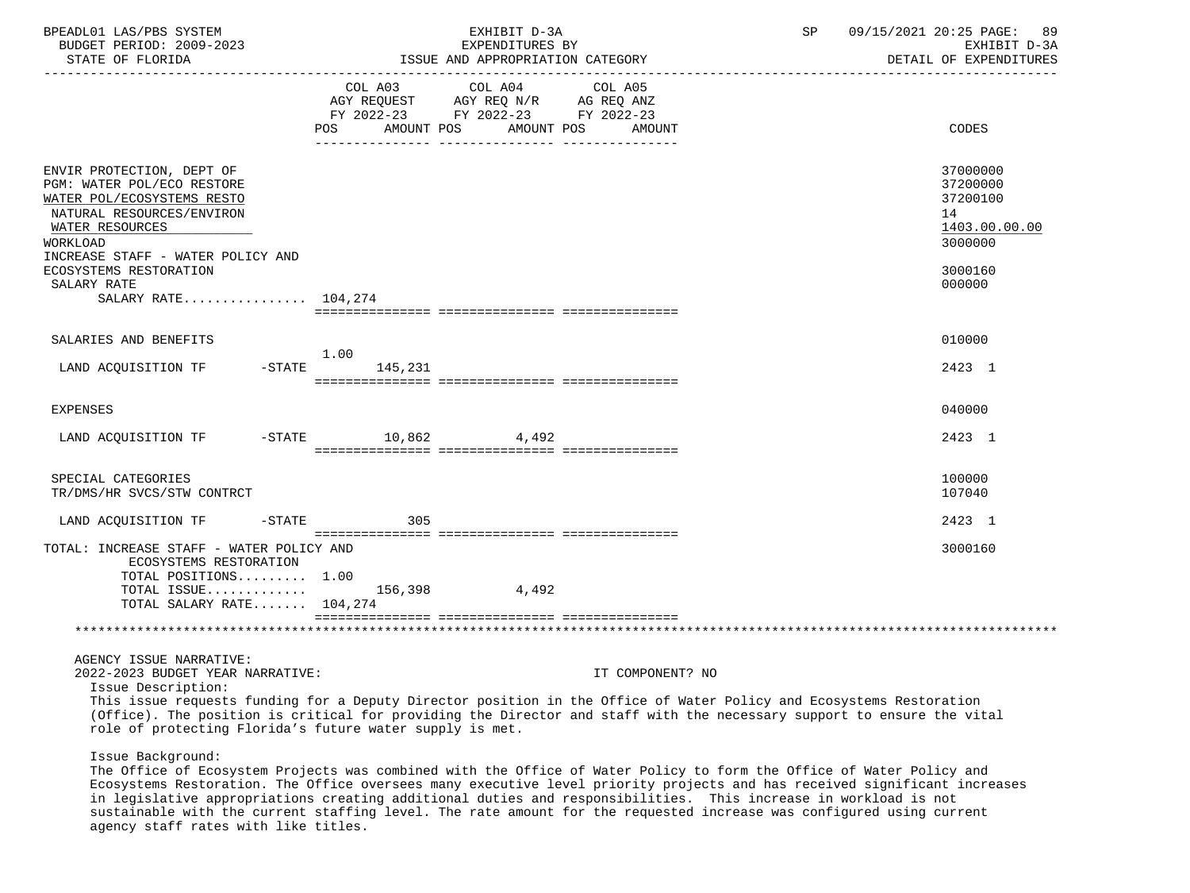| | COL A03 AGY REQUEST FY 2022-23 POS AMOUNT | COL A04 AGY REQ N/R FY 2022-23 POS AMOUNT | COL A05 AG REQ ANZ FY 2022-23 POS AMOUNT | CODES |
|---|---|---|---|---|
| ENVIR PROTECTION, DEPT OF | | | | 37000000 |
| PGM: WATER POL/ECO RESTORE | | | | 37200000 |
| WATER POL/ECOSYSTEMS RESTO | | | | 37200100 |
| NATURAL RESOURCES/ENVIRON | | | | 14 |
| WATER RESOURCES | | | | 1403.00.00.00 |
| WORKLOAD | | | | 3000000 |
| INCREASE STAFF - WATER POLICY AND ECOSYSTEMS RESTORATION | | | | 3000160 |
| SALARY RATE | | | | 000000 |
| SALARY RATE................ | 104,274 | | | |
| SALARIES AND BENEFITS | | | | 010000 |
| LAND ACQUISITION TF -STATE | 1.00 145,231 | | | 2423 1 |
| EXPENSES | | | | 040000 |
| LAND ACQUISITION TF -STATE | 10,862 | 4,492 | | 2423 1 |
| SPECIAL CATEGORIES | | | | 100000 |
| TR/DMS/HR SVCS/STW CONTRCT | | | | 107040 |
| LAND ACQUISITION TF -STATE | 305 | | | 2423 1 |
| TOTAL: INCREASE STAFF - WATER POLICY AND ECOSYSTEMS RESTORATION | | | | 3000160 |
| TOTAL POSITIONS......... | 1.00 | | | |
| TOTAL ISSUE............. | 156,398 | 4,492 | | |
| TOTAL SALARY RATE....... | 104,274 | | | |

AGENCY ISSUE NARRATIVE:

2022-2023 BUDGET YEAR NARRATIVE: IT COMPONENT? NO

Issue Description:

This issue requests funding for a Deputy Director position in the Office of Water Policy and Ecosystems Restoration (Office). The position is critical for providing the Director and staff with the necessary support to ensure the vital role of protecting Florida's future water supply is met.

Issue Background:

The Office of Ecosystem Projects was combined with the Office of Water Policy to form the Office of Water Policy and Ecosystems Restoration. The Office oversees many executive level priority projects and has received significant increases in legislative appropriations creating additional duties and responsibilities. This increase in workload is not sustainable with the current staffing level. The rate amount for the requested increase was configured using current agency staff rates with like titles.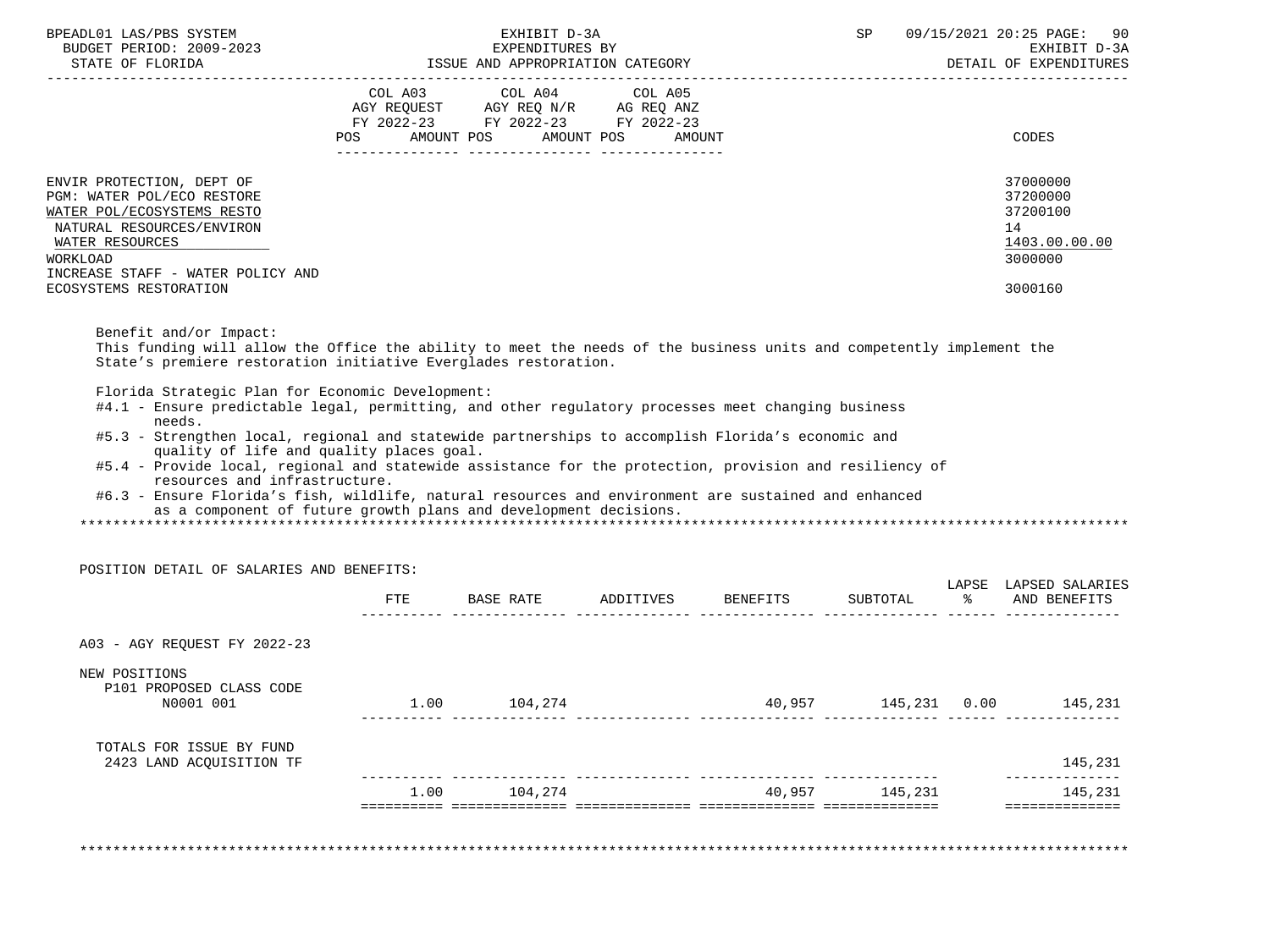| | COL A03 AGY REQUEST FY 2022-23 POS AMOUNT | COL A04 AGY REQ N/R FY 2022-23 POS AMOUNT | COL A05 AG REQ ANZ FY 2022-23 POS AMOUNT | CODES |
|---|---|---|---|---|
| ENVIR PROTECTION, DEPT OF | | | | 37000000 |
| PGM: WATER POL/ECO RESTORE | | | | 37200000 |
| WATER POL/ECOSYSTEMS RESTO | | | | 37200100 |
| NATURAL RESOURCES/ENVIRON | | | | 14 |
| WATER RESOURCES | | | | 1403.00.00.00 |
| WORKLOAD | | | | 3000000 |
| INCREASE STAFF - WATER POLICY AND ECOSYSTEMS RESTORATION | | | | 3000160 |

Benefit and/or Impact:
This funding will allow the Office the ability to meet the needs of the business units and competently implement the State's premiere restoration initiative Everglades restoration.

Florida Strategic Plan for Economic Development:
- #4.1 - Ensure predictable legal, permitting, and other regulatory processes meet changing business needs.
- #5.3 - Strengthen local, regional and statewide partnerships to accomplish Florida's economic and quality of life and quality places goal.
- #5.4 - Provide local, regional and statewide assistance for the protection, provision and resiliency of resources and infrastructure.
- #6.3 - Ensure Florida's fish, wildlife, natural resources and environment are sustained and enhanced as a component of future growth plans and development decisions.

POSITION DETAIL OF SALARIES AND BENEFITS:

| | FTE | BASE RATE | ADDITIVES | BENEFITS | SUBTOTAL | LAPSE % | LAPSED SALARIES AND BENEFITS |
|---|---|---|---|---|---|---|---|
| A03 - AGY REQUEST FY 2022-23 | | | | | | | |
| NEW POSITIONS | | | | | | | |
| P101 PROPOSED CLASS CODE N0001 001 | 1.00 | 104,274 | | 40,957 | 145,231 | 0.00 | 145,231 |
| TOTALS FOR ISSUE BY FUND | | | | | | | |
| 2423 LAND ACQUISITION TF | | | | | | | 145,231 |
| | 1.00 | 104,274 | | 40,957 | 145,231 | | 145,231 |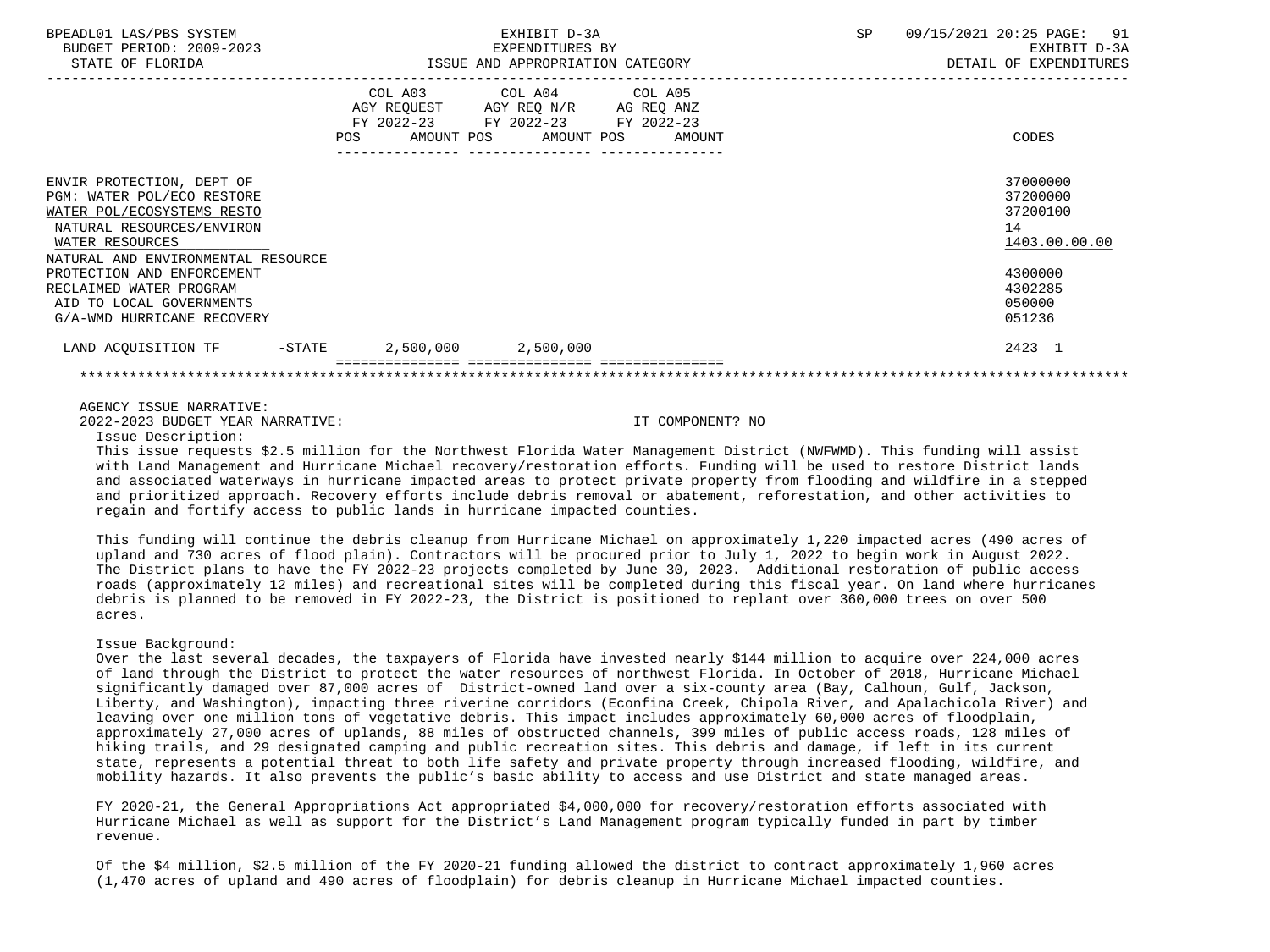| | COL A03 AGY REQUEST FY 2022-23 POS AMOUNT | COL A04 AGY REQ N/R FY 2022-23 POS AMOUNT | COL A05 AG REQ ANZ FY 2022-23 POS AMOUNT | CODES |
|---|---|---|---|---|
| ENVIR PROTECTION, DEPT OF | | | | 37000000 |
| PGM: WATER POL/ECO RESTORE | | | | 37200000 |
| WATER POL/ECOSYSTEMS RESTO | | | | 37200100 |
| NATURAL RESOURCES/ENVIRON | | | | 14 |
| WATER RESOURCES | | | | 1403.00.00.00 |
| NATURAL AND ENVIRONMENTAL RESOURCE PROTECTION AND ENFORCEMENT | | | | 4300000 |
| RECLAIMED WATER PROGRAM | | | | 4302285 |
| AID TO LOCAL GOVERNMENTS | | | | 050000 |
| G/A-WMD HURRICANE RECOVERY | | | | 051236 |
| LAND ACQUISITION TF -STATE | 2,500,000 | 2,500,000 | | 2423 1 |

AGENCY ISSUE NARRATIVE:

2022-2023 BUDGET YEAR NARRATIVE: IT COMPONENT? NO

Issue Description:

This issue requests $2.5 million for the Northwest Florida Water Management District (NWFWMD). This funding will assist with Land Management and Hurricane Michael recovery/restoration efforts. Funding will be used to restore District lands and associated waterways in hurricane impacted areas to protect private property from flooding and wildfire in a stepped and prioritized approach. Recovery efforts include debris removal or abatement, reforestation, and other activities to regain and fortify access to public lands in hurricane impacted counties.

This funding will continue the debris cleanup from Hurricane Michael on approximately 1,220 impacted acres (490 acres of upland and 730 acres of flood plain). Contractors will be procured prior to July 1, 2022 to begin work in August 2022. The District plans to have the FY 2022-23 projects completed by June 30, 2023. Additional restoration of public access roads (approximately 12 miles) and recreational sites will be completed during this fiscal year. On land where hurricanes debris is planned to be removed in FY 2022-23, the District is positioned to replant over 360,000 trees on over 500 acres.

Issue Background:

Over the last several decades, the taxpayers of Florida have invested nearly $144 million to acquire over 224,000 acres of land through the District to protect the water resources of northwest Florida. In October of 2018, Hurricane Michael significantly damaged over 87,000 acres of District-owned land over a six-county area (Bay, Calhoun, Gulf, Jackson, Liberty, and Washington), impacting three riverine corridors (Econfina Creek, Chipola River, and Apalachicola River) and leaving over one million tons of vegetative debris. This impact includes approximately 60,000 acres of floodplain, approximately 27,000 acres of uplands, 88 miles of obstructed channels, 399 miles of public access roads, 128 miles of hiking trails, and 29 designated camping and public recreation sites. This debris and damage, if left in its current state, represents a potential threat to both life safety and private property through increased flooding, wildfire, and mobility hazards. It also prevents the public's basic ability to access and use District and state managed areas.

FY 2020-21, the General Appropriations Act appropriated $4,000,000 for recovery/restoration efforts associated with Hurricane Michael as well as support for the District's Land Management program typically funded in part by timber revenue.

Of the $4 million, $2.5 million of the FY 2020-21 funding allowed the district to contract approximately 1,960 acres (1,470 acres of upland and 490 acres of floodplain) for debris cleanup in Hurricane Michael impacted counties.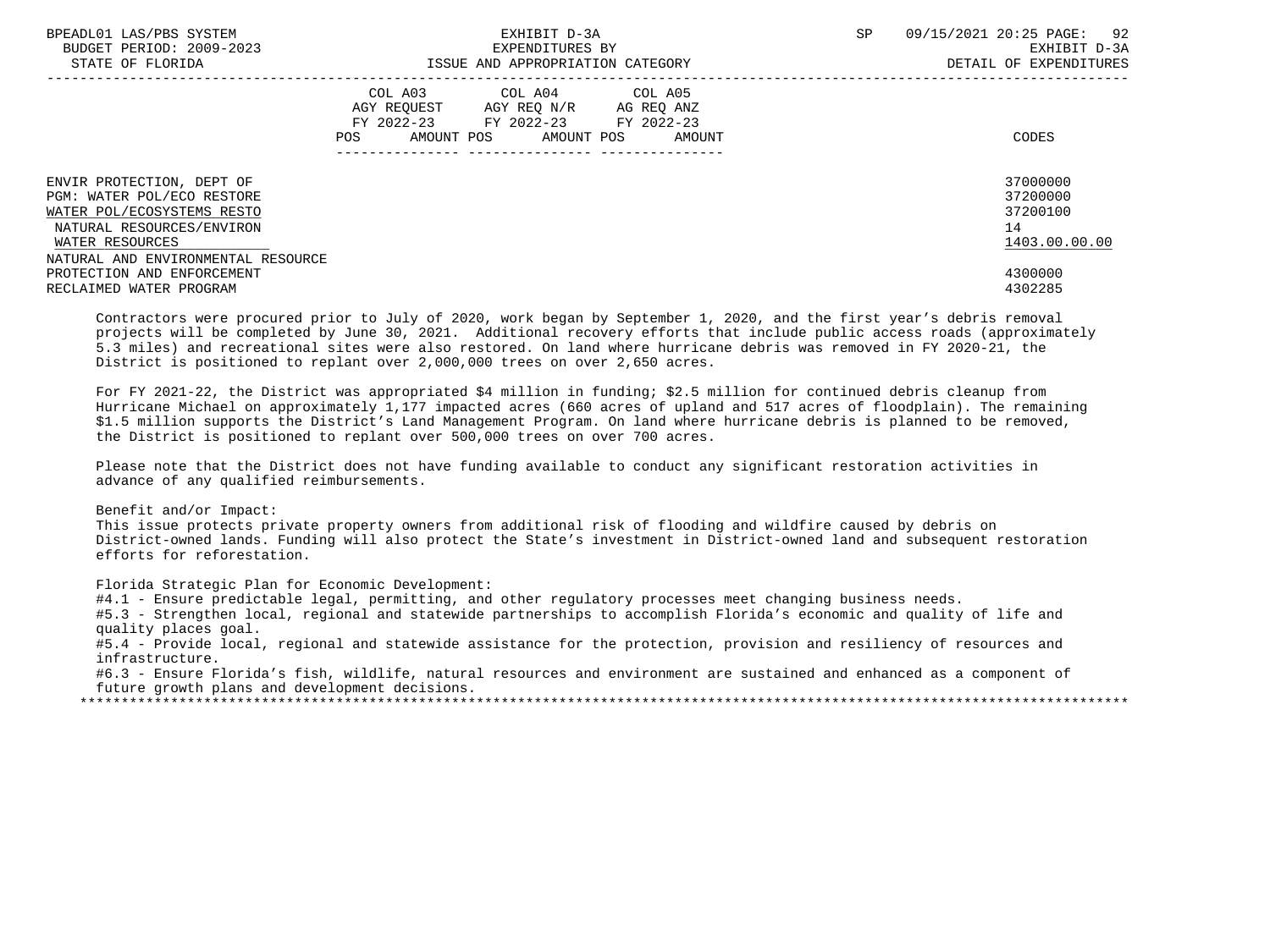| | COL A03 AGY REQUEST FY 2022-23 POS AMOUNT | COL A04 AGY REQ N/R FY 2022-23 POS AMOUNT | COL A05 AG REQ ANZ FY 2022-23 POS AMOUNT | CODES |
|---|---|---|---|---|
| ENVIR PROTECTION, DEPT OF | | | | 37000000 |
| PGM: WATER POL/ECO RESTORE | | | | 37200000 |
| WATER POL/ECOSYSTEMS RESTO | | | | 37200100 |
| NATURAL RESOURCES/ENVIRON | | | | 14 |
| WATER RESOURCES | | | | 1403.00.00.00 |
| NATURAL AND ENVIRONMENTAL RESOURCE PROTECTION AND ENFORCEMENT | | | | 4300000 |
| RECLAIMED WATER PROGRAM | | | | 4302285 |

Contractors were procured prior to July of 2020, work began by September 1, 2020, and the first year's debris removal projects will be completed by June 30, 2021. Additional recovery efforts that include public access roads (approximately 5.3 miles) and recreational sites were also restored. On land where hurricane debris was removed in FY 2020-21, the District is positioned to replant over 2,000,000 trees on over 2,650 acres.

For FY 2021-22, the District was appropriated $4 million in funding; $2.5 million for continued debris cleanup from Hurricane Michael on approximately 1,177 impacted acres (660 acres of upland and 517 acres of floodplain). The remaining $1.5 million supports the District's Land Management Program. On land where hurricane debris is planned to be removed, the District is positioned to replant over 500,000 trees on over 700 acres.

Please note that the District does not have funding available to conduct any significant restoration activities in advance of any qualified reimbursements.

Benefit and/or Impact:
This issue protects private property owners from additional risk of flooding and wildfire caused by debris on District-owned lands. Funding will also protect the State's investment in District-owned land and subsequent restoration efforts for reforestation.

Florida Strategic Plan for Economic Development:
#4.1 - Ensure predictable legal, permitting, and other regulatory processes meet changing business needs.
#5.3 - Strengthen local, regional and statewide partnerships to accomplish Florida's economic and quality of life and quality places goal.
#5.4 - Provide local, regional and statewide assistance for the protection, provision and resiliency of resources and infrastructure.
#6.3 - Ensure Florida's fish, wildlife, natural resources and environment are sustained and enhanced as a component of future growth plans and development decisions.

*******************************************************************************************************************************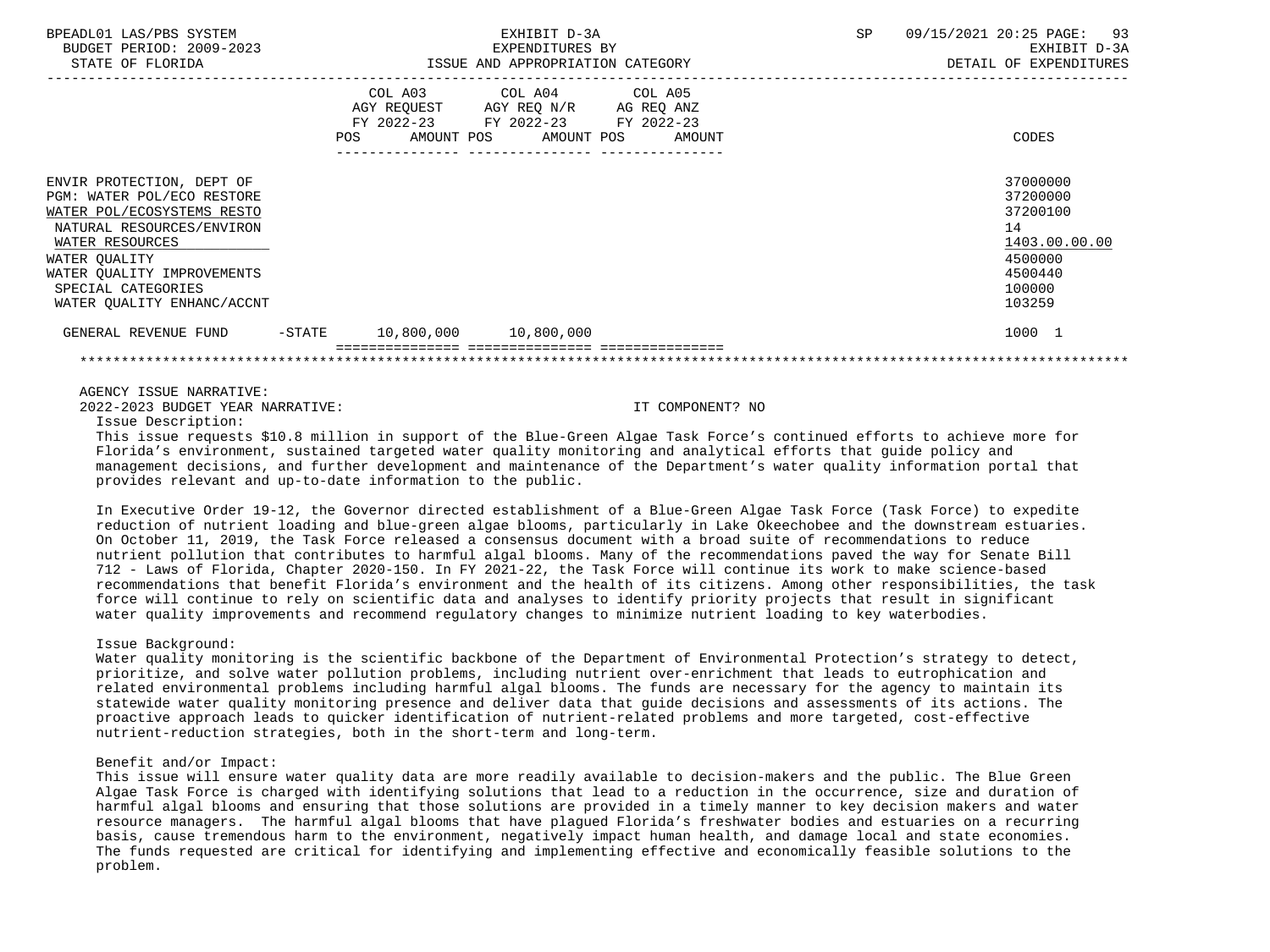BPEADL01 LAS/PBS SYSTEM | EXHIBIT D-3A | SP 09/15/2021 20:25 PAGE: 93
BUDGET PERIOD: 2009-2023 | EXPENDITURES BY | EXHIBIT D-3A
STATE OF FLORIDA | ISSUE AND APPROPRIATION CATEGORY | DETAIL OF EXPENDITURES

| | | COL A03 AGY REQUEST FY 2022-23 POS AMOUNT | COL A04 AGY REQ N/R FY 2022-23 POS AMOUNT | COL A05 AG REQ ANZ FY 2022-23 POS AMOUNT | CODES |
|---|---|---|---|---|---|
| ENVIR PROTECTION, DEPT OF | | | | | 37000000 |
| PGM: WATER POL/ECO RESTORE | | | | | 37200000 |
| WATER POL/ECOSYSTEMS RESTO | | | | | 37200100 |
| NATURAL RESOURCES/ENVIRON | | | | | 14 |
| WATER RESOURCES | | | | | 1403.00.00.00 |
| WATER QUALITY | | | | | 4500000 |
| WATER QUALITY IMPROVEMENTS | | | | | 4500440 |
| SPECIAL CATEGORIES | | | | | 100000 |
| WATER QUALITY ENHANC/ACCNT | | | | | 103259 |
| GENERAL REVENUE FUND | -STATE | 10,800,000 | 10,800,000 | | 1000 1 |

AGENCY ISSUE NARRATIVE:

2022-2023 BUDGET YEAR NARRATIVE: IT COMPONENT? NO

Issue Description:

This issue requests $10.8 million in support of the Blue-Green Algae Task Force's continued efforts to achieve more for Florida's environment, sustained targeted water quality monitoring and analytical efforts that guide policy and management decisions, and further development and maintenance of the Department's water quality information portal that provides relevant and up-to-date information to the public.

In Executive Order 19-12, the Governor directed establishment of a Blue-Green Algae Task Force (Task Force) to expedite reduction of nutrient loading and blue-green algae blooms, particularly in Lake Okeechobee and the downstream estuaries. On October 11, 2019, the Task Force released a consensus document with a broad suite of recommendations to reduce nutrient pollution that contributes to harmful algal blooms. Many of the recommendations paved the way for Senate Bill 712 - Laws of Florida, Chapter 2020-150. In FY 2021-22, the Task Force will continue its work to make science-based recommendations that benefit Florida's environment and the health of its citizens. Among other responsibilities, the task force will continue to rely on scientific data and analyses to identify priority projects that result in significant water quality improvements and recommend regulatory changes to minimize nutrient loading to key waterbodies.

Issue Background:

Water quality monitoring is the scientific backbone of the Department of Environmental Protection's strategy to detect, prioritize, and solve water pollution problems, including nutrient over-enrichment that leads to eutrophication and related environmental problems including harmful algal blooms. The funds are necessary for the agency to maintain its statewide water quality monitoring presence and deliver data that guide decisions and assessments of its actions. The proactive approach leads to quicker identification of nutrient-related problems and more targeted, cost-effective nutrient-reduction strategies, both in the short-term and long-term.

Benefit and/or Impact:

This issue will ensure water quality data are more readily available to decision-makers and the public. The Blue Green Algae Task Force is charged with identifying solutions that lead to a reduction in the occurrence, size and duration of harmful algal blooms and ensuring that those solutions are provided in a timely manner to key decision makers and water resource managers. The harmful algal blooms that have plagued Florida's freshwater bodies and estuaries on a recurring basis, cause tremendous harm to the environment, negatively impact human health, and damage local and state economies. The funds requested are critical for identifying and implementing effective and economically feasible solutions to the problem.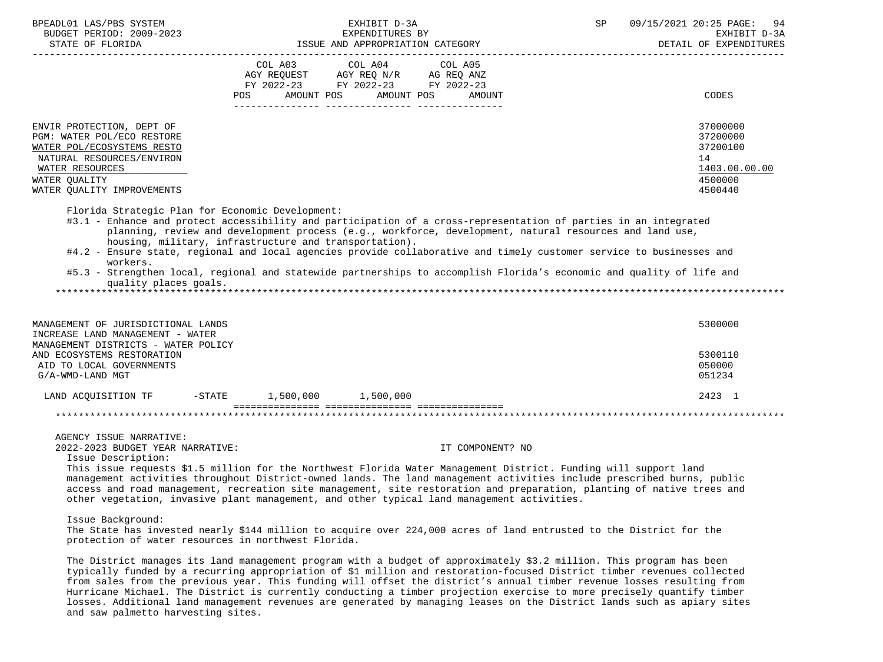| | COL A03 AGY REQUEST FY 2022-23 POS AMOUNT | COL A04 AGY REQ N/R FY 2022-23 POS AMOUNT | COL A05 AG REQ ANZ FY 2022-23 POS AMOUNT | CODES |
|---|---|---|---|---|
| ENVIR PROTECTION, DEPT OF | | | | 37000000 |
| PGM: WATER POL/ECO RESTORE | | | | 37200000 |
| WATER POL/ECOSYSTEMS RESTO | | | | 37200100 |
| NATURAL RESOURCES/ENVIRON | | | | 14 |
| WATER RESOURCES | | | | 1403.00.00.00 |
| WATER QUALITY | | | | 4500000 |
| WATER QUALITY IMPROVEMENTS | | | | 4500440 |

Florida Strategic Plan for Economic Development:

#3.1 - Enhance and protect accessibility and participation of a cross-representation of parties in an integrated planning, review and development process (e.g., workforce, development, natural resources and land use, housing, military, infrastructure and transportation).

#4.2 - Ensure state, regional and local agencies provide collaborative and timely customer service to businesses and workers.

#5.3 - Strengthen local, regional and statewide partnerships to accomplish Florida's economic and quality of life and quality places goals.

*****************************************************************************************************************************

| | COL A03 | COL A04 | COL A05 | CODES |
|---|---|---|---|---|
| MANAGEMENT OF JURISDICTIONAL LANDS | | | | 5300000 |
| INCREASE LAND MANAGEMENT - WATER MANAGEMENT DISTRICTS - WATER POLICY AND ECOSYSTEMS RESTORATION | | | | 5300110 |
| AID TO LOCAL GOVERNMENTS | | | | 050000 |
| G/A-WMD-LAND MGT | | | | 051234 |
| LAND ACQUISITION TF -STATE | 1,500,000 | 1,500,000 | | 2423 1 |

*****************************************************************************************************************************

AGENCY ISSUE NARRATIVE:

2022-2023 BUDGET YEAR NARRATIVE: IT COMPONENT? NO

Issue Description:

This issue requests $1.5 million for the Northwest Florida Water Management District. Funding will support land management activities throughout District-owned lands. The land management activities include prescribed burns, public access and road management, recreation site management, site restoration and preparation, planting of native trees and other vegetation, invasive plant management, and other typical land management activities.

Issue Background:

The State has invested nearly $144 million to acquire over 224,000 acres of land entrusted to the District for the protection of water resources in northwest Florida.

The District manages its land management program with a budget of approximately $3.2 million. This program has been typically funded by a recurring appropriation of $1 million and restoration-focused District timber revenues collected from sales from the previous year. This funding will offset the district's annual timber revenue losses resulting from Hurricane Michael. The District is currently conducting a timber projection exercise to more precisely quantify timber losses. Additional land management revenues are generated by managing leases on the District lands such as apiary sites and saw palmetto harvesting sites.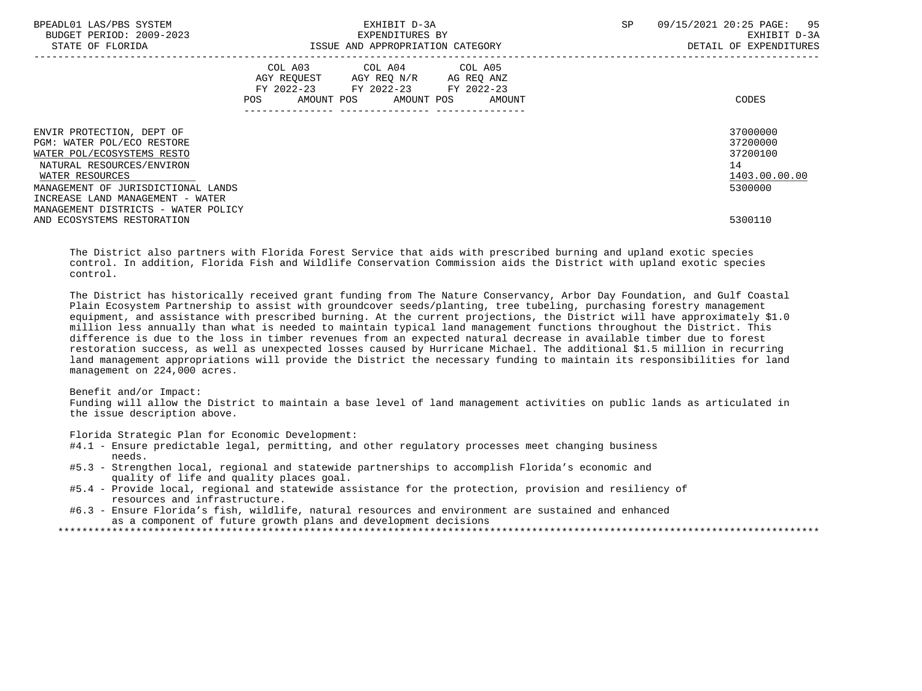| | COL A03 AGY REQUEST FY 2022-23 POS AMOUNT | COL A04 AGY REQ N/R FY 2022-23 POS AMOUNT | COL A05 AG REQ ANZ FY 2022-23 POS AMOUNT | CODES |
|---|---|---|---|---|
| ENVIR PROTECTION, DEPT OF | | | | 37000000 |
| PGM: WATER POL/ECO RESTORE | | | | 37200000 |
| WATER POL/ECOSYSTEMS RESTO | | | | 37200100 |
| NATURAL RESOURCES/ENVIRON | | | | 14 |
| WATER RESOURCES | | | | 1403.00.00.00 |
| MANAGEMENT OF JURISDICTIONAL LANDS | | | | 5300000 |
| INCREASE LAND MANAGEMENT - WATER MANAGEMENT DISTRICTS - WATER POLICY AND ECOSYSTEMS RESTORATION | | | | 5300110 |

The District also partners with Florida Forest Service that aids with prescribed burning and upland exotic species control. In addition, Florida Fish and Wildlife Conservation Commission aids the District with upland exotic species control.

The District has historically received grant funding from The Nature Conservancy, Arbor Day Foundation, and Gulf Coastal Plain Ecosystem Partnership to assist with groundcover seeds/planting, tree tubeling, purchasing forestry management equipment, and assistance with prescribed burning. At the current projections, the District will have approximately $1.0 million less annually than what is needed to maintain typical land management functions throughout the District. This difference is due to the loss in timber revenues from an expected natural decrease in available timber due to forest restoration success, as well as unexpected losses caused by Hurricane Michael. The additional $1.5 million in recurring land management appropriations will provide the District the necessary funding to maintain its responsibilities for land management on 224,000 acres.

Benefit and/or Impact:
Funding will allow the District to maintain a base level of land management activities on public lands as articulated in the issue description above.

Florida Strategic Plan for Economic Development:
- #4.1 - Ensure predictable legal, permitting, and other regulatory processes meet changing business needs.
- #5.3 - Strengthen local, regional and statewide partnerships to accomplish Florida's economic and quality of life and quality places goal.
- #5.4 - Provide local, regional and statewide assistance for the protection, provision and resiliency of resources and infrastructure.
- #6.3 - Ensure Florida's fish, wildlife, natural resources and environment are sustained and enhanced as a component of future growth plans and development decisions

*******************************************************************************************************************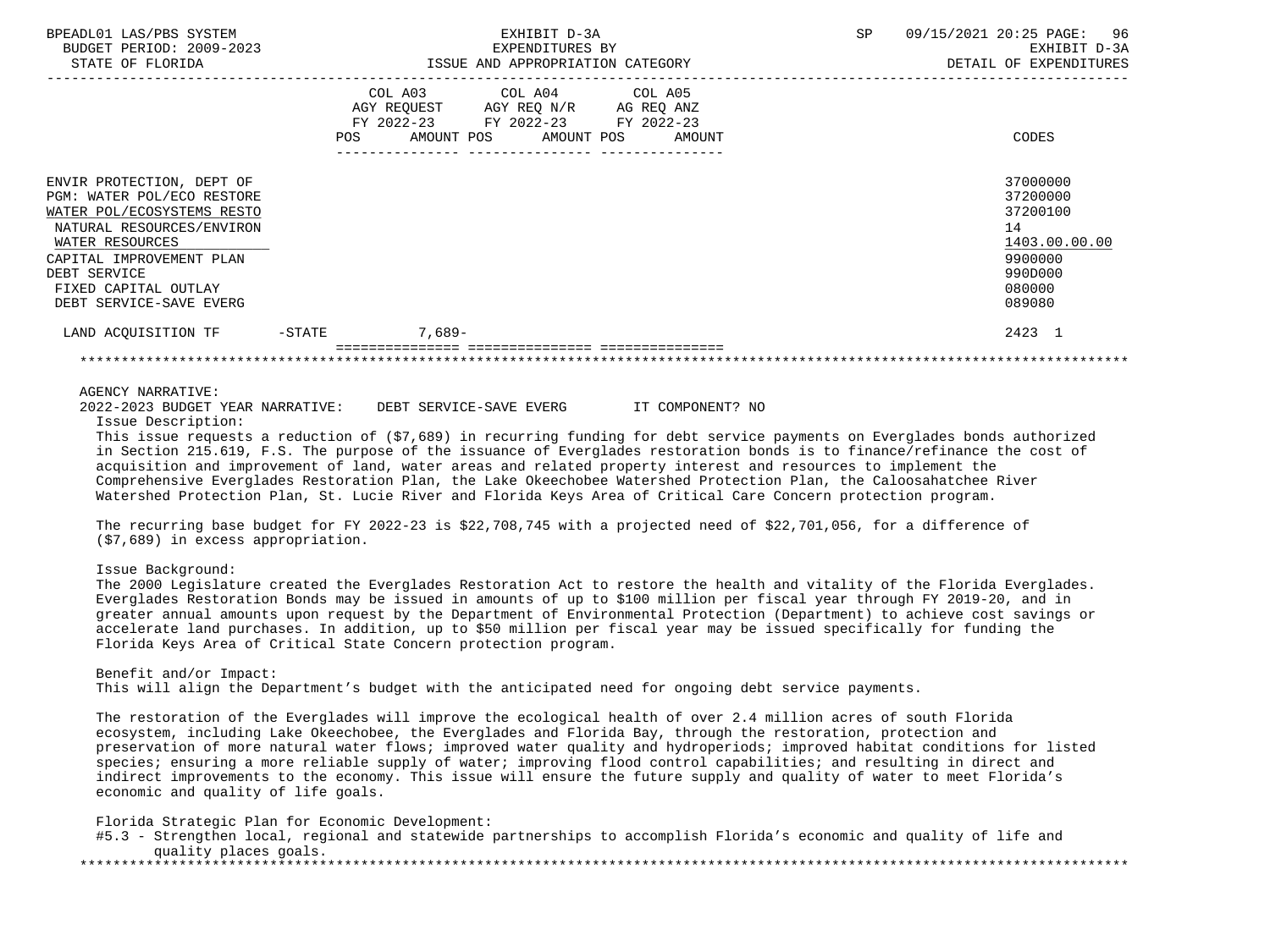| | COL A03 AGY REQUEST FY 2022-23 POS AMOUNT | COL A04 AGY REQ N/R FY 2022-23 POS AMOUNT | COL A05 AG REQ ANZ FY 2022-23 POS AMOUNT | CODES |
|---|---|---|---|---|
| ENVIR PROTECTION, DEPT OF | | | | 37000000 |
| PGM: WATER POL/ECO RESTORE | | | | 37200000 |
| WATER POL/ECOSYSTEMS RESTO | | | | 37200100 |
| NATURAL RESOURCES/ENVIRON | | | | 14 |
| WATER RESOURCES | | | | 1403.00.00.00 |
| CAPITAL IMPROVEMENT PLAN | | | | 9900000 |
| DEBT SERVICE | | | | 990D000 |
| FIXED CAPITAL OUTLAY | | | | 080000 |
| DEBT SERVICE-SAVE EVERG | | | | 089080 |
| LAND ACQUISITION TF -STATE | 7,689- | | | 2423 1 |

AGENCY NARRATIVE:

2022-2023 BUDGET YEAR NARRATIVE: DEBT SERVICE-SAVE EVERG IT COMPONENT? NO

Issue Description:

This issue requests a reduction of ($7,689) in recurring funding for debt service payments on Everglades bonds authorized in Section 215.619, F.S. The purpose of the issuance of Everglades restoration bonds is to finance/refinance the cost of acquisition and improvement of land, water areas and related property interest and resources to implement the Comprehensive Everglades Restoration Plan, the Lake Okeechobee Watershed Protection Plan, the Caloosahatchee River Watershed Protection Plan, St. Lucie River and Florida Keys Area of Critical Care Concern protection program.

The recurring base budget for FY 2022-23 is $22,708,745 with a projected need of $22,701,056, for a difference of ($7,689) in excess appropriation.

Issue Background:

The 2000 Legislature created the Everglades Restoration Act to restore the health and vitality of the Florida Everglades. Everglades Restoration Bonds may be issued in amounts of up to $100 million per fiscal year through FY 2019-20, and in greater annual amounts upon request by the Department of Environmental Protection (Department) to achieve cost savings or accelerate land purchases. In addition, up to $50 million per fiscal year may be issued specifically for funding the Florida Keys Area of Critical State Concern protection program.

Benefit and/or Impact:

This will align the Department's budget with the anticipated need for ongoing debt service payments.

The restoration of the Everglades will improve the ecological health of over 2.4 million acres of south Florida ecosystem, including Lake Okeechobee, the Everglades and Florida Bay, through the restoration, protection and preservation of more natural water flows; improved water quality and hydroperiods; improved habitat conditions for listed species; ensuring a more reliable supply of water; improving flood control capabilities; and resulting in direct and indirect improvements to the economy. This issue will ensure the future supply and quality of water to meet Florida's economic and quality of life goals.

Florida Strategic Plan for Economic Development:

#5.3 - Strengthen local, regional and statewide partnerships to accomplish Florida's economic and quality of life and quality places goals.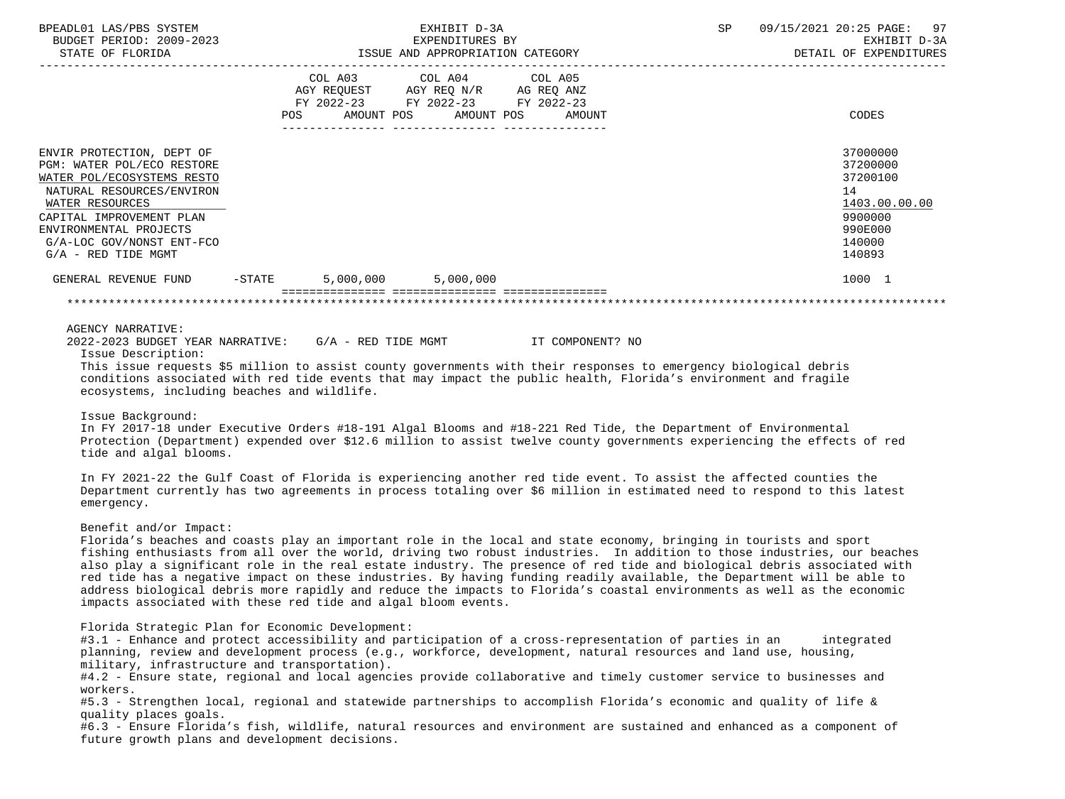| | COL A03 AGY REQUEST FY 2022-23 POS AMOUNT | COL A04 AGY REQ N/R FY 2022-23 POS AMOUNT | COL A05 AG REQ ANZ FY 2022-23 POS AMOUNT | CODES |
|---|---|---|---|---|
| ENVIR PROTECTION, DEPT OF | | | | 37000000 |
| PGM: WATER POL/ECO RESTORE | | | | 37200000 |
| WATER POL/ECOSYSTEMS RESTO | | | | 37200100 |
| NATURAL RESOURCES/ENVIRON | | | | 14 |
| WATER RESOURCES | | | | 1403.00.00.00 |
| CAPITAL IMPROVEMENT PLAN | | | | 9900000 |
| ENVIRONMENTAL PROJECTS | | | | 990E000 |
| G/A-LOC GOV/NONST ENT-FCO | | | | 140000 |
| G/A - RED TIDE MGMT | | | | 140893 |
| GENERAL REVENUE FUND -STATE | 5,000,000 | 5,000,000 | | 1000 1 |

AGENCY NARRATIVE:

2022-2023 BUDGET YEAR NARRATIVE: G/A - RED TIDE MGMT IT COMPONENT? NO

Issue Description:

This issue requests $5 million to assist county governments with their responses to emergency biological debris conditions associated with red tide events that may impact the public health, Florida's environment and fragile ecosystems, including beaches and wildlife.

Issue Background:

In FY 2017-18 under Executive Orders #18-191 Algal Blooms and #18-221 Red Tide, the Department of Environmental Protection (Department) expended over $12.6 million to assist twelve county governments experiencing the effects of red tide and algal blooms.

In FY 2021-22 the Gulf Coast of Florida is experiencing another red tide event. To assist the affected counties the Department currently has two agreements in process totaling over $6 million in estimated need to respond to this latest emergency.

Benefit and/or Impact:

Florida's beaches and coasts play an important role in the local and state economy, bringing in tourists and sport fishing enthusiasts from all over the world, driving two robust industries. In addition to those industries, our beaches also play a significant role in the real estate industry. The presence of red tide and biological debris associated with red tide has a negative impact on these industries. By having funding readily available, the Department will be able to address biological debris more rapidly and reduce the impacts to Florida's coastal environments as well as the economic impacts associated with these red tide and algal bloom events.

Florida Strategic Plan for Economic Development:

#3.1 - Enhance and protect accessibility and participation of a cross-representation of parties in an integrated planning, review and development process (e.g., workforce, development, natural resources and land use, housing, military, infrastructure and transportation).

#4.2 - Ensure state, regional and local agencies provide collaborative and timely customer service to businesses and workers.

#5.3 - Strengthen local, regional and statewide partnerships to accomplish Florida's economic and quality of life & quality places goals.

#6.3 - Ensure Florida's fish, wildlife, natural resources and environment are sustained and enhanced as a component of future growth plans and development decisions.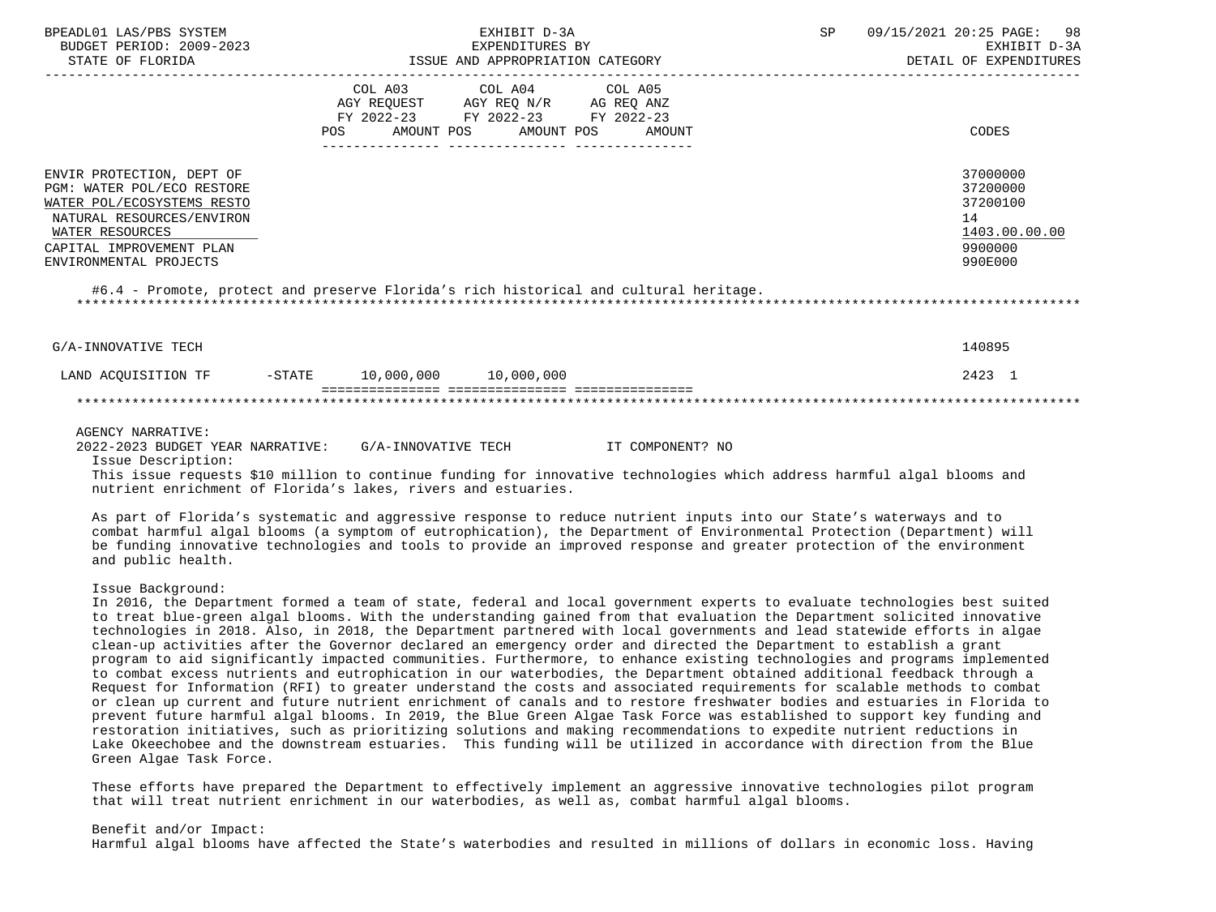| | COL A03 AGY REQUEST FY 2022-23 POS AMOUNT | COL A04 AGY REQ N/R FY 2022-23 POS AMOUNT | COL A05 AG REQ ANZ FY 2022-23 POS AMOUNT | CODES |
|---|---|---|---|---|
| ENVIR PROTECTION, DEPT OF | | | | 37000000 |
| PGM: WATER POL/ECO RESTORE | | | | 37200000 |
| WATER POL/ECOSYSTEMS RESTO | | | | 37200100 |
| NATURAL RESOURCES/ENVIRON | | | | 14 |
| WATER RESOURCES | | | | 1403.00.00.00 |
| CAPITAL IMPROVEMENT PLAN | | | | 9900000 |
| ENVIRONMENTAL PROJECTS | | | | 990E000 |

#6.4 - Promote, protect and preserve Florida's rich historical and cultural heritage.

| | COL A03 | COL A04 | COL A05 | CODES |
|---|---|---|---|---|
| G/A-INNOVATIVE TECH | | | | 140895 |
| LAND ACQUISITION TF -STATE | 10,000,000 | 10,000,000 | | 2423 1 |

AGENCY NARRATIVE:

2022-2023 BUDGET YEAR NARRATIVE: G/A-INNOVATIVE TECH IT COMPONENT? NO

Issue Description:

This issue requests $10 million to continue funding for innovative technologies which address harmful algal blooms and nutrient enrichment of Florida's lakes, rivers and estuaries.

As part of Florida's systematic and aggressive response to reduce nutrient inputs into our State's waterways and to combat harmful algal blooms (a symptom of eutrophication), the Department of Environmental Protection (Department) will be funding innovative technologies and tools to provide an improved response and greater protection of the environment and public health.

Issue Background:

In 2016, the Department formed a team of state, federal and local government experts to evaluate technologies best suited to treat blue-green algal blooms. With the understanding gained from that evaluation the Department solicited innovative technologies in 2018. Also, in 2018, the Department partnered with local governments and lead statewide efforts in algae clean-up activities after the Governor declared an emergency order and directed the Department to establish a grant program to aid significantly impacted communities. Furthermore, to enhance existing technologies and programs implemented to combat excess nutrients and eutrophication in our waterbodies, the Department obtained additional feedback through a Request for Information (RFI) to greater understand the costs and associated requirements for scalable methods to combat or clean up current and future nutrient enrichment of canals and to restore freshwater bodies and estuaries in Florida to prevent future harmful algal blooms. In 2019, the Blue Green Algae Task Force was established to support key funding and restoration initiatives, such as prioritizing solutions and making recommendations to expedite nutrient reductions in Lake Okeechobee and the downstream estuaries. This funding will be utilized in accordance with direction from the Blue Green Algae Task Force.

These efforts have prepared the Department to effectively implement an aggressive innovative technologies pilot program that will treat nutrient enrichment in our waterbodies, as well as, combat harmful algal blooms.

Benefit and/or Impact:

Harmful algal blooms have affected the State's waterbodies and resulted in millions of dollars in economic loss. Having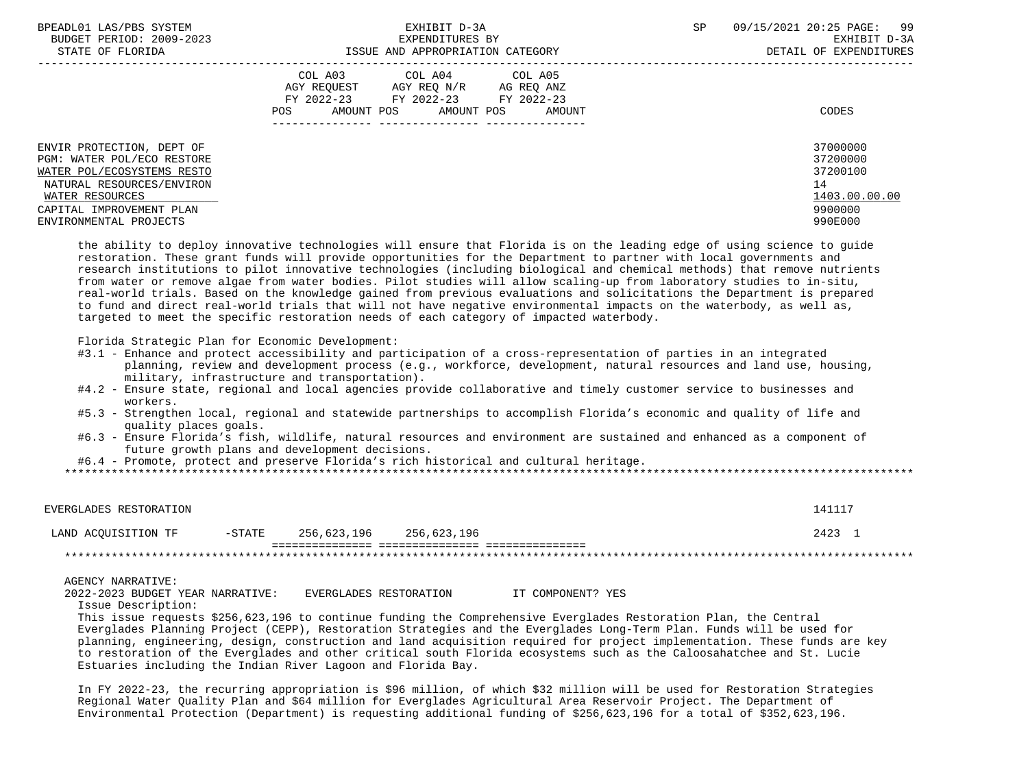| | COL A03 AGY REQUEST FY 2022-23 POS AMOUNT | COL A04 AGY REQ N/R FY 2022-23 POS AMOUNT | COL A05 AG REQ ANZ FY 2022-23 POS AMOUNT | CODES |
|---|---|---|---|---|
| ENVIR PROTECTION, DEPT OF | | | | 37000000 |
| PGM: WATER POL/ECO RESTORE | | | | 37200000 |
| WATER POL/ECOSYSTEMS RESTO | | | | 37200100 |
| NATURAL RESOURCES/ENVIRON | | | | 14 |
| WATER RESOURCES | | | | 1403.00.00.00 |
| CAPITAL IMPROVEMENT PLAN | | | | 9900000 |
| ENVIRONMENTAL PROJECTS | | | | 990E000 |

the ability to deploy innovative technologies will ensure that Florida is on the leading edge of using science to guide restoration. These grant funds will provide opportunities for the Department to partner with local governments and research institutions to pilot innovative technologies (including biological and chemical methods) that remove nutrients from water or remove algae from water bodies. Pilot studies will allow scaling-up from laboratory studies to in-situ, real-world trials. Based on the knowledge gained from previous evaluations and solicitations the Department is prepared to fund and direct real-world trials that will not have negative environmental impacts on the waterbody, as well as, targeted to meet the specific restoration needs of each category of impacted waterbody.

Florida Strategic Plan for Economic Development:
- #3.1 - Enhance and protect accessibility and participation of a cross-representation of parties in an integrated planning, review and development process (e.g., workforce, development, natural resources and land use, housing, military, infrastructure and transportation).
- #4.2 - Ensure state, regional and local agencies provide collaborative and timely customer service to businesses and workers.
- #5.3 - Strengthen local, regional and statewide partnerships to accomplish Florida's economic and quality of life and quality places goals.
- #6.3 - Ensure Florida's fish, wildlife, natural resources and environment are sustained and enhanced as a component of future growth plans and development decisions.
- #6.4 - Promote, protect and preserve Florida's rich historical and cultural heritage.

*****************************************************************************************************************************

| | COL A03 | COL A04 | COL A05 | CODES |
|---|---|---|---|---|
| EVERGLADES RESTORATION | | | | 141117 |
| LAND ACQUISITION TF -STATE | 256,623,196 | 256,623,196 | | 2423 1 |

*****************************************************************************************************************************

AGENCY NARRATIVE:
2022-2023 BUDGET YEAR NARRATIVE: EVERGLADES RESTORATION IT COMPONENT? YES
Issue Description:
This issue requests $256,623,196 to continue funding the Comprehensive Everglades Restoration Plan, the Central Everglades Planning Project (CEPP), Restoration Strategies and the Everglades Long-Term Plan. Funds will be used for planning, engineering, design, construction and land acquisition required for project implementation. These funds are key to restoration of the Everglades and other critical south Florida ecosystems such as the Caloosahatchee and St. Lucie Estuaries including the Indian River Lagoon and Florida Bay.

In FY 2022-23, the recurring appropriation is $96 million, of which $32 million will be used for Restoration Strategies Regional Water Quality Plan and $64 million for Everglades Agricultural Area Reservoir Project. The Department of Environmental Protection (Department) is requesting additional funding of $256,623,196 for a total of $352,623,196.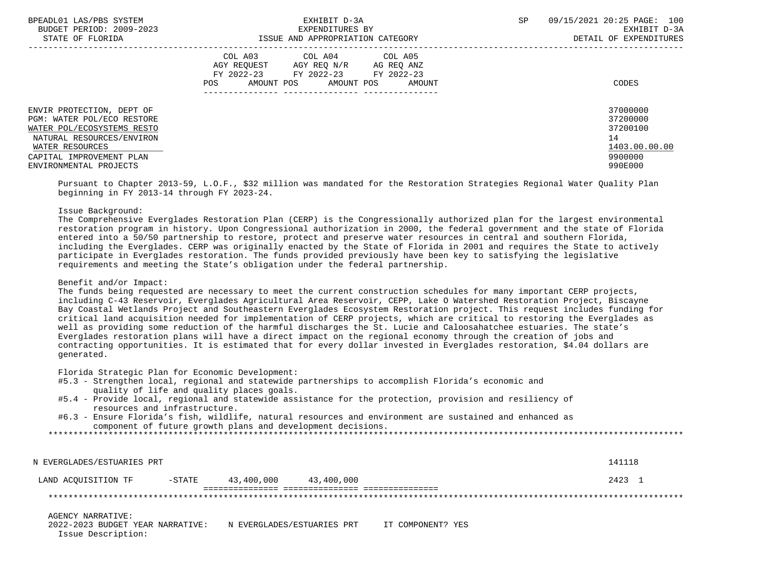| | COL A03 AGY REQUEST FY 2022-23 POS AMOUNT | COL A04 AGY REQ N/R FY 2022-23 POS AMOUNT | COL A05 AG REQ ANZ FY 2022-23 POS AMOUNT | CODES |
|---|---|---|---|---|
| ENVIR PROTECTION, DEPT OF | | | | 37000000 |
| PGM: WATER POL/ECO RESTORE | | | | 37200000 |
| WATER POL/ECOSYSTEMS RESTO | | | | 37200100 |
| NATURAL RESOURCES/ENVIRON | | | | 14 |
| WATER RESOURCES | | | | 1403.00.00.00 |
| CAPITAL IMPROVEMENT PLAN | | | | 9900000 |
| ENVIRONMENTAL PROJECTS | | | | 990E000 |

Pursuant to Chapter 2013-59, L.O.F., $32 million was mandated for the Restoration Strategies Regional Water Quality Plan beginning in FY 2013-14 through FY 2023-24.

Issue Background:
The Comprehensive Everglades Restoration Plan (CERP) is the Congressionally authorized plan for the largest environmental restoration program in history. Upon Congressional authorization in 2000, the federal government and the state of Florida entered into a 50/50 partnership to restore, protect and preserve water resources in central and southern Florida, including the Everglades. CERP was originally enacted by the State of Florida in 2001 and requires the State to actively participate in Everglades restoration. The funds provided previously have been key to satisfying the legislative requirements and meeting the State's obligation under the federal partnership.

Benefit and/or Impact:
The funds being requested are necessary to meet the current construction schedules for many important CERP projects, including C-43 Reservoir, Everglades Agricultural Area Reservoir, CEPP, Lake O Watershed Restoration Project, Biscayne Bay Coastal Wetlands Project and Southeastern Everglades Ecosystem Restoration project. This request includes funding for critical land acquisition needed for implementation of CERP projects, which are critical to restoring the Everglades as well as providing some reduction of the harmful discharges the St. Lucie and Caloosahatchee estuaries. The state's Everglades restoration plans will have a direct impact on the regional economy through the creation of jobs and contracting opportunities. It is estimated that for every dollar invested in Everglades restoration, $4.04 dollars are generated.

Florida Strategic Plan for Economic Development:
#5.3 - Strengthen local, regional and statewide partnerships to accomplish Florida's economic and quality of life and quality places goals.
#5.4 - Provide local, regional and statewide assistance for the protection, provision and resiliency of resources and infrastructure.
#6.3 - Ensure Florida's fish, wildlife, natural resources and environment are sustained and enhanced as component of future growth plans and development decisions.

| | COL A03 | COL A04 | COL A05 | CODES |
|---|---|---|---|---|
| N EVERGLADES/ESTUARIES PRT | | | | 141118 |
| LAND ACQUISITION TF -STATE | 43,400,000 | 43,400,000 | | 2423 1 |

AGENCY NARRATIVE:
2022-2023 BUDGET YEAR NARRATIVE: N EVERGLADES/ESTUARIES PRT IT COMPONENT? YES
Issue Description: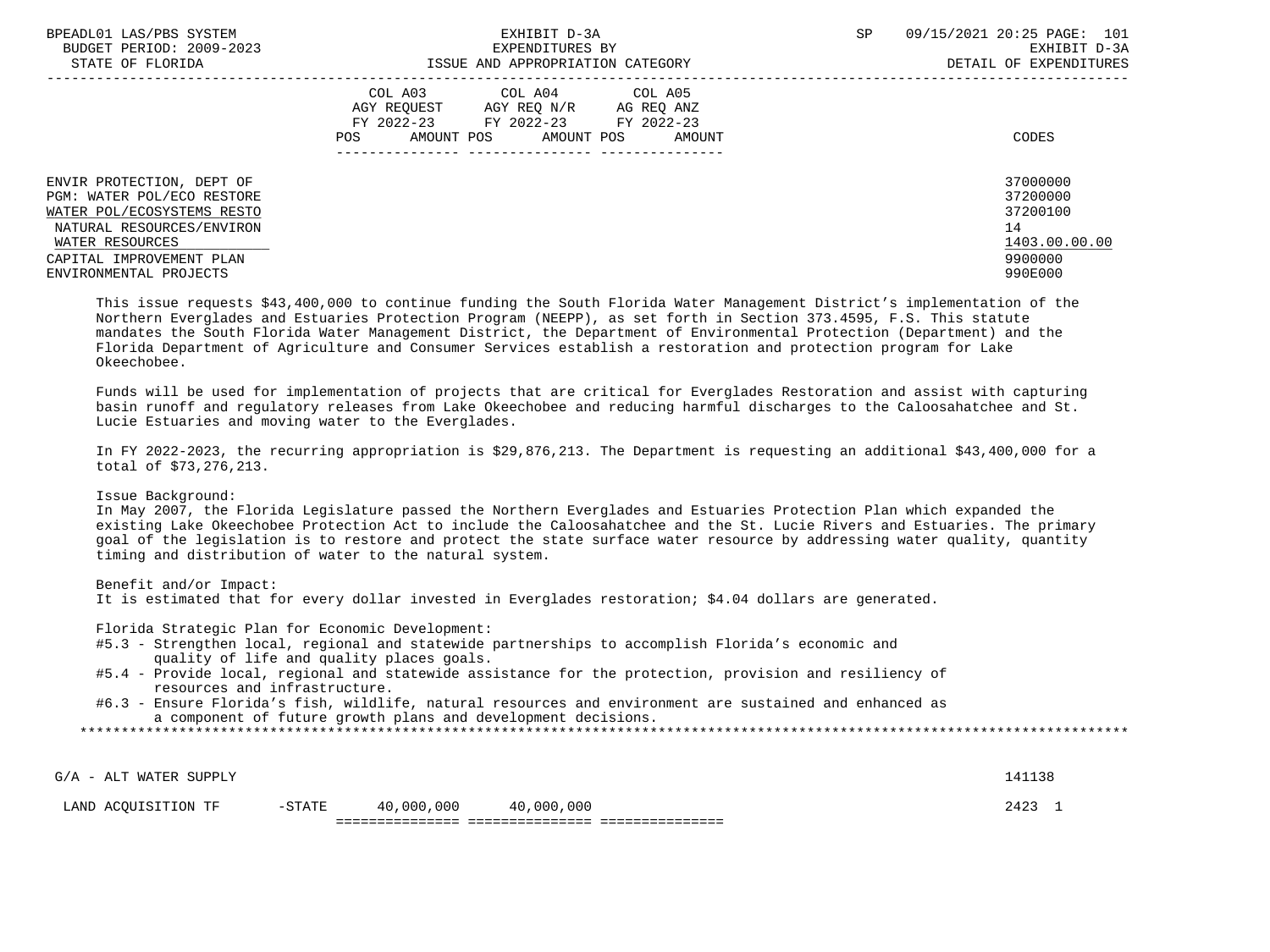| | COL A03 AGY REQUEST FY 2022-23 POS | AMOUNT | COL A04 AGY REQ N/R FY 2022-23 POS | AMOUNT | COL A05 AG REQ ANZ FY 2022-23 POS | AMOUNT | CODES |
|---|---|---|---|---|---|---|---|
| ENVIR PROTECTION, DEPT OF | | | | | | | 37000000 |
| PGM: WATER POL/ECO RESTORE | | | | | | | 37200000 |
| WATER POL/ECOSYSTEMS RESTO | | | | | | | 37200100 |
| NATURAL RESOURCES/ENVIRON | | | | | | | 14 |
| WATER RESOURCES | | | | | | | 1403.00.00.00 |
| CAPITAL IMPROVEMENT PLAN | | | | | | | 9900000 |
| ENVIRONMENTAL PROJECTS | | | | | | | 990E000 |

This issue requests $43,400,000 to continue funding the South Florida Water Management District's implementation of the Northern Everglades and Estuaries Protection Program (NEEPP), as set forth in Section 373.4595, F.S. This statute mandates the South Florida Water Management District, the Department of Environmental Protection (Department) and the Florida Department of Agriculture and Consumer Services establish a restoration and protection program for Lake Okeechobee.

Funds will be used for implementation of projects that are critical for Everglades Restoration and assist with capturing basin runoff and regulatory releases from Lake Okeechobee and reducing harmful discharges to the Caloosahatchee and St. Lucie Estuaries and moving water to the Everglades.

In FY 2022-2023, the recurring appropriation is $29,876,213. The Department is requesting an additional $43,400,000 for a total of $73,276,213.

Issue Background:
In May 2007, the Florida Legislature passed the Northern Everglades and Estuaries Protection Plan which expanded the existing Lake Okeechobee Protection Act to include the Caloosahatchee and the St. Lucie Rivers and Estuaries. The primary goal of the legislation is to restore and protect the state surface water resource by addressing water quality, quantity timing and distribution of water to the natural system.

Benefit and/or Impact:
It is estimated that for every dollar invested in Everglades restoration; $4.04 dollars are generated.

Florida Strategic Plan for Economic Development:
- #5.3 - Strengthen local, regional and statewide partnerships to accomplish Florida's economic and quality of life and quality places goals.
- #5.4 - Provide local, regional and statewide assistance for the protection, provision and resiliency of resources and infrastructure.
- #6.3 - Ensure Florida's fish, wildlife, natural resources and environment are sustained and enhanced as a component of future growth plans and development decisions.

***

| | COL A03 AMOUNT | COL A04 AMOUNT | COL A05 AMOUNT | CODES |
|---|---|---|---|---|
| G/A - ALT WATER SUPPLY | | | | 141138 |
| LAND ACQUISITION TF -STATE | 40,000,000 | 40,000,000 | | 2423 1 |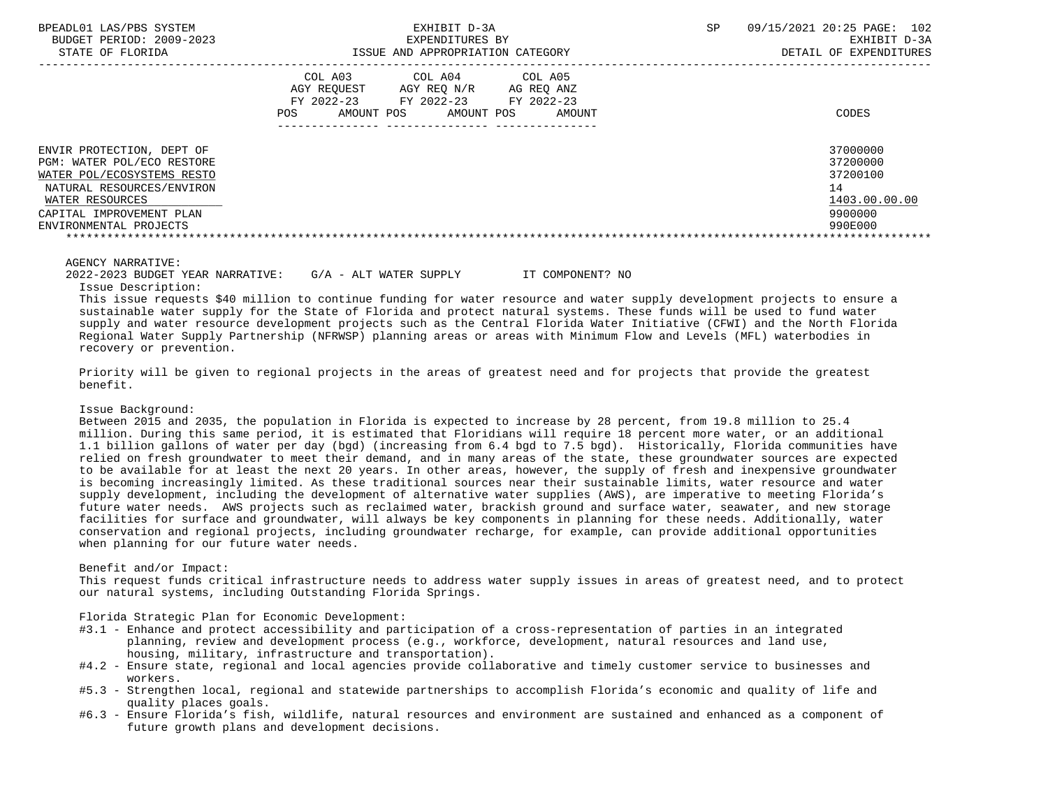| | COL A03 AGY REQUEST FY 2022-23 POS AMOUNT | COL A04 AGY REQ N/R FY 2022-23 POS AMOUNT | COL A05 AG REQ ANZ FY 2022-23 POS AMOUNT | CODES |
|---|---|---|---|---|
| ENVIR PROTECTION, DEPT OF | | | | 37000000 |
| PGM: WATER POL/ECO RESTORE | | | | 37200000 |
| WATER POL/ECOSYSTEMS RESTO | | | | 37200100 |
| NATURAL RESOURCES/ENVIRON | | | | 14 |
| WATER RESOURCES | | | | 1403.00.00.00 |
| CAPITAL IMPROVEMENT PLAN | | | | 9900000 |
| ENVIRONMENTAL PROJECTS | | | | 990E000 |

AGENCY NARRATIVE:

2022-2023 BUDGET YEAR NARRATIVE: G/A - ALT WATER SUPPLY IT COMPONENT? NO

Issue Description:

This issue requests $40 million to continue funding for water resource and water supply development projects to ensure a sustainable water supply for the State of Florida and protect natural systems. These funds will be used to fund water supply and water resource development projects such as the Central Florida Water Initiative (CFWI) and the North Florida Regional Water Supply Partnership (NFRWSP) planning areas or areas with Minimum Flow and Levels (MFL) waterbodies in recovery or prevention.

Priority will be given to regional projects in the areas of greatest need and for projects that provide the greatest benefit.

Issue Background:

Between 2015 and 2035, the population in Florida is expected to increase by 28 percent, from 19.8 million to 25.4 million. During this same period, it is estimated that Floridians will require 18 percent more water, or an additional 1.1 billion gallons of water per day (bgd) (increasing from 6.4 bgd to 7.5 bgd). Historically, Florida communities have relied on fresh groundwater to meet their demand, and in many areas of the state, these groundwater sources are expected to be available for at least the next 20 years. In other areas, however, the supply of fresh and inexpensive groundwater is becoming increasingly limited. As these traditional sources near their sustainable limits, water resource and water supply development, including the development of alternative water supplies (AWS), are imperative to meeting Florida's future water needs. AWS projects such as reclaimed water, brackish ground and surface water, seawater, and new storage facilities for surface and groundwater, will always be key components in planning for these needs. Additionally, water conservation and regional projects, including groundwater recharge, for example, can provide additional opportunities when planning for our future water needs.

Benefit and/or Impact:

This request funds critical infrastructure needs to address water supply issues in areas of greatest need, and to protect our natural systems, including Outstanding Florida Springs.

Florida Strategic Plan for Economic Development:

- #3.1 - Enhance and protect accessibility and participation of a cross-representation of parties in an integrated planning, review and development process (e.g., workforce, development, natural resources and land use, housing, military, infrastructure and transportation).
- #4.2 - Ensure state, regional and local agencies provide collaborative and timely customer service to businesses and workers.
- #5.3 - Strengthen local, regional and statewide partnerships to accomplish Florida's economic and quality of life and quality places goals.
- #6.3 - Ensure Florida's fish, wildlife, natural resources and environment are sustained and enhanced as a component of future growth plans and development decisions.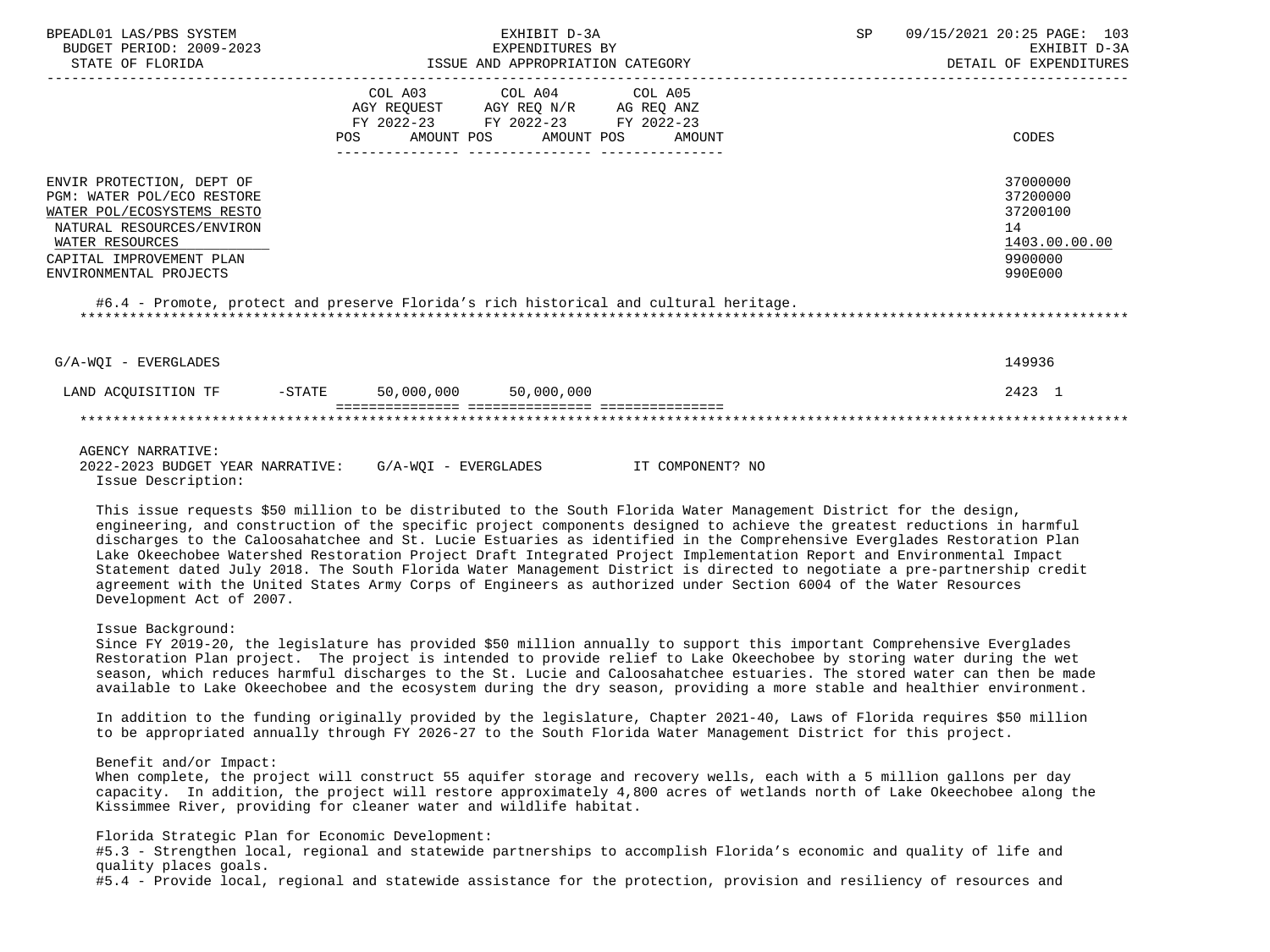| | COL A03 AGY REQUEST FY 2022-23 POS AMOUNT | COL A04 AGY REQ N/R FY 2022-23 POS AMOUNT | COL A05 AG REQ ANZ FY 2022-23 POS AMOUNT | CODES |
|---|---|---|---|---|
| ENVIR PROTECTION, DEPT OF | | | | 37000000 |
| PGM: WATER POL/ECO RESTORE | | | | 37200000 |
| WATER POL/ECOSYSTEMS RESTO | | | | 37200100 |
| NATURAL RESOURCES/ENVIRON | | | | 14 |
| WATER RESOURCES | | | | 1403.00.00.00 |
| CAPITAL IMPROVEMENT PLAN | | | | 9900000 |
| ENVIRONMENTAL PROJECTS | | | | 990E000 |

#6.4 - Promote, protect and preserve Florida's rich historical and cultural heritage.

| | COL A03 | COL A04 | COL A05 | CODES |
|---|---|---|---|---|
| G/A-WQI - EVERGLADES | | | | 149936 |
| LAND ACQUISITION TF -STATE | 50,000,000 | 50,000,000 | | 2423 1 |

AGENCY NARRATIVE:

2022-2023 BUDGET YEAR NARRATIVE: G/A-WQI - EVERGLADES IT COMPONENT? NO

Issue Description:

This issue requests $50 million to be distributed to the South Florida Water Management District for the design, engineering, and construction of the specific project components designed to achieve the greatest reductions in harmful discharges to the Caloosahatchee and St. Lucie Estuaries as identified in the Comprehensive Everglades Restoration Plan Lake Okeechobee Watershed Restoration Project Draft Integrated Project Implementation Report and Environmental Impact Statement dated July 2018. The South Florida Water Management District is directed to negotiate a pre-partnership credit agreement with the United States Army Corps of Engineers as authorized under Section 6004 of the Water Resources Development Act of 2007.

Issue Background:

Since FY 2019-20, the legislature has provided $50 million annually to support this important Comprehensive Everglades Restoration Plan project. The project is intended to provide relief to Lake Okeechobee by storing water during the wet season, which reduces harmful discharges to the St. Lucie and Caloosahatchee estuaries. The stored water can then be made available to Lake Okeechobee and the ecosystem during the dry season, providing a more stable and healthier environment.

In addition to the funding originally provided by the legislature, Chapter 2021-40, Laws of Florida requires $50 million to be appropriated annually through FY 2026-27 to the South Florida Water Management District for this project.

Benefit and/or Impact:

When complete, the project will construct 55 aquifer storage and recovery wells, each with a 5 million gallons per day capacity. In addition, the project will restore approximately 4,800 acres of wetlands north of Lake Okeechobee along the Kissimmee River, providing for cleaner water and wildlife habitat.

Florida Strategic Plan for Economic Development:

#5.3 - Strengthen local, regional and statewide partnerships to accomplish Florida's economic and quality of life and quality places goals.

#5.4 - Provide local, regional and statewide assistance for the protection, provision and resiliency of resources and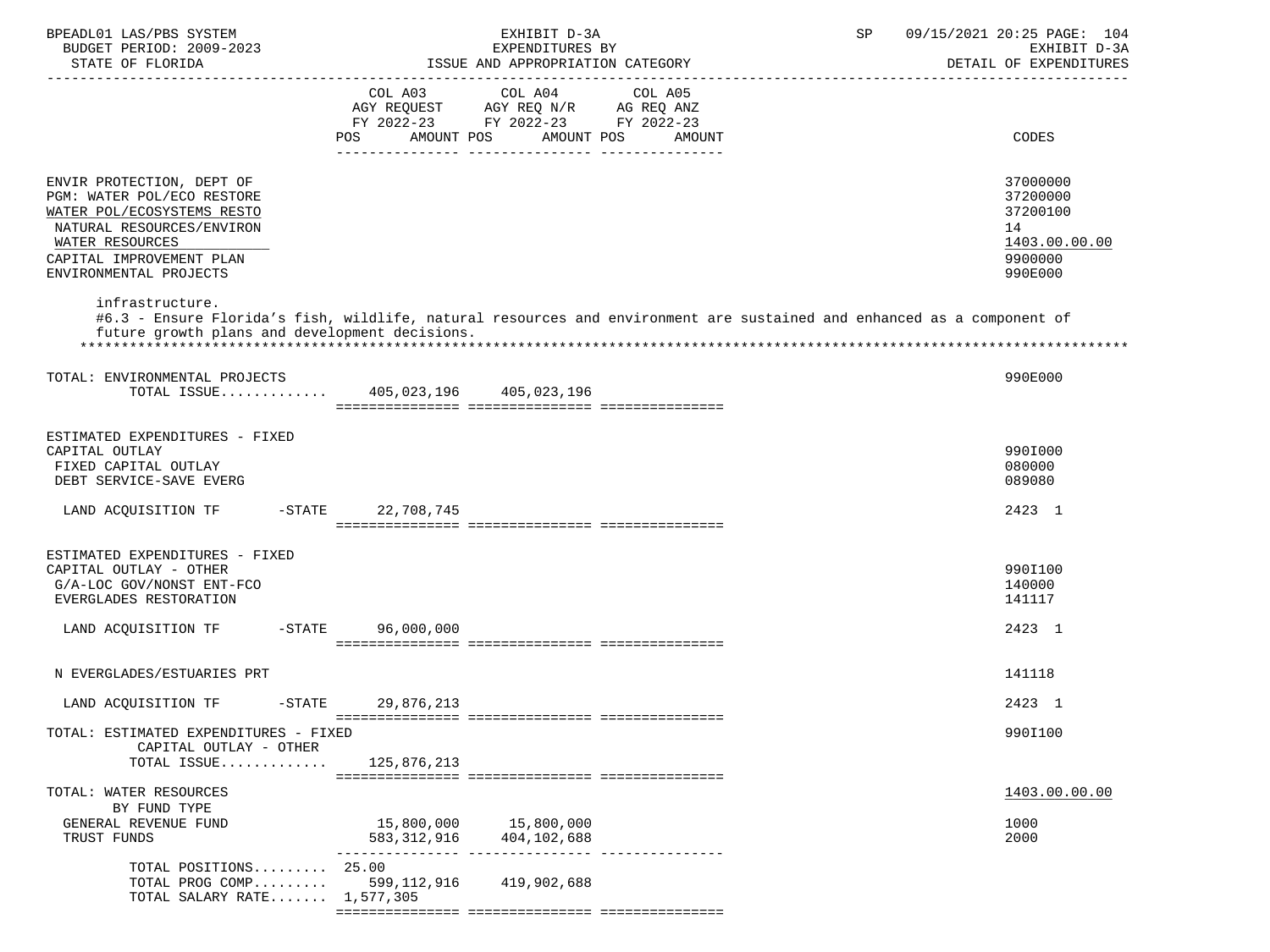BPEADL01 LAS/PBS SYSTEM — EXHIBIT D-3A — EXPENDITURES BY ISSUE AND APPROPRIATION CATEGORY — BUDGET PERIOD: 2009-2023 — STATE OF FLORIDA — SP 09/15/2021 20:25 — EXHIBIT D-3A DETAIL OF EXPENDITURES

| | COL A03 AGY REQUEST FY 2022-23 POS AMOUNT | COL A04 AGY REQ N/R FY 2022-23 POS AMOUNT | COL A05 AG REQ ANZ FY 2022-23 POS AMOUNT | CODES |
|---|---|---|---|---|
| ENVIR PROTECTION, DEPT OF | | | | 37000000 |
| PGM: WATER POL/ECO RESTORE | | | | 37200000 |
| WATER POL/ECOSYSTEMS RESTO | | | | 37200100 |
| NATURAL RESOURCES/ENVIRON | | | | 14 |
| WATER RESOURCES | | | | 1403.00.00.00 |
| CAPITAL IMPROVEMENT PLAN | | | | 9900000 |
| ENVIRONMENTAL PROJECTS | | | | 990E000 |

infrastructure.
#6.3 - Ensure Florida's fish, wildlife, natural resources and environment are sustained and enhanced as a component of future growth plans and development decisions.
*******************************************************************************************************************

| | COL A03 | COL A04 | COL A05 | CODES |
|---|---|---|---|---|
| TOTAL: ENVIRONMENTAL PROJECTS | | | | 990E000 |
| TOTAL ISSUE............. | 405,023,196 | 405,023,196 | | |
| ESTIMATED EXPENDITURES - FIXED CAPITAL OUTLAY | | | | 990I000 |
| FIXED CAPITAL OUTLAY | | | | 080000 |
| DEBT SERVICE-SAVE EVERG | | | | 089080 |
| LAND ACQUISITION TF -STATE | 22,708,745 | | | 2423 1 |
| ESTIMATED EXPENDITURES - FIXED CAPITAL OUTLAY - OTHER | | | | 990I100 |
| G/A-LOC GOV/NONST ENT-FCO | | | | 140000 |
| EVERGLADES RESTORATION | | | | 141117 |
| LAND ACQUISITION TF -STATE | 96,000,000 | | | 2423 1 |
| N EVERGLADES/ESTUARIES PRT | | | | 141118 |
| LAND ACQUISITION TF -STATE | 29,876,213 | | | 2423 1 |
| TOTAL: ESTIMATED EXPENDITURES - FIXED CAPITAL OUTLAY - OTHER | | | | 990I100 |
| TOTAL ISSUE............. | 125,876,213 | | | |
| TOTAL: WATER RESOURCES | | | | 1403.00.00.00 |
| BY FUND TYPE | | | | |
| GENERAL REVENUE FUND | 15,800,000 | 15,800,000 | | 1000 |
| TRUST FUNDS | 583,312,916 | 404,102,688 | | 2000 |
| TOTAL POSITIONS......... | 25.00 | | | |
| TOTAL PROG COMP......... | 599,112,916 | 419,902,688 | | |
| TOTAL SALARY RATE....... | 1,577,305 | | | |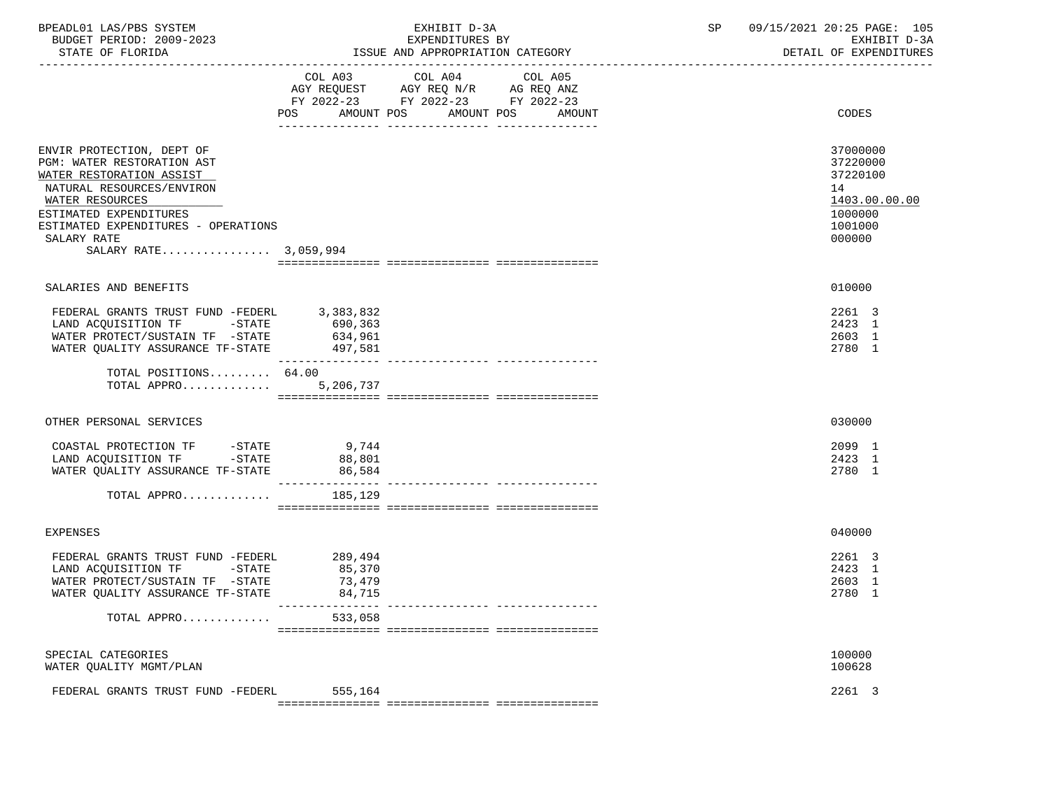BPEADL01 LAS/PBS SYSTEM — EXHIBIT D-3A — EXPENDITURES BY ISSUE AND APPROPRIATION CATEGORY — DETAIL OF EXPENDITURES
BUDGET PERIOD: 2009-2023 — STATE OF FLORIDA — SP 09/15/2021 20:25

| | COL A03 AGY REQUEST FY 2022-23 POS | AMOUNT | COL A04 AGY REQ N/R FY 2022-23 POS | AMOUNT | COL A05 AG REQ ANZ FY 2022-23 POS | AMOUNT | CODES |
|---|---|---|---|---|---|---|---|
| ENVIR PROTECTION, DEPT OF | | | | | | | 37000000 |
| PGM: WATER RESTORATION AST | | | | | | | 37220000 |
| WATER RESTORATION ASSIST | | | | | | | 37220100 |
| NATURAL RESOURCES/ENVIRON | | | | | | | 14 |
| WATER RESOURCES | | | | | | | 1403.00.00.00 |
| ESTIMATED EXPENDITURES | | | | | | | 1000000 |
| ESTIMATED EXPENDITURES - OPERATIONS | | | | | | | 1001000 |
| SALARY RATE | | | | | | | 000000 |
| SALARY RATE................ | | 3,059,994 | | | | | |
| SALARIES AND BENEFITS | | | | | | | 010000 |
| FEDERAL GRANTS TRUST FUND -FEDERL | | 3,383,832 | | | | | 2261 3 |
| LAND ACQUISITION TF -STATE | | 690,363 | | | | | 2423 1 |
| WATER PROTECT/SUSTAIN TF -STATE | | 634,961 | | | | | 2603 1 |
| WATER QUALITY ASSURANCE TF-STATE | | 497,581 | | | | | 2780 1 |
| TOTAL POSITIONS......... | 64.00 | | | | | | |
| TOTAL APPRO............. | | 5,206,737 | | | | | |
| OTHER PERSONAL SERVICES | | | | | | | 030000 |
| COASTAL PROTECTION TF -STATE | | 9,744 | | | | | 2099 1 |
| LAND ACQUISITION TF -STATE | | 88,801 | | | | | 2423 1 |
| WATER QUALITY ASSURANCE TF-STATE | | 86,584 | | | | | 2780 1 |
| TOTAL APPRO............. | | 185,129 | | | | | |
| EXPENSES | | | | | | | 040000 |
| FEDERAL GRANTS TRUST FUND -FEDERL | | 289,494 | | | | | 2261 3 |
| LAND ACQUISITION TF -STATE | | 85,370 | | | | | 2423 1 |
| WATER PROTECT/SUSTAIN TF -STATE | | 73,479 | | | | | 2603 1 |
| WATER QUALITY ASSURANCE TF-STATE | | 84,715 | | | | | 2780 1 |
| TOTAL APPRO............. | | 533,058 | | | | | |
| SPECIAL CATEGORIES | | | | | | | 100000 |
| WATER QUALITY MGMT/PLAN | | | | | | | 100628 |
| FEDERAL GRANTS TRUST FUND -FEDERL | | 555,164 | | | | | 2261 3 |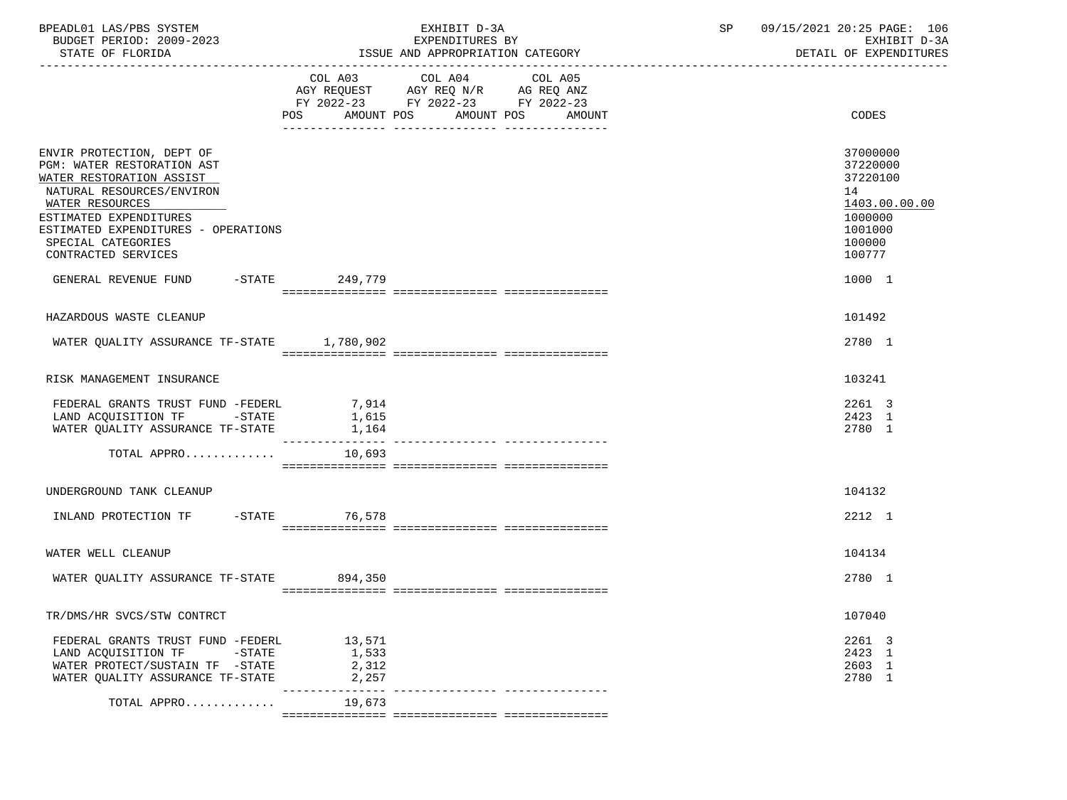BPEADL01 LAS/PBS SYSTEM | EXHIBIT D-3A | SP 09/15/2021 20:25 PAGE: 106
BUDGET PERIOD: 2009-2023 | EXPENDITURES BY | EXHIBIT D-3A
STATE OF FLORIDA | ISSUE AND APPROPRIATION CATEGORY | DETAIL OF EXPENDITURES

| | COL A03 AGY REQUEST FY 2022-23 POS | AMOUNT | COL A04 AGY REQ N/R FY 2022-23 POS | AMOUNT | COL A05 AG REQ ANZ FY 2022-23 POS | AMOUNT | CODES |
|---|---|---|---|---|---|---|---|
| ENVIR PROTECTION, DEPT OF | | | | | | | 37000000 |
| PGM: WATER RESTORATION AST | | | | | | | 37220000 |
| WATER RESTORATION ASSIST | | | | | | | 37220100 |
| NATURAL RESOURCES/ENVIRON | | | | | | | 14 |
| WATER RESOURCES | | | | | | | 1403.00.00.00 |
| ESTIMATED EXPENDITURES | | | | | | | 1000000 |
| ESTIMATED EXPENDITURES - OPERATIONS | | | | | | | 1001000 |
| SPECIAL CATEGORIES | | | | | | | 100000 |
| CONTRACTED SERVICES | | | | | | | 100777 |
| GENERAL REVENUE FUND -STATE | | 249,779 | | | | | 1000 1 |
| HAZARDOUS WASTE CLEANUP | | | | | | | 101492 |
| WATER QUALITY ASSURANCE TF-STATE | | 1,780,902 | | | | | 2780 1 |
| RISK MANAGEMENT INSURANCE | | | | | | | 103241 |
| FEDERAL GRANTS TRUST FUND -FEDERL | | 7,914 | | | | | 2261 3 |
| LAND ACQUISITION TF -STATE | | 1,615 | | | | | 2423 1 |
| WATER QUALITY ASSURANCE TF-STATE | | 1,164 | | | | | 2780 1 |
| TOTAL APPRO............. | | 10,693 | | | | | |
| UNDERGROUND TANK CLEANUP | | | | | | | 104132 |
| INLAND PROTECTION TF -STATE | | 76,578 | | | | | 2212 1 |
| WATER WELL CLEANUP | | | | | | | 104134 |
| WATER QUALITY ASSURANCE TF-STATE | | 894,350 | | | | | 2780 1 |
| TR/DMS/HR SVCS/STW CONTRCT | | | | | | | 107040 |
| FEDERAL GRANTS TRUST FUND -FEDERL | | 13,571 | | | | | 2261 3 |
| LAND ACQUISITION TF -STATE | | 1,533 | | | | | 2423 1 |
| WATER PROTECT/SUSTAIN TF -STATE | | 2,312 | | | | | 2603 1 |
| WATER QUALITY ASSURANCE TF-STATE | | 2,257 | | | | | 2780 1 |
| TOTAL APPRO............. | | 19,673 | | | | | |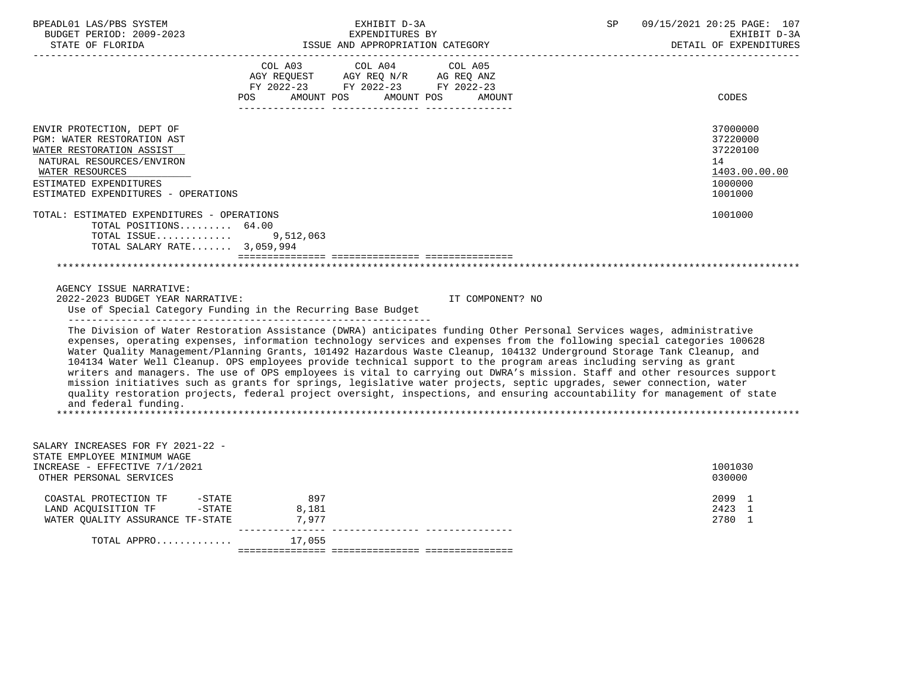| | COL A03 AGY REQUEST FY 2022-23 POS AMOUNT | COL A04 AGY REQ N/R FY 2022-23 POS AMOUNT | COL A05 AG REQ ANZ FY 2022-23 POS AMOUNT | CODES |
|---|---|---|---|---|
| ENVIR PROTECTION, DEPT OF | | | | 37000000 |
| PGM: WATER RESTORATION AST | | | | 37220000 |
| WATER RESTORATION ASSIST | | | | 37220100 |
| NATURAL RESOURCES/ENVIRON | | | | 14 |
| WATER RESOURCES | | | | 1403.00.00.00 |
| ESTIMATED EXPENDITURES | | | | 1000000 |
| ESTIMATED EXPENDITURES - OPERATIONS | | | | 1001000 |
| TOTAL: ESTIMATED EXPENDITURES - OPERATIONS | | | | 1001000 |
| TOTAL POSITIONS......... | 64.00 | | | |
| TOTAL ISSUE............ | 9,512,063 | | | |
| TOTAL SALARY RATE....... | 3,059,994 | | | |

AGENCY ISSUE NARRATIVE:

2022-2023 BUDGET YEAR NARRATIVE: IT COMPONENT? NO

Use of Special Category Funding in the Recurring Base Budget

The Division of Water Restoration Assistance (DWRA) anticipates funding Other Personal Services wages, administrative expenses, operating expenses, information technology services and expenses from the following special categories 100628 Water Quality Management/Planning Grants, 101492 Hazardous Waste Cleanup, 104132 Underground Storage Tank Cleanup, and 104134 Water Well Cleanup. OPS employees provide technical support to the program areas including serving as grant writers and managers. The use of OPS employees is vital to carrying out DWRA's mission. Staff and other resources support mission initiatives such as grants for springs, legislative water projects, septic upgrades, sewer connection, water quality restoration projects, federal project oversight, inspections, and ensuring accountability for management of state and federal funding.

| | COL A03 | COL A04 | COL A05 | CODES |
|---|---|---|---|---|
| SALARY INCREASES FOR FY 2021-22 - STATE EMPLOYEE MINIMUM WAGE INCREASE - EFFECTIVE 7/1/2021 | | | | 1001030 |
| OTHER PERSONAL SERVICES | | | | 030000 |
| COASTAL PROTECTION TF -STATE | 897 | | | 2099 1 |
| LAND ACQUISITION TF -STATE | 8,181 | | | 2423 1 |
| WATER QUALITY ASSURANCE TF-STATE | 7,977 | | | 2780 1 |
| TOTAL APPRO............ | 17,055 | | | |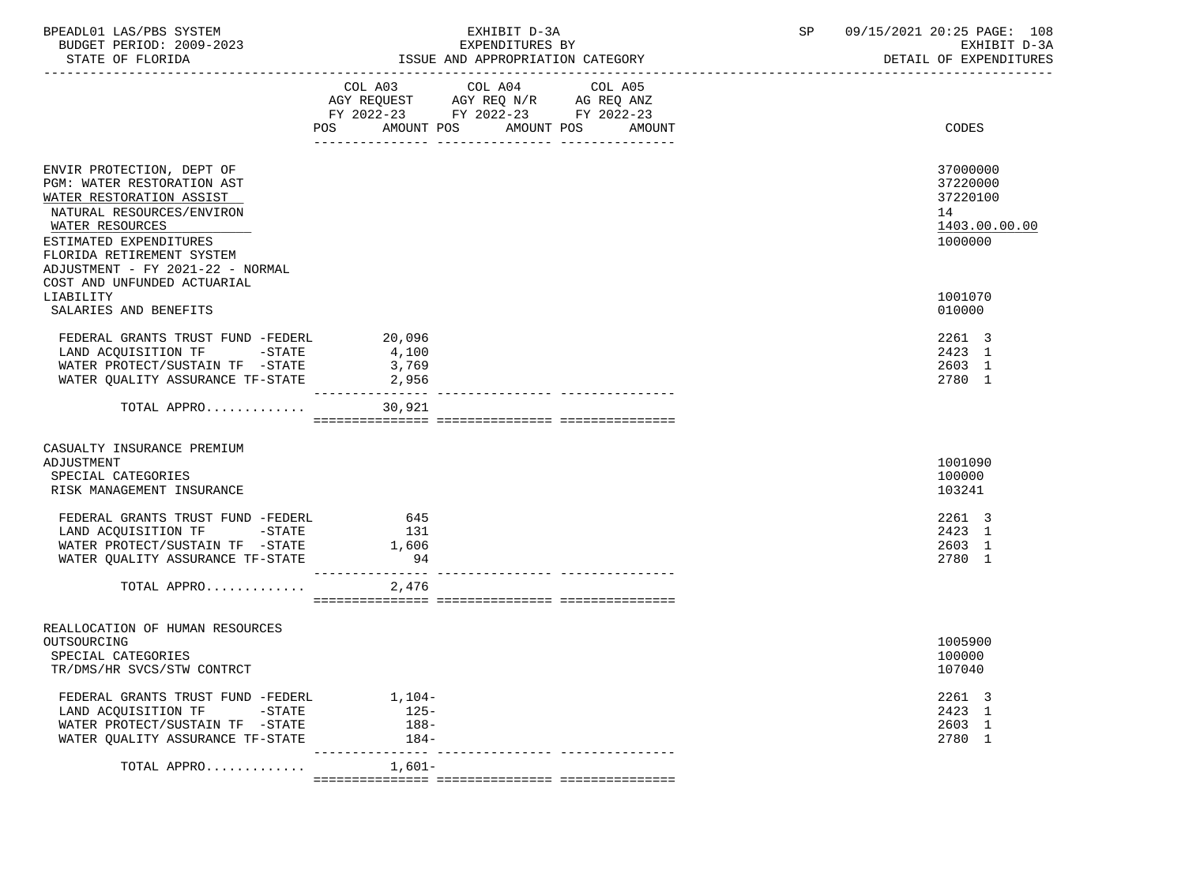BPEADL01 LAS/PBS SYSTEM — EXHIBIT D-3A — EXPENDITURES BY ISSUE AND APPROPRIATION CATEGORY
BUDGET PERIOD: 2009-2023 — STATE OF FLORIDA — SP 09/15/2021 20:25 — EXHIBIT D-3A DETAIL OF EXPENDITURES

| | COL A03 AGY REQUEST FY 2022-23 POS AMOUNT | COL A04 AGY REQ N/R FY 2022-23 POS AMOUNT | COL A05 AG REQ ANZ FY 2022-23 POS AMOUNT | CODES |
|---|---|---|---|---|
| ENVIR PROTECTION, DEPT OF | | | | 37000000 |
| PGM: WATER RESTORATION AST | | | | 37220000 |
| WATER RESTORATION ASSIST | | | | 37220100 |
| NATURAL RESOURCES/ENVIRON | | | | 14 |
| WATER RESOURCES | | | | 1403.00.00.00 |
| ESTIMATED EXPENDITURES | | | | 1000000 |
| FLORIDA RETIREMENT SYSTEM ADJUSTMENT - FY 2021-22 - NORMAL COST AND UNFUNDED ACTUARIAL LIABILITY | | | | 1001070 |
| SALARIES AND BENEFITS | | | | 010000 |
| FEDERAL GRANTS TRUST FUND -FEDERL | 20,096 | | | 2261 3 |
| LAND ACQUISITION TF -STATE | 4,100 | | | 2423 1 |
| WATER PROTECT/SUSTAIN TF -STATE | 3,769 | | | 2603 1 |
| WATER QUALITY ASSURANCE TF-STATE | 2,956 | | | 2780 1 |
| TOTAL APPRO............ | 30,921 | | | |
| CASUALTY INSURANCE PREMIUM ADJUSTMENT | | | | 1001090 |
| SPECIAL CATEGORIES | | | | 100000 |
| RISK MANAGEMENT INSURANCE | | | | 103241 |
| FEDERAL GRANTS TRUST FUND -FEDERL | 645 | | | 2261 3 |
| LAND ACQUISITION TF -STATE | 131 | | | 2423 1 |
| WATER PROTECT/SUSTAIN TF -STATE | 1,606 | | | 2603 1 |
| WATER QUALITY ASSURANCE TF-STATE | 94 | | | 2780 1 |
| TOTAL APPRO............ | 2,476 | | | |
| REALLOCATION OF HUMAN RESOURCES OUTSOURCING | | | | 1005900 |
| SPECIAL CATEGORIES | | | | 100000 |
| TR/DMS/HR SVCS/STW CONTRCT | | | | 107040 |
| FEDERAL GRANTS TRUST FUND -FEDERL | 1,104- | | | 2261 3 |
| LAND ACQUISITION TF -STATE | 125- | | | 2423 1 |
| WATER PROTECT/SUSTAIN TF -STATE | 188- | | | 2603 1 |
| WATER QUALITY ASSURANCE TF-STATE | 184- | | | 2780 1 |
| TOTAL APPRO............ | 1,601- | | | |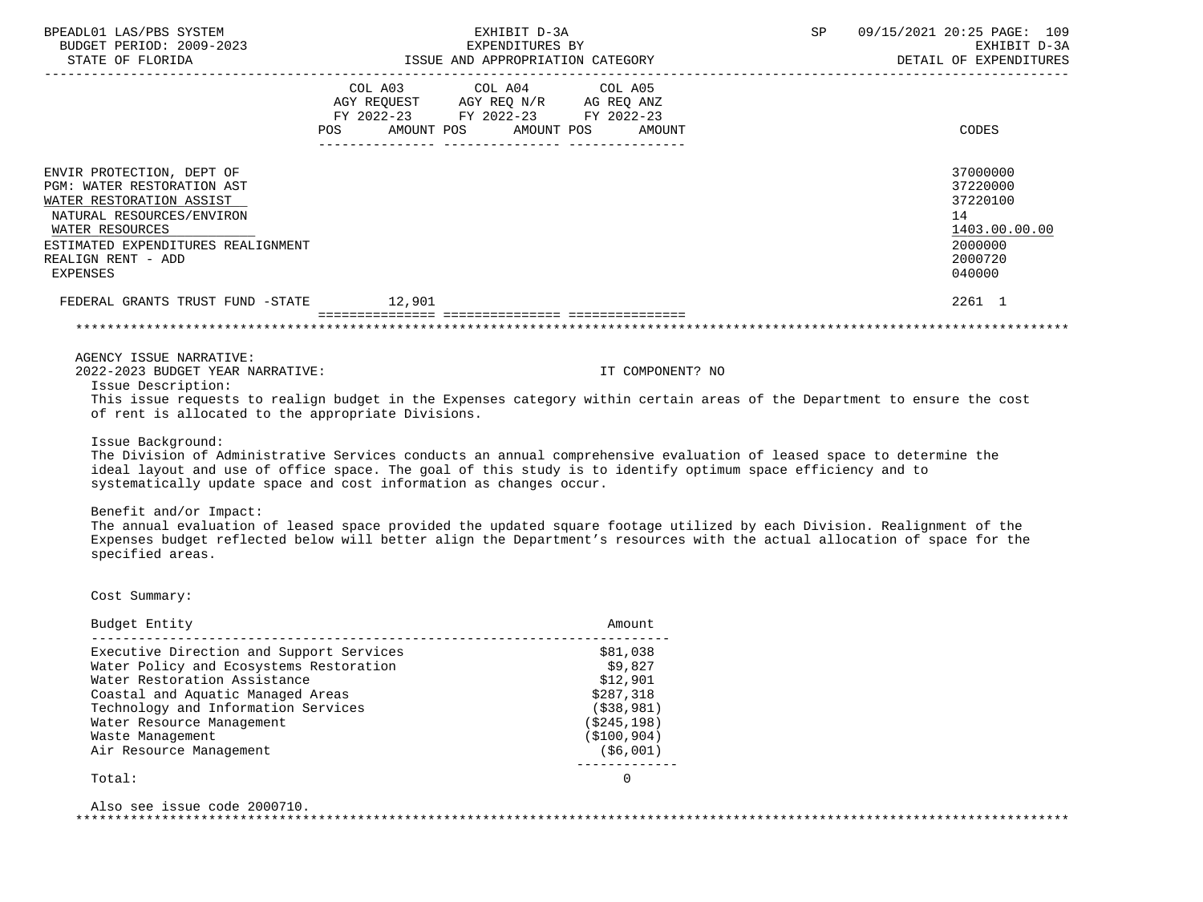| | COL A03 AGY REQUEST FY 2022-23 POS AMOUNT | COL A04 AGY REQ N/R FY 2022-23 POS AMOUNT | COL A05 AG REQ ANZ FY 2022-23 POS AMOUNT | CODES |
|---|---|---|---|---|
| ENVIR PROTECTION, DEPT OF | | | | 37000000 |
| PGM: WATER RESTORATION AST | | | | 37220000 |
| WATER RESTORATION ASSIST | | | | 37220100 |
| NATURAL RESOURCES/ENVIRON | | | | 14 |
| WATER RESOURCES | | | | 1403.00.00.00 |
| ESTIMATED EXPENDITURES REALIGNMENT | | | | 2000000 |
| REALIGN RENT - ADD | | | | 2000720 |
| EXPENSES | | | | 040000 |
| FEDERAL GRANTS TRUST FUND -STATE | 12,901 | | | 2261 1 |

AGENCY ISSUE NARRATIVE:

2022-2023 BUDGET YEAR NARRATIVE: IT COMPONENT? NO

Issue Description:
This issue requests to realign budget in the Expenses category within certain areas of the Department to ensure the cost of rent is allocated to the appropriate Divisions.

Issue Background:
The Division of Administrative Services conducts an annual comprehensive evaluation of leased space to determine the ideal layout and use of office space. The goal of this study is to identify optimum space efficiency and to systematically update space and cost information as changes occur.

Benefit and/or Impact:
The annual evaluation of leased space provided the updated square footage utilized by each Division. Realignment of the Expenses budget reflected below will better align the Department's resources with the actual allocation of space for the specified areas.

Cost Summary:

| Budget Entity | Amount |
|---|---|
| Executive Direction and Support Services | $81,038 |
| Water Policy and Ecosystems Restoration | $9,827 |
| Water Restoration Assistance | $12,901 |
| Coastal and Aquatic Managed Areas | $287,318 |
| Technology and Information Services | ($38,981) |
| Water Resource Management | ($245,198) |
| Waste Management | ($100,904) |
| Air Resource Management | ($6,001) |
| Total: | 0 |

Also see issue code 2000710.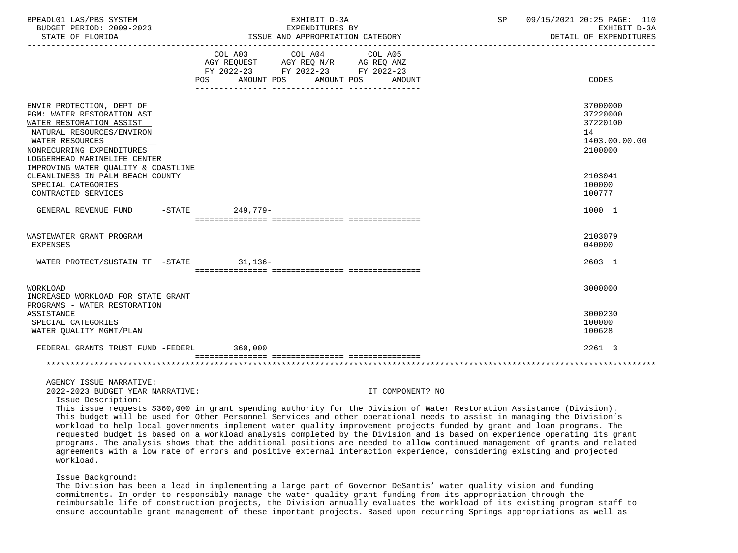| | COL A03 AGY REQUEST FY 2022-23 POS AMOUNT | COL A04 AGY REQ N/R FY 2022-23 POS AMOUNT | COL A05 AG REQ ANZ FY 2022-23 POS AMOUNT | CODES |
|---|---|---|---|---|
| ENVIR PROTECTION, DEPT OF | | | | 37000000 |
| PGM: WATER RESTORATION AST | | | | 37220000 |
| WATER RESTORATION ASSIST | | | | 37220100 |
| NATURAL RESOURCES/ENVIRON | | | | 14 |
| WATER RESOURCES | | | | 1403.00.00.00 |
| NONRECURRING EXPENDITURES | | | | 2100000 |
| LOGGERHEAD MARINELIFE CENTER IMPROVING WATER QUALITY & COASTLINE CLEANLINESS IN PALM BEACH COUNTY | | | | 2103041 |
| SPECIAL CATEGORIES | | | | 100000 |
| CONTRACTED SERVICES | | | | 100777 |
| GENERAL REVENUE FUND -STATE | 249,779- | | | 1000 1 |
| WASTEWATER GRANT PROGRAM | | | | 2103079 |
| EXPENSES | | | | 040000 |
| WATER PROTECT/SUSTAIN TF -STATE | 31,136- | | | 2603 1 |
| WORKLOAD | | | | 3000000 |
| INCREASED WORKLOAD FOR STATE GRANT PROGRAMS - WATER RESTORATION ASSISTANCE | | | | 3000230 |
| SPECIAL CATEGORIES | | | | 100000 |
| WATER QUALITY MGMT/PLAN | | | | 100628 |
| FEDERAL GRANTS TRUST FUND -FEDERL | 360,000 | | | 2261 3 |

AGENCY ISSUE NARRATIVE:

2022-2023 BUDGET YEAR NARRATIVE: IT COMPONENT? NO

Issue Description:

This issue requests $360,000 in grant spending authority for the Division of Water Restoration Assistance (Division). This budget will be used for Other Personnel Services and other operational needs to assist in managing the Division's workload to help local governments implement water quality improvement projects funded by grant and loan programs. The requested budget is based on a workload analysis completed by the Division and is based on experience operating its grant programs. The analysis shows that the additional positions are needed to allow continued management of grants and related agreements with a low rate of errors and positive external interaction experience, considering existing and projected workload.

Issue Background:

The Division has been a lead in implementing a large part of Governor DeSantis' water quality vision and funding commitments. In order to responsibly manage the water quality grant funding from its appropriation through the reimbursable life of construction projects, the Division annually evaluates the workload of its existing program staff to ensure accountable grant management of these important projects. Based upon recurring Springs appropriations as well as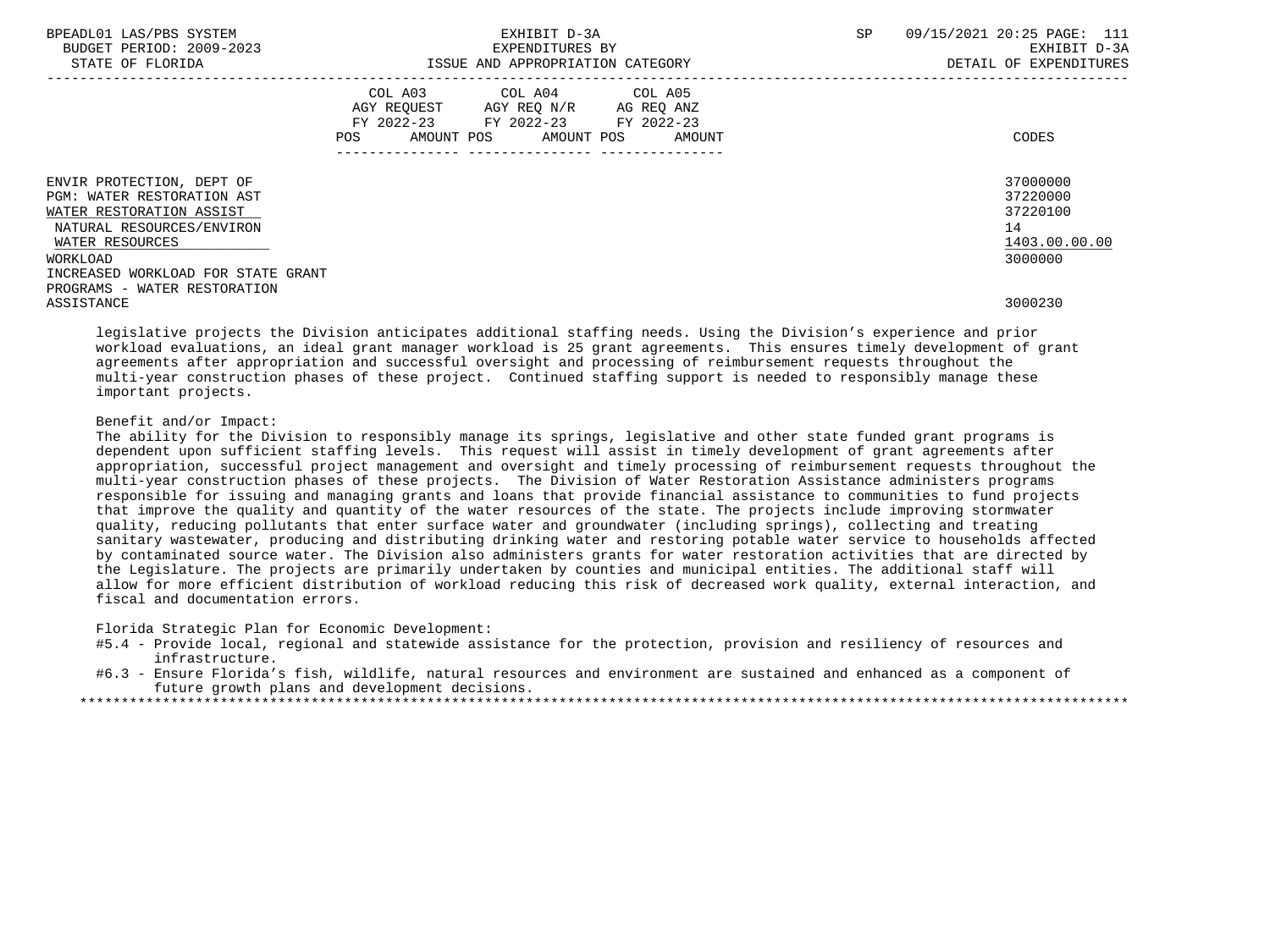| | COL A03 AGY REQUEST FY 2022-23 POS AMOUNT | COL A04 AGY REQ N/R FY 2022-23 POS AMOUNT | COL A05 AG REQ ANZ FY 2022-23 POS AMOUNT | CODES |
|---|---|---|---|---|
| ENVIR PROTECTION, DEPT OF | | | | 37000000 |
| PGM: WATER RESTORATION AST | | | | 37220000 |
| WATER RESTORATION ASSIST | | | | 37220100 |
| NATURAL RESOURCES/ENVIRON | | | | 14 |
| WATER RESOURCES | | | | 1403.00.00.00 |
| WORKLOAD | | | | 3000000 |
| INCREASED WORKLOAD FOR STATE GRANT PROGRAMS - WATER RESTORATION ASSISTANCE | | | | 3000230 |

legislative projects the Division anticipates additional staffing needs. Using the Division's experience and prior workload evaluations, an ideal grant manager workload is 25 grant agreements. This ensures timely development of grant agreements after appropriation and successful oversight and processing of reimbursement requests throughout the multi-year construction phases of these project. Continued staffing support is needed to responsibly manage these important projects.

Benefit and/or Impact:
The ability for the Division to responsibly manage its springs, legislative and other state funded grant programs is dependent upon sufficient staffing levels. This request will assist in timely development of grant agreements after appropriation, successful project management and oversight and timely processing of reimbursement requests throughout the multi-year construction phases of these projects. The Division of Water Restoration Assistance administers programs responsible for issuing and managing grants and loans that provide financial assistance to communities to fund projects that improve the quality and quantity of the water resources of the state. The projects include improving stormwater quality, reducing pollutants that enter surface water and groundwater (including springs), collecting and treating sanitary wastewater, producing and distributing drinking water and restoring potable water service to households affected by contaminated source water. The Division also administers grants for water restoration activities that are directed by the Legislature. The projects are primarily undertaken by counties and municipal entities. The additional staff will allow for more efficient distribution of workload reducing this risk of decreased work quality, external interaction, and fiscal and documentation errors.

Florida Strategic Plan for Economic Development:
- #5.4 - Provide local, regional and statewide assistance for the protection, provision and resiliency of resources and infrastructure.
- #6.3 - Ensure Florida's fish, wildlife, natural resources and environment are sustained and enhanced as a component of future growth plans and development decisions.

*******************************************************************************************************************************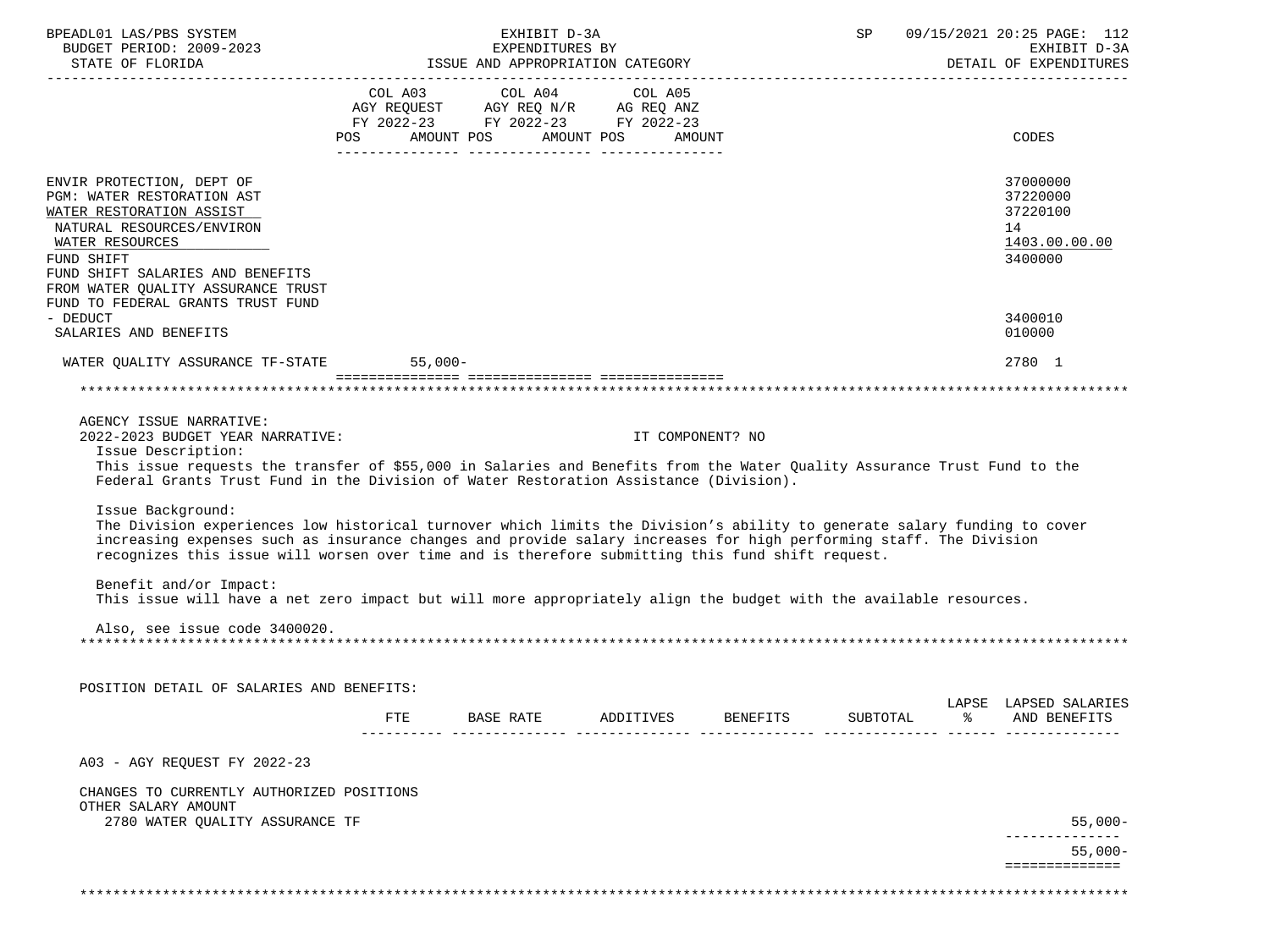| | COL A03 AGY REQUEST FY 2022-23 POS AMOUNT | COL A04 AGY REQ N/R FY 2022-23 POS AMOUNT | COL A05 AG REQ ANZ FY 2022-23 POS AMOUNT | CODES |
|---|---|---|---|---|
| ENVIR PROTECTION, DEPT OF | | | | 37000000 |
| PGM: WATER RESTORATION AST | | | | 37220000 |
| WATER RESTORATION ASSIST | | | | 37220100 |
| NATURAL RESOURCES/ENVIRON | | | | 14 |
| WATER RESOURCES | | | | 1403.00.00.00 |
| FUND SHIFT | | | | 3400000 |
| FUND SHIFT SALARIES AND BENEFITS FROM WATER QUALITY ASSURANCE TRUST FUND TO FEDERAL GRANTS TRUST FUND - DEDUCT | | | | 3400010 |
| SALARIES AND BENEFITS | | | | 010000 |
| WATER QUALITY ASSURANCE TF-STATE | 55,000- | | | 2780 1 |

AGENCY ISSUE NARRATIVE:

2022-2023 BUDGET YEAR NARRATIVE: IT COMPONENT? NO

Issue Description:

This issue requests the transfer of $55,000 in Salaries and Benefits from the Water Quality Assurance Trust Fund to the Federal Grants Trust Fund in the Division of Water Restoration Assistance (Division).

Issue Background:

The Division experiences low historical turnover which limits the Division's ability to generate salary funding to cover increasing expenses such as insurance changes and provide salary increases for high performing staff. The Division recognizes this issue will worsen over time and is therefore submitting this fund shift request.

Benefit and/or Impact:

This issue will have a net zero impact but will more appropriately align the budget with the available resources.

Also, see issue code 3400020.

POSITION DETAIL OF SALARIES AND BENEFITS:

| | FTE | BASE RATE | ADDITIVES | BENEFITS | SUBTOTAL | LAPSE % | LAPSED SALARIES AND BENEFITS |
|---|---|---|---|---|---|---|---|
| A03 - AGY REQUEST FY 2022-23 | | | | | | | |
| CHANGES TO CURRENTLY AUTHORIZED POSITIONS | | | | | | | |
| OTHER SALARY AMOUNT | | | | | | | |
| 2780 WATER QUALITY ASSURANCE TF | | | | | | | 55,000- |
| | | | | | | | 55,000- |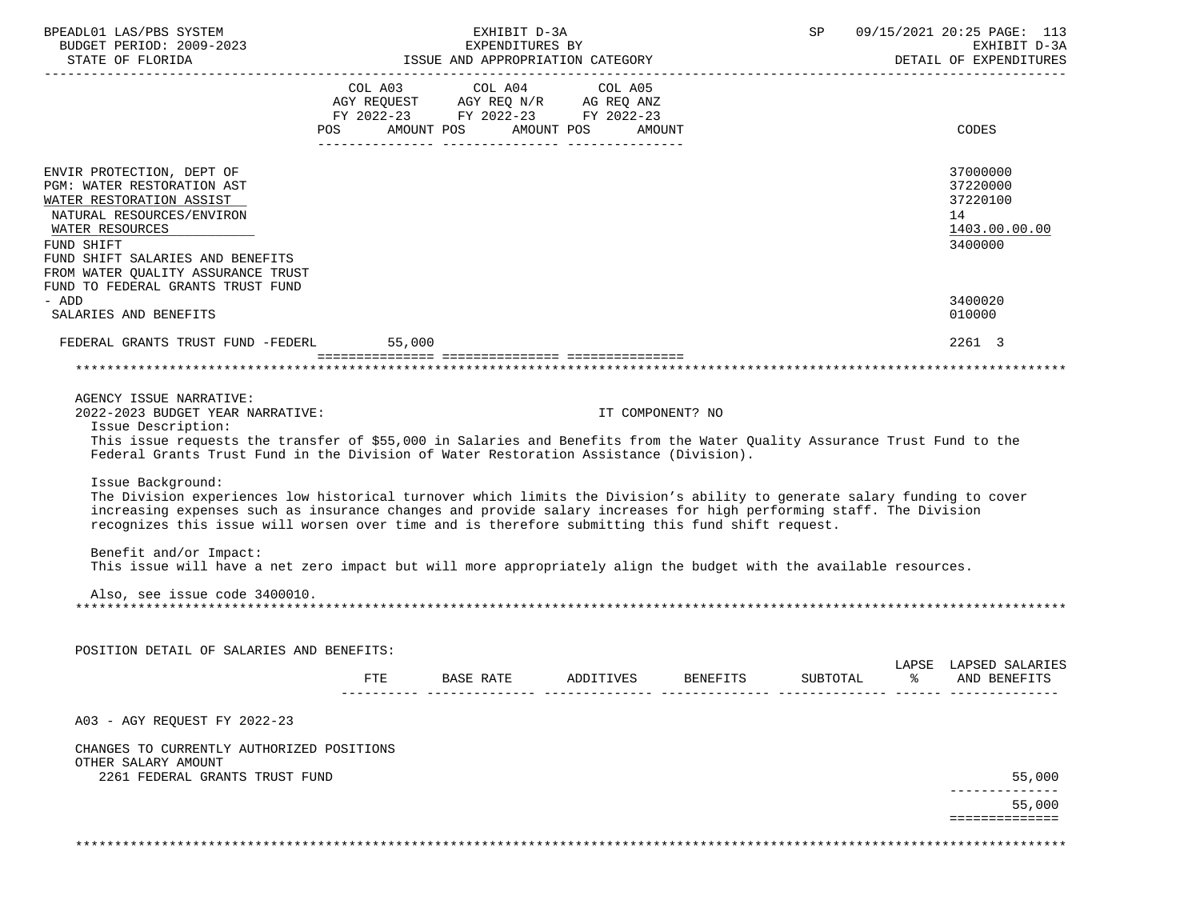BPEADL01 LAS/PBS SYSTEM | EXHIBIT D-3A | SP 09/15/2021 20:25
BUDGET PERIOD: 2009-2023 | EXPENDITURES BY | EXHIBIT D-3A
STATE OF FLORIDA | ISSUE AND APPROPRIATION CATEGORY | DETAIL OF EXPENDITURES

| | COL A03 AGY REQUEST FY 2022-23 POS AMOUNT | COL A04 AGY REQ N/R FY 2022-23 POS AMOUNT | COL A05 AG REQ ANZ FY 2022-23 POS AMOUNT | CODES |
|---|---|---|---|---|
| ENVIR PROTECTION, DEPT OF | | | | 37000000 |
| PGM: WATER RESTORATION AST | | | | 37220000 |
| WATER RESTORATION ASSIST | | | | 37220100 |
| NATURAL RESOURCES/ENVIRON | | | | 14 |
| WATER RESOURCES | | | | 1403.00.00.00 |
| FUND SHIFT | | | | 3400000 |
| FUND SHIFT SALARIES AND BENEFITS FROM WATER QUALITY ASSURANCE TRUST FUND TO FEDERAL GRANTS TRUST FUND - ADD | | | | 3400020 |
| SALARIES AND BENEFITS | | | | 010000 |
| FEDERAL GRANTS TRUST FUND -FEDERL | 55,000 | | | 2261 3 |

AGENCY ISSUE NARRATIVE:
2022-2023 BUDGET YEAR NARRATIVE: IT COMPONENT? NO

Issue Description:
This issue requests the transfer of $55,000 in Salaries and Benefits from the Water Quality Assurance Trust Fund to the Federal Grants Trust Fund in the Division of Water Restoration Assistance (Division).

Issue Background:
The Division experiences low historical turnover which limits the Division's ability to generate salary funding to cover increasing expenses such as insurance changes and provide salary increases for high performing staff. The Division recognizes this issue will worsen over time and is therefore submitting this fund shift request.

Benefit and/or Impact:
This issue will have a net zero impact but will more appropriately align the budget with the available resources.

Also, see issue code 3400010.

POSITION DETAIL OF SALARIES AND BENEFITS:

| | FTE | BASE RATE | ADDITIVES | BENEFITS | SUBTOTAL | LAPSE % | LAPSED SALARIES AND BENEFITS |
|---|---|---|---|---|---|---|---|
| A03 - AGY REQUEST FY 2022-23 | | | | | | | |
| CHANGES TO CURRENTLY AUTHORIZED POSITIONS | | | | | | | |
| OTHER SALARY AMOUNT | | | | | | | |
| 2261 FEDERAL GRANTS TRUST FUND | | | | | | | 55,000 |
| | | | | | | | 55,000 |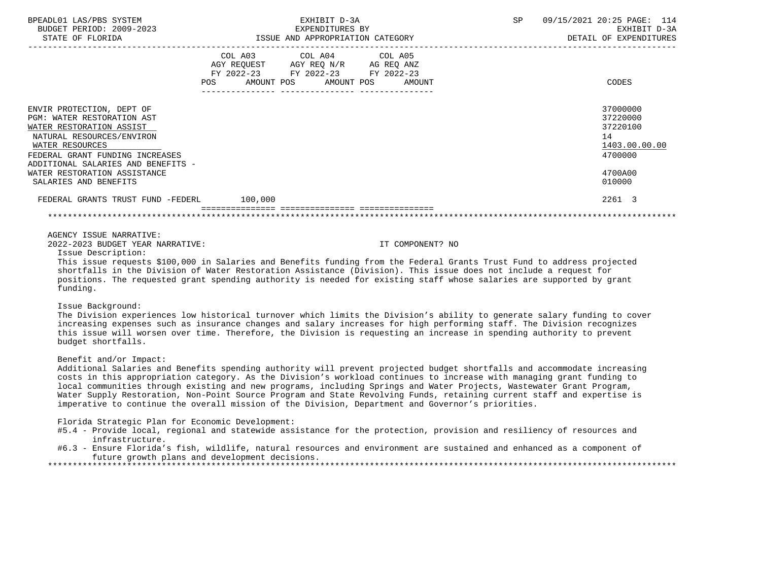| | COL A03 AGY REQUEST FY 2022-23 POS AMOUNT | COL A04 AGY REQ N/R FY 2022-23 POS AMOUNT | COL A05 AG REQ ANZ FY 2022-23 POS AMOUNT | CODES |
|---|---|---|---|---|
| ENVIR PROTECTION, DEPT OF | | | | 37000000 |
| PGM: WATER RESTORATION AST | | | | 37220000 |
| WATER RESTORATION ASSIST | | | | 37220100 |
| NATURAL RESOURCES/ENVIRON | | | | 14 |
| WATER RESOURCES | | | | 1403.00.00.00 |
| FEDERAL GRANT FUNDING INCREASES | | | | 4700000 |
| ADDITIONAL SALARIES AND BENEFITS - WATER RESTORATION ASSISTANCE | | | | 4700A00 |
| SALARIES AND BENEFITS | | | | 010000 |
| FEDERAL GRANTS TRUST FUND -FEDERL | 100,000 | | | 2261 3 |

AGENCY ISSUE NARRATIVE:

2022-2023 BUDGET YEAR NARRATIVE: IT COMPONENT? NO

Issue Description:

This issue requests $100,000 in Salaries and Benefits funding from the Federal Grants Trust Fund to address projected shortfalls in the Division of Water Restoration Assistance (Division). This issue does not include a request for positions. The requested grant spending authority is needed for existing staff whose salaries are supported by grant funding.

Issue Background:

The Division experiences low historical turnover which limits the Division's ability to generate salary funding to cover increasing expenses such as insurance changes and salary increases for high performing staff. The Division recognizes this issue will worsen over time. Therefore, the Division is requesting an increase in spending authority to prevent budget shortfalls.

Benefit and/or Impact:

Additional Salaries and Benefits spending authority will prevent projected budget shortfalls and accommodate increasing costs in this appropriation category. As the Division's workload continues to increase with managing grant funding to local communities through existing and new programs, including Springs and Water Projects, Wastewater Grant Program, Water Supply Restoration, Non-Point Source Program and State Revolving Funds, retaining current staff and expertise is imperative to continue the overall mission of the Division, Department and Governor's priorities.

Florida Strategic Plan for Economic Development:

#5.4 - Provide local, regional and statewide assistance for the protection, provision and resiliency of resources and infrastructure.

#6.3 - Ensure Florida's fish, wildlife, natural resources and environment are sustained and enhanced as a component of future growth plans and development decisions.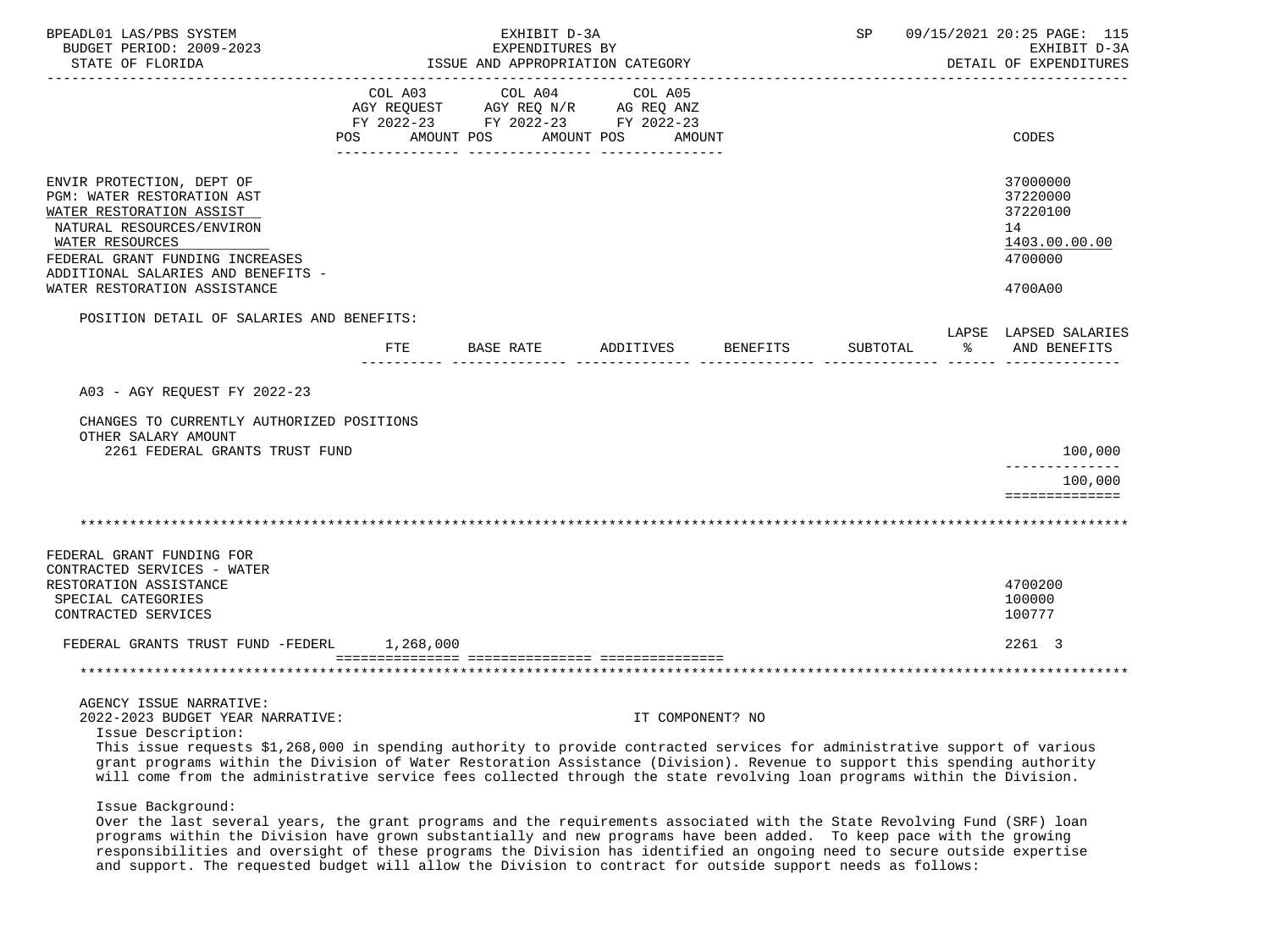| | COL A03 AGY REQUEST FY 2022-23 POS AMOUNT | COL A04 AGY REQ N/R FY 2022-23 POS AMOUNT | COL A05 AG REQ ANZ FY 2022-23 POS AMOUNT | CODES |
|---|---|---|---|---|
| ENVIR PROTECTION, DEPT OF | | | | 37000000 |
| PGM: WATER RESTORATION AST | | | | 37220000 |
| WATER RESTORATION ASSIST | | | | 37220100 |
| NATURAL RESOURCES/ENVIRON | | | | 14 |
| WATER RESOURCES | | | | 1403.00.00.00 |
| FEDERAL GRANT FUNDING INCREASES | | | | 4700000 |
| ADDITIONAL SALARIES AND BENEFITS - WATER RESTORATION ASSISTANCE | | | | 4700A00 |

POSITION DETAIL OF SALARIES AND BENEFITS:

| | FTE | BASE RATE | ADDITIVES | BENEFITS | SUBTOTAL | LAPSE % | LAPSED SALARIES AND BENEFITS |
|---|---|---|---|---|---|---|---|
| A03 - AGY REQUEST FY 2022-23 | | | | | | | |
| CHANGES TO CURRENTLY AUTHORIZED POSITIONS | | | | | | | |
| OTHER SALARY AMOUNT | | | | | | | |
| 2261 FEDERAL GRANTS TRUST FUND | | | | | | | 100,000 |
| | | | | | | | 100,000 |

*******************************************************************************************************************

| | COL A03 | COL A04 | COL A05 | CODES |
|---|---|---|---|---|
| FEDERAL GRANT FUNDING FOR CONTRACTED SERVICES - WATER RESTORATION ASSISTANCE | | | | 4700200 |
| SPECIAL CATEGORIES | | | | 100000 |
| CONTRACTED SERVICES | | | | 100777 |
| FEDERAL GRANTS TRUST FUND -FEDERL | 1,268,000 | | | 2261 3 |

*******************************************************************************************************************

AGENCY ISSUE NARRATIVE:

2022-2023 BUDGET YEAR NARRATIVE: IT COMPONENT? NO

Issue Description:

This issue requests $1,268,000 in spending authority to provide contracted services for administrative support of various grant programs within the Division of Water Restoration Assistance (Division). Revenue to support this spending authority will come from the administrative service fees collected through the state revolving loan programs within the Division.

Issue Background:

Over the last several years, the grant programs and the requirements associated with the State Revolving Fund (SRF) loan programs within the Division have grown substantially and new programs have been added. To keep pace with the growing responsibilities and oversight of these programs the Division has identified an ongoing need to secure outside expertise and support. The requested budget will allow the Division to contract for outside support needs as follows: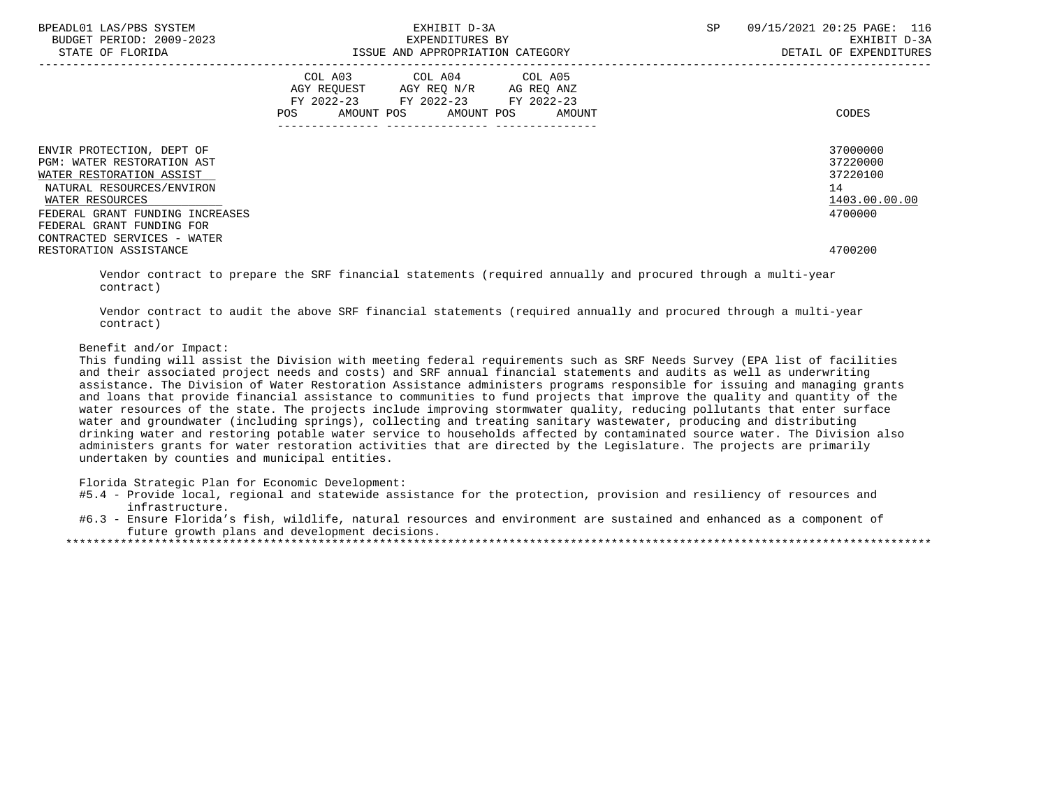| | COL A03 AGY REQUEST FY 2022-23 POS AMOUNT | COL A04 AGY REQ N/R FY 2022-23 POS AMOUNT | COL A05 AG REQ ANZ FY 2022-23 POS AMOUNT | CODES |
|---|---|---|---|---|
| ENVIR PROTECTION, DEPT OF | | | | 37000000 |
| PGM: WATER RESTORATION AST | | | | 37220000 |
| WATER RESTORATION ASSIST | | | | 37220100 |
| NATURAL RESOURCES/ENVIRON | | | | 14 |
| WATER RESOURCES | | | | 1403.00.00.00 |
| FEDERAL GRANT FUNDING INCREASES | | | | 4700000 |
| FEDERAL GRANT FUNDING FOR CONTRACTED SERVICES - WATER RESTORATION ASSISTANCE | | | | 4700200 |

Vendor contract to prepare the SRF financial statements (required annually and procured through a multi-year contract)

Vendor contract to audit the above SRF financial statements (required annually and procured through a multi-year contract)

Benefit and/or Impact:
This funding will assist the Division with meeting federal requirements such as SRF Needs Survey (EPA list of facilities and their associated project needs and costs) and SRF annual financial statements and audits as well as underwriting assistance. The Division of Water Restoration Assistance administers programs responsible for issuing and managing grants and loans that provide financial assistance to communities to fund projects that improve the quality and quantity of the water resources of the state. The projects include improving stormwater quality, reducing pollutants that enter surface water and groundwater (including springs), collecting and treating sanitary wastewater, producing and distributing drinking water and restoring potable water service to households affected by contaminated source water. The Division also administers grants for water restoration activities that are directed by the Legislature. The projects are primarily undertaken by counties and municipal entities.

Florida Strategic Plan for Economic Development:
- #5.4 - Provide local, regional and statewide assistance for the protection, provision and resiliency of resources and infrastructure.
- #6.3 - Ensure Florida’s fish, wildlife, natural resources and environment are sustained and enhanced as a component of future growth plans and development decisions.

*******************************************************************************************************************************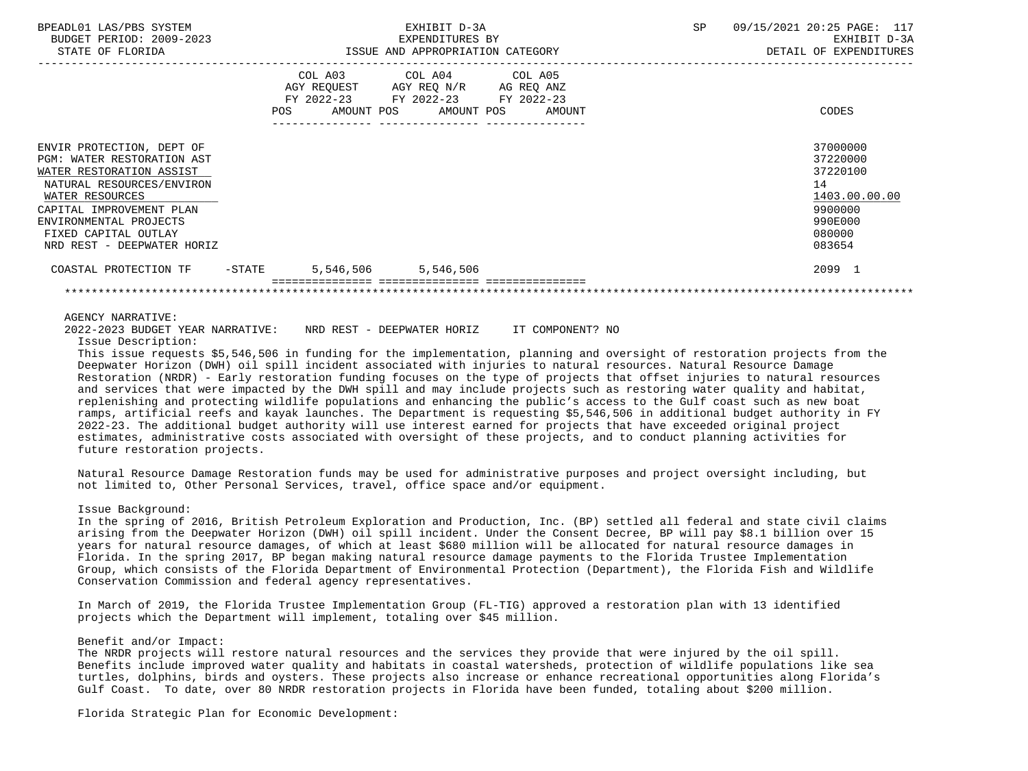| | COL A03 AGY REQUEST FY 2022-23 POS AMOUNT | COL A04 AGY REQ N/R FY 2022-23 POS AMOUNT | COL A05 AG REQ ANZ FY 2022-23 POS AMOUNT | CODES |
|---|---|---|---|---|
| ENVIR PROTECTION, DEPT OF | | | | 37000000 |
| PGM: WATER RESTORATION AST | | | | 37220000 |
| WATER RESTORATION ASSIST | | | | 37220100 |
| NATURAL RESOURCES/ENVIRON | | | | 14 |
| WATER RESOURCES | | | | 1403.00.00.00 |
| CAPITAL IMPROVEMENT PLAN | | | | 9900000 |
| ENVIRONMENTAL PROJECTS | | | | 990E000 |
| FIXED CAPITAL OUTLAY | | | | 080000 |
| NRD REST - DEEPWATER HORIZ | | | | 083654 |
| COASTAL PROTECTION TF -STATE | 5,546,506 | 5,546,506 | | 2099 1 |

AGENCY NARRATIVE:

2022-2023 BUDGET YEAR NARRATIVE: NRD REST - DEEPWATER HORIZ IT COMPONENT? NO

Issue Description:

This issue requests $5,546,506 in funding for the implementation, planning and oversight of restoration projects from the Deepwater Horizon (DWH) oil spill incident associated with injuries to natural resources. Natural Resource Damage Restoration (NRDR) - Early restoration funding focuses on the type of projects that offset injuries to natural resources and services that were impacted by the DWH spill and may include projects such as restoring water quality and habitat, replenishing and protecting wildlife populations and enhancing the public's access to the Gulf coast such as new boat ramps, artificial reefs and kayak launches. The Department is requesting $5,546,506 in additional budget authority in FY 2022-23. The additional budget authority will use interest earned for projects that have exceeded original project estimates, administrative costs associated with oversight of these projects, and to conduct planning activities for future restoration projects.

Natural Resource Damage Restoration funds may be used for administrative purposes and project oversight including, but not limited to, Other Personal Services, travel, office space and/or equipment.

Issue Background:

In the spring of 2016, British Petroleum Exploration and Production, Inc. (BP) settled all federal and state civil claims arising from the Deepwater Horizon (DWH) oil spill incident. Under the Consent Decree, BP will pay $8.1 billion over 15 years for natural resource damages, of which at least $680 million will be allocated for natural resource damages in Florida. In the spring 2017, BP began making natural resource damage payments to the Florida Trustee Implementation Group, which consists of the Florida Department of Environmental Protection (Department), the Florida Fish and Wildlife Conservation Commission and federal agency representatives.

In March of 2019, the Florida Trustee Implementation Group (FL-TIG) approved a restoration plan with 13 identified projects which the Department will implement, totaling over $45 million.

Benefit and/or Impact:

The NRDR projects will restore natural resources and the services they provide that were injured by the oil spill. Benefits include improved water quality and habitats in coastal watersheds, protection of wildlife populations like sea turtles, dolphins, birds and oysters. These projects also increase or enhance recreational opportunities along Florida's Gulf Coast. To date, over 80 NRDR restoration projects in Florida have been funded, totaling about $200 million.

Florida Strategic Plan for Economic Development: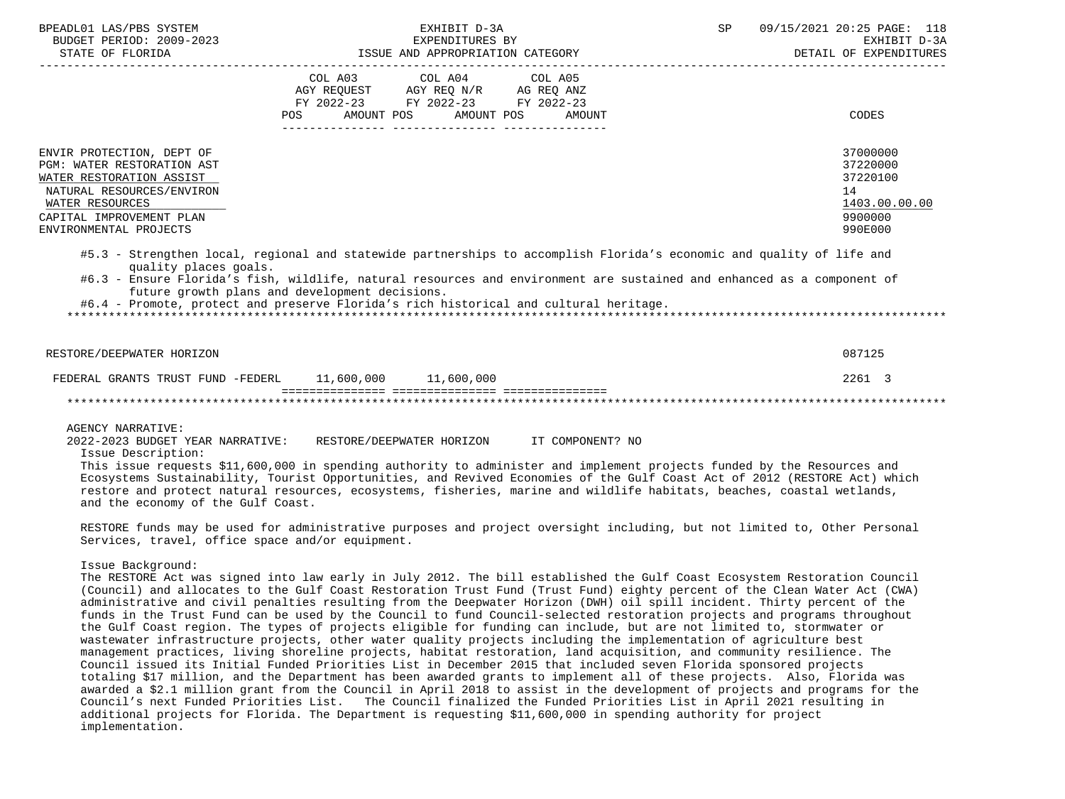| | COL A03 AGY REQUEST FY 2022-23 POS AMOUNT | COL A04 AGY REQ N/R FY 2022-23 POS AMOUNT | COL A05 AG REQ ANZ FY 2022-23 POS AMOUNT | CODES |
|---|---|---|---|---|
| ENVIR PROTECTION, DEPT OF | | | | 37000000 |
| PGM: WATER RESTORATION AST | | | | 37220000 |
| WATER RESTORATION ASSIST | | | | 37220100 |
| NATURAL RESOURCES/ENVIRON | | | | 14 |
| WATER RESOURCES | | | | 1403.00.00.00 |
| CAPITAL IMPROVEMENT PLAN | | | | 9900000 |
| ENVIRONMENTAL PROJECTS | | | | 990E000 |

#5.3 - Strengthen local, regional and statewide partnerships to accomplish Florida's economic and quality of life and quality places goals.
#6.3 - Ensure Florida's fish, wildlife, natural resources and environment are sustained and enhanced as a component of future growth plans and development decisions.
#6.4 - Promote, protect and preserve Florida's rich historical and cultural heritage.

| | COL A03 | COL A04 | COL A05 | CODES |
|---|---|---|---|---|
| RESTORE/DEEPWATER HORIZON | | | | 087125 |
| FEDERAL GRANTS TRUST FUND -FEDERL | 11,600,000 | 11,600,000 | | 2261 3 |

AGENCY NARRATIVE:
2022-2023 BUDGET YEAR NARRATIVE: RESTORE/DEEPWATER HORIZON IT COMPONENT? NO

Issue Description:
This issue requests $11,600,000 in spending authority to administer and implement projects funded by the Resources and Ecosystems Sustainability, Tourist Opportunities, and Revived Economies of the Gulf Coast Act of 2012 (RESTORE Act) which restore and protect natural resources, ecosystems, fisheries, marine and wildlife habitats, beaches, coastal wetlands, and the economy of the Gulf Coast.

RESTORE funds may be used for administrative purposes and project oversight including, but not limited to, Other Personal Services, travel, office space and/or equipment.

Issue Background:
The RESTORE Act was signed into law early in July 2012. The bill established the Gulf Coast Ecosystem Restoration Council (Council) and allocates to the Gulf Coast Restoration Trust Fund (Trust Fund) eighty percent of the Clean Water Act (CWA) administrative and civil penalties resulting from the Deepwater Horizon (DWH) oil spill incident. Thirty percent of the funds in the Trust Fund can be used by the Council to fund Council-selected restoration projects and programs throughout the Gulf Coast region. The types of projects eligible for funding can include, but are not limited to, stormwater or wastewater infrastructure projects, other water quality projects including the implementation of agriculture best management practices, living shoreline projects, habitat restoration, land acquisition, and community resilience. The Council issued its Initial Funded Priorities List in December 2015 that included seven Florida sponsored projects totaling $17 million, and the Department has been awarded grants to implement all of these projects. Also, Florida was awarded a $2.1 million grant from the Council in April 2018 to assist in the development of projects and programs for the Council's next Funded Priorities List. The Council finalized the Funded Priorities List in April 2021 resulting in additional projects for Florida. The Department is requesting $11,600,000 in spending authority for project implementation.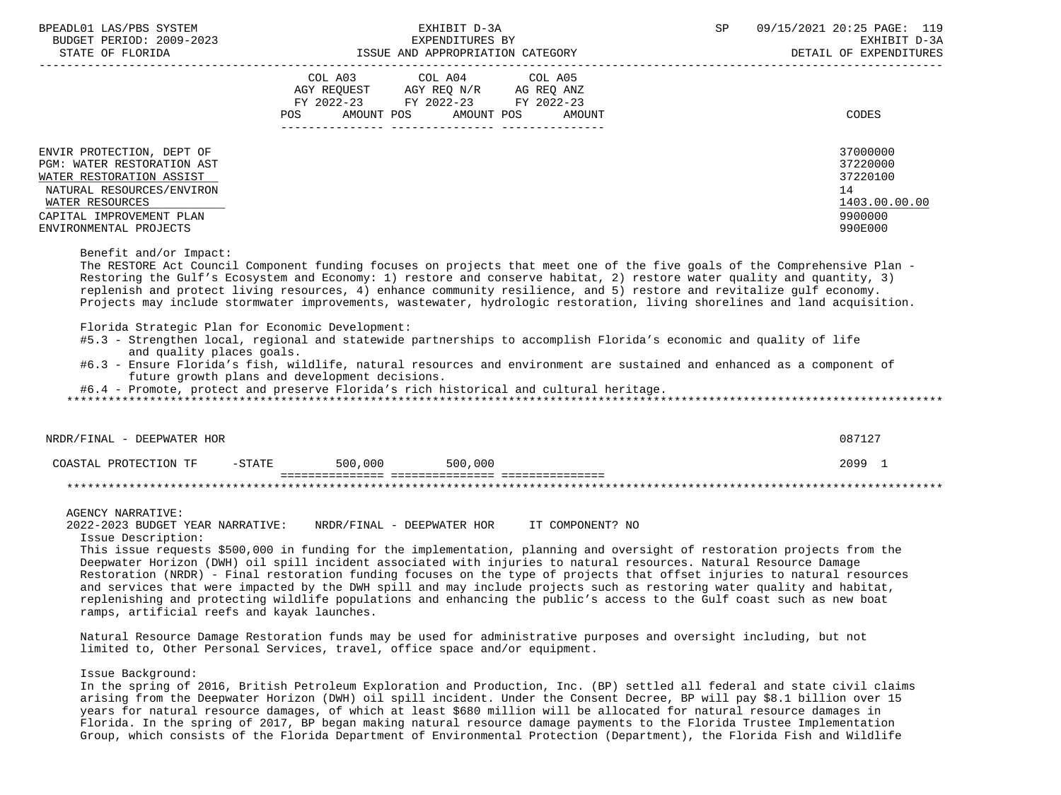| | COL A03 AGY REQUEST FY 2022-23 POS AMOUNT | COL A04 AGY REQ N/R FY 2022-23 POS AMOUNT | COL A05 AG REQ ANZ FY 2022-23 POS AMOUNT | CODES |
|---|---|---|---|---|
| ENVIR PROTECTION, DEPT OF | | | | 37000000 |
| PGM: WATER RESTORATION AST | | | | 37220000 |
| WATER RESTORATION ASSIST | | | | 37220100 |
| NATURAL RESOURCES/ENVIRON | | | | 14 |
| WATER RESOURCES | | | | 1403.00.00.00 |
| CAPITAL IMPROVEMENT PLAN | | | | 9900000 |
| ENVIRONMENTAL PROJECTS | | | | 990E000 |

Benefit and/or Impact:
The RESTORE Act Council Component funding focuses on projects that meet one of the five goals of the Comprehensive Plan - Restoring the Gulf's Ecosystem and Economy: 1) restore and conserve habitat, 2) restore water quality and quantity, 3) replenish and protect living resources, 4) enhance community resilience, and 5) restore and revitalize gulf economy. Projects may include stormwater improvements, wastewater, hydrologic restoration, living shorelines and land acquisition.

Florida Strategic Plan for Economic Development:
#5.3 - Strengthen local, regional and statewide partnerships to accomplish Florida's economic and quality of life and quality places goals.
#6.3 - Ensure Florida's fish, wildlife, natural resources and environment are sustained and enhanced as a component of future growth plans and development decisions.
#6.4 - Promote, protect and preserve Florida's rich historical and cultural heritage.

| | COL A03 | COL A04 | COL A05 | CODES |
|---|---|---|---|---|
| NRDR/FINAL - DEEPWATER HOR | | | | 087127 |
| COASTAL PROTECTION TF -STATE | 500,000 | 500,000 | | 2099 1 |

AGENCY NARRATIVE:
2022-2023 BUDGET YEAR NARRATIVE: NRDR/FINAL - DEEPWATER HOR IT COMPONENT? NO

Issue Description:
This issue requests $500,000 in funding for the implementation, planning and oversight of restoration projects from the Deepwater Horizon (DWH) oil spill incident associated with injuries to natural resources. Natural Resource Damage Restoration (NRDR) - Final restoration funding focuses on the type of projects that offset injuries to natural resources and services that were impacted by the DWH spill and may include projects such as restoring water quality and habitat, replenishing and protecting wildlife populations and enhancing the public's access to the Gulf coast such as new boat ramps, artificial reefs and kayak launches.

Natural Resource Damage Restoration funds may be used for administrative purposes and oversight including, but not limited to, Other Personal Services, travel, office space and/or equipment.

Issue Background:
In the spring of 2016, British Petroleum Exploration and Production, Inc. (BP) settled all federal and state civil claims arising from the Deepwater Horizon (DWH) oil spill incident. Under the Consent Decree, BP will pay $8.1 billion over 15 years for natural resource damages, of which at least $680 million will be allocated for natural resource damages in Florida. In the spring of 2017, BP began making natural resource damage payments to the Florida Trustee Implementation Group, which consists of the Florida Department of Environmental Protection (Department), the Florida Fish and Wildlife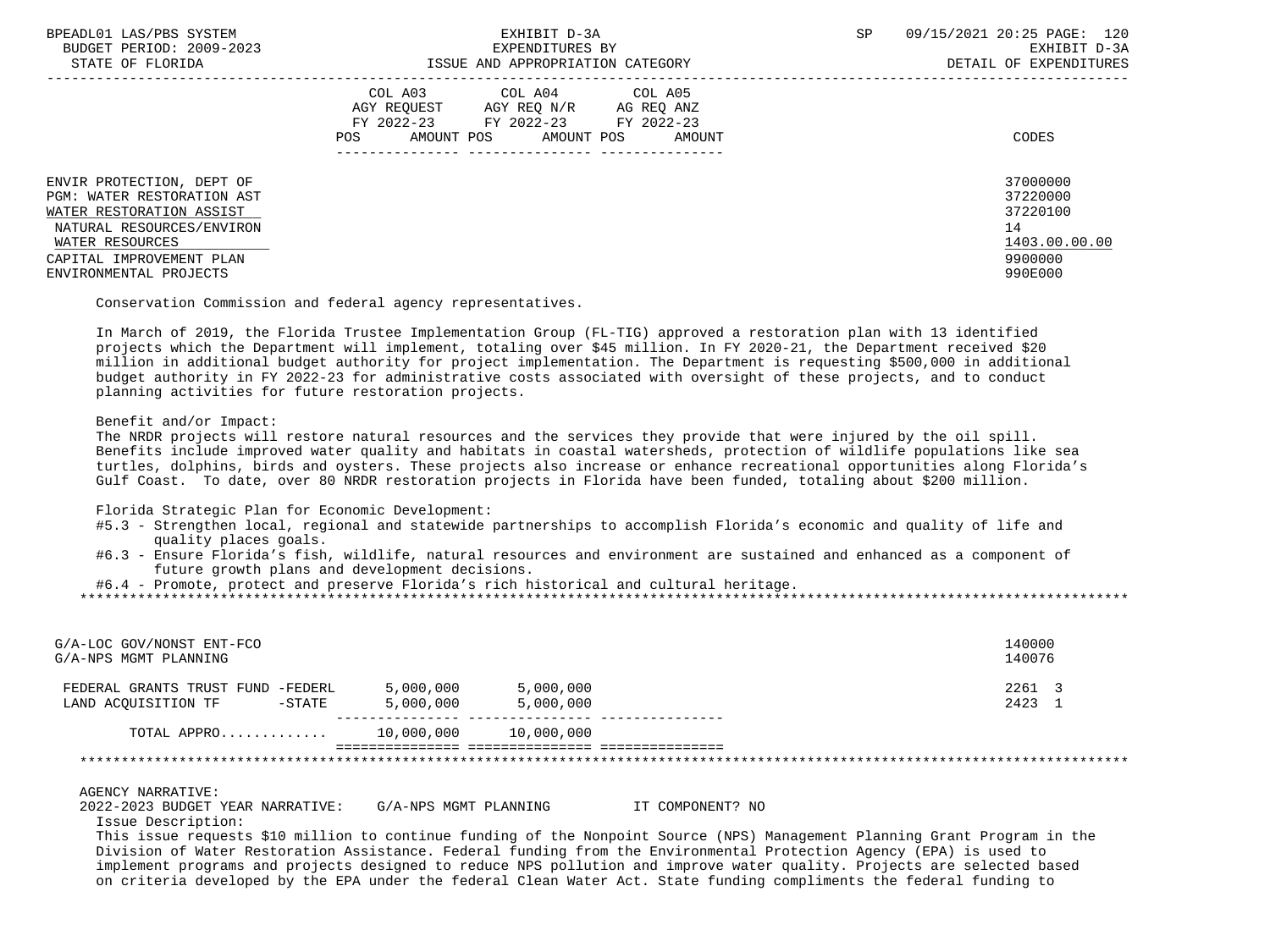| | COL A03 AGY REQUEST FY 2022-23 POS AMOUNT | COL A04 AGY REQ N/R FY 2022-23 POS AMOUNT | COL A05 AG REQ ANZ FY 2022-23 POS AMOUNT | CODES |
|---|---|---|---|---|
| ENVIR PROTECTION, DEPT OF | | | | 37000000 |
| PGM: WATER RESTORATION AST | | | | 37220000 |
| WATER RESTORATION ASSIST | | | | 37220100 |
| NATURAL RESOURCES/ENVIRON | | | | 14 |
| WATER RESOURCES | | | | 1403.00.00.00 |
| CAPITAL IMPROVEMENT PLAN | | | | 9900000 |
| ENVIRONMENTAL PROJECTS | | | | 990E000 |

Conservation Commission and federal agency representatives.

In March of 2019, the Florida Trustee Implementation Group (FL-TIG) approved a restoration plan with 13 identified projects which the Department will implement, totaling over $45 million. In FY 2020-21, the Department received $20 million in additional budget authority for project implementation. The Department is requesting $500,000 in additional budget authority in FY 2022-23 for administrative costs associated with oversight of these projects, and to conduct planning activities for future restoration projects.

Benefit and/or Impact:
The NRDR projects will restore natural resources and the services they provide that were injured by the oil spill. Benefits include improved water quality and habitats in coastal watersheds, protection of wildlife populations like sea turtles, dolphins, birds and oysters. These projects also increase or enhance recreational opportunities along Florida's Gulf Coast. To date, over 80 NRDR restoration projects in Florida have been funded, totaling about $200 million.

Florida Strategic Plan for Economic Development:
- #5.3 - Strengthen local, regional and statewide partnerships to accomplish Florida's economic and quality of life and quality places goals.
- #6.3 - Ensure Florida's fish, wildlife, natural resources and environment are sustained and enhanced as a component of future growth plans and development decisions.
- #6.4 - Promote, protect and preserve Florida's rich historical and cultural heritage.

*******************************************************************************************************************

| | COL A03 | COL A04 | COL A05 | CODES |
|---|---|---|---|---|
| G/A-LOC GOV/NONST ENT-FCO | | | | 140000 |
| G/A-NPS MGMT PLANNING | | | | 140076 |
| FEDERAL GRANTS TRUST FUND -FEDERL | 5,000,000 | 5,000,000 | | 2261 3 |
| LAND ACQUISITION TF -STATE | 5,000,000 | 5,000,000 | | 2423 1 |
| TOTAL APPRO............ | 10,000,000 | 10,000,000 | | |

*******************************************************************************************************************

AGENCY NARRATIVE:
2022-2023 BUDGET YEAR NARRATIVE: G/A-NPS MGMT PLANNING IT COMPONENT? NO
Issue Description:
This issue requests $10 million to continue funding of the Nonpoint Source (NPS) Management Planning Grant Program in the Division of Water Restoration Assistance. Federal funding from the Environmental Protection Agency (EPA) is used to implement programs and projects designed to reduce NPS pollution and improve water quality. Projects are selected based on criteria developed by the EPA under the federal Clean Water Act. State funding compliments the federal funding to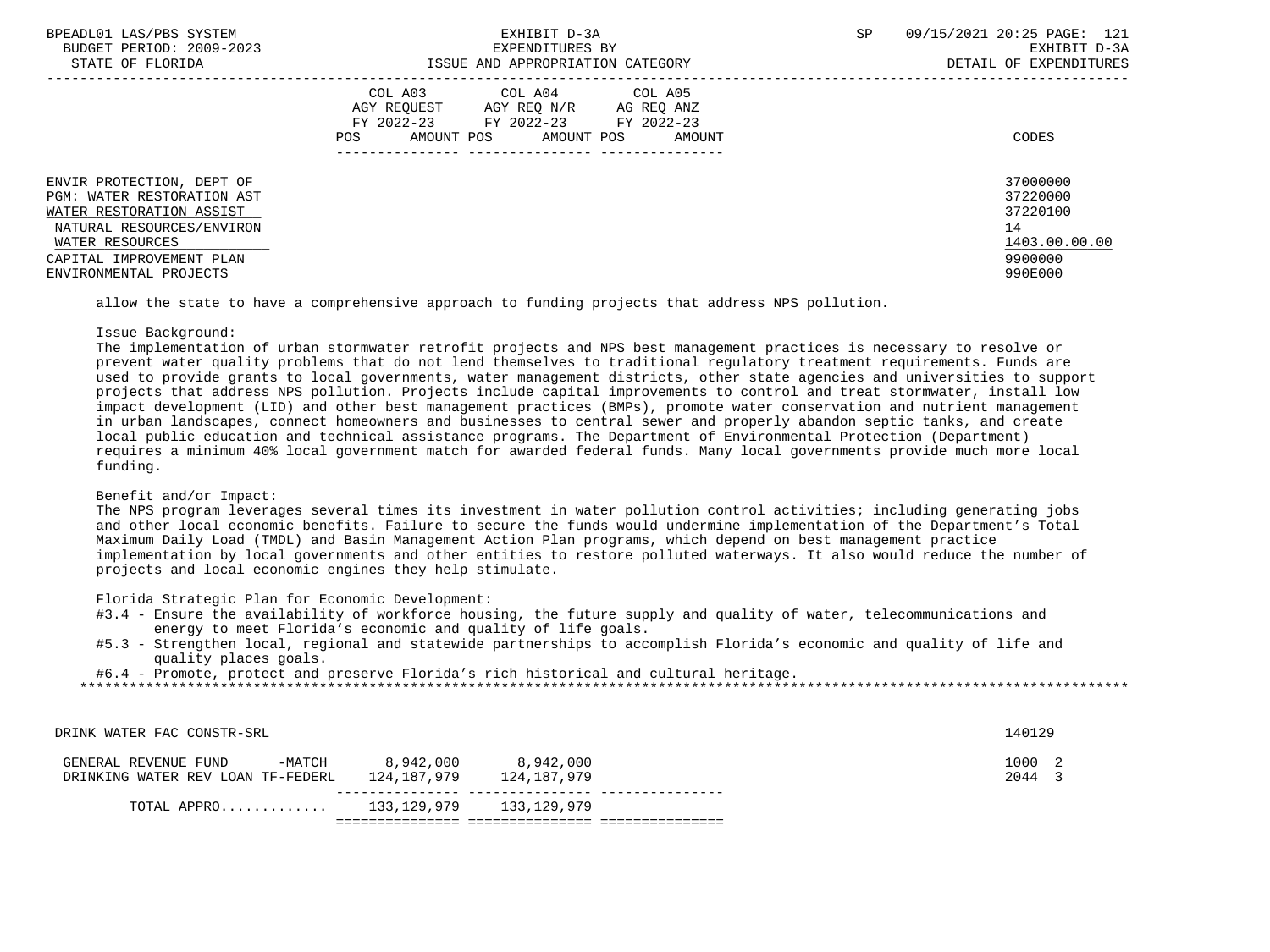| | COL A03 AGY REQUEST FY 2022-23 POS AMOUNT | COL A04 AGY REQ N/R FY 2022-23 POS AMOUNT | COL A05 AG REQ ANZ FY 2022-23 POS AMOUNT | CODES |
|---|---|---|---|---|
| ENVIR PROTECTION, DEPT OF | | | | 37000000 |
| PGM: WATER RESTORATION AST | | | | 37220000 |
| WATER RESTORATION ASSIST | | | | 37220100 |
| NATURAL RESOURCES/ENVIRON | | | | 14 |
| WATER RESOURCES | | | | 1403.00.00.00 |
| CAPITAL IMPROVEMENT PLAN | | | | 9900000 |
| ENVIRONMENTAL PROJECTS | | | | 990E000 |

allow the state to have a comprehensive approach to funding projects that address NPS pollution.

Issue Background:
The implementation of urban stormwater retrofit projects and NPS best management practices is necessary to resolve or prevent water quality problems that do not lend themselves to traditional regulatory treatment requirements. Funds are used to provide grants to local governments, water management districts, other state agencies and universities to support projects that address NPS pollution. Projects include capital improvements to control and treat stormwater, install low impact development (LID) and other best management practices (BMPs), promote water conservation and nutrient management in urban landscapes, connect homeowners and businesses to central sewer and properly abandon septic tanks, and create local public education and technical assistance programs. The Department of Environmental Protection (Department) requires a minimum 40% local government match for awarded federal funds. Many local governments provide much more local funding.

Benefit and/or Impact:
The NPS program leverages several times its investment in water pollution control activities; including generating jobs and other local economic benefits. Failure to secure the funds would undermine implementation of the Department's Total Maximum Daily Load (TMDL) and Basin Management Action Plan programs, which depend on best management practice implementation by local governments and other entities to restore polluted waterways. It also would reduce the number of projects and local economic engines they help stimulate.

Florida Strategic Plan for Economic Development:
#3.4 - Ensure the availability of workforce housing, the future supply and quality of water, telecommunications and energy to meet Florida's economic and quality of life goals.
#5.3 - Strengthen local, regional and statewide partnerships to accomplish Florida's economic and quality of life and quality places goals.
#6.4 - Promote, protect and preserve Florida's rich historical and cultural heritage.

| DRINK WATER FAC CONSTR-SRL | COL A03 | COL A04 | COL A05 | 140129 |
|---|---|---|---|---|
| GENERAL REVENUE FUND -MATCH | 8,942,000 | 8,942,000 | | 1000 2 |
| DRINKING WATER REV LOAN TF-FEDERL | 124,187,979 | 124,187,979 | | 2044 3 |
| TOTAL APPRO............ | 133,129,979 | 133,129,979 | | |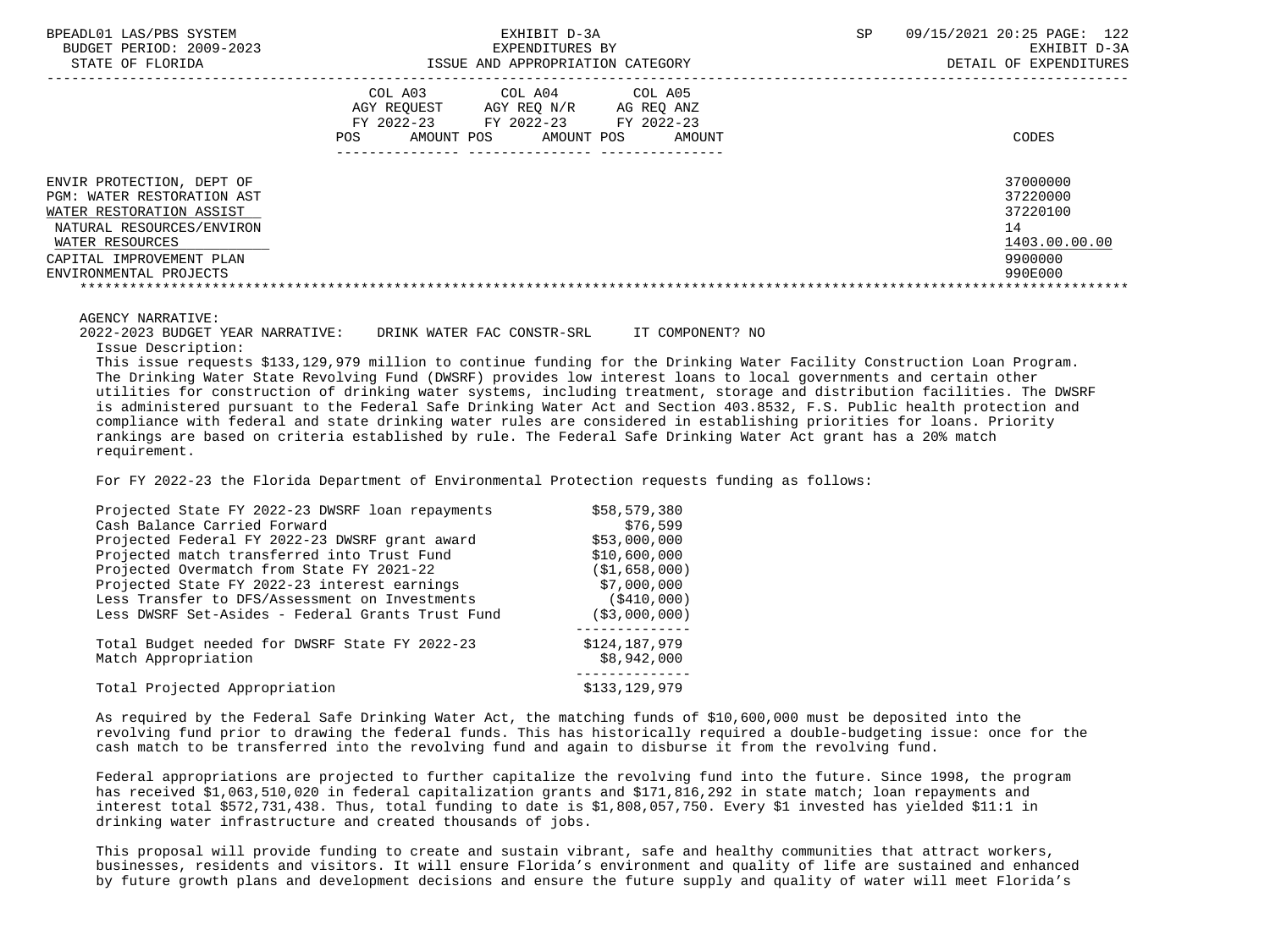| | COL A03 AGY REQUEST FY 2022-23 POS AMOUNT | COL A04 AGY REQ N/R FY 2022-23 POS AMOUNT | COL A05 AG REQ ANZ FY 2022-23 POS AMOUNT | CODES |
|---|---|---|---|---|
| ENVIR PROTECTION, DEPT OF | | | | 37000000 |
| PGM: WATER RESTORATION AST | | | | 37220000 |
| WATER RESTORATION ASSIST | | | | 37220100 |
| NATURAL RESOURCES/ENVIRON | | | | 14 |
| WATER RESOURCES | | | | 1403.00.00.00 |
| CAPITAL IMPROVEMENT PLAN | | | | 9900000 |
| ENVIRONMENTAL PROJECTS | | | | 990E000 |

AGENCY NARRATIVE:

2022-2023 BUDGET YEAR NARRATIVE: DRINK WATER FAC CONSTR-SRL IT COMPONENT? NO

Issue Description:

This issue requests $133,129,979 million to continue funding for the Drinking Water Facility Construction Loan Program. The Drinking Water State Revolving Fund (DWSRF) provides low interest loans to local governments and certain other utilities for construction of drinking water systems, including treatment, storage and distribution facilities. The DWSRF is administered pursuant to the Federal Safe Drinking Water Act and Section 403.8532, F.S. Public health protection and compliance with federal and state drinking water rules are considered in establishing priorities for loans. Priority rankings are based on criteria established by rule. The Federal Safe Drinking Water Act grant has a 20% match requirement.

For FY 2022-23 the Florida Department of Environmental Protection requests funding as follows:

| | |
|---|---|
| Projected State FY 2022-23 DWSRF loan repayments | $58,579,380 |
| Cash Balance Carried Forward | $76,599 |
| Projected Federal FY 2022-23 DWSRF grant award | $53,000,000 |
| Projected match transferred into Trust Fund | $10,600,000 |
| Projected Overmatch from State FY 2021-22 | ($1,658,000) |
| Projected State FY 2022-23 interest earnings | $7,000,000 |
| Less Transfer to DFS/Assessment on Investments | ($410,000) |
| Less DWSRF Set-Asides - Federal Grants Trust Fund | ($3,000,000) |
| Total Budget needed for DWSRF State FY 2022-23 | $124,187,979 |
| Match Appropriation | $8,942,000 |
| Total Projected Appropriation | $133,129,979 |

As required by the Federal Safe Drinking Water Act, the matching funds of $10,600,000 must be deposited into the revolving fund prior to drawing the federal funds. This has historically required a double-budgeting issue: once for the cash match to be transferred into the revolving fund and again to disburse it from the revolving fund.

Federal appropriations are projected to further capitalize the revolving fund into the future. Since 1998, the program has received $1,063,510,020 in federal capitalization grants and $171,816,292 in state match; loan repayments and interest total $572,731,438. Thus, total funding to date is $1,808,057,750. Every $1 invested has yielded $11:1 in drinking water infrastructure and created thousands of jobs.

This proposal will provide funding to create and sustain vibrant, safe and healthy communities that attract workers, businesses, residents and visitors. It will ensure Florida's environment and quality of life are sustained and enhanced by future growth plans and development decisions and ensure the future supply and quality of water will meet Florida's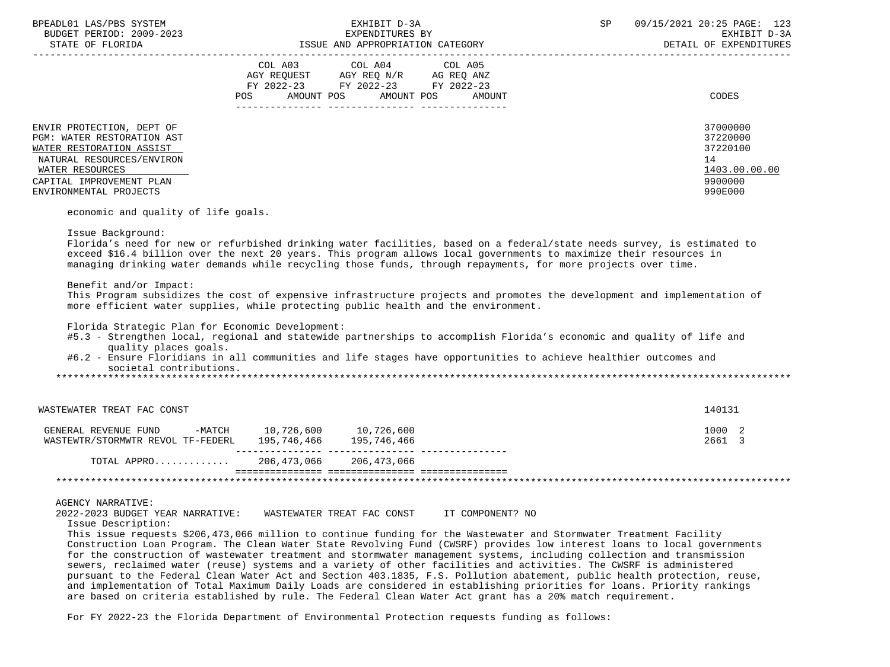ENVIR PROTECTION, DEPT OF — 37000000
PGM: WATER RESTORATION AST — 37220000
WATER RESTORATION ASSIST — 37220100
NATURAL RESOURCES/ENVIRON — 14
WATER RESOURCES — 1403.00.00.00
CAPITAL IMPROVEMENT PLAN — 9900000
ENVIRONMENTAL PROJECTS — 990E000

economic and quality of life goals.

Issue Background:
Florida's need for new or refurbished drinking water facilities, based on a federal/state needs survey, is estimated to exceed $16.4 billion over the next 20 years. This program allows local governments to maximize their resources in managing drinking water demands while recycling those funds, through repayments, for more projects over time.

Benefit and/or Impact:
This Program subsidizes the cost of expensive infrastructure projects and promotes the development and implementation of more efficient water supplies, while protecting public health and the environment.

Florida Strategic Plan for Economic Development:
#5.3 - Strengthen local, regional and statewide partnerships to accomplish Florida's economic and quality of life and quality places goals.
#6.2 - Ensure Floridians in all communities and life stages have opportunities to achieve healthier outcomes and societal contributions.

**WASTEWATER TREAT FAC CONST** — 140131

| | COL A03 AGY REQUEST FY 2022-23 AMOUNT | COL A04 AGY REQ N/R FY 2022-23 AMOUNT | COL A05 AG REQ ANZ FY 2022-23 AMOUNT | CODES |
|---|---|---|---|---|
| GENERAL REVENUE FUND -MATCH | 10,726,600 | 10,726,600 | | 1000 2 |
| WASTEWTR/STORMWTR REVOL TF-FEDERL | 195,746,466 | 195,746,466 | | 2661 3 |
| TOTAL APPRO............ | 206,473,066 | 206,473,066 | | |

AGENCY NARRATIVE:
2022-2023 BUDGET YEAR NARRATIVE: WASTEWATER TREAT FAC CONST IT COMPONENT? NO

Issue Description:
This issue requests $206,473,066 million to continue funding for the Wastewater and Stormwater Treatment Facility Construction Loan Program. The Clean Water State Revolving Fund (CWSRF) provides low interest loans to local governments for the construction of wastewater treatment and stormwater management systems, including collection and transmission sewers, reclaimed water (reuse) systems and a variety of other facilities and activities. The CWSRF is administered pursuant to the Federal Clean Water Act and Section 403.1835, F.S. Pollution abatement, public health protection, reuse, and implementation of Total Maximum Daily Loads are considered in establishing priorities for loans. Priority rankings are based on criteria established by rule. The Federal Clean Water Act grant has a 20% match requirement.

For FY 2022-23 the Florida Department of Environmental Protection requests funding as follows: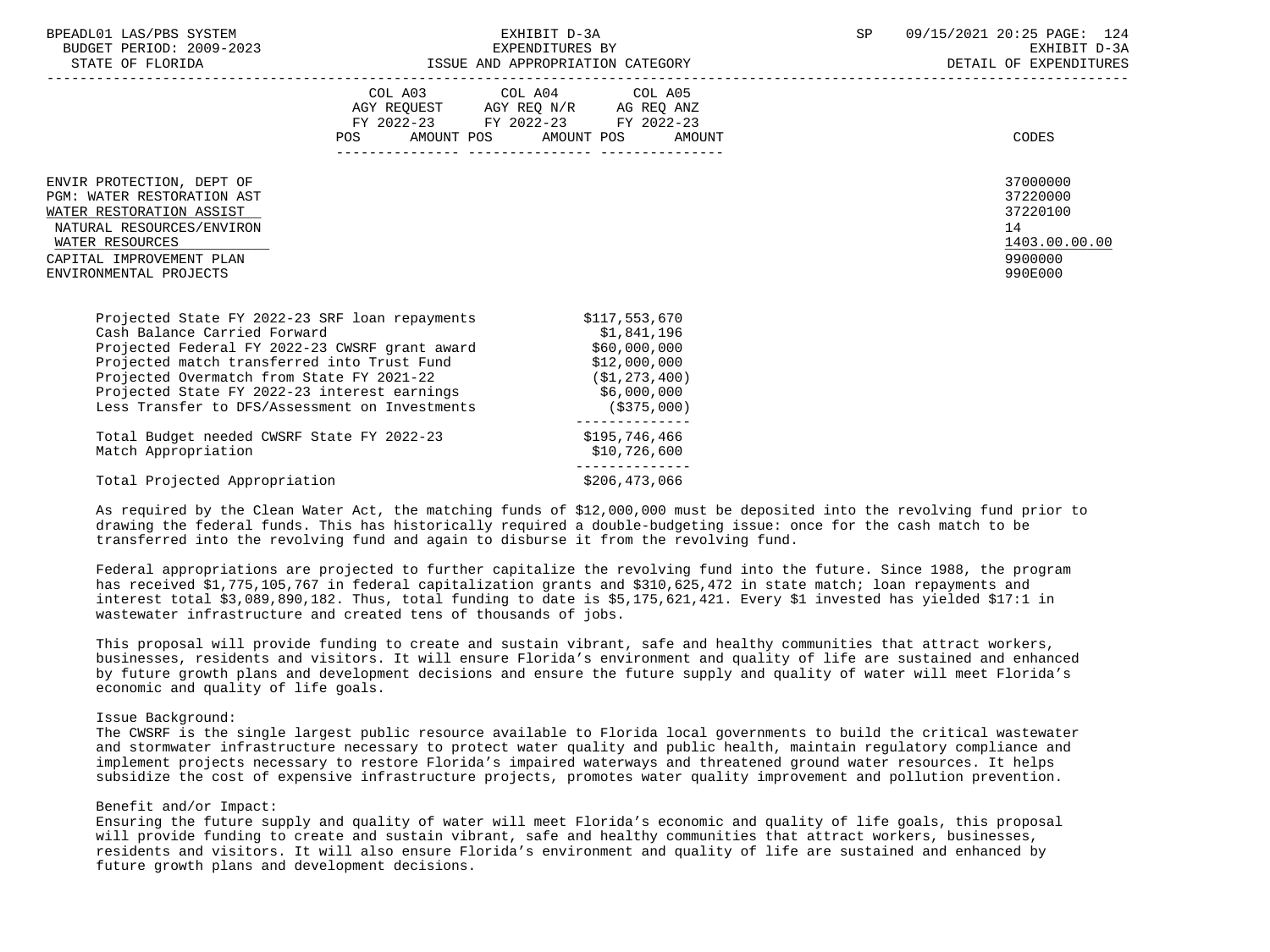| | COL A03 AGY REQUEST FY 2022-23 POS AMOUNT | COL A04 AGY REQ N/R FY 2022-23 POS AMOUNT | COL A05 AG REQ ANZ FY 2022-23 POS AMOUNT | CODES |
|---|---|---|---|---|
| ENVIR PROTECTION, DEPT OF | | | | 37000000 |
| PGM: WATER RESTORATION AST | | | | 37220000 |
| WATER RESTORATION ASSIST | | | | 37220100 |
| NATURAL RESOURCES/ENVIRON | | | | 14 |
| WATER RESOURCES | | | | 1403.00.00.00 |
| CAPITAL IMPROVEMENT PLAN | | | | 9900000 |
| ENVIRONMENTAL PROJECTS | | | | 990E000 |

| | |
|---|---|
| Projected State FY 2022-23 SRF loan repayments | $117,553,670 |
| Cash Balance Carried Forward | $1,841,196 |
| Projected Federal FY 2022-23 CWSRF grant award | $60,000,000 |
| Projected match transferred into Trust Fund | $12,000,000 |
| Projected Overmatch from State FY 2021-22 | ($1,273,400) |
| Projected State FY 2022-23 interest earnings | $6,000,000 |
| Less Transfer to DFS/Assessment on Investments | ($375,000) |
| Total Budget needed CWSRF State FY 2022-23 | $195,746,466 |
| Match Appropriation | $10,726,600 |
| Total Projected Appropriation | $206,473,066 |

As required by the Clean Water Act, the matching funds of $12,000,000 must be deposited into the revolving fund prior to drawing the federal funds. This has historically required a double-budgeting issue: once for the cash match to be transferred into the revolving fund and again to disburse it from the revolving fund.

Federal appropriations are projected to further capitalize the revolving fund into the future. Since 1988, the program has received $1,775,105,767 in federal capitalization grants and $310,625,472 in state match; loan repayments and interest total $3,089,890,182. Thus, total funding to date is $5,175,621,421. Every $1 invested has yielded $17:1 in wastewater infrastructure and created tens of thousands of jobs.

This proposal will provide funding to create and sustain vibrant, safe and healthy communities that attract workers, businesses, residents and visitors. It will ensure Florida's environment and quality of life are sustained and enhanced by future growth plans and development decisions and ensure the future supply and quality of water will meet Florida's economic and quality of life goals.

Issue Background:
The CWSRF is the single largest public resource available to Florida local governments to build the critical wastewater and stormwater infrastructure necessary to protect water quality and public health, maintain regulatory compliance and implement projects necessary to restore Florida's impaired waterways and threatened ground water resources. It helps subsidize the cost of expensive infrastructure projects, promotes water quality improvement and pollution prevention.

Benefit and/or Impact:
Ensuring the future supply and quality of water will meet Florida's economic and quality of life goals, this proposal will provide funding to create and sustain vibrant, safe and healthy communities that attract workers, businesses, residents and visitors. It will also ensure Florida's environment and quality of life are sustained and enhanced by future growth plans and development decisions.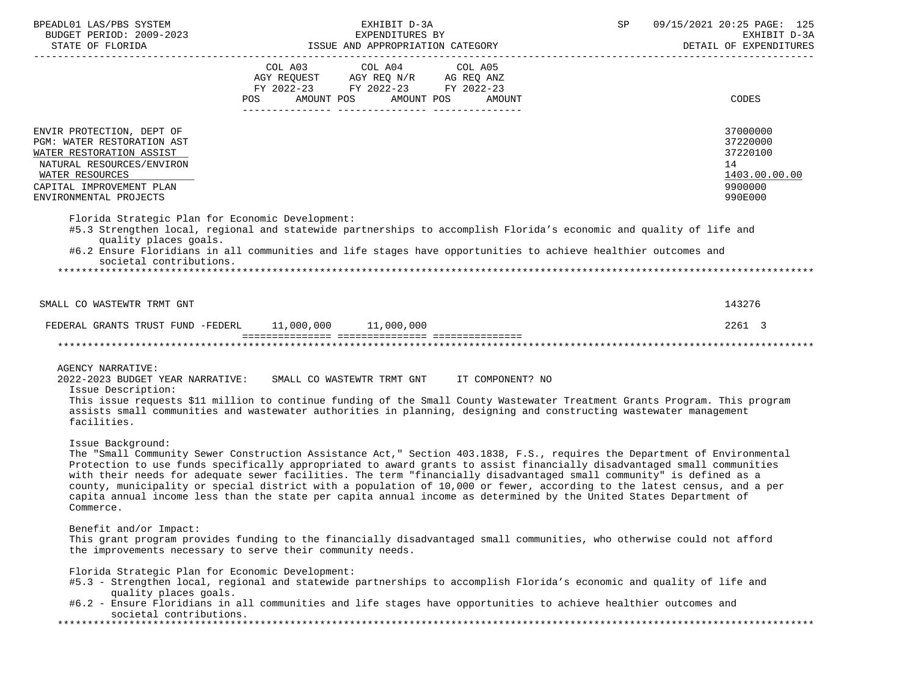| | COL A03 AGY REQUEST FY 2022-23 POS AMOUNT | COL A04 AGY REQ N/R FY 2022-23 POS AMOUNT | COL A05 AG REQ ANZ FY 2022-23 POS AMOUNT | CODES |
|---|---|---|---|---|
| ENVIR PROTECTION, DEPT OF | | | | 37000000 |
| PGM: WATER RESTORATION AST | | | | 37220000 |
| WATER RESTORATION ASSIST | | | | 37220100 |
| NATURAL RESOURCES/ENVIRON | | | | 14 |
| WATER RESOURCES | | | | 1403.00.00.00 |
| CAPITAL IMPROVEMENT PLAN | | | | 9900000 |
| ENVIRONMENTAL PROJECTS | | | | 990E000 |

Florida Strategic Plan for Economic Development:
#5.3 Strengthen local, regional and statewide partnerships to accomplish Florida's economic and quality of life and quality places goals.
#6.2 Ensure Floridians in all communities and life stages have opportunities to achieve healthier outcomes and societal contributions.

| | COL A03 | COL A04 | COL A05 | CODES |
|---|---|---|---|---|
| SMALL CO WASTEWTR TRMT GNT | | | | 143276 |
| FEDERAL GRANTS TRUST FUND -FEDERL | 11,000,000 | 11,000,000 | | 2261 3 |

AGENCY NARRATIVE:
2022-2023 BUDGET YEAR NARRATIVE: SMALL CO WASTEWTR TRMT GNT IT COMPONENT? NO

Issue Description:
This issue requests $11 million to continue funding of the Small County Wastewater Treatment Grants Program. This program assists small communities and wastewater authorities in planning, designing and constructing wastewater management facilities.

Issue Background:
The "Small Community Sewer Construction Assistance Act," Section 403.1838, F.S., requires the Department of Environmental Protection to use funds specifically appropriated to award grants to assist financially disadvantaged small communities with their needs for adequate sewer facilities. The term "financially disadvantaged small community" is defined as a county, municipality or special district with a population of 10,000 or fewer, according to the latest census, and a per capita annual income less than the state per capita annual income as determined by the United States Department of Commerce.

Benefit and/or Impact:
This grant program provides funding to the financially disadvantaged small communities, who otherwise could not afford the improvements necessary to serve their community needs.

Florida Strategic Plan for Economic Development:
#5.3 - Strengthen local, regional and statewide partnerships to accomplish Florida's economic and quality of life and quality places goals.
#6.2 - Ensure Floridians in all communities and life stages have opportunities to achieve healthier outcomes and societal contributions.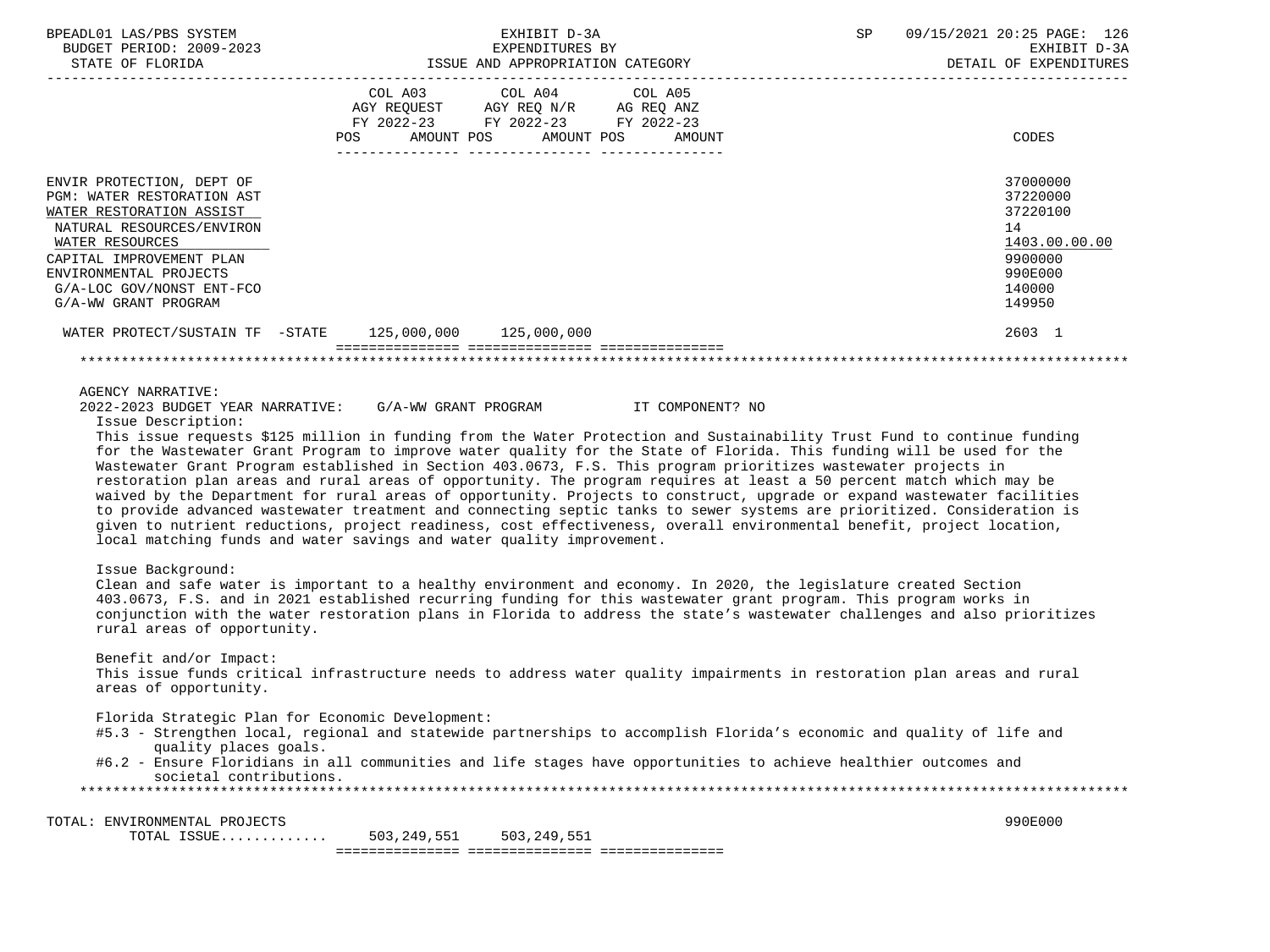EXHIBIT D-3A
EXPENDITURES BY
ISSUE AND APPROPRIATION CATEGORY

DETAIL OF EXPENDITURES

| | COL A03 AGY REQUEST FY 2022-23 POS AMOUNT | COL A04 AGY REQ N/R FY 2022-23 POS AMOUNT | COL A05 AG REQ ANZ FY 2022-23 POS AMOUNT | CODES |
|---|---|---|---|---|
| ENVIR PROTECTION, DEPT OF | | | | 37000000 |
| PGM: WATER RESTORATION AST | | | | 37220000 |
| WATER RESTORATION ASSIST | | | | 37220100 |
| NATURAL RESOURCES/ENVIRON | | | | 14 |
| WATER RESOURCES | | | | 1403.00.00.00 |
| CAPITAL IMPROVEMENT PLAN | | | | 9900000 |
| ENVIRONMENTAL PROJECTS | | | | 990E000 |
| G/A-LOC GOV/NONST ENT-FCO | | | | 140000 |
| G/A-WW GRANT PROGRAM | | | | 149950 |
| WATER PROTECT/SUSTAIN TF -STATE | 125,000,000 | 125,000,000 | | 2603 1 |

AGENCY NARRATIVE:

2022-2023 BUDGET YEAR NARRATIVE: G/A-WW GRANT PROGRAM IT COMPONENT? NO

Issue Description:

This issue requests $125 million in funding from the Water Protection and Sustainability Trust Fund to continue funding for the Wastewater Grant Program to improve water quality for the State of Florida. This funding will be used for the Wastewater Grant Program established in Section 403.0673, F.S. This program prioritizes wastewater projects in restoration plan areas and rural areas of opportunity. The program requires at least a 50 percent match which may be waived by the Department for rural areas of opportunity. Projects to construct, upgrade or expand wastewater facilities to provide advanced wastewater treatment and connecting septic tanks to sewer systems are prioritized. Consideration is given to nutrient reductions, project readiness, cost effectiveness, overall environmental benefit, project location, local matching funds and water savings and water quality improvement.

Issue Background:

Clean and safe water is important to a healthy environment and economy. In 2020, the legislature created Section 403.0673, F.S. and in 2021 established recurring funding for this wastewater grant program. This program works in conjunction with the water restoration plans in Florida to address the state's wastewater challenges and also prioritizes rural areas of opportunity.

Benefit and/or Impact:

This issue funds critical infrastructure needs to address water quality impairments in restoration plan areas and rural areas of opportunity.

Florida Strategic Plan for Economic Development:

#5.3 - Strengthen local, regional and statewide partnerships to accomplish Florida's economic and quality of life and quality places goals.

#6.2 - Ensure Floridians in all communities and life stages have opportunities to achieve healthier outcomes and societal contributions.

| | COL A03 | COL A04 | COL A05 | CODES |
|---|---|---|---|---|
| TOTAL: ENVIRONMENTAL PROJECTS | | | | 990E000 |
| TOTAL ISSUE............. | 503,249,551 | 503,249,551 | | |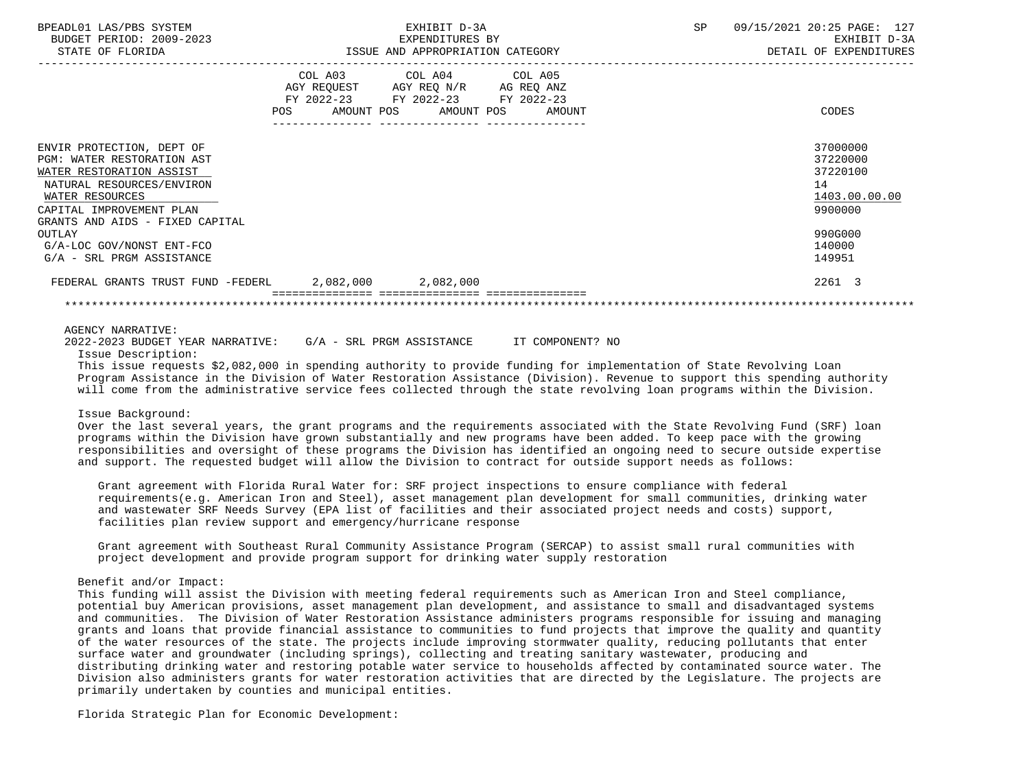| | COL A03 AGY REQUEST FY 2022-23 POS AMOUNT | COL A04 AGY REQ N/R FY 2022-23 POS AMOUNT | COL A05 AG REQ ANZ FY 2022-23 POS AMOUNT | CODES |
|---|---|---|---|---|
| ENVIR PROTECTION, DEPT OF | | | | 37000000 |
| PGM: WATER RESTORATION AST | | | | 37220000 |
| WATER RESTORATION ASSIST | | | | 37220100 |
| NATURAL RESOURCES/ENVIRON | | | | 14 |
| WATER RESOURCES | | | | 1403.00.00.00 |
| CAPITAL IMPROVEMENT PLAN | | | | 9900000 |
| GRANTS AND AIDS - FIXED CAPITAL OUTLAY | | | | 990G000 |
| G/A-LOC GOV/NONST ENT-FCO | | | | 140000 |
| G/A - SRL PRGM ASSISTANCE | | | | 149951 |
| FEDERAL GRANTS TRUST FUND -FEDERL | 2,082,000 | 2,082,000 | | 2261 3 |

AGENCY NARRATIVE:

2022-2023 BUDGET YEAR NARRATIVE: G/A - SRL PRGM ASSISTANCE IT COMPONENT? NO

Issue Description:

This issue requests $2,082,000 in spending authority to provide funding for implementation of State Revolving Loan Program Assistance in the Division of Water Restoration Assistance (Division). Revenue to support this spending authority will come from the administrative service fees collected through the state revolving loan programs within the Division.

Issue Background:

Over the last several years, the grant programs and the requirements associated with the State Revolving Fund (SRF) loan programs within the Division have grown substantially and new programs have been added. To keep pace with the growing responsibilities and oversight of these programs the Division has identified an ongoing need to secure outside expertise and support. The requested budget will allow the Division to contract for outside support needs as follows:

Grant agreement with Florida Rural Water for: SRF project inspections to ensure compliance with federal requirements(e.g. American Iron and Steel), asset management plan development for small communities, drinking water and wastewater SRF Needs Survey (EPA list of facilities and their associated project needs and costs) support, facilities plan review support and emergency/hurricane response

Grant agreement with Southeast Rural Community Assistance Program (SERCAP) to assist small rural communities with project development and provide program support for drinking water supply restoration

Benefit and/or Impact:

This funding will assist the Division with meeting federal requirements such as American Iron and Steel compliance, potential buy American provisions, asset management plan development, and assistance to small and disadvantaged systems and communities. The Division of Water Restoration Assistance administers programs responsible for issuing and managing grants and loans that provide financial assistance to communities to fund projects that improve the quality and quantity of the water resources of the state. The projects include improving stormwater quality, reducing pollutants that enter surface water and groundwater (including springs), collecting and treating sanitary wastewater, producing and distributing drinking water and restoring potable water service to households affected by contaminated source water. The Division also administers grants for water restoration activities that are directed by the Legislature. The projects are primarily undertaken by counties and municipal entities.

Florida Strategic Plan for Economic Development: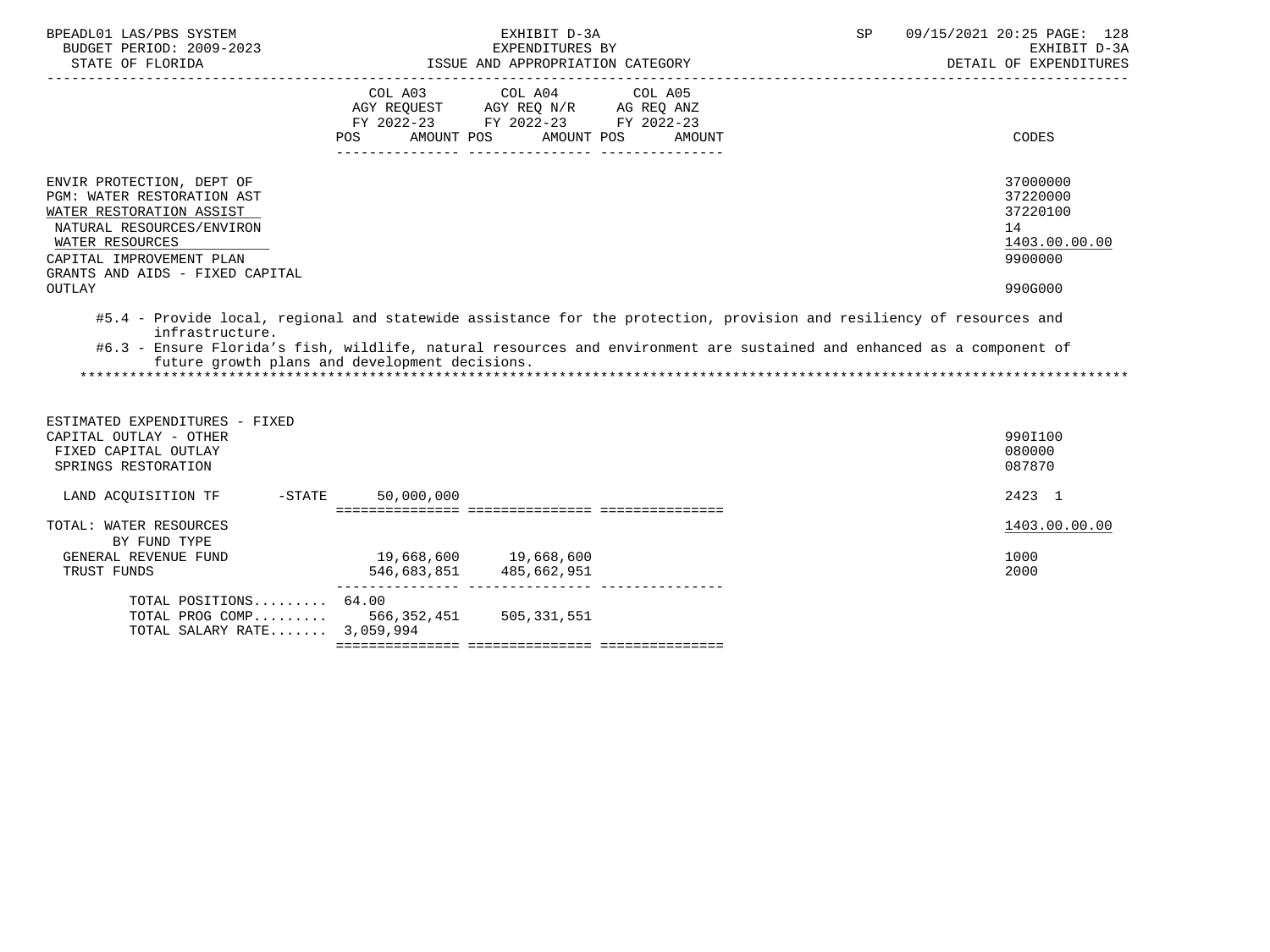BPEADL01 LAS/PBS SYSTEM | EXHIBIT D-3A | SP 09/15/2021 20:25 PAGE: 128
BUDGET PERIOD: 2009-2023 | EXPENDITURES BY | EXHIBIT D-3A
STATE OF FLORIDA | ISSUE AND APPROPRIATION CATEGORY | DETAIL OF EXPENDITURES

| | COL A03 AGY REQUEST FY 2022-23 POS AMOUNT | COL A04 AGY REQ N/R FY 2022-23 POS AMOUNT | COL A05 AG REQ ANZ FY 2022-23 POS AMOUNT | CODES |
|---|---|---|---|---|
| ENVIR PROTECTION, DEPT OF | | | | 37000000 |
| PGM: WATER RESTORATION AST | | | | 37220000 |
| WATER RESTORATION ASSIST | | | | 37220100 |
| NATURAL RESOURCES/ENVIRON | | | | 14 |
| WATER RESOURCES | | | | 1403.00.00.00 |
| CAPITAL IMPROVEMENT PLAN | | | | 9900000 |
| GRANTS AND AIDS - FIXED CAPITAL OUTLAY | | | | 990G000 |

#5.4 - Provide local, regional and statewide assistance for the protection, provision and resiliency of resources and infrastructure.

#6.3 - Ensure Florida's fish, wildlife, natural resources and environment are sustained and enhanced as a component of future growth plans and development decisions.

*******************************************************************************************************************

| | COL A03 | COL A04 | COL A05 | CODES |
|---|---|---|---|---|
| ESTIMATED EXPENDITURES - FIXED CAPITAL OUTLAY - OTHER | | | | 990I100 |
| FIXED CAPITAL OUTLAY | | | | 080000 |
| SPRINGS RESTORATION | | | | 087870 |
| LAND ACQUISITION TF -STATE | 50,000,000 | | | 2423 1 |
| TOTAL: WATER RESOURCES | | | | 1403.00.00.00 |
| BY FUND TYPE | | | | |
| GENERAL REVENUE FUND | 19,668,600 | 19,668,600 | | 1000 |
| TRUST FUNDS | 546,683,851 | 485,662,951 | | 2000 |
| TOTAL POSITIONS......... | 64.00 | | | |
| TOTAL PROG COMP......... | 566,352,451 | 505,331,551 | | |
| TOTAL SALARY RATE....... | 3,059,994 | | | |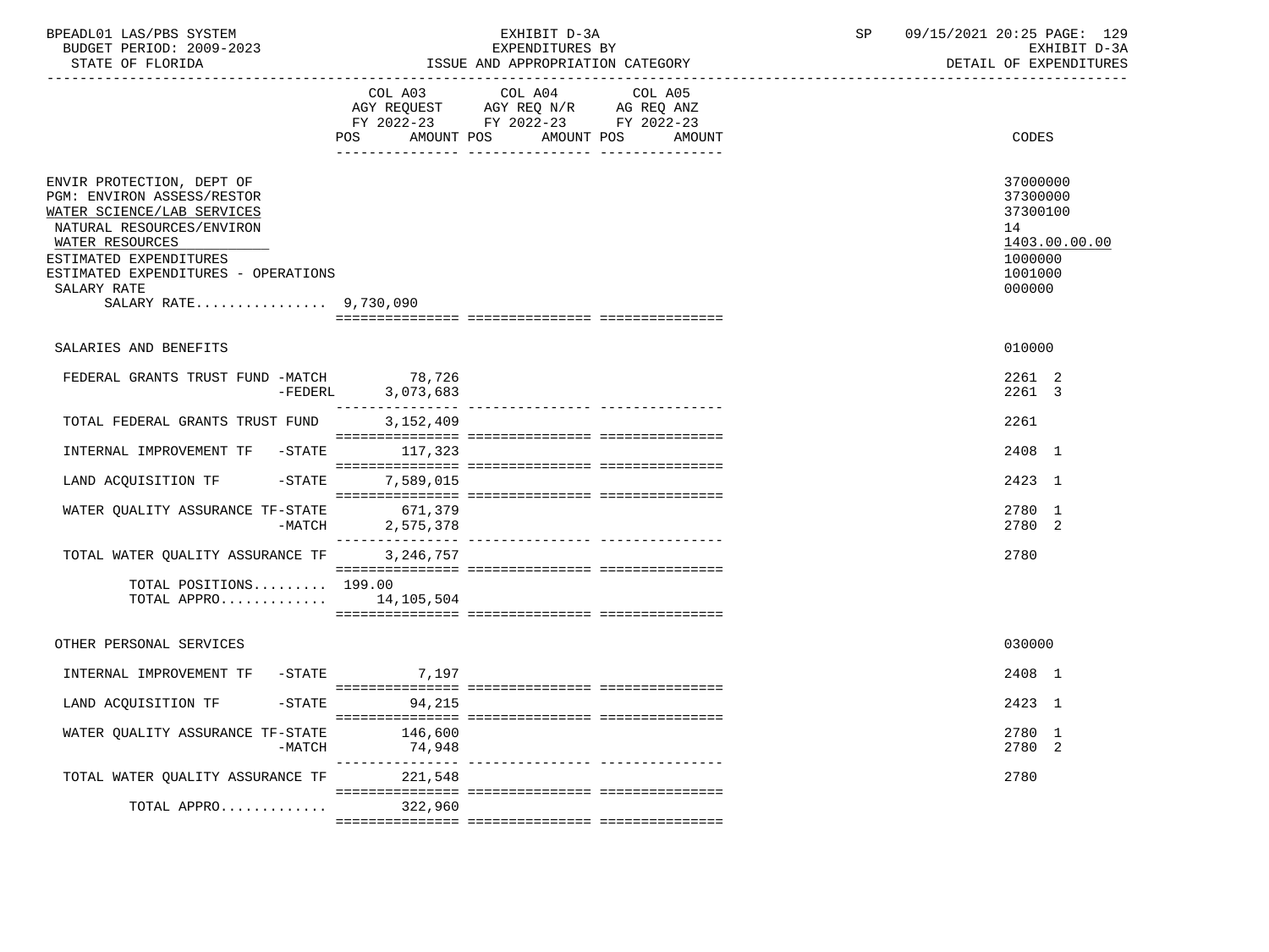BPEADL01 LAS/PBS SYSTEM — EXHIBIT D-3A — EXPENDITURES BY ISSUE AND APPROPRIATION CATEGORY
BUDGET PERIOD: 2009-2023 — STATE OF FLORIDA — SP 09/15/2021 20:25 — EXHIBIT D-3A DETAIL OF EXPENDITURES

| | COL A03 AGY REQUEST FY 2022-23 POS AMOUNT | COL A04 AGY REQ N/R FY 2022-23 POS AMOUNT | COL A05 AG REQ ANZ FY 2022-23 POS AMOUNT | CODES |
|---|---|---|---|---|
| ENVIR PROTECTION, DEPT OF | | | | 37000000 |
| PGM: ENVIRON ASSESS/RESTOR | | | | 37300000 |
| WATER SCIENCE/LAB SERVICES | | | | 37300100 |
| NATURAL RESOURCES/ENVIRON | | | | 14 |
| WATER RESOURCES | | | | 1403.00.00.00 |
| ESTIMATED EXPENDITURES | | | | 1000000 |
| ESTIMATED EXPENDITURES - OPERATIONS | | | | 1001000 |
| SALARY RATE | | | | 000000 |
| SALARY RATE................ 9,730,090 | | | | |
| SALARIES AND BENEFITS | | | | 010000 |
| FEDERAL GRANTS TRUST FUND -MATCH | 78,726 | | | 2261 2 |
| -FEDERL | 3,073,683 | | | 2261 3 |
| TOTAL FEDERAL GRANTS TRUST FUND | 3,152,409 | | | 2261 |
| INTERNAL IMPROVEMENT TF -STATE | 117,323 | | | 2408 1 |
| LAND ACQUISITION TF -STATE | 7,589,015 | | | 2423 1 |
| WATER QUALITY ASSURANCE TF-STATE | 671,379 | | | 2780 1 |
| -MATCH | 2,575,378 | | | 2780 2 |
| TOTAL WATER QUALITY ASSURANCE TF | 3,246,757 | | | 2780 |
| TOTAL POSITIONS......... | 199.00 | | | |
| TOTAL APPRO............. | 14,105,504 | | | |
| OTHER PERSONAL SERVICES | | | | 030000 |
| INTERNAL IMPROVEMENT TF -STATE | 7,197 | | | 2408 1 |
| LAND ACQUISITION TF -STATE | 94,215 | | | 2423 1 |
| WATER QUALITY ASSURANCE TF-STATE | 146,600 | | | 2780 1 |
| -MATCH | 74,948 | | | 2780 2 |
| TOTAL WATER QUALITY ASSURANCE TF | 221,548 | | | 2780 |
| TOTAL APPRO............. | 322,960 | | | |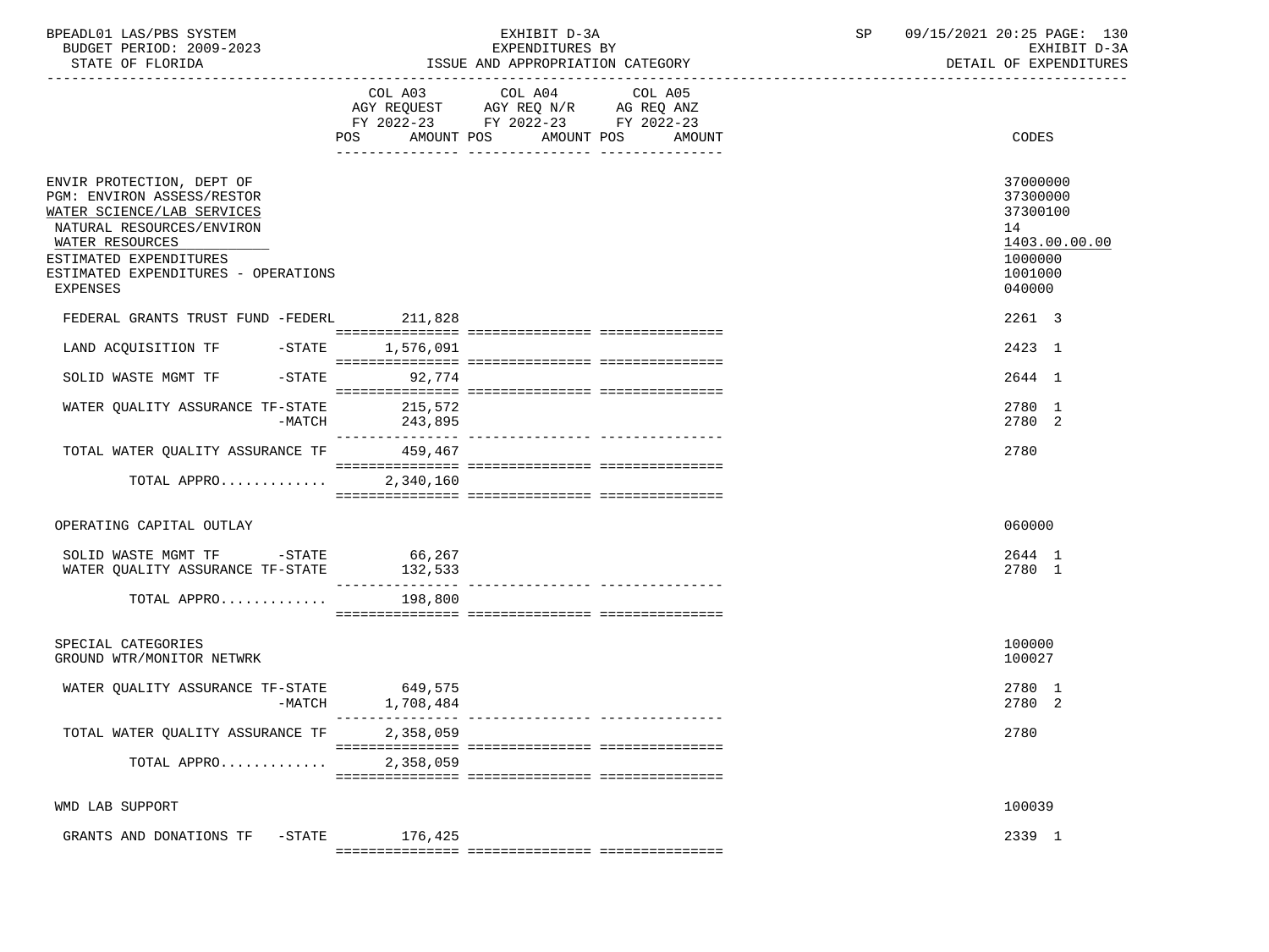BPEADL01 LAS/PBS SYSTEM | EXHIBIT D-3A | SP 09/15/2021 20:25 PAGE: 130
BUDGET PERIOD: 2009-2023 | EXPENDITURES BY | EXHIBIT D-3A
STATE OF FLORIDA | ISSUE AND APPROPRIATION CATEGORY | DETAIL OF EXPENDITURES

| | COL A03 AGY REQUEST FY 2022-23 POS AMOUNT | COL A04 AGY REQ N/R FY 2022-23 POS AMOUNT | COL A05 AG REQ ANZ FY 2022-23 POS AMOUNT | CODES |
|---|---|---|---|---|
| ENVIR PROTECTION, DEPT OF | | | | 37000000 |
| PGM: ENVIRON ASSESS/RESTOR | | | | 37300000 |
| WATER SCIENCE/LAB SERVICES | | | | 37300100 |
| NATURAL RESOURCES/ENVIRON | | | | 14 |
| WATER RESOURCES | | | | 1403.00.00.00 |
| ESTIMATED EXPENDITURES | | | | 1000000 |
| ESTIMATED EXPENDITURES - OPERATIONS | | | | 1001000 |
| EXPENSES | | | | 040000 |
| FEDERAL GRANTS TRUST FUND -FEDERL | 211,828 | | | 2261 3 |
| LAND ACQUISITION TF -STATE | 1,576,091 | | | 2423 1 |
| SOLID WASTE MGMT TF -STATE | 92,774 | | | 2644 1 |
| WATER QUALITY ASSURANCE TF-STATE | 215,572 | | | 2780 1 |
| -MATCH | 243,895 | | | 2780 2 |
| TOTAL WATER QUALITY ASSURANCE TF | 459,467 | | | 2780 |
| TOTAL APPRO............ | 2,340,160 | | | |
| OPERATING CAPITAL OUTLAY | | | | 060000 |
| SOLID WASTE MGMT TF -STATE | 66,267 | | | 2644 1 |
| WATER QUALITY ASSURANCE TF-STATE | 132,533 | | | 2780 1 |
| TOTAL APPRO............ | 198,800 | | | |
| SPECIAL CATEGORIES | | | | 100000 |
| GROUND WTR/MONITOR NETWRK | | | | 100027 |
| WATER QUALITY ASSURANCE TF-STATE | 649,575 | | | 2780 1 |
| -MATCH | 1,708,484 | | | 2780 2 |
| TOTAL WATER QUALITY ASSURANCE TF | 2,358,059 | | | 2780 |
| TOTAL APPRO............ | 2,358,059 | | | |
| WMD LAB SUPPORT | | | | 100039 |
| GRANTS AND DONATIONS TF -STATE | 176,425 | | | 2339 1 |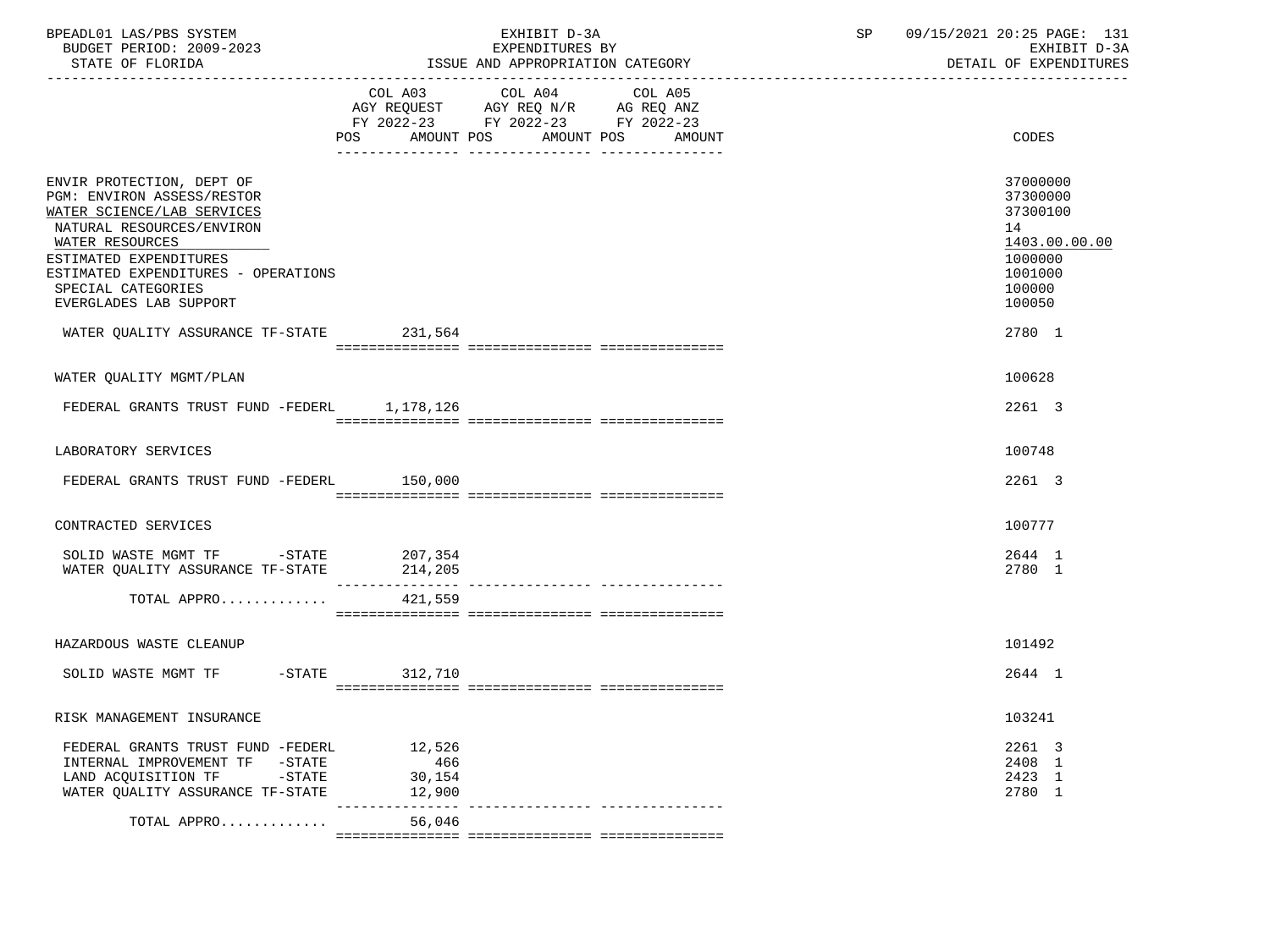BPEADL01 LAS/PBS SYSTEM — EXHIBIT D-3A — SP 09/15/2021 20:25 PAGE: 131
BUDGET PERIOD: 2009-2023 — EXPENDITURES BY — EXHIBIT D-3A
STATE OF FLORIDA — ISSUE AND APPROPRIATION CATEGORY — DETAIL OF EXPENDITURES

| | COL A03 AGY REQUEST FY 2022-23 POS AMOUNT | COL A04 AGY REQ N/R FY 2022-23 POS AMOUNT | COL A05 AG REQ ANZ FY 2022-23 POS AMOUNT | CODES |
|---|---|---|---|---|
| ENVIR PROTECTION, DEPT OF | | | | 37000000 |
| PGM: ENVIRON ASSESS/RESTOR | | | | 37300000 |
| WATER SCIENCE/LAB SERVICES | | | | 37300100 |
| NATURAL RESOURCES/ENVIRON | | | | 14 |
| WATER RESOURCES | | | | 1403.00.00.00 |
| ESTIMATED EXPENDITURES | | | | 1000000 |
| ESTIMATED EXPENDITURES - OPERATIONS | | | | 1001000 |
| SPECIAL CATEGORIES | | | | 100000 |
| EVERGLADES LAB SUPPORT | | | | 100050 |
| WATER QUALITY ASSURANCE TF-STATE | 231,564 | | | 2780 1 |
| WATER QUALITY MGMT/PLAN | | | | 100628 |
| FEDERAL GRANTS TRUST FUND -FEDERL | 1,178,126 | | | 2261 3 |
| LABORATORY SERVICES | | | | 100748 |
| FEDERAL GRANTS TRUST FUND -FEDERL | 150,000 | | | 2261 3 |
| CONTRACTED SERVICES | | | | 100777 |
| SOLID WASTE MGMT TF -STATE | 207,354 | | | 2644 1 |
| WATER QUALITY ASSURANCE TF-STATE | 214,205 | | | 2780 1 |
| TOTAL APPRO............. | 421,559 | | | |
| HAZARDOUS WASTE CLEANUP | | | | 101492 |
| SOLID WASTE MGMT TF -STATE | 312,710 | | | 2644 1 |
| RISK MANAGEMENT INSURANCE | | | | 103241 |
| FEDERAL GRANTS TRUST FUND -FEDERL | 12,526 | | | 2261 3 |
| INTERNAL IMPROVEMENT TF -STATE | 466 | | | 2408 1 |
| LAND ACQUISITION TF -STATE | 30,154 | | | 2423 1 |
| WATER QUALITY ASSURANCE TF-STATE | 12,900 | | | 2780 1 |
| TOTAL APPRO............. | 56,046 | | | |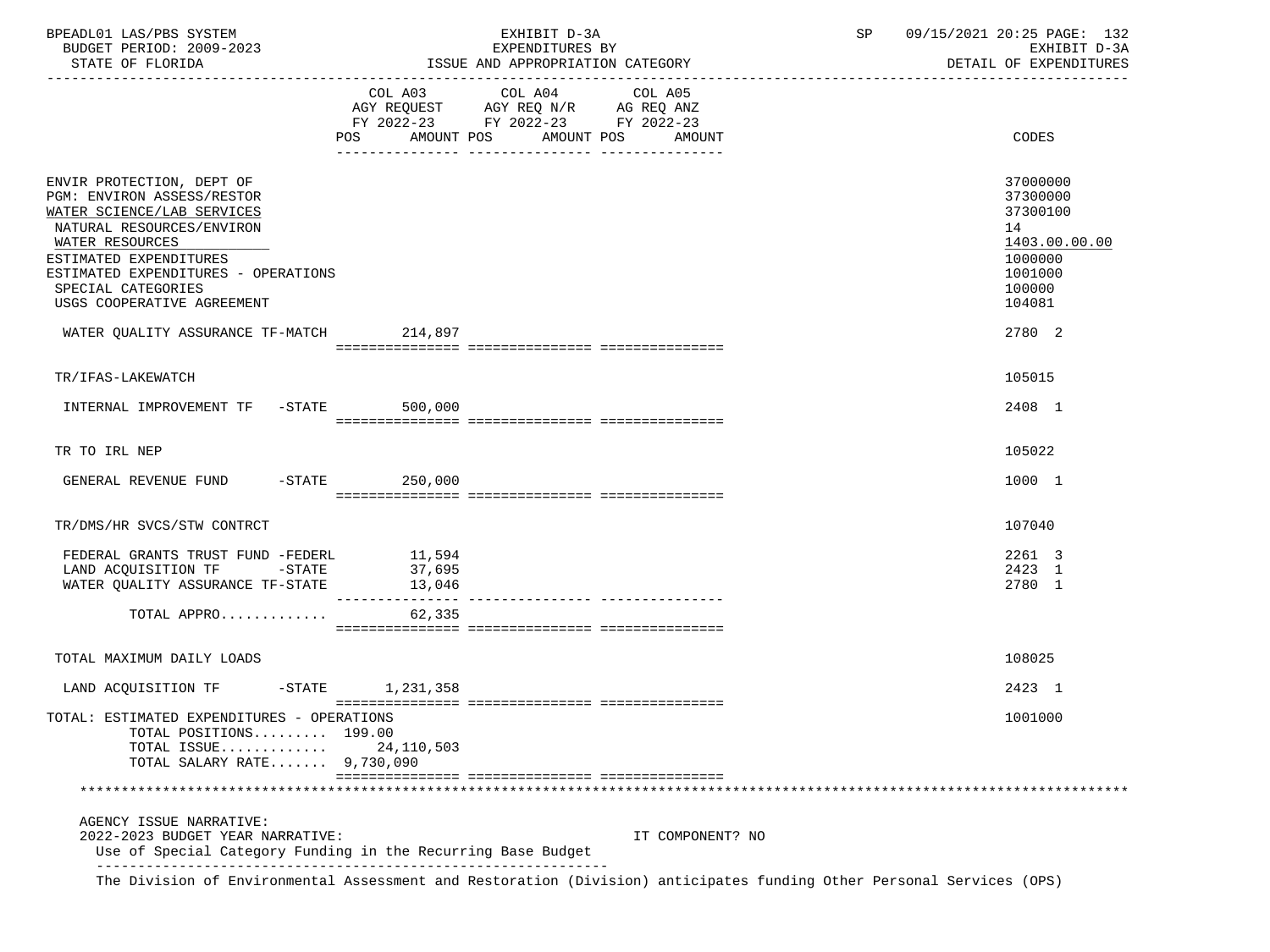| | COL A03 AGY REQUEST FY 2022-23 POS AMOUNT | COL A04 AGY REQ N/R FY 2022-23 POS AMOUNT | COL A05 AG REQ ANZ FY 2022-23 POS AMOUNT | CODES |
|---|---|---|---|---|
| ENVIR PROTECTION, DEPT OF | | | | 37000000 |
| PGM: ENVIRON ASSESS/RESTOR | | | | 37300000 |
| WATER SCIENCE/LAB SERVICES | | | | 37300100 |
| NATURAL RESOURCES/ENVIRON | | | | 14 |
| WATER RESOURCES | | | | 1403.00.00.00 |
| ESTIMATED EXPENDITURES | | | | 1000000 |
| ESTIMATED EXPENDITURES - OPERATIONS | | | | 1001000 |
| SPECIAL CATEGORIES | | | | 100000 |
| USGS COOPERATIVE AGREEMENT | | | | 104081 |
| WATER QUALITY ASSURANCE TF-MATCH | 214,897 | | | 2780 2 |
| TR/IFAS-LAKEWATCH | | | | 105015 |
| INTERNAL IMPROVEMENT TF -STATE | 500,000 | | | 2408 1 |
| TR TO IRL NEP | | | | 105022 |
| GENERAL REVENUE FUND -STATE | 250,000 | | | 1000 1 |
| TR/DMS/HR SVCS/STW CONTRCT | | | | 107040 |
| FEDERAL GRANTS TRUST FUND -FEDERL | 11,594 | | | 2261 3 |
| LAND ACQUISITION TF -STATE | 37,695 | | | 2423 1 |
| WATER QUALITY ASSURANCE TF-STATE | 13,046 | | | 2780 1 |
| TOTAL APPRO............ | 62,335 | | | |
| TOTAL MAXIMUM DAILY LOADS | | | | 108025 |
| LAND ACQUISITION TF -STATE | 1,231,358 | | | 2423 1 |
| TOTAL: ESTIMATED EXPENDITURES - OPERATIONS | | | | 1001000 |
| TOTAL POSITIONS......... | 199.00 | | | |
| TOTAL ISSUE............ | 24,110,503 | | | |
| TOTAL SALARY RATE....... | 9,730,090 | | | |

AGENCY ISSUE NARRATIVE:

2022-2023 BUDGET YEAR NARRATIVE: IT COMPONENT? NO

Use of Special Category Funding in the Recurring Base Budget

The Division of Environmental Assessment and Restoration (Division) anticipates funding Other Personal Services (OPS)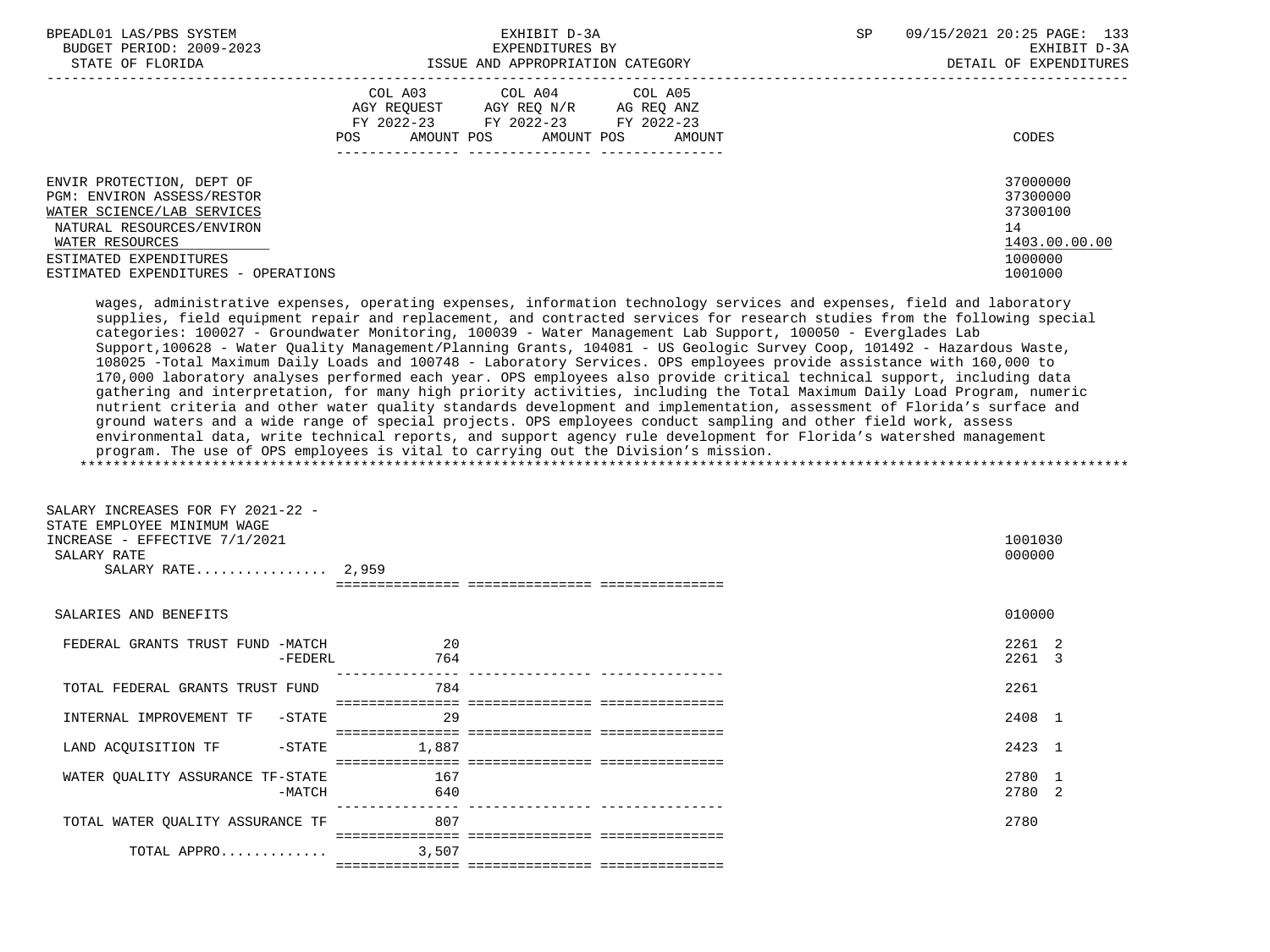| | COL A03 AGY REQUEST FY 2022-23 POS AMOUNT | COL A04 AGY REQ N/R FY 2022-23 POS AMOUNT | COL A05 AG REQ ANZ FY 2022-23 POS AMOUNT | CODES |
|---|---|---|---|---|
| ENVIR PROTECTION, DEPT OF | | | | 37000000 |
| PGM: ENVIRON ASSESS/RESTOR | | | | 37300000 |
| WATER SCIENCE/LAB SERVICES | | | | 37300100 |
| NATURAL RESOURCES/ENVIRON | | | | 14 |
| WATER RESOURCES | | | | 1403.00.00.00 |
| ESTIMATED EXPENDITURES | | | | 1000000 |
| ESTIMATED EXPENDITURES - OPERATIONS | | | | 1001000 |

wages, administrative expenses, operating expenses, information technology services and expenses, field and laboratory supplies, field equipment repair and replacement, and contracted services for research studies from the following special categories: 100027 - Groundwater Monitoring, 100039 - Water Management Lab Support, 100050 - Everglades Lab Support,100628 - Water Quality Management/Planning Grants, 104081 - US Geologic Survey Coop, 101492 - Hazardous Waste, 108025 -Total Maximum Daily Loads and 100748 - Laboratory Services. OPS employees provide assistance with 160,000 to 170,000 laboratory analyses performed each year. OPS employees also provide critical technical support, including data gathering and interpretation, for many high priority activities, including the Total Maximum Daily Load Program, numeric nutrient criteria and other water quality standards development and implementation, assessment of Florida's surface and ground waters and a wide range of special projects. OPS employees conduct sampling and other field work, assess environmental data, write technical reports, and support agency rule development for Florida's watershed management program. The use of OPS employees is vital to carrying out the Division's mission.

*******************************************************************************************************************************

| | COL A03 | COL A04 | COL A05 | CODES |
|---|---|---|---|---|
| SALARY INCREASES FOR FY 2021-22 - STATE EMPLOYEE MINIMUM WAGE INCREASE - EFFECTIVE 7/1/2021 | | | | 1001030 |
| SALARY RATE | | | | 000000 |
| SALARY RATE................ 2,959 | | | | |
| SALARIES AND BENEFITS | | | | 010000 |
| FEDERAL GRANTS TRUST FUND -MATCH | 20 | | | 2261 2 |
| -FEDERL | 764 | | | 2261 3 |
| TOTAL FEDERAL GRANTS TRUST FUND | 784 | | | 2261 |
| INTERNAL IMPROVEMENT TF -STATE | 29 | | | 2408 1 |
| LAND ACQUISITION TF -STATE | 1,887 | | | 2423 1 |
| WATER QUALITY ASSURANCE TF-STATE | 167 | | | 2780 1 |
| -MATCH | 640 | | | 2780 2 |
| TOTAL WATER QUALITY ASSURANCE TF | 807 | | | 2780 |
| TOTAL APPRO............ | 3,507 | | | |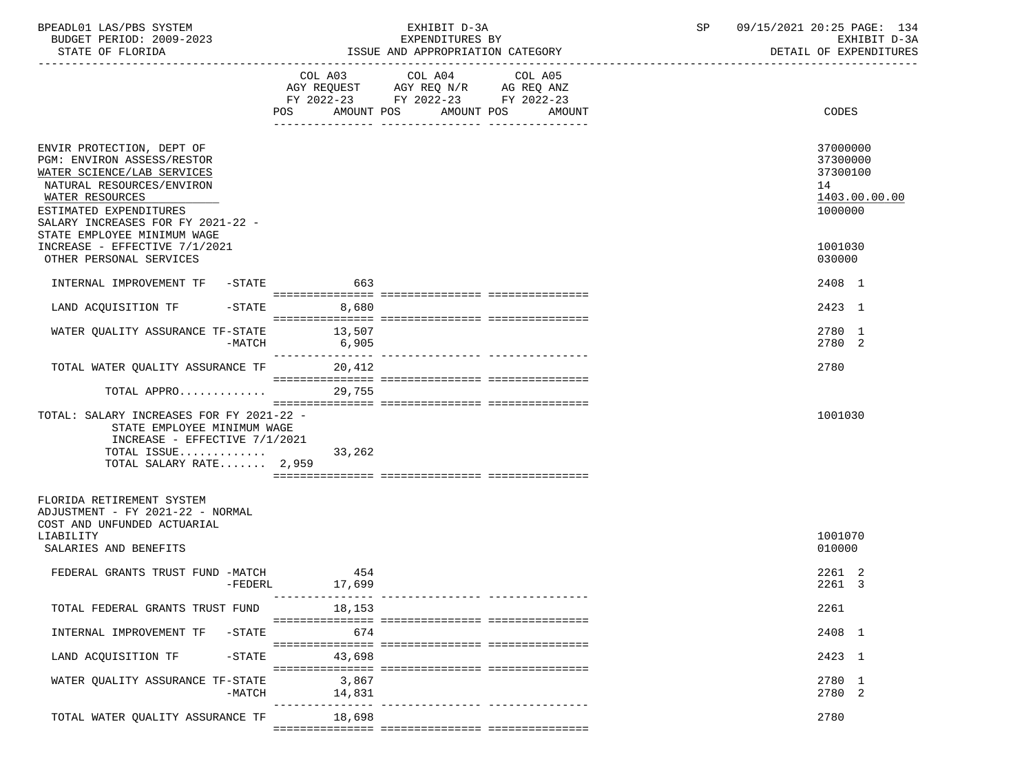BPEADL01 LAS/PBS SYSTEM — EXHIBIT D-3A — EXPENDITURES BY ISSUE AND APPROPRIATION CATEGORY — SP 09/15/2021 20:25 PAGE: 134
BUDGET PERIOD: 2009-2023 — EXHIBIT D-3A
STATE OF FLORIDA — DETAIL OF EXPENDITURES

| | COL A03 AGY REQUEST FY 2022-23 POS AMOUNT | COL A04 AGY REQ N/R FY 2022-23 POS AMOUNT | COL A05 AG REQ ANZ FY 2022-23 POS AMOUNT | CODES |
|---|---|---|---|---|
| ENVIR PROTECTION, DEPT OF | | | | 37000000 |
| PGM: ENVIRON ASSESS/RESTOR | | | | 37300000 |
| WATER SCIENCE/LAB SERVICES | | | | 37300100 |
| NATURAL RESOURCES/ENVIRON | | | | 14 |
| WATER RESOURCES | | | | 1403.00.00.00 |
| ESTIMATED EXPENDITURES | | | | 1000000 |
| SALARY INCREASES FOR FY 2021-22 - STATE EMPLOYEE MINIMUM WAGE INCREASE - EFFECTIVE 7/1/2021 | | | | 1001030 |
| OTHER PERSONAL SERVICES | | | | 030000 |
| INTERNAL IMPROVEMENT TF -STATE | 663 | | | 2408 1 |
| LAND ACQUISITION TF -STATE | 8,680 | | | 2423 1 |
| WATER QUALITY ASSURANCE TF-STATE | 13,507 | | | 2780 1 |
| -MATCH | 6,905 | | | 2780 2 |
| TOTAL WATER QUALITY ASSURANCE TF | 20,412 | | | 2780 |
| TOTAL APPRO............. | 29,755 | | | |
| TOTAL: SALARY INCREASES FOR FY 2021-22 - STATE EMPLOYEE MINIMUM WAGE INCREASE - EFFECTIVE 7/1/2021 | | | | 1001030 |
| TOTAL ISSUE............. | 33,262 | | | |
| TOTAL SALARY RATE....... | 2,959 | | | |
| FLORIDA RETIREMENT SYSTEM ADJUSTMENT - FY 2021-22 - NORMAL COST AND UNFUNDED ACTUARIAL LIABILITY | | | | 1001070 |
| SALARIES AND BENEFITS | | | | 010000 |
| FEDERAL GRANTS TRUST FUND -MATCH | 454 | | | 2261 2 |
| -FEDERL | 17,699 | | | 2261 3 |
| TOTAL FEDERAL GRANTS TRUST FUND | 18,153 | | | 2261 |
| INTERNAL IMPROVEMENT TF -STATE | 674 | | | 2408 1 |
| LAND ACQUISITION TF -STATE | 43,698 | | | 2423 1 |
| WATER QUALITY ASSURANCE TF-STATE | 3,867 | | | 2780 1 |
| -MATCH | 14,831 | | | 2780 2 |
| TOTAL WATER QUALITY ASSURANCE TF | 18,698 | | | 2780 |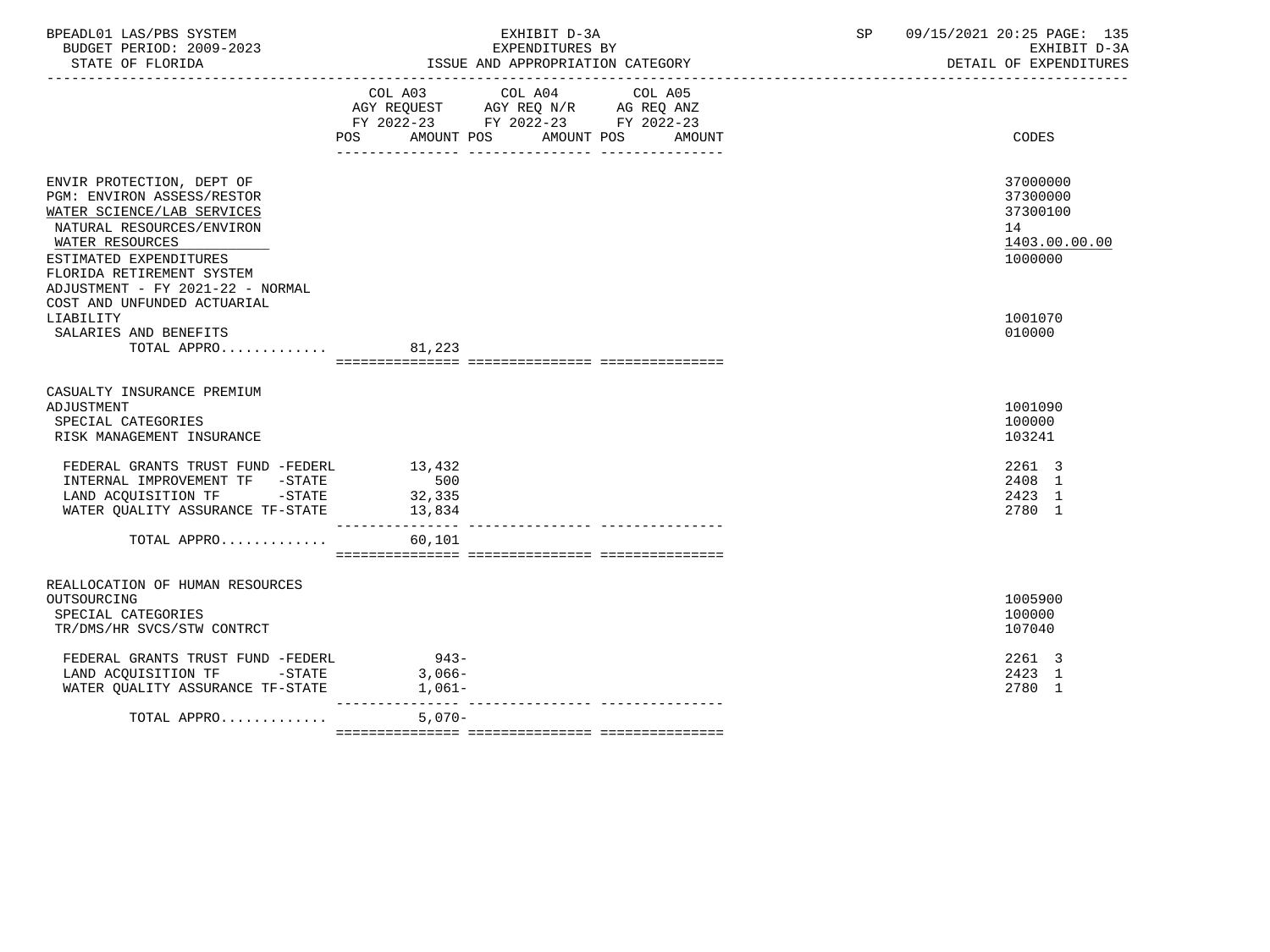| | COL A03 AGY REQUEST FY 2022-23 POS AMOUNT | COL A04 AGY REQ N/R FY 2022-23 POS AMOUNT | COL A05 AG REQ ANZ FY 2022-23 POS AMOUNT | CODES |
|---|---|---|---|---|
| ENVIR PROTECTION, DEPT OF | | | | 37000000 |
| PGM: ENVIRON ASSESS/RESTOR | | | | 37300000 |
| WATER SCIENCE/LAB SERVICES | | | | 37300100 |
| NATURAL RESOURCES/ENVIRON | | | | 14 |
| WATER RESOURCES | | | | 1403.00.00.00 |
| ESTIMATED EXPENDITURES | | | | 1000000 |
| FLORIDA RETIREMENT SYSTEM ADJUSTMENT - FY 2021-22 - NORMAL COST AND UNFUNDED ACTUARIAL LIABILITY | | | | 1001070 |
| SALARIES AND BENEFITS | | | | 010000 |
| TOTAL APPRO............ | 81,223 | | | |
| CASUALTY INSURANCE PREMIUM ADJUSTMENT | | | | 1001090 |
| SPECIAL CATEGORIES | | | | 100000 |
| RISK MANAGEMENT INSURANCE | | | | 103241 |
| FEDERAL GRANTS TRUST FUND -FEDERL | 13,432 | | | 2261 3 |
| INTERNAL IMPROVEMENT TF -STATE | 500 | | | 2408 1 |
| LAND ACQUISITION TF -STATE | 32,335 | | | 2423 1 |
| WATER QUALITY ASSURANCE TF-STATE | 13,834 | | | 2780 1 |
| TOTAL APPRO............ | 60,101 | | | |
| REALLOCATION OF HUMAN RESOURCES OUTSOURCING | | | | 1005900 |
| SPECIAL CATEGORIES | | | | 100000 |
| TR/DMS/HR SVCS/STW CONTRCT | | | | 107040 |
| FEDERAL GRANTS TRUST FUND -FEDERL | 943- | | | 2261 3 |
| LAND ACQUISITION TF -STATE | 3,066- | | | 2423 1 |
| WATER QUALITY ASSURANCE TF-STATE | 1,061- | | | 2780 1 |
| TOTAL APPRO............ | 5,070- | | | |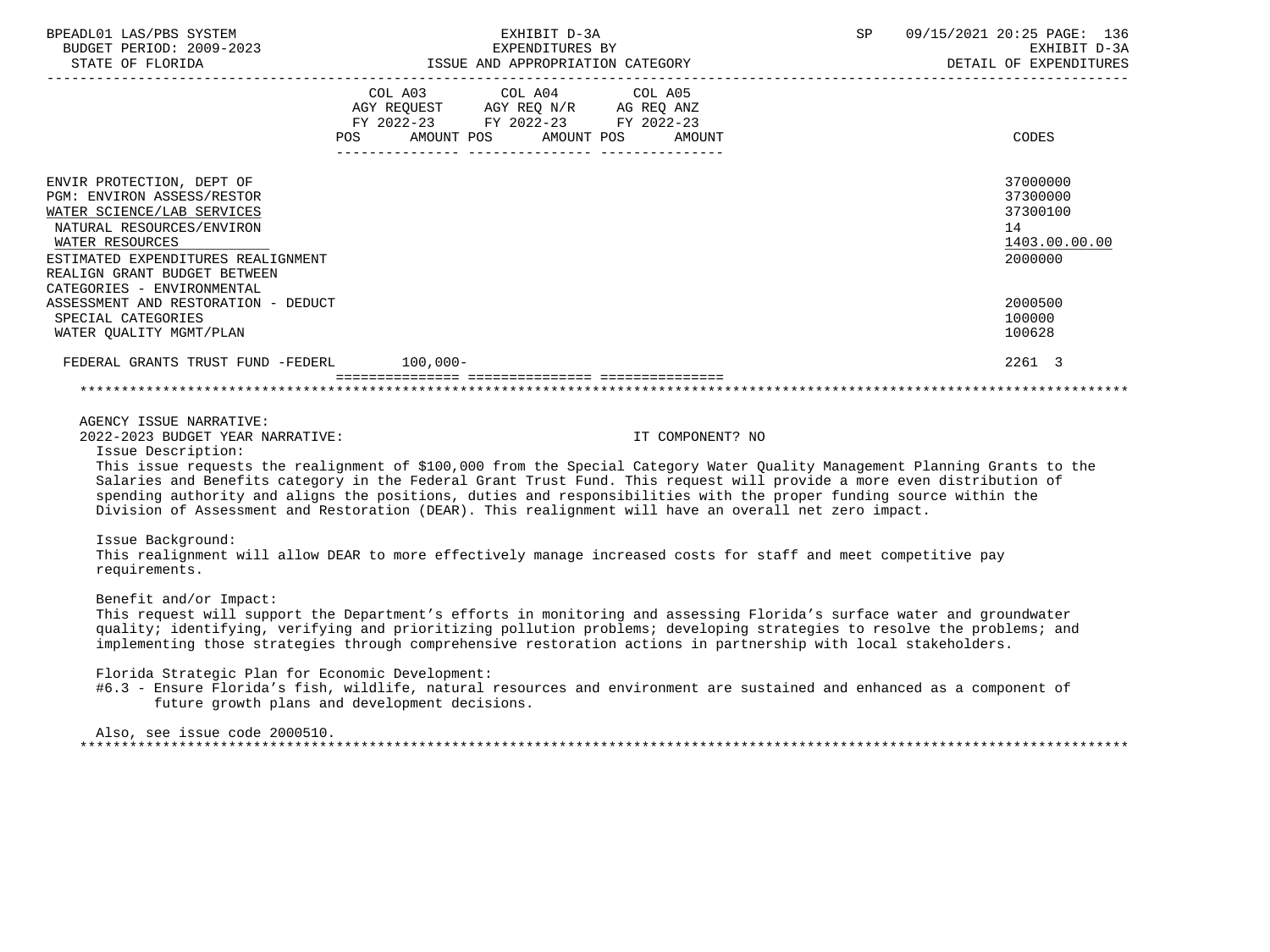| | COL A03 AGY REQUEST FY 2022-23 POS AMOUNT | COL A04 AGY REQ N/R FY 2022-23 POS AMOUNT | COL A05 AG REQ ANZ FY 2022-23 POS AMOUNT | CODES |
|---|---|---|---|---|
| ENVIR PROTECTION, DEPT OF | | | | 37000000 |
| PGM: ENVIRON ASSESS/RESTOR | | | | 37300000 |
| WATER SCIENCE/LAB SERVICES | | | | 37300100 |
| NATURAL RESOURCES/ENVIRON | | | | 14 |
| WATER RESOURCES | | | | 1403.00.00.00 |
| ESTIMATED EXPENDITURES REALIGNMENT | | | | 2000000 |
| REALIGN GRANT BUDGET BETWEEN CATEGORIES - ENVIRONMENTAL ASSESSMENT AND RESTORATION - DEDUCT | | | | 2000500 |
| SPECIAL CATEGORIES | | | | 100000 |
| WATER QUALITY MGMT/PLAN | | | | 100628 |
| FEDERAL GRANTS TRUST FUND -FEDERL | 100,000- | | | 2261 3 |

AGENCY ISSUE NARRATIVE:

2022-2023 BUDGET YEAR NARRATIVE: IT COMPONENT? NO

Issue Description:

This issue requests the realignment of $100,000 from the Special Category Water Quality Management Planning Grants to the Salaries and Benefits category in the Federal Grant Trust Fund. This request will provide a more even distribution of spending authority and aligns the positions, duties and responsibilities with the proper funding source within the Division of Assessment and Restoration (DEAR). This realignment will have an overall net zero impact.

Issue Background:

This realignment will allow DEAR to more effectively manage increased costs for staff and meet competitive pay requirements.

Benefit and/or Impact:

This request will support the Department's efforts in monitoring and assessing Florida's surface water and groundwater quality; identifying, verifying and prioritizing pollution problems; developing strategies to resolve the problems; and implementing those strategies through comprehensive restoration actions in partnership with local stakeholders.

Florida Strategic Plan for Economic Development:

#6.3 - Ensure Florida's fish, wildlife, natural resources and environment are sustained and enhanced as a component of future growth plans and development decisions.

Also, see issue code 2000510.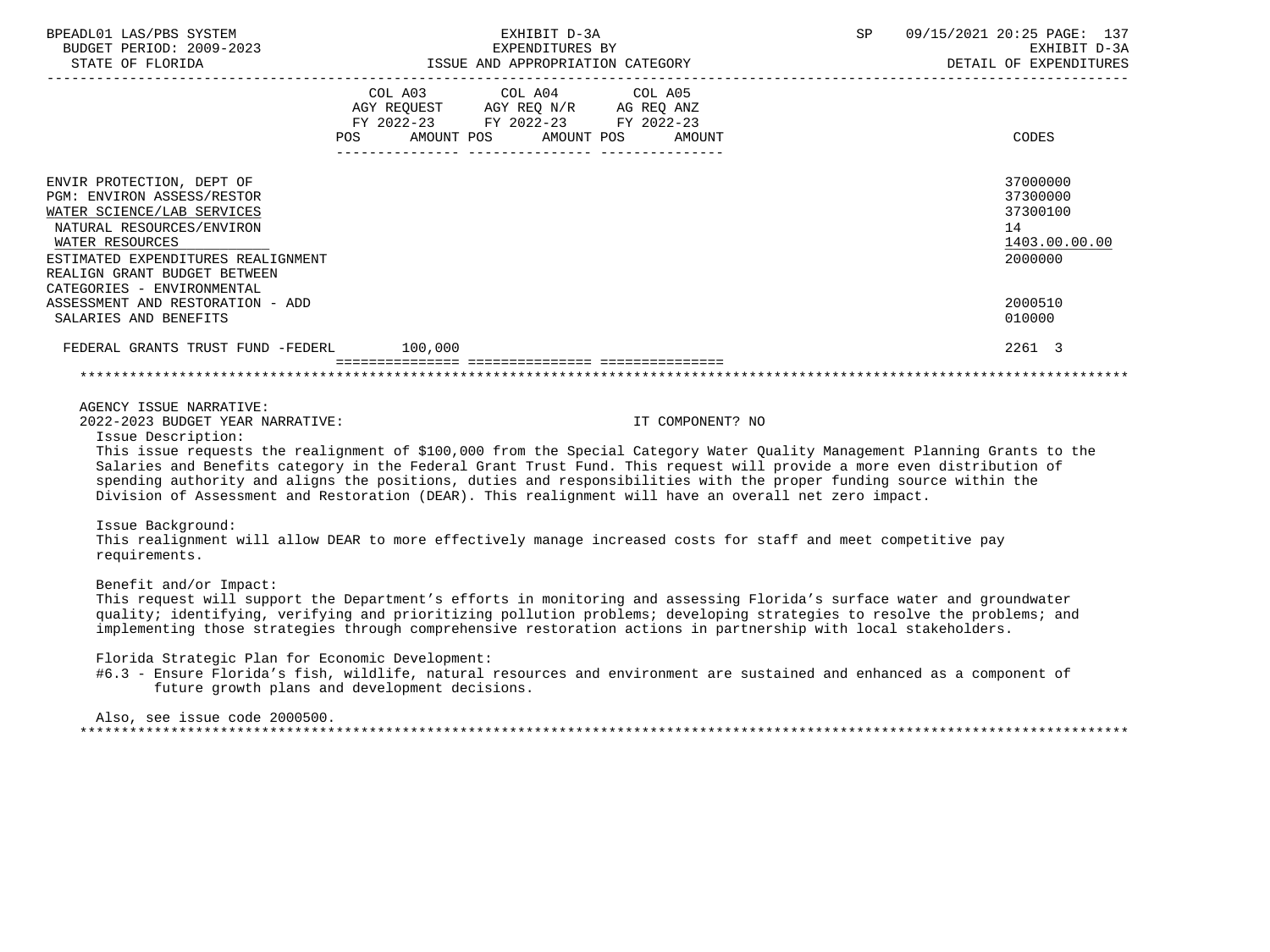| | COL A03 AGY REQUEST FY 2022-23 POS AMOUNT | COL A04 AGY REQ N/R FY 2022-23 POS AMOUNT | COL A05 AG REQ ANZ FY 2022-23 POS AMOUNT | CODES |
|---|---|---|---|---|
| ENVIR PROTECTION, DEPT OF | | | | 37000000 |
| PGM: ENVIRON ASSESS/RESTOR | | | | 37300000 |
| WATER SCIENCE/LAB SERVICES | | | | 37300100 |
| NATURAL RESOURCES/ENVIRON | | | | 14 |
| WATER RESOURCES | | | | 1403.00.00.00 |
| ESTIMATED EXPENDITURES REALIGNMENT | | | | 2000000 |
| REALIGN GRANT BUDGET BETWEEN CATEGORIES - ENVIRONMENTAL ASSESSMENT AND RESTORATION - ADD | | | | 2000510 |
| SALARIES AND BENEFITS | | | | 010000 |
| FEDERAL GRANTS TRUST FUND -FEDERL | 100,000 | | | 2261 3 |

AGENCY ISSUE NARRATIVE:

2022-2023 BUDGET YEAR NARRATIVE: IT COMPONENT? NO

Issue Description:

This issue requests the realignment of $100,000 from the Special Category Water Quality Management Planning Grants to the Salaries and Benefits category in the Federal Grant Trust Fund. This request will provide a more even distribution of spending authority and aligns the positions, duties and responsibilities with the proper funding source within the Division of Assessment and Restoration (DEAR). This realignment will have an overall net zero impact.

Issue Background:

This realignment will allow DEAR to more effectively manage increased costs for staff and meet competitive pay requirements.

Benefit and/or Impact:

This request will support the Department's efforts in monitoring and assessing Florida's surface water and groundwater quality; identifying, verifying and prioritizing pollution problems; developing strategies to resolve the problems; and implementing those strategies through comprehensive restoration actions in partnership with local stakeholders.

Florida Strategic Plan for Economic Development:

#6.3 - Ensure Florida's fish, wildlife, natural resources and environment are sustained and enhanced as a component of future growth plans and development decisions.

Also, see issue code 2000500.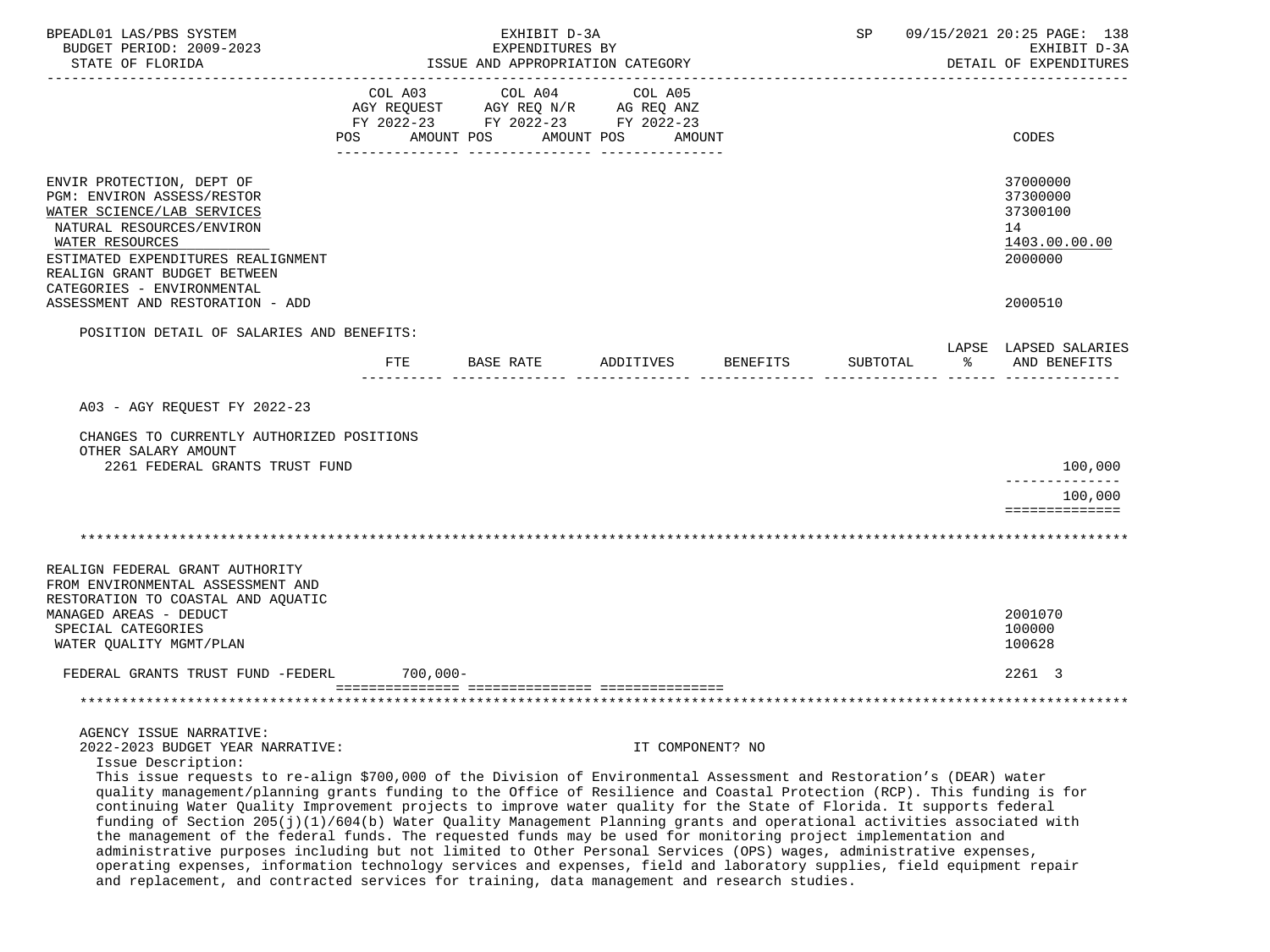| | COL A03 AGY REQUEST FY 2022-23 POS AMOUNT | COL A04 AGY REQ N/R FY 2022-23 POS AMOUNT | COL A05 AG REQ ANZ FY 2022-23 POS AMOUNT | CODES |
|---|---|---|---|---|
| ENVIR PROTECTION, DEPT OF | | | | 37000000 |
| PGM: ENVIRON ASSESS/RESTOR | | | | 37300000 |
| WATER SCIENCE/LAB SERVICES | | | | 37300100 |
| NATURAL RESOURCES/ENVIRON | | | | 14 |
| WATER RESOURCES | | | | 1403.00.00.00 |
| ESTIMATED EXPENDITURES REALIGNMENT | | | | 2000000 |
| REALIGN GRANT BUDGET BETWEEN CATEGORIES - ENVIRONMENTAL ASSESSMENT AND RESTORATION - ADD | | | | 2000510 |

POSITION DETAIL OF SALARIES AND BENEFITS:

| | FTE | BASE RATE | ADDITIVES | BENEFITS | SUBTOTAL | LAPSE % | LAPSED SALARIES AND BENEFITS |
|---|---|---|---|---|---|---|---|
| A03 - AGY REQUEST FY 2022-23 | | | | | | | |
| CHANGES TO CURRENTLY AUTHORIZED POSITIONS | | | | | | | |
| OTHER SALARY AMOUNT | | | | | | | |
| 2261 FEDERAL GRANTS TRUST FUND | | | | | | | 100,000 |
| | | | | | | | 100,000 |

*******************************************************************************************************************

| | COL A03 | COL A04 | COL A05 | CODES |
|---|---|---|---|---|
| REALIGN FEDERAL GRANT AUTHORITY FROM ENVIRONMENTAL ASSESSMENT AND RESTORATION TO COASTAL AND AQUATIC MANAGED AREAS - DEDUCT | | | | 2001070 |
| SPECIAL CATEGORIES | | | | 100000 |
| WATER QUALITY MGMT/PLAN | | | | 100628 |
| FEDERAL GRANTS TRUST FUND -FEDERL | 700,000- | | | 2261 3 |

*******************************************************************************************************************

AGENCY ISSUE NARRATIVE:
2022-2023 BUDGET YEAR NARRATIVE: IT COMPONENT? NO

Issue Description:
This issue requests to re-align $700,000 of the Division of Environmental Assessment and Restoration's (DEAR) water quality management/planning grants funding to the Office of Resilience and Coastal Protection (RCP). This funding is for continuing Water Quality Improvement projects to improve water quality for the State of Florida. It supports federal funding of Section 205(j)(1)/604(b) Water Quality Management Planning grants and operational activities associated with the management of the federal funds. The requested funds may be used for monitoring project implementation and administrative purposes including but not limited to Other Personal Services (OPS) wages, administrative expenses, operating expenses, information technology services and expenses, field and laboratory supplies, field equipment repair and replacement, and contracted services for training, data management and research studies.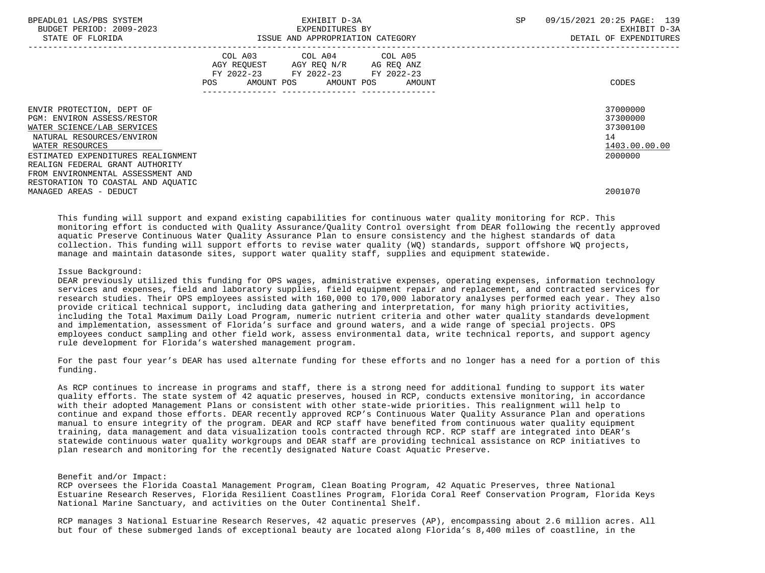| | COL A03 AGY REQUEST FY 2022-23 POS AMOUNT | COL A04 AGY REQ N/R FY 2022-23 POS AMOUNT | COL A05 AG REQ ANZ FY 2022-23 POS AMOUNT | CODES |
|---|---|---|---|---|
| ENVIR PROTECTION, DEPT OF | | | | 37000000 |
| PGM: ENVIRON ASSESS/RESTOR | | | | 37300000 |
| WATER SCIENCE/LAB SERVICES | | | | 37300100 |
| NATURAL RESOURCES/ENVIRON | | | | 14 |
| WATER RESOURCES | | | | 1403.00.00.00 |
| ESTIMATED EXPENDITURES REALIGNMENT | | | | 2000000 |
| REALIGN FEDERAL GRANT AUTHORITY FROM ENVIRONMENTAL ASSESSMENT AND RESTORATION TO COASTAL AND AQUATIC MANAGED AREAS - DEDUCT | | | | 2001070 |

This funding will support and expand existing capabilities for continuous water quality monitoring for RCP. This monitoring effort is conducted with Quality Assurance/Quality Control oversight from DEAR following the recently approved aquatic Preserve Continuous Water Quality Assurance Plan to ensure consistency and the highest standards of data collection. This funding will support efforts to revise water quality (WQ) standards, support offshore WQ projects, manage and maintain datasonde sites, support water quality staff, supplies and equipment statewide.

Issue Background:
DEAR previously utilized this funding for OPS wages, administrative expenses, operating expenses, information technology services and expenses, field and laboratory supplies, field equipment repair and replacement, and contracted services for research studies. Their OPS employees assisted with 160,000 to 170,000 laboratory analyses performed each year. They also provide critical technical support, including data gathering and interpretation, for many high priority activities, including the Total Maximum Daily Load Program, numeric nutrient criteria and other water quality standards development and implementation, assessment of Florida's surface and ground waters, and a wide range of special projects. OPS employees conduct sampling and other field work, assess environmental data, write technical reports, and support agency rule development for Florida's watershed management program.

For the past four year's DEAR has used alternate funding for these efforts and no longer has a need for a portion of this funding.

As RCP continues to increase in programs and staff, there is a strong need for additional funding to support its water quality efforts. The state system of 42 aquatic preserves, housed in RCP, conducts extensive monitoring, in accordance with their adopted Management Plans or consistent with other state-wide priorities. This realignment will help to continue and expand those efforts. DEAR recently approved RCP's Continuous Water Quality Assurance Plan and operations manual to ensure integrity of the program. DEAR and RCP staff have benefited from continuous water quality equipment training, data management and data visualization tools contracted through RCP. RCP staff are integrated into DEAR's statewide continuous water quality workgroups and DEAR staff are providing technical assistance on RCP initiatives to plan research and monitoring for the recently designated Nature Coast Aquatic Preserve.

Benefit and/or Impact:
RCP oversees the Florida Coastal Management Program, Clean Boating Program, 42 Aquatic Preserves, three National Estuarine Research Reserves, Florida Resilient Coastlines Program, Florida Coral Reef Conservation Program, Florida Keys National Marine Sanctuary, and activities on the Outer Continental Shelf.

RCP manages 3 National Estuarine Research Reserves, 42 aquatic preserves (AP), encompassing about 2.6 million acres. All but four of these submerged lands of exceptional beauty are located along Florida's 8,400 miles of coastline, in the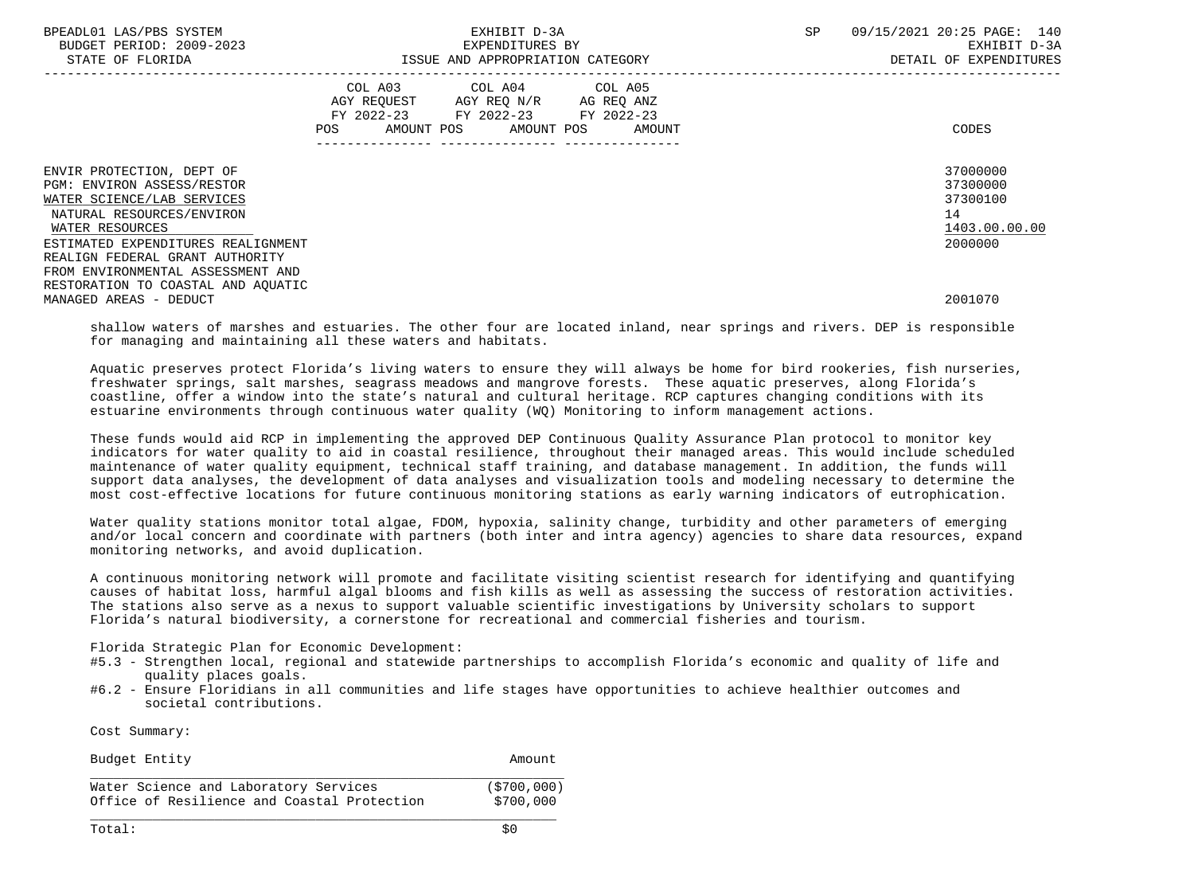| | COL A03 AGY REQUEST FY 2022-23 POS AMOUNT | COL A04 AGY REQ N/R FY 2022-23 POS AMOUNT | COL A05 AG REQ ANZ FY 2022-23 POS AMOUNT | CODES |
|---|---|---|---|---|
| ENVIR PROTECTION, DEPT OF | | | | 37000000 |
| PGM: ENVIRON ASSESS/RESTOR | | | | 37300000 |
| WATER SCIENCE/LAB SERVICES | | | | 37300100 |
| NATURAL RESOURCES/ENVIRON | | | | 14 |
| WATER RESOURCES | | | | 1403.00.00.00 |
| ESTIMATED EXPENDITURES REALIGNMENT | | | | 2000000 |
| REALIGN FEDERAL GRANT AUTHORITY FROM ENVIRONMENTAL ASSESSMENT AND RESTORATION TO COASTAL AND AQUATIC MANAGED AREAS - DEDUCT | | | | 2001070 |

shallow waters of marshes and estuaries. The other four are located inland, near springs and rivers. DEP is responsible for managing and maintaining all these waters and habitats.

Aquatic preserves protect Florida's living waters to ensure they will always be home for bird rookeries, fish nurseries, freshwater springs, salt marshes, seagrass meadows and mangrove forests. These aquatic preserves, along Florida's coastline, offer a window into the state's natural and cultural heritage. RCP captures changing conditions with its estuarine environments through continuous water quality (WQ) Monitoring to inform management actions.

These funds would aid RCP in implementing the approved DEP Continuous Quality Assurance Plan protocol to monitor key indicators for water quality to aid in coastal resilience, throughout their managed areas. This would include scheduled maintenance of water quality equipment, technical staff training, and database management. In addition, the funds will support data analyses, the development of data analyses and visualization tools and modeling necessary to determine the most cost-effective locations for future continuous monitoring stations as early warning indicators of eutrophication.

Water quality stations monitor total algae, FDOM, hypoxia, salinity change, turbidity and other parameters of emerging and/or local concern and coordinate with partners (both inter and intra agency) agencies to share data resources, expand monitoring networks, and avoid duplication.

A continuous monitoring network will promote and facilitate visiting scientist research for identifying and quantifying causes of habitat loss, harmful algal blooms and fish kills as well as assessing the success of restoration activities. The stations also serve as a nexus to support valuable scientific investigations by University scholars to support Florida's natural biodiversity, a cornerstone for recreational and commercial fisheries and tourism.

Florida Strategic Plan for Economic Development:
- #5.3 - Strengthen local, regional and statewide partnerships to accomplish Florida's economic and quality of life and quality places goals.
- #6.2 - Ensure Floridians in all communities and life stages have opportunities to achieve healthier outcomes and societal contributions.

Cost Summary:

| Budget Entity | Amount |
|---|---|
| Water Science and Laboratory Services | ($700,000) |
| Office of Resilience and Coastal Protection | $700,000 |
| Total: | $0 |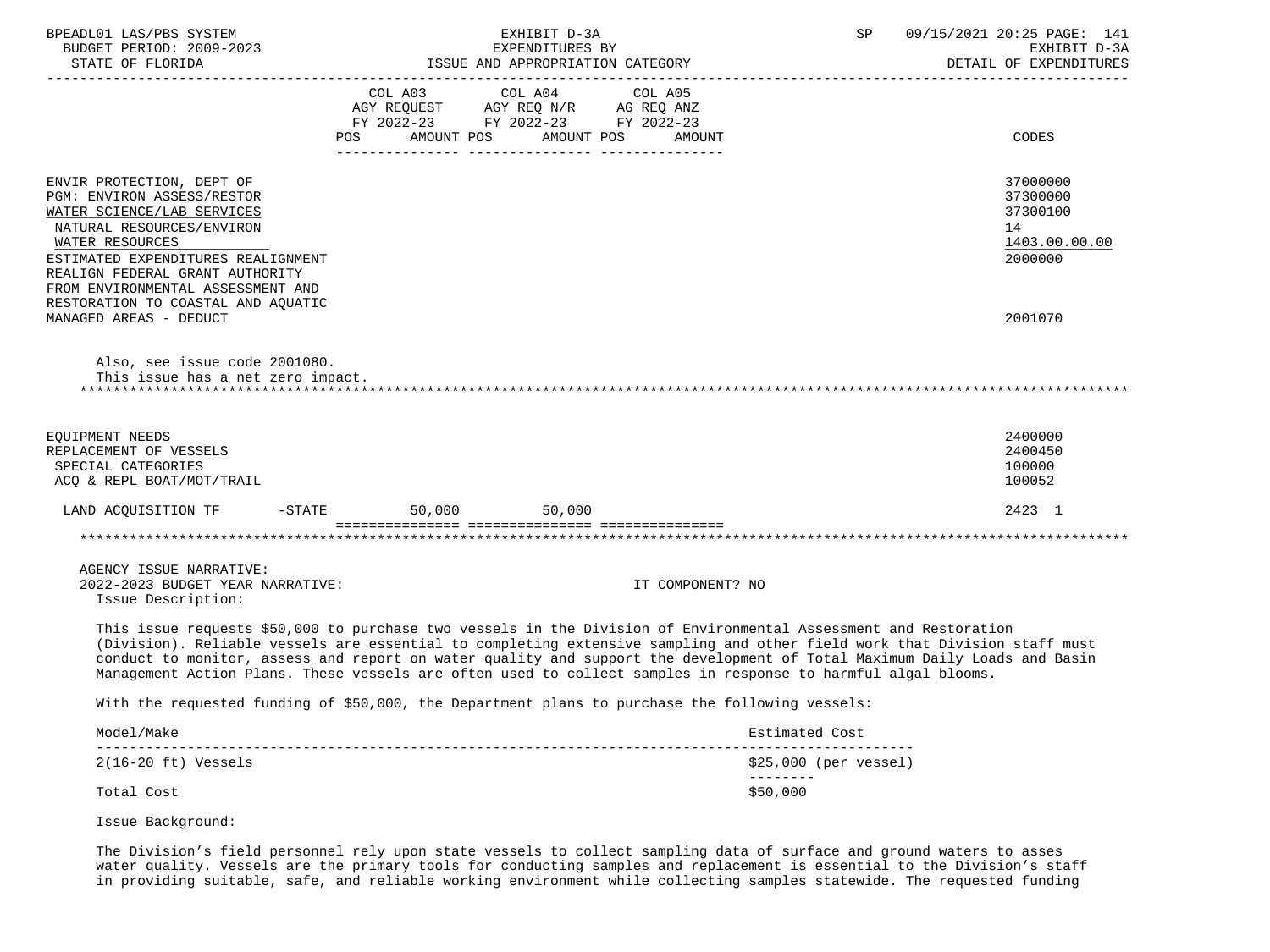ENVIR PROTECTION, DEPT OF — 37000000
PGM: ENVIRON ASSESS/RESTOR — 37300000
WATER SCIENCE/LAB SERVICES — 37300100
NATURAL RESOURCES/ENVIRON — 14
WATER RESOURCES — 1403.00.00.00
ESTIMATED EXPENDITURES REALIGNMENT — 2000000
REALIGN FEDERAL GRANT AUTHORITY FROM ENVIRONMENTAL ASSESSMENT AND RESTORATION TO COASTAL AND AQUATIC MANAGED AREAS - DEDUCT — 2001070

Also, see issue code 2001080.
This issue has a net zero impact.

| | COL A03 AGY REQUEST FY 2022-23 POS | AMOUNT | COL A04 AGY REQ N/R FY 2022-23 POS | AMOUNT | COL A05 AG REQ ANZ FY 2022-23 POS | AMOUNT | CODES |
|---|---|---|---|---|---|---|---|
| EQUIPMENT NEEDS | | | | | | | 2400000 |
| REPLACEMENT OF VESSELS | | | | | | | 2400450 |
| SPECIAL CATEGORIES | | | | | | | 100000 |
| ACQ & REPL BOAT/MOT/TRAIL | | | | | | | 100052 |
| LAND ACQUISITION TF -STATE | | 50,000 | | 50,000 | | | 2423 1 |

AGENCY ISSUE NARRATIVE:
2022-2023 BUDGET YEAR NARRATIVE: IT COMPONENT? NO

Issue Description:

This issue requests $50,000 to purchase two vessels in the Division of Environmental Assessment and Restoration (Division). Reliable vessels are essential to completing extensive sampling and other field work that Division staff must conduct to monitor, assess and report on water quality and support the development of Total Maximum Daily Loads and Basin Management Action Plans. These vessels are often used to collect samples in response to harmful algal blooms.

With the requested funding of $50,000, the Department plans to purchase the following vessels:

| Model/Make | Estimated Cost |
|---|---|
| 2(16-20 ft) Vessels | $25,000 (per vessel) |
| Total Cost | $50,000 |

Issue Background:

The Division's field personnel rely upon state vessels to collect sampling data of surface and ground waters to asses water quality. Vessels are the primary tools for conducting samples and replacement is essential to the Division's staff in providing suitable, safe, and reliable working environment while collecting samples statewide. The requested funding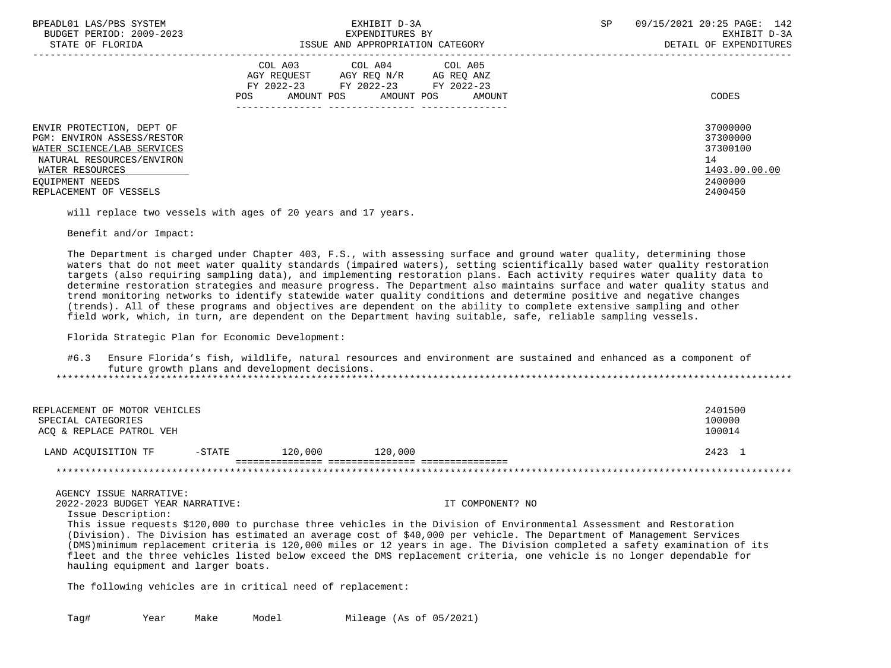| | COL A03 AGY REQUEST FY 2022-23 POS AMOUNT | COL A04 AGY REQ N/R FY 2022-23 POS AMOUNT | COL A05 AG REQ ANZ FY 2022-23 POS AMOUNT | CODES |
|---|---|---|---|---|
| ENVIR PROTECTION, DEPT OF | | | | 37000000 |
| PGM: ENVIRON ASSESS/RESTOR | | | | 37300000 |
| WATER SCIENCE/LAB SERVICES | | | | 37300100 |
| NATURAL RESOURCES/ENVIRON | | | | 14 |
| WATER RESOURCES | | | | 1403.00.00.00 |
| EQUIPMENT NEEDS | | | | 2400000 |
| REPLACEMENT OF VESSELS | | | | 2400450 |

will replace two vessels with ages of 20 years and 17 years.

Benefit and/or Impact:

The Department is charged under Chapter 403, F.S., with assessing surface and ground water quality, determining those waters that do not meet water quality standards (impaired waters), setting scientifically based water quality restoration targets (also requiring sampling data), and implementing restoration plans. Each activity requires water quality data to determine restoration strategies and measure progress. The Department also maintains surface and water quality status and trend monitoring networks to identify statewide water quality conditions and determine positive and negative changes (trends). All of these programs and objectives are dependent on the ability to complete extensive sampling and other field work, which, in turn, are dependent on the Department having suitable, safe, reliable sampling vessels.

Florida Strategic Plan for Economic Development:

#6.3 Ensure Florida's fish, wildlife, natural resources and environment are sustained and enhanced as a component of future growth plans and development decisions.

*******************************************************************************************************************

| | COL A03 | COL A04 | COL A05 | CODES |
|---|---|---|---|---|
| REPLACEMENT OF MOTOR VEHICLES | | | | 2401500 |
| SPECIAL CATEGORIES | | | | 100000 |
| ACQ & REPLACE PATROL VEH | | | | 100014 |
| LAND ACQUISITION TF -STATE | 120,000 | 120,000 | | 2423 1 |

*******************************************************************************************************************

AGENCY ISSUE NARRATIVE:

2022-2023 BUDGET YEAR NARRATIVE: IT COMPONENT? NO

Issue Description:

This issue requests $120,000 to purchase three vehicles in the Division of Environmental Assessment and Restoration (Division). The Division has estimated an average cost of $40,000 per vehicle. The Department of Management Services (DMS)minimum replacement criteria is 120,000 miles or 12 years in age. The Division completed a safety examination of its fleet and the three vehicles listed below exceed the DMS replacement criteria, one vehicle is no longer dependable for hauling equipment and larger boats.

The following vehicles are in critical need of replacement:

| Tag# | Year | Make | Model | Mileage (As of 05/2021) |
|---|---|---|---|---|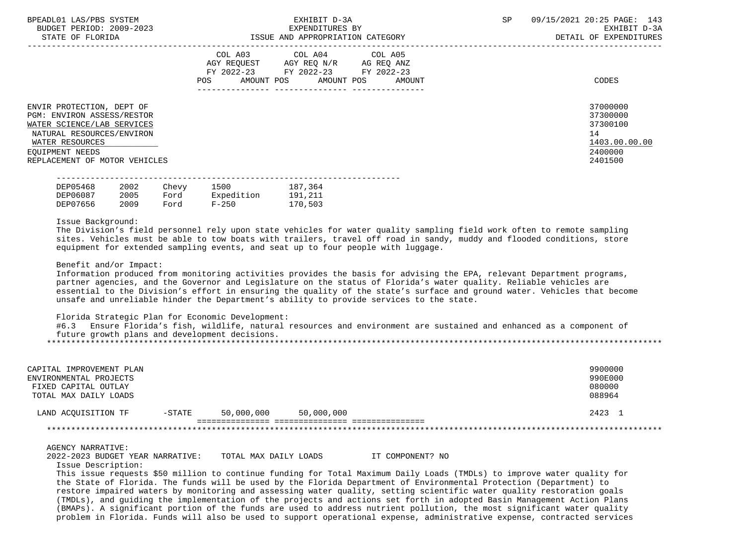| | COL A03 AGY REQUEST FY 2022-23 POS AMOUNT | COL A04 AGY REQ N/R FY 2022-23 POS AMOUNT | COL A05 AG REQ ANZ FY 2022-23 POS AMOUNT | CODES |
|---|---|---|---|---|

ENVIR PROTECTION, DEPT OF — 37000000
PGM: ENVIRON ASSESS/RESTOR — 37300000
WATER SCIENCE/LAB SERVICES — 37300100
NATURAL RESOURCES/ENVIRON — 14
WATER RESOURCES — 1403.00.00.00
EQUIPMENT NEEDS — 2400000
REPLACEMENT OF MOTOR VEHICLES — 2401500

| | | | | |
|---|---|---|---|---|
| DEP05468 | 2002 | Chevy | 1500 | 187,364 |
| DEP06087 | 2005 | Ford | Expedition | 191,211 |
| DEP07656 | 2009 | Ford | F-250 | 170,503 |

Issue Background:
The Division's field personnel rely upon state vehicles for water quality sampling field work often to remote sampling sites. Vehicles must be able to tow boats with trailers, travel off road in sandy, muddy and flooded conditions, store equipment for extended sampling events, and seat up to four people with luggage.

Benefit and/or Impact:
Information produced from monitoring activities provides the basis for advising the EPA, relevant Department programs, partner agencies, and the Governor and Legislature on the status of Florida's water quality. Reliable vehicles are essential to the Division's effort in ensuring the quality of the state's surface and ground water. Vehicles that become unsafe and unreliable hinder the Department's ability to provide services to the state.

Florida Strategic Plan for Economic Development:
#6.3 Ensure Florida's fish, wildlife, natural resources and environment are sustained and enhanced as a component of future growth plans and development decisions.

*******************************************************************************************************************

CAPITAL IMPROVEMENT PLAN — 9900000
ENVIRONMENTAL PROJECTS — 990E000
FIXED CAPITAL OUTLAY — 080000
TOTAL MAX DAILY LOADS — 088964

| | COL A03 | COL A04 | COL A05 | CODES |
|---|---|---|---|---|
| LAND ACQUISITION TF -STATE | 50,000,000 | 50,000,000 | | 2423 1 |

*******************************************************************************************************************

AGENCY NARRATIVE:
2022-2023 BUDGET YEAR NARRATIVE: TOTAL MAX DAILY LOADS IT COMPONENT? NO

Issue Description:
This issue requests $50 million to continue funding for Total Maximum Daily Loads (TMDLs) to improve water quality for the State of Florida. The funds will be used by the Florida Department of Environmental Protection (Department) to restore impaired waters by monitoring and assessing water quality, setting scientific water quality restoration goals (TMDLs), and guiding the implementation of the projects and actions set forth in adopted Basin Management Action Plans (BMAPs). A significant portion of the funds are used to address nutrient pollution, the most significant water quality problem in Florida. Funds will also be used to support operational expense, administrative expense, contracted services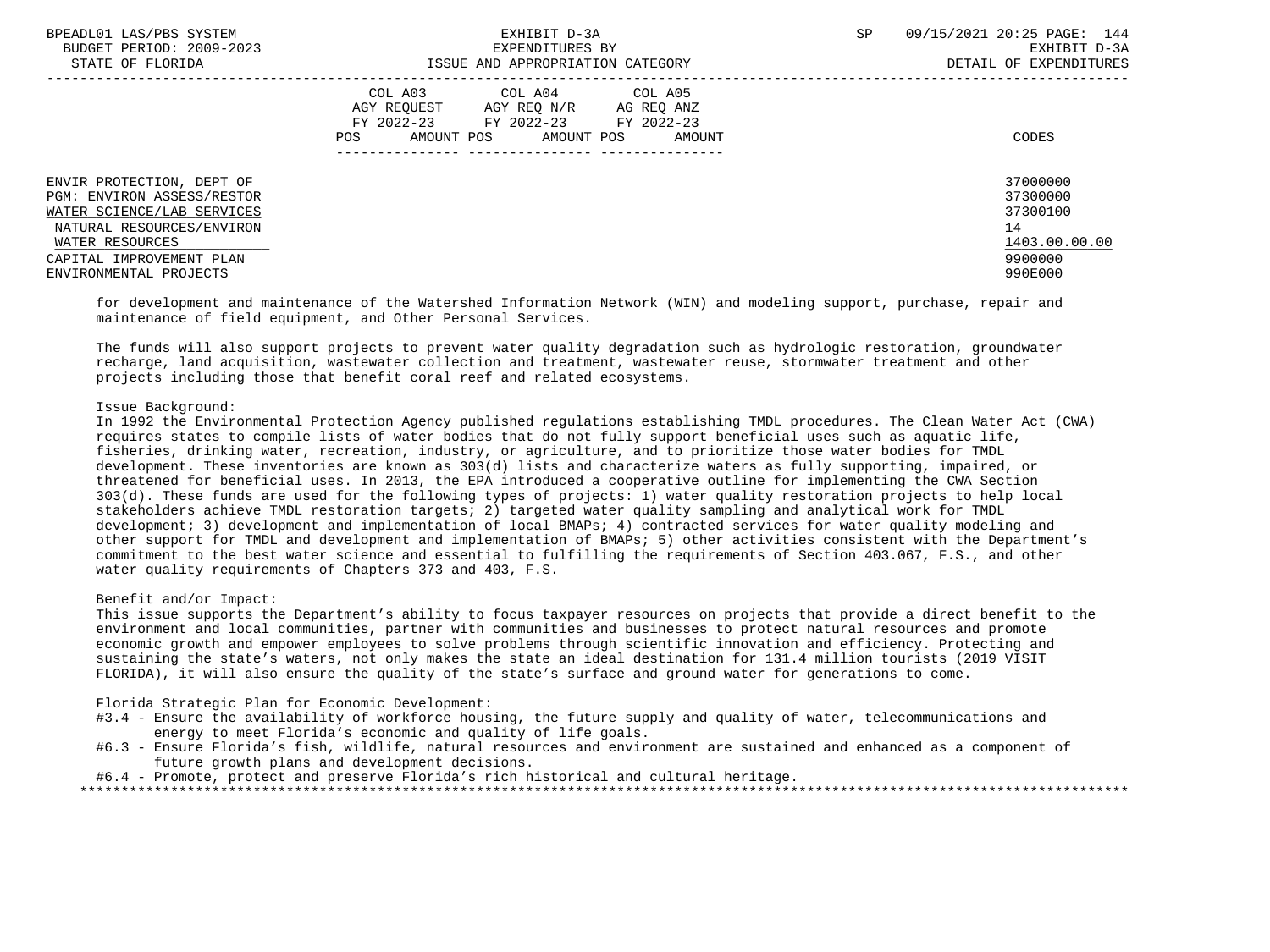| | COL A03 AGY REQUEST FY 2022-23 POS AMOUNT | COL A04 AGY REQ N/R FY 2022-23 POS AMOUNT | COL A05 AG REQ ANZ FY 2022-23 POS AMOUNT | CODES |
|---|---|---|---|---|
| ENVIR PROTECTION, DEPT OF | | | | 37000000 |
| PGM: ENVIRON ASSESS/RESTOR | | | | 37300000 |
| WATER SCIENCE/LAB SERVICES | | | | 37300100 |
| NATURAL RESOURCES/ENVIRON | | | | 14 |
| WATER RESOURCES | | | | 1403.00.00.00 |
| CAPITAL IMPROVEMENT PLAN | | | | 9900000 |
| ENVIRONMENTAL PROJECTS | | | | 990E000 |

for development and maintenance of the Watershed Information Network (WIN) and modeling support, purchase, repair and maintenance of field equipment, and Other Personal Services.

The funds will also support projects to prevent water quality degradation such as hydrologic restoration, groundwater recharge, land acquisition, wastewater collection and treatment, wastewater reuse, stormwater treatment and other projects including those that benefit coral reef and related ecosystems.

Issue Background:
In 1992 the Environmental Protection Agency published regulations establishing TMDL procedures. The Clean Water Act (CWA) requires states to compile lists of water bodies that do not fully support beneficial uses such as aquatic life, fisheries, drinking water, recreation, industry, or agriculture, and to prioritize those water bodies for TMDL development. These inventories are known as 303(d) lists and characterize waters as fully supporting, impaired, or threatened for beneficial uses. In 2013, the EPA introduced a cooperative outline for implementing the CWA Section 303(d). These funds are used for the following types of projects: 1) water quality restoration projects to help local stakeholders achieve TMDL restoration targets; 2) targeted water quality sampling and analytical work for TMDL development; 3) development and implementation of local BMAPs; 4) contracted services for water quality modeling and other support for TMDL and development and implementation of BMAPs; 5) other activities consistent with the Department's commitment to the best water science and essential to fulfilling the requirements of Section 403.067, F.S., and other water quality requirements of Chapters 373 and 403, F.S.

Benefit and/or Impact:
This issue supports the Department's ability to focus taxpayer resources on projects that provide a direct benefit to the environment and local communities, partner with communities and businesses to protect natural resources and promote economic growth and empower employees to solve problems through scientific innovation and efficiency. Protecting and sustaining the state's waters, not only makes the state an ideal destination for 131.4 million tourists (2019 VISIT FLORIDA), it will also ensure the quality of the state's surface and ground water for generations to come.

Florida Strategic Plan for Economic Development:
- #3.4 - Ensure the availability of workforce housing, the future supply and quality of water, telecommunications and energy to meet Florida's economic and quality of life goals.
- #6.3 - Ensure Florida's fish, wildlife, natural resources and environment are sustained and enhanced as a component of future growth plans and development decisions.
- #6.4 - Promote, protect and preserve Florida's rich historical and cultural heritage.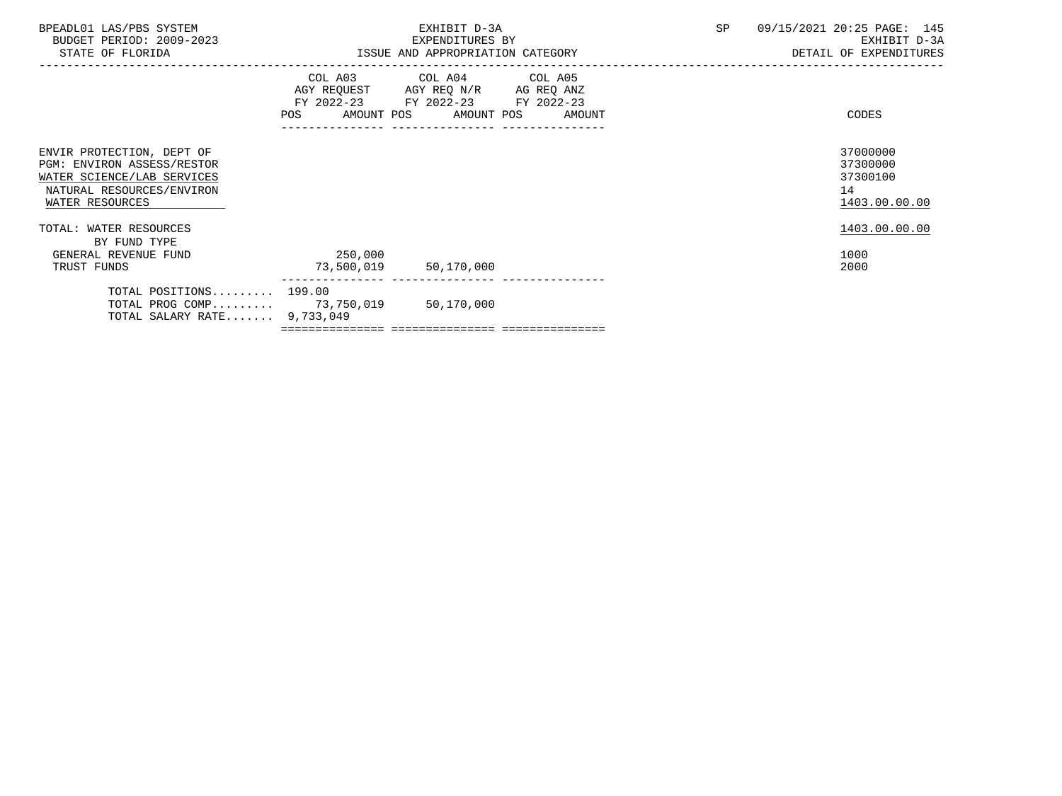| | COL A03 AGY REQUEST FY 2022-23 POS AMOUNT | COL A04 AGY REQ N/R FY 2022-23 POS AMOUNT | COL A05 AG REQ ANZ FY 2022-23 POS AMOUNT | CODES |
|---|---|---|---|---|
| ENVIR PROTECTION, DEPT OF | | | | 37000000 |
| PGM: ENVIRON ASSESS/RESTOR | | | | 37300000 |
| WATER SCIENCE/LAB SERVICES | | | | 37300100 |
| NATURAL RESOURCES/ENVIRON | | | | 14 |
| WATER RESOURCES | | | | 1403.00.00.00 |
| TOTAL: WATER RESOURCES | | | | 1403.00.00.00 |
| BY FUND TYPE | | | | |
| GENERAL REVENUE FUND | 250,000 | | | 1000 |
| TRUST FUNDS | 73,500,019 | 50,170,000 | | 2000 |
| TOTAL POSITIONS......... | 199.00 | | | |
| TOTAL PROG COMP......... | 73,750,019 | 50,170,000 | | |
| TOTAL SALARY RATE....... | 9,733,049 | | | |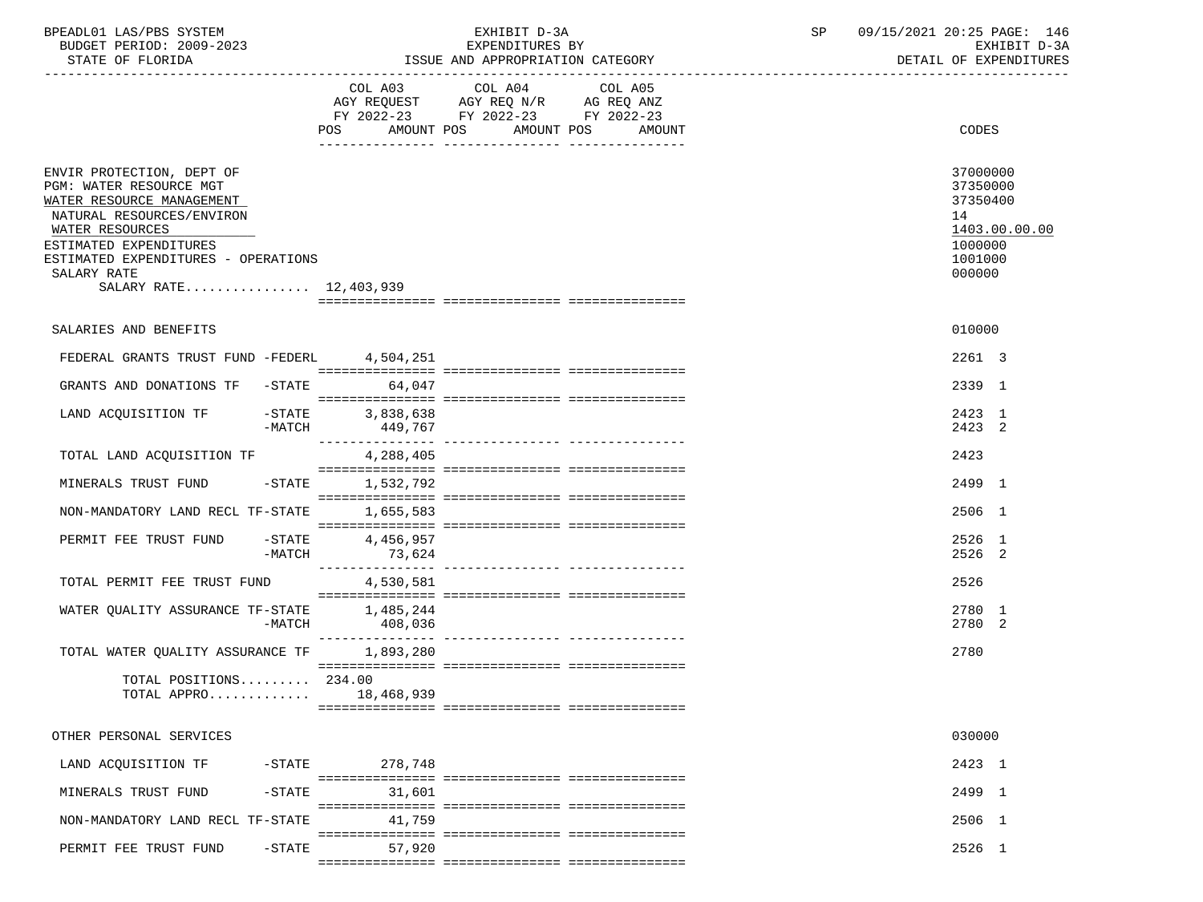BPEADL01 LAS/PBS SYSTEM | EXHIBIT D-3A | SP 09/15/2021 20:25 PAGE: 146
BUDGET PERIOD: 2009-2023 | EXPENDITURES BY | EXHIBIT D-3A
STATE OF FLORIDA | ISSUE AND APPROPRIATION CATEGORY | DETAIL OF EXPENDITURES

| | COL A03 AGY REQUEST FY 2022-23 POS AMOUNT | COL A04 AGY REQ N/R FY 2022-23 POS AMOUNT | COL A05 AG REQ ANZ FY 2022-23 POS AMOUNT | CODES |
|---|---|---|---|---|
| ENVIR PROTECTION, DEPT OF | | | | 37000000 |
| PGM: WATER RESOURCE MGT | | | | 37350000 |
| WATER RESOURCE MANAGEMENT | | | | 37350400 |
| NATURAL RESOURCES/ENVIRON | | | | 14 |
| WATER RESOURCES | | | | 1403.00.00.00 |
| ESTIMATED EXPENDITURES | | | | 1000000 |
| ESTIMATED EXPENDITURES - OPERATIONS | | | | 1001000 |
| SALARY RATE | | | | 000000 |
| SALARY RATE................ 12,403,939 | | | | |
| SALARIES AND BENEFITS | | | | 010000 |
| FEDERAL GRANTS TRUST FUND -FEDERL | 4,504,251 | | | 2261 3 |
| GRANTS AND DONATIONS TF -STATE | 64,047 | | | 2339 1 |
| LAND ACQUISITION TF -STATE | 3,838,638 | | | 2423 1 |
| -MATCH | 449,767 | | | 2423 2 |
| TOTAL LAND ACQUISITION TF | 4,288,405 | | | 2423 |
| MINERALS TRUST FUND -STATE | 1,532,792 | | | 2499 1 |
| NON-MANDATORY LAND RECL TF-STATE | 1,655,583 | | | 2506 1 |
| PERMIT FEE TRUST FUND -STATE | 4,456,957 | | | 2526 1 |
| -MATCH | 73,624 | | | 2526 2 |
| TOTAL PERMIT FEE TRUST FUND | 4,530,581 | | | 2526 |
| WATER QUALITY ASSURANCE TF-STATE | 1,485,244 | | | 2780 1 |
| -MATCH | 408,036 | | | 2780 2 |
| TOTAL WATER QUALITY ASSURANCE TF | 1,893,280 | | | 2780 |
| TOTAL POSITIONS......... | 234.00 | | | |
| TOTAL APPRO............. | 18,468,939 | | | |
| OTHER PERSONAL SERVICES | | | | 030000 |
| LAND ACQUISITION TF -STATE | 278,748 | | | 2423 1 |
| MINERALS TRUST FUND -STATE | 31,601 | | | 2499 1 |
| NON-MANDATORY LAND RECL TF-STATE | 41,759 | | | 2506 1 |
| PERMIT FEE TRUST FUND -STATE | 57,920 | | | 2526 1 |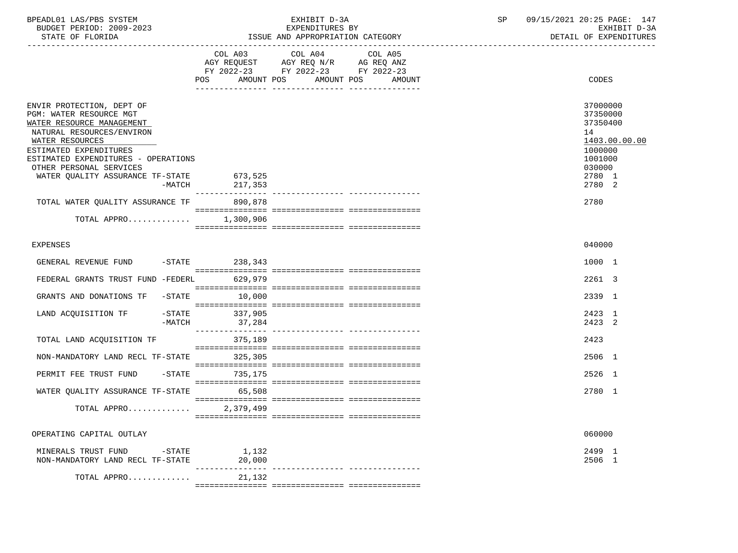BPEADL01 LAS/PBS SYSTEM — EXHIBIT D-3A — EXPENDITURES BY ISSUE AND APPROPRIATION CATEGORY — SP 09/15/2021 20:25 PAGE: 147
BUDGET PERIOD: 2009-2023 — EXHIBIT D-3A
STATE OF FLORIDA — DETAIL OF EXPENDITURES

| | COL A03 AGY REQUEST FY 2022-23 POS AMOUNT | COL A04 AGY REQ N/R FY 2022-23 POS AMOUNT | COL A05 AG REQ ANZ FY 2022-23 POS AMOUNT | CODES |
|---|---|---|---|---|
| ENVIR PROTECTION, DEPT OF | | | | 37000000 |
| PGM: WATER RESOURCE MGT | | | | 37350000 |
| WATER RESOURCE MANAGEMENT | | | | 37350400 |
| NATURAL RESOURCES/ENVIRON | | | | 14 |
| WATER RESOURCES | | | | 1403.00.00.00 |
| ESTIMATED EXPENDITURES | | | | 1000000 |
| ESTIMATED EXPENDITURES - OPERATIONS | | | | 1001000 |
| OTHER PERSONAL SERVICES | | | | 030000 |
| WATER QUALITY ASSURANCE TF-STATE | 673,525 | | | 2780 1 |
| -MATCH | 217,353 | | | 2780 2 |
| TOTAL WATER QUALITY ASSURANCE TF | 890,878 | | | 2780 |
| TOTAL APPRO............ | 1,300,906 | | | |
| EXPENSES | | | | 040000 |
| GENERAL REVENUE FUND -STATE | 238,343 | | | 1000 1 |
| FEDERAL GRANTS TRUST FUND -FEDERL | 629,979 | | | 2261 3 |
| GRANTS AND DONATIONS TF -STATE | 10,000 | | | 2339 1 |
| LAND ACQUISITION TF -STATE | 337,905 | | | 2423 1 |
| -MATCH | 37,284 | | | 2423 2 |
| TOTAL LAND ACQUISITION TF | 375,189 | | | 2423 |
| NON-MANDATORY LAND RECL TF-STATE | 325,305 | | | 2506 1 |
| PERMIT FEE TRUST FUND -STATE | 735,175 | | | 2526 1 |
| WATER QUALITY ASSURANCE TF-STATE | 65,508 | | | 2780 1 |
| TOTAL APPRO............ | 2,379,499 | | | |
| OPERATING CAPITAL OUTLAY | | | | 060000 |
| MINERALS TRUST FUND -STATE | 1,132 | | | 2499 1 |
| NON-MANDATORY LAND RECL TF-STATE | 20,000 | | | 2506 1 |
| TOTAL APPRO............ | 21,132 | | | |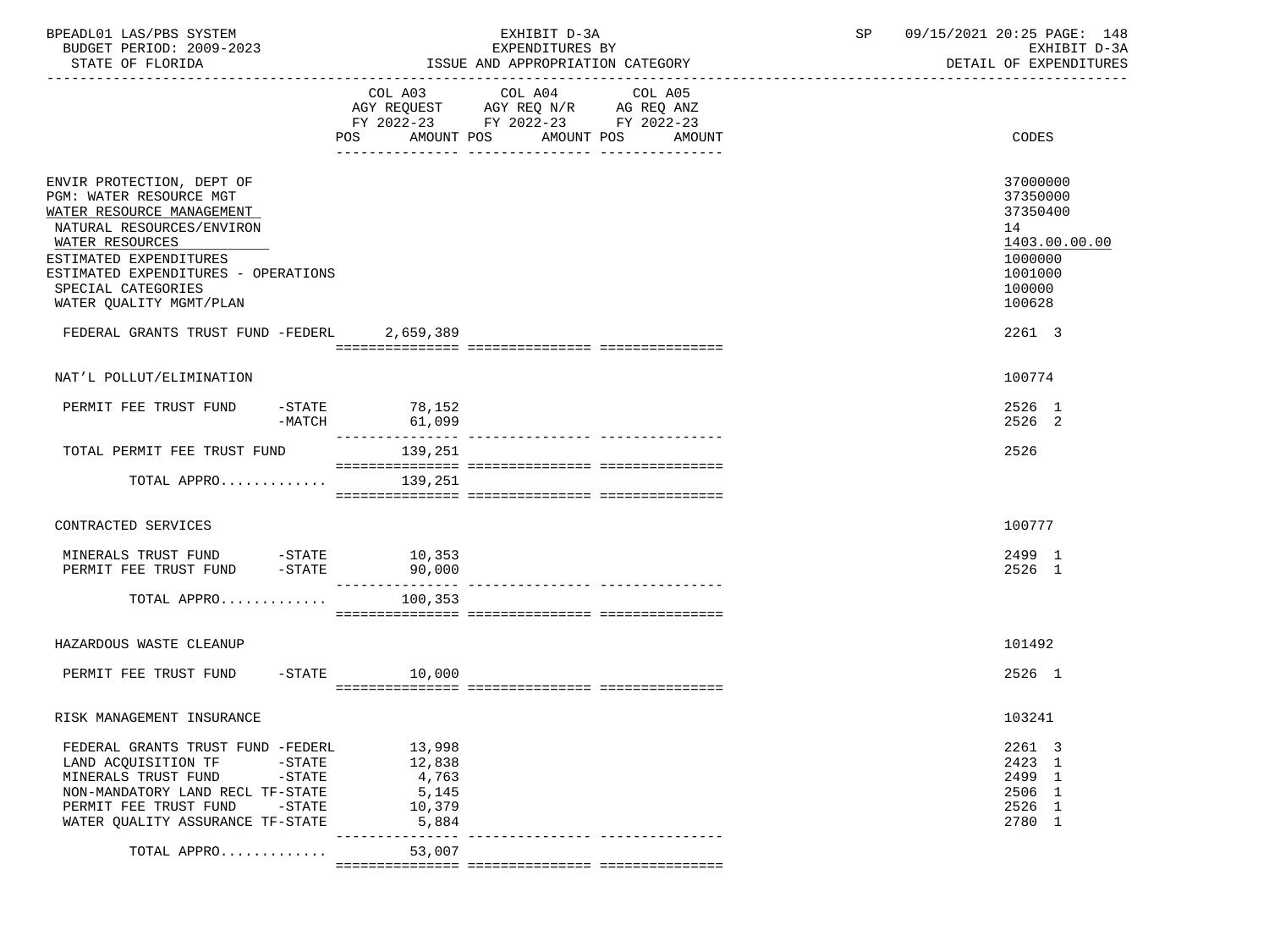BPEADL01 LAS/PBS SYSTEM — EXHIBIT D-3A — EXPENDITURES BY ISSUE AND APPROPRIATION CATEGORY — SP 09/15/2021 20:25 PAGE: 148

BUDGET PERIOD: 2009-2023 — STATE OF FLORIDA — EXHIBIT D-3A DETAIL OF EXPENDITURES

| | COL A03 AGY REQUEST FY 2022-23 POS AMOUNT | COL A04 AGY REQ N/R FY 2022-23 POS AMOUNT | COL A05 AG REQ ANZ FY 2022-23 POS AMOUNT | CODES |
|---|---|---|---|---|
| ENVIR PROTECTION, DEPT OF | | | | 37000000 |
| PGM: WATER RESOURCE MGT | | | | 37350000 |
| WATER RESOURCE MANAGEMENT | | | | 37350400 |
| NATURAL RESOURCES/ENVIRON | | | | 14 |
| WATER RESOURCES | | | | 1403.00.00.00 |
| ESTIMATED EXPENDITURES | | | | 1000000 |
| ESTIMATED EXPENDITURES - OPERATIONS | | | | 1001000 |
| SPECIAL CATEGORIES | | | | 100000 |
| WATER QUALITY MGMT/PLAN | | | | 100628 |
| FEDERAL GRANTS TRUST FUND -FEDERL | 2,659,389 | | | 2261 3 |
| NAT'L POLLUT/ELIMINATION | | | | 100774 |
| PERMIT FEE TRUST FUND -STATE | 78,152 | | | 2526 1 |
| -MATCH | 61,099 | | | 2526 2 |
| TOTAL PERMIT FEE TRUST FUND | 139,251 | | | 2526 |
| TOTAL APPRO............. | 139,251 | | | |
| CONTRACTED SERVICES | | | | 100777 |
| MINERALS TRUST FUND -STATE | 10,353 | | | 2499 1 |
| PERMIT FEE TRUST FUND -STATE | 90,000 | | | 2526 1 |
| TOTAL APPRO............. | 100,353 | | | |
| HAZARDOUS WASTE CLEANUP | | | | 101492 |
| PERMIT FEE TRUST FUND -STATE | 10,000 | | | 2526 1 |
| RISK MANAGEMENT INSURANCE | | | | 103241 |
| FEDERAL GRANTS TRUST FUND -FEDERL | 13,998 | | | 2261 3 |
| LAND ACQUISITION TF -STATE | 12,838 | | | 2423 1 |
| MINERALS TRUST FUND -STATE | 4,763 | | | 2499 1 |
| NON-MANDATORY LAND RECL TF-STATE | 5,145 | | | 2506 1 |
| PERMIT FEE TRUST FUND -STATE | 10,379 | | | 2526 1 |
| WATER QUALITY ASSURANCE TF-STATE | 5,884 | | | 2780 1 |
| TOTAL APPRO............. | 53,007 | | | |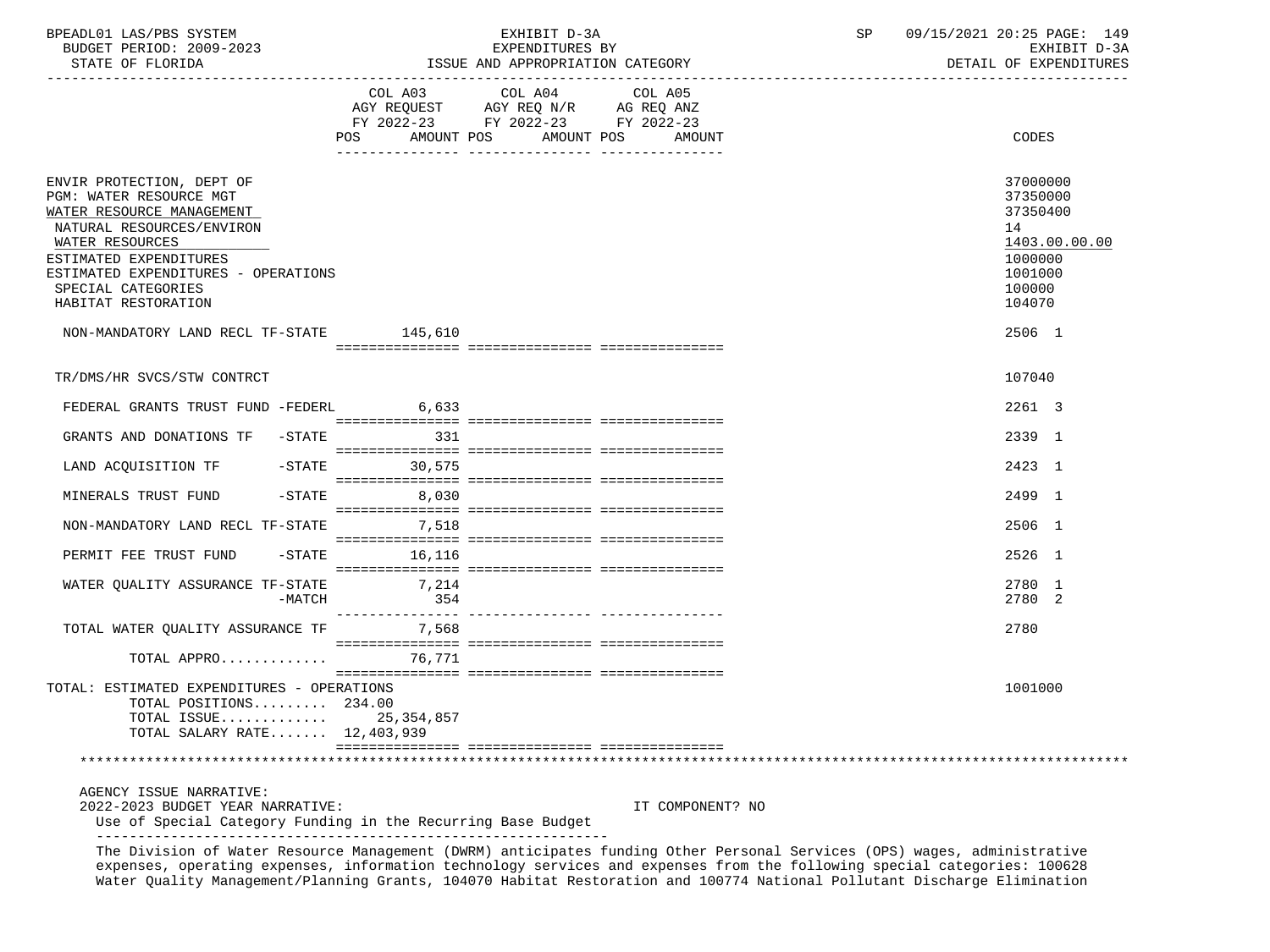| | COL A03 AGY REQUEST FY 2022-23 POS AMOUNT | COL A04 AGY REQ N/R FY 2022-23 POS AMOUNT | COL A05 AG REQ ANZ FY 2022-23 POS AMOUNT | CODES |
|---|---|---|---|---|
| ENVIR PROTECTION, DEPT OF | | | | 37000000 |
| PGM: WATER RESOURCE MGT | | | | 37350000 |
| WATER RESOURCE MANAGEMENT | | | | 37350400 |
| NATURAL RESOURCES/ENVIRON | | | | 14 |
| WATER RESOURCES | | | | 1403.00.00.00 |
| ESTIMATED EXPENDITURES | | | | 1000000 |
| ESTIMATED EXPENDITURES - OPERATIONS | | | | 1001000 |
| SPECIAL CATEGORIES | | | | 100000 |
| HABITAT RESTORATION | | | | 104070 |
| NON-MANDATORY LAND RECL TF-STATE | 145,610 | | | 2506 1 |
| TR/DMS/HR SVCS/STW CONTRCT | | | | 107040 |
| FEDERAL GRANTS TRUST FUND -FEDERL | 6,633 | | | 2261 3 |
| GRANTS AND DONATIONS TF -STATE | 331 | | | 2339 1 |
| LAND ACQUISITION TF -STATE | 30,575 | | | 2423 1 |
| MINERALS TRUST FUND -STATE | 8,030 | | | 2499 1 |
| NON-MANDATORY LAND RECL TF-STATE | 7,518 | | | 2506 1 |
| PERMIT FEE TRUST FUND -STATE | 16,116 | | | 2526 1 |
| WATER QUALITY ASSURANCE TF-STATE | 7,214 | | | 2780 1 |
| -MATCH | 354 | | | 2780 2 |
| TOTAL WATER QUALITY ASSURANCE TF | 7,568 | | | 2780 |
| TOTAL APPRO............ | 76,771 | | | |
| TOTAL: ESTIMATED EXPENDITURES - OPERATIONS | | | | 1001000 |
| TOTAL POSITIONS......... | 234.00 | | | |
| TOTAL ISSUE............ | 25,354,857 | | | |
| TOTAL SALARY RATE....... | 12,403,939 | | | |

AGENCY ISSUE NARRATIVE:
2022-2023 BUDGET YEAR NARRATIVE: IT COMPONENT? NO

Use of Special Category Funding in the Recurring Base Budget

The Division of Water Resource Management (DWRM) anticipates funding Other Personal Services (OPS) wages, administrative expenses, operating expenses, information technology services and expenses from the following special categories: 100628 Water Quality Management/Planning Grants, 104070 Habitat Restoration and 100774 National Pollutant Discharge Elimination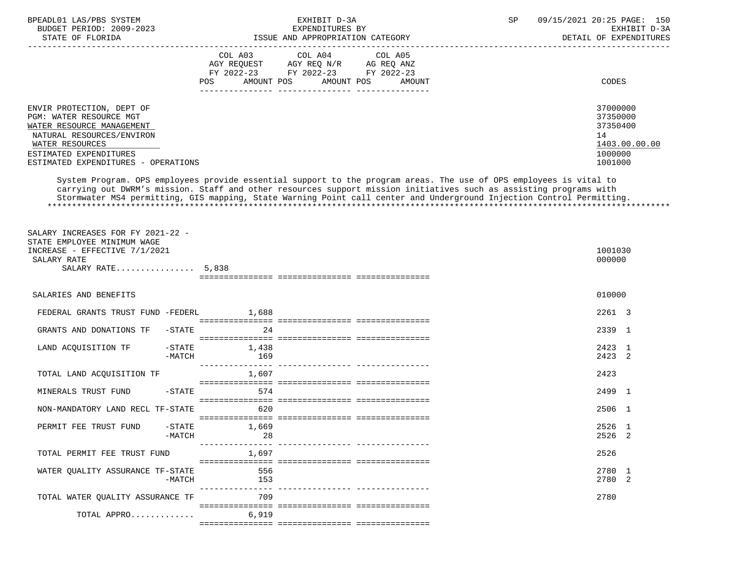ENVIR PROTECTION, DEPT OF — 37000000
PGM: WATER RESOURCE MGT — 37350000
WATER RESOURCE MANAGEMENT — 37350400
NATURAL RESOURCES/ENVIRON — 14
WATER RESOURCES — 1403.00.00.00
ESTIMATED EXPENDITURES — 1000000
ESTIMATED EXPENDITURES - OPERATIONS — 1001000

System Program. OPS employees provide essential support to the program areas. The use of OPS employees is vital to carrying out DWRM's mission. Staff and other resources support mission initiatives such as assisting programs with Stormwater MS4 permitting, GIS mapping, State Warning Point call center and Underground Injection Control Permitting.
*******************************************************************************************************************************

| | COL A03 AGY REQUEST FY 2022-23 POS | AMOUNT | COL A04 AGY REQ N/R FY 2022-23 POS | AMOUNT | COL A05 AG REQ ANZ FY 2022-23 POS | AMOUNT | CODES |
|---|---|---|---|---|---|---|---|
| SALARY INCREASES FOR FY 2021-22 - STATE EMPLOYEE MINIMUM WAGE INCREASE - EFFECTIVE 7/1/2021 | | | | | | | 1001030 |
| SALARY RATE | | | | | | | 000000 |
| SALARY RATE................ 5,838 | | | | | | | |
| SALARIES AND BENEFITS | | | | | | | 010000 |
| FEDERAL GRANTS TRUST FUND -FEDERL | | 1,688 | | | | | 2261 3 |
| GRANTS AND DONATIONS TF -STATE | | 24 | | | | | 2339 1 |
| LAND ACQUISITION TF -STATE | | 1,438 | | | | | 2423 1 |
| -MATCH | | 169 | | | | | 2423 2 |
| TOTAL LAND ACQUISITION TF | | 1,607 | | | | | 2423 |
| MINERALS TRUST FUND -STATE | | 574 | | | | | 2499 1 |
| NON-MANDATORY LAND RECL TF-STATE | | 620 | | | | | 2506 1 |
| PERMIT FEE TRUST FUND -STATE | | 1,669 | | | | | 2526 1 |
| -MATCH | | 28 | | | | | 2526 2 |
| TOTAL PERMIT FEE TRUST FUND | | 1,697 | | | | | 2526 |
| WATER QUALITY ASSURANCE TF-STATE | | 556 | | | | | 2780 1 |
| -MATCH | | 153 | | | | | 2780 2 |
| TOTAL WATER QUALITY ASSURANCE TF | | 709 | | | | | 2780 |
| TOTAL APPRO............ | | 6,919 | | | | | |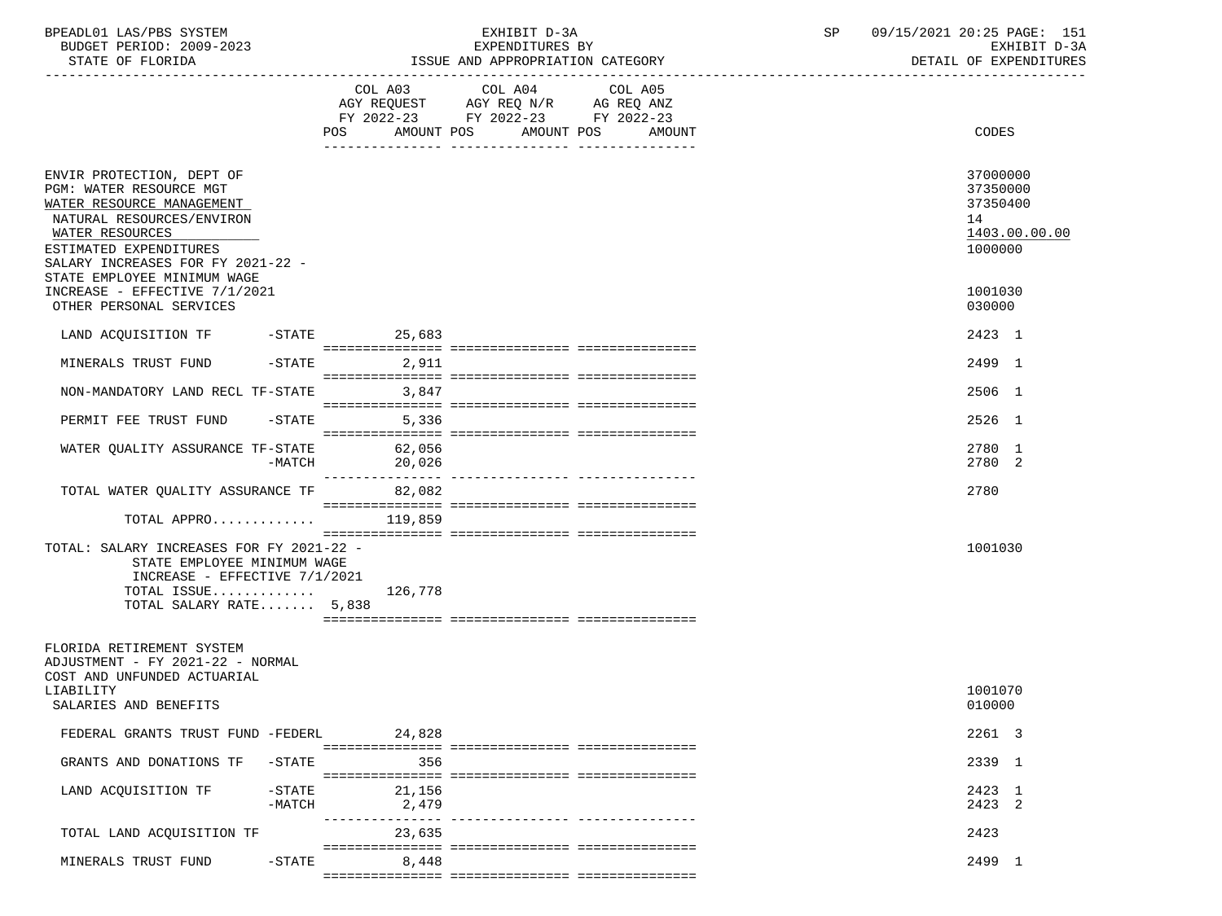BPEADL01 LAS/PBS SYSTEM — EXHIBIT D-3A — EXPENDITURES BY ISSUE AND APPROPRIATION CATEGORY
BUDGET PERIOD: 2009-2023 — STATE OF FLORIDA
SP 09/15/2021 20:25 — EXHIBIT D-3A — DETAIL OF EXPENDITURES

| | COL A03 AGY REQUEST FY 2022-23 POS AMOUNT | COL A04 AGY REQ N/R FY 2022-23 POS AMOUNT | COL A05 AG REQ ANZ FY 2022-23 POS AMOUNT | CODES |
|---|---|---|---|---|
| ENVIR PROTECTION, DEPT OF | | | | 37000000 |
| PGM: WATER RESOURCE MGT | | | | 37350000 |
| WATER RESOURCE MANAGEMENT | | | | 37350400 |
| NATURAL RESOURCES/ENVIRON | | | | 14 |
| WATER RESOURCES | | | | 1403.00.00.00 |
| ESTIMATED EXPENDITURES | | | | 1000000 |
| SALARY INCREASES FOR FY 2021-22 - STATE EMPLOYEE MINIMUM WAGE INCREASE - EFFECTIVE 7/1/2021 | | | | 1001030 |
| OTHER PERSONAL SERVICES | | | | 030000 |
| LAND ACQUISITION TF -STATE | 25,683 | | | 2423 1 |
| MINERALS TRUST FUND -STATE | 2,911 | | | 2499 1 |
| NON-MANDATORY LAND RECL TF-STATE | 3,847 | | | 2506 1 |
| PERMIT FEE TRUST FUND -STATE | 5,336 | | | 2526 1 |
| WATER QUALITY ASSURANCE TF-STATE | 62,056 | | | 2780 1 |
| -MATCH | 20,026 | | | 2780 2 |
| TOTAL WATER QUALITY ASSURANCE TF | 82,082 | | | 2780 |
| TOTAL APPRO............. | 119,859 | | | |
| TOTAL: SALARY INCREASES FOR FY 2021-22 - STATE EMPLOYEE MINIMUM WAGE INCREASE - EFFECTIVE 7/1/2021 | | | | 1001030 |
| TOTAL ISSUE............. | 126,778 | | | |
| TOTAL SALARY RATE....... 5,838 | | | | |
| FLORIDA RETIREMENT SYSTEM ADJUSTMENT - FY 2021-22 - NORMAL COST AND UNFUNDED ACTUARIAL LIABILITY | | | | 1001070 |
| SALARIES AND BENEFITS | | | | 010000 |
| FEDERAL GRANTS TRUST FUND -FEDERL | 24,828 | | | 2261 3 |
| GRANTS AND DONATIONS TF -STATE | 356 | | | 2339 1 |
| LAND ACQUISITION TF -STATE | 21,156 | | | 2423 1 |
| -MATCH | 2,479 | | | 2423 2 |
| TOTAL LAND ACQUISITION TF | 23,635 | | | 2423 |
| MINERALS TRUST FUND -STATE | 8,448 | | | 2499 1 |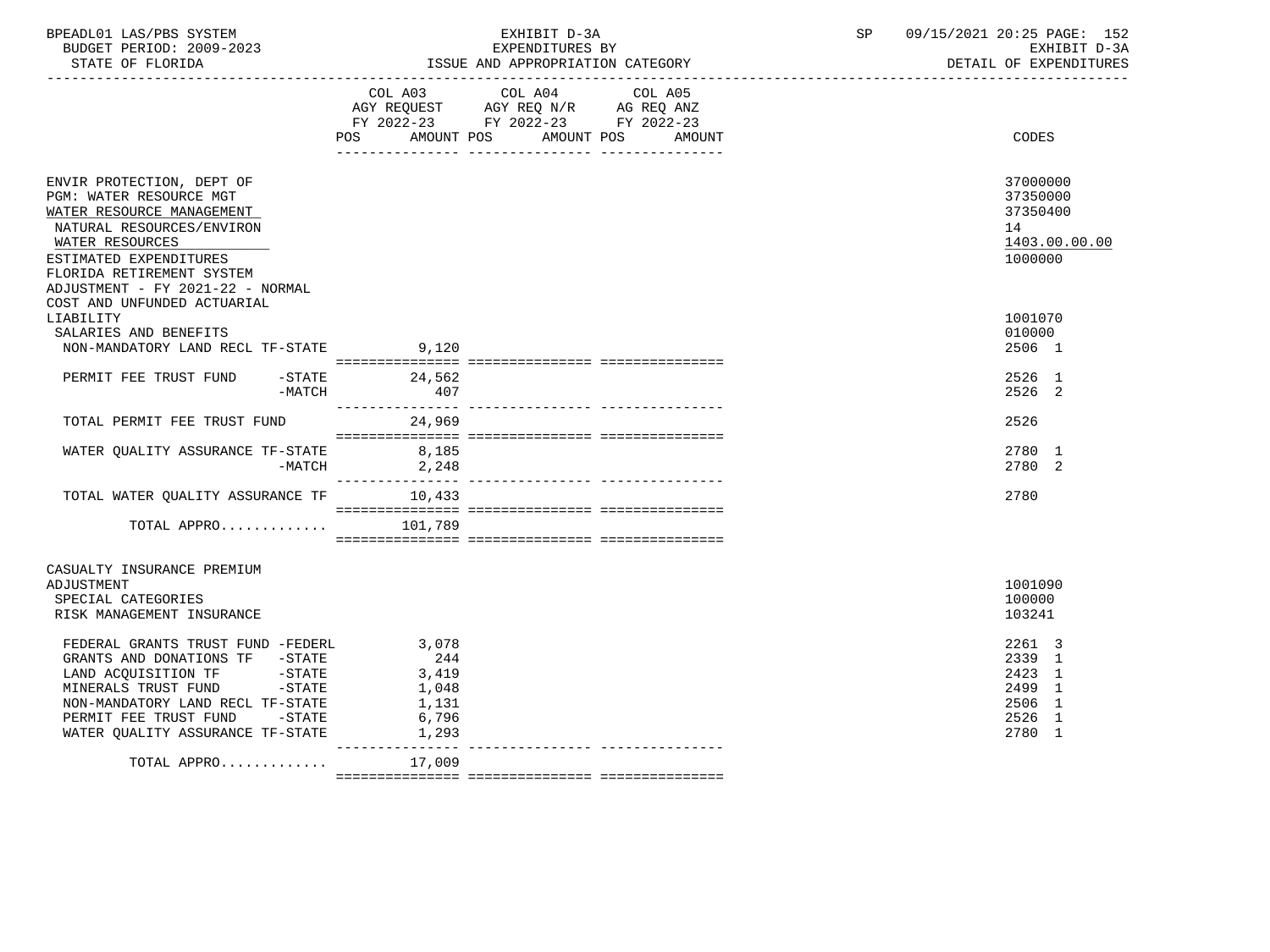| | COL A03 AGY REQUEST FY 2022-23 POS AMOUNT | COL A04 AGY REQ N/R FY 2022-23 POS AMOUNT | COL A05 AG REQ ANZ FY 2022-23 POS AMOUNT | CODES |
|---|---|---|---|---|
| ENVIR PROTECTION, DEPT OF | | | | 37000000 |
| PGM: WATER RESOURCE MGT | | | | 37350000 |
| WATER RESOURCE MANAGEMENT | | | | 37350400 |
| NATURAL RESOURCES/ENVIRON | | | | 14 |
| WATER RESOURCES | | | | 1403.00.00.00 |
| ESTIMATED EXPENDITURES | | | | 1000000 |
| FLORIDA RETIREMENT SYSTEM ADJUSTMENT - FY 2021-22 - NORMAL COST AND UNFUNDED ACTUARIAL LIABILITY | | | | 1001070 |
| SALARIES AND BENEFITS | | | | 010000 |
| NON-MANDATORY LAND RECL TF-STATE | 9,120 | | | 2506 1 |
| PERMIT FEE TRUST FUND -STATE | 24,562 | | | 2526 1 |
| -MATCH | 407 | | | 2526 2 |
| TOTAL PERMIT FEE TRUST FUND | 24,969 | | | 2526 |
| WATER QUALITY ASSURANCE TF-STATE | 8,185 | | | 2780 1 |
| -MATCH | 2,248 | | | 2780 2 |
| TOTAL WATER QUALITY ASSURANCE TF | 10,433 | | | 2780 |
| TOTAL APPRO............. | 101,789 | | | |
| CASUALTY INSURANCE PREMIUM ADJUSTMENT | | | | 1001090 |
| SPECIAL CATEGORIES | | | | 100000 |
| RISK MANAGEMENT INSURANCE | | | | 103241 |
| FEDERAL GRANTS TRUST FUND -FEDERL | 3,078 | | | 2261 3 |
| GRANTS AND DONATIONS TF -STATE | 244 | | | 2339 1 |
| LAND ACQUISITION TF -STATE | 3,419 | | | 2423 1 |
| MINERALS TRUST FUND -STATE | 1,048 | | | 2499 1 |
| NON-MANDATORY LAND RECL TF-STATE | 1,131 | | | 2506 1 |
| PERMIT FEE TRUST FUND -STATE | 6,796 | | | 2526 1 |
| WATER QUALITY ASSURANCE TF-STATE | 1,293 | | | 2780 1 |
| TOTAL APPRO............. | 17,009 | | | |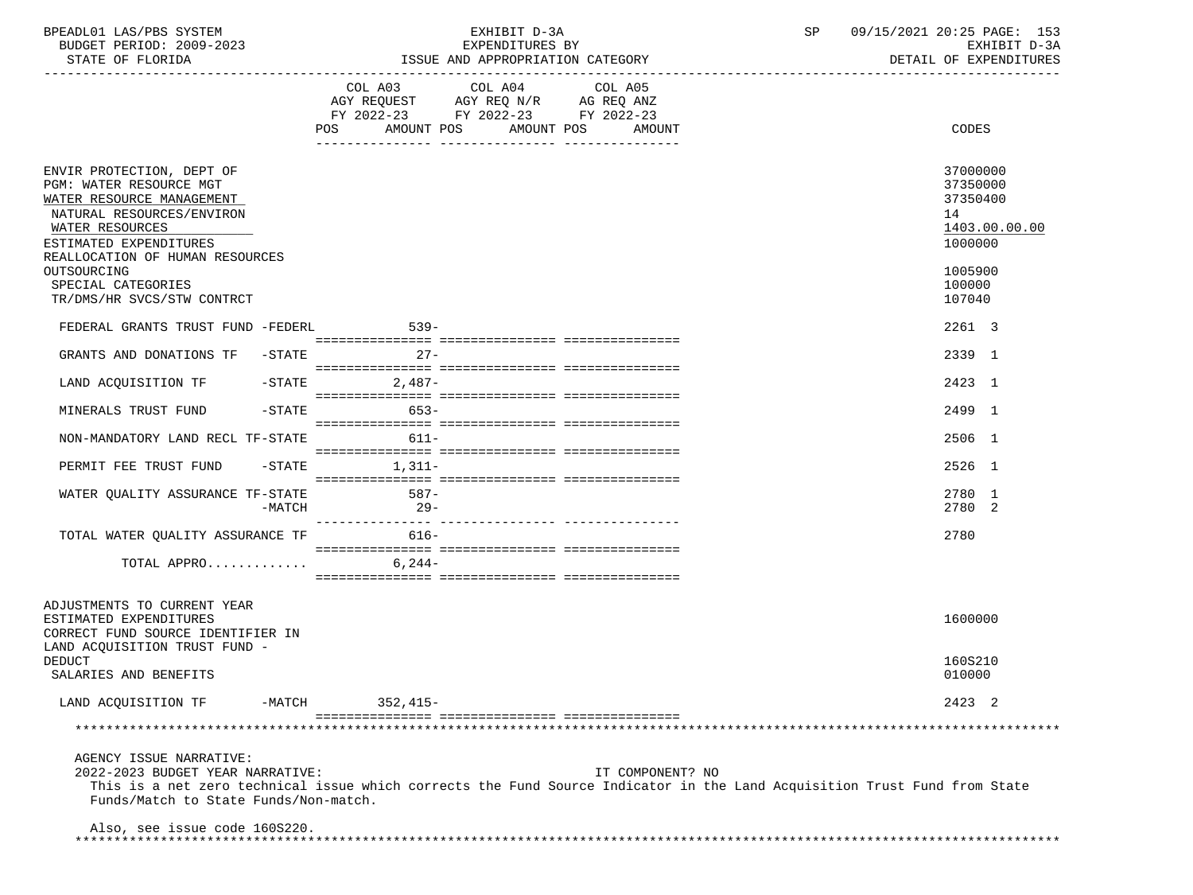| | COL A03 AGY REQUEST FY 2022-23 POS AMOUNT | COL A04 AGY REQ N/R FY 2022-23 POS AMOUNT | COL A05 AG REQ ANZ FY 2022-23 POS AMOUNT | CODES |
|---|---|---|---|---|
| ENVIR PROTECTION, DEPT OF | | | | 37000000 |
| PGM: WATER RESOURCE MGT | | | | 37350000 |
| WATER RESOURCE MANAGEMENT | | | | 37350400 |
| NATURAL RESOURCES/ENVIRON | | | | 14 |
| WATER RESOURCES | | | | 1403.00.00.00 |
| ESTIMATED EXPENDITURES | | | | 1000000 |
| REALLOCATION OF HUMAN RESOURCES OUTSOURCING | | | | 1005900 |
| SPECIAL CATEGORIES | | | | 100000 |
| TR/DMS/HR SVCS/STW CONTRCT | | | | 107040 |
| FEDERAL GRANTS TRUST FUND -FEDERL | 539- | | | 2261 3 |
| GRANTS AND DONATIONS TF -STATE | 27- | | | 2339 1 |
| LAND ACQUISITION TF -STATE | 2,487- | | | 2423 1 |
| MINERALS TRUST FUND -STATE | 653- | | | 2499 1 |
| NON-MANDATORY LAND RECL TF-STATE | 611- | | | 2506 1 |
| PERMIT FEE TRUST FUND -STATE | 1,311- | | | 2526 1 |
| WATER QUALITY ASSURANCE TF-STATE | 587- | | | 2780 1 |
| -MATCH | 29- | | | 2780 2 |
| TOTAL WATER QUALITY ASSURANCE TF | 616- | | | 2780 |
| TOTAL APPRO............. | 6,244- | | | |
| ADJUSTMENTS TO CURRENT YEAR ESTIMATED EXPENDITURES | | | | 1600000 |
| CORRECT FUND SOURCE IDENTIFIER IN LAND ACQUISITION TRUST FUND - DEDUCT | | | | 160S210 |
| SALARIES AND BENEFITS | | | | 010000 |
| LAND ACQUISITION TF -MATCH | 352,415- | | | 2423 2 |

AGENCY ISSUE NARRATIVE:

2022-2023 BUDGET YEAR NARRATIVE: IT COMPONENT? NO

This is a net zero technical issue which corrects the Fund Source Indicator in the Land Acquisition Trust Fund from State Funds/Match to State Funds/Non-match.

Also, see issue code 160S220.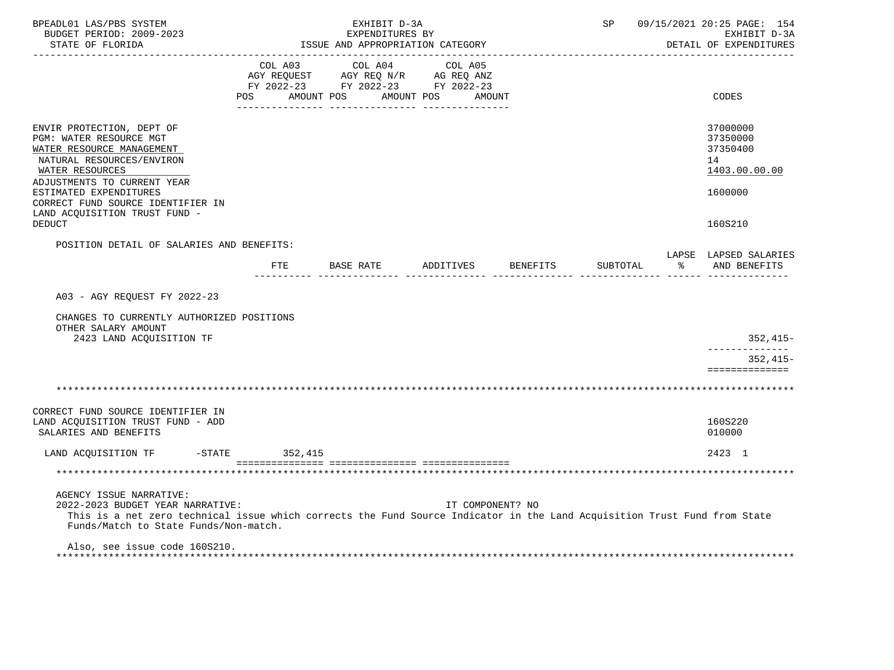BPEADL01 LAS/PBS SYSTEM — EXHIBIT D-3A — EXPENDITURES BY ISSUE AND APPROPRIATION CATEGORY — SP 09/15/2021 20:25 PAGE: 154
BUDGET PERIOD: 2009-2023 — EXHIBIT D-3A
STATE OF FLORIDA — DETAIL OF EXPENDITURES

| | COL A03 AGY REQUEST FY 2022-23 POS AMOUNT | COL A04 AGY REQ N/R FY 2022-23 POS AMOUNT | COL A05 AG REQ ANZ FY 2022-23 POS AMOUNT | CODES |
|---|---|---|---|---|
| ENVIR PROTECTION, DEPT OF | | | | 37000000 |
| PGM: WATER RESOURCE MGT | | | | 37350000 |
| WATER RESOURCE MANAGEMENT | | | | 37350400 |
| NATURAL RESOURCES/ENVIRON | | | | 14 |
| WATER RESOURCES | | | | 1403.00.00.00 |
| ADJUSTMENTS TO CURRENT YEAR ESTIMATED EXPENDITURES | | | | 1600000 |
| CORRECT FUND SOURCE IDENTIFIER IN LAND ACQUISITION TRUST FUND - DEDUCT | | | | 160S210 |

POSITION DETAIL OF SALARIES AND BENEFITS:

| | FTE | BASE RATE | ADDITIVES | BENEFITS | SUBTOTAL | LAPSE % | LAPSED SALARIES AND BENEFITS |
|---|---|---|---|---|---|---|---|
| A03 - AGY REQUEST FY 2022-23 | | | | | | | |
| CHANGES TO CURRENTLY AUTHORIZED POSITIONS | | | | | | | |
| OTHER SALARY AMOUNT | | | | | | | |
| 2423 LAND ACQUISITION TF | | | | | | | 352,415- |
| | | | | | | | 352,415- |

*******************************************************************************

| | COL A03 | COL A04 | COL A05 | CODES |
|---|---|---|---|---|
| CORRECT FUND SOURCE IDENTIFIER IN LAND ACQUISITION TRUST FUND - ADD | | | | 160S220 |
| SALARIES AND BENEFITS | | | | 010000 |
| LAND ACQUISITION TF -STATE | 352,415 | | | 2423 1 |

*******************************************************************************

AGENCY ISSUE NARRATIVE:

2022-2023 BUDGET YEAR NARRATIVE: IT COMPONENT? NO

This is a net zero technical issue which corrects the Fund Source Indicator in the Land Acquisition Trust Fund from State Funds/Match to State Funds/Non-match.

Also, see issue code 160S210.

*******************************************************************************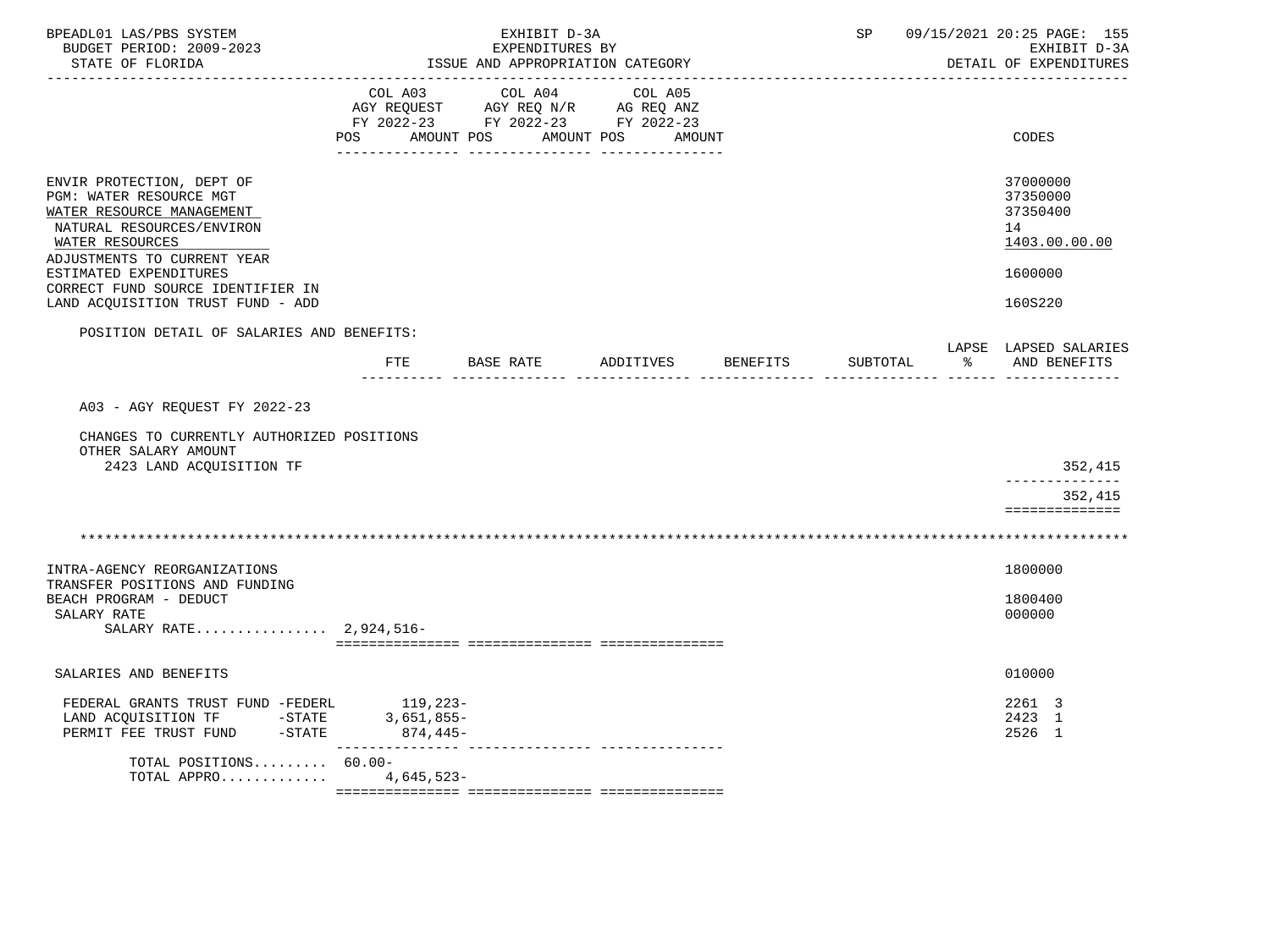ENVIR PROTECTION, DEPT OF — 37000000
PGM: WATER RESOURCE MGT — 37350000
WATER RESOURCE MANAGEMENT — 37350400
NATURAL RESOURCES/ENVIRON — 14
WATER RESOURCES — 1403.00.00.00
ADJUSTMENTS TO CURRENT YEAR ESTIMATED EXPENDITURES — 1600000
CORRECT FUND SOURCE IDENTIFIER IN LAND ACQUISITION TRUST FUND - ADD — 160S220

POSITION DETAIL OF SALARIES AND BENEFITS:

| | FTE | BASE RATE | ADDITIVES | BENEFITS | SUBTOTAL | LAPSE % | LAPSED SALARIES AND BENEFITS |
|---|---|---|---|---|---|---|---|
| A03 - AGY REQUEST FY 2022-23 | | | | | | | |
| CHANGES TO CURRENTLY AUTHORIZED POSITIONS | | | | | | | |
| OTHER SALARY AMOUNT | | | | | | | |
| 2423 LAND ACQUISITION TF | | | | | | | 352,415 |
| | | | | | | | 352,415 |

INTRA-AGENCY REORGANIZATIONS — 1800000
TRANSFER POSITIONS AND FUNDING BEACH PROGRAM - DEDUCT — 1800400
SALARY RATE — 000000

| | COL A03 AGY REQUEST FY 2022-23 POS AMOUNT | COL A04 AGY REQ N/R FY 2022-23 POS AMOUNT | COL A05 AG REQ ANZ FY 2022-23 POS AMOUNT | CODES |
|---|---|---|---|---|
| SALARY RATE................ | 2,924,516- | | | |
| SALARIES AND BENEFITS | | | | 010000 |
| FEDERAL GRANTS TRUST FUND -FEDERL | 119,223- | | | 2261 3 |
| LAND ACQUISITION TF -STATE | 3,651,855- | | | 2423 1 |
| PERMIT FEE TRUST FUND -STATE | 874,445- | | | 2526 1 |
| TOTAL POSITIONS......... | 60.00- | | | |
| TOTAL APPRO............. | 4,645,523- | | | |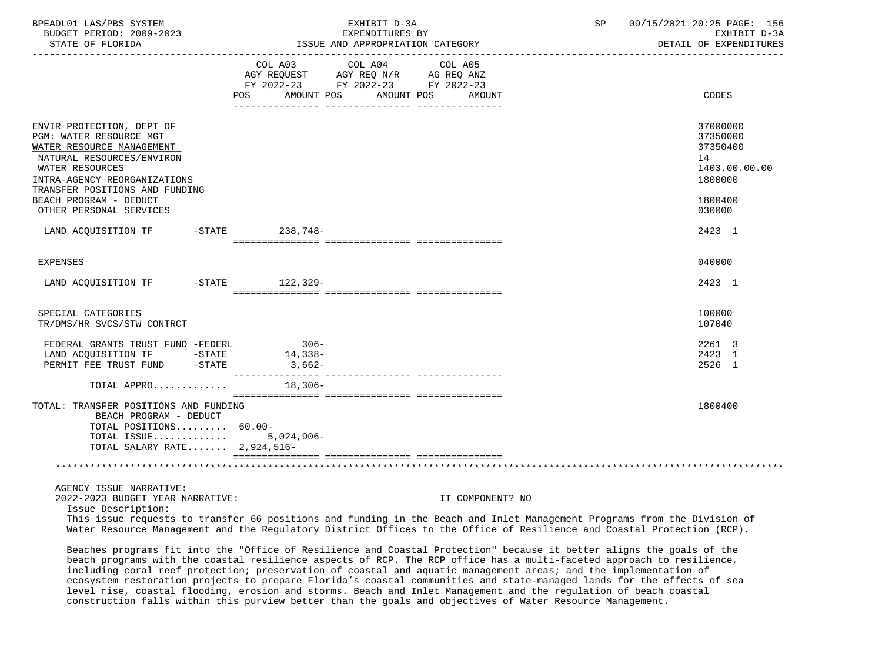| | COL A03 AGY REQUEST FY 2022-23 POS AMOUNT | COL A04 AGY REQ N/R FY 2022-23 POS AMOUNT | COL A05 AG REQ ANZ FY 2022-23 POS AMOUNT | CODES |
|---|---|---|---|---|
| ENVIR PROTECTION, DEPT OF | | | | 37000000 |
| PGM: WATER RESOURCE MGT | | | | 37350000 |
| WATER RESOURCE MANAGEMENT | | | | 37350400 |
| NATURAL RESOURCES/ENVIRON | | | | 14 |
| WATER RESOURCES | | | | 1403.00.00.00 |
| INTRA-AGENCY REORGANIZATIONS | | | | 1800000 |
| TRANSFER POSITIONS AND FUNDING | | | | |
| BEACH PROGRAM - DEDUCT | | | | 1800400 |
| OTHER PERSONAL SERVICES | | | | 030000 |
| LAND ACQUISITION TF -STATE | 238,748- | | | 2423 1 |
| EXPENSES | | | | 040000 |
| LAND ACQUISITION TF -STATE | 122,329- | | | 2423 1 |
| SPECIAL CATEGORIES | | | | 100000 |
| TR/DMS/HR SVCS/STW CONTRCT | | | | 107040 |
| FEDERAL GRANTS TRUST FUND -FEDERL | 306- | | | 2261 3 |
| LAND ACQUISITION TF -STATE | 14,338- | | | 2423 1 |
| PERMIT FEE TRUST FUND -STATE | 3,662- | | | 2526 1 |
| TOTAL APPRO............ | 18,306- | | | |
| TOTAL: TRANSFER POSITIONS AND FUNDING BEACH PROGRAM - DEDUCT | | | | 1800400 |
| TOTAL POSITIONS......... | 60.00- | | | |
| TOTAL ISSUE............ | 5,024,906- | | | |
| TOTAL SALARY RATE....... | 2,924,516- | | | |

AGENCY ISSUE NARRATIVE:

2022-2023 BUDGET YEAR NARRATIVE: IT COMPONENT? NO

Issue Description:

This issue requests to transfer 66 positions and funding in the Beach and Inlet Management Programs from the Division of Water Resource Management and the Regulatory District Offices to the Office of Resilience and Coastal Protection (RCP).

Beaches programs fit into the "Office of Resilience and Coastal Protection" because it better aligns the goals of the beach programs with the coastal resilience aspects of RCP. The RCP office has a multi-faceted approach to resilience, including coral reef protection; preservation of coastal and aquatic management areas; and the implementation of ecosystem restoration projects to prepare Florida's coastal communities and state-managed lands for the effects of sea level rise, coastal flooding, erosion and storms. Beach and Inlet Management and the regulation of beach coastal construction falls within this purview better than the goals and objectives of Water Resource Management.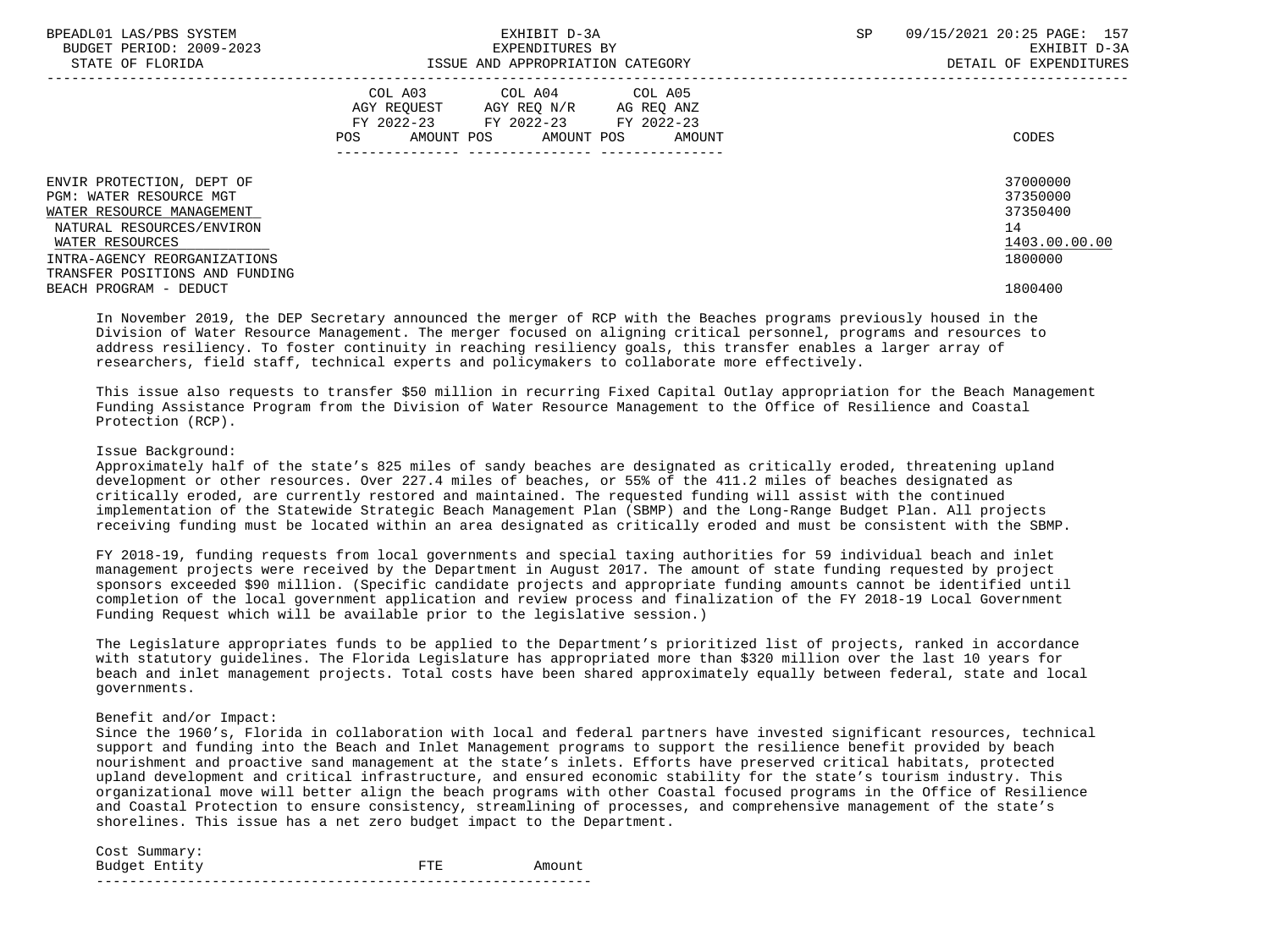| | COL A03 AGY REQUEST FY 2022-23 POS AMOUNT | COL A04 AGY REQ N/R FY 2022-23 POS AMOUNT | COL A05 AG REQ ANZ FY 2022-23 POS AMOUNT | CODES |
|---|---|---|---|---|
| ENVIR PROTECTION, DEPT OF | | | | 37000000 |
| PGM: WATER RESOURCE MGT | | | | 37350000 |
| WATER RESOURCE MANAGEMENT | | | | 37350400 |
| NATURAL RESOURCES/ENVIRON | | | | 14 |
| WATER RESOURCES | | | | 1403.00.00.00 |
| INTRA-AGENCY REORGANIZATIONS | | | | 1800000 |
| TRANSFER POSITIONS AND FUNDING | | | | |
| BEACH PROGRAM - DEDUCT | | | | 1800400 |

In November 2019, the DEP Secretary announced the merger of RCP with the Beaches programs previously housed in the Division of Water Resource Management. The merger focused on aligning critical personnel, programs and resources to address resiliency. To foster continuity in reaching resiliency goals, this transfer enables a larger array of researchers, field staff, technical experts and policymakers to collaborate more effectively.

This issue also requests to transfer $50 million in recurring Fixed Capital Outlay appropriation for the Beach Management Funding Assistance Program from the Division of Water Resource Management to the Office of Resilience and Coastal Protection (RCP).

Issue Background:
Approximately half of the state's 825 miles of sandy beaches are designated as critically eroded, threatening upland development or other resources. Over 227.4 miles of beaches, or 55% of the 411.2 miles of beaches designated as critically eroded, are currently restored and maintained. The requested funding will assist with the continued implementation of the Statewide Strategic Beach Management Plan (SBMP) and the Long-Range Budget Plan. All projects receiving funding must be located within an area designated as critically eroded and must be consistent with the SBMP.

FY 2018-19, funding requests from local governments and special taxing authorities for 59 individual beach and inlet management projects were received by the Department in August 2017. The amount of state funding requested by project sponsors exceeded $90 million. (Specific candidate projects and appropriate funding amounts cannot be identified until completion of the local government application and review process and finalization of the FY 2018-19 Local Government Funding Request which will be available prior to the legislative session.)

The Legislature appropriates funds to be applied to the Department's prioritized list of projects, ranked in accordance with statutory guidelines. The Florida Legislature has appropriated more than $320 million over the last 10 years for beach and inlet management projects. Total costs have been shared approximately equally between federal, state and local governments.

Benefit and/or Impact:
Since the 1960's, Florida in collaboration with local and federal partners have invested significant resources, technical support and funding into the Beach and Inlet Management programs to support the resilience benefit provided by beach nourishment and proactive sand management at the state's inlets. Efforts have preserved critical habitats, protected upland development and critical infrastructure, and ensured economic stability for the state's tourism industry. This organizational move will better align the beach programs with other Coastal focused programs in the Office of Resilience and Coastal Protection to ensure consistency, streamlining of processes, and comprehensive management of the state's shorelines. This issue has a net zero budget impact to the Department.

Cost Summary:

| Budget Entity | FTE | Amount |
|---|---|---|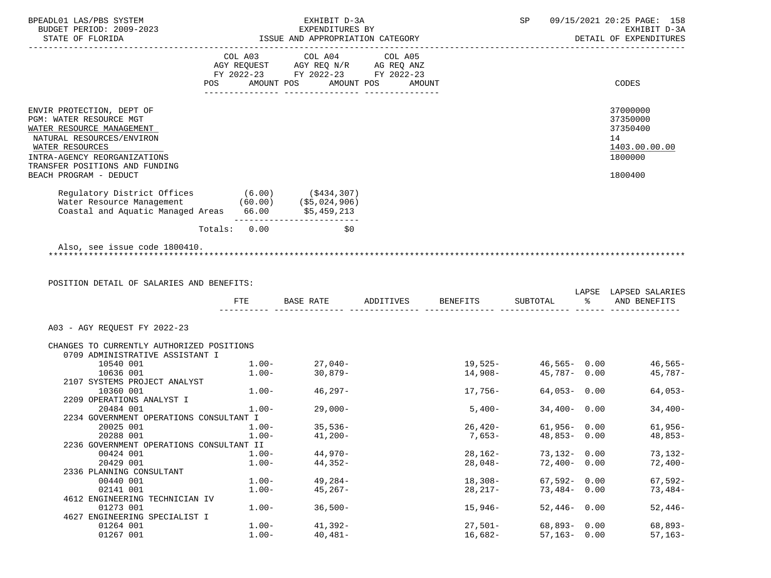BPEADL01 LAS/PBS SYSTEM — EXHIBIT D-3A — EXPENDITURES BY ISSUE AND APPROPRIATION CATEGORY — DETAIL OF EXPENDITURES

BUDGET PERIOD: 2009-2023

STATE OF FLORIDA

| | COL A03 AGY REQUEST FY 2022-23 POS AMOUNT | COL A04 AGY REQ N/R FY 2022-23 POS AMOUNT | COL A05 AG REQ ANZ FY 2022-23 POS AMOUNT | CODES |
|---|---|---|---|---|
| ENVIR PROTECTION, DEPT OF | | | | 37000000 |
| PGM: WATER RESOURCE MGT | | | | 37350000 |
| WATER RESOURCE MANAGEMENT | | | | 37350400 |
| NATURAL RESOURCES/ENVIRON | | | | 14 |
| WATER RESOURCES | | | | 1403.00.00.00 |
| INTRA-AGENCY REORGANIZATIONS | | | | 1800000 |
| TRANSFER POSITIONS AND FUNDING | | | | |
| BEACH PROGRAM - DEDUCT | | | | 1800400 |

| | | |
|---|---|---|
| Regulatory District Offices | (6.00) | ($434,307) |
| Water Resource Management | (60.00) | ($5,024,906) |
| Coastal and Aquatic Managed Areas | 66.00 | $5,459,213 |
| Totals: | 0.00 | $0 |

Also, see issue code 1800410.

******************************************************************************************************************

POSITION DETAIL OF SALARIES AND BENEFITS:

| | FTE | BASE RATE | ADDITIVES | BENEFITS | SUBTOTAL | LAPSE % | LAPSED SALARIES AND BENEFITS |
|---|---|---|---|---|---|---|---|
| A03 - AGY REQUEST FY 2022-23 | | | | | | | |
| CHANGES TO CURRENTLY AUTHORIZED POSITIONS | | | | | | | |
| 0709 ADMINISTRATIVE ASSISTANT I | | | | | | | |
| 10540 001 | 1.00- | 27,040- | | 19,525- | 46,565- | 0.00 | 46,565- |
| 10636 001 | 1.00- | 30,879- | | 14,908- | 45,787- | 0.00 | 45,787- |
| 2107 SYSTEMS PROJECT ANALYST | | | | | | | |
| 10360 001 | 1.00- | 46,297- | | 17,756- | 64,053- | 0.00 | 64,053- |
| 2209 OPERATIONS ANALYST I | | | | | | | |
| 20484 001 | 1.00- | 29,000- | | 5,400- | 34,400- | 0.00 | 34,400- |
| 2234 GOVERNMENT OPERATIONS CONSULTANT I | | | | | | | |
| 20025 001 | 1.00- | 35,536- | | 26,420- | 61,956- | 0.00 | 61,956- |
| 20288 001 | 1.00- | 41,200- | | 7,653- | 48,853- | 0.00 | 48,853- |
| 2236 GOVERNMENT OPERATIONS CONSULTANT II | | | | | | | |
| 00424 001 | 1.00- | 44,970- | | 28,162- | 73,132- | 0.00 | 73,132- |
| 20429 001 | 1.00- | 44,352- | | 28,048- | 72,400- | 0.00 | 72,400- |
| 2336 PLANNING CONSULTANT | | | | | | | |
| 00440 001 | 1.00- | 49,284- | | 18,308- | 67,592- | 0.00 | 67,592- |
| 02141 001 | 1.00- | 45,267- | | 28,217- | 73,484- | 0.00 | 73,484- |
| 4612 ENGINEERING TECHNICIAN IV | | | | | | | |
| 01273 001 | 1.00- | 36,500- | | 15,946- | 52,446- | 0.00 | 52,446- |
| 4627 ENGINEERING SPECIALIST I | | | | | | | |
| 01264 001 | 1.00- | 41,392- | | 27,501- | 68,893- | 0.00 | 68,893- |
| 01267 001 | 1.00- | 40,481- | | 16,682- | 57,163- | 0.00 | 57,163- |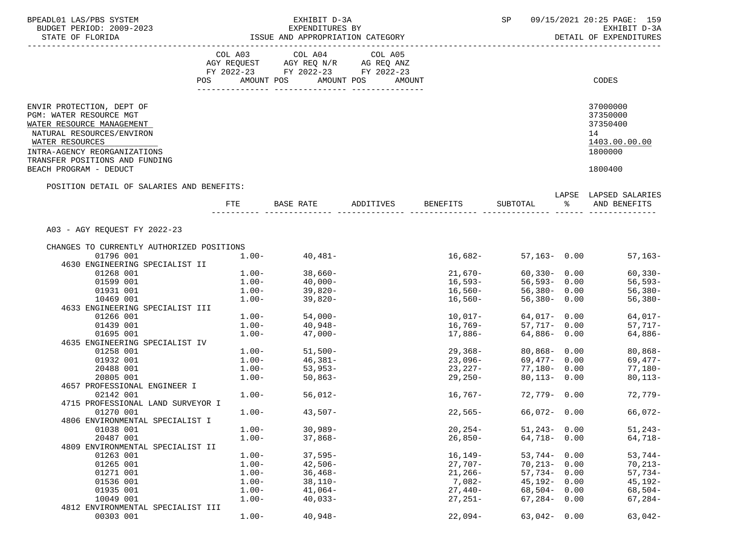BPEADL01 LAS/PBS SYSTEM — EXHIBIT D-3A — EXPENDITURES BY ISSUE AND APPROPRIATION CATEGORY — SP 09/15/2021 20:25

BUDGET PERIOD: 2009-2023 — STATE OF FLORIDA — EXHIBIT D-3A DETAIL OF EXPENDITURES

| | COL A03 AGY REQUEST FY 2022-23 POS AMOUNT | COL A04 AGY REQ N/R FY 2022-23 POS AMOUNT | COL A05 AG REQ ANZ FY 2022-23 POS AMOUNT | CODES |
|---|---|---|---|---|
| ENVIR PROTECTION, DEPT OF | | | | 37000000 |
| PGM: WATER RESOURCE MGT | | | | 37350000 |
| WATER RESOURCE MANAGEMENT | | | | 37350400 |
| NATURAL RESOURCES/ENVIRON | | | | 14 |
| WATER RESOURCES | | | | 1403.00.00.00 |
| INTRA-AGENCY REORGANIZATIONS | | | | 1800000 |
| TRANSFER POSITIONS AND FUNDING BEACH PROGRAM - DEDUCT | | | | 1800400 |

POSITION DETAIL OF SALARIES AND BENEFITS:

A03 - AGY REQUEST FY 2022-23

CHANGES TO CURRENTLY AUTHORIZED POSITIONS

| | FTE | BASE RATE | ADDITIVES | BENEFITS | SUBTOTAL | LAPSE % | LAPSED SALARIES AND BENEFITS |
|---|---|---|---|---|---|---|---|
| 01796 001 | 1.00- | 40,481- | | 16,682- | 57,163- | 0.00 | 57,163- |
| 4630 ENGINEERING SPECIALIST II | | | | | | | |
| 01268 001 | 1.00- | 38,660- | | 21,670- | 60,330- | 0.00 | 60,330- |
| 01599 001 | 1.00- | 40,000- | | 16,593- | 56,593- | 0.00 | 56,593- |
| 01931 001 | 1.00- | 39,820- | | 16,560- | 56,380- | 0.00 | 56,380- |
| 10469 001 | 1.00- | 39,820- | | 16,560- | 56,380- | 0.00 | 56,380- |
| 4633 ENGINEERING SPECIALIST III | | | | | | | |
| 01266 001 | 1.00- | 54,000- | | 10,017- | 64,017- | 0.00 | 64,017- |
| 01439 001 | 1.00- | 40,948- | | 16,769- | 57,717- | 0.00 | 57,717- |
| 01695 001 | 1.00- | 47,000- | | 17,886- | 64,886- | 0.00 | 64,886- |
| 4635 ENGINEERING SPECIALIST IV | | | | | | | |
| 01258 001 | 1.00- | 51,500- | | 29,368- | 80,868- | 0.00 | 80,868- |
| 01932 001 | 1.00- | 46,381- | | 23,096- | 69,477- | 0.00 | 69,477- |
| 20488 001 | 1.00- | 53,953- | | 23,227- | 77,180- | 0.00 | 77,180- |
| 20805 001 | 1.00- | 50,863- | | 29,250- | 80,113- | 0.00 | 80,113- |
| 4657 PROFESSIONAL ENGINEER I | | | | | | | |
| 02142 001 | 1.00- | 56,012- | | 16,767- | 72,779- | 0.00 | 72,779- |
| 4715 PROFESSIONAL LAND SURVEYOR I | | | | | | | |
| 01270 001 | 1.00- | 43,507- | | 22,565- | 66,072- | 0.00 | 66,072- |
| 4806 ENVIRONMENTAL SPECIALIST I | | | | | | | |
| 01038 001 | 1.00- | 30,989- | | 20,254- | 51,243- | 0.00 | 51,243- |
| 20487 001 | 1.00- | 37,868- | | 26,850- | 64,718- | 0.00 | 64,718- |
| 4809 ENVIRONMENTAL SPECIALIST II | | | | | | | |
| 01263 001 | 1.00- | 37,595- | | 16,149- | 53,744- | 0.00 | 53,744- |
| 01265 001 | 1.00- | 42,506- | | 27,707- | 70,213- | 0.00 | 70,213- |
| 01271 001 | 1.00- | 36,468- | | 21,266- | 57,734- | 0.00 | 57,734- |
| 01536 001 | 1.00- | 38,110- | | 7,082- | 45,192- | 0.00 | 45,192- |
| 01935 001 | 1.00- | 41,064- | | 27,440- | 68,504- | 0.00 | 68,504- |
| 10049 001 | 1.00- | 40,033- | | 27,251- | 67,284- | 0.00 | 67,284- |
| 4812 ENVIRONMENTAL SPECIALIST III | | | | | | | |
| 00303 001 | 1.00- | 40,948- | | 22,094- | 63,042- | 0.00 | 63,042- |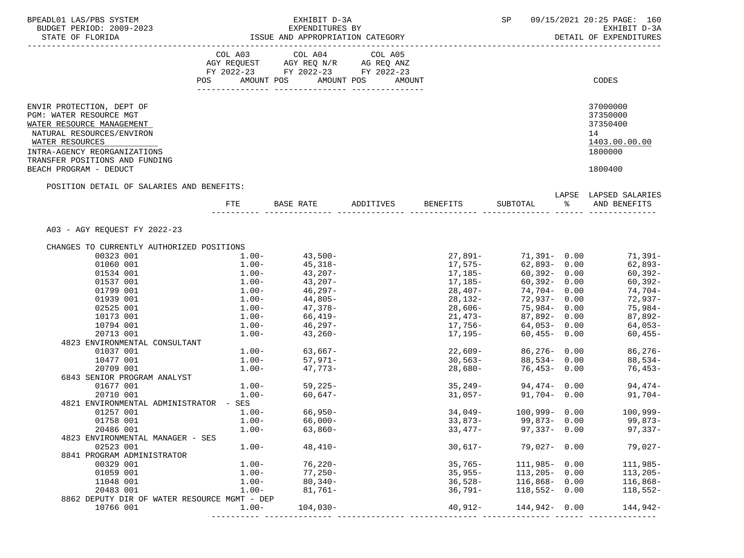BPEADL01 LAS/PBS SYSTEM | EXHIBIT D-3A | SP 09/15/2021 20:25 PAGE: 160
BUDGET PERIOD: 2009-2023 | EXPENDITURES BY | EXHIBIT D-3A
STATE OF FLORIDA | ISSUE AND APPROPRIATION CATEGORY | DETAIL OF EXPENDITURES

| | COL A03 AGY REQUEST FY 2022-23 POS AMOUNT | COL A04 AGY REQ N/R FY 2022-23 POS AMOUNT | COL A05 AG REQ ANZ FY 2022-23 POS AMOUNT | CODES |
|---|---|---|---|---|
| ENVIR PROTECTION, DEPT OF | | | | 37000000 |
| PGM: WATER RESOURCE MGT | | | | 37350000 |
| WATER RESOURCE MANAGEMENT | | | | 37350400 |
| NATURAL RESOURCES/ENVIRON | | | | 14 |
| WATER RESOURCES | | | | 1403.00.00.00 |
| INTRA-AGENCY REORGANIZATIONS | | | | 1800000 |
| TRANSFER POSITIONS AND FUNDING | | | | |
| BEACH PROGRAM - DEDUCT | | | | 1800400 |

POSITION DETAIL OF SALARIES AND BENEFITS:

| | FTE | BASE RATE | ADDITIVES | BENEFITS | SUBTOTAL | LAPSE % | LAPSED SALARIES AND BENEFITS |
|---|---|---|---|---|---|---|---|
| A03 - AGY REQUEST FY 2022-23 | | | | | | | |
| CHANGES TO CURRENTLY AUTHORIZED POSITIONS | | | | | | | |
| 00323 001 | 1.00- | 43,500- | | 27,891- | 71,391- | 0.00 | 71,391- |
| 01060 001 | 1.00- | 45,318- | | 17,575- | 62,893- | 0.00 | 62,893- |
| 01534 001 | 1.00- | 43,207- | | 17,185- | 60,392- | 0.00 | 60,392- |
| 01537 001 | 1.00- | 43,207- | | 17,185- | 60,392- | 0.00 | 60,392- |
| 01799 001 | 1.00- | 46,297- | | 28,407- | 74,704- | 0.00 | 74,704- |
| 01939 001 | 1.00- | 44,805- | | 28,132- | 72,937- | 0.00 | 72,937- |
| 02525 001 | 1.00- | 47,378- | | 28,606- | 75,984- | 0.00 | 75,984- |
| 10173 001 | 1.00- | 66,419- | | 21,473- | 87,892- | 0.00 | 87,892- |
| 10794 001 | 1.00- | 46,297- | | 17,756- | 64,053- | 0.00 | 64,053- |
| 20713 001 | 1.00- | 43,260- | | 17,195- | 60,455- | 0.00 | 60,455- |
| 4823 ENVIRONMENTAL CONSULTANT | | | | | | | |
| 01037 001 | 1.00- | 63,667- | | 22,609- | 86,276- | 0.00 | 86,276- |
| 10477 001 | 1.00- | 57,971- | | 30,563- | 88,534- | 0.00 | 88,534- |
| 20709 001 | 1.00- | 47,773- | | 28,680- | 76,453- | 0.00 | 76,453- |
| 6843 SENIOR PROGRAM ANALYST | | | | | | | |
| 01677 001 | 1.00- | 59,225- | | 35,249- | 94,474- | 0.00 | 94,474- |
| 20710 001 | 1.00- | 60,647- | | 31,057- | 91,704- | 0.00 | 91,704- |
| 4821 ENVIRONMENTAL ADMINISTRATOR - SES | | | | | | | |
| 01257 001 | 1.00- | 66,950- | | 34,049- | 100,999- | 0.00 | 100,999- |
| 01758 001 | 1.00- | 66,000- | | 33,873- | 99,873- | 0.00 | 99,873- |
| 20486 001 | 1.00- | 63,860- | | 33,477- | 97,337- | 0.00 | 97,337- |
| 4823 ENVIRONMENTAL MANAGER - SES | | | | | | | |
| 02523 001 | 1.00- | 48,410- | | 30,617- | 79,027- | 0.00 | 79,027- |
| 8841 PROGRAM ADMINISTRATOR | | | | | | | |
| 00329 001 | 1.00- | 76,220- | | 35,765- | 111,985- | 0.00 | 111,985- |
| 01059 001 | 1.00- | 77,250- | | 35,955- | 113,205- | 0.00 | 113,205- |
| 11048 001 | 1.00- | 80,340- | | 36,528- | 116,868- | 0.00 | 116,868- |
| 20483 001 | 1.00- | 81,761- | | 36,791- | 118,552- | 0.00 | 118,552- |
| 8862 DEPUTY DIR OF WATER RESOURCE MGMT - DEP | | | | | | | |
| 10766 001 | 1.00- | 104,030- | | 40,912- | 144,942- | 0.00 | 144,942- |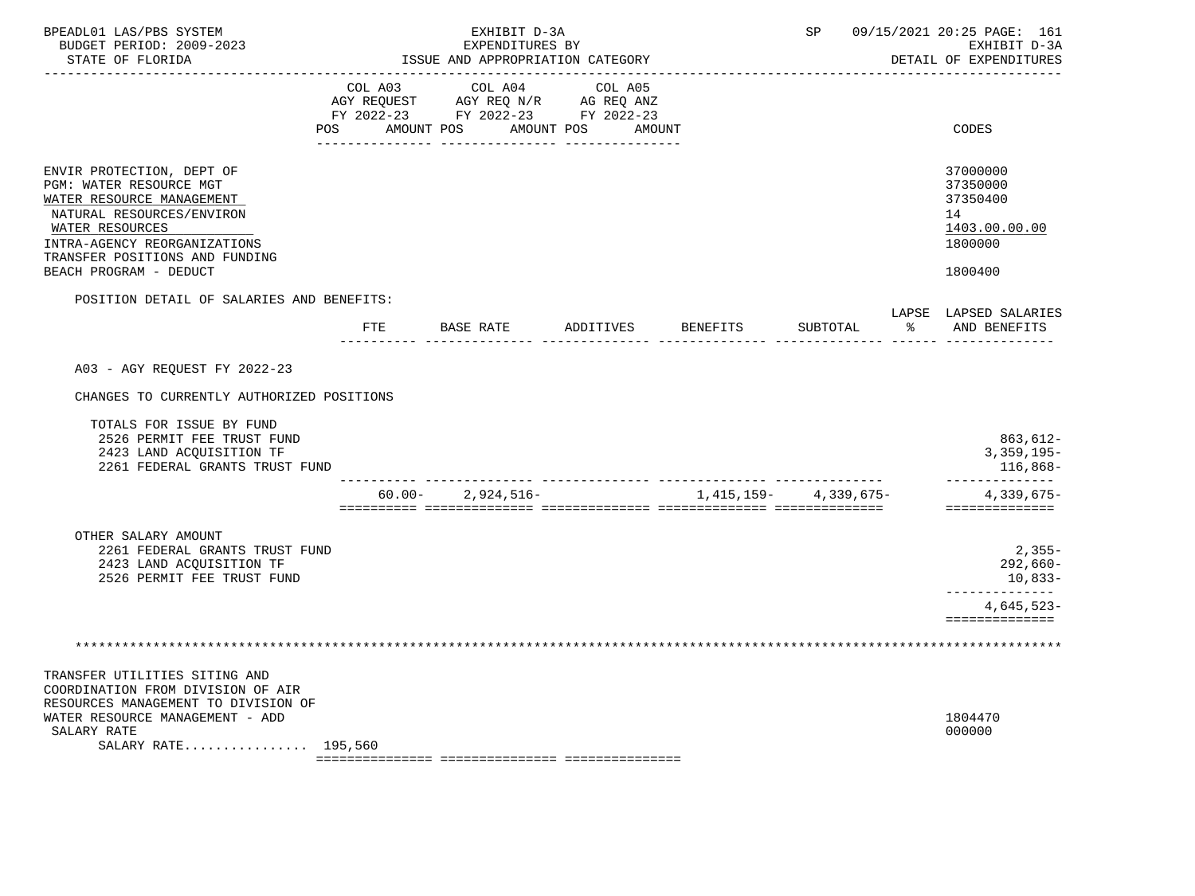BPEADL01 LAS/PBS SYSTEM — EXHIBIT D-3A — SP 09/15/2021 20:25

BUDGET PERIOD: 2009-2023 — EXPENDITURES BY — EXHIBIT D-3A

STATE OF FLORIDA — ISSUE AND APPROPRIATION CATEGORY — DETAIL OF EXPENDITURES

| | COL A03 AGY REQUEST FY 2022-23 POS AMOUNT | COL A04 AGY REQ N/R FY 2022-23 POS AMOUNT | COL A05 AG REQ ANZ FY 2022-23 POS AMOUNT | CODES |
|---|---|---|---|---|

ENVIR PROTECTION, DEPT OF — 37000000
PGM: WATER RESOURCE MGT — 37350000
WATER RESOURCE MANAGEMENT — 37350400
NATURAL RESOURCES/ENVIRON — 14
WATER RESOURCES — 1403.00.00.00
INTRA-AGENCY REORGANIZATIONS — 1800000
TRANSFER POSITIONS AND FUNDING
BEACH PROGRAM - DEDUCT — 1800400

POSITION DETAIL OF SALARIES AND BENEFITS:

| | FTE | BASE RATE | ADDITIVES | BENEFITS | SUBTOTAL | LAPSE % | LAPSED SALARIES AND BENEFITS |
|---|---|---|---|---|---|---|---|
| A03 - AGY REQUEST FY 2022-23 | | | | | | | |
| CHANGES TO CURRENTLY AUTHORIZED POSITIONS | | | | | | | |
| TOTALS FOR ISSUE BY FUND | | | | | | | |
| 2526 PERMIT FEE TRUST FUND | | | | | | | 863,612- |
| 2423 LAND ACQUISITION TF | | | | | | | 3,359,195- |
| 2261 FEDERAL GRANTS TRUST FUND | | | | | | | 116,868- |
| | 60.00- | 2,924,516- | | 1,415,159- | 4,339,675- | | 4,339,675- |
| OTHER SALARY AMOUNT | | | | | | | |
| 2261 FEDERAL GRANTS TRUST FUND | | | | | | | 2,355- |
| 2423 LAND ACQUISITION TF | | | | | | | 292,660- |
| 2526 PERMIT FEE TRUST FUND | | | | | | | 10,833- |
| | | | | | | | 4,645,523- |

TRANSFER UTILITIES SITING AND COORDINATION FROM DIVISION OF AIR RESOURCES MANAGEMENT TO DIVISION OF WATER RESOURCE MANAGEMENT - ADD — 1804470
SALARY RATE — 000000
SALARY RATE................ 195,560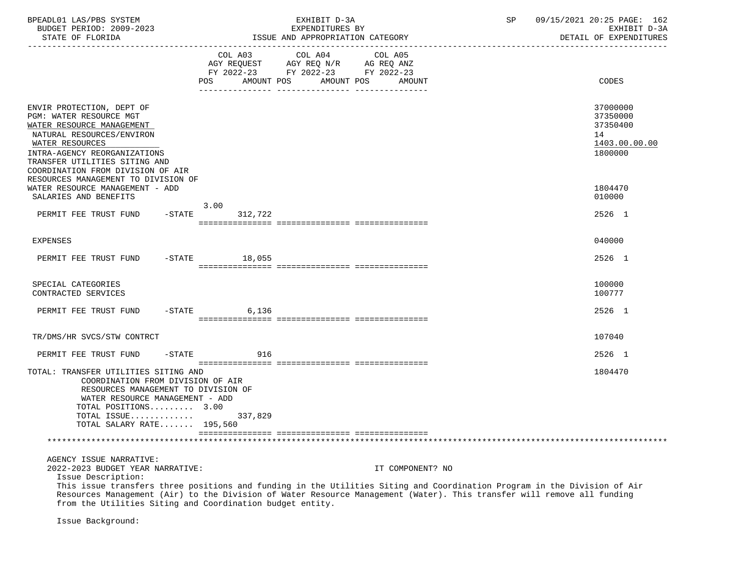| | COL A03 AGY REQUEST FY 2022-23 POS | AMOUNT | COL A04 AGY REQ N/R FY 2022-23 POS | AMOUNT | COL A05 AG REQ ANZ FY 2022-23 POS | AMOUNT | CODES |
|---|---|---|---|---|---|---|---|
| ENVIR PROTECTION, DEPT OF | | | | | | | 37000000 |
| PGM: WATER RESOURCE MGT | | | | | | | 37350000 |
| WATER RESOURCE MANAGEMENT | | | | | | | 37350400 |
| NATURAL RESOURCES/ENVIRON | | | | | | | 14 |
| WATER RESOURCES | | | | | | | 1403.00.00.00 |
| INTRA-AGENCY REORGANIZATIONS | | | | | | | 1800000 |
| TRANSFER UTILITIES SITING AND COORDINATION FROM DIVISION OF AIR RESOURCES MANAGEMENT TO DIVISION OF WATER RESOURCE MANAGEMENT - ADD | | | | | | | 1804470 |
| SALARIES AND BENEFITS | | | | | | | 010000 |
| PERMIT FEE TRUST FUND -STATE | 3.00 | 312,722 | | | | | 2526 1 |
| EXPENSES | | | | | | | 040000 |
| PERMIT FEE TRUST FUND -STATE | | 18,055 | | | | | 2526 1 |
| SPECIAL CATEGORIES | | | | | | | 100000 |
| CONTRACTED SERVICES | | | | | | | 100777 |
| PERMIT FEE TRUST FUND -STATE | | 6,136 | | | | | 2526 1 |
| TR/DMS/HR SVCS/STW CONTRCT | | | | | | | 107040 |
| PERMIT FEE TRUST FUND -STATE | | 916 | | | | | 2526 1 |
| TOTAL: TRANSFER UTILITIES SITING AND COORDINATION FROM DIVISION OF AIR RESOURCES MANAGEMENT TO DIVISION OF WATER RESOURCE MANAGEMENT - ADD | | | | | | | 1804470 |
| TOTAL POSITIONS......... | 3.00 | | | | | | |
| TOTAL ISSUE............. | | 337,829 | | | | | |
| TOTAL SALARY RATE....... | | 195,560 | | | | | |

AGENCY ISSUE NARRATIVE:

2022-2023 BUDGET YEAR NARRATIVE: IT COMPONENT? NO

Issue Description:

This issue transfers three positions and funding in the Utilities Siting and Coordination Program in the Division of Air Resources Management (Air) to the Division of Water Resource Management (Water). This transfer will remove all funding from the Utilities Siting and Coordination budget entity.

Issue Background: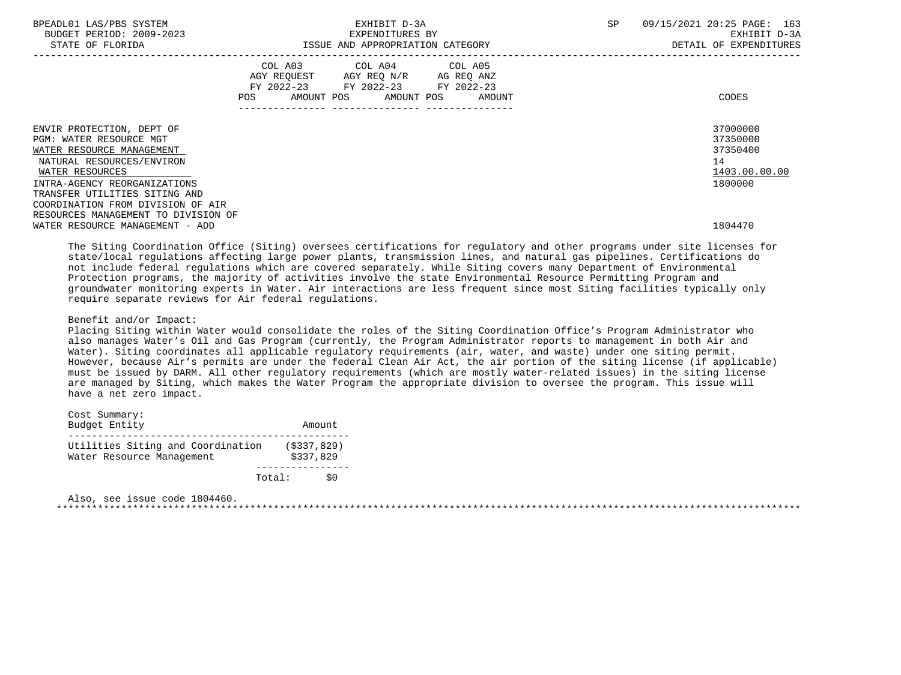| | COL A03 AGY REQUEST FY 2022-23 POS AMOUNT | COL A04 AGY REQ N/R FY 2022-23 POS AMOUNT | COL A05 AG REQ ANZ FY 2022-23 POS AMOUNT | CODES |
|---|---|---|---|---|
| ENVIR PROTECTION, DEPT OF | | | | 37000000 |
| PGM: WATER RESOURCE MGT | | | | 37350000 |
| WATER RESOURCE MANAGEMENT | | | | 37350400 |
| NATURAL RESOURCES/ENVIRON | | | | 14 |
| WATER RESOURCES | | | | 1403.00.00.00 |
| INTRA-AGENCY REORGANIZATIONS | | | | 1800000 |
| TRANSFER UTILITIES SITING AND COORDINATION FROM DIVISION OF AIR RESOURCES MANAGEMENT TO DIVISION OF WATER RESOURCE MANAGEMENT - ADD | | | | 1804470 |

The Siting Coordination Office (Siting) oversees certifications for regulatory and other programs under site licenses for state/local regulations affecting large power plants, transmission lines, and natural gas pipelines. Certifications do not include federal regulations which are covered separately. While Siting covers many Department of Environmental Protection programs, the majority of activities involve the state Environmental Resource Permitting Program and groundwater monitoring experts in Water. Air interactions are less frequent since most Siting facilities typically only require separate reviews for Air federal regulations.

Benefit and/or Impact:
Placing Siting within Water would consolidate the roles of the Siting Coordination Office's Program Administrator who also manages Water's Oil and Gas Program (currently, the Program Administrator reports to management in both Air and Water). Siting coordinates all applicable regulatory requirements (air, water, and waste) under one siting permit. However, because Air's permits are under the federal Clean Air Act, the air portion of the siting license (if applicable) must be issued by DARM. All other regulatory requirements (which are mostly water-related issues) in the siting license are managed by Siting, which makes the Water Program the appropriate division to oversee the program. This issue will have a net zero impact.

Cost Summary:

| Budget Entity | Amount |
|---|---|
| Utilities Siting and Coordination | ($337,829) |
| Water Resource Management | $337,829 |
| Total: | $0 |

Also, see issue code 1804460.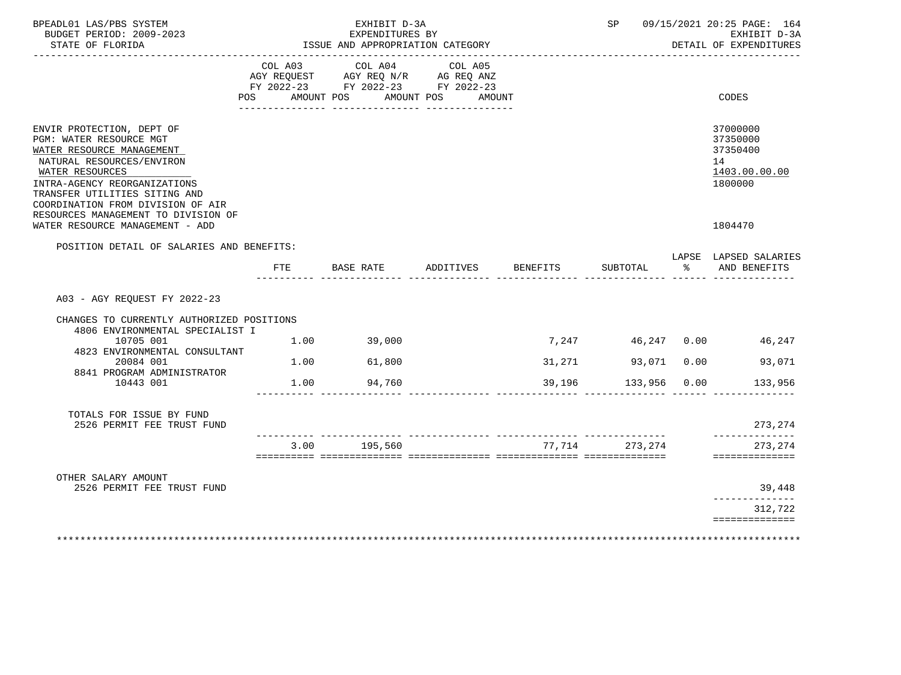BPEADL01 LAS/PBS SYSTEM — EXHIBIT D-3A — SP 09/15/2021 20:25 PAGE: 164
BUDGET PERIOD: 2009-2023 — EXPENDITURES BY — EXHIBIT D-3A
STATE OF FLORIDA — ISSUE AND APPROPRIATION CATEGORY — DETAIL OF EXPENDITURES

| | COL A03 AGY REQUEST FY 2022-23 POS AMOUNT | COL A04 AGY REQ N/R FY 2022-23 POS AMOUNT | COL A05 AG REQ ANZ FY 2022-23 POS AMOUNT | CODES |
|---|---|---|---|---|
| ENVIR PROTECTION, DEPT OF | | | | 37000000 |
| PGM: WATER RESOURCE MGT | | | | 37350000 |
| WATER RESOURCE MANAGEMENT | | | | 37350400 |
| NATURAL RESOURCES/ENVIRON | | | | 14 |
| WATER RESOURCES | | | | 1403.00.00.00 |
| INTRA-AGENCY REORGANIZATIONS | | | | 1800000 |
| TRANSFER UTILITIES SITING AND COORDINATION FROM DIVISION OF AIR RESOURCES MANAGEMENT TO DIVISION OF WATER RESOURCE MANAGEMENT - ADD | | | | 1804470 |

POSITION DETAIL OF SALARIES AND BENEFITS:

| | FTE | BASE RATE | ADDITIVES | BENEFITS | SUBTOTAL | LAPSE % | LAPSED SALARIES AND BENEFITS |
|---|---|---|---|---|---|---|---|
| A03 - AGY REQUEST FY 2022-23 | | | | | | | |
| CHANGES TO CURRENTLY AUTHORIZED POSITIONS | | | | | | | |
| 4806 ENVIRONMENTAL SPECIALIST I 10705 001 | 1.00 | 39,000 | | 7,247 | 46,247 | 0.00 | 46,247 |
| 4823 ENVIRONMENTAL CONSULTANT 20084 001 | 1.00 | 61,800 | | 31,271 | 93,071 | 0.00 | 93,071 |
| 8841 PROGRAM ADMINISTRATOR 10443 001 | 1.00 | 94,760 | | 39,196 | 133,956 | 0.00 | 133,956 |
| TOTALS FOR ISSUE BY FUND | | | | | | | |
| 2526 PERMIT FEE TRUST FUND | | | | | | | 273,274 |
| | 3.00 | 195,560 | | 77,714 | 273,274 | | 273,274 |
| OTHER SALARY AMOUNT | | | | | | | |
| 2526 PERMIT FEE TRUST FUND | | | | | | | 39,448 |
| | | | | | | | 312,722 |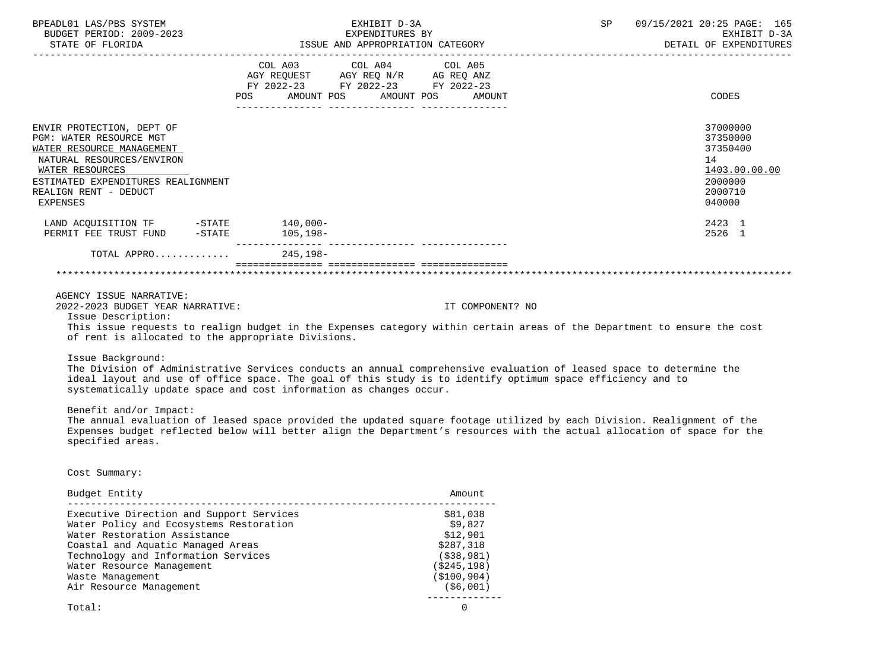EXHIBIT D-3A
EXPENDITURES BY
ISSUE AND APPROPRIATION CATEGORY

BUDGET PERIOD: 2009-2023
STATE OF FLORIDA

EXHIBIT D-3A
DETAIL OF EXPENDITURES

| | COL A03 AGY REQUEST FY 2022-23 POS | AMOUNT | COL A04 AGY REQ N/R FY 2022-23 POS | AMOUNT | COL A05 AG REQ ANZ FY 2022-23 POS | AMOUNT | CODES |
|---|---|---|---|---|---|---|---|
| ENVIR PROTECTION, DEPT OF | | | | | | | 37000000 |
| PGM: WATER RESOURCE MGT | | | | | | | 37350000 |
| WATER RESOURCE MANAGEMENT | | | | | | | 37350400 |
| NATURAL RESOURCES/ENVIRON | | | | | | | 14 |
| WATER RESOURCES | | | | | | | 1403.00.00.00 |
| ESTIMATED EXPENDITURES REALIGNMENT | | | | | | | 2000000 |
| REALIGN RENT - DEDUCT | | | | | | | 2000710 |
| EXPENSES | | | | | | | 040000 |
| LAND ACQUISITION TF -STATE | | 140,000- | | | | | 2423 1 |
| PERMIT FEE TRUST FUND -STATE | | 105,198- | | | | | 2526 1 |
| TOTAL APPRO............ | | 245,198- | | | | | |

AGENCY ISSUE NARRATIVE:

2022-2023 BUDGET YEAR NARRATIVE: IT COMPONENT? NO

Issue Description:

This issue requests to realign budget in the Expenses category within certain areas of the Department to ensure the cost of rent is allocated to the appropriate Divisions.

Issue Background:

The Division of Administrative Services conducts an annual comprehensive evaluation of leased space to determine the ideal layout and use of office space. The goal of this study is to identify optimum space efficiency and to systematically update space and cost information as changes occur.

Benefit and/or Impact:

The annual evaluation of leased space provided the updated square footage utilized by each Division. Realignment of the Expenses budget reflected below will better align the Department's resources with the actual allocation of space for the specified areas.

Cost Summary:

| Budget Entity | Amount |
|---|---|
| Executive Direction and Support Services | $81,038 |
| Water Policy and Ecosystems Restoration | $9,827 |
| Water Restoration Assistance | $12,901 |
| Coastal and Aquatic Managed Areas | $287,318 |
| Technology and Information Services | ($38,981) |
| Water Resource Management | ($245,198) |
| Waste Management | ($100,904) |
| Air Resource Management | ($6,001) |
| Total: | 0 |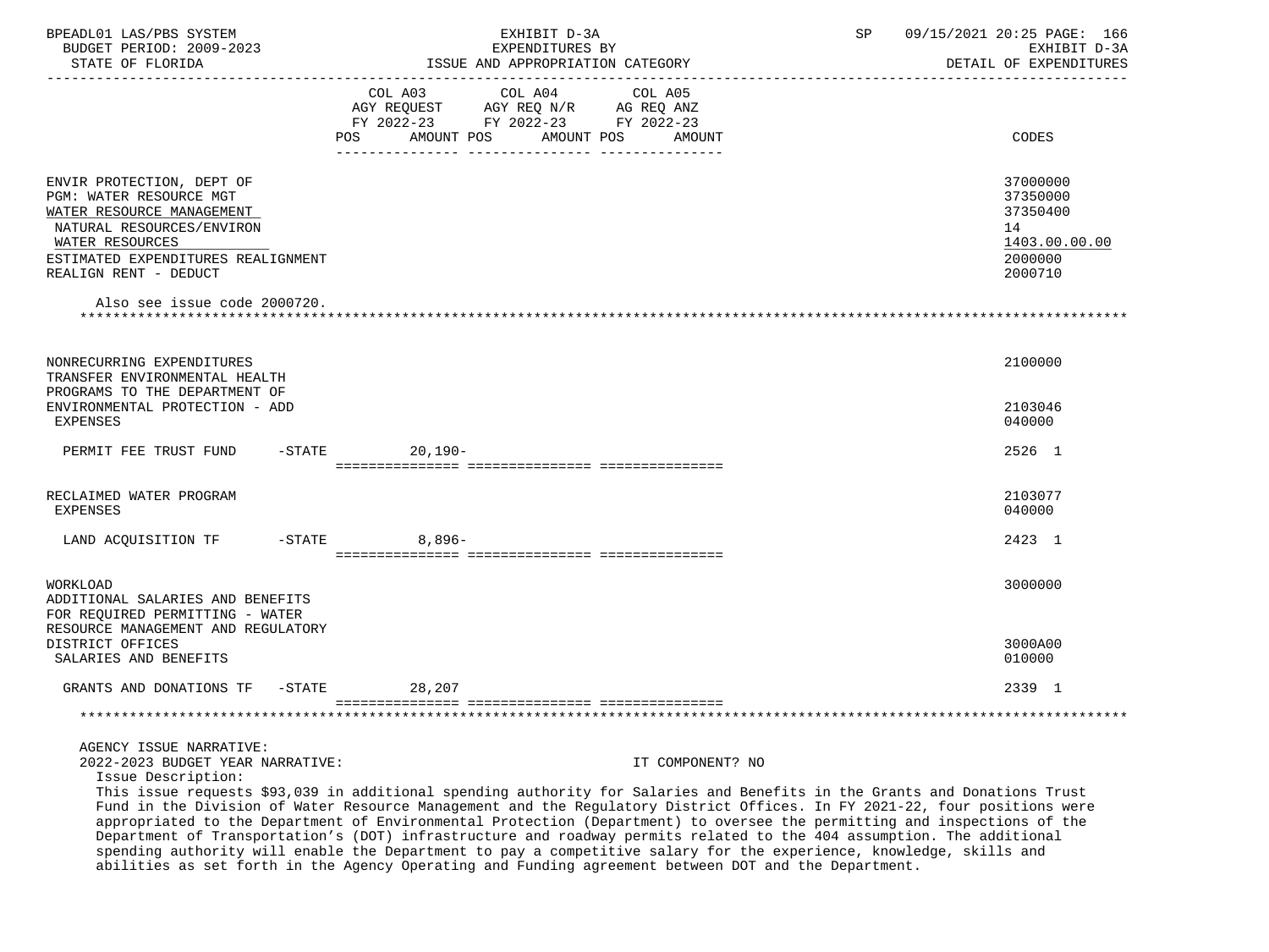| | COL A03 AGY REQUEST FY 2022-23 POS AMOUNT | COL A04 AGY REQ N/R FY 2022-23 POS AMOUNT | COL A05 AG REQ ANZ FY 2022-23 POS AMOUNT | CODES |
|---|---|---|---|---|
| ENVIR PROTECTION, DEPT OF | | | | 37000000 |
| PGM: WATER RESOURCE MGT | | | | 37350000 |
| WATER RESOURCE MANAGEMENT | | | | 37350400 |
| NATURAL RESOURCES/ENVIRON | | | | 14 |
| WATER RESOURCES | | | | 1403.00.00.00 |
| ESTIMATED EXPENDITURES REALIGNMENT | | | | 2000000 |
| REALIGN RENT - DEDUCT | | | | 2000710 |

Also see issue code 2000720.

| | COL A03 | COL A04 | COL A05 | CODES |
|---|---|---|---|---|
| NONRECURRING EXPENDITURES | | | | 2100000 |
| TRANSFER ENVIRONMENTAL HEALTH PROGRAMS TO THE DEPARTMENT OF ENVIRONMENTAL PROTECTION - ADD | | | | 2103046 |
| EXPENSES | | | | 040000 |
| PERMIT FEE TRUST FUND -STATE | 20,190- | | | 2526 1 |
| RECLAIMED WATER PROGRAM | | | | 2103077 |
| EXPENSES | | | | 040000 |
| LAND ACQUISITION TF -STATE | 8,896- | | | 2423 1 |
| WORKLOAD | | | | 3000000 |
| ADDITIONAL SALARIES AND BENEFITS FOR REQUIRED PERMITTING - WATER RESOURCE MANAGEMENT AND REGULATORY DISTRICT OFFICES | | | | 3000A00 |
| SALARIES AND BENEFITS | | | | 010000 |
| GRANTS AND DONATIONS TF -STATE | 28,207 | | | 2339 1 |

AGENCY ISSUE NARRATIVE:

2022-2023 BUDGET YEAR NARRATIVE: IT COMPONENT? NO

Issue Description:

This issue requests $93,039 in additional spending authority for Salaries and Benefits in the Grants and Donations Trust Fund in the Division of Water Resource Management and the Regulatory District Offices. In FY 2021-22, four positions were appropriated to the Department of Environmental Protection (Department) to oversee the permitting and inspections of the Department of Transportation's (DOT) infrastructure and roadway permits related to the 404 assumption. The additional spending authority will enable the Department to pay a competitive salary for the experience, knowledge, skills and abilities as set forth in the Agency Operating and Funding agreement between DOT and the Department.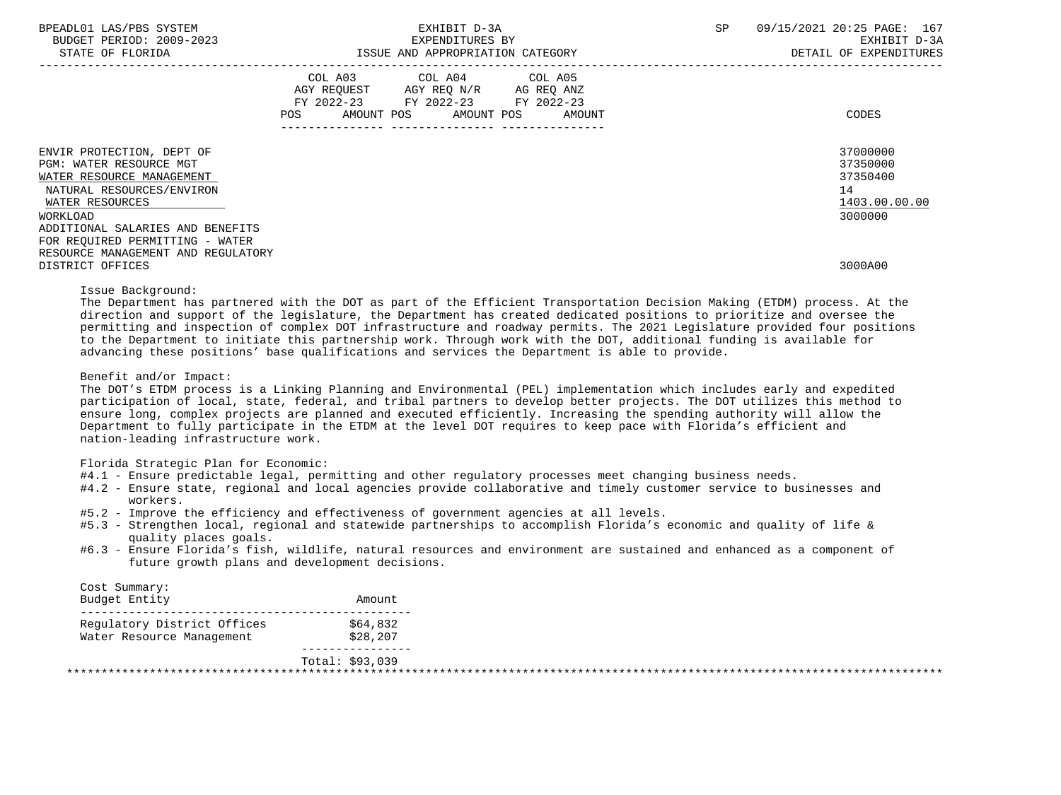| | COL A03 AGY REQUEST FY 2022-23 POS AMOUNT | COL A04 AGY REQ N/R FY 2022-23 POS AMOUNT | COL A05 AG REQ ANZ FY 2022-23 POS AMOUNT | CODES |
|---|---|---|---|---|
| ENVIR PROTECTION, DEPT OF | | | | 37000000 |
| PGM: WATER RESOURCE MGT | | | | 37350000 |
| WATER RESOURCE MANAGEMENT | | | | 37350400 |
| NATURAL RESOURCES/ENVIRON | | | | 14 |
| WATER RESOURCES | | | | 1403.00.00.00 |
| WORKLOAD | | | | 3000000 |
| ADDITIONAL SALARIES AND BENEFITS FOR REQUIRED PERMITTING - WATER RESOURCE MANAGEMENT AND REGULATORY DISTRICT OFFICES | | | | 3000A00 |

Issue Background:
The Department has partnered with the DOT as part of the Efficient Transportation Decision Making (ETDM) process. At the direction and support of the legislature, the Department has created dedicated positions to prioritize and oversee the permitting and inspection of complex DOT infrastructure and roadway permits. The 2021 Legislature provided four positions to the Department to initiate this partnership work. Through work with the DOT, additional funding is available for advancing these positions' base qualifications and services the Department is able to provide.

Benefit and/or Impact:
The DOT's ETDM process is a Linking Planning and Environmental (PEL) implementation which includes early and expedited participation of local, state, federal, and tribal partners to develop better projects. The DOT utilizes this method to ensure long, complex projects are planned and executed efficiently. Increasing the spending authority will allow the Department to fully participate in the ETDM at the level DOT requires to keep pace with Florida's efficient and nation-leading infrastructure work.

Florida Strategic Plan for Economic:
- #4.1 - Ensure predictable legal, permitting and other regulatory processes meet changing business needs.
- #4.2 - Ensure state, regional and local agencies provide collaborative and timely customer service to businesses and workers.
- #5.2 - Improve the efficiency and effectiveness of government agencies at all levels.
- #5.3 - Strengthen local, regional and statewide partnerships to accomplish Florida's economic and quality of life & quality places goals.
- #6.3 - Ensure Florida's fish, wildlife, natural resources and environment are sustained and enhanced as a component of future growth plans and development decisions.

Cost Summary:

| Budget Entity | Amount |
|---|---|
| Regulatory District Offices | $64,832 |
| Water Resource Management | $28,207 |
| | Total: $93,039 |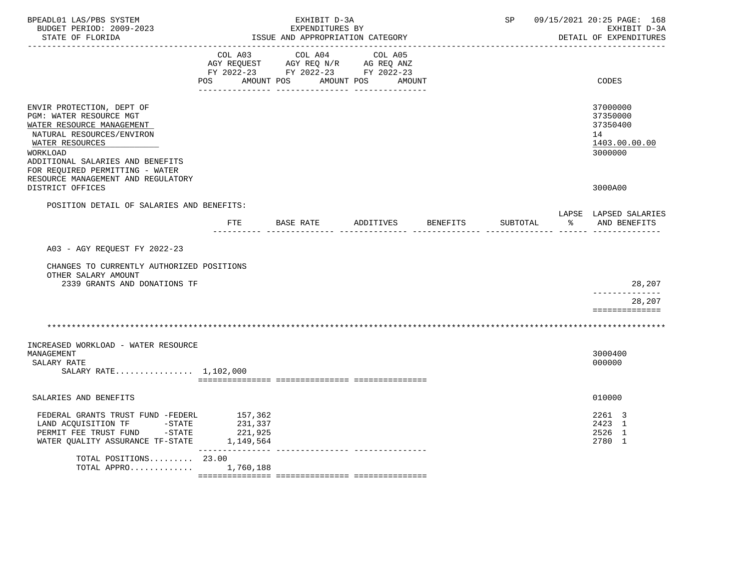BPEADL01 LAS/PBS SYSTEM — EXHIBIT D-3A — SP 09/15/2021 20:25 PAGE: 168
BUDGET PERIOD: 2009-2023 — EXPENDITURES BY — EXHIBIT D-3A
STATE OF FLORIDA — ISSUE AND APPROPRIATION CATEGORY — DETAIL OF EXPENDITURES

| | COL A03 AGY REQUEST FY 2022-23 POS AMOUNT | COL A04 AGY REQ N/R FY 2022-23 POS AMOUNT | COL A05 AG REQ ANZ FY 2022-23 POS AMOUNT | CODES |
|---|---|---|---|---|
| ENVIR PROTECTION, DEPT OF | | | | 37000000 |
| PGM: WATER RESOURCE MGT | | | | 37350000 |
| WATER RESOURCE MANAGEMENT | | | | 37350400 |
| NATURAL RESOURCES/ENVIRON | | | | 14 |
| WATER RESOURCES | | | | 1403.00.00.00 |
| WORKLOAD | | | | 3000000 |
| ADDITIONAL SALARIES AND BENEFITS FOR REQUIRED PERMITTING - WATER RESOURCE MANAGEMENT AND REGULATORY DISTRICT OFFICES | | | | 3000A00 |

POSITION DETAIL OF SALARIES AND BENEFITS:

| | FTE | BASE RATE | ADDITIVES | BENEFITS | SUBTOTAL | LAPSE % | LAPSED SALARIES AND BENEFITS |
|---|---|---|---|---|---|---|---|
| A03 - AGY REQUEST FY 2022-23 | | | | | | | |
| CHANGES TO CURRENTLY AUTHORIZED POSITIONS | | | | | | | |
| OTHER SALARY AMOUNT | | | | | | | |
| 2339 GRANTS AND DONATIONS TF | | | | | | | 28,207 |
| | | | | | | | 28,207 |

*******************************************************************************************************************

| | COL A03 | COL A04 | COL A05 | CODES |
|---|---|---|---|---|
| INCREASED WORKLOAD - WATER RESOURCE MANAGEMENT | | | | 3000400 |
| SALARY RATE | | | | 000000 |
| SALARY RATE................ | 1,102,000 | | | |
| SALARIES AND BENEFITS | | | | 010000 |
| FEDERAL GRANTS TRUST FUND -FEDERL | 157,362 | | | 2261 3 |
| LAND ACQUISITION TF -STATE | 231,337 | | | 2423 1 |
| PERMIT FEE TRUST FUND -STATE | 221,925 | | | 2526 1 |
| WATER QUALITY ASSURANCE TF-STATE | 1,149,564 | | | 2780 1 |
| TOTAL POSITIONS......... | 23.00 | | | |
| TOTAL APPRO............. | 1,760,188 | | | |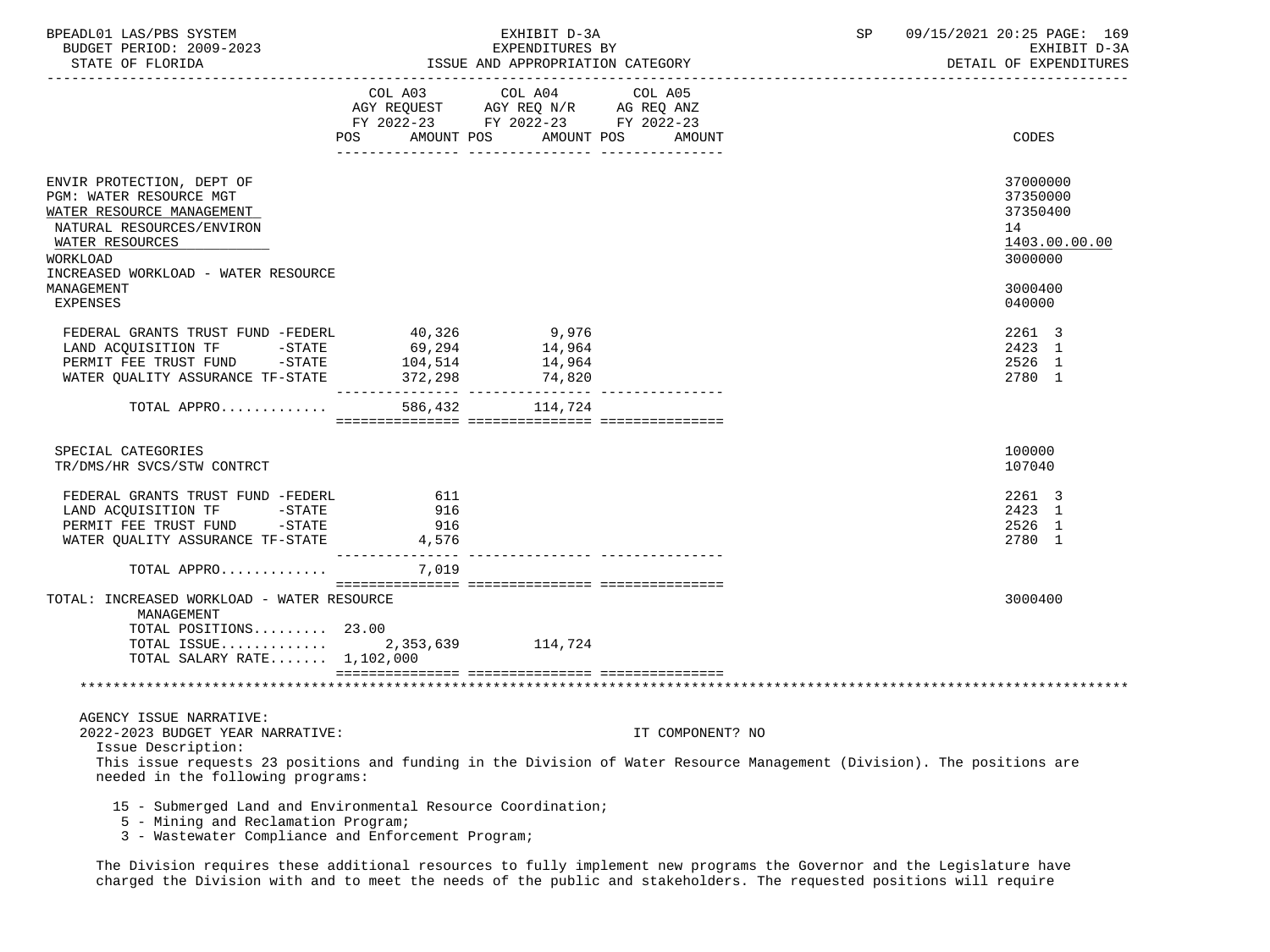BPEADL01 LAS/PBS SYSTEM — EXHIBIT D-3A — EXPENDITURES BY ISSUE AND APPROPRIATION CATEGORY — DETAIL OF EXPENDITURES
BUDGET PERIOD: 2009-2023 — STATE OF FLORIDA

| | COL A03 AGY REQUEST FY 2022-23 POS AMOUNT | COL A04 AGY REQ N/R FY 2022-23 POS AMOUNT | COL A05 AG REQ ANZ FY 2022-23 POS AMOUNT | CODES |
|---|---|---|---|---|
| ENVIR PROTECTION, DEPT OF | | | | 37000000 |
| PGM: WATER RESOURCE MGT | | | | 37350000 |
| WATER RESOURCE MANAGEMENT | | | | 37350400 |
| NATURAL RESOURCES/ENVIRON | | | | 14 |
| WATER RESOURCES | | | | 1403.00.00.00 |
| WORKLOAD | | | | 3000000 |
| INCREASED WORKLOAD - WATER RESOURCE MANAGEMENT | | | | 3000400 |
| EXPENSES | | | | 040000 |
| FEDERAL GRANTS TRUST FUND -FEDERL | 40,326 | 9,976 | | 2261 3 |
| LAND ACQUISITION TF -STATE | 69,294 | 14,964 | | 2423 1 |
| PERMIT FEE TRUST FUND -STATE | 104,514 | 14,964 | | 2526 1 |
| WATER QUALITY ASSURANCE TF-STATE | 372,298 | 74,820 | | 2780 1 |
| TOTAL APPRO............. | 586,432 | 114,724 | | |
| SPECIAL CATEGORIES | | | | 100000 |
| TR/DMS/HR SVCS/STW CONTRCT | | | | 107040 |
| FEDERAL GRANTS TRUST FUND -FEDERL | 611 | | | 2261 3 |
| LAND ACQUISITION TF -STATE | 916 | | | 2423 1 |
| PERMIT FEE TRUST FUND -STATE | 916 | | | 2526 1 |
| WATER QUALITY ASSURANCE TF-STATE | 4,576 | | | 2780 1 |
| TOTAL APPRO............. | 7,019 | | | |
| TOTAL: INCREASED WORKLOAD - WATER RESOURCE MANAGEMENT | | | | 3000400 |
| TOTAL POSITIONS......... | 23.00 | | | |
| TOTAL ISSUE............. | 2,353,639 | 114,724 | | |
| TOTAL SALARY RATE....... | 1,102,000 | | | |

AGENCY ISSUE NARRATIVE:

2022-2023 BUDGET YEAR NARRATIVE: IT COMPONENT? NO

Issue Description:

This issue requests 23 positions and funding in the Division of Water Resource Management (Division). The positions are needed in the following programs:

- 15 - Submerged Land and Environmental Resource Coordination;
- 5 - Mining and Reclamation Program;
- 3 - Wastewater Compliance and Enforcement Program;

The Division requires these additional resources to fully implement new programs the Governor and the Legislature have charged the Division with and to meet the needs of the public and stakeholders. The requested positions will require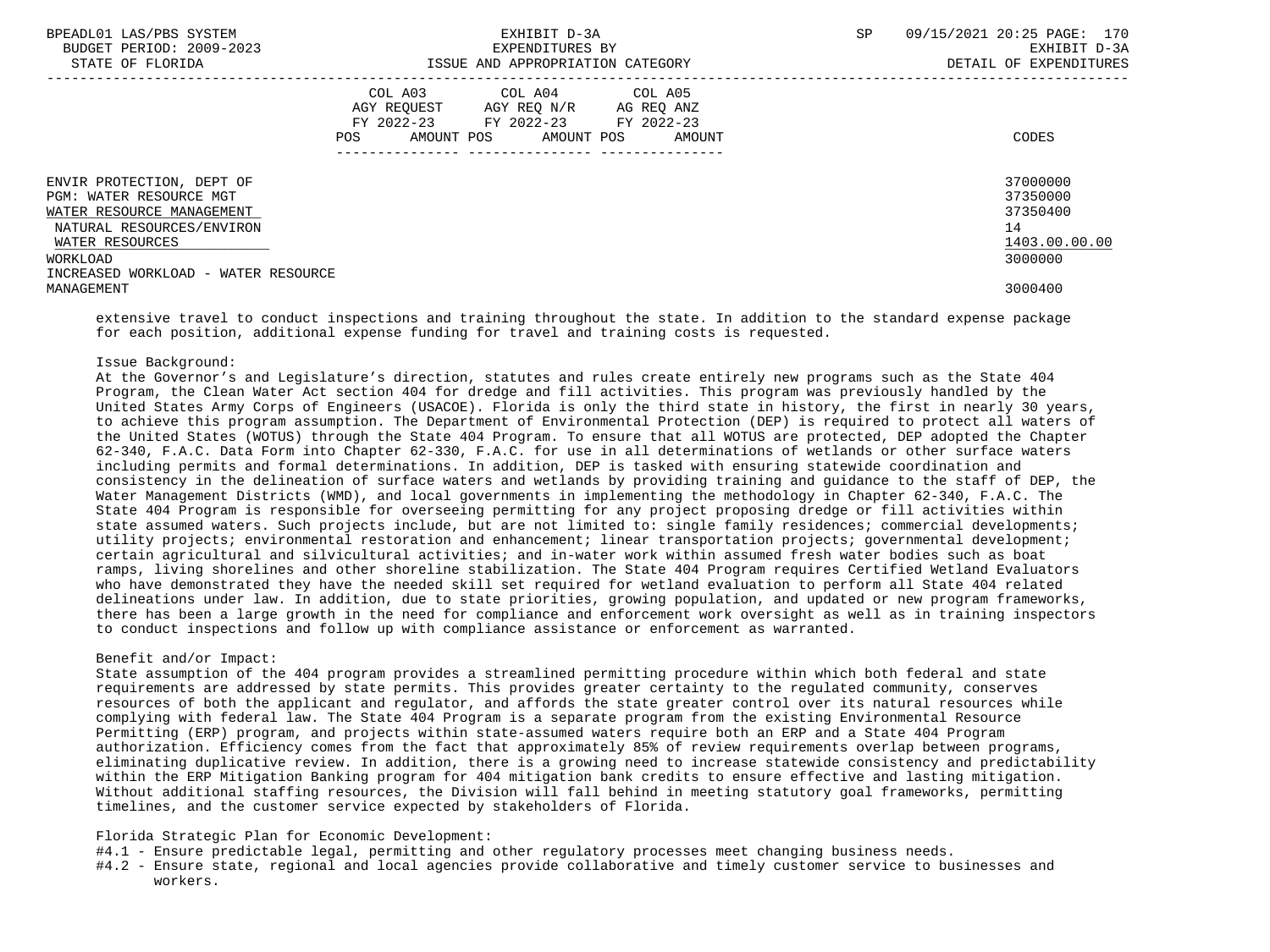| | COL A03 AGY REQUEST FY 2022-23 POS AMOUNT | COL A04 AGY REQ N/R FY 2022-23 POS AMOUNT | COL A05 AG REQ ANZ FY 2022-23 POS AMOUNT | CODES |
|---|---|---|---|---|
| ENVIR PROTECTION, DEPT OF | | | | 37000000 |
| PGM: WATER RESOURCE MGT | | | | 37350000 |
| WATER RESOURCE MANAGEMENT | | | | 37350400 |
| NATURAL RESOURCES/ENVIRON | | | | 14 |
| WATER RESOURCES | | | | 1403.00.00.00 |
| WORKLOAD | | | | 3000000 |
| INCREASED WORKLOAD - WATER RESOURCE MANAGEMENT | | | | 3000400 |

extensive travel to conduct inspections and training throughout the state. In addition to the standard expense package for each position, additional expense funding for travel and training costs is requested.

Issue Background:
At the Governor's and Legislature's direction, statutes and rules create entirely new programs such as the State 404 Program, the Clean Water Act section 404 for dredge and fill activities. This program was previously handled by the United States Army Corps of Engineers (USACOE). Florida is only the third state in history, the first in nearly 30 years, to achieve this program assumption. The Department of Environmental Protection (DEP) is required to protect all waters of the United States (WOTUS) through the State 404 Program. To ensure that all WOTUS are protected, DEP adopted the Chapter 62-340, F.A.C. Data Form into Chapter 62-330, F.A.C. for use in all determinations of wetlands or other surface waters including permits and formal determinations. In addition, DEP is tasked with ensuring statewide coordination and consistency in the delineation of surface waters and wetlands by providing training and guidance to the staff of DEP, the Water Management Districts (WMD), and local governments in implementing the methodology in Chapter 62-340, F.A.C. The State 404 Program is responsible for overseeing permitting for any project proposing dredge or fill activities within state assumed waters. Such projects include, but are not limited to: single family residences; commercial developments; utility projects; environmental restoration and enhancement; linear transportation projects; governmental development; certain agricultural and silvicultural activities; and in-water work within assumed fresh water bodies such as boat ramps, living shorelines and other shoreline stabilization. The State 404 Program requires Certified Wetland Evaluators who have demonstrated they have the needed skill set required for wetland evaluation to perform all State 404 related delineations under law. In addition, due to state priorities, growing population, and updated or new program frameworks, there has been a large growth in the need for compliance and enforcement work oversight as well as in training inspectors to conduct inspections and follow up with compliance assistance or enforcement as warranted.

Benefit and/or Impact:
State assumption of the 404 program provides a streamlined permitting procedure within which both federal and state requirements are addressed by state permits. This provides greater certainty to the regulated community, conserves resources of both the applicant and regulator, and affords the state greater control over its natural resources while complying with federal law. The State 404 Program is a separate program from the existing Environmental Resource Permitting (ERP) program, and projects within state-assumed waters require both an ERP and a State 404 Program authorization. Efficiency comes from the fact that approximately 85% of review requirements overlap between programs, eliminating duplicative review. In addition, there is a growing need to increase statewide consistency and predictability within the ERP Mitigation Banking program for 404 mitigation bank credits to ensure effective and lasting mitigation. Without additional staffing resources, the Division will fall behind in meeting statutory goal frameworks, permitting timelines, and the customer service expected by stakeholders of Florida.

Florida Strategic Plan for Economic Development:
#4.1 - Ensure predictable legal, permitting and other regulatory processes meet changing business needs.
#4.2 - Ensure state, regional and local agencies provide collaborative and timely customer service to businesses and workers.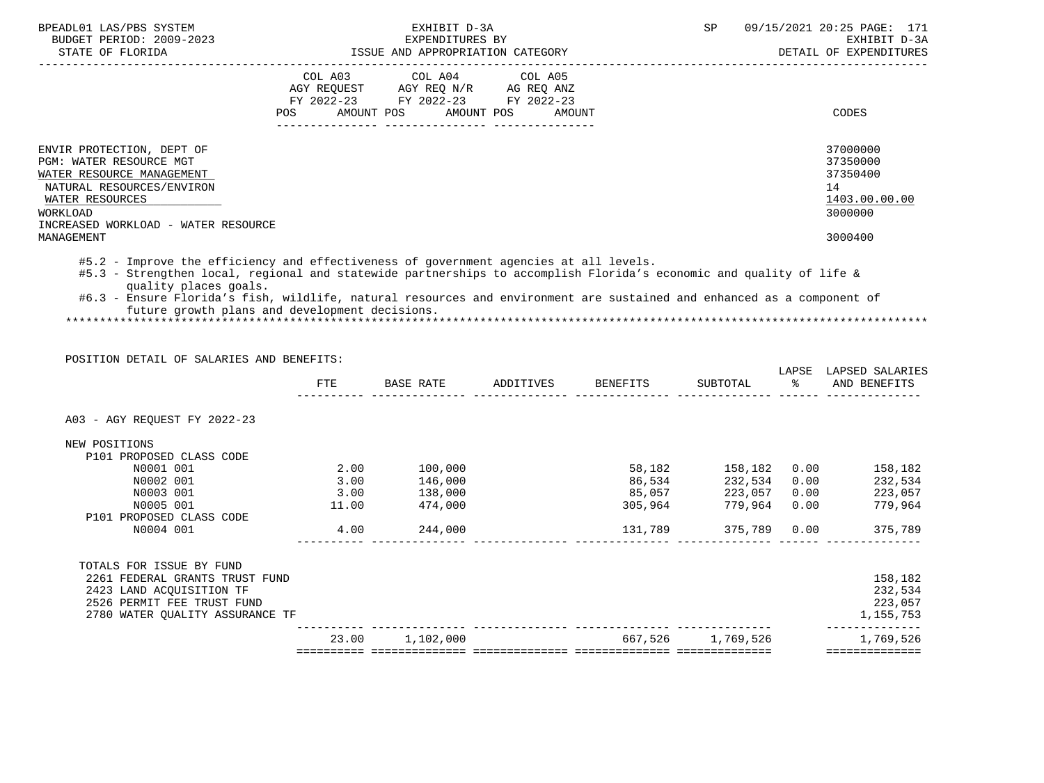BPEADL01 LAS/PBS SYSTEM — EXHIBIT D-3A — EXPENDITURES BY ISSUE AND APPROPRIATION CATEGORY

BUDGET PERIOD: 2009-2023 — STATE OF FLORIDA — SP 09/15/2021 20:25 — EXHIBIT D-3A DETAIL OF EXPENDITURES

| | COL A03 AGY REQUEST FY 2022-23 POS AMOUNT | COL A04 AGY REQ N/R FY 2022-23 POS AMOUNT | COL A05 AG REQ ANZ FY 2022-23 POS AMOUNT | CODES |
|---|---|---|---|---|
| ENVIR PROTECTION, DEPT OF | | | | 37000000 |
| PGM: WATER RESOURCE MGT | | | | 37350000 |
| WATER RESOURCE MANAGEMENT | | | | 37350400 |
| NATURAL RESOURCES/ENVIRON | | | | 14 |
| WATER RESOURCES | | | | 1403.00.00.00 |
| WORKLOAD | | | | 3000000 |
| INCREASED WORKLOAD - WATER RESOURCE MANAGEMENT | | | | 3000400 |

#5.2 - Improve the efficiency and effectiveness of government agencies at all levels.
#5.3 - Strengthen local, regional and statewide partnerships to accomplish Florida's economic and quality of life & quality places goals.
#6.3 - Ensure Florida's fish, wildlife, natural resources and environment are sustained and enhanced as a component of future growth plans and development decisions.

POSITION DETAIL OF SALARIES AND BENEFITS:

| | FTE | BASE RATE | ADDITIVES | BENEFITS | SUBTOTAL | LAPSE % | LAPSED SALARIES AND BENEFITS |
|---|---|---|---|---|---|---|---|
| A03 - AGY REQUEST FY 2022-23 | | | | | | | |
| NEW POSITIONS | | | | | | | |
| P101 PROPOSED CLASS CODE | | | | | | | |
| N0001 001 | 2.00 | 100,000 | | 58,182 | 158,182 | 0.00 | 158,182 |
| N0002 001 | 3.00 | 146,000 | | 86,534 | 232,534 | 0.00 | 232,534 |
| N0003 001 | 3.00 | 138,000 | | 85,057 | 223,057 | 0.00 | 223,057 |
| N0005 001 | 11.00 | 474,000 | | 305,964 | 779,964 | 0.00 | 779,964 |
| P101 PROPOSED CLASS CODE | | | | | | | |
| N0004 001 | 4.00 | 244,000 | | 131,789 | 375,789 | 0.00 | 375,789 |
| TOTALS FOR ISSUE BY FUND | | | | | | | |
| 2261 FEDERAL GRANTS TRUST FUND | | | | | | | 158,182 |
| 2423 LAND ACQUISITION TF | | | | | | | 232,534 |
| 2526 PERMIT FEE TRUST FUND | | | | | | | 223,057 |
| 2780 WATER QUALITY ASSURANCE TF | | | | | | | 1,155,753 |
| | 23.00 | 1,102,000 | | 667,526 | 1,769,526 | | 1,769,526 |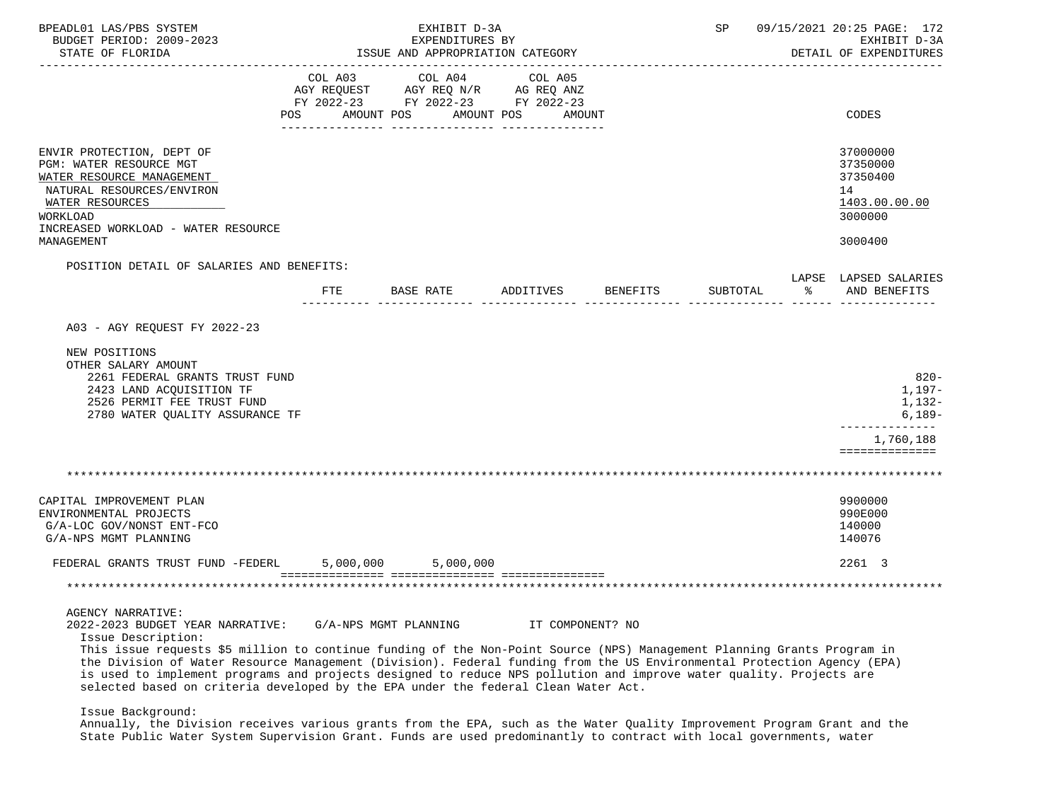EXHIBIT D-3A
EXPENDITURES BY
ISSUE AND APPROPRIATION CATEGORY

BPEADL01 LAS/PBS SYSTEM
BUDGET PERIOD: 2009-2023
STATE OF FLORIDA

SP 09/15/2021 20:25

EXHIBIT D-3A
DETAIL OF EXPENDITURES

| | COL A03 AGY REQUEST FY 2022-23 POS AMOUNT | COL A04 AGY REQ N/R FY 2022-23 POS AMOUNT | COL A05 AG REQ ANZ FY 2022-23 POS AMOUNT | CODES |
|---|---|---|---|---|
| ENVIR PROTECTION, DEPT OF | | | | 37000000 |
| PGM: WATER RESOURCE MGT | | | | 37350000 |
| WATER RESOURCE MANAGEMENT | | | | 37350400 |
| NATURAL RESOURCES/ENVIRON | | | | 14 |
| WATER RESOURCES | | | | 1403.00.00.00 |
| WORKLOAD | | | | 3000000 |
| INCREASED WORKLOAD - WATER RESOURCE MANAGEMENT | | | | 3000400 |

POSITION DETAIL OF SALARIES AND BENEFITS:

| | FTE | BASE RATE | ADDITIVES | BENEFITS | SUBTOTAL | LAPSE % | LAPSED SALARIES AND BENEFITS |
|---|---|---|---|---|---|---|---|
| A03 - AGY REQUEST FY 2022-23 | | | | | | | |
| NEW POSITIONS | | | | | | | |
| OTHER SALARY AMOUNT | | | | | | | |
| 2261 FEDERAL GRANTS TRUST FUND | | | | | | | 820- |
| 2423 LAND ACQUISITION TF | | | | | | | 1,197- |
| 2526 PERMIT FEE TRUST FUND | | | | | | | 1,132- |
| 2780 WATER QUALITY ASSURANCE TF | | | | | | | 6,189- |
| | | | | | | | 1,760,188 |

| | COL A03 | COL A04 | COL A05 | CODES |
|---|---|---|---|---|
| CAPITAL IMPROVEMENT PLAN | | | | 9900000 |
| ENVIRONMENTAL PROJECTS | | | | 990E000 |
| G/A-LOC GOV/NONST ENT-FCO | | | | 140000 |
| G/A-NPS MGMT PLANNING | | | | 140076 |
| FEDERAL GRANTS TRUST FUND -FEDERL | 5,000,000 | 5,000,000 | | 2261 3 |

AGENCY NARRATIVE:
2022-2023 BUDGET YEAR NARRATIVE: G/A-NPS MGMT PLANNING IT COMPONENT? NO

Issue Description:
This issue requests $5 million to continue funding of the Non-Point Source (NPS) Management Planning Grants Program in the Division of Water Resource Management (Division). Federal funding from the US Environmental Protection Agency (EPA) is used to implement programs and projects designed to reduce NPS pollution and improve water quality. Projects are selected based on criteria developed by the EPA under the federal Clean Water Act.

Issue Background:
Annually, the Division receives various grants from the EPA, such as the Water Quality Improvement Program Grant and the State Public Water System Supervision Grant. Funds are used predominantly to contract with local governments, water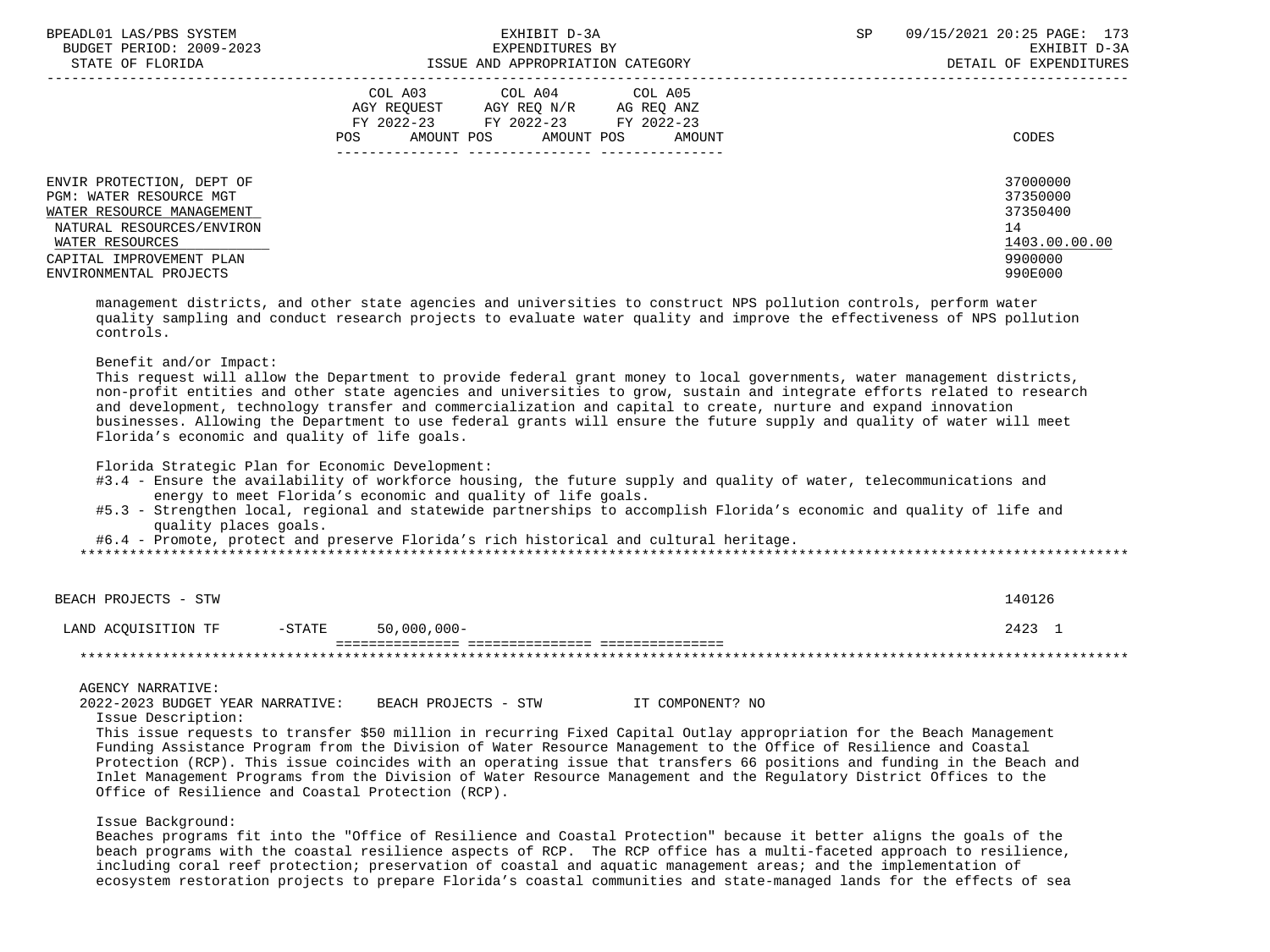| | COL A03 AGY REQUEST FY 2022-23 POS AMOUNT | COL A04 AGY REQ N/R FY 2022-23 POS AMOUNT | COL A05 AG REQ ANZ FY 2022-23 POS AMOUNT | CODES |
|---|---|---|---|---|
| ENVIR PROTECTION, DEPT OF | | | | 37000000 |
| PGM: WATER RESOURCE MGT | | | | 37350000 |
| WATER RESOURCE MANAGEMENT | | | | 37350400 |
| NATURAL RESOURCES/ENVIRON | | | | 14 |
| WATER RESOURCES | | | | 1403.00.00.00 |
| CAPITAL IMPROVEMENT PLAN | | | | 9900000 |
| ENVIRONMENTAL PROJECTS | | | | 990E000 |

management districts, and other state agencies and universities to construct NPS pollution controls, perform water quality sampling and conduct research projects to evaluate water quality and improve the effectiveness of NPS pollution controls.

Benefit and/or Impact:
This request will allow the Department to provide federal grant money to local governments, water management districts, non-profit entities and other state agencies and universities to grow, sustain and integrate efforts related to research and development, technology transfer and commercialization and capital to create, nurture and expand innovation businesses. Allowing the Department to use federal grants will ensure the future supply and quality of water will meet Florida's economic and quality of life goals.

Florida Strategic Plan for Economic Development:
- #3.4 - Ensure the availability of workforce housing, the future supply and quality of water, telecommunications and energy to meet Florida's economic and quality of life goals.
- #5.3 - Strengthen local, regional and statewide partnerships to accomplish Florida's economic and quality of life and quality places goals.
- #6.4 - Promote, protect and preserve Florida's rich historical and cultural heritage.

*****************************************************************************************************************************

| | COL A03 | COL A04 | COL A05 | CODES |
|---|---|---|---|---|
| BEACH PROJECTS - STW | | | | 140126 |
| LAND ACQUISITION TF -STATE | 50,000,000- | | | 2423 1 |

*****************************************************************************************************************************

AGENCY NARRATIVE:
2022-2023 BUDGET YEAR NARRATIVE: BEACH PROJECTS - STW IT COMPONENT? NO

Issue Description:
This issue requests to transfer $50 million in recurring Fixed Capital Outlay appropriation for the Beach Management Funding Assistance Program from the Division of Water Resource Management to the Office of Resilience and Coastal Protection (RCP). This issue coincides with an operating issue that transfers 66 positions and funding in the Beach and Inlet Management Programs from the Division of Water Resource Management and the Regulatory District Offices to the Office of Resilience and Coastal Protection (RCP).

Issue Background:
Beaches programs fit into the "Office of Resilience and Coastal Protection" because it better aligns the goals of the beach programs with the coastal resilience aspects of RCP. The RCP office has a multi-faceted approach to resilience, including coral reef protection; preservation of coastal and aquatic management areas; and the implementation of ecosystem restoration projects to prepare Florida's coastal communities and state-managed lands for the effects of sea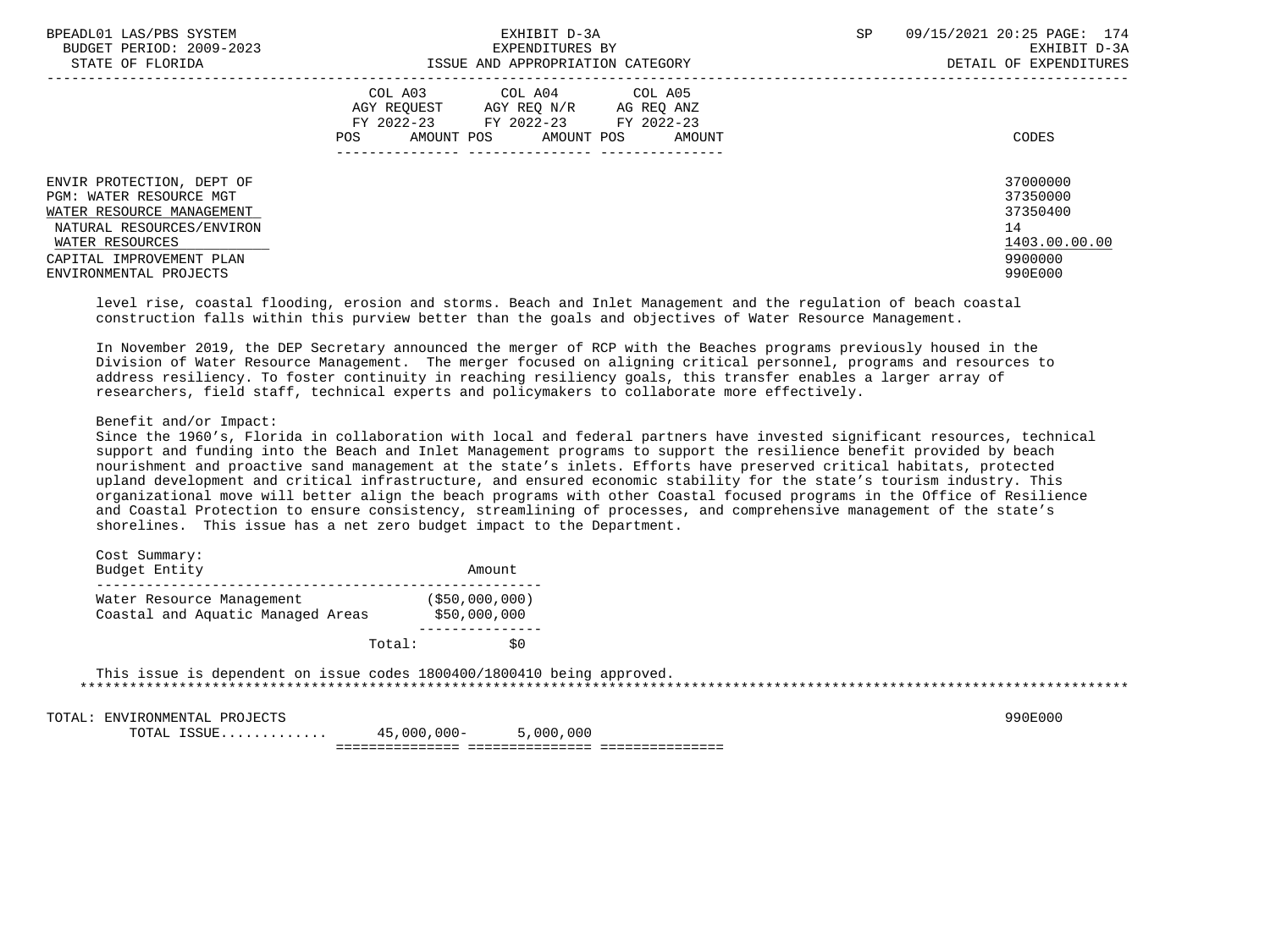| | COL A03 AGY REQUEST FY 2022-23 POS AMOUNT | COL A04 AGY REQ N/R FY 2022-23 POS AMOUNT | COL A05 AG REQ ANZ FY 2022-23 POS AMOUNT | CODES |
|---|---|---|---|---|
| ENVIR PROTECTION, DEPT OF | | | | 37000000 |
| PGM: WATER RESOURCE MGT | | | | 37350000 |
| WATER RESOURCE MANAGEMENT | | | | 37350400 |
| NATURAL RESOURCES/ENVIRON | | | | 14 |
| WATER RESOURCES | | | | 1403.00.00.00 |
| CAPITAL IMPROVEMENT PLAN | | | | 9900000 |
| ENVIRONMENTAL PROJECTS | | | | 990E000 |

level rise, coastal flooding, erosion and storms. Beach and Inlet Management and the regulation of beach coastal construction falls within this purview better than the goals and objectives of Water Resource Management.

In November 2019, the DEP Secretary announced the merger of RCP with the Beaches programs previously housed in the Division of Water Resource Management. The merger focused on aligning critical personnel, programs and resources to address resiliency. To foster continuity in reaching resiliency goals, this transfer enables a larger array of researchers, field staff, technical experts and policymakers to collaborate more effectively.

Benefit and/or Impact:
Since the 1960's, Florida in collaboration with local and federal partners have invested significant resources, technical support and funding into the Beach and Inlet Management programs to support the resilience benefit provided by beach nourishment and proactive sand management at the state's inlets. Efforts have preserved critical habitats, protected upland development and critical infrastructure, and ensured economic stability for the state's tourism industry. This organizational move will better align the beach programs with other Coastal focused programs in the Office of Resilience and Coastal Protection to ensure consistency, streamlining of processes, and comprehensive management of the state's shorelines. This issue has a net zero budget impact to the Department.

Cost Summary:

| Budget Entity | Amount |
|---|---|
| Water Resource Management | ($50,000,000) |
| Coastal and Aquatic Managed Areas | $50,000,000 |
| Total: | $0 |

This issue is dependent on issue codes 1800400/1800410 being approved.

*****************************************************************************************************************************

| | COL A03 | COL A04 | COL A05 | CODES |
|---|---|---|---|---|
| TOTAL: ENVIRONMENTAL PROJECTS | | | | 990E000 |
| TOTAL ISSUE............ | 45,000,000- | 5,000,000 | | |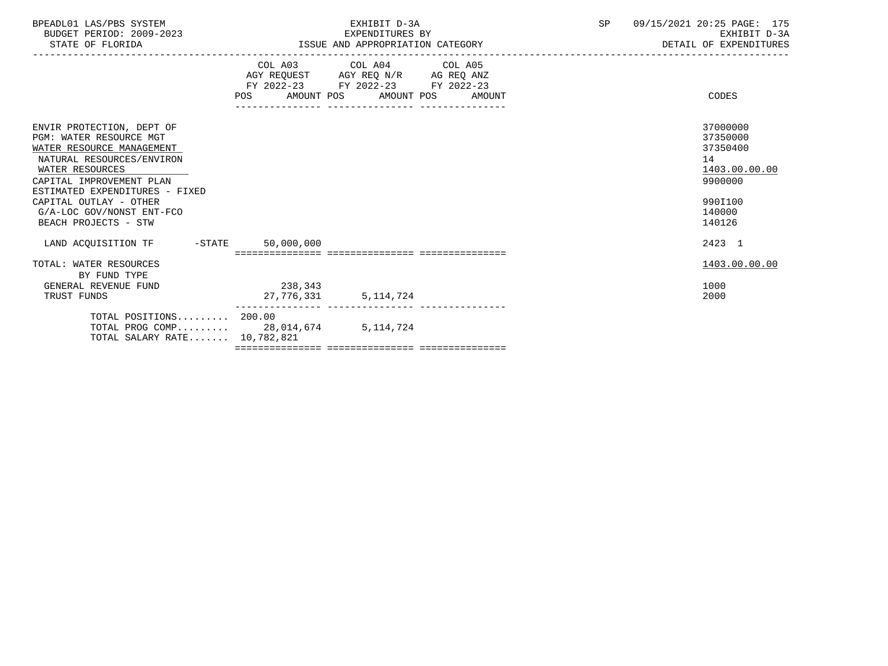BPEADL01 LAS/PBS SYSTEM — EXHIBIT D-3A — SP 09/15/2021 20:25
BUDGET PERIOD: 2009-2023 — EXPENDITURES BY — EXHIBIT D-3A
STATE OF FLORIDA — ISSUE AND APPROPRIATION CATEGORY — DETAIL OF EXPENDITURES

| | COL A03 AGY REQUEST FY 2022-23 POS AMOUNT | COL A04 AGY REQ N/R FY 2022-23 POS AMOUNT | COL A05 AG REQ ANZ FY 2022-23 POS AMOUNT | CODES |
|---|---|---|---|---|
| ENVIR PROTECTION, DEPT OF | | | | 37000000 |
| PGM: WATER RESOURCE MGT | | | | 37350000 |
| WATER RESOURCE MANAGEMENT | | | | 37350400 |
| NATURAL RESOURCES/ENVIRON | | | | 14 |
| WATER RESOURCES | | | | 1403.00.00.00 |
| CAPITAL IMPROVEMENT PLAN | | | | 9900000 |
| ESTIMATED EXPENDITURES - FIXED | | | | |
| CAPITAL OUTLAY - OTHER | | | | 990I100 |
| G/A-LOC GOV/NONST ENT-FCO | | | | 140000 |
| BEACH PROJECTS - STW | | | | 140126 |
| LAND ACQUISITION TF -STATE | 50,000,000 | | | 2423 1 |
| TOTAL: WATER RESOURCES | | | | 1403.00.00.00 |
| BY FUND TYPE | | | | |
| GENERAL REVENUE FUND | 238,343 | | | 1000 |
| TRUST FUNDS | 27,776,331 | 5,114,724 | | 2000 |
| TOTAL POSITIONS......... | 200.00 | | | |
| TOTAL PROG COMP......... | 28,014,674 | 5,114,724 | | |
| TOTAL SALARY RATE....... | 10,782,821 | | | |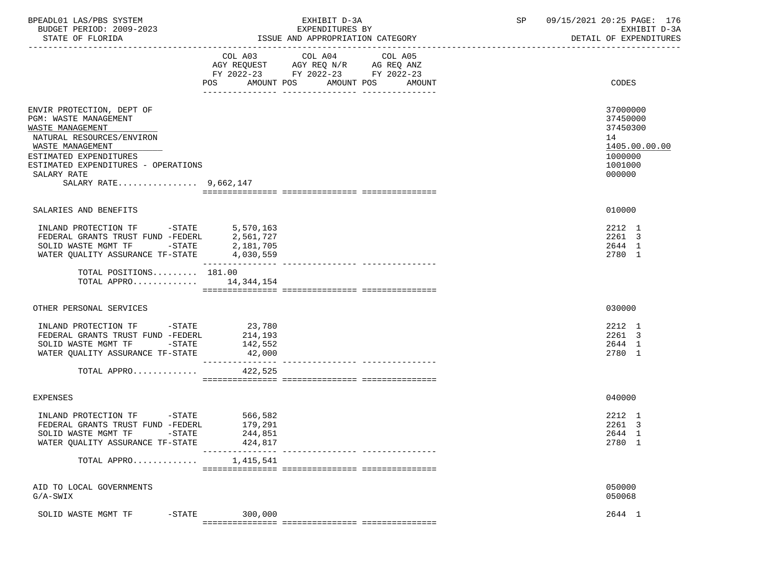BPEADL01 LAS/PBS SYSTEM — EXHIBIT D-3A — EXPENDITURES BY ISSUE AND APPROPRIATION CATEGORY — SP 09/15/2021 20:25

BUDGET PERIOD: 2009-2023 — STATE OF FLORIDA — EXHIBIT D-3A DETAIL OF EXPENDITURES

| | COL A03 AGY REQUEST FY 2022-23 POS AMOUNT | COL A04 AGY REQ N/R FY 2022-23 POS AMOUNT | COL A05 AG REQ ANZ FY 2022-23 POS AMOUNT | CODES |
|---|---|---|---|---|
| ENVIR PROTECTION, DEPT OF | | | | 37000000 |
| PGM: WASTE MANAGEMENT | | | | 37450000 |
| WASTE MANAGEMENT | | | | 37450300 |
| NATURAL RESOURCES/ENVIRON | | | | 14 |
| WASTE MANAGEMENT | | | | 1405.00.00.00 |
| ESTIMATED EXPENDITURES | | | | 1000000 |
| ESTIMATED EXPENDITURES - OPERATIONS | | | | 1001000 |
| SALARY RATE | | | | 000000 |
| SALARY RATE................ | 9,662,147 | | | |
| SALARIES AND BENEFITS | | | | 010000 |
| INLAND PROTECTION TF -STATE | 5,570,163 | | | 2212 1 |
| FEDERAL GRANTS TRUST FUND -FEDERL | 2,561,727 | | | 2261 3 |
| SOLID WASTE MGMT TF -STATE | 2,181,705 | | | 2644 1 |
| WATER QUALITY ASSURANCE TF-STATE | 4,030,559 | | | 2780 1 |
| TOTAL POSITIONS......... | 181.00 | | | |
| TOTAL APPRO............. | 14,344,154 | | | |
| OTHER PERSONAL SERVICES | | | | 030000 |
| INLAND PROTECTION TF -STATE | 23,780 | | | 2212 1 |
| FEDERAL GRANTS TRUST FUND -FEDERL | 214,193 | | | 2261 3 |
| SOLID WASTE MGMT TF -STATE | 142,552 | | | 2644 1 |
| WATER QUALITY ASSURANCE TF-STATE | 42,000 | | | 2780 1 |
| TOTAL APPRO............. | 422,525 | | | |
| EXPENSES | | | | 040000 |
| INLAND PROTECTION TF -STATE | 566,582 | | | 2212 1 |
| FEDERAL GRANTS TRUST FUND -FEDERL | 179,291 | | | 2261 3 |
| SOLID WASTE MGMT TF -STATE | 244,851 | | | 2644 1 |
| WATER QUALITY ASSURANCE TF-STATE | 424,817 | | | 2780 1 |
| TOTAL APPRO............. | 1,415,541 | | | |
| AID TO LOCAL GOVERNMENTS | | | | 050000 |
| G/A-SWIX | | | | 050068 |
| SOLID WASTE MGMT TF -STATE | 300,000 | | | 2644 1 |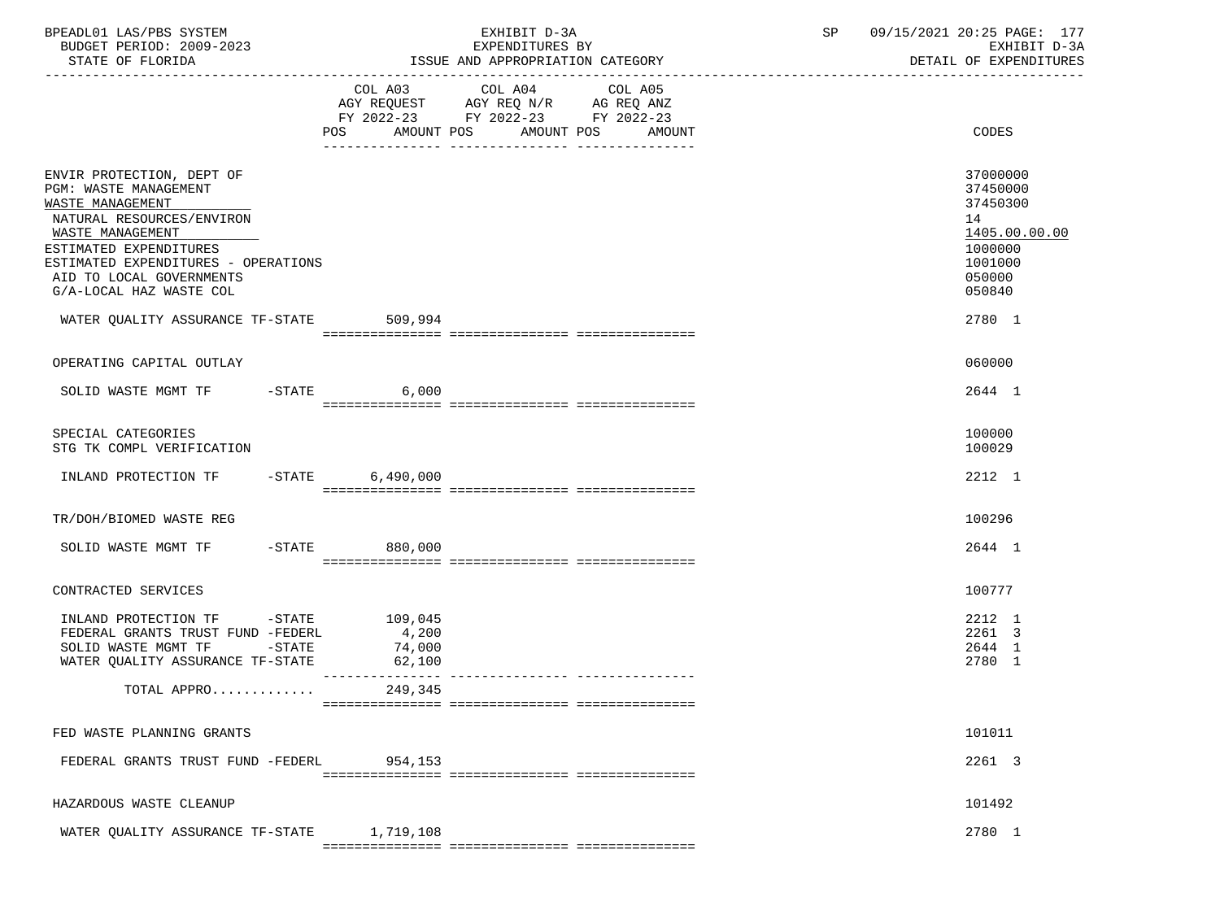BPEADL01 LAS/PBS SYSTEM | EXHIBIT D-3A | SP 09/15/2021 20:25

BUDGET PERIOD: 2009-2023 | EXPENDITURES BY | EXHIBIT D-3A

STATE OF FLORIDA | ISSUE AND APPROPRIATION CATEGORY | DETAIL OF EXPENDITURES

| | COL A03 AGY REQUEST FY 2022-23 POS AMOUNT | COL A04 AGY REQ N/R FY 2022-23 POS AMOUNT | COL A05 AG REQ ANZ FY 2022-23 POS AMOUNT | CODES |
|---|---|---|---|---|
| ENVIR PROTECTION, DEPT OF | | | | 37000000 |
| PGM: WASTE MANAGEMENT | | | | 37450000 |
| WASTE MANAGEMENT | | | | 37450300 |
| NATURAL RESOURCES/ENVIRON | | | | 14 |
| WASTE MANAGEMENT | | | | 1405.00.00.00 |
| ESTIMATED EXPENDITURES | | | | 1000000 |
| ESTIMATED EXPENDITURES - OPERATIONS | | | | 1001000 |
| AID TO LOCAL GOVERNMENTS | | | | 050000 |
| G/A-LOCAL HAZ WASTE COL | | | | 050840 |
| WATER QUALITY ASSURANCE TF-STATE | 509,994 | | | 2780 1 |
| OPERATING CAPITAL OUTLAY | | | | 060000 |
| SOLID WASTE MGMT TF -STATE | 6,000 | | | 2644 1 |
| SPECIAL CATEGORIES | | | | 100000 |
| STG TK COMPL VERIFICATION | | | | 100029 |
| INLAND PROTECTION TF -STATE | 6,490,000 | | | 2212 1 |
| TR/DOH/BIOMED WASTE REG | | | | 100296 |
| SOLID WASTE MGMT TF -STATE | 880,000 | | | 2644 1 |
| CONTRACTED SERVICES | | | | 100777 |
| INLAND PROTECTION TF -STATE | 109,045 | | | 2212 1 |
| FEDERAL GRANTS TRUST FUND -FEDERL | 4,200 | | | 2261 3 |
| SOLID WASTE MGMT TF -STATE | 74,000 | | | 2644 1 |
| WATER QUALITY ASSURANCE TF-STATE | 62,100 | | | 2780 1 |
| TOTAL APPRO............ | 249,345 | | | |
| FED WASTE PLANNING GRANTS | | | | 101011 |
| FEDERAL GRANTS TRUST FUND -FEDERL | 954,153 | | | 2261 3 |
| HAZARDOUS WASTE CLEANUP | | | | 101492 |
| WATER QUALITY ASSURANCE TF-STATE | 1,719,108 | | | 2780 1 |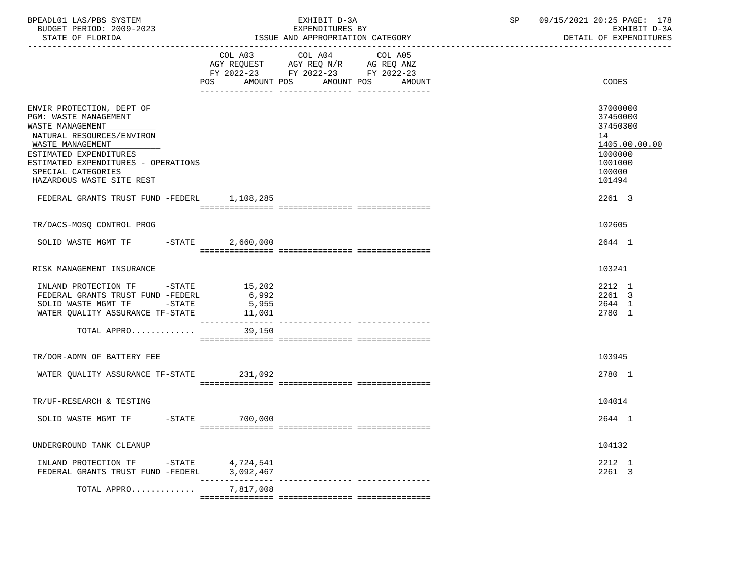BPEADL01 LAS/PBS SYSTEM  
BUDGET PERIOD: 2009-2023  
STATE OF FLORIDA

EXHIBIT D-3A  
EXPENDITURES BY  
ISSUE AND APPROPRIATION CATEGORY

SP 09/15/2021 20:25  
EXHIBIT D-3A  
DETAIL OF EXPENDITURES

| | COL A03 AGY REQUEST FY 2022-23 POS AMOUNT | COL A04 AGY REQ N/R FY 2022-23 POS AMOUNT | COL A05 AG REQ ANZ FY 2022-23 POS AMOUNT | CODES |
|---|---|---|---|---|
| ENVIR PROTECTION, DEPT OF | | | | 37000000 |
| PGM: WASTE MANAGEMENT | | | | 37450000 |
| WASTE MANAGEMENT | | | | 37450300 |
| NATURAL RESOURCES/ENVIRON | | | | 14 |
| WASTE MANAGEMENT | | | | 1405.00.00.00 |
| ESTIMATED EXPENDITURES | | | | 1000000 |
| ESTIMATED EXPENDITURES - OPERATIONS | | | | 1001000 |
| SPECIAL CATEGORIES | | | | 100000 |
| HAZARDOUS WASTE SITE REST | | | | 101494 |
| FEDERAL GRANTS TRUST FUND -FEDERL | 1,108,285 | | | 2261 3 |
| TR/DACS-MOSQ CONTROL PROG | | | | 102605 |
| SOLID WASTE MGMT TF -STATE | 2,660,000 | | | 2644 1 |
| RISK MANAGEMENT INSURANCE | | | | 103241 |
| INLAND PROTECTION TF -STATE | 15,202 | | | 2212 1 |
| FEDERAL GRANTS TRUST FUND -FEDERL | 6,992 | | | 2261 3 |
| SOLID WASTE MGMT TF -STATE | 5,955 | | | 2644 1 |
| WATER QUALITY ASSURANCE TF-STATE | 11,001 | | | 2780 1 |
| TOTAL APPRO............ | 39,150 | | | |
| TR/DOR-ADMN OF BATTERY FEE | | | | 103945 |
| WATER QUALITY ASSURANCE TF-STATE | 231,092 | | | 2780 1 |
| TR/UF-RESEARCH & TESTING | | | | 104014 |
| SOLID WASTE MGMT TF -STATE | 700,000 | | | 2644 1 |
| UNDERGROUND TANK CLEANUP | | | | 104132 |
| INLAND PROTECTION TF -STATE | 4,724,541 | | | 2212 1 |
| FEDERAL GRANTS TRUST FUND -FEDERL | 3,092,467 | | | 2261 3 |
| TOTAL APPRO............ | 7,817,008 | | | |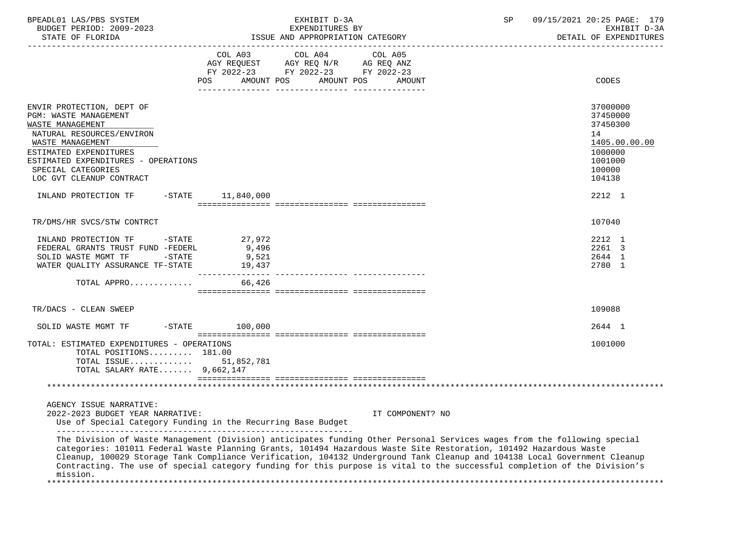| | COL A03 AGY REQUEST FY 2022-23 POS AMOUNT | COL A04 AGY REQ N/R FY 2022-23 POS AMOUNT | COL A05 AG REQ ANZ FY 2022-23 POS AMOUNT | CODES |
|---|---|---|---|---|
| ENVIR PROTECTION, DEPT OF | | | | 37000000 |
| PGM: WASTE MANAGEMENT | | | | 37450000 |
| WASTE MANAGEMENT | | | | 37450300 |
| NATURAL RESOURCES/ENVIRON | | | | 14 |
| WASTE MANAGEMENT | | | | 1405.00.00.00 |
| ESTIMATED EXPENDITURES | | | | 1000000 |
| ESTIMATED EXPENDITURES - OPERATIONS | | | | 1001000 |
| SPECIAL CATEGORIES | | | | 100000 |
| LOC GVT CLEANUP CONTRACT | | | | 104138 |
| INLAND PROTECTION TF -STATE | 11,840,000 | | | 2212 1 |
| TR/DMS/HR SVCS/STW CONTRCT | | | | 107040 |
| INLAND PROTECTION TF -STATE | 27,972 | | | 2212 1 |
| FEDERAL GRANTS TRUST FUND -FEDERL | 9,496 | | | 2261 3 |
| SOLID WASTE MGMT TF -STATE | 9,521 | | | 2644 1 |
| WATER QUALITY ASSURANCE TF-STATE | 19,437 | | | 2780 1 |
| TOTAL APPRO............. | 66,426 | | | |
| TR/DACS - CLEAN SWEEP | | | | 109088 |
| SOLID WASTE MGMT TF -STATE | 100,000 | | | 2644 1 |
| TOTAL: ESTIMATED EXPENDITURES - OPERATIONS | | | | 1001000 |
| TOTAL POSITIONS......... 181.00 | | | | |
| TOTAL ISSUE............. | 51,852,781 | | | |
| TOTAL SALARY RATE....... 9,662,147 | | | | |

AGENCY ISSUE NARRATIVE:

2022-2023 BUDGET YEAR NARRATIVE: IT COMPONENT? NO

Use of Special Category Funding in the Recurring Base Budget

The Division of Waste Management (Division) anticipates funding Other Personal Services wages from the following special categories: 101011 Federal Waste Planning Grants, 101494 Hazardous Waste Site Restoration, 101492 Hazardous Waste Cleanup, 100029 Storage Tank Compliance Verification, 104132 Underground Tank Cleanup and 104138 Local Government Cleanup Contracting. The use of special category funding for this purpose is vital to the successful completion of the Division's mission.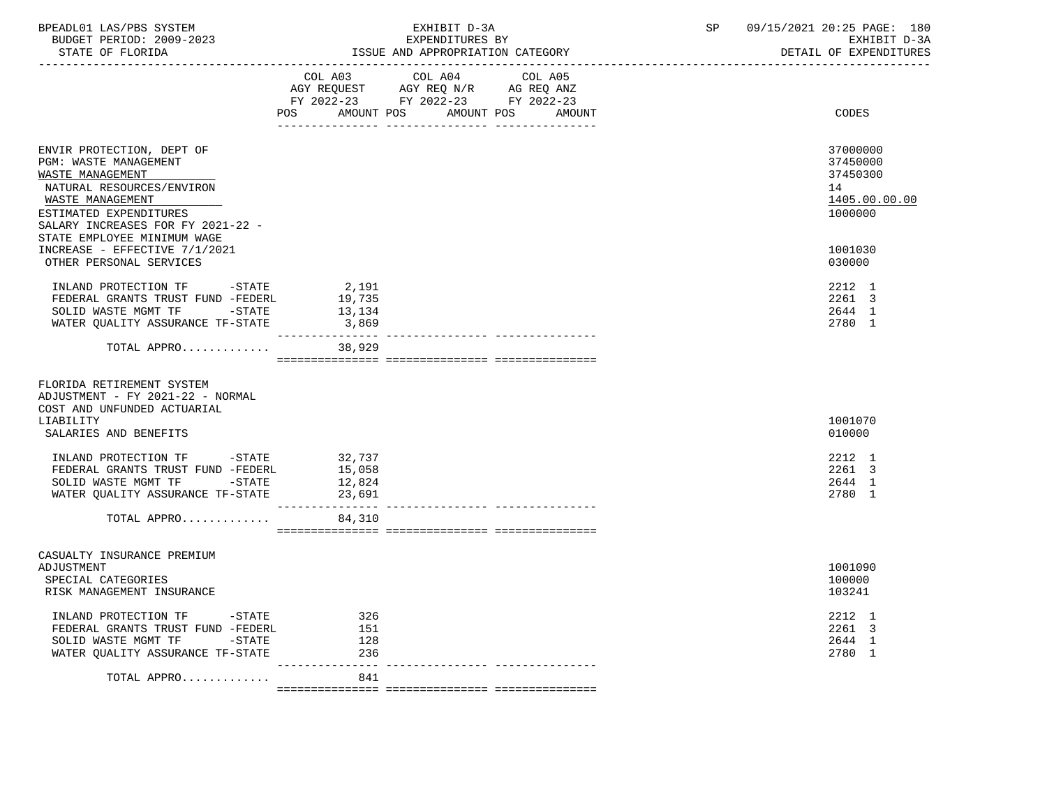BPEADL01 LAS/PBS SYSTEM — EXHIBIT D-3A — EXPENDITURES BY ISSUE AND APPROPRIATION CATEGORY — SP 09/15/2021 20:25 PAGE: 180
BUDGET PERIOD: 2009-2023 — STATE OF FLORIDA — EXHIBIT D-3A DETAIL OF EXPENDITURES

| | COL A03 AGY REQUEST FY 2022-23 POS | AMOUNT | COL A04 AGY REQ N/R FY 2022-23 POS | AMOUNT | COL A05 AG REQ ANZ FY 2022-23 POS | AMOUNT | CODES |
|---|---|---|---|---|---|---|---|
| ENVIR PROTECTION, DEPT OF | | | | | | | 37000000 |
| PGM: WASTE MANAGEMENT | | | | | | | 37450000 |
| WASTE MANAGEMENT | | | | | | | 37450300 |
| NATURAL RESOURCES/ENVIRON | | | | | | | 14 |
| WASTE MANAGEMENT | | | | | | | 1405.00.00.00 |
| ESTIMATED EXPENDITURES | | | | | | | 1000000 |
| SALARY INCREASES FOR FY 2021-22 - STATE EMPLOYEE MINIMUM WAGE INCREASE - EFFECTIVE 7/1/2021 | | | | | | | 1001030 |
| OTHER PERSONAL SERVICES | | | | | | | 030000 |
| INLAND PROTECTION TF -STATE | | 2,191 | | | | | 2212 1 |
| FEDERAL GRANTS TRUST FUND -FEDERL | | 19,735 | | | | | 2261 3 |
| SOLID WASTE MGMT TF -STATE | | 13,134 | | | | | 2644 1 |
| WATER QUALITY ASSURANCE TF-STATE | | 3,869 | | | | | 2780 1 |
| TOTAL APPRO............ | | 38,929 | | | | | |
| FLORIDA RETIREMENT SYSTEM ADJUSTMENT - FY 2021-22 - NORMAL COST AND UNFUNDED ACTUARIAL LIABILITY | | | | | | | 1001070 |
| SALARIES AND BENEFITS | | | | | | | 010000 |
| INLAND PROTECTION TF -STATE | | 32,737 | | | | | 2212 1 |
| FEDERAL GRANTS TRUST FUND -FEDERL | | 15,058 | | | | | 2261 3 |
| SOLID WASTE MGMT TF -STATE | | 12,824 | | | | | 2644 1 |
| WATER QUALITY ASSURANCE TF-STATE | | 23,691 | | | | | 2780 1 |
| TOTAL APPRO............ | | 84,310 | | | | | |
| CASUALTY INSURANCE PREMIUM ADJUSTMENT | | | | | | | 1001090 |
| SPECIAL CATEGORIES | | | | | | | 100000 |
| RISK MANAGEMENT INSURANCE | | | | | | | 103241 |
| INLAND PROTECTION TF -STATE | | 326 | | | | | 2212 1 |
| FEDERAL GRANTS TRUST FUND -FEDERL | | 151 | | | | | 2261 3 |
| SOLID WASTE MGMT TF -STATE | | 128 | | | | | 2644 1 |
| WATER QUALITY ASSURANCE TF-STATE | | 236 | | | | | 2780 1 |
| TOTAL APPRO............ | | 841 | | | | | |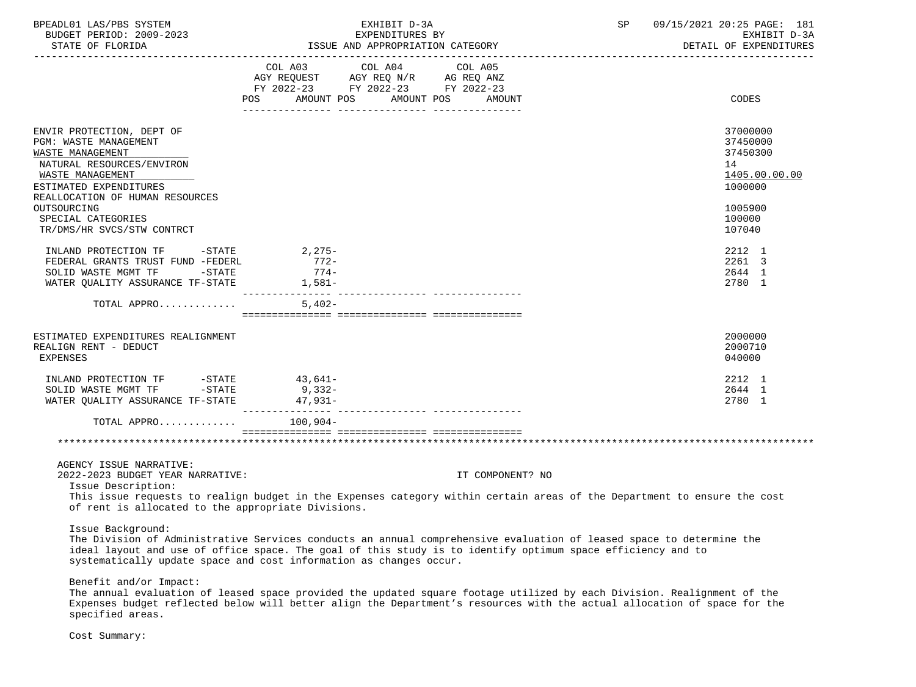| | COL A03 AGY REQUEST FY 2022-23 POS | AMOUNT | COL A04 AGY REQ N/R FY 2022-23 POS | AMOUNT | COL A05 AG REQ ANZ FY 2022-23 POS | AMOUNT | CODES |
|---|---|---|---|---|---|---|---|
| ENVIR PROTECTION, DEPT OF | | | | | | | 37000000 |
| PGM: WASTE MANAGEMENT | | | | | | | 37450000 |
| WASTE MANAGEMENT | | | | | | | 37450300 |
| NATURAL RESOURCES/ENVIRON | | | | | | | 14 |
| WASTE MANAGEMENT | | | | | | | 1405.00.00.00 |
| ESTIMATED EXPENDITURES | | | | | | | 1000000 |
| REALLOCATION OF HUMAN RESOURCES OUTSOURCING | | | | | | | 1005900 |
| SPECIAL CATEGORIES | | | | | | | 100000 |
| TR/DMS/HR SVCS/STW CONTRCT | | | | | | | 107040 |
| INLAND PROTECTION TF -STATE | | 2,275- | | | | | 2212 1 |
| FEDERAL GRANTS TRUST FUND -FEDERL | | 772- | | | | | 2261 3 |
| SOLID WASTE MGMT TF -STATE | | 774- | | | | | 2644 1 |
| WATER QUALITY ASSURANCE TF-STATE | | 1,581- | | | | | 2780 1 |
| TOTAL APPRO............ | | 5,402- | | | | | |
| ESTIMATED EXPENDITURES REALIGNMENT | | | | | | | 2000000 |
| REALIGN RENT - DEDUCT | | | | | | | 2000710 |
| EXPENSES | | | | | | | 040000 |
| INLAND PROTECTION TF -STATE | | 43,641- | | | | | 2212 1 |
| SOLID WASTE MGMT TF -STATE | | 9,332- | | | | | 2644 1 |
| WATER QUALITY ASSURANCE TF-STATE | | 47,931- | | | | | 2780 1 |
| TOTAL APPRO............ | | 100,904- | | | | | |

AGENCY ISSUE NARRATIVE:
2022-2023 BUDGET YEAR NARRATIVE: IT COMPONENT? NO

Issue Description:
This issue requests to realign budget in the Expenses category within certain areas of the Department to ensure the cost of rent is allocated to the appropriate Divisions.

Issue Background:
The Division of Administrative Services conducts an annual comprehensive evaluation of leased space to determine the ideal layout and use of office space. The goal of this study is to identify optimum space efficiency and to systematically update space and cost information as changes occur.

Benefit and/or Impact:
The annual evaluation of leased space provided the updated square footage utilized by each Division. Realignment of the Expenses budget reflected below will better align the Department's resources with the actual allocation of space for the specified areas.

Cost Summary: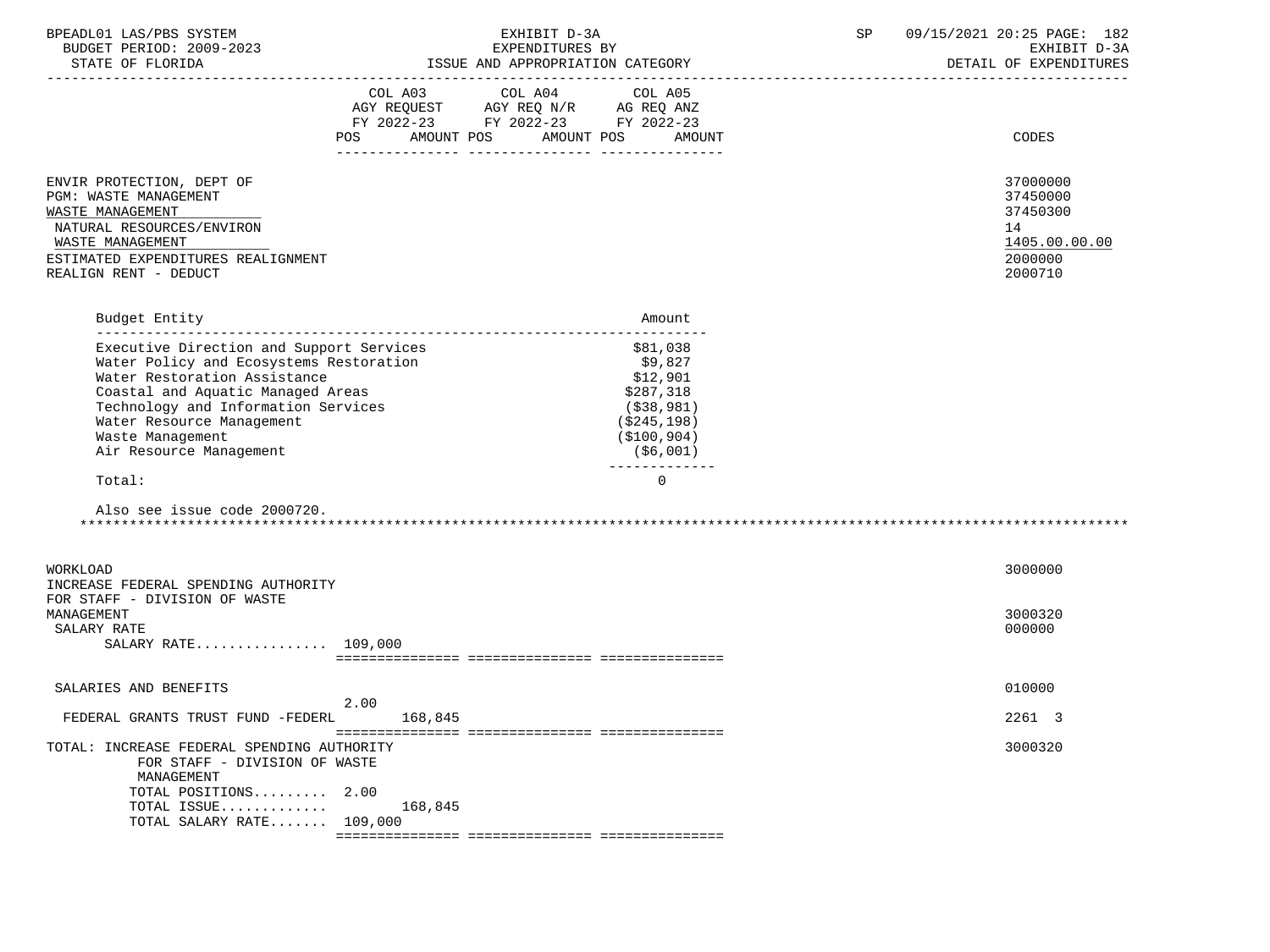| | COL A03 AGY REQUEST FY 2022-23 POS AMOUNT | COL A04 AGY REQ N/R FY 2022-23 POS AMOUNT | COL A05 AG REQ ANZ FY 2022-23 POS AMOUNT | CODES |
|---|---|---|---|---|
| ENVIR PROTECTION, DEPT OF | | | | 37000000 |
| PGM: WASTE MANAGEMENT | | | | 37450000 |
| WASTE MANAGEMENT | | | | 37450300 |
| NATURAL RESOURCES/ENVIRON | | | | 14 |
| WASTE MANAGEMENT | | | | 1405.00.00.00 |
| ESTIMATED EXPENDITURES REALIGNMENT | | | | 2000000 |
| REALIGN RENT - DEDUCT | | | | 2000710 |

| Budget Entity | Amount |
|---|---|
| Executive Direction and Support Services | $81,038 |
| Water Policy and Ecosystems Restoration | $9,827 |
| Water Restoration Assistance | $12,901 |
| Coastal and Aquatic Managed Areas | $287,318 |
| Technology and Information Services | ($38,981) |
| Water Resource Management | ($245,198) |
| Waste Management | ($100,904) |
| Air Resource Management | ($6,001) |
| Total: | 0 |

Also see issue code 2000720.

| | COL A03 | COL A04 | COL A05 | CODES |
|---|---|---|---|---|
| WORKLOAD | | | | 3000000 |
| INCREASE FEDERAL SPENDING AUTHORITY FOR STAFF - DIVISION OF WASTE MANAGEMENT | | | | 3000320 |
| SALARY RATE | | | | 000000 |
| SALARY RATE................ | 109,000 | | | |
| SALARIES AND BENEFITS | | | | 010000 |
| FEDERAL GRANTS TRUST FUND -FEDERL | 2.00 168,845 | | | 2261 3 |
| TOTAL: INCREASE FEDERAL SPENDING AUTHORITY FOR STAFF - DIVISION OF WASTE MANAGEMENT | | | | 3000320 |
| TOTAL POSITIONS......... | 2.00 | | | |
| TOTAL ISSUE............. | 168,845 | | | |
| TOTAL SALARY RATE....... | 109,000 | | | |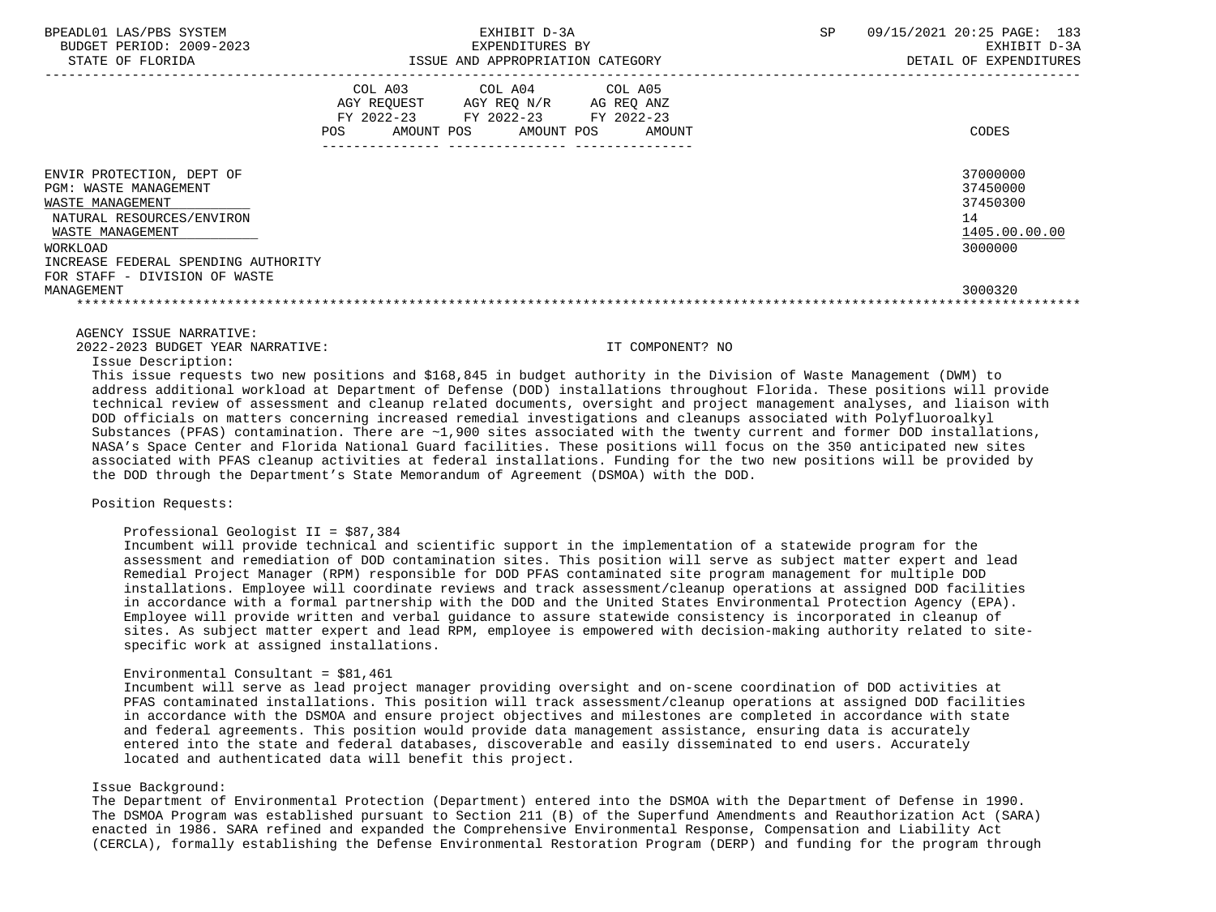| | COL A03 AGY REQUEST FY 2022-23 POS AMOUNT | COL A04 AGY REQ N/R FY 2022-23 POS AMOUNT | COL A05 AG REQ ANZ FY 2022-23 POS AMOUNT | CODES |
|---|---|---|---|---|
| ENVIR PROTECTION, DEPT OF | | | | 37000000 |
| PGM: WASTE MANAGEMENT | | | | 37450000 |
| WASTE MANAGEMENT | | | | 37450300 |
| NATURAL RESOURCES/ENVIRON | | | | 14 |
| WASTE MANAGEMENT | | | | 1405.00.00.00 |
| WORKLOAD | | | | 3000000 |
| INCREASE FEDERAL SPENDING AUTHORITY FOR STAFF - DIVISION OF WASTE MANAGEMENT | | | | 3000320 |

AGENCY ISSUE NARRATIVE:

2022-2023 BUDGET YEAR NARRATIVE: IT COMPONENT? NO

Issue Description:

This issue requests two new positions and $168,845 in budget authority in the Division of Waste Management (DWM) to address additional workload at Department of Defense (DOD) installations throughout Florida. These positions will provide technical review of assessment and cleanup related documents, oversight and project management analyses, and liaison with DOD officials on matters concerning increased remedial investigations and cleanups associated with Polyfluoroalkyl Substances (PFAS) contamination. There are ~1,900 sites associated with the twenty current and former DOD installations, NASA's Space Center and Florida National Guard facilities. These positions will focus on the 350 anticipated new sites associated with PFAS cleanup activities at federal installations. Funding for the two new positions will be provided by the DOD through the Department's State Memorandum of Agreement (DSMOA) with the DOD.

Position Requests:

Professional Geologist II = $87,384

Incumbent will provide technical and scientific support in the implementation of a statewide program for the assessment and remediation of DOD contamination sites. This position will serve as subject matter expert and lead Remedial Project Manager (RPM) responsible for DOD PFAS contaminated site program management for multiple DOD installations. Employee will coordinate reviews and track assessment/cleanup operations at assigned DOD facilities in accordance with a formal partnership with the DOD and the United States Environmental Protection Agency (EPA). Employee will provide written and verbal guidance to assure statewide consistency is incorporated in cleanup of sites. As subject matter expert and lead RPM, employee is empowered with decision-making authority related to site-specific work at assigned installations.

Environmental Consultant = $81,461

Incumbent will serve as lead project manager providing oversight and on-scene coordination of DOD activities at PFAS contaminated installations. This position will track assessment/cleanup operations at assigned DOD facilities in accordance with the DSMOA and ensure project objectives and milestones are completed in accordance with state and federal agreements. This position would provide data management assistance, ensuring data is accurately entered into the state and federal databases, discoverable and easily disseminated to end users. Accurately located and authenticated data will benefit this project.

Issue Background:

The Department of Environmental Protection (Department) entered into the DSMOA with the Department of Defense in 1990. The DSMOA Program was established pursuant to Section 211 (B) of the Superfund Amendments and Reauthorization Act (SARA) enacted in 1986. SARA refined and expanded the Comprehensive Environmental Response, Compensation and Liability Act (CERCLA), formally establishing the Defense Environmental Restoration Program (DERP) and funding for the program through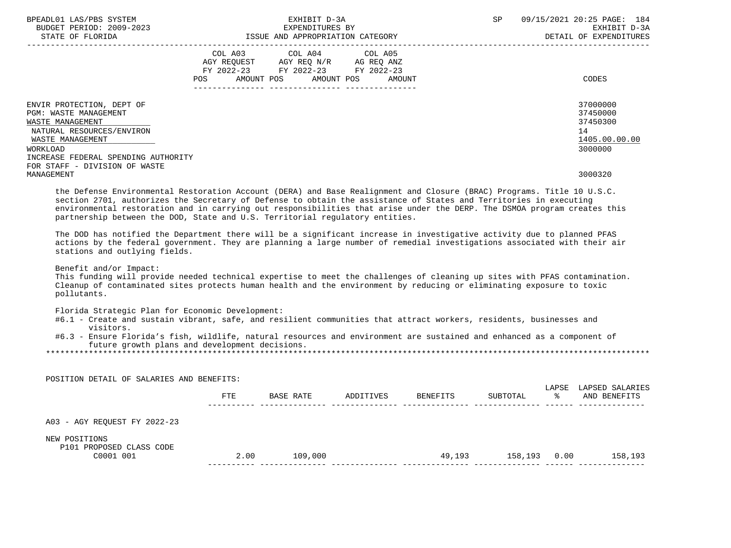| | COL A03 AGY REQUEST FY 2022-23 POS AMOUNT | COL A04 AGY REQ N/R FY 2022-23 POS AMOUNT | COL A05 AG REQ ANZ FY 2022-23 POS AMOUNT | CODES |
|---|---|---|---|---|
| ENVIR PROTECTION, DEPT OF | | | | 37000000 |
| PGM: WASTE MANAGEMENT | | | | 37450000 |
| WASTE MANAGEMENT | | | | 37450300 |
| NATURAL RESOURCES/ENVIRON | | | | 14 |
| WASTE MANAGEMENT | | | | 1405.00.00.00 |
| WORKLOAD | | | | 3000000 |
| INCREASE FEDERAL SPENDING AUTHORITY FOR STAFF - DIVISION OF WASTE MANAGEMENT | | | | 3000320 |

the Defense Environmental Restoration Account (DERA) and Base Realignment and Closure (BRAC) Programs. Title 10 U.S.C. section 2701, authorizes the Secretary of Defense to obtain the assistance of States and Territories in executing environmental restoration and in carrying out responsibilities that arise under the DERP. The DSMOA program creates this partnership between the DOD, State and U.S. Territorial regulatory entities.

The DOD has notified the Department there will be a significant increase in investigative activity due to planned PFAS actions by the federal government. They are planning a large number of remedial investigations associated with their air stations and outlying fields.

Benefit and/or Impact:
This funding will provide needed technical expertise to meet the challenges of cleaning up sites with PFAS contamination. Cleanup of contaminated sites protects human health and the environment by reducing or eliminating exposure to toxic pollutants.

Florida Strategic Plan for Economic Development:
#6.1 - Create and sustain vibrant, safe, and resilient communities that attract workers, residents, businesses and visitors.
#6.3 - Ensure Florida's fish, wildlife, natural resources and environment are sustained and enhanced as a component of future growth plans and development decisions.

POSITION DETAIL OF SALARIES AND BENEFITS:

| | FTE | BASE RATE | ADDITIVES | BENEFITS | SUBTOTAL | LAPSE % | LAPSED SALARIES AND BENEFITS |
|---|---|---|---|---|---|---|---|
| A03 - AGY REQUEST FY 2022-23 | | | | | | | |
| NEW POSITIONS | | | | | | | |
| P101 PROPOSED CLASS CODE C0001 001 | 2.00 | 109,000 | | 49,193 | 158,193 | 0.00 | 158,193 |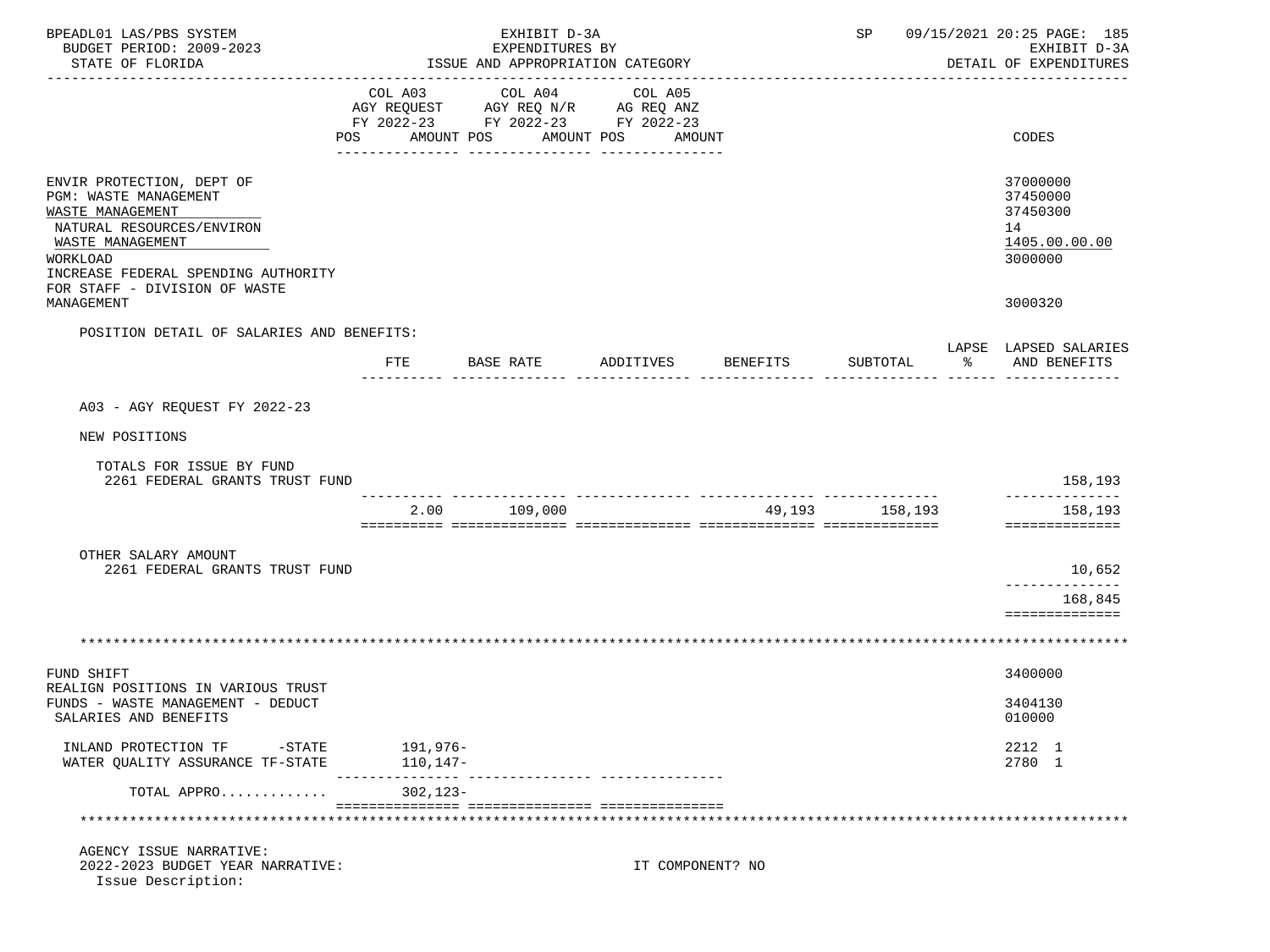BPEADL01 LAS/PBS SYSTEM — EXHIBIT D-3A — EXPENDITURES BY ISSUE AND APPROPRIATION CATEGORY — BUDGET PERIOD: 2009-2023 — STATE OF FLORIDA — SP 09/15/2021 20:25 — EXHIBIT D-3A DETAIL OF EXPENDITURES

| | COL A03 AGY REQUEST FY 2022-23 POS AMOUNT | COL A04 AGY REQ N/R FY 2022-23 POS AMOUNT | COL A05 AG REQ ANZ FY 2022-23 POS AMOUNT | CODES |
|---|---|---|---|---|
| ENVIR PROTECTION, DEPT OF | | | | 37000000 |
| PGM: WASTE MANAGEMENT | | | | 37450000 |
| WASTE MANAGEMENT | | | | 37450300 |
| NATURAL RESOURCES/ENVIRON | | | | 14 |
| WASTE MANAGEMENT | | | | 1405.00.00.00 |
| WORKLOAD | | | | 3000000 |
| INCREASE FEDERAL SPENDING AUTHORITY FOR STAFF - DIVISION OF WASTE MANAGEMENT | | | | 3000320 |

POSITION DETAIL OF SALARIES AND BENEFITS:

| | FTE | BASE RATE | ADDITIVES | BENEFITS | SUBTOTAL | LAPSE % | LAPSED SALARIES AND BENEFITS |
|---|---|---|---|---|---|---|---|
| A03 - AGY REQUEST FY 2022-23 | | | | | | | |
| NEW POSITIONS | | | | | | | |
| TOTALS FOR ISSUE BY FUND | | | | | | | |
| 2261 FEDERAL GRANTS TRUST FUND | | | | | | | 158,193 |
| | 2.00 | 109,000 | | 49,193 | 158,193 | | 158,193 |
| OTHER SALARY AMOUNT | | | | | | | |
| 2261 FEDERAL GRANTS TRUST FUND | | | | | | | 10,652 |
| | | | | | | | 168,845 |

*****************************************************************************************************

| | COL A03 | COL A04 | COL A05 | CODES |
|---|---|---|---|---|
| FUND SHIFT | | | | 3400000 |
| REALIGN POSITIONS IN VARIOUS TRUST FUNDS - WASTE MANAGEMENT - DEDUCT | | | | 3404130 |
| SALARIES AND BENEFITS | | | | 010000 |
| INLAND PROTECTION TF -STATE | 191,976- | | | 2212 1 |
| WATER QUALITY ASSURANCE TF-STATE | 110,147- | | | 2780 1 |
| TOTAL APPRO............ | 302,123- | | | |

*****************************************************************************************************

AGENCY ISSUE NARRATIVE:
2022-2023 BUDGET YEAR NARRATIVE: IT COMPONENT? NO
Issue Description: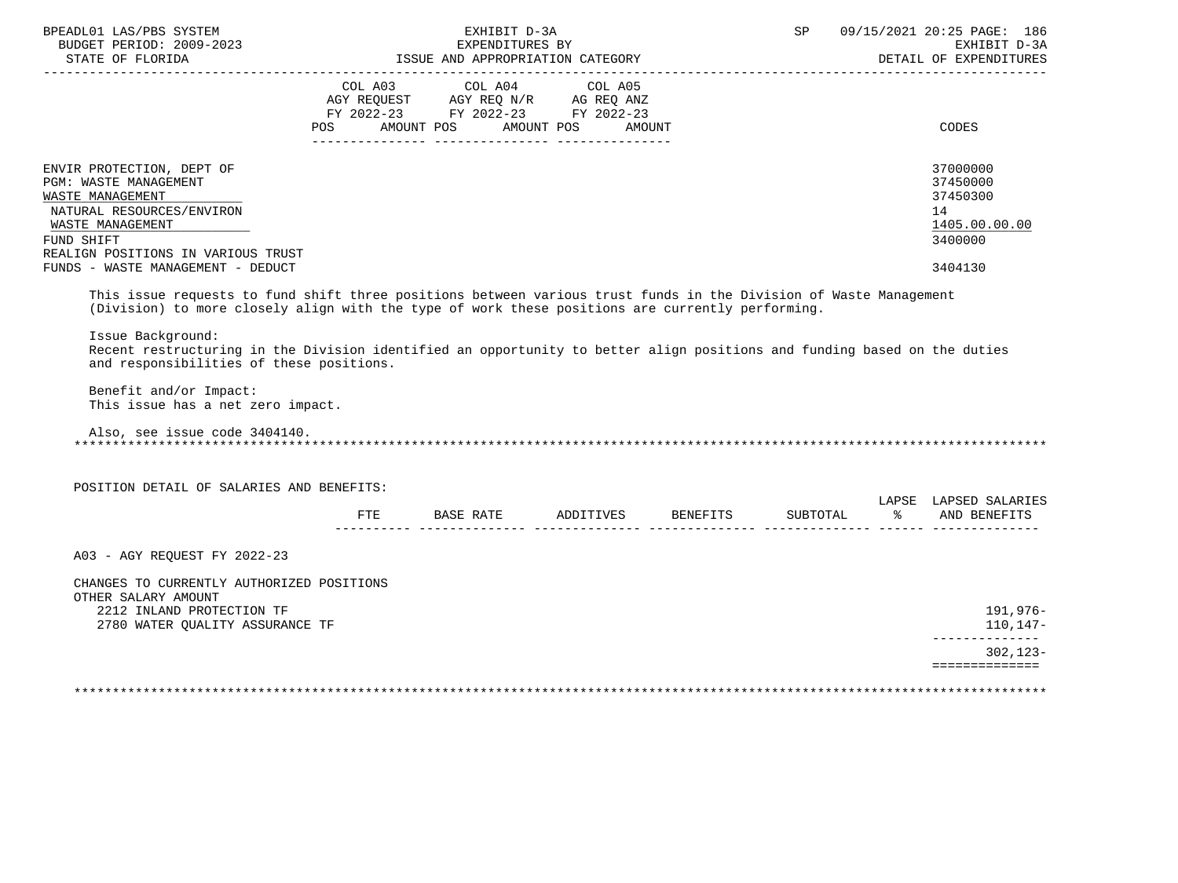| | COL A03 AGY REQUEST FY 2022-23 POS AMOUNT | COL A04 AGY REQ N/R FY 2022-23 POS AMOUNT | COL A05 AG REQ ANZ FY 2022-23 POS AMOUNT | CODES |
|---|---|---|---|---|
| ENVIR PROTECTION, DEPT OF | | | | 37000000 |
| PGM: WASTE MANAGEMENT | | | | 37450000 |
| WASTE MANAGEMENT | | | | 37450300 |
| NATURAL RESOURCES/ENVIRON | | | | 14 |
| WASTE MANAGEMENT | | | | 1405.00.00.00 |
| FUND SHIFT | | | | 3400000 |
| REALIGN POSITIONS IN VARIOUS TRUST FUNDS - WASTE MANAGEMENT - DEDUCT | | | | 3404130 |

This issue requests to fund shift three positions between various trust funds in the Division of Waste Management (Division) to more closely align with the type of work these positions are currently performing.

Issue Background:
Recent restructuring in the Division identified an opportunity to better align positions and funding based on the duties and responsibilities of these positions.

Benefit and/or Impact:
This issue has a net zero impact.

Also, see issue code 3404140.

POSITION DETAIL OF SALARIES AND BENEFITS:

| | FTE | BASE RATE | ADDITIVES | BENEFITS | SUBTOTAL | LAPSE % | LAPSED SALARIES AND BENEFITS |
|---|---|---|---|---|---|---|---|
| A03 - AGY REQUEST FY 2022-23 | | | | | | | |
| CHANGES TO CURRENTLY AUTHORIZED POSITIONS | | | | | | | |
| OTHER SALARY AMOUNT | | | | | | | |
| 2212 INLAND PROTECTION TF | | | | | | | 191,976- |
| 2780 WATER QUALITY ASSURANCE TF | | | | | | | 110,147- |
| | | | | | | | 302,123- |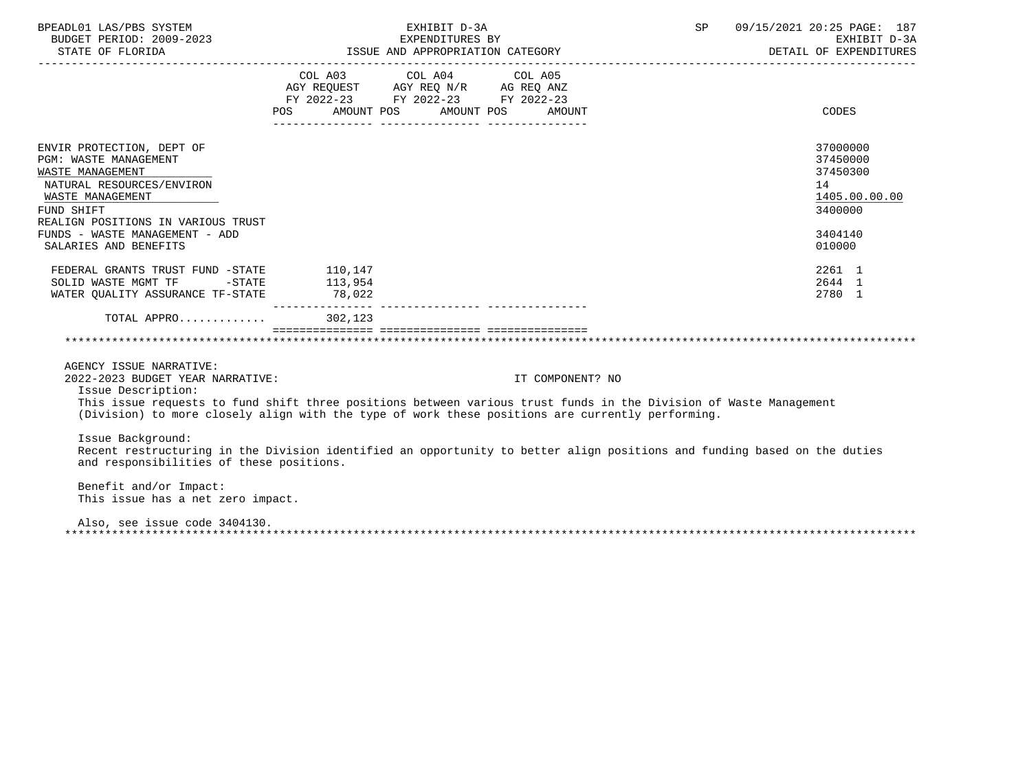EXHIBIT D-3A
EXPENDITURES BY
ISSUE AND APPROPRIATION CATEGORY

BUDGET PERIOD: 2009-2023
STATE OF FLORIDA

DETAIL OF EXPENDITURES

| | COL A03 AGY REQUEST FY 2022-23 POS | AMOUNT | COL A04 AGY REQ N/R FY 2022-23 POS | AMOUNT | COL A05 AG REQ ANZ FY 2022-23 POS | AMOUNT | CODES |
|---|---|---|---|---|---|---|---|
| ENVIR PROTECTION, DEPT OF | | | | | | | 37000000 |
| PGM: WASTE MANAGEMENT | | | | | | | 37450000 |
| WASTE MANAGEMENT | | | | | | | 37450300 |
| NATURAL RESOURCES/ENVIRON | | | | | | | 14 |
| WASTE MANAGEMENT | | | | | | | 1405.00.00.00 |
| FUND SHIFT | | | | | | | 3400000 |
| REALIGN POSITIONS IN VARIOUS TRUST FUNDS - WASTE MANAGEMENT - ADD | | | | | | | 3404140 |
| SALARIES AND BENEFITS | | | | | | | 010000 |
| FEDERAL GRANTS TRUST FUND -STATE | | 110,147 | | | | | 2261 1 |
| SOLID WASTE MGMT TF -STATE | | 113,954 | | | | | 2644 1 |
| WATER QUALITY ASSURANCE TF-STATE | | 78,022 | | | | | 2780 1 |
| TOTAL APPRO............ | | 302,123 | | | | | |

AGENCY ISSUE NARRATIVE:

2022-2023 BUDGET YEAR NARRATIVE: IT COMPONENT? NO

Issue Description:
This issue requests to fund shift three positions between various trust funds in the Division of Waste Management (Division) to more closely align with the type of work these positions are currently performing.

Issue Background:
Recent restructuring in the Division identified an opportunity to better align positions and funding based on the duties and responsibilities of these positions.

Benefit and/or Impact:
This issue has a net zero impact.

Also, see issue code 3404130.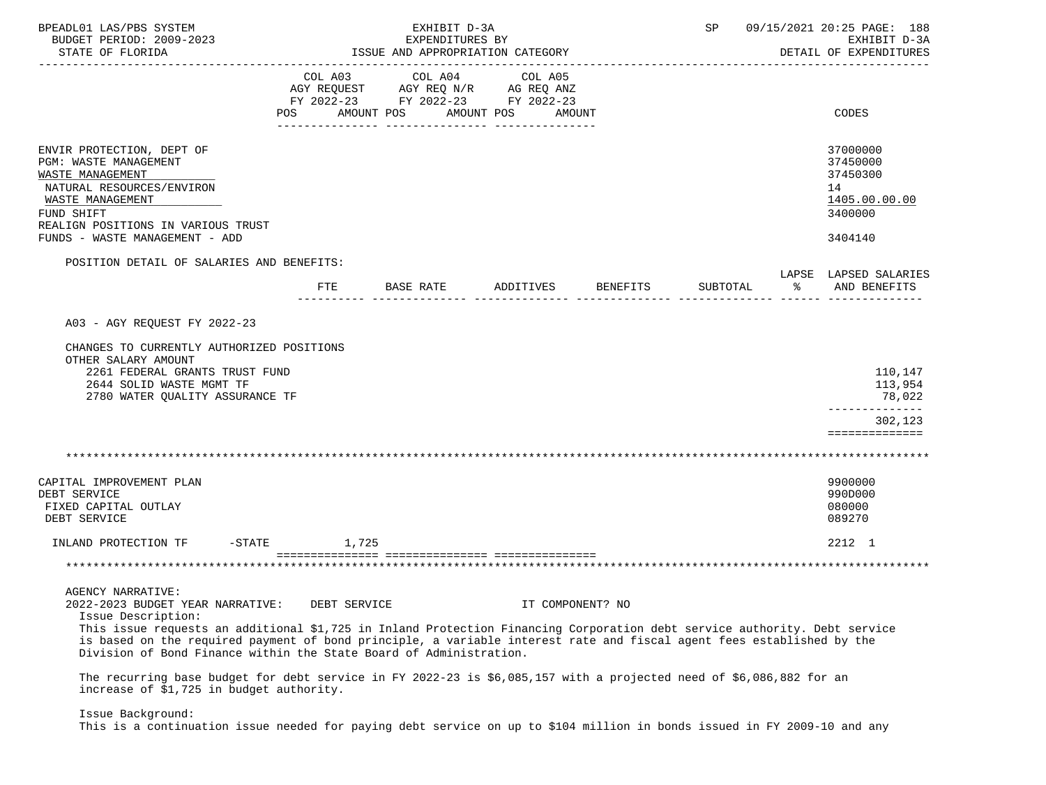| | COL A03 AGY REQUEST FY 2022-23 POS AMOUNT | COL A04 AGY REQ N/R FY 2022-23 POS AMOUNT | COL A05 AG REQ ANZ FY 2022-23 POS AMOUNT | CODES |
|---|---|---|---|---|
| ENVIR PROTECTION, DEPT OF | | | | 37000000 |
| PGM: WASTE MANAGEMENT | | | | 37450000 |
| WASTE MANAGEMENT | | | | 37450300 |
| NATURAL RESOURCES/ENVIRON | | | | 14 |
| WASTE MANAGEMENT | | | | 1405.00.00.00 |
| FUND SHIFT | | | | 3400000 |
| REALIGN POSITIONS IN VARIOUS TRUST FUNDS - WASTE MANAGEMENT - ADD | | | | 3404140 |

POSITION DETAIL OF SALARIES AND BENEFITS:

| | FTE | BASE RATE | ADDITIVES | BENEFITS | SUBTOTAL | LAPSE % | LAPSED SALARIES AND BENEFITS |
|---|---|---|---|---|---|---|---|
| A03 - AGY REQUEST FY 2022-23 | | | | | | | |
| CHANGES TO CURRENTLY AUTHORIZED POSITIONS | | | | | | | |
| OTHER SALARY AMOUNT | | | | | | | |
| 2261 FEDERAL GRANTS TRUST FUND | | | | | | | 110,147 |
| 2644 SOLID WASTE MGMT TF | | | | | | | 113,954 |
| 2780 WATER QUALITY ASSURANCE TF | | | | | | | 78,022 |
| | | | | | | | 302,123 |

| | COL A03 | COL A04 | COL A05 | CODES |
|---|---|---|---|---|
| CAPITAL IMPROVEMENT PLAN | | | | 9900000 |
| DEBT SERVICE | | | | 990D000 |
| FIXED CAPITAL OUTLAY | | | | 080000 |
| DEBT SERVICE | | | | 089270 |
| INLAND PROTECTION TF -STATE | 1,725 | | | 2212 1 |

AGENCY NARRATIVE:

2022-2023 BUDGET YEAR NARRATIVE: DEBT SERVICE IT COMPONENT? NO

Issue Description:

This issue requests an additional $1,725 in Inland Protection Financing Corporation debt service authority. Debt service is based on the required payment of bond principle, a variable interest rate and fiscal agent fees established by the Division of Bond Finance within the State Board of Administration.

The recurring base budget for debt service in FY 2022-23 is $6,085,157 with a projected need of $6,086,882 for an increase of $1,725 in budget authority.

Issue Background:

This is a continuation issue needed for paying debt service on up to $104 million in bonds issued in FY 2009-10 and any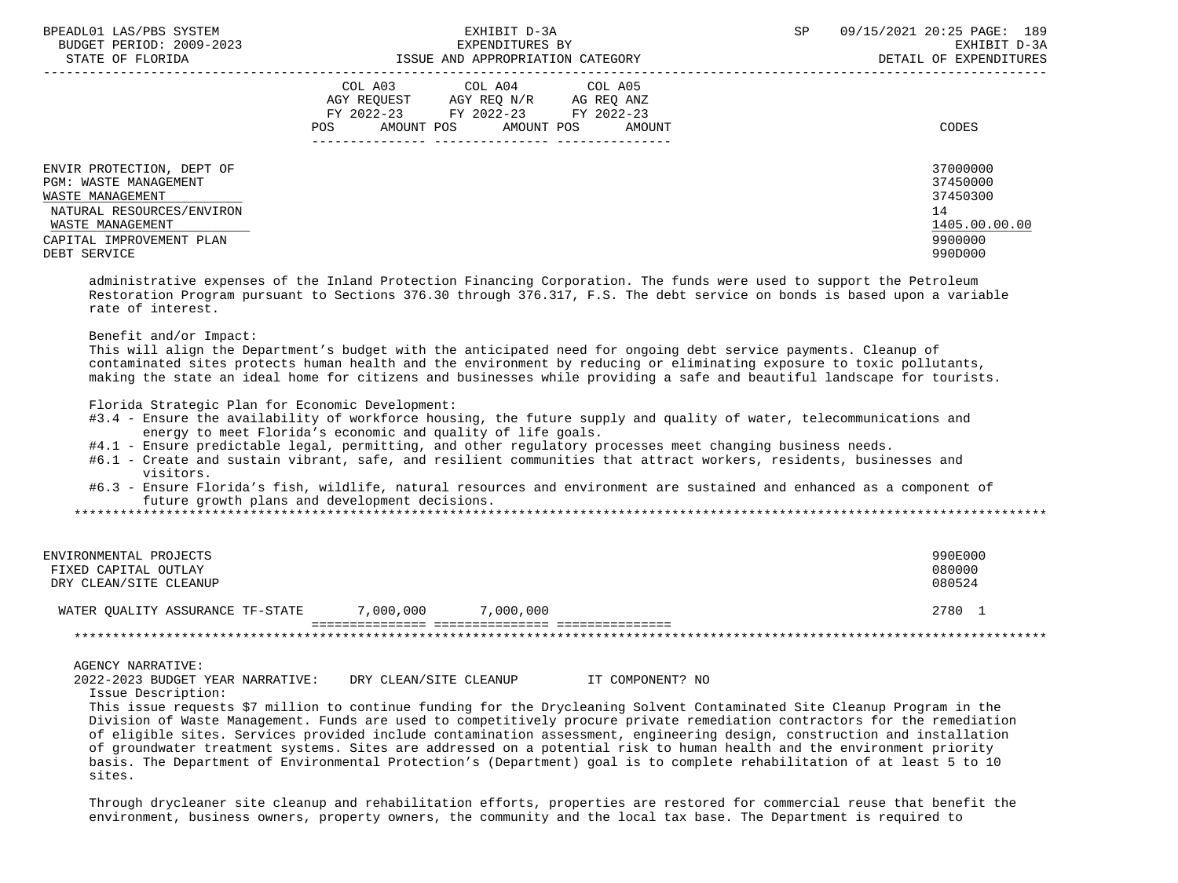| | COL A03 AGY REQUEST FY 2022-23 POS AMOUNT | COL A04 AGY REQ N/R FY 2022-23 POS AMOUNT | COL A05 AG REQ ANZ FY 2022-23 POS AMOUNT | CODES |
|---|---|---|---|---|
| ENVIR PROTECTION, DEPT OF | | | | 37000000 |
| PGM: WASTE MANAGEMENT | | | | 37450000 |
| WASTE MANAGEMENT | | | | 37450300 |
| NATURAL RESOURCES/ENVIRON | | | | 14 |
| WASTE MANAGEMENT | | | | 1405.00.00.00 |
| CAPITAL IMPROVEMENT PLAN | | | | 9900000 |
| DEBT SERVICE | | | | 990D000 |

administrative expenses of the Inland Protection Financing Corporation. The funds were used to support the Petroleum Restoration Program pursuant to Sections 376.30 through 376.317, F.S. The debt service on bonds is based upon a variable rate of interest.

Benefit and/or Impact:
This will align the Department's budget with the anticipated need for ongoing debt service payments. Cleanup of contaminated sites protects human health and the environment by reducing or eliminating exposure to toxic pollutants, making the state an ideal home for citizens and businesses while providing a safe and beautiful landscape for tourists.

Florida Strategic Plan for Economic Development:
- #3.4 - Ensure the availability of workforce housing, the future supply and quality of water, telecommunications and energy to meet Florida's economic and quality of life goals.
- #4.1 - Ensure predictable legal, permitting, and other regulatory processes meet changing business needs.
- #6.1 - Create and sustain vibrant, safe, and resilient communities that attract workers, residents, businesses and visitors.
- #6.3 - Ensure Florida's fish, wildlife, natural resources and environment are sustained and enhanced as a component of future growth plans and development decisions.

*****************************************************************************************************************************

| | COL A03 | COL A04 | COL A05 | CODES |
|---|---|---|---|---|
| ENVIRONMENTAL PROJECTS | | | | 990E000 |
| FIXED CAPITAL OUTLAY | | | | 080000 |
| DRY CLEAN/SITE CLEANUP | | | | 080524 |
| WATER QUALITY ASSURANCE TF-STATE | 7,000,000 | 7,000,000 | | 2780 1 |

*****************************************************************************************************************************

AGENCY NARRATIVE:
2022-2023 BUDGET YEAR NARRATIVE: DRY CLEAN/SITE CLEANUP IT COMPONENT? NO

Issue Description:
This issue requests $7 million to continue funding for the Drycleaning Solvent Contaminated Site Cleanup Program in the Division of Waste Management. Funds are used to competitively procure private remediation contractors for the remediation of eligible sites. Services provided include contamination assessment, engineering design, construction and installation of groundwater treatment systems. Sites are addressed on a potential risk to human health and the environment priority basis. The Department of Environmental Protection's (Department) goal is to complete rehabilitation of at least 5 to 10 sites.

Through drycleaner site cleanup and rehabilitation efforts, properties are restored for commercial reuse that benefit the environment, business owners, property owners, the community and the local tax base. The Department is required to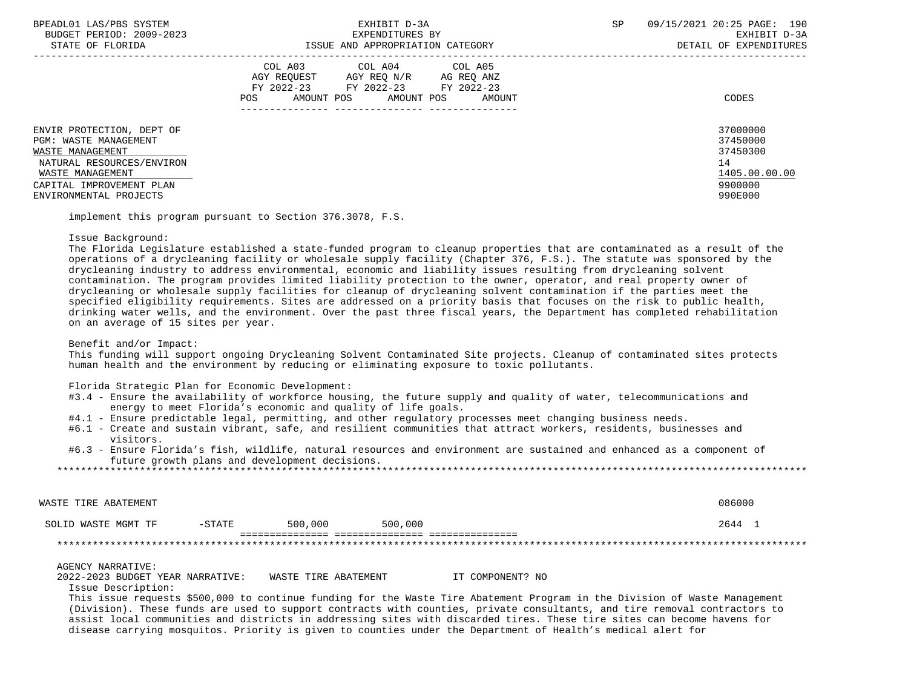| | COL A03 AGY REQUEST FY 2022-23 POS AMOUNT | COL A04 AGY REQ N/R FY 2022-23 POS AMOUNT | COL A05 AG REQ ANZ FY 2022-23 POS AMOUNT | CODES |
|---|---|---|---|---|
| ENVIR PROTECTION, DEPT OF | | | | 37000000 |
| PGM: WASTE MANAGEMENT | | | | 37450000 |
| WASTE MANAGEMENT | | | | 37450300 |
| NATURAL RESOURCES/ENVIRON | | | | 14 |
| WASTE MANAGEMENT | | | | 1405.00.00.00 |
| CAPITAL IMPROVEMENT PLAN | | | | 9900000 |
| ENVIRONMENTAL PROJECTS | | | | 990E000 |

implement this program pursuant to Section 376.3078, F.S.

Issue Background:
The Florida Legislature established a state-funded program to cleanup properties that are contaminated as a result of the operations of a drycleaning facility or wholesale supply facility (Chapter 376, F.S.). The statute was sponsored by the drycleaning industry to address environmental, economic and liability issues resulting from drycleaning solvent contamination. The program provides limited liability protection to the owner, operator, and real property owner of drycleaning or wholesale supply facilities for cleanup of drycleaning solvent contamination if the parties meet the specified eligibility requirements. Sites are addressed on a priority basis that focuses on the risk to public health, drinking water wells, and the environment. Over the past three fiscal years, the Department has completed rehabilitation on an average of 15 sites per year.

Benefit and/or Impact:
This funding will support ongoing Drycleaning Solvent Contaminated Site projects. Cleanup of contaminated sites protects human health and the environment by reducing or eliminating exposure to toxic pollutants.

Florida Strategic Plan for Economic Development:
- #3.4 - Ensure the availability of workforce housing, the future supply and quality of water, telecommunications and energy to meet Florida's economic and quality of life goals.
- #4.1 - Ensure predictable legal, permitting, and other regulatory processes meet changing business needs.
- #6.1 - Create and sustain vibrant, safe, and resilient communities that attract workers, residents, businesses and visitors.
- #6.3 - Ensure Florida's fish, wildlife, natural resources and environment are sustained and enhanced as a component of future growth plans and development decisions.

******************************************************************************************************************

| | COL A03 | COL A04 | COL A05 | CODES |
|---|---|---|---|---|
| WASTE TIRE ABATEMENT | | | | 086000 |
| SOLID WASTE MGMT TF -STATE | 500,000 | 500,000 | | 2644 1 |

******************************************************************************************************************

AGENCY NARRATIVE:
2022-2023 BUDGET YEAR NARRATIVE: WASTE TIRE ABATEMENT IT COMPONENT? NO

Issue Description:
This issue requests $500,000 to continue funding for the Waste Tire Abatement Program in the Division of Waste Management (Division). These funds are used to support contracts with counties, private consultants, and tire removal contractors to assist local communities and districts in addressing sites with discarded tires. These tire sites can become havens for disease carrying mosquitos. Priority is given to counties under the Department of Health's medical alert for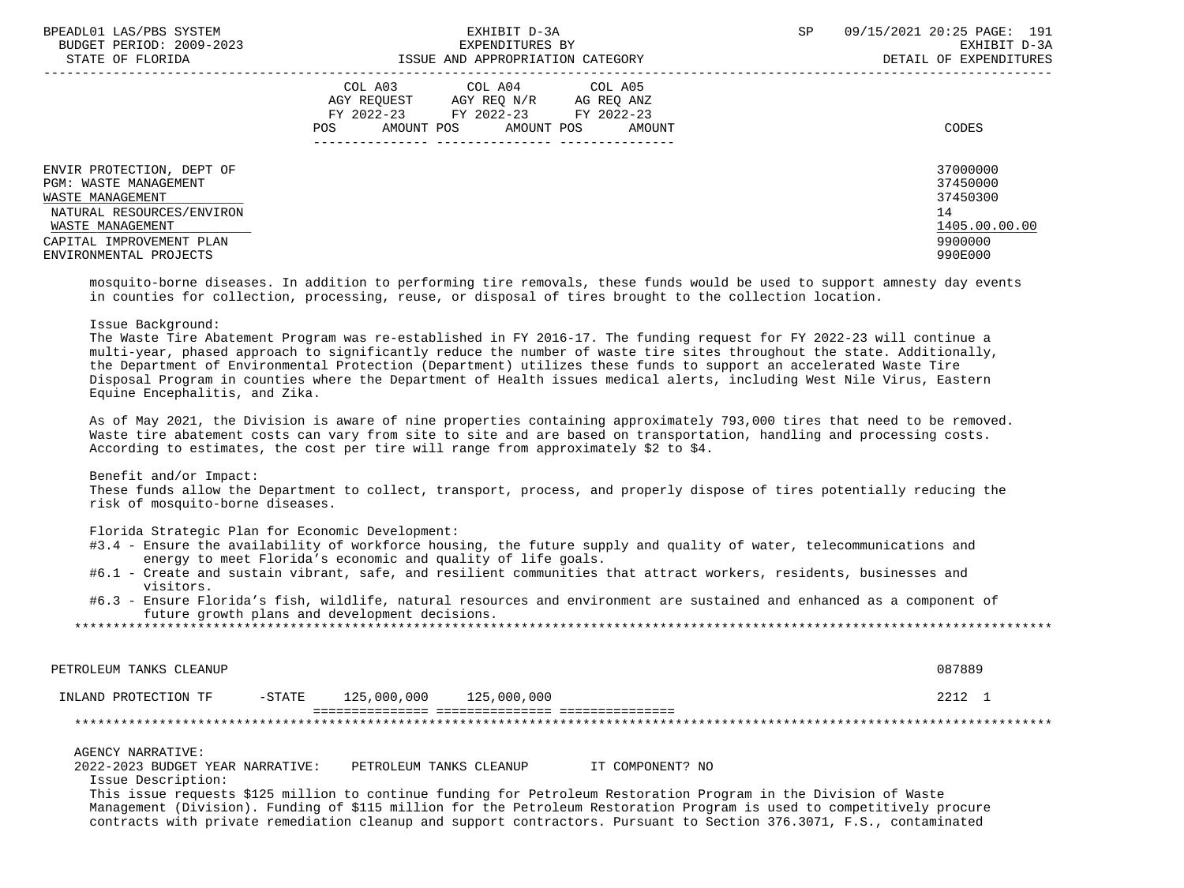| | COL A03 AGY REQUEST FY 2022-23 POS AMOUNT | COL A04 AGY REQ N/R FY 2022-23 POS AMOUNT | COL A05 AG REQ ANZ FY 2022-23 POS AMOUNT | CODES |
|---|---|---|---|---|
| ENVIR PROTECTION, DEPT OF | | | | 37000000 |
| PGM: WASTE MANAGEMENT | | | | 37450000 |
| WASTE MANAGEMENT | | | | 37450300 |
| NATURAL RESOURCES/ENVIRON | | | | 14 |
| WASTE MANAGEMENT | | | | 1405.00.00.00 |
| CAPITAL IMPROVEMENT PLAN | | | | 9900000 |
| ENVIRONMENTAL PROJECTS | | | | 990E000 |

mosquito-borne diseases. In addition to performing tire removals, these funds would be used to support amnesty day events in counties for collection, processing, reuse, or disposal of tires brought to the collection location.

Issue Background:
The Waste Tire Abatement Program was re-established in FY 2016-17. The funding request for FY 2022-23 will continue a multi-year, phased approach to significantly reduce the number of waste tire sites throughout the state. Additionally, the Department of Environmental Protection (Department) utilizes these funds to support an accelerated Waste Tire Disposal Program in counties where the Department of Health issues medical alerts, including West Nile Virus, Eastern Equine Encephalitis, and Zika.

As of May 2021, the Division is aware of nine properties containing approximately 793,000 tires that need to be removed. Waste tire abatement costs can vary from site to site and are based on transportation, handling and processing costs. According to estimates, the cost per tire will range from approximately $2 to $4.

Benefit and/or Impact:
These funds allow the Department to collect, transport, process, and properly dispose of tires potentially reducing the risk of mosquito-borne diseases.

Florida Strategic Plan for Economic Development:
#3.4 - Ensure the availability of workforce housing, the future supply and quality of water, telecommunications and energy to meet Florida's economic and quality of life goals.
#6.1 - Create and sustain vibrant, safe, and resilient communities that attract workers, residents, businesses and visitors.
#6.3 - Ensure Florida's fish, wildlife, natural resources and environment are sustained and enhanced as a component of future growth plans and development decisions.

*******************************************************************************************************************

| | COL A03 | COL A04 | COL A05 | CODES |
|---|---|---|---|---|
| PETROLEUM TANKS CLEANUP | | | | 087889 |
| INLAND PROTECTION TF -STATE | 125,000,000 | 125,000,000 | | 2212 1 |

*******************************************************************************************************************

AGENCY NARRATIVE:
2022-2023 BUDGET YEAR NARRATIVE: PETROLEUM TANKS CLEANUP IT COMPONENT? NO
Issue Description:
This issue requests $125 million to continue funding for Petroleum Restoration Program in the Division of Waste Management (Division). Funding of $115 million for the Petroleum Restoration Program is used to competitively procure contracts with private remediation cleanup and support contractors. Pursuant to Section 376.3071, F.S., contaminated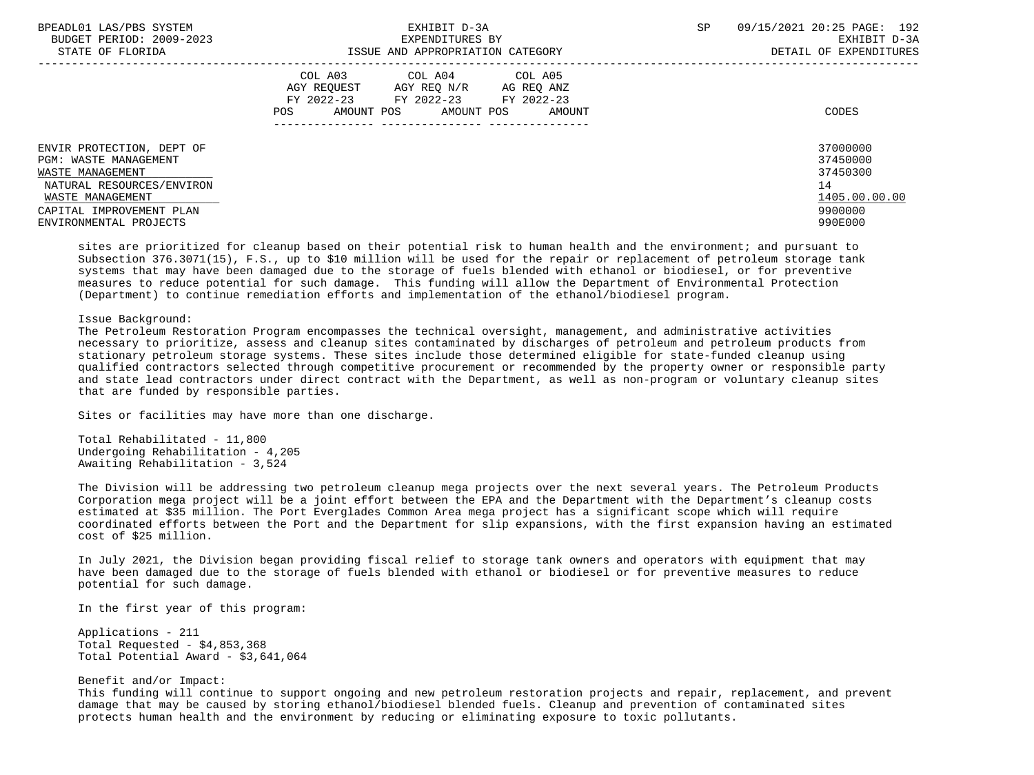| | COL A03 AGY REQUEST FY 2022-23 POS AMOUNT | COL A04 AGY REQ N/R FY 2022-23 POS AMOUNT | COL A05 AG REQ ANZ FY 2022-23 POS AMOUNT | CODES |
|---|---|---|---|---|
| ENVIR PROTECTION, DEPT OF | | | | 37000000 |
| PGM: WASTE MANAGEMENT | | | | 37450000 |
| WASTE MANAGEMENT | | | | 37450300 |
| NATURAL RESOURCES/ENVIRON | | | | 14 |
| WASTE MANAGEMENT | | | | 1405.00.00.00 |
| CAPITAL IMPROVEMENT PLAN | | | | 9900000 |
| ENVIRONMENTAL PROJECTS | | | | 990E000 |

sites are prioritized for cleanup based on their potential risk to human health and the environment; and pursuant to Subsection 376.3071(15), F.S., up to $10 million will be used for the repair or replacement of petroleum storage tank systems that may have been damaged due to the storage of fuels blended with ethanol or biodiesel, or for preventive measures to reduce potential for such damage. This funding will allow the Department of Environmental Protection (Department) to continue remediation efforts and implementation of the ethanol/biodiesel program.

Issue Background:
The Petroleum Restoration Program encompasses the technical oversight, management, and administrative activities necessary to prioritize, assess and cleanup sites contaminated by discharges of petroleum and petroleum products from stationary petroleum storage systems. These sites include those determined eligible for state-funded cleanup using qualified contractors selected through competitive procurement or recommended by the property owner or responsible party and state lead contractors under direct contract with the Department, as well as non-program or voluntary cleanup sites that are funded by responsible parties.

Sites or facilities may have more than one discharge.

Total Rehabilitated - 11,800
Undergoing Rehabilitation - 4,205
Awaiting Rehabilitation - 3,524

The Division will be addressing two petroleum cleanup mega projects over the next several years. The Petroleum Products Corporation mega project will be a joint effort between the EPA and the Department with the Department's cleanup costs estimated at $35 million. The Port Everglades Common Area mega project has a significant scope which will require coordinated efforts between the Port and the Department for slip expansions, with the first expansion having an estimated cost of $25 million.

In July 2021, the Division began providing fiscal relief to storage tank owners and operators with equipment that may have been damaged due to the storage of fuels blended with ethanol or biodiesel or for preventive measures to reduce potential for such damage.

In the first year of this program:

Applications - 211
Total Requested - $4,853,368
Total Potential Award - $3,641,064

Benefit and/or Impact:
This funding will continue to support ongoing and new petroleum restoration projects and repair, replacement, and prevent damage that may be caused by storing ethanol/biodiesel blended fuels. Cleanup and prevention of contaminated sites protects human health and the environment by reducing or eliminating exposure to toxic pollutants.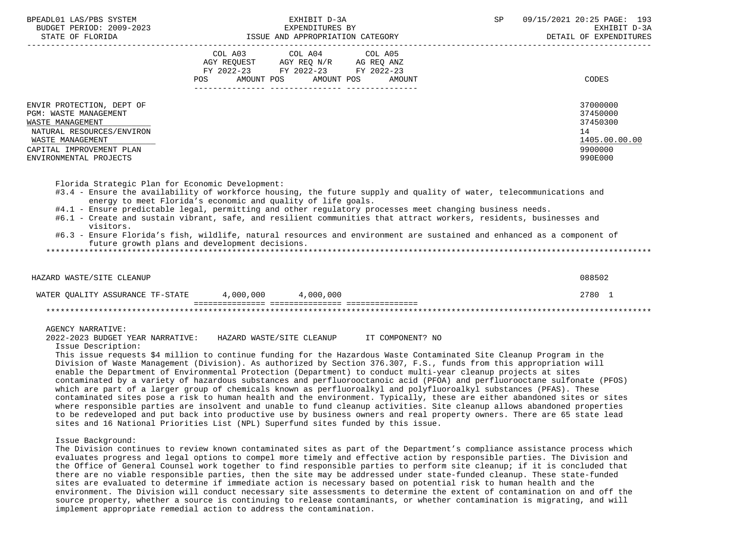| | COL A03 AGY REQUEST FY 2022-23 POS AMOUNT | COL A04 AGY REQ N/R FY 2022-23 POS AMOUNT | COL A05 AG REQ ANZ FY 2022-23 POS AMOUNT | CODES |
|---|---|---|---|---|
| ENVIR PROTECTION, DEPT OF | | | | 37000000 |
| PGM: WASTE MANAGEMENT | | | | 37450000 |
| WASTE MANAGEMENT | | | | 37450300 |
| NATURAL RESOURCES/ENVIRON | | | | 14 |
| WASTE MANAGEMENT | | | | 1405.00.00.00 |
| CAPITAL IMPROVEMENT PLAN | | | | 9900000 |
| ENVIRONMENTAL PROJECTS | | | | 990E000 |

Florida Strategic Plan for Economic Development:
- #3.4 - Ensure the availability of workforce housing, the future supply and quality of water, telecommunications and energy to meet Florida's economic and quality of life goals.
- #4.1 - Ensure predictable legal, permitting and other regulatory processes meet changing business needs.
- #6.1 - Create and sustain vibrant, safe, and resilient communities that attract workers, residents, businesses and visitors.
- #6.3 - Ensure Florida's fish, wildlife, natural resources and environment are sustained and enhanced as a component of future growth plans and development decisions.

***

| | COL A03 | COL A04 | COL A05 | CODES |
|---|---|---|---|---|
| HAZARD WASTE/SITE CLEANUP | | | | 088502 |
| WATER QUALITY ASSURANCE TF-STATE | 4,000,000 | 4,000,000 | | 2780 1 |

***

AGENCY NARRATIVE:

2022-2023 BUDGET YEAR NARRATIVE: HAZARD WASTE/SITE CLEANUP IT COMPONENT? NO

Issue Description:

This issue requests $4 million to continue funding for the Hazardous Waste Contaminated Site Cleanup Program in the Division of Waste Management (Division). As authorized by Section 376.307, F.S., funds from this appropriation will enable the Department of Environmental Protection (Department) to conduct multi-year cleanup projects at sites contaminated by a variety of hazardous substances and perfluorooctanoic acid (PFOA) and perfluorooctane sulfonate (PFOS) which are part of a larger group of chemicals known as perfluoroalkyl and polyfluoroalkyl substances (PFAS). These contaminated sites pose a risk to human health and the environment. Typically, these are either abandoned sites or sites where responsible parties are insolvent and unable to fund cleanup activities. Site cleanup allows abandoned properties to be redeveloped and put back into productive use by business owners and real property owners. There are 65 state lead sites and 16 National Priorities List (NPL) Superfund sites funded by this issue.

Issue Background:

The Division continues to review known contaminated sites as part of the Department's compliance assistance process which evaluates progress and legal options to compel more timely and effective action by responsible parties. The Division and the Office of General Counsel work together to find responsible parties to perform site cleanup; if it is concluded that there are no viable responsible parties, then the site may be addressed under state-funded cleanup. These state-funded sites are evaluated to determine if immediate action is necessary based on potential risk to human health and the environment. The Division will conduct necessary site assessments to determine the extent of contamination on and off the source property, whether a source is continuing to release contaminants, or whether contamination is migrating, and will implement appropriate remedial action to address the contamination.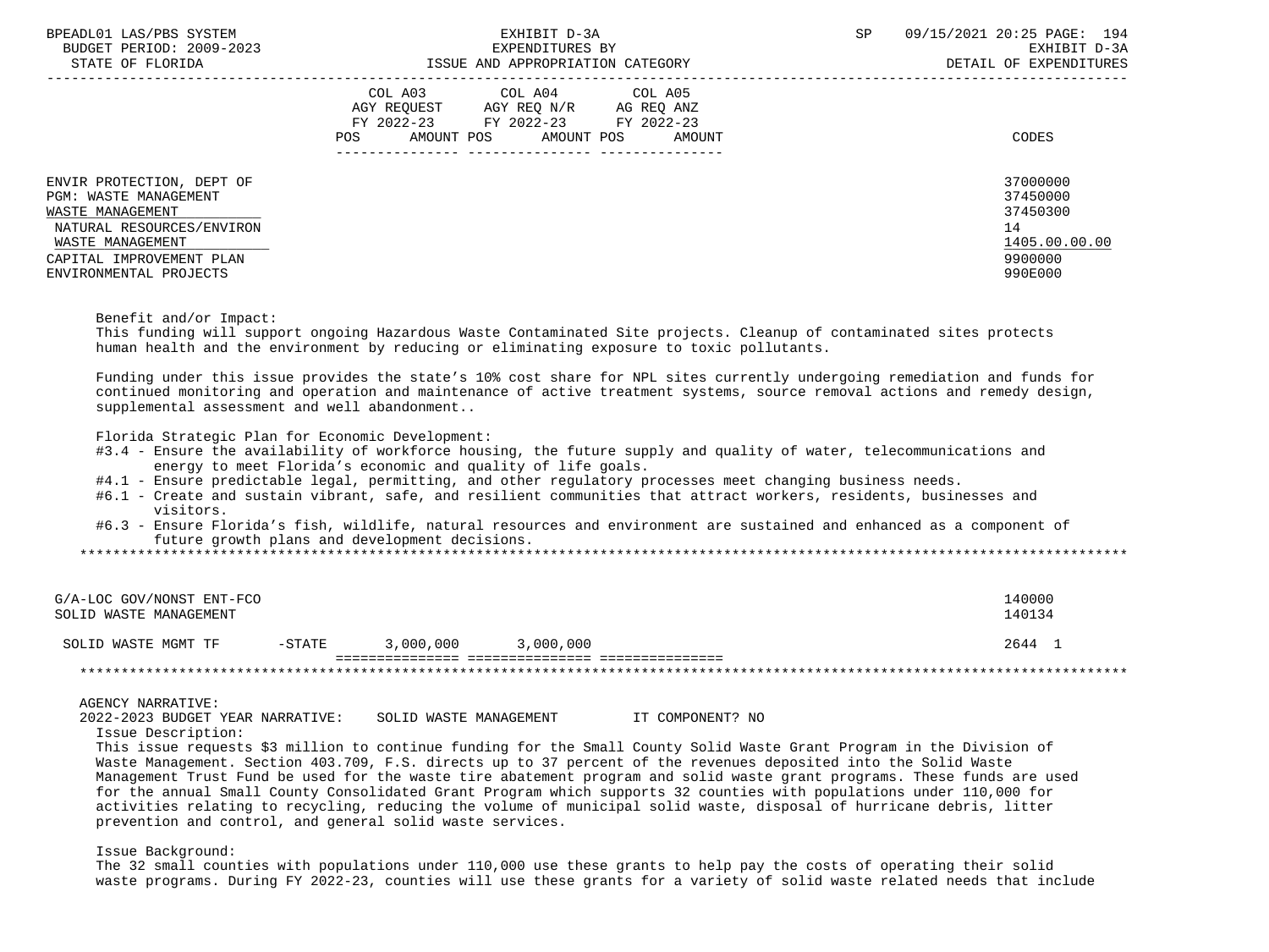| | COL A03 AGY REQUEST FY 2022-23 POS AMOUNT | COL A04 AGY REQ N/R FY 2022-23 POS AMOUNT | COL A05 AG REQ ANZ FY 2022-23 POS AMOUNT | CODES |
|---|---|---|---|---|
| ENVIR PROTECTION, DEPT OF | | | | 37000000 |
| PGM: WASTE MANAGEMENT | | | | 37450000 |
| WASTE MANAGEMENT | | | | 37450300 |
| NATURAL RESOURCES/ENVIRON | | | | 14 |
| WASTE MANAGEMENT | | | | 1405.00.00.00 |
| CAPITAL IMPROVEMENT PLAN | | | | 9900000 |
| ENVIRONMENTAL PROJECTS | | | | 990E000 |

Benefit and/or Impact:
This funding will support ongoing Hazardous Waste Contaminated Site projects. Cleanup of contaminated sites protects human health and the environment by reducing or eliminating exposure to toxic pollutants.

Funding under this issue provides the state's 10% cost share for NPL sites currently undergoing remediation and funds for continued monitoring and operation and maintenance of active treatment systems, source removal actions and remedy design, supplemental assessment and well abandonment..

Florida Strategic Plan for Economic Development:
- #3.4 - Ensure the availability of workforce housing, the future supply and quality of water, telecommunications and energy to meet Florida's economic and quality of life goals.
- #4.1 - Ensure predictable legal, permitting, and other regulatory processes meet changing business needs.
- #6.1 - Create and sustain vibrant, safe, and resilient communities that attract workers, residents, businesses and visitors.
- #6.3 - Ensure Florida's fish, wildlife, natural resources and environment are sustained and enhanced as a component of future growth plans and development decisions.

*******************************************************************************************************************

| | COL A03 | COL A04 | COL A05 | CODES |
|---|---|---|---|---|
| G/A-LOC GOV/NONST ENT-FCO | | | | 140000 |
| SOLID WASTE MANAGEMENT | | | | 140134 |
| SOLID WASTE MGMT TF -STATE | 3,000,000 | 3,000,000 | | 2644 1 |

*******************************************************************************************************************

AGENCY NARRATIVE:
2022-2023 BUDGET YEAR NARRATIVE: SOLID WASTE MANAGEMENT IT COMPONENT? NO

Issue Description:
This issue requests $3 million to continue funding for the Small County Solid Waste Grant Program in the Division of Waste Management. Section 403.709, F.S. directs up to 37 percent of the revenues deposited into the Solid Waste Management Trust Fund be used for the waste tire abatement program and solid waste grant programs. These funds are used for the annual Small County Consolidated Grant Program which supports 32 counties with populations under 110,000 for activities relating to recycling, reducing the volume of municipal solid waste, disposal of hurricane debris, litter prevention and control, and general solid waste services.

Issue Background:
The 32 small counties with populations under 110,000 use these grants to help pay the costs of operating their solid waste programs. During FY 2022-23, counties will use these grants for a variety of solid waste related needs that include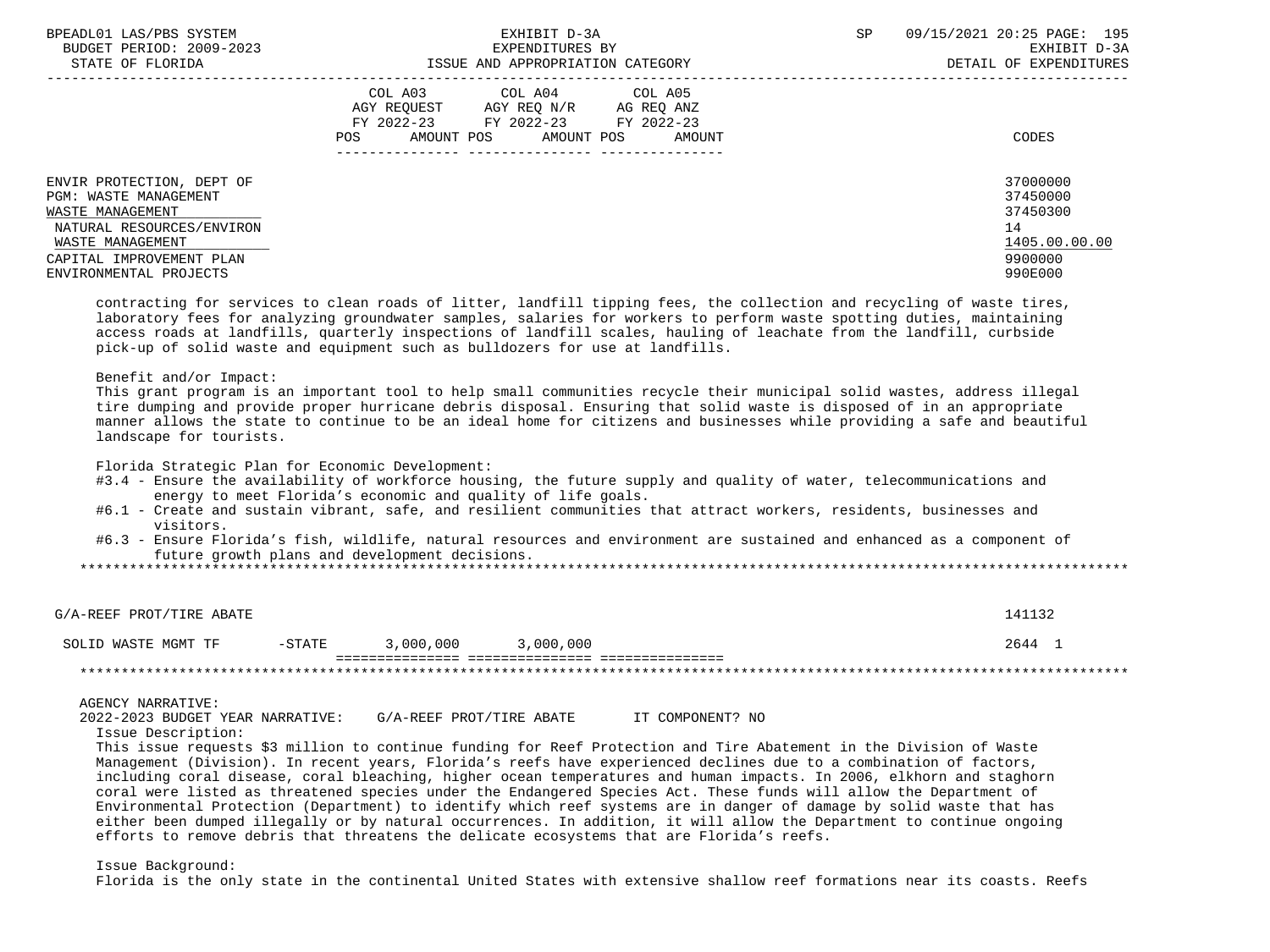| | COL A03 AGY REQUEST FY 2022-23 POS AMOUNT | COL A04 AGY REQ N/R FY 2022-23 POS AMOUNT | COL A05 AG REQ ANZ FY 2022-23 POS AMOUNT | CODES |
|---|---|---|---|---|
| ENVIR PROTECTION, DEPT OF | | | | 37000000 |
| PGM: WASTE MANAGEMENT | | | | 37450000 |
| WASTE MANAGEMENT | | | | 37450300 |
| NATURAL RESOURCES/ENVIRON | | | | 14 |
| WASTE MANAGEMENT | | | | 1405.00.00.00 |
| CAPITAL IMPROVEMENT PLAN | | | | 9900000 |
| ENVIRONMENTAL PROJECTS | | | | 990E000 |

contracting for services to clean roads of litter, landfill tipping fees, the collection and recycling of waste tires, laboratory fees for analyzing groundwater samples, salaries for workers to perform waste spotting duties, maintaining access roads at landfills, quarterly inspections of landfill scales, hauling of leachate from the landfill, curbside pick-up of solid waste and equipment such as bulldozers for use at landfills.

Benefit and/or Impact:
This grant program is an important tool to help small communities recycle their municipal solid wastes, address illegal tire dumping and provide proper hurricane debris disposal. Ensuring that solid waste is disposed of in an appropriate manner allows the state to continue to be an ideal home for citizens and businesses while providing a safe and beautiful landscape for tourists.

Florida Strategic Plan for Economic Development:
- #3.4 - Ensure the availability of workforce housing, the future supply and quality of water, telecommunications and energy to meet Florida's economic and quality of life goals.
- #6.1 - Create and sustain vibrant, safe, and resilient communities that attract workers, residents, businesses and visitors.
- #6.3 - Ensure Florida's fish, wildlife, natural resources and environment are sustained and enhanced as a component of future growth plans and development decisions.

******************************************************************************************************************

| | COL A03 | COL A04 | COL A05 | CODES |
|---|---|---|---|---|
| G/A-REEF PROT/TIRE ABATE | | | | 141132 |
| SOLID WASTE MGMT TF -STATE | 3,000,000 | 3,000,000 | | 2644 1 |

******************************************************************************************************************

AGENCY NARRATIVE:
2022-2023 BUDGET YEAR NARRATIVE: G/A-REEF PROT/TIRE ABATE IT COMPONENT? NO

Issue Description:
This issue requests $3 million to continue funding for Reef Protection and Tire Abatement in the Division of Waste Management (Division). In recent years, Florida's reefs have experienced declines due to a combination of factors, including coral disease, coral bleaching, higher ocean temperatures and human impacts. In 2006, elkhorn and staghorn coral were listed as threatened species under the Endangered Species Act. These funds will allow the Department of Environmental Protection (Department) to identify which reef systems are in danger of damage by solid waste that has either been dumped illegally or by natural occurrences. In addition, it will allow the Department to continue ongoing efforts to remove debris that threatens the delicate ecosystems that are Florida's reefs.

Issue Background:
Florida is the only state in the continental United States with extensive shallow reef formations near its coasts. Reefs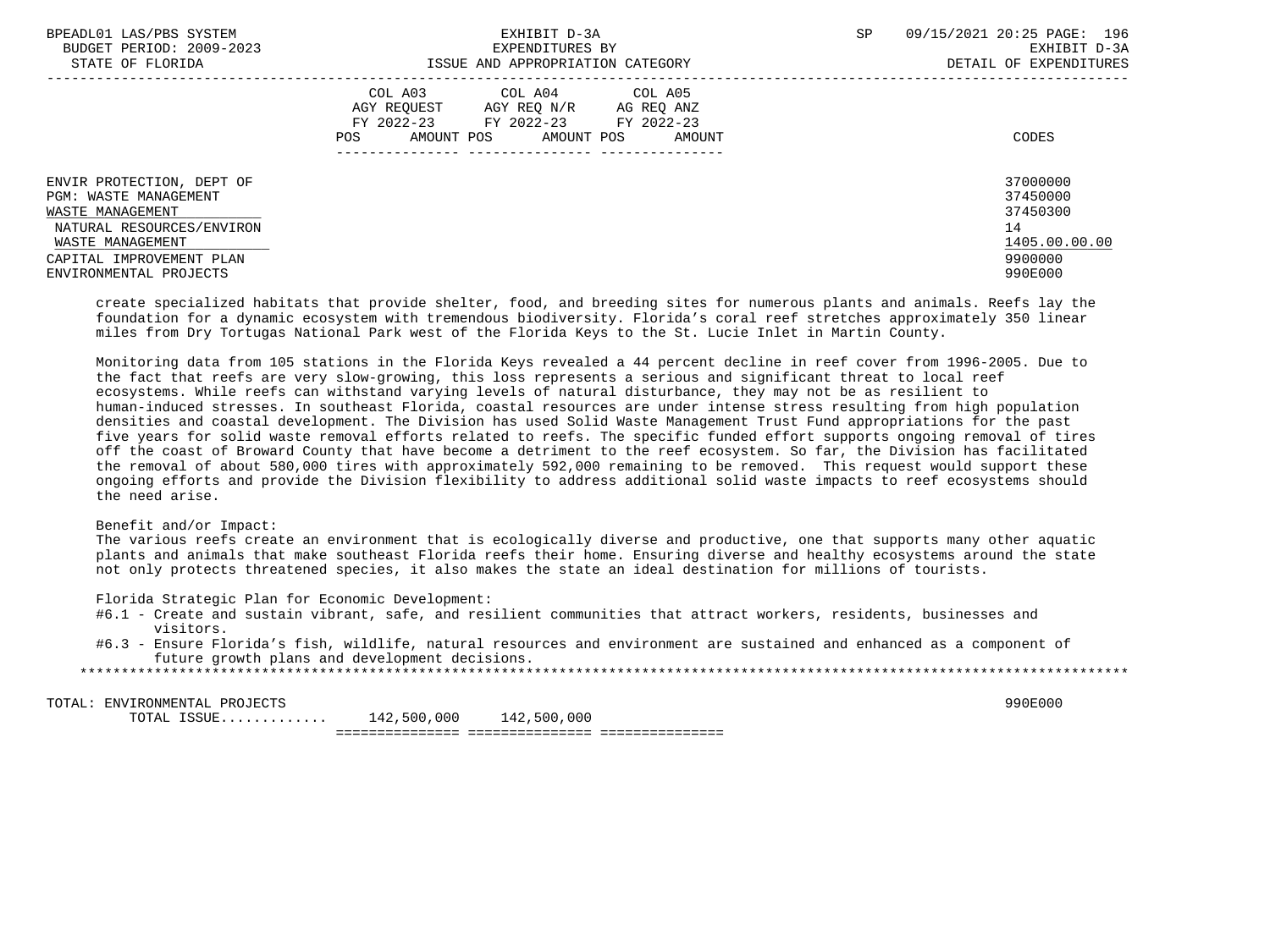| | COL A03 AGY REQUEST FY 2022-23 POS AMOUNT | COL A04 AGY REQ N/R FY 2022-23 POS AMOUNT | COL A05 AG REQ ANZ FY 2022-23 POS AMOUNT | CODES |
|---|---|---|---|---|
| ENVIR PROTECTION, DEPT OF | | | | 37000000 |
| PGM: WASTE MANAGEMENT | | | | 37450000 |
| WASTE MANAGEMENT | | | | 37450300 |
| NATURAL RESOURCES/ENVIRON | | | | 14 |
| WASTE MANAGEMENT | | | | 1405.00.00.00 |
| CAPITAL IMPROVEMENT PLAN | | | | 9900000 |
| ENVIRONMENTAL PROJECTS | | | | 990E000 |

create specialized habitats that provide shelter, food, and breeding sites for numerous plants and animals. Reefs lay the foundation for a dynamic ecosystem with tremendous biodiversity. Florida's coral reef stretches approximately 350 linear miles from Dry Tortugas National Park west of the Florida Keys to the St. Lucie Inlet in Martin County.

Monitoring data from 105 stations in the Florida Keys revealed a 44 percent decline in reef cover from 1996-2005. Due to the fact that reefs are very slow-growing, this loss represents a serious and significant threat to local reef ecosystems. While reefs can withstand varying levels of natural disturbance, they may not be as resilient to human-induced stresses. In southeast Florida, coastal resources are under intense stress resulting from high population densities and coastal development. The Division has used Solid Waste Management Trust Fund appropriations for the past five years for solid waste removal efforts related to reefs. The specific funded effort supports ongoing removal of tires off the coast of Broward County that have become a detriment to the reef ecosystem. So far, the Division has facilitated the removal of about 580,000 tires with approximately 592,000 remaining to be removed. This request would support these ongoing efforts and provide the Division flexibility to address additional solid waste impacts to reef ecosystems should the need arise.

Benefit and/or Impact:
The various reefs create an environment that is ecologically diverse and productive, one that supports many other aquatic plants and animals that make southeast Florida reefs their home. Ensuring diverse and healthy ecosystems around the state not only protects threatened species, it also makes the state an ideal destination for millions of tourists.

Florida Strategic Plan for Economic Development:
#6.1 - Create and sustain vibrant, safe, and resilient communities that attract workers, residents, businesses and visitors.
#6.3 - Ensure Florida's fish, wildlife, natural resources and environment are sustained and enhanced as a component of future growth plans and development decisions.

| | COL A03 | COL A04 | COL A05 | CODES |
|---|---|---|---|---|
| TOTAL: ENVIRONMENTAL PROJECTS | | | | 990E000 |
| TOTAL ISSUE............ | 142,500,000 | 142,500,000 | | |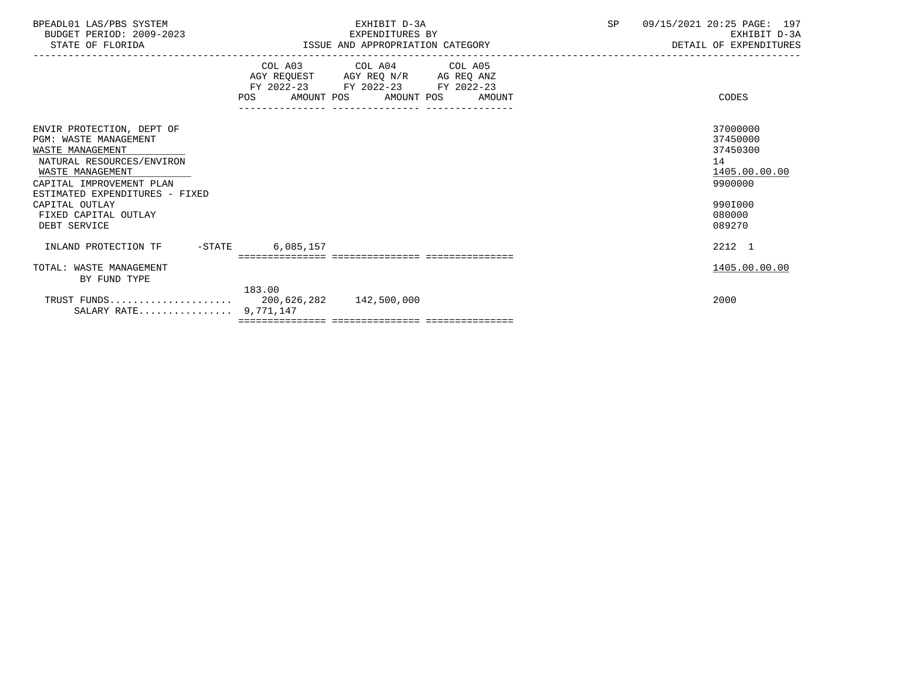| | COL A03 AGY REQUEST FY 2022-23 POS | AMOUNT | COL A04 AGY REQ N/R FY 2022-23 POS | AMOUNT | COL A05 AG REQ ANZ FY 2022-23 POS | AMOUNT | CODES |
|---|---|---|---|---|---|---|---|
| ENVIR PROTECTION, DEPT OF | | | | | | | 37000000 |
| PGM: WASTE MANAGEMENT | | | | | | | 37450000 |
| WASTE MANAGEMENT | | | | | | | 37450300 |
| NATURAL RESOURCES/ENVIRON | | | | | | | 14 |
| WASTE MANAGEMENT | | | | | | | 1405.00.00.00 |
| CAPITAL IMPROVEMENT PLAN | | | | | | | 9900000 |
| ESTIMATED EXPENDITURES - FIXED CAPITAL OUTLAY | | | | | | | 990I000 |
| FIXED CAPITAL OUTLAY | | | | | | | 080000 |
| DEBT SERVICE | | | | | | | 089270 |
| INLAND PROTECTION TF -STATE | | 6,085,157 | | | | | 2212 1 |
| TOTAL: WASTE MANAGEMENT | | | | | | | 1405.00.00.00 |
| BY FUND TYPE | | | | | | | |
| TRUST FUNDS..................... | 183.00 | 200,626,282 | | 142,500,000 | | | 2000 |
| SALARY RATE............... | | 9,771,147 | | | | | |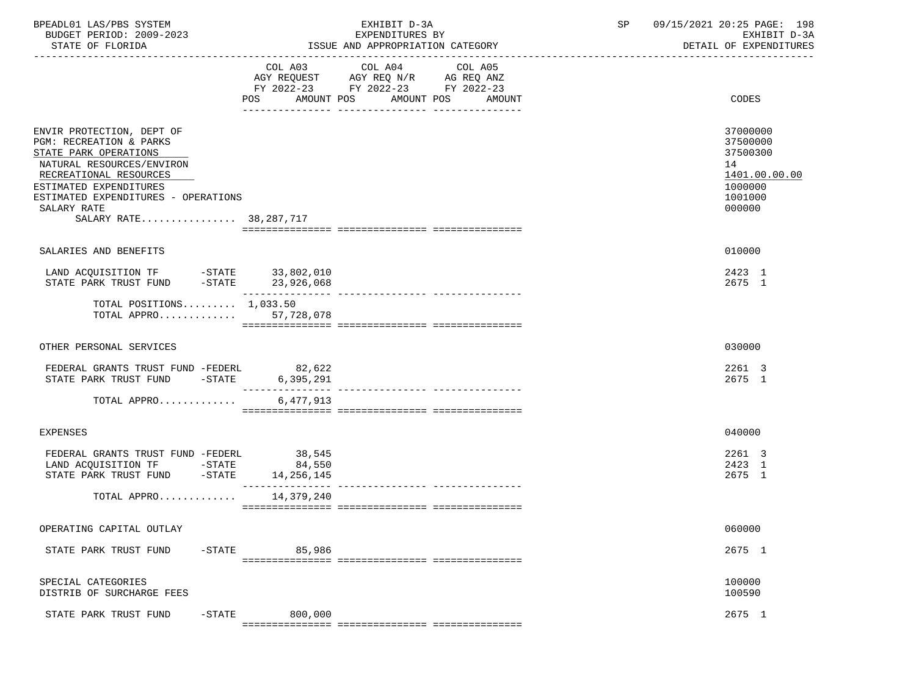BPEADL01 LAS/PBS SYSTEM — EXHIBIT D-3A — EXPENDITURES BY ISSUE AND APPROPRIATION CATEGORY — DETAIL OF EXPENDITURES

BUDGET PERIOD: 2009-2023

STATE OF FLORIDA

SP 09/15/2021 20:25

| | COL A03 AGY REQUEST FY 2022-23 POS | AMOUNT | COL A04 AGY REQ N/R FY 2022-23 POS | AMOUNT | COL A05 AG REQ ANZ FY 2022-23 POS | AMOUNT | CODES |
|---|---|---|---|---|---|---|---|
| ENVIR PROTECTION, DEPT OF | | | | | | | 37000000 |
| PGM: RECREATION & PARKS | | | | | | | 37500000 |
| STATE PARK OPERATIONS | | | | | | | 37500300 |
| NATURAL RESOURCES/ENVIRON | | | | | | | 14 |
| RECREATIONAL RESOURCES | | | | | | | 1401.00.00.00 |
| ESTIMATED EXPENDITURES | | | | | | | 1000000 |
| ESTIMATED EXPENDITURES - OPERATIONS | | | | | | | 1001000 |
| SALARY RATE | | | | | | | 000000 |
| SALARY RATE................ | 38,287,717 | | | | | | |
| SALARIES AND BENEFITS | | | | | | | 010000 |
| LAND ACQUISITION TF -STATE | | 33,802,010 | | | | | 2423 1 |
| STATE PARK TRUST FUND -STATE | | 23,926,068 | | | | | 2675 1 |
| TOTAL POSITIONS......... | 1,033.50 | | | | | | |
| TOTAL APPRO............. | | 57,728,078 | | | | | |
| OTHER PERSONAL SERVICES | | | | | | | 030000 |
| FEDERAL GRANTS TRUST FUND -FEDERL | | 82,622 | | | | | 2261 3 |
| STATE PARK TRUST FUND -STATE | | 6,395,291 | | | | | 2675 1 |
| TOTAL APPRO............. | | 6,477,913 | | | | | |
| EXPENSES | | | | | | | 040000 |
| FEDERAL GRANTS TRUST FUND -FEDERL | | 38,545 | | | | | 2261 3 |
| LAND ACQUISITION TF -STATE | | 84,550 | | | | | 2423 1 |
| STATE PARK TRUST FUND -STATE | | 14,256,145 | | | | | 2675 1 |
| TOTAL APPRO............. | | 14,379,240 | | | | | |
| OPERATING CAPITAL OUTLAY | | | | | | | 060000 |
| STATE PARK TRUST FUND -STATE | | 85,986 | | | | | 2675 1 |
| SPECIAL CATEGORIES | | | | | | | 100000 |
| DISTRIB OF SURCHARGE FEES | | | | | | | 100590 |
| STATE PARK TRUST FUND -STATE | | 800,000 | | | | | 2675 1 |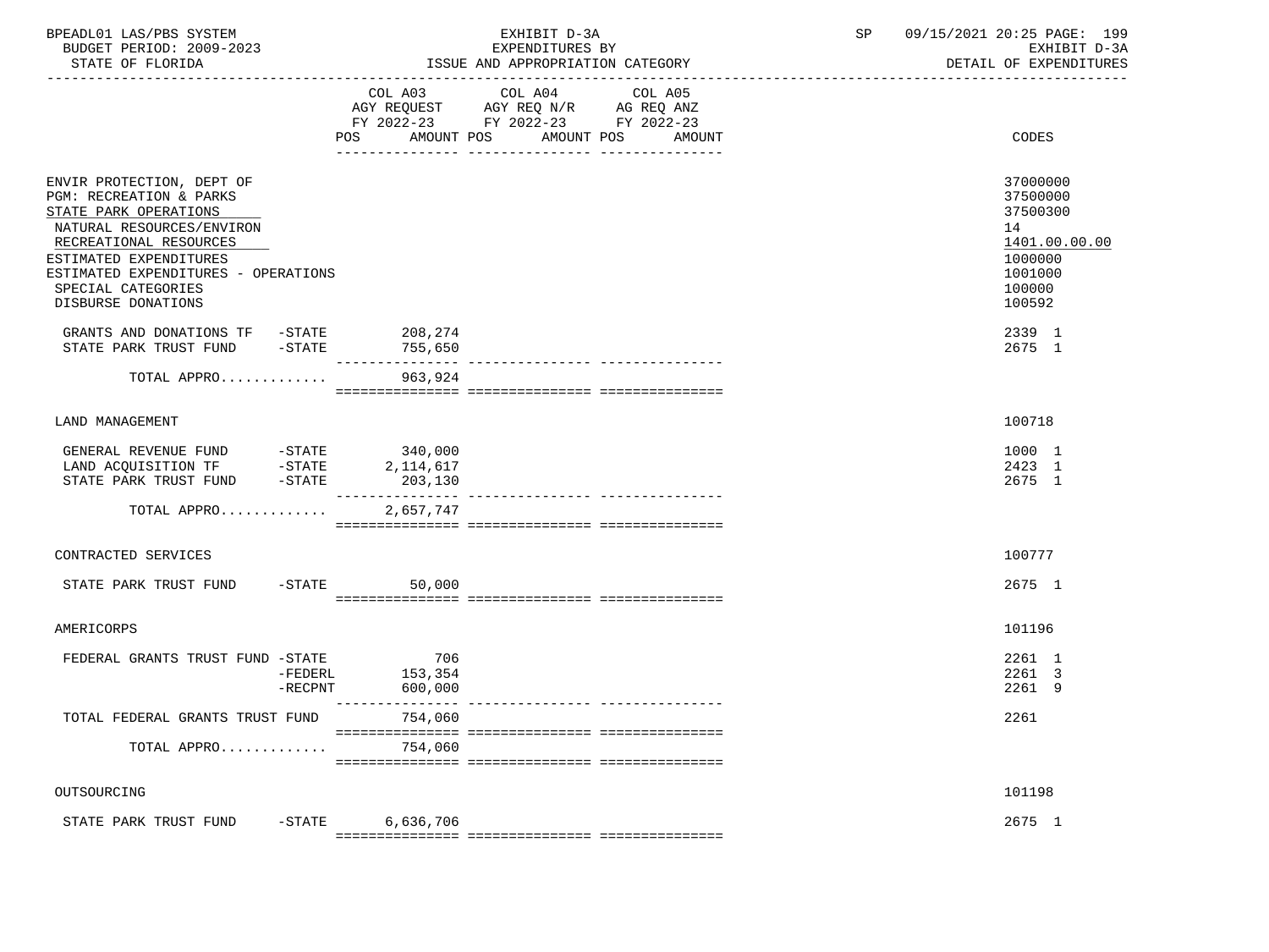BPEADL01 LAS/PBS SYSTEM — EXHIBIT D-3A — EXPENDITURES BY ISSUE AND APPROPRIATION CATEGORY — SP 09/15/2021 20:25

BUDGET PERIOD: 2009-2023 — STATE OF FLORIDA — EXHIBIT D-3A DETAIL OF EXPENDITURES

| | COL A03 AGY REQUEST FY 2022-23 POS AMOUNT | COL A04 AGY REQ N/R FY 2022-23 POS AMOUNT | COL A05 AG REQ ANZ FY 2022-23 POS AMOUNT | CODES |
|---|---|---|---|---|
| ENVIR PROTECTION, DEPT OF | | | | 37000000 |
| PGM: RECREATION & PARKS | | | | 37500000 |
| STATE PARK OPERATIONS | | | | 37500300 |
| NATURAL RESOURCES/ENVIRON | | | | 14 |
| RECREATIONAL RESOURCES | | | | 1401.00.00.00 |
| ESTIMATED EXPENDITURES | | | | 1000000 |
| ESTIMATED EXPENDITURES - OPERATIONS | | | | 1001000 |
| SPECIAL CATEGORIES | | | | 100000 |
| DISBURSE DONATIONS | | | | 100592 |
| GRANTS AND DONATIONS TF -STATE | 208,274 | | | 2339 1 |
| STATE PARK TRUST FUND -STATE | 755,650 | | | 2675 1 |
| TOTAL APPRO............ | 963,924 | | | |
| LAND MANAGEMENT | | | | 100718 |
| GENERAL REVENUE FUND -STATE | 340,000 | | | 1000 1 |
| LAND ACQUISITION TF -STATE | 2,114,617 | | | 2423 1 |
| STATE PARK TRUST FUND -STATE | 203,130 | | | 2675 1 |
| TOTAL APPRO............ | 2,657,747 | | | |
| CONTRACTED SERVICES | | | | 100777 |
| STATE PARK TRUST FUND -STATE | 50,000 | | | 2675 1 |
| AMERICORPS | | | | 101196 |
| FEDERAL GRANTS TRUST FUND -STATE | 706 | | | 2261 1 |
| -FEDERL | 153,354 | | | 2261 3 |
| -RECPNT | 600,000 | | | 2261 9 |
| TOTAL FEDERAL GRANTS TRUST FUND | 754,060 | | | 2261 |
| TOTAL APPRO............ | 754,060 | | | |
| OUTSOURCING | | | | 101198 |
| STATE PARK TRUST FUND -STATE | 6,636,706 | | | 2675 1 |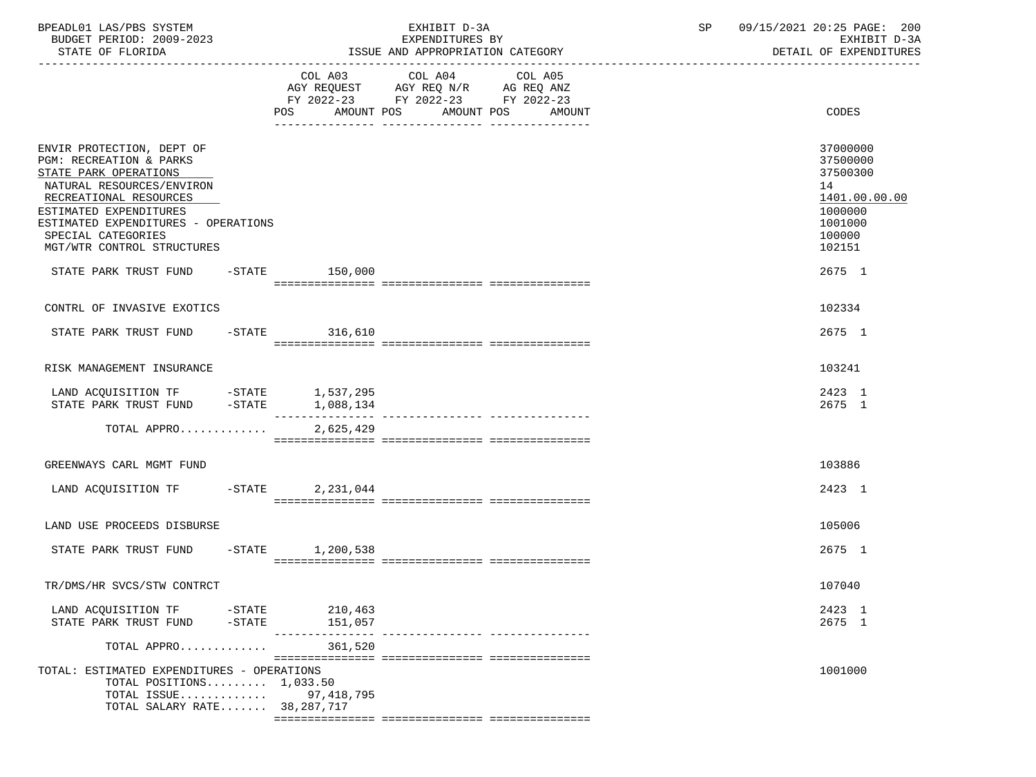BPEADL01 LAS/PBS SYSTEM | EXHIBIT D-3A | SP 09/15/2021 20:25
BUDGET PERIOD: 2009-2023 | EXPENDITURES BY | EXHIBIT D-3A
STATE OF FLORIDA | ISSUE AND APPROPRIATION CATEGORY | DETAIL OF EXPENDITURES

| | COL A03 AGY REQUEST FY 2022-23 POS AMOUNT | COL A04 AGY REQ N/R FY 2022-23 POS AMOUNT | COL A05 AG REQ ANZ FY 2022-23 POS AMOUNT | CODES |
|---|---|---|---|---|
| ENVIR PROTECTION, DEPT OF | | | | 37000000 |
| PGM: RECREATION & PARKS | | | | 37500000 |
| STATE PARK OPERATIONS | | | | 37500300 |
| NATURAL RESOURCES/ENVIRON | | | | 14 |
| RECREATIONAL RESOURCES | | | | 1401.00.00.00 |
| ESTIMATED EXPENDITURES | | | | 1000000 |
| ESTIMATED EXPENDITURES - OPERATIONS | | | | 1001000 |
| SPECIAL CATEGORIES | | | | 100000 |
| MGT/WTR CONTROL STRUCTURES | | | | 102151 |
| STATE PARK TRUST FUND -STATE | 150,000 | | | 2675 1 |
| CONTRL OF INVASIVE EXOTICS | | | | 102334 |
| STATE PARK TRUST FUND -STATE | 316,610 | | | 2675 1 |
| RISK MANAGEMENT INSURANCE | | | | 103241 |
| LAND ACQUISITION TF -STATE | 1,537,295 | | | 2423 1 |
| STATE PARK TRUST FUND -STATE | 1,088,134 | | | 2675 1 |
| TOTAL APPRO............ | 2,625,429 | | | |
| GREENWAYS CARL MGMT FUND | | | | 103886 |
| LAND ACQUISITION TF -STATE | 2,231,044 | | | 2423 1 |
| LAND USE PROCEEDS DISBURSE | | | | 105006 |
| STATE PARK TRUST FUND -STATE | 1,200,538 | | | 2675 1 |
| TR/DMS/HR SVCS/STW CONTRCT | | | | 107040 |
| LAND ACQUISITION TF -STATE | 210,463 | | | 2423 1 |
| STATE PARK TRUST FUND -STATE | 151,057 | | | 2675 1 |
| TOTAL APPRO............ | 361,520 | | | |
| TOTAL: ESTIMATED EXPENDITURES - OPERATIONS | | | | 1001000 |
| TOTAL POSITIONS......... 1,033.50 | | | | |
| TOTAL ISSUE............ | 97,418,795 | | | |
| TOTAL SALARY RATE....... 38,287,717 | | | | |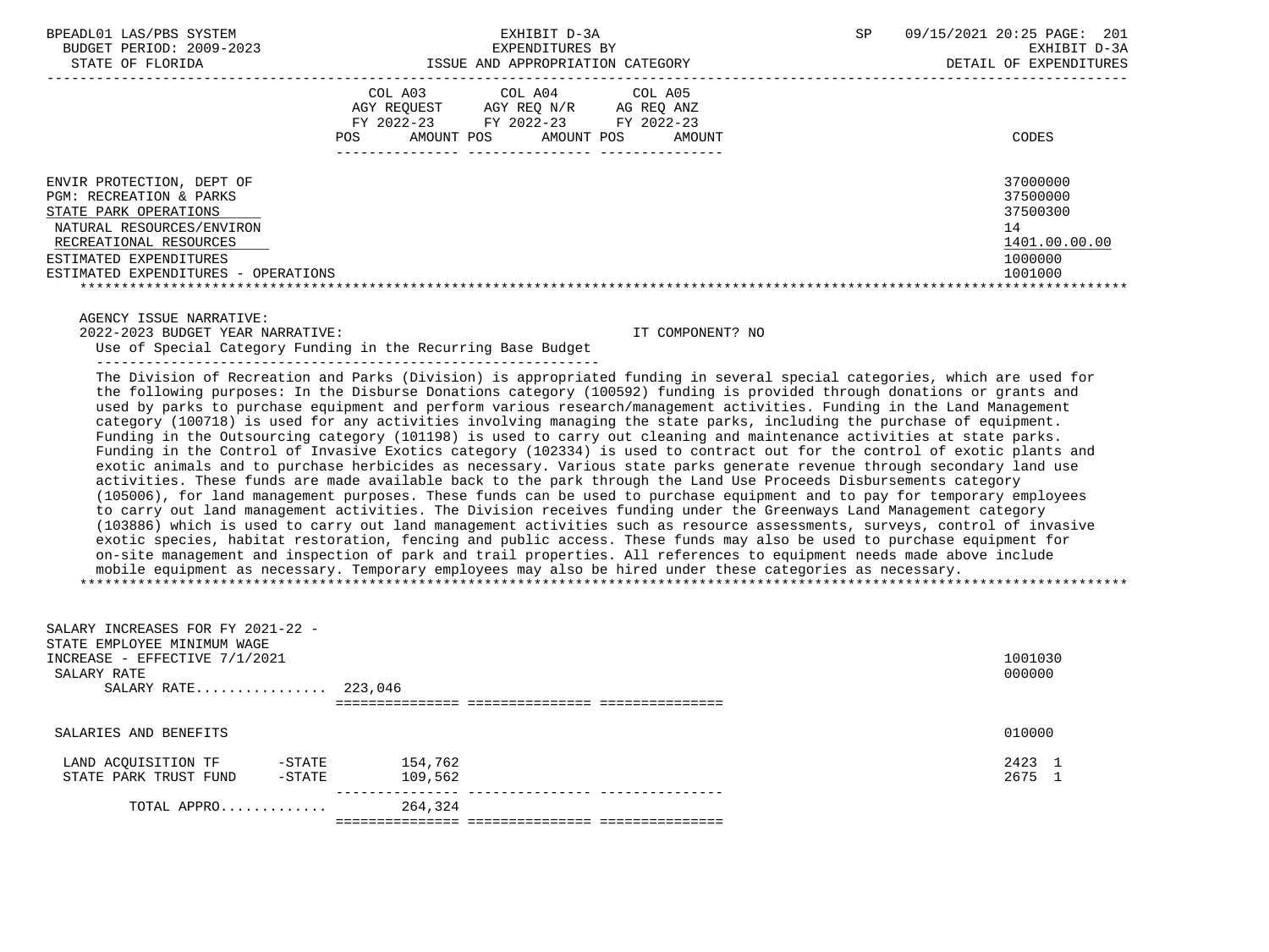BPEADL01 LAS/PBS SYSTEM | EXHIBIT D-3A | SP 09/15/2021 20:25 PAGE: 201
BUDGET PERIOD: 2009-2023 | EXPENDITURES BY | EXHIBIT D-3A
STATE OF FLORIDA | ISSUE AND APPROPRIATION CATEGORY | DETAIL OF EXPENDITURES

| | COL A03 AGY REQUEST FY 2022-23 POS AMOUNT | COL A04 AGY REQ N/R FY 2022-23 POS AMOUNT | COL A05 AG REQ ANZ FY 2022-23 POS AMOUNT | CODES |
|---|---|---|---|---|
| ENVIR PROTECTION, DEPT OF | | | | 37000000 |
| PGM: RECREATION & PARKS | | | | 37500000 |
| STATE PARK OPERATIONS | | | | 37500300 |
| NATURAL RESOURCES/ENVIRON | | | | 14 |
| RECREATIONAL RESOURCES | | | | 1401.00.00.00 |
| ESTIMATED EXPENDITURES | | | | 1000000 |
| ESTIMATED EXPENDITURES - OPERATIONS | | | | 1001000 |

AGENCY ISSUE NARRATIVE:
2022-2023 BUDGET YEAR NARRATIVE: IT COMPONENT? NO

Use of Special Category Funding in the Recurring Base Budget

The Division of Recreation and Parks (Division) is appropriated funding in several special categories, which are used for the following purposes: In the Disburse Donations category (100592) funding is provided through donations or grants and used by parks to purchase equipment and perform various research/management activities. Funding in the Land Management category (100718) is used for any activities involving managing the state parks, including the purchase of equipment. Funding in the Outsourcing category (101198) is used to carry out cleaning and maintenance activities at state parks. Funding in the Control of Invasive Exotics category (102334) is used to contract out for the control of exotic plants and exotic animals and to purchase herbicides as necessary. Various state parks generate revenue through secondary land use activities. These funds are made available back to the park through the Land Use Proceeds Disbursements category (105006), for land management purposes. These funds can be used to purchase equipment and to pay for temporary employees to carry out land management activities. The Division receives funding under the Greenways Land Management category (103886) which is used to carry out land management activities such as resource assessments, surveys, control of invasive exotic species, habitat restoration, fencing and public access. These funds may also be used to purchase equipment for on-site management and inspection of park and trail properties. All references to equipment needs made above include mobile equipment as necessary. Temporary employees may also be hired under these categories as necessary.

| | COL A03 | COL A04 | COL A05 | CODES |
|---|---|---|---|---|
| SALARY INCREASES FOR FY 2021-22 - STATE EMPLOYEE MINIMUM WAGE INCREASE - EFFECTIVE 7/1/2021 | | | | 1001030 |
| SALARY RATE | | | | 000000 |
| SALARY RATE................ | 223,046 | | | |
| SALARIES AND BENEFITS | | | | 010000 |
| LAND ACQUISITION TF -STATE | 154,762 | | | 2423 1 |
| STATE PARK TRUST FUND -STATE | 109,562 | | | 2675 1 |
| TOTAL APPRO............ | 264,324 | | | |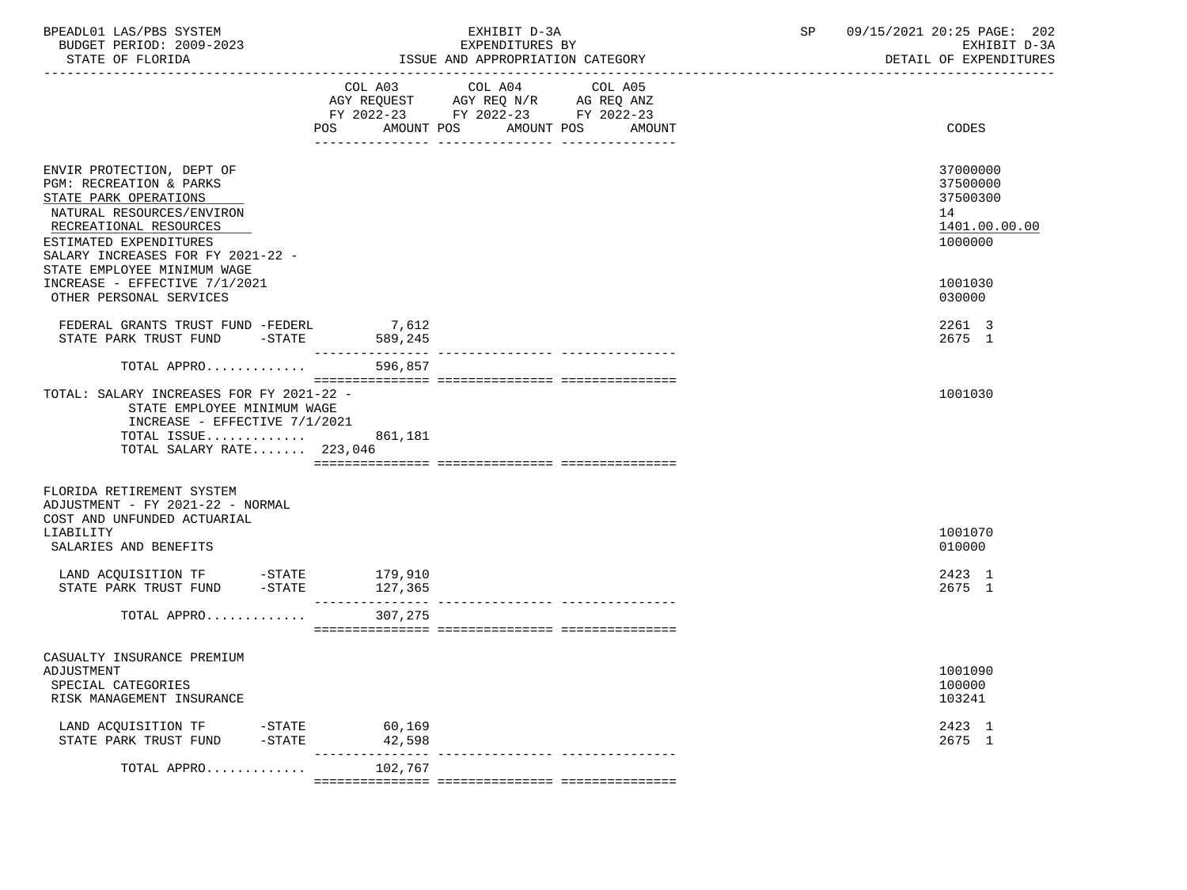| | COL A03 AGY REQUEST FY 2022-23 POS | AMOUNT | COL A04 AGY REQ N/R FY 2022-23 POS | AMOUNT | COL A05 AG REQ ANZ FY 2022-23 POS | AMOUNT | CODES |
|---|---|---|---|---|---|---|---|
| ENVIR PROTECTION, DEPT OF | | | | | | | 37000000 |
| PGM: RECREATION & PARKS | | | | | | | 37500000 |
| STATE PARK OPERATIONS | | | | | | | 37500300 |
| NATURAL RESOURCES/ENVIRON | | | | | | | 14 |
| RECREATIONAL RESOURCES | | | | | | | 1401.00.00.00 |
| ESTIMATED EXPENDITURES | | | | | | | 1000000 |
| SALARY INCREASES FOR FY 2021-22 - STATE EMPLOYEE MINIMUM WAGE INCREASE - EFFECTIVE 7/1/2021 | | | | | | | 1001030 |
| OTHER PERSONAL SERVICES | | | | | | | 030000 |
| FEDERAL GRANTS TRUST FUND -FEDERL | | 7,612 | | | | | 2261 3 |
| STATE PARK TRUST FUND -STATE | | 589,245 | | | | | 2675 1 |
| TOTAL APPRO............ | | 596,857 | | | | | |
| TOTAL: SALARY INCREASES FOR FY 2021-22 - STATE EMPLOYEE MINIMUM WAGE INCREASE - EFFECTIVE 7/1/2021 | | | | | | | 1001030 |
| TOTAL ISSUE............ | | 861,181 | | | | | |
| TOTAL SALARY RATE....... | 223,046 | | | | | | |
| FLORIDA RETIREMENT SYSTEM ADJUSTMENT - FY 2021-22 - NORMAL COST AND UNFUNDED ACTUARIAL LIABILITY | | | | | | | 1001070 |
| SALARIES AND BENEFITS | | | | | | | 010000 |
| LAND ACQUISITION TF -STATE | | 179,910 | | | | | 2423 1 |
| STATE PARK TRUST FUND -STATE | | 127,365 | | | | | 2675 1 |
| TOTAL APPRO............ | | 307,275 | | | | | |
| CASUALTY INSURANCE PREMIUM ADJUSTMENT | | | | | | | 1001090 |
| SPECIAL CATEGORIES | | | | | | | 100000 |
| RISK MANAGEMENT INSURANCE | | | | | | | 103241 |
| LAND ACQUISITION TF -STATE | | 60,169 | | | | | 2423 1 |
| STATE PARK TRUST FUND -STATE | | 42,598 | | | | | 2675 1 |
| TOTAL APPRO............ | | 102,767 | | | | | |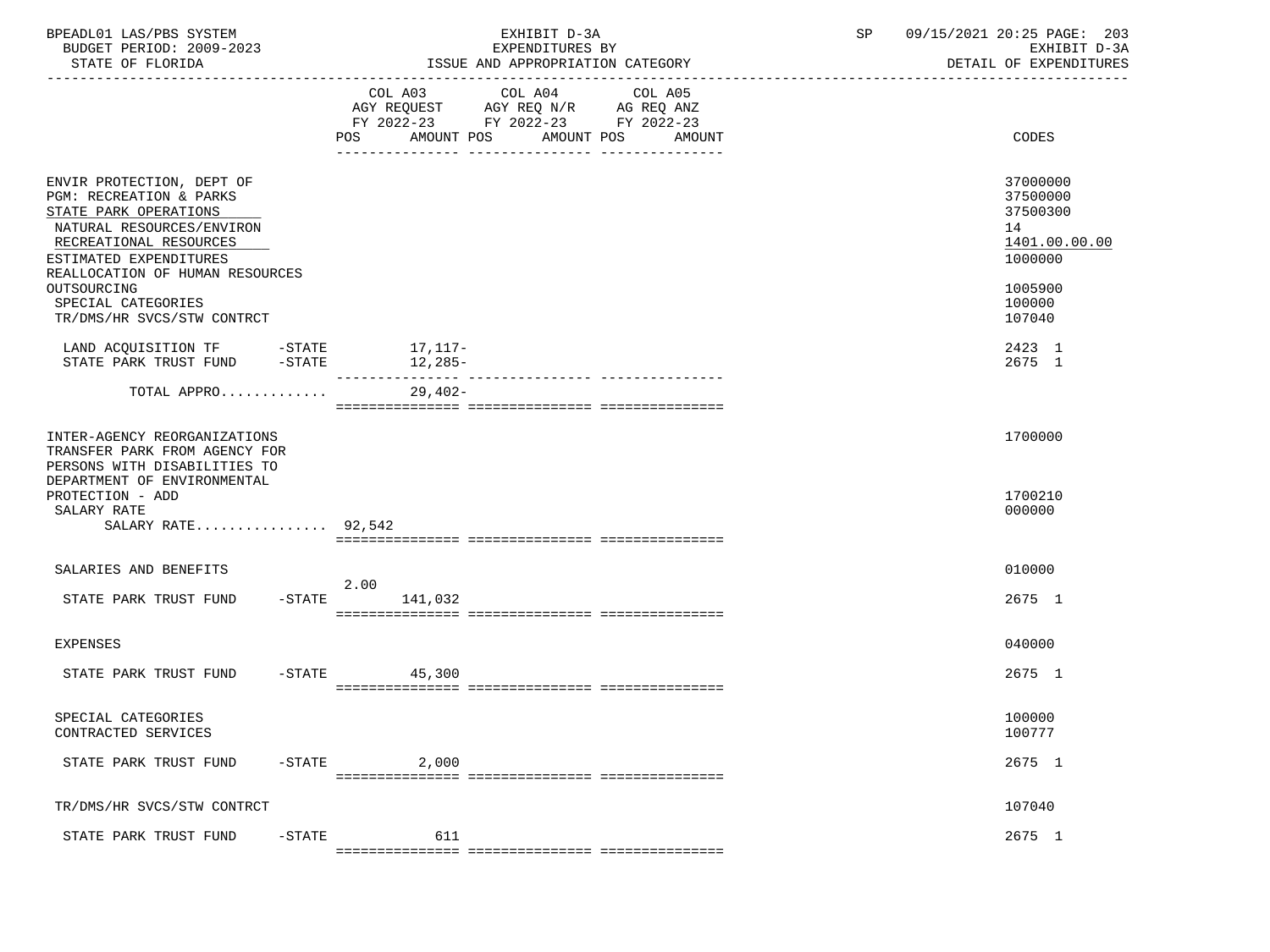BPEADL01 LAS/PBS SYSTEM | EXHIBIT D-3A | SP 09/15/2021 20:25 PAGE: 203
BUDGET PERIOD: 2009-2023 | EXPENDITURES BY | EXHIBIT D-3A
STATE OF FLORIDA | ISSUE AND APPROPRIATION CATEGORY | DETAIL OF EXPENDITURES

| | COL A03 AGY REQUEST FY 2022-23 POS | AMOUNT | COL A04 AGY REQ N/R FY 2022-23 POS | AMOUNT | COL A05 AG REQ ANZ FY 2022-23 POS | AMOUNT | CODES |
|---|---|---|---|---|---|---|---|
| ENVIR PROTECTION, DEPT OF | | | | | | | 37000000 |
| PGM: RECREATION & PARKS | | | | | | | 37500000 |
| STATE PARK OPERATIONS | | | | | | | 37500300 |
| NATURAL RESOURCES/ENVIRON | | | | | | | 14 |
| RECREATIONAL RESOURCES | | | | | | | 1401.00.00.00 |
| ESTIMATED EXPENDITURES | | | | | | | 1000000 |
| REALLOCATION OF HUMAN RESOURCES OUTSOURCING | | | | | | | 1005900 |
| SPECIAL CATEGORIES | | | | | | | 100000 |
| TR/DMS/HR SVCS/STW CONTRCT | | | | | | | 107040 |
| LAND ACQUISITION TF -STATE | | 17,117- | | | | | 2423 1 |
| STATE PARK TRUST FUND -STATE | | 12,285- | | | | | 2675 1 |
| TOTAL APPRO............ | | 29,402- | | | | | |
| INTER-AGENCY REORGANIZATIONS | | | | | | | 1700000 |
| TRANSFER PARK FROM AGENCY FOR PERSONS WITH DISABILITIES TO DEPARTMENT OF ENVIRONMENTAL PROTECTION - ADD | | | | | | | 1700210 |
| SALARY RATE | | | | | | | 000000 |
| SALARY RATE................ 92,542 | | | | | | | |
| SALARIES AND BENEFITS | | | | | | | 010000 |
| STATE PARK TRUST FUND -STATE | 2.00 | 141,032 | | | | | 2675 1 |
| EXPENSES | | | | | | | 040000 |
| STATE PARK TRUST FUND -STATE | | 45,300 | | | | | 2675 1 |
| SPECIAL CATEGORIES | | | | | | | 100000 |
| CONTRACTED SERVICES | | | | | | | 100777 |
| STATE PARK TRUST FUND -STATE | | 2,000 | | | | | 2675 1 |
| TR/DMS/HR SVCS/STW CONTRCT | | | | | | | 107040 |
| STATE PARK TRUST FUND -STATE | | 611 | | | | | 2675 1 |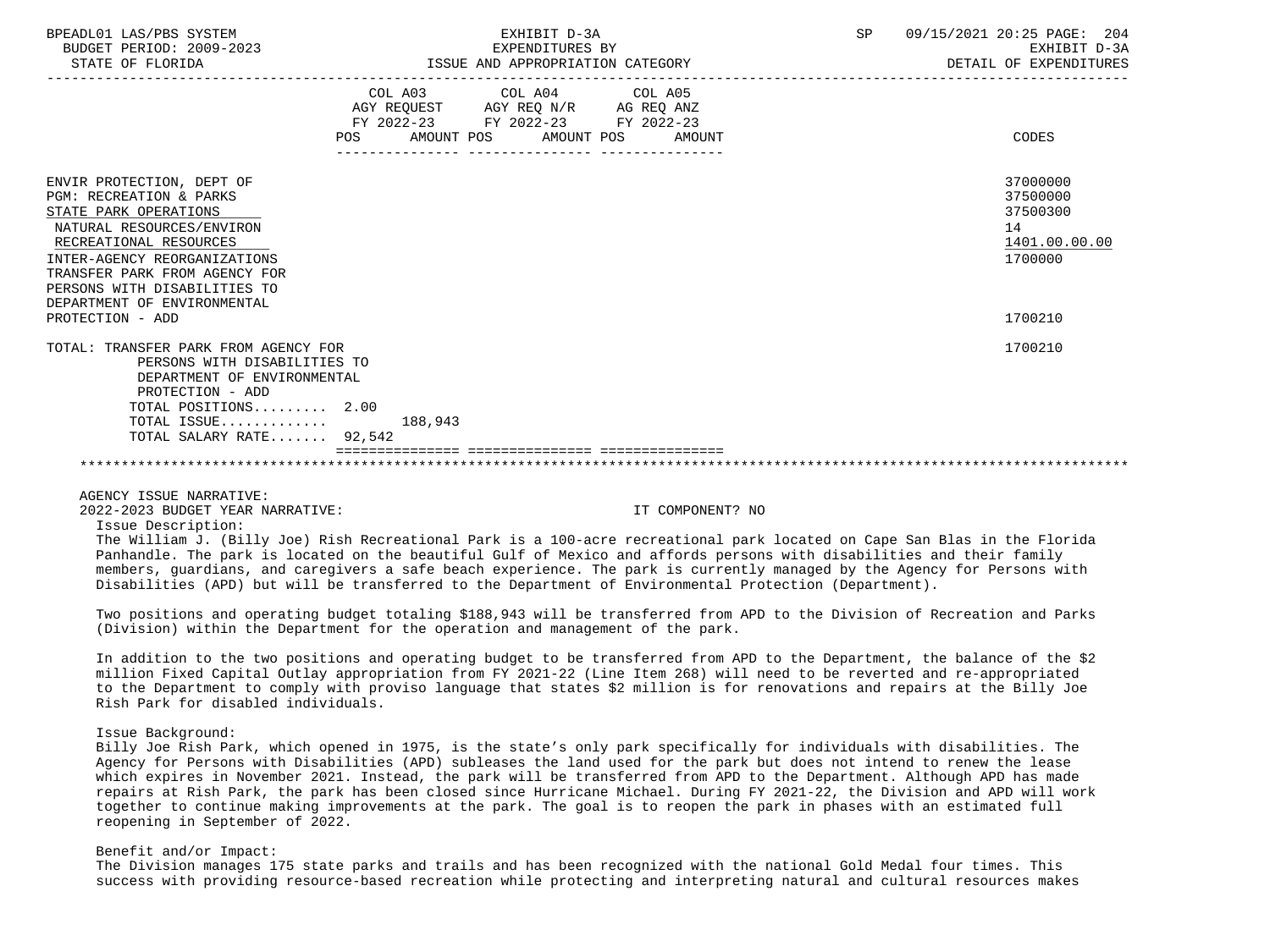| | COL A03 AGY REQUEST FY 2022-23 POS | AMOUNT | COL A04 AGY REQ N/R FY 2022-23 POS | AMOUNT | COL A05 AG REQ ANZ FY 2022-23 POS | AMOUNT | CODES |
|---|---|---|---|---|---|---|---|
| ENVIR PROTECTION, DEPT OF | | | | | | | 37000000 |
| PGM: RECREATION & PARKS | | | | | | | 37500000 |
| STATE PARK OPERATIONS | | | | | | | 37500300 |
| NATURAL RESOURCES/ENVIRON | | | | | | | 14 |
| RECREATIONAL RESOURCES | | | | | | | 1401.00.00.00 |
| INTER-AGENCY REORGANIZATIONS | | | | | | | 1700000 |
| TRANSFER PARK FROM AGENCY FOR PERSONS WITH DISABILITIES TO DEPARTMENT OF ENVIRONMENTAL PROTECTION - ADD | | | | | | | 1700210 |
| TOTAL: TRANSFER PARK FROM AGENCY FOR PERSONS WITH DISABILITIES TO DEPARTMENT OF ENVIRONMENTAL PROTECTION - ADD | | | | | | | 1700210 |
| TOTAL POSITIONS......... | 2.00 | | | | | | |
| TOTAL ISSUE............ | | 188,943 | | | | | |
| TOTAL SALARY RATE....... | 92,542 | | | | | | |

AGENCY ISSUE NARRATIVE:

2022-2023 BUDGET YEAR NARRATIVE: IT COMPONENT? NO

Issue Description:

The William J. (Billy Joe) Rish Recreational Park is a 100-acre recreational park located on Cape San Blas in the Florida Panhandle. The park is located on the beautiful Gulf of Mexico and affords persons with disabilities and their family members, guardians, and caregivers a safe beach experience. The park is currently managed by the Agency for Persons with Disabilities (APD) but will be transferred to the Department of Environmental Protection (Department).

Two positions and operating budget totaling $188,943 will be transferred from APD to the Division of Recreation and Parks (Division) within the Department for the operation and management of the park.

In addition to the two positions and operating budget to be transferred from APD to the Department, the balance of the $2 million Fixed Capital Outlay appropriation from FY 2021-22 (Line Item 268) will need to be reverted and re-appropriated to the Department to comply with proviso language that states $2 million is for renovations and repairs at the Billy Joe Rish Park for disabled individuals.

Issue Background:

Billy Joe Rish Park, which opened in 1975, is the state's only park specifically for individuals with disabilities. The Agency for Persons with Disabilities (APD) subleases the land used for the park but does not intend to renew the lease which expires in November 2021. Instead, the park will be transferred from APD to the Department. Although APD has made repairs at Rish Park, the park has been closed since Hurricane Michael. During FY 2021-22, the Division and APD will work together to continue making improvements at the park. The goal is to reopen the park in phases with an estimated full reopening in September of 2022.

Benefit and/or Impact:

The Division manages 175 state parks and trails and has been recognized with the national Gold Medal four times. This success with providing resource-based recreation while protecting and interpreting natural and cultural resources makes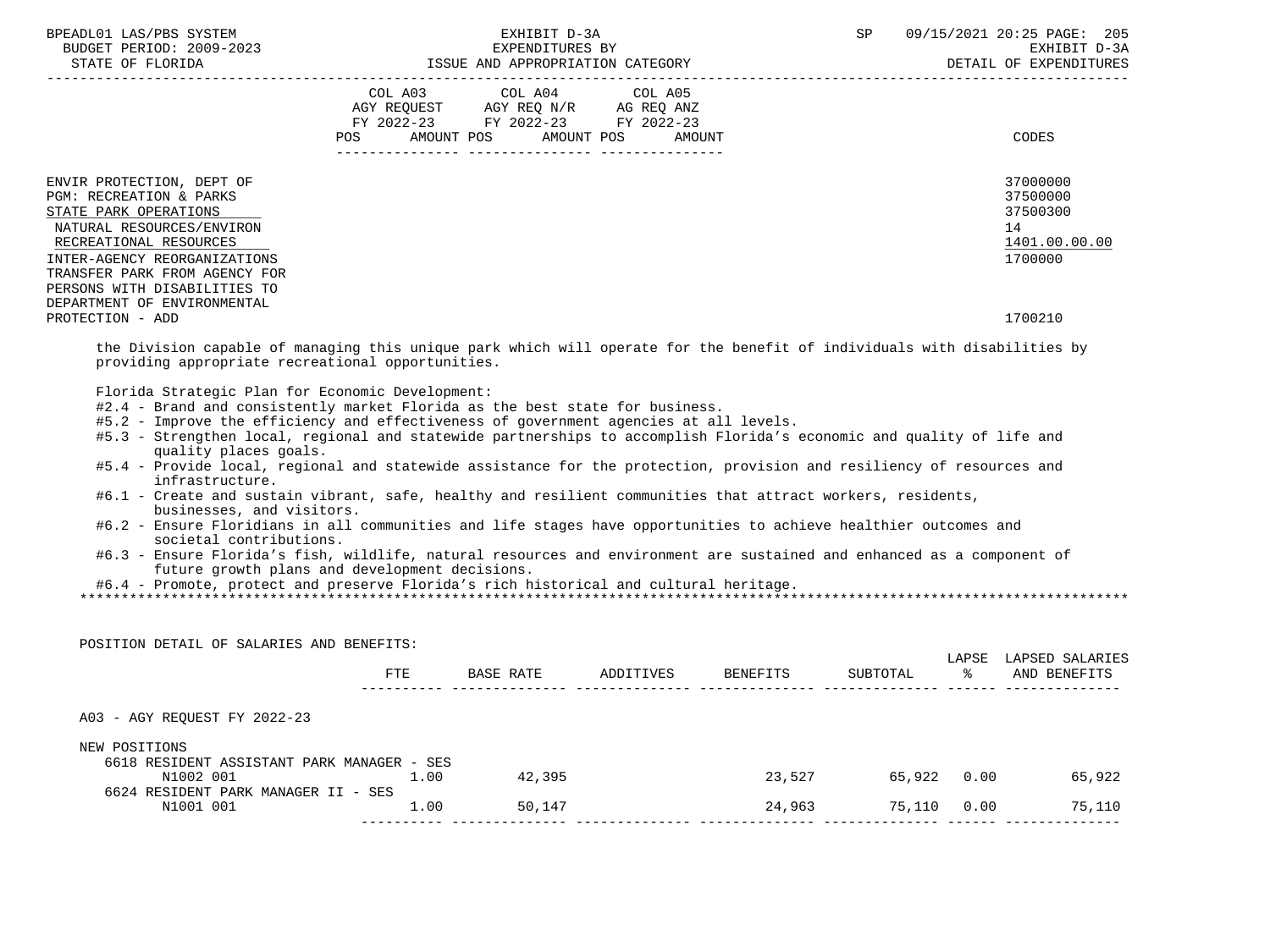| | COL A03 AGY REQUEST FY 2022-23 POS AMOUNT | COL A04 AGY REQ N/R FY 2022-23 POS AMOUNT | COL A05 AG REQ ANZ FY 2022-23 POS AMOUNT | CODES |
|---|---|---|---|---|
| ENVIR PROTECTION, DEPT OF | | | | 37000000 |
| PGM: RECREATION & PARKS | | | | 37500000 |
| STATE PARK OPERATIONS | | | | 37500300 |
| NATURAL RESOURCES/ENVIRON | | | | 14 |
| RECREATIONAL RESOURCES | | | | 1401.00.00.00 |
| INTER-AGENCY REORGANIZATIONS | | | | 1700000 |
| TRANSFER PARK FROM AGENCY FOR PERSONS WITH DISABILITIES TO DEPARTMENT OF ENVIRONMENTAL PROTECTION - ADD | | | | 1700210 |

the Division capable of managing this unique park which will operate for the benefit of individuals with disabilities by providing appropriate recreational opportunities.

Florida Strategic Plan for Economic Development:

- #2.4 - Brand and consistently market Florida as the best state for business.
- #5.2 - Improve the efficiency and effectiveness of government agencies at all levels.
- #5.3 - Strengthen local, regional and statewide partnerships to accomplish Florida's economic and quality of life and quality places goals.
- #5.4 - Provide local, regional and statewide assistance for the protection, provision and resiliency of resources and infrastructure.
- #6.1 - Create and sustain vibrant, safe, healthy and resilient communities that attract workers, residents, businesses, and visitors.
- #6.2 - Ensure Floridians in all communities and life stages have opportunities to achieve healthier outcomes and societal contributions.
- #6.3 - Ensure Florida's fish, wildlife, natural resources and environment are sustained and enhanced as a component of future growth plans and development decisions.
- #6.4 - Promote, protect and preserve Florida's rich historical and cultural heritage.

POSITION DETAIL OF SALARIES AND BENEFITS:

| | FTE | BASE RATE | ADDITIVES | BENEFITS | SUBTOTAL | LAPSE % | LAPSED SALARIES AND BENEFITS |
|---|---|---|---|---|---|---|---|
| A03 - AGY REQUEST FY 2022-23 | | | | | | | |
| NEW POSITIONS | | | | | | | |
| 6618 RESIDENT ASSISTANT PARK MANAGER - SES | | | | | | | |
| N1002 001 | 1.00 | 42,395 | | 23,527 | 65,922 | 0.00 | 65,922 |
| 6624 RESIDENT PARK MANAGER II - SES | | | | | | | |
| N1001 001 | 1.00 | 50,147 | | 24,963 | 75,110 | 0.00 | 75,110 |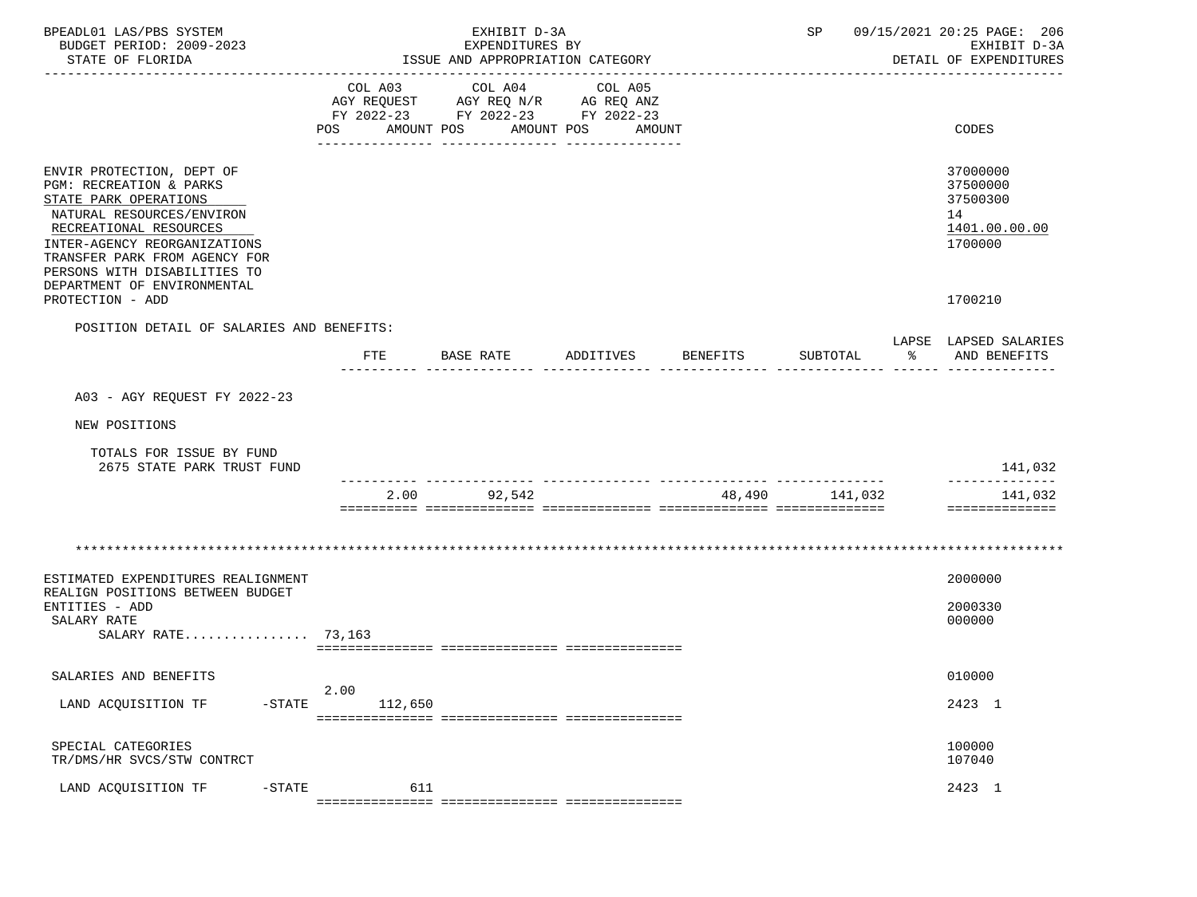| | COL A03 AGY REQUEST FY 2022-23 POS AMOUNT | COL A04 AGY REQ N/R FY 2022-23 POS AMOUNT | COL A05 AG REQ ANZ FY 2022-23 POS AMOUNT | CODES |
|---|---|---|---|---|
| ENVIR PROTECTION, DEPT OF | | | | 37000000 |
| PGM: RECREATION & PARKS | | | | 37500000 |
| STATE PARK OPERATIONS | | | | 37500300 |
| NATURAL RESOURCES/ENVIRON | | | | 14 |
| RECREATIONAL RESOURCES | | | | 1401.00.00.00 |
| INTER-AGENCY REORGANIZATIONS | | | | 1700000 |
| TRANSFER PARK FROM AGENCY FOR PERSONS WITH DISABILITIES TO DEPARTMENT OF ENVIRONMENTAL PROTECTION - ADD | | | | 1700210 |

POSITION DETAIL OF SALARIES AND BENEFITS:

| | FTE | BASE RATE | ADDITIVES | BENEFITS | SUBTOTAL | LAPSE % | LAPSED SALARIES AND BENEFITS |
|---|---|---|---|---|---|---|---|
| A03 - AGY REQUEST FY 2022-23 | | | | | | | |
| NEW POSITIONS | | | | | | | |
| TOTALS FOR ISSUE BY FUND | | | | | | | |
| 2675 STATE PARK TRUST FUND | | | | | | | 141,032 |
| | 2.00 | 92,542 | | 48,490 | 141,032 | | 141,032 |

| | COL A03 POS AMOUNT | COL A04 POS AMOUNT | COL A05 POS AMOUNT | CODES |
|---|---|---|---|---|
| ESTIMATED EXPENDITURES REALIGNMENT | | | | 2000000 |
| REALIGN POSITIONS BETWEEN BUDGET ENTITIES - ADD | | | | 2000330 |
| SALARY RATE | | | | 000000 |
| SALARY RATE................ | 73,163 | | | |
| SALARIES AND BENEFITS | | | | 010000 |
| LAND ACQUISITION TF -STATE | 2.00 112,650 | | | 2423 1 |
| SPECIAL CATEGORIES | | | | 100000 |
| TR/DMS/HR SVCS/STW CONTRCT | | | | 107040 |
| LAND ACQUISITION TF -STATE | 611 | | | 2423 1 |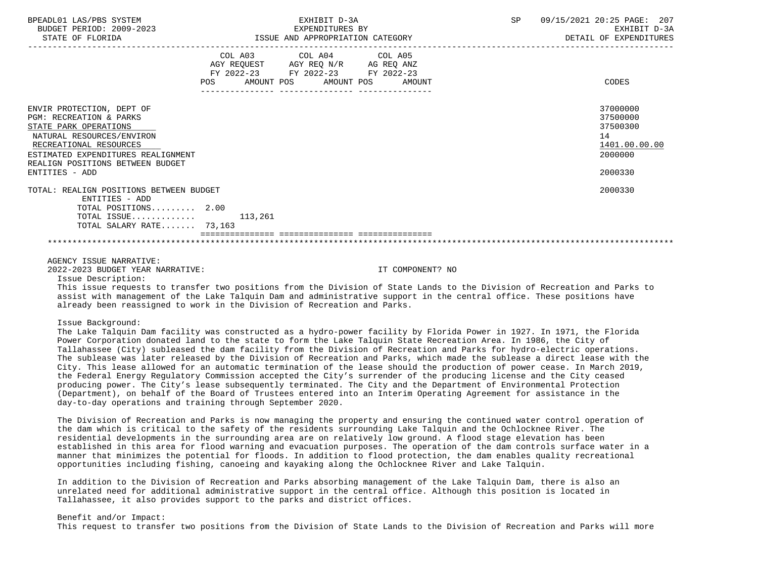| | COL A03 AGY REQUEST FY 2022-23 POS | AMOUNT | COL A04 AGY REQ N/R FY 2022-23 POS | AMOUNT | COL A05 AG REQ ANZ FY 2022-23 POS | AMOUNT | CODES |
|---|---|---|---|---|---|---|---|
| ENVIR PROTECTION, DEPT OF | | | | | | | 37000000 |
| PGM: RECREATION & PARKS | | | | | | | 37500000 |
| STATE PARK OPERATIONS | | | | | | | 37500300 |
| NATURAL RESOURCES/ENVIRON | | | | | | | 14 |
| RECREATIONAL RESOURCES | | | | | | | 1401.00.00.00 |
| ESTIMATED EXPENDITURES REALIGNMENT | | | | | | | 2000000 |
| REALIGN POSITIONS BETWEEN BUDGET ENTITIES - ADD | | | | | | | 2000330 |
| TOTAL: REALIGN POSITIONS BETWEEN BUDGET ENTITIES - ADD | | | | | | | 2000330 |
| TOTAL POSITIONS......... | 2.00 | | | | | | |
| TOTAL ISSUE............. | | 113,261 | | | | | |
| TOTAL SALARY RATE....... | 73,163 | | | | | | |

AGENCY ISSUE NARRATIVE:

2022-2023 BUDGET YEAR NARRATIVE: IT COMPONENT? NO

Issue Description:

This issue requests to transfer two positions from the Division of State Lands to the Division of Recreation and Parks to assist with management of the Lake Talquin Dam and administrative support in the central office. These positions have already been reassigned to work in the Division of Recreation and Parks.

Issue Background:

The Lake Talquin Dam facility was constructed as a hydro-power facility by Florida Power in 1927. In 1971, the Florida Power Corporation donated land to the state to form the Lake Talquin State Recreation Area. In 1986, the City of Tallahassee (City) subleased the dam facility from the Division of Recreation and Parks for hydro-electric operations. The sublease was later released by the Division of Recreation and Parks, which made the sublease a direct lease with the City. This lease allowed for an automatic termination of the lease should the production of power cease. In March 2019, the Federal Energy Regulatory Commission accepted the City's surrender of the producing license and the City ceased producing power. The City's lease subsequently terminated. The City and the Department of Environmental Protection (Department), on behalf of the Board of Trustees entered into an Interim Operating Agreement for assistance in the day-to-day operations and training through September 2020.

The Division of Recreation and Parks is now managing the property and ensuring the continued water control operation of the dam which is critical to the safety of the residents surrounding Lake Talquin and the Ochlocknee River. The residential developments in the surrounding area are on relatively low ground. A flood stage elevation has been established in this area for flood warning and evacuation purposes. The operation of the dam controls surface water in a manner that minimizes the potential for floods. In addition to flood protection, the dam enables quality recreational opportunities including fishing, canoeing and kayaking along the Ochlocknee River and Lake Talquin.

In addition to the Division of Recreation and Parks absorbing management of the Lake Talquin Dam, there is also an unrelated need for additional administrative support in the central office. Although this position is located in Tallahassee, it also provides support to the parks and district offices.

Benefit and/or Impact:

This request to transfer two positions from the Division of State Lands to the Division of Recreation and Parks will more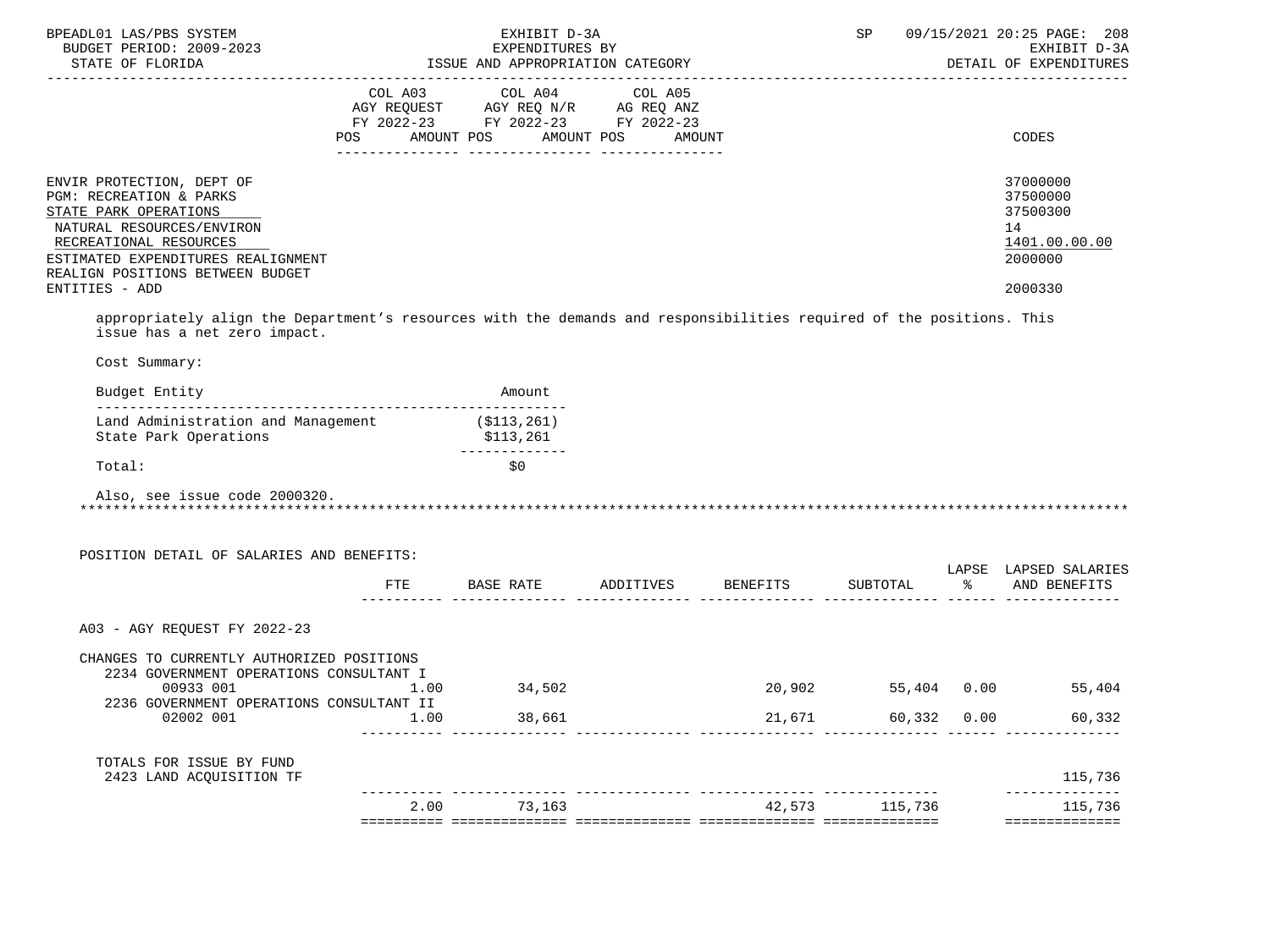| | COL A03 AGY REQUEST FY 2022-23 POS AMOUNT | COL A04 AGY REQ N/R FY 2022-23 POS AMOUNT | COL A05 AG REQ ANZ FY 2022-23 POS AMOUNT | CODES |
|---|---|---|---|---|
| ENVIR PROTECTION, DEPT OF | | | | 37000000 |
| PGM: RECREATION & PARKS | | | | 37500000 |
| STATE PARK OPERATIONS | | | | 37500300 |
| NATURAL RESOURCES/ENVIRON | | | | 14 |
| RECREATIONAL RESOURCES | | | | 1401.00.00.00 |
| ESTIMATED EXPENDITURES REALIGNMENT | | | | 2000000 |
| REALIGN POSITIONS BETWEEN BUDGET ENTITIES - ADD | | | | 2000330 |

appropriately align the Department's resources with the demands and responsibilities required of the positions. This issue has a net zero impact.

Cost Summary:

| Budget Entity | Amount |
|---|---|
| Land Administration and Management | ($113,261) |
| State Park Operations | $113,261 |
| Total: | $0 |

Also, see issue code 2000320.

*******************************************************************************************************************

POSITION DETAIL OF SALARIES AND BENEFITS:

| | FTE | BASE RATE | ADDITIVES | BENEFITS | SUBTOTAL | LAPSE % | LAPSED SALARIES AND BENEFITS |
|---|---|---|---|---|---|---|---|
| A03 - AGY REQUEST FY 2022-23 | | | | | | | |
| CHANGES TO CURRENTLY AUTHORIZED POSITIONS | | | | | | | |
| 2234 GOVERNMENT OPERATIONS CONSULTANT I | | | | | | | |
| 00933 001 | 1.00 | 34,502 | | 20,902 | 55,404 | 0.00 | 55,404 |
| 2236 GOVERNMENT OPERATIONS CONSULTANT II | | | | | | | |
| 02002 001 | 1.00 | 38,661 | | 21,671 | 60,332 | 0.00 | 60,332 |
| TOTALS FOR ISSUE BY FUND | | | | | | | |
| 2423 LAND ACQUISITION TF | | | | | | | 115,736 |
| | 2.00 | 73,163 | | 42,573 | 115,736 | | 115,736 |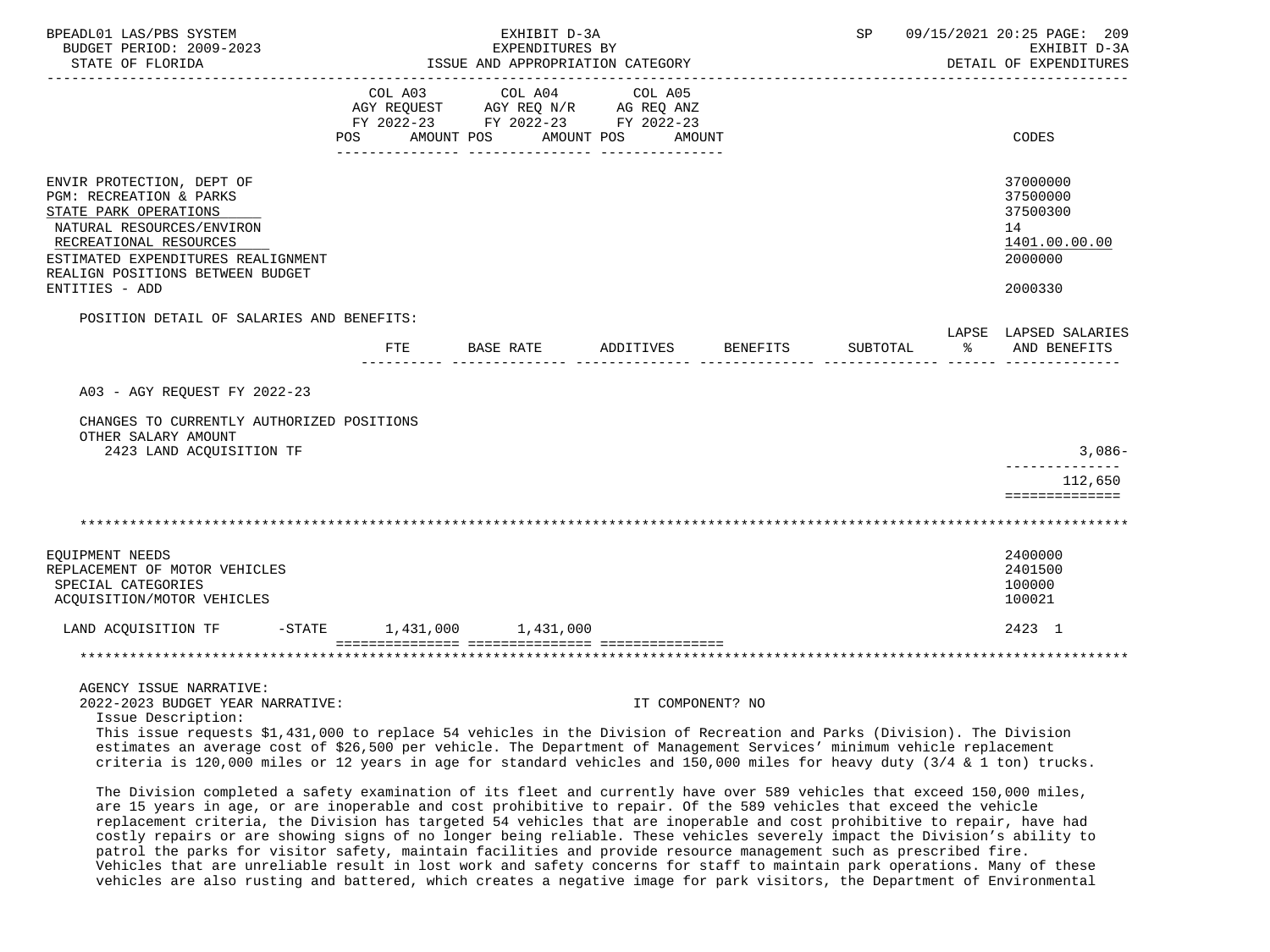| | COL A03 AGY REQUEST FY 2022-23 | | COL A04 AGY REQ N/R FY 2022-23 | | COL A05 AG REQ ANZ FY 2022-23 | | CODES |
|---|---|---|---|---|---|---|---|
| | POS | AMOUNT | POS | AMOUNT | POS | AMOUNT | |

ENVIR PROTECTION, DEPT OF — 37000000
PGM: RECREATION & PARKS — 37500000
STATE PARK OPERATIONS — 37500300
NATURAL RESOURCES/ENVIRON — 14
RECREATIONAL RESOURCES — 1401.00.00.00
ESTIMATED EXPENDITURES REALIGNMENT — 2000000
REALIGN POSITIONS BETWEEN BUDGET ENTITIES - ADD — 2000330

POSITION DETAIL OF SALARIES AND BENEFITS:

| | FTE | BASE RATE | ADDITIVES | BENEFITS | SUBTOTAL | LAPSE % | LAPSED SALARIES AND BENEFITS |
|---|---|---|---|---|---|---|---|
| A03 - AGY REQUEST FY 2022-23 | | | | | | | |
| CHANGES TO CURRENTLY AUTHORIZED POSITIONS | | | | | | | |
| OTHER SALARY AMOUNT | | | | | | | |
| 2423 LAND ACQUISITION TF | | | | | | | 3,086- |
| | | | | | | | 112,650 |

EQUIPMENT NEEDS — 2400000
REPLACEMENT OF MOTOR VEHICLES — 2401500
SPECIAL CATEGORIES — 100000
ACQUISITION/MOTOR VEHICLES — 100021

| | COL A03 AMOUNT | COL A04 AMOUNT | COL A05 AMOUNT | CODES |
|---|---|---|---|---|
| LAND ACQUISITION TF -STATE | 1,431,000 | 1,431,000 | | 2423 1 |

AGENCY ISSUE NARRATIVE:
2022-2023 BUDGET YEAR NARRATIVE: IT COMPONENT? NO

Issue Description:
This issue requests $1,431,000 to replace 54 vehicles in the Division of Recreation and Parks (Division). The Division estimates an average cost of $26,500 per vehicle. The Department of Management Services' minimum vehicle replacement criteria is 120,000 miles or 12 years in age for standard vehicles and 150,000 miles for heavy duty (3/4 & 1 ton) trucks.

The Division completed a safety examination of its fleet and currently have over 589 vehicles that exceed 150,000 miles, are 15 years in age, or are inoperable and cost prohibitive to repair. Of the 589 vehicles that exceed the vehicle replacement criteria, the Division has targeted 54 vehicles that are inoperable and cost prohibitive to repair, have had costly repairs or are showing signs of no longer being reliable. These vehicles severely impact the Division's ability to patrol the parks for visitor safety, maintain facilities and provide resource management such as prescribed fire. Vehicles that are unreliable result in lost work and safety concerns for staff to maintain park operations. Many of these vehicles are also rusting and battered, which creates a negative image for park visitors, the Department of Environmental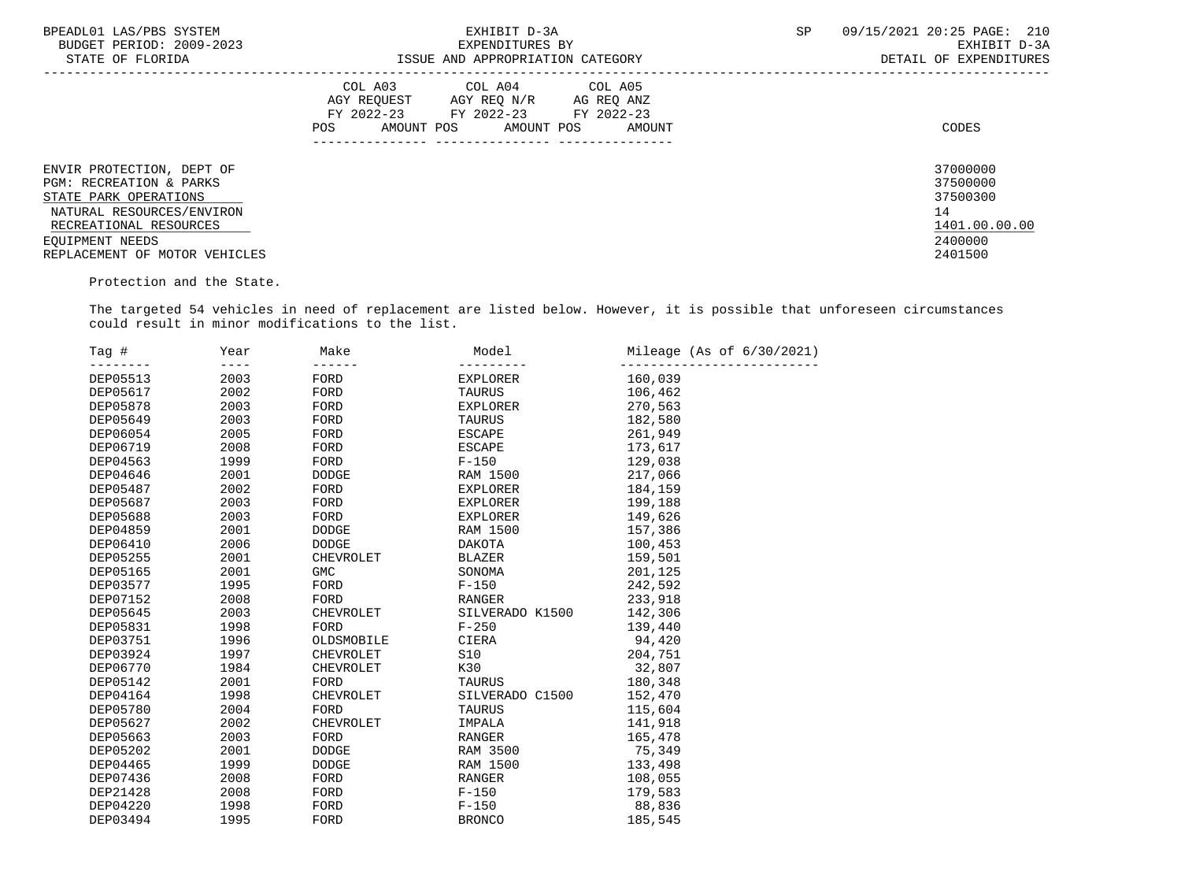| | COL A03 AGY REQUEST FY 2022-23 POS | AMOUNT | COL A04 AGY REQ N/R FY 2022-23 POS | AMOUNT | COL A05 AG REQ ANZ FY 2022-23 POS | AMOUNT | CODES |
|---|---|---|---|---|---|---|---|
| ENVIR PROTECTION, DEPT OF | | | | | | | 37000000 |
| PGM: RECREATION & PARKS | | | | | | | 37500000 |
| STATE PARK OPERATIONS | | | | | | | 37500300 |
| NATURAL RESOURCES/ENVIRON | | | | | | | 14 |
| RECREATIONAL RESOURCES | | | | | | | 1401.00.00.00 |
| EQUIPMENT NEEDS | | | | | | | 2400000 |
| REPLACEMENT OF MOTOR VEHICLES | | | | | | | 2401500 |

Protection and the State.

The targeted 54 vehicles in need of replacement are listed below. However, it is possible that unforeseen circumstances could result in minor modifications to the list.

| Tag # | Year | Make | Model | Mileage (As of 6/30/2021) |
|---|---|---|---|---|
| DEP05513 | 2003 | FORD | EXPLORER | 160,039 |
| DEP05617 | 2002 | FORD | TAURUS | 106,462 |
| DEP05878 | 2003 | FORD | EXPLORER | 270,563 |
| DEP05649 | 2003 | FORD | TAURUS | 182,580 |
| DEP06054 | 2005 | FORD | ESCAPE | 261,949 |
| DEP06719 | 2008 | FORD | ESCAPE | 173,617 |
| DEP04563 | 1999 | FORD | F-150 | 129,038 |
| DEP04646 | 2001 | DODGE | RAM 1500 | 217,066 |
| DEP05487 | 2002 | FORD | EXPLORER | 184,159 |
| DEP05687 | 2003 | FORD | EXPLORER | 199,188 |
| DEP05688 | 2003 | FORD | EXPLORER | 149,626 |
| DEP04859 | 2001 | DODGE | RAM 1500 | 157,386 |
| DEP06410 | 2006 | DODGE | DAKOTA | 100,453 |
| DEP05255 | 2001 | CHEVROLET | BLAZER | 159,501 |
| DEP05165 | 2001 | GMC | SONOMA | 201,125 |
| DEP03577 | 1995 | FORD | F-150 | 242,592 |
| DEP07152 | 2008 | FORD | RANGER | 233,918 |
| DEP05645 | 2003 | CHEVROLET | SILVERADO K1500 | 142,306 |
| DEP05831 | 1998 | FORD | F-250 | 139,440 |
| DEP03751 | 1996 | OLDSMOBILE | CIERA | 94,420 |
| DEP03924 | 1997 | CHEVROLET | S10 | 204,751 |
| DEP06770 | 1984 | CHEVROLET | K30 | 32,807 |
| DEP05142 | 2001 | FORD | TAURUS | 180,348 |
| DEP04164 | 1998 | CHEVROLET | SILVERADO C1500 | 152,470 |
| DEP05780 | 2004 | FORD | TAURUS | 115,604 |
| DEP05627 | 2002 | CHEVROLET | IMPALA | 141,918 |
| DEP05663 | 2003 | FORD | RANGER | 165,478 |
| DEP05202 | 2001 | DODGE | RAM 3500 | 75,349 |
| DEP04465 | 1999 | DODGE | RAM 1500 | 133,498 |
| DEP07436 | 2008 | FORD | RANGER | 108,055 |
| DEP21428 | 2008 | FORD | F-150 | 179,583 |
| DEP04220 | 1998 | FORD | F-150 | 88,836 |
| DEP03494 | 1995 | FORD | BRONCO | 185,545 |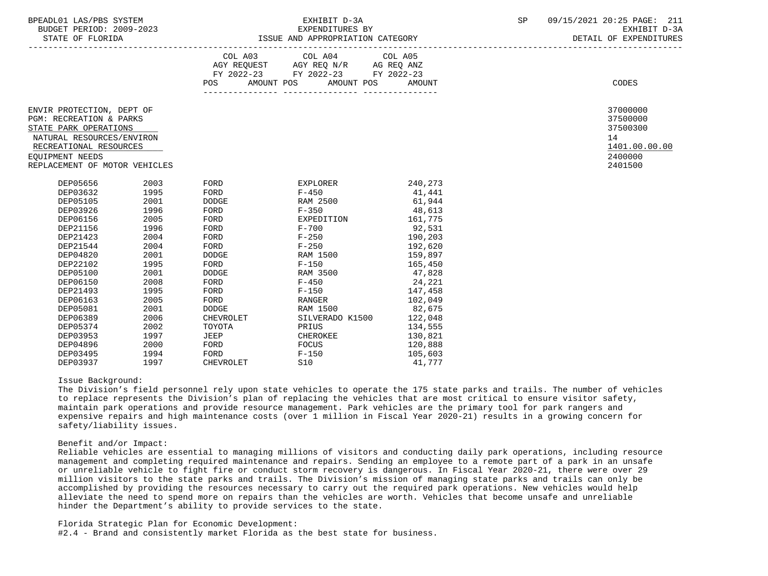| | COL A03 AGY REQUEST FY 2022-23 POS AMOUNT | COL A04 AGY REQ N/R FY 2022-23 POS AMOUNT | COL A05 AG REQ ANZ FY 2022-23 POS AMOUNT | CODES |
|---|---|---|---|---|
| ENVIR PROTECTION, DEPT OF | | | | 37000000 |
| PGM: RECREATION & PARKS | | | | 37500000 |
| STATE PARK OPERATIONS | | | | 37500300 |
| NATURAL RESOURCES/ENVIRON | | | | 14 |
| RECREATIONAL RESOURCES | | | | 1401.00.00.00 |
| EQUIPMENT NEEDS | | | | 2400000 |
| REPLACEMENT OF MOTOR VEHICLES | | | | 2401500 |

| | | | | |
|---|---|---|---|---|
| DEP05656 | 2003 | FORD | EXPLORER | 240,273 |
| DEP03632 | 1995 | FORD | F-450 | 41,441 |
| DEP05105 | 2001 | DODGE | RAM 2500 | 61,944 |
| DEP03926 | 1996 | FORD | F-350 | 48,613 |
| DEP06156 | 2005 | FORD | EXPEDITION | 161,775 |
| DEP21156 | 1996 | FORD | F-700 | 92,531 |
| DEP21423 | 2004 | FORD | F-250 | 190,203 |
| DEP21544 | 2004 | FORD | F-250 | 192,620 |
| DEP04820 | 2001 | DODGE | RAM 1500 | 159,897 |
| DEP22102 | 1995 | FORD | F-150 | 165,450 |
| DEP05100 | 2001 | DODGE | RAM 3500 | 47,828 |
| DEP06150 | 2008 | FORD | F-450 | 24,221 |
| DEP21493 | 1995 | FORD | F-150 | 147,458 |
| DEP06163 | 2005 | FORD | RANGER | 102,049 |
| DEP05081 | 2001 | DODGE | RAM 1500 | 82,675 |
| DEP06389 | 2006 | CHEVROLET | SILVERADO K1500 | 122,048 |
| DEP05374 | 2002 | TOYOTA | PRIUS | 134,555 |
| DEP03953 | 1997 | JEEP | CHEROKEE | 130,821 |
| DEP04896 | 2000 | FORD | FOCUS | 120,888 |
| DEP03495 | 1994 | FORD | F-150 | 105,603 |
| DEP03937 | 1997 | CHEVROLET | S10 | 41,777 |

Issue Background:
The Division's field personnel rely upon state vehicles to operate the 175 state parks and trails. The number of vehicles to replace represents the Division's plan of replacing the vehicles that are most critical to ensure visitor safety, maintain park operations and provide resource management. Park vehicles are the primary tool for park rangers and expensive repairs and high maintenance costs (over 1 million in Fiscal Year 2020-21) results in a growing concern for safety/liability issues.

Benefit and/or Impact:
Reliable vehicles are essential to managing millions of visitors and conducting daily park operations, including resource management and completing required maintenance and repairs. Sending an employee to a remote part of a park in an unsafe or unreliable vehicle to fight fire or conduct storm recovery is dangerous. In Fiscal Year 2020-21, there were over 29 million visitors to the state parks and trails. The Division's mission of managing state parks and trails can only be accomplished by providing the resources necessary to carry out the required park operations. New vehicles would help alleviate the need to spend more on repairs than the vehicles are worth. Vehicles that become unsafe and unreliable hinder the Department's ability to provide services to the state.

Florida Strategic Plan for Economic Development:
#2.4 - Brand and consistently market Florida as the best state for business.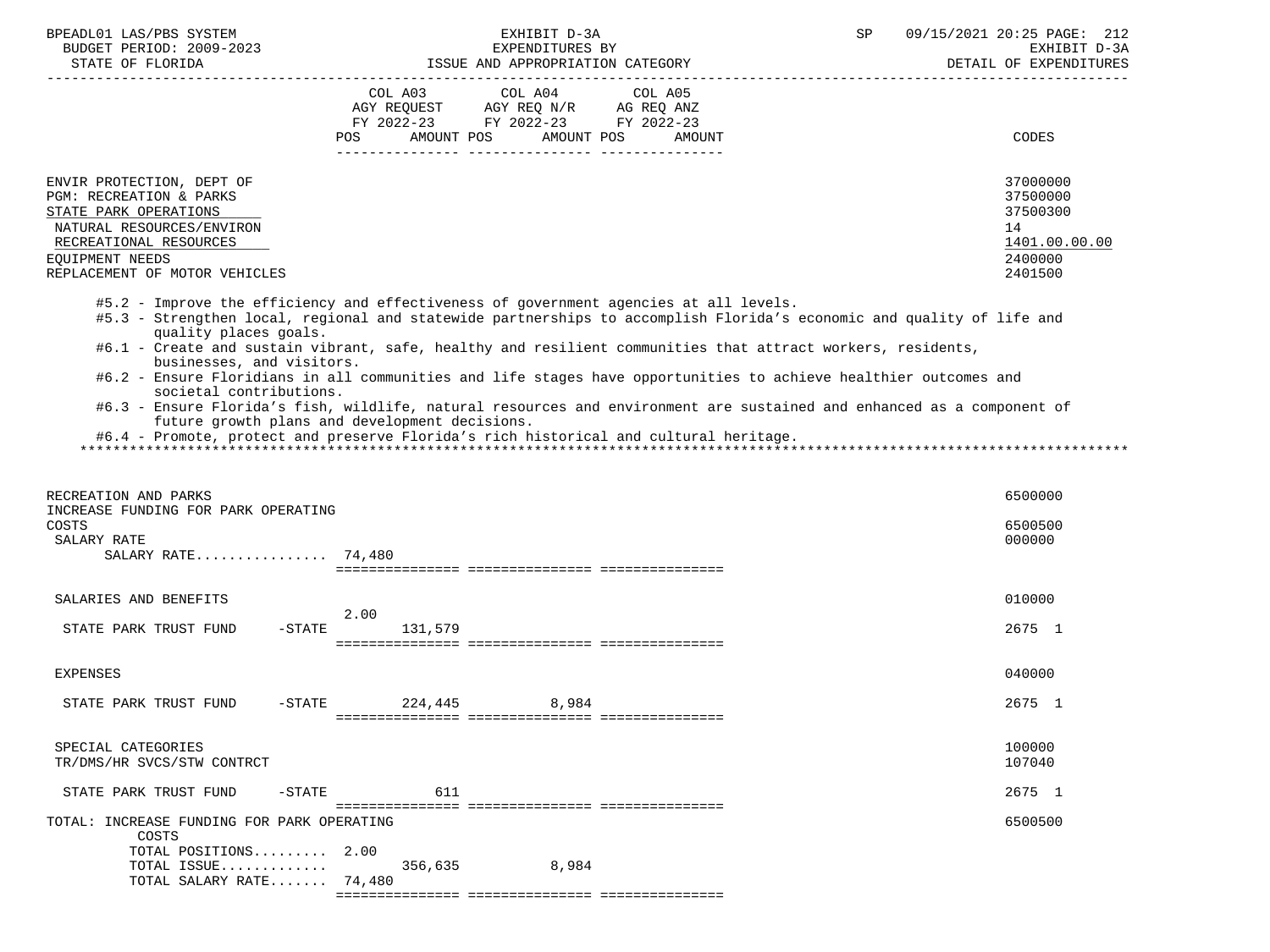| | COL A03 AGY REQUEST FY 2022-23 POS AMOUNT | COL A04 AGY REQ N/R FY 2022-23 POS AMOUNT | COL A05 AG REQ ANZ FY 2022-23 POS AMOUNT | CODES |
|---|---|---|---|---|
| ENVIR PROTECTION, DEPT OF | | | | 37000000 |
| PGM: RECREATION & PARKS | | | | 37500000 |
| STATE PARK OPERATIONS | | | | 37500300 |
| NATURAL RESOURCES/ENVIRON | | | | 14 |
| RECREATIONAL RESOURCES | | | | 1401.00.00.00 |
| EQUIPMENT NEEDS | | | | 2400000 |
| REPLACEMENT OF MOTOR VEHICLES | | | | 2401500 |

#5.2 - Improve the efficiency and effectiveness of government agencies at all levels.
#5.3 - Strengthen local, regional and statewide partnerships to accomplish Florida's economic and quality of life and quality places goals.
#6.1 - Create and sustain vibrant, safe, healthy and resilient communities that attract workers, residents, businesses, and visitors.
#6.2 - Ensure Floridians in all communities and life stages have opportunities to achieve healthier outcomes and societal contributions.
#6.3 - Ensure Florida's fish, wildlife, natural resources and environment are sustained and enhanced as a component of future growth plans and development decisions.
#6.4 - Promote, protect and preserve Florida's rich historical and cultural heritage.

*******************************************************************************************************************************

| | COL A03 AGY REQUEST FY 2022-23 POS AMOUNT | COL A04 AGY REQ N/R FY 2022-23 POS AMOUNT | COL A05 AG REQ ANZ FY 2022-23 POS AMOUNT | CODES |
|---|---|---|---|---|
| RECREATION AND PARKS | | | | 6500000 |
| INCREASE FUNDING FOR PARK OPERATING COSTS | | | | 6500500 |
| SALARY RATE | | | | 000000 |
| SALARY RATE................ | 74,480 | | | |
| SALARIES AND BENEFITS | | | | 010000 |
| STATE PARK TRUST FUND -STATE | 2.00 131,579 | | | 2675 1 |
| EXPENSES | | | | 040000 |
| STATE PARK TRUST FUND -STATE | 224,445 | 8,984 | | 2675 1 |
| SPECIAL CATEGORIES | | | | 100000 |
| TR/DMS/HR SVCS/STW CONTRCT | | | | 107040 |
| STATE PARK TRUST FUND -STATE | 611 | | | 2675 1 |
| TOTAL: INCREASE FUNDING FOR PARK OPERATING COSTS | | | | 6500500 |
| TOTAL POSITIONS......... | 2.00 | | | |
| TOTAL ISSUE............. | 356,635 | 8,984 | | |
| TOTAL SALARY RATE....... | 74,480 | | | |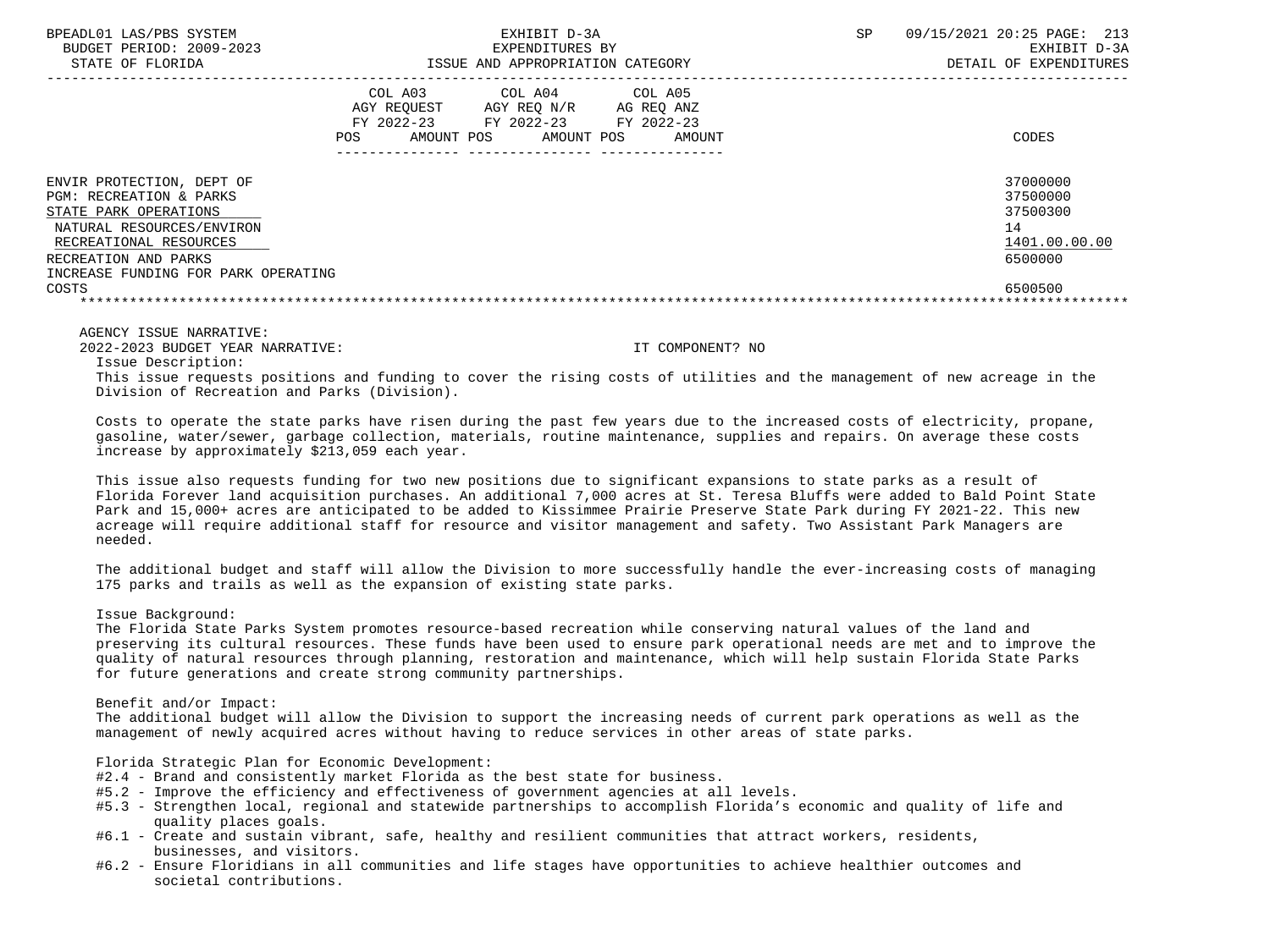| | COL A03 AGY REQUEST FY 2022-23 POS AMOUNT | COL A04 AGY REQ N/R FY 2022-23 POS AMOUNT | COL A05 AG REQ ANZ FY 2022-23 POS AMOUNT | CODES |
|---|---|---|---|---|
| ENVIR PROTECTION, DEPT OF | | | | 37000000 |
| PGM: RECREATION & PARKS | | | | 37500000 |
| STATE PARK OPERATIONS | | | | 37500300 |
| NATURAL RESOURCES/ENVIRON | | | | 14 |
| RECREATIONAL RESOURCES | | | | 1401.00.00.00 |
| RECREATION AND PARKS | | | | 6500000 |
| INCREASE FUNDING FOR PARK OPERATING COSTS | | | | 6500500 |

AGENCY ISSUE NARRATIVE:

2022-2023 BUDGET YEAR NARRATIVE: IT COMPONENT? NO

Issue Description:

This issue requests positions and funding to cover the rising costs of utilities and the management of new acreage in the Division of Recreation and Parks (Division).

Costs to operate the state parks have risen during the past few years due to the increased costs of electricity, propane, gasoline, water/sewer, garbage collection, materials, routine maintenance, supplies and repairs. On average these costs increase by approximately $213,059 each year.

This issue also requests funding for two new positions due to significant expansions to state parks as a result of Florida Forever land acquisition purchases. An additional 7,000 acres at St. Teresa Bluffs were added to Bald Point State Park and 15,000+ acres are anticipated to be added to Kissimmee Prairie Preserve State Park during FY 2021-22. This new acreage will require additional staff for resource and visitor management and safety. Two Assistant Park Managers are needed.

The additional budget and staff will allow the Division to more successfully handle the ever-increasing costs of managing 175 parks and trails as well as the expansion of existing state parks.

Issue Background:

The Florida State Parks System promotes resource-based recreation while conserving natural values of the land and preserving its cultural resources. These funds have been used to ensure park operational needs are met and to improve the quality of natural resources through planning, restoration and maintenance, which will help sustain Florida State Parks for future generations and create strong community partnerships.

Benefit and/or Impact:

The additional budget will allow the Division to support the increasing needs of current park operations as well as the management of newly acquired acres without having to reduce services in other areas of state parks.

Florida Strategic Plan for Economic Development:

- #2.4 - Brand and consistently market Florida as the best state for business.
- #5.2 - Improve the efficiency and effectiveness of government agencies at all levels.
- #5.3 - Strengthen local, regional and statewide partnerships to accomplish Florida's economic and quality of life and quality places goals.
- #6.1 - Create and sustain vibrant, safe, healthy and resilient communities that attract workers, residents, businesses, and visitors.
- #6.2 - Ensure Floridians in all communities and life stages have opportunities to achieve healthier outcomes and societal contributions.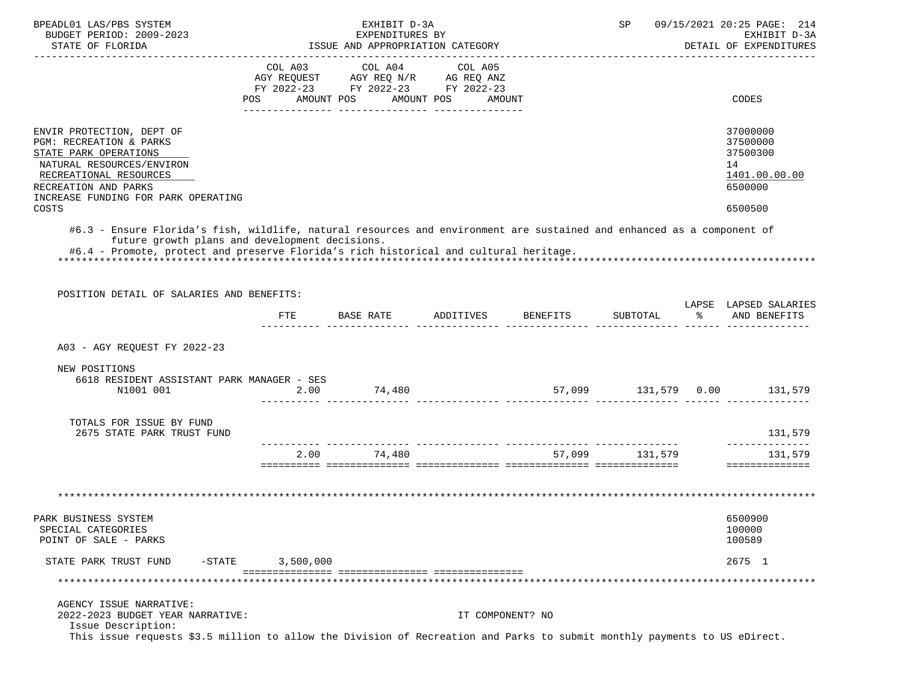| | COL A03 AGY REQUEST FY 2022-23 POS AMOUNT | COL A04 AGY REQ N/R FY 2022-23 POS AMOUNT | COL A05 AG REQ ANZ FY 2022-23 POS AMOUNT | CODES |
|---|---|---|---|---|
| ENVIR PROTECTION, DEPT OF | | | | 37000000 |
| PGM: RECREATION & PARKS | | | | 37500000 |
| STATE PARK OPERATIONS | | | | 37500300 |
| NATURAL RESOURCES/ENVIRON | | | | 14 |
| RECREATIONAL RESOURCES | | | | 1401.00.00.00 |
| RECREATION AND PARKS | | | | 6500000 |
| INCREASE FUNDING FOR PARK OPERATING COSTS | | | | 6500500 |

#6.3 - Ensure Florida's fish, wildlife, natural resources and environment are sustained and enhanced as a component of future growth plans and development decisions.
#6.4 - Promote, protect and preserve Florida's rich historical and cultural heritage.

POSITION DETAIL OF SALARIES AND BENEFITS:

| | FTE | BASE RATE | ADDITIVES | BENEFITS | SUBTOTAL | LAPSE % | LAPSED SALARIES AND BENEFITS |
|---|---|---|---|---|---|---|---|
| A03 - AGY REQUEST FY 2022-23 | | | | | | | |
| NEW POSITIONS | | | | | | | |
| 6618 RESIDENT ASSISTANT PARK MANAGER - SES N1001 001 | 2.00 | 74,480 | | 57,099 | 131,579 | 0.00 | 131,579 |
| TOTALS FOR ISSUE BY FUND | | | | | | | |
| 2675 STATE PARK TRUST FUND | | | | | | | 131,579 |
| | 2.00 | 74,480 | | 57,099 | 131,579 | | 131,579 |

| | COL A03 | COL A04 | COL A05 | CODES |
|---|---|---|---|---|
| PARK BUSINESS SYSTEM | | | | 6500900 |
| SPECIAL CATEGORIES | | | | 100000 |
| POINT OF SALE - PARKS | | | | 100589 |
| STATE PARK TRUST FUND -STATE | 3,500,000 | | | 2675 1 |

AGENCY ISSUE NARRATIVE:
2022-2023 BUDGET YEAR NARRATIVE: IT COMPONENT? NO
Issue Description:
This issue requests $3.5 million to allow the Division of Recreation and Parks to submit monthly payments to US eDirect.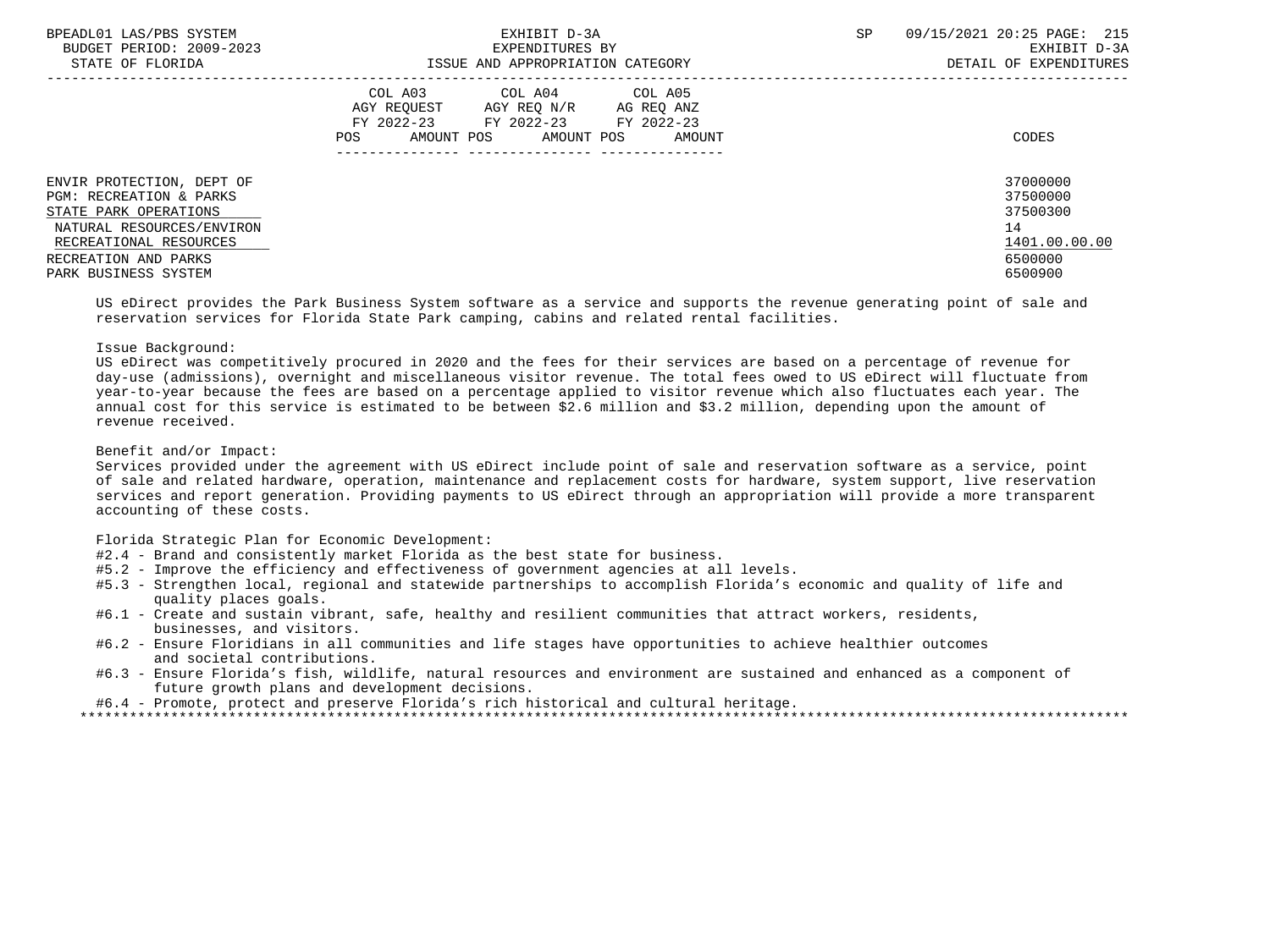| | COL A03 AGY REQUEST FY 2022-23 POS AMOUNT | COL A04 AGY REQ N/R FY 2022-23 POS AMOUNT | COL A05 AG REQ ANZ FY 2022-23 POS AMOUNT | CODES |
|---|---|---|---|---|
| ENVIR PROTECTION, DEPT OF | | | | 37000000 |
| PGM: RECREATION & PARKS | | | | 37500000 |
| STATE PARK OPERATIONS | | | | 37500300 |
| NATURAL RESOURCES/ENVIRON | | | | 14 |
| RECREATIONAL RESOURCES | | | | 1401.00.00.00 |
| RECREATION AND PARKS | | | | 6500000 |
| PARK BUSINESS SYSTEM | | | | 6500900 |

US eDirect provides the Park Business System software as a service and supports the revenue generating point of sale and reservation services for Florida State Park camping, cabins and related rental facilities.

Issue Background:
US eDirect was competitively procured in 2020 and the fees for their services are based on a percentage of revenue for day-use (admissions), overnight and miscellaneous visitor revenue. The total fees owed to US eDirect will fluctuate from year-to-year because the fees are based on a percentage applied to visitor revenue which also fluctuates each year. The annual cost for this service is estimated to be between $2.6 million and $3.2 million, depending upon the amount of revenue received.

Benefit and/or Impact:
Services provided under the agreement with US eDirect include point of sale and reservation software as a service, point of sale and related hardware, operation, maintenance and replacement costs for hardware, system support, live reservation services and report generation. Providing payments to US eDirect through an appropriation will provide a more transparent accounting of these costs.

Florida Strategic Plan for Economic Development:
- #2.4 - Brand and consistently market Florida as the best state for business.
- #5.2 - Improve the efficiency and effectiveness of government agencies at all levels.
- #5.3 - Strengthen local, regional and statewide partnerships to accomplish Florida's economic and quality of life and quality places goals.
- #6.1 - Create and sustain vibrant, safe, healthy and resilient communities that attract workers, residents, businesses, and visitors.
- #6.2 - Ensure Floridians in all communities and life stages have opportunities to achieve healthier outcomes and societal contributions.
- #6.3 - Ensure Florida's fish, wildlife, natural resources and environment are sustained and enhanced as a component of future growth plans and development decisions.
- #6.4 - Promote, protect and preserve Florida's rich historical and cultural heritage.

*******************************************************************************************************************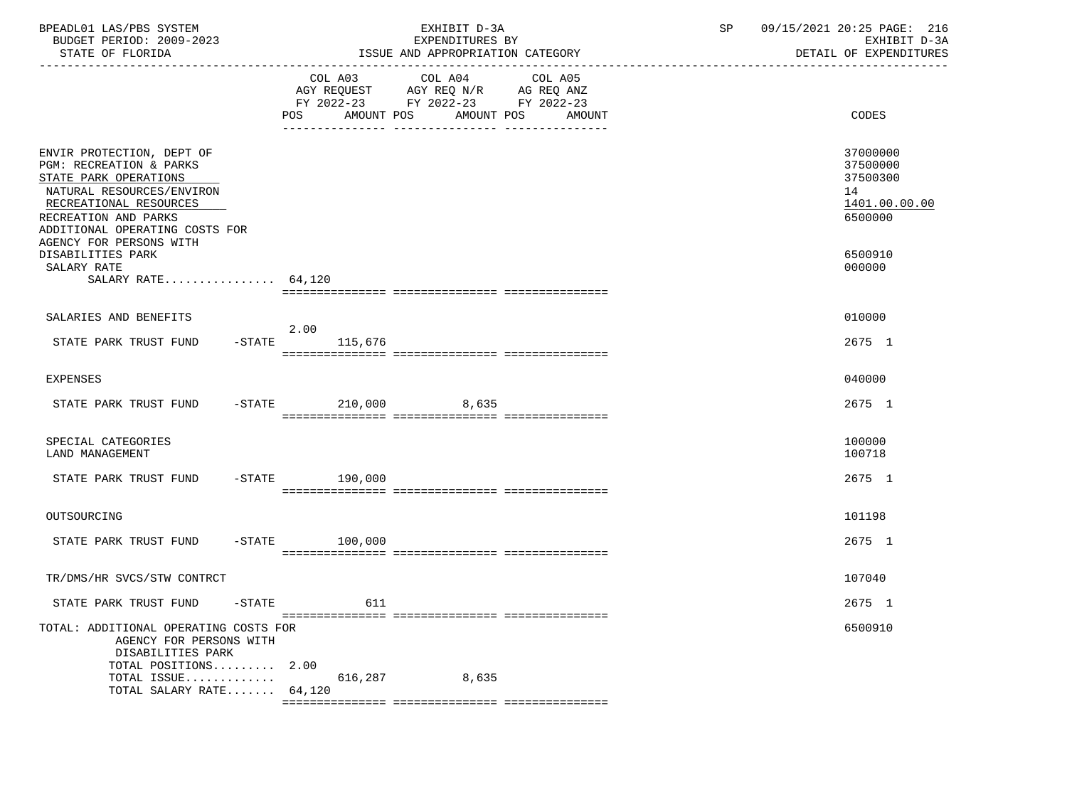BPEADL01 LAS/PBS SYSTEM | EXHIBIT D-3A | SP 09/15/2021 20:25 PAGE: 216
BUDGET PERIOD: 2009-2023 | EXPENDITURES BY | EXHIBIT D-3A
STATE OF FLORIDA | ISSUE AND APPROPRIATION CATEGORY | DETAIL OF EXPENDITURES

| | COL A03 AGY REQUEST FY 2022-23 POS | AMOUNT | COL A04 AGY REQ N/R FY 2022-23 POS | AMOUNT | COL A05 AG REQ ANZ FY 2022-23 POS | AMOUNT | CODES |
|---|---|---|---|---|---|---|---|
| ENVIR PROTECTION, DEPT OF | | | | | | | 37000000 |
| PGM: RECREATION & PARKS | | | | | | | 37500000 |
| STATE PARK OPERATIONS | | | | | | | 37500300 |
| NATURAL RESOURCES/ENVIRON | | | | | | | 14 |
| RECREATIONAL RESOURCES | | | | | | | 1401.00.00.00 |
| RECREATION AND PARKS | | | | | | | 6500000 |
| ADDITIONAL OPERATING COSTS FOR AGENCY FOR PERSONS WITH DISABILITIES PARK | | | | | | | 6500910 |
| SALARY RATE | | | | | | | 000000 |
| SALARY RATE................ 64,120 | | | | | | | |
| SALARIES AND BENEFITS | | | | | | | 010000 |
| STATE PARK TRUST FUND -STATE | 2.00 | 115,676 | | | | | 2675 1 |
| EXPENSES | | | | | | | 040000 |
| STATE PARK TRUST FUND -STATE | | 210,000 | | 8,635 | | | 2675 1 |
| SPECIAL CATEGORIES | | | | | | | 100000 |
| LAND MANAGEMENT | | | | | | | 100718 |
| STATE PARK TRUST FUND -STATE | | 190,000 | | | | | 2675 1 |
| OUTSOURCING | | | | | | | 101198 |
| STATE PARK TRUST FUND -STATE | | 100,000 | | | | | 2675 1 |
| TR/DMS/HR SVCS/STW CONTRCT | | | | | | | 107040 |
| STATE PARK TRUST FUND -STATE | | 611 | | | | | 2675 1 |
| TOTAL: ADDITIONAL OPERATING COSTS FOR AGENCY FOR PERSONS WITH DISABILITIES PARK | | | | | | | 6500910 |
| TOTAL POSITIONS......... | 2.00 | | | | | | |
| TOTAL ISSUE............. | | 616,287 | | 8,635 | | | |
| TOTAL SALARY RATE....... 64,120 | | | | | | | |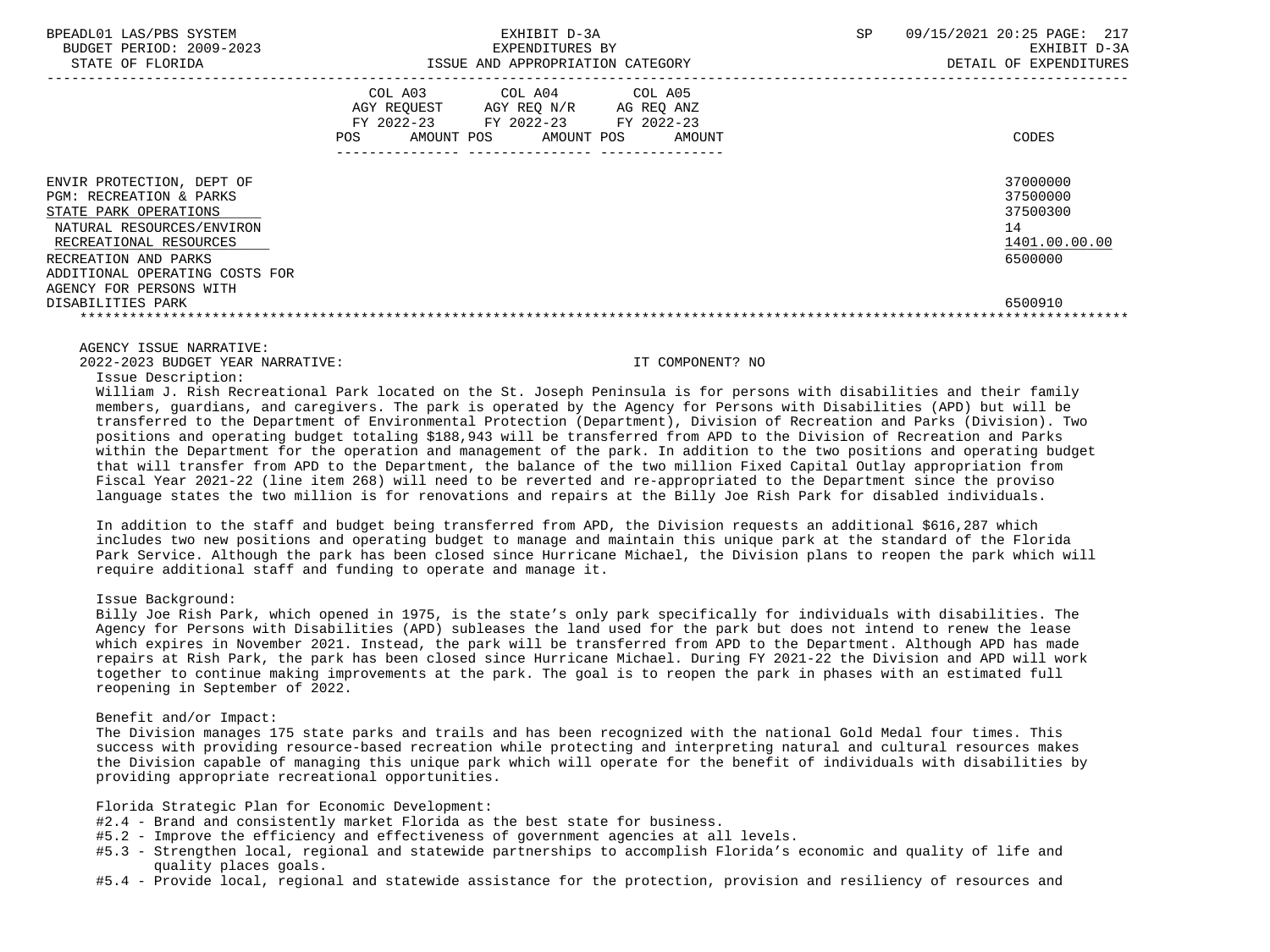| | COL A03 AGY REQUEST FY 2022-23 POS AMOUNT | COL A04 AGY REQ N/R FY 2022-23 POS AMOUNT | COL A05 AG REQ ANZ FY 2022-23 POS AMOUNT | CODES |
|---|---|---|---|---|
| ENVIR PROTECTION, DEPT OF | | | | 37000000 |
| PGM: RECREATION & PARKS | | | | 37500000 |
| STATE PARK OPERATIONS | | | | 37500300 |
| NATURAL RESOURCES/ENVIRON | | | | 14 |
| RECREATIONAL RESOURCES | | | | 1401.00.00.00 |
| RECREATION AND PARKS | | | | 6500000 |
| ADDITIONAL OPERATING COSTS FOR AGENCY FOR PERSONS WITH DISABILITIES PARK | | | | 6500910 |

AGENCY ISSUE NARRATIVE:

2022-2023 BUDGET YEAR NARRATIVE: IT COMPONENT? NO

Issue Description:

William J. Rish Recreational Park located on the St. Joseph Peninsula is for persons with disabilities and their family members, guardians, and caregivers. The park is operated by the Agency for Persons with Disabilities (APD) but will be transferred to the Department of Environmental Protection (Department), Division of Recreation and Parks (Division). Two positions and operating budget totaling $188,943 will be transferred from APD to the Division of Recreation and Parks within the Department for the operation and management of the park. In addition to the two positions and operating budget that will transfer from APD to the Department, the balance of the two million Fixed Capital Outlay appropriation from Fiscal Year 2021-22 (line item 268) will need to be reverted and re-appropriated to the Department since the proviso language states the two million is for renovations and repairs at the Billy Joe Rish Park for disabled individuals.

In addition to the staff and budget being transferred from APD, the Division requests an additional $616,287 which includes two new positions and operating budget to manage and maintain this unique park at the standard of the Florida Park Service. Although the park has been closed since Hurricane Michael, the Division plans to reopen the park which will require additional staff and funding to operate and manage it.

Issue Background:

Billy Joe Rish Park, which opened in 1975, is the state's only park specifically for individuals with disabilities. The Agency for Persons with Disabilities (APD) subleases the land used for the park but does not intend to renew the lease which expires in November 2021. Instead, the park will be transferred from APD to the Department. Although APD has made repairs at Rish Park, the park has been closed since Hurricane Michael. During FY 2021-22 the Division and APD will work together to continue making improvements at the park. The goal is to reopen the park in phases with an estimated full reopening in September of 2022.

Benefit and/or Impact:

The Division manages 175 state parks and trails and has been recognized with the national Gold Medal four times. This success with providing resource-based recreation while protecting and interpreting natural and cultural resources makes the Division capable of managing this unique park which will operate for the benefit of individuals with disabilities by providing appropriate recreational opportunities.

Florida Strategic Plan for Economic Development:

- #2.4 - Brand and consistently market Florida as the best state for business.
- #5.2 - Improve the efficiency and effectiveness of government agencies at all levels.
- #5.3 - Strengthen local, regional and statewide partnerships to accomplish Florida's economic and quality of life and quality places goals.
- #5.4 - Provide local, regional and statewide assistance for the protection, provision and resiliency of resources and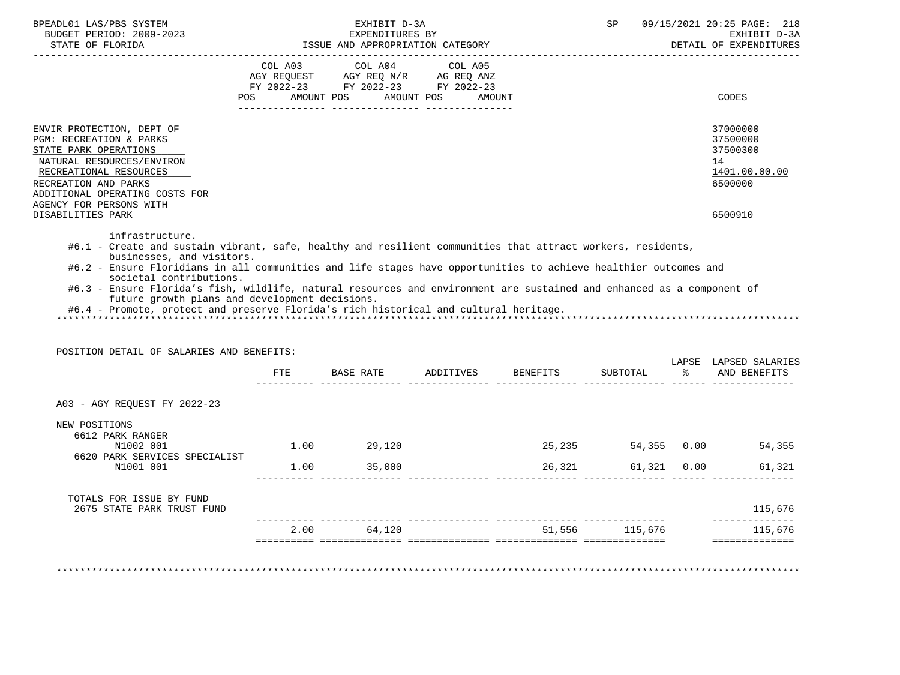| | COL A03 AGY REQUEST FY 2022-23 POS AMOUNT | COL A04 AGY REQ N/R FY 2022-23 POS AMOUNT | COL A05 AG REQ ANZ FY 2022-23 POS AMOUNT | CODES |
|---|---|---|---|---|
| ENVIR PROTECTION, DEPT OF | | | | 37000000 |
| PGM: RECREATION & PARKS | | | | 37500000 |
| STATE PARK OPERATIONS | | | | 37500300 |
| NATURAL RESOURCES/ENVIRON | | | | 14 |
| RECREATIONAL RESOURCES | | | | 1401.00.00.00 |
| RECREATION AND PARKS | | | | 6500000 |
| ADDITIONAL OPERATING COSTS FOR AGENCY FOR PERSONS WITH DISABILITIES PARK | | | | 6500910 |

infrastructure.

#6.1 - Create and sustain vibrant, safe, healthy and resilient communities that attract workers, residents, businesses, and visitors.

#6.2 - Ensure Floridians in all communities and life stages have opportunities to achieve healthier outcomes and societal contributions.

#6.3 - Ensure Florida's fish, wildlife, natural resources and environment are sustained and enhanced as a component of future growth plans and development decisions.

#6.4 - Promote, protect and preserve Florida's rich historical and cultural heritage.

POSITION DETAIL OF SALARIES AND BENEFITS:

| | FTE | BASE RATE | ADDITIVES | BENEFITS | SUBTOTAL | LAPSE % | LAPSED SALARIES AND BENEFITS |
|---|---|---|---|---|---|---|---|
| A03 - AGY REQUEST FY 2022-23 | | | | | | | |
| NEW POSITIONS | | | | | | | |
| 6612 PARK RANGER N1002 001 | 1.00 | 29,120 | | 25,235 | 54,355 | 0.00 | 54,355 |
| 6620 PARK SERVICES SPECIALIST N1001 001 | 1.00 | 35,000 | | 26,321 | 61,321 | 0.00 | 61,321 |
| TOTALS FOR ISSUE BY FUND | | | | | | | |
| 2675 STATE PARK TRUST FUND | | | | | | | 115,676 |
| | 2.00 | 64,120 | | 51,556 | 115,676 | | 115,676 |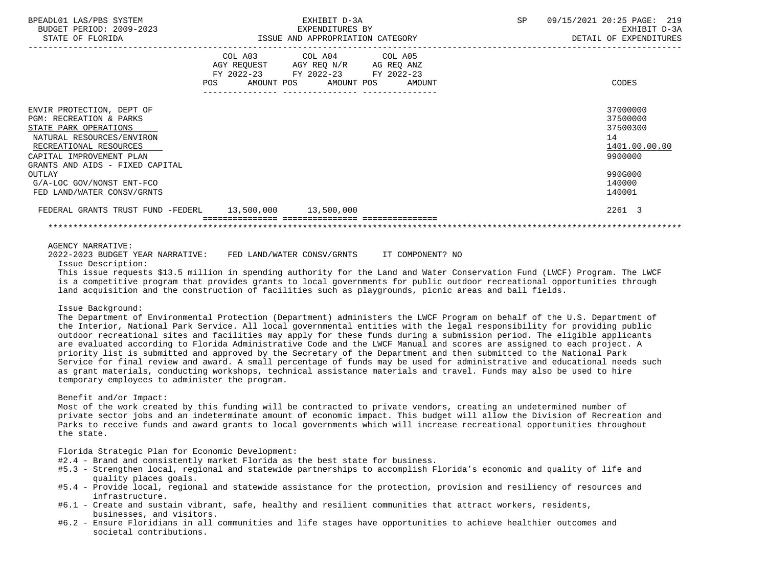| | COL A03 AGY REQUEST FY 2022-23 POS AMOUNT | COL A04 AGY REQ N/R FY 2022-23 POS AMOUNT | COL A05 AG REQ ANZ FY 2022-23 POS AMOUNT | CODES |
|---|---|---|---|---|
| ENVIR PROTECTION, DEPT OF | | | | 37000000 |
| PGM: RECREATION & PARKS | | | | 37500000 |
| STATE PARK OPERATIONS | | | | 37500300 |
| NATURAL RESOURCES/ENVIRON | | | | 14 |
| RECREATIONAL RESOURCES | | | | 1401.00.00.00 |
| CAPITAL IMPROVEMENT PLAN | | | | 9900000 |
| GRANTS AND AIDS - FIXED CAPITAL OUTLAY | | | | 990G000 |
| G/A-LOC GOV/NONST ENT-FCO | | | | 140000 |
| FED LAND/WATER CONSV/GRNTS | | | | 140001 |
| FEDERAL GRANTS TRUST FUND -FEDERL | 13,500,000 | 13,500,000 | | 2261 3 |

AGENCY NARRATIVE:

2022-2023 BUDGET YEAR NARRATIVE: FED LAND/WATER CONSV/GRNTS IT COMPONENT? NO

Issue Description:

This issue requests $13.5 million in spending authority for the Land and Water Conservation Fund (LWCF) Program. The LWCF is a competitive program that provides grants to local governments for public outdoor recreational opportunities through land acquisition and the construction of facilities such as playgrounds, picnic areas and ball fields.

Issue Background:

The Department of Environmental Protection (Department) administers the LWCF Program on behalf of the U.S. Department of the Interior, National Park Service. All local governmental entities with the legal responsibility for providing public outdoor recreational sites and facilities may apply for these funds during a submission period. The eligible applicants are evaluated according to Florida Administrative Code and the LWCF Manual and scores are assigned to each project. A priority list is submitted and approved by the Secretary of the Department and then submitted to the National Park Service for final review and award. A small percentage of funds may be used for administrative and educational needs such as grant materials, conducting workshops, technical assistance materials and travel. Funds may also be used to hire temporary employees to administer the program.

Benefit and/or Impact:

Most of the work created by this funding will be contracted to private vendors, creating an undetermined number of private sector jobs and an indeterminate amount of economic impact. This budget will allow the Division of Recreation and Parks to receive funds and award grants to local governments which will increase recreational opportunities throughout the state.

Florida Strategic Plan for Economic Development:

- #2.4 - Brand and consistently market Florida as the best state for business.
- #5.3 - Strengthen local, regional and statewide partnerships to accomplish Florida's economic and quality of life and quality places goals.
- #5.4 - Provide local, regional and statewide assistance for the protection, provision and resiliency of resources and infrastructure.
- #6.1 - Create and sustain vibrant, safe, healthy and resilient communities that attract workers, residents, businesses, and visitors.
- #6.2 - Ensure Floridians in all communities and life stages have opportunities to achieve healthier outcomes and societal contributions.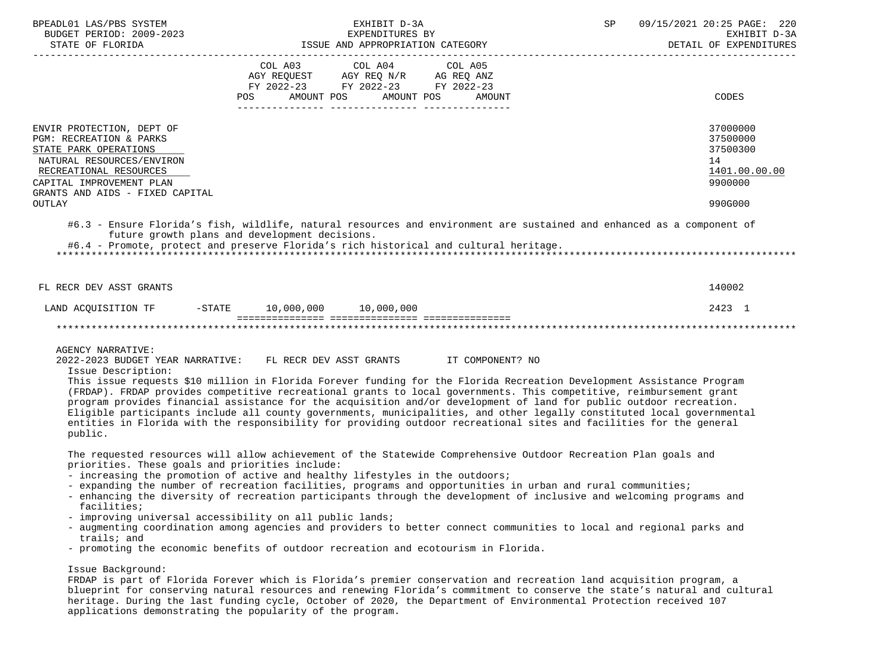| | COL A03 AGY REQUEST FY 2022-23 POS AMOUNT | COL A04 AGY REQ N/R FY 2022-23 POS AMOUNT | COL A05 AG REQ ANZ FY 2022-23 POS AMOUNT | CODES |
|---|---|---|---|---|
| ENVIR PROTECTION, DEPT OF | | | | 37000000 |
| PGM: RECREATION & PARKS | | | | 37500000 |
| STATE PARK OPERATIONS | | | | 37500300 |
| NATURAL RESOURCES/ENVIRON | | | | 14 |
| RECREATIONAL RESOURCES | | | | 1401.00.00.00 |
| CAPITAL IMPROVEMENT PLAN | | | | 9900000 |
| GRANTS AND AIDS - FIXED CAPITAL OUTLAY | | | | 990G000 |

#6.3 - Ensure Florida's fish, wildlife, natural resources and environment are sustained and enhanced as a component of future growth plans and development decisions.
#6.4 - Promote, protect and preserve Florida's rich historical and cultural heritage.

| | COL A03 | COL A04 | COL A05 | CODES |
|---|---|---|---|---|
| FL RECR DEV ASST GRANTS | | | | 140002 |
| LAND ACQUISITION TF -STATE | 10,000,000 | 10,000,000 | | 2423 1 |

AGENCY NARRATIVE:
2022-2023 BUDGET YEAR NARRATIVE: FL RECR DEV ASST GRANTS IT COMPONENT? NO

Issue Description:
This issue requests $10 million in Florida Forever funding for the Florida Recreation Development Assistance Program (FRDAP). FRDAP provides competitive recreational grants to local governments. This competitive, reimbursement grant program provides financial assistance for the acquisition and/or development of land for public outdoor recreation. Eligible participants include all county governments, municipalities, and other legally constituted local governmental entities in Florida with the responsibility for providing outdoor recreational sites and facilities for the general public.

The requested resources will allow achievement of the Statewide Comprehensive Outdoor Recreation Plan goals and priorities. These goals and priorities include:
- increasing the promotion of active and healthy lifestyles in the outdoors;
- expanding the number of recreation facilities, programs and opportunities in urban and rural communities;
- enhancing the diversity of recreation participants through the development of inclusive and welcoming programs and facilities;
- improving universal accessibility on all public lands;
- augmenting coordination among agencies and providers to better connect communities to local and regional parks and trails; and
- promoting the economic benefits of outdoor recreation and ecotourism in Florida.

Issue Background:
FRDAP is part of Florida Forever which is Florida's premier conservation and recreation land acquisition program, a blueprint for conserving natural resources and renewing Florida's commitment to conserve the state's natural and cultural heritage. During the last funding cycle, October of 2020, the Department of Environmental Protection received 107 applications demonstrating the popularity of the program.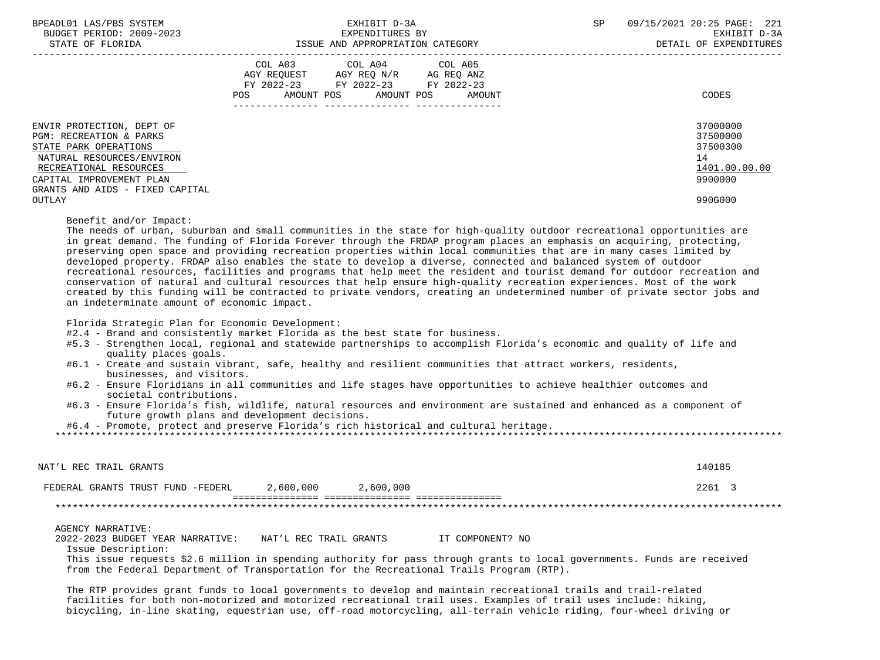| | COL A03 AGY REQUEST FY 2022-23 POS AMOUNT | COL A04 AGY REQ N/R FY 2022-23 POS AMOUNT | COL A05 AG REQ ANZ FY 2022-23 POS AMOUNT | CODES |
|---|---|---|---|---|
| ENVIR PROTECTION, DEPT OF | | | | 37000000 |
| PGM: RECREATION & PARKS | | | | 37500000 |
| STATE PARK OPERATIONS | | | | 37500300 |
| NATURAL RESOURCES/ENVIRON | | | | 14 |
| RECREATIONAL RESOURCES | | | | 1401.00.00.00 |
| CAPITAL IMPROVEMENT PLAN | | | | 9900000 |
| GRANTS AND AIDS - FIXED CAPITAL OUTLAY | | | | 990G000 |

Benefit and/or Impact:
The needs of urban, suburban and small communities in the state for high-quality outdoor recreational opportunities are in great demand. The funding of Florida Forever through the FRDAP program places an emphasis on acquiring, protecting, preserving open space and providing recreation properties within local communities that are in many cases limited by developed property. FRDAP also enables the state to develop a diverse, connected and balanced system of outdoor recreational resources, facilities and programs that help meet the resident and tourist demand for outdoor recreation and conservation of natural and cultural resources that help ensure high-quality recreation experiences. Most of the work created by this funding will be contracted to private vendors, creating an undetermined number of private sector jobs and an indeterminate amount of economic impact.

Florida Strategic Plan for Economic Development:
- #2.4 - Brand and consistently market Florida as the best state for business.
- #5.3 - Strengthen local, regional and statewide partnerships to accomplish Florida's economic and quality of life and quality places goals.
- #6.1 - Create and sustain vibrant, safe, healthy and resilient communities that attract workers, residents, businesses, and visitors.
- #6.2 - Ensure Floridians in all communities and life stages have opportunities to achieve healthier outcomes and societal contributions.
- #6.3 - Ensure Florida's fish, wildlife, natural resources and environment are sustained and enhanced as a component of future growth plans and development decisions.
- #6.4 - Promote, protect and preserve Florida's rich historical and cultural heritage.

*****************************************************************************************************************************

| | COL A03 | COL A04 | COL A05 | CODES |
|---|---|---|---|---|
| NAT'L REC TRAIL GRANTS | | | | 140185 |
| FEDERAL GRANTS TRUST FUND -FEDERL | 2,600,000 | 2,600,000 | | 2261 3 |

*****************************************************************************************************************************

AGENCY NARRATIVE:
2022-2023 BUDGET YEAR NARRATIVE: NAT'L REC TRAIL GRANTS IT COMPONENT? NO

Issue Description:
This issue requests $2.6 million in spending authority for pass through grants to local governments. Funds are received from the Federal Department of Transportation for the Recreational Trails Program (RTP).

The RTP provides grant funds to local governments to develop and maintain recreational trails and trail-related facilities for both non-motorized and motorized recreational trail uses. Examples of trail uses include: hiking, bicycling, in-line skating, equestrian use, off-road motorcycling, all-terrain vehicle riding, four-wheel driving or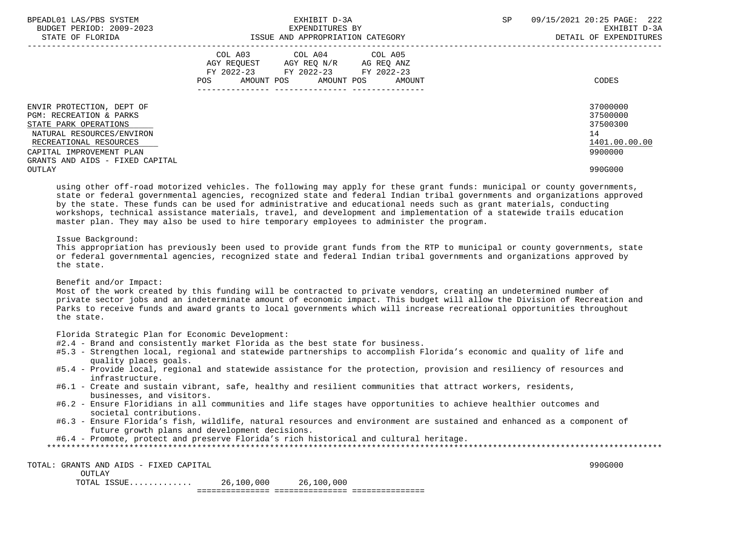| | COL A03 AGY REQUEST FY 2022-23 POS AMOUNT | COL A04 AGY REQ N/R FY 2022-23 POS AMOUNT | COL A05 AG REQ ANZ FY 2022-23 POS AMOUNT | CODES |
|---|---|---|---|---|
| ENVIR PROTECTION, DEPT OF | | | | 37000000 |
| PGM: RECREATION & PARKS | | | | 37500000 |
| STATE PARK OPERATIONS | | | | 37500300 |
| NATURAL RESOURCES/ENVIRON | | | | 14 |
| RECREATIONAL RESOURCES | | | | 1401.00.00.00 |
| CAPITAL IMPROVEMENT PLAN | | | | 9900000 |
| GRANTS AND AIDS - FIXED CAPITAL OUTLAY | | | | 990G000 |

using other off-road motorized vehicles. The following may apply for these grant funds: municipal or county governments, state or federal governmental agencies, recognized state and federal Indian tribal governments and organizations approved by the state. These funds can be used for administrative and educational needs such as grant materials, conducting workshops, technical assistance materials, travel, and development and implementation of a statewide trails education master plan. They may also be used to hire temporary employees to administer the program.

Issue Background:
This appropriation has previously been used to provide grant funds from the RTP to municipal or county governments, state or federal governmental agencies, recognized state and federal Indian tribal governments and organizations approved by the state.

Benefit and/or Impact:
Most of the work created by this funding will be contracted to private vendors, creating an undetermined number of private sector jobs and an indeterminate amount of economic impact. This budget will allow the Division of Recreation and Parks to receive funds and award grants to local governments which will increase recreational opportunities throughout the state.

Florida Strategic Plan for Economic Development:
- #2.4 - Brand and consistently market Florida as the best state for business.
- #5.3 - Strengthen local, regional and statewide partnerships to accomplish Florida's economic and quality of life and quality places goals.
- #5.4 - Provide local, regional and statewide assistance for the protection, provision and resiliency of resources and infrastructure.
- #6.1 - Create and sustain vibrant, safe, healthy and resilient communities that attract workers, residents, businesses, and visitors.
- #6.2 - Ensure Floridians in all communities and life stages have opportunities to achieve healthier outcomes and societal contributions.
- #6.3 - Ensure Florida's fish, wildlife, natural resources and environment are sustained and enhanced as a component of future growth plans and development decisions.
- #6.4 - Promote, protect and preserve Florida's rich historical and cultural heritage.

| | COL A03 | COL A04 | COL A05 | CODES |
|---|---|---|---|---|
| TOTAL: GRANTS AND AIDS - FIXED CAPITAL OUTLAY | | | | 990G000 |
| TOTAL ISSUE............ | 26,100,000 | 26,100,000 | | |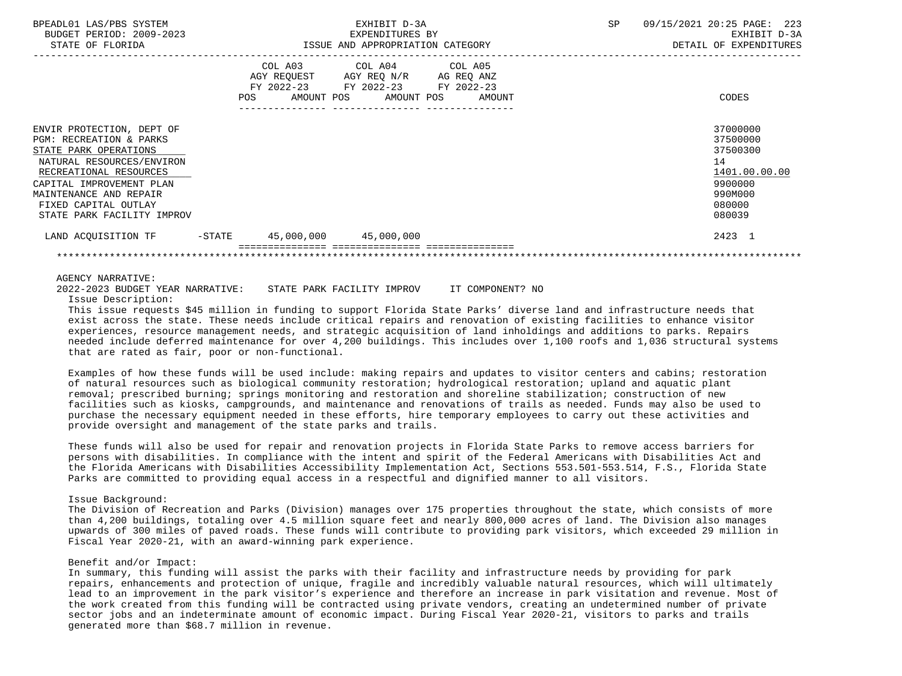| | COL A03 AGY REQUEST FY 2022-23 POS AMOUNT | COL A04 AGY REQ N/R FY 2022-23 POS AMOUNT | COL A05 AG REQ ANZ FY 2022-23 POS AMOUNT | CODES |
|---|---|---|---|---|
| ENVIR PROTECTION, DEPT OF | | | | 37000000 |
| PGM: RECREATION & PARKS | | | | 37500000 |
| STATE PARK OPERATIONS | | | | 37500300 |
| NATURAL RESOURCES/ENVIRON | | | | 14 |
| RECREATIONAL RESOURCES | | | | 1401.00.00.00 |
| CAPITAL IMPROVEMENT PLAN | | | | 9900000 |
| MAINTENANCE AND REPAIR | | | | 990M000 |
| FIXED CAPITAL OUTLAY | | | | 080000 |
| STATE PARK FACILITY IMPROV | | | | 080039 |
| LAND ACQUISITION TF -STATE | 45,000,000 | 45,000,000 | | 2423 1 |

AGENCY NARRATIVE:

2022-2023 BUDGET YEAR NARRATIVE: STATE PARK FACILITY IMPROV IT COMPONENT? NO

Issue Description:

This issue requests $45 million in funding to support Florida State Parks' diverse land and infrastructure needs that exist across the state. These needs include critical repairs and renovation of existing facilities to enhance visitor experiences, resource management needs, and strategic acquisition of land inholdings and additions to parks. Repairs needed include deferred maintenance for over 4,200 buildings. This includes over 1,100 roofs and 1,036 structural systems that are rated as fair, poor or non-functional.

Examples of how these funds will be used include: making repairs and updates to visitor centers and cabins; restoration of natural resources such as biological community restoration; hydrological restoration; upland and aquatic plant removal; prescribed burning; springs monitoring and restoration and shoreline stabilization; construction of new facilities such as kiosks, campgrounds, and maintenance and renovations of trails as needed. Funds may also be used to purchase the necessary equipment needed in these efforts, hire temporary employees to carry out these activities and provide oversight and management of the state parks and trails.

These funds will also be used for repair and renovation projects in Florida State Parks to remove access barriers for persons with disabilities. In compliance with the intent and spirit of the Federal Americans with Disabilities Act and the Florida Americans with Disabilities Accessibility Implementation Act, Sections 553.501-553.514, F.S., Florida State Parks are committed to providing equal access in a respectful and dignified manner to all visitors.

Issue Background:

The Division of Recreation and Parks (Division) manages over 175 properties throughout the state, which consists of more than 4,200 buildings, totaling over 4.5 million square feet and nearly 800,000 acres of land. The Division also manages upwards of 300 miles of paved roads. These funds will contribute to providing park visitors, which exceeded 29 million in Fiscal Year 2020-21, with an award-winning park experience.

Benefit and/or Impact:

In summary, this funding will assist the parks with their facility and infrastructure needs by providing for park repairs, enhancements and protection of unique, fragile and incredibly valuable natural resources, which will ultimately lead to an improvement in the park visitor's experience and therefore an increase in park visitation and revenue. Most of the work created from this funding will be contracted using private vendors, creating an undetermined number of private sector jobs and an indeterminate amount of economic impact. During Fiscal Year 2020-21, visitors to parks and trails generated more than $68.7 million in revenue.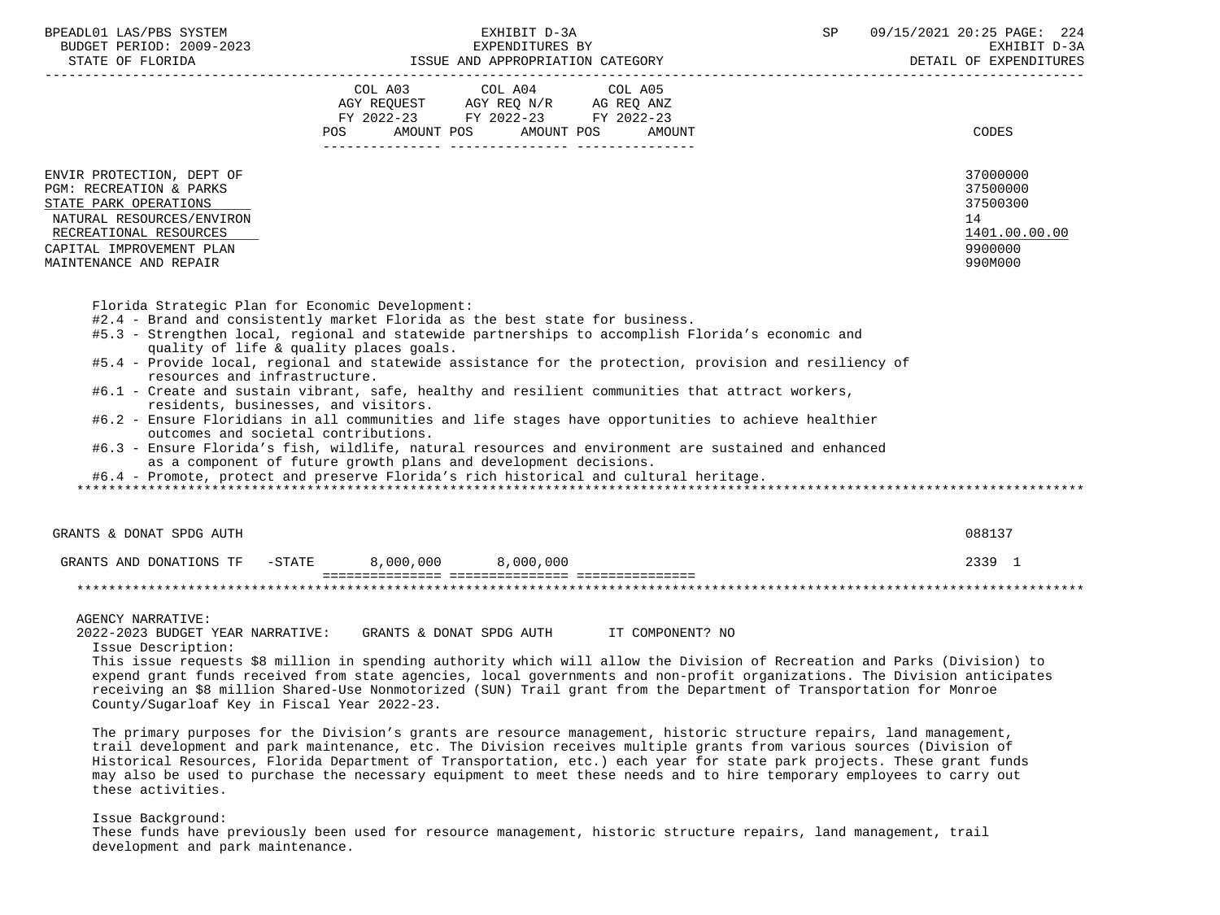| | COL A03 AGY REQUEST FY 2022-23 POS AMOUNT | COL A04 AGY REQ N/R FY 2022-23 POS AMOUNT | COL A05 AG REQ ANZ FY 2022-23 POS AMOUNT | CODES |
|---|---|---|---|---|
| ENVIR PROTECTION, DEPT OF | | | | 37000000 |
| PGM: RECREATION & PARKS | | | | 37500000 |
| STATE PARK OPERATIONS | | | | 37500300 |
| NATURAL RESOURCES/ENVIRON | | | | 14 |
| RECREATIONAL RESOURCES | | | | 1401.00.00.00 |
| CAPITAL IMPROVEMENT PLAN | | | | 9900000 |
| MAINTENANCE AND REPAIR | | | | 990M000 |

Florida Strategic Plan for Economic Development:
- #2.4 - Brand and consistently market Florida as the best state for business.
- #5.3 - Strengthen local, regional and statewide partnerships to accomplish Florida's economic and quality of life & quality places goals.
- #5.4 - Provide local, regional and statewide assistance for the protection, provision and resiliency of resources and infrastructure.
- #6.1 - Create and sustain vibrant, safe, healthy and resilient communities that attract workers, residents, businesses, and visitors.
- #6.2 - Ensure Floridians in all communities and life stages have opportunities to achieve healthier outcomes and societal contributions.
- #6.3 - Ensure Florida's fish, wildlife, natural resources and environment are sustained and enhanced as a component of future growth plans and development decisions.
- #6.4 - Promote, protect and preserve Florida's rich historical and cultural heritage.

******************************************************************************************************************

| | COL A03 | COL A04 | COL A05 | CODES |
|---|---|---|---|---|
| GRANTS & DONAT SPDG AUTH | | | | 088137 |
| GRANTS AND DONATIONS TF -STATE | 8,000,000 | 8,000,000 | | 2339 1 |

******************************************************************************************************************

AGENCY NARRATIVE:
2022-2023 BUDGET YEAR NARRATIVE: GRANTS & DONAT SPDG AUTH IT COMPONENT? NO

Issue Description:
This issue requests $8 million in spending authority which will allow the Division of Recreation and Parks (Division) to expend grant funds received from state agencies, local governments and non-profit organizations. The Division anticipates receiving an $8 million Shared-Use Nonmotorized (SUN) Trail grant from the Department of Transportation for Monroe County/Sugarloaf Key in Fiscal Year 2022-23.

The primary purposes for the Division's grants are resource management, historic structure repairs, land management, trail development and park maintenance, etc. The Division receives multiple grants from various sources (Division of Historical Resources, Florida Department of Transportation, etc.) each year for state park projects. These grant funds may also be used to purchase the necessary equipment to meet these needs and to hire temporary employees to carry out these activities.

Issue Background:
These funds have previously been used for resource management, historic structure repairs, land management, trail development and park maintenance.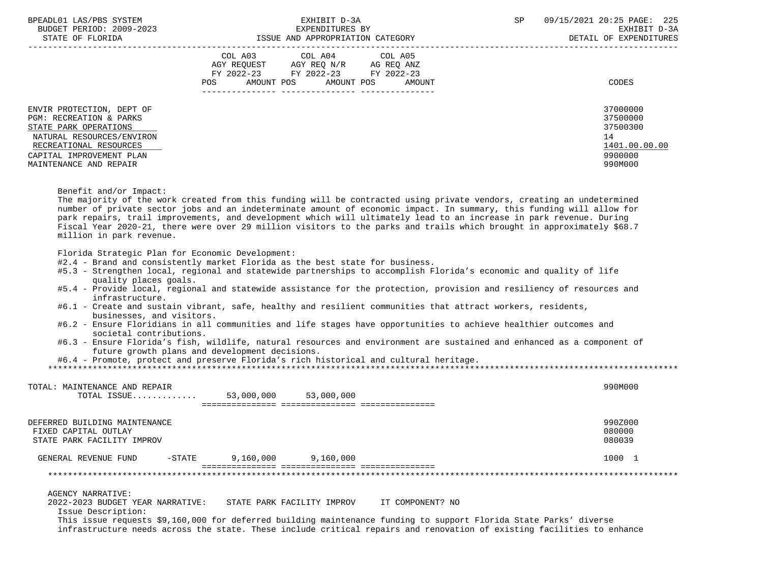| | COL A03 AGY REQUEST FY 2022-23 POS AMOUNT | COL A04 AGY REQ N/R FY 2022-23 POS AMOUNT | COL A05 AG REQ ANZ FY 2022-23 POS AMOUNT | CODES |
|---|---|---|---|---|
| ENVIR PROTECTION, DEPT OF | | | | 37000000 |
| PGM: RECREATION & PARKS | | | | 37500000 |
| STATE PARK OPERATIONS | | | | 37500300 |
| NATURAL RESOURCES/ENVIRON | | | | 14 |
| RECREATIONAL RESOURCES | | | | 1401.00.00.00 |
| CAPITAL IMPROVEMENT PLAN | | | | 9900000 |
| MAINTENANCE AND REPAIR | | | | 990M000 |

Benefit and/or Impact:
The majority of the work created from this funding will be contracted using private vendors, creating an undetermined number of private sector jobs and an indeterminate amount of economic impact. In summary, this funding will allow for park repairs, trail improvements, and development which will ultimately lead to an increase in park revenue. During Fiscal Year 2020-21, there were over 29 million visitors to the parks and trails which brought in approximately $68.7 million in park revenue.

Florida Strategic Plan for Economic Development:
- #2.4 - Brand and consistently market Florida as the best state for business.
- #5.3 - Strengthen local, regional and statewide partnerships to accomplish Florida's economic and quality of life quality places goals.
- #5.4 - Provide local, regional and statewide assistance for the protection, provision and resiliency of resources and infrastructure.
- #6.1 - Create and sustain vibrant, safe, healthy and resilient communities that attract workers, residents, businesses, and visitors.
- #6.2 - Ensure Floridians in all communities and life stages have opportunities to achieve healthier outcomes and societal contributions.
- #6.3 - Ensure Florida's fish, wildlife, natural resources and environment are sustained and enhanced as a component of future growth plans and development decisions.
- #6.4 - Promote, protect and preserve Florida's rich historical and cultural heritage.

| | COL A03 | COL A04 | COL A05 | CODES |
|---|---|---|---|---|
| TOTAL: MAINTENANCE AND REPAIR | | | | 990M000 |
| TOTAL ISSUE............ | 53,000,000 | 53,000,000 | | |
| DEFERRED BUILDING MAINTENANCE | | | | 990Z000 |
| FIXED CAPITAL OUTLAY | | | | 080000 |
| STATE PARK FACILITY IMPROV | | | | 080039 |
| GENERAL REVENUE FUND -STATE | 9,160,000 | 9,160,000 | | 1000 1 |

AGENCY NARRATIVE:
2022-2023 BUDGET YEAR NARRATIVE: STATE PARK FACILITY IMPROV IT COMPONENT? NO
Issue Description:
This issue requests $9,160,000 for deferred building maintenance funding to support Florida State Parks' diverse infrastructure needs across the state. These include critical repairs and renovation of existing facilities to enhance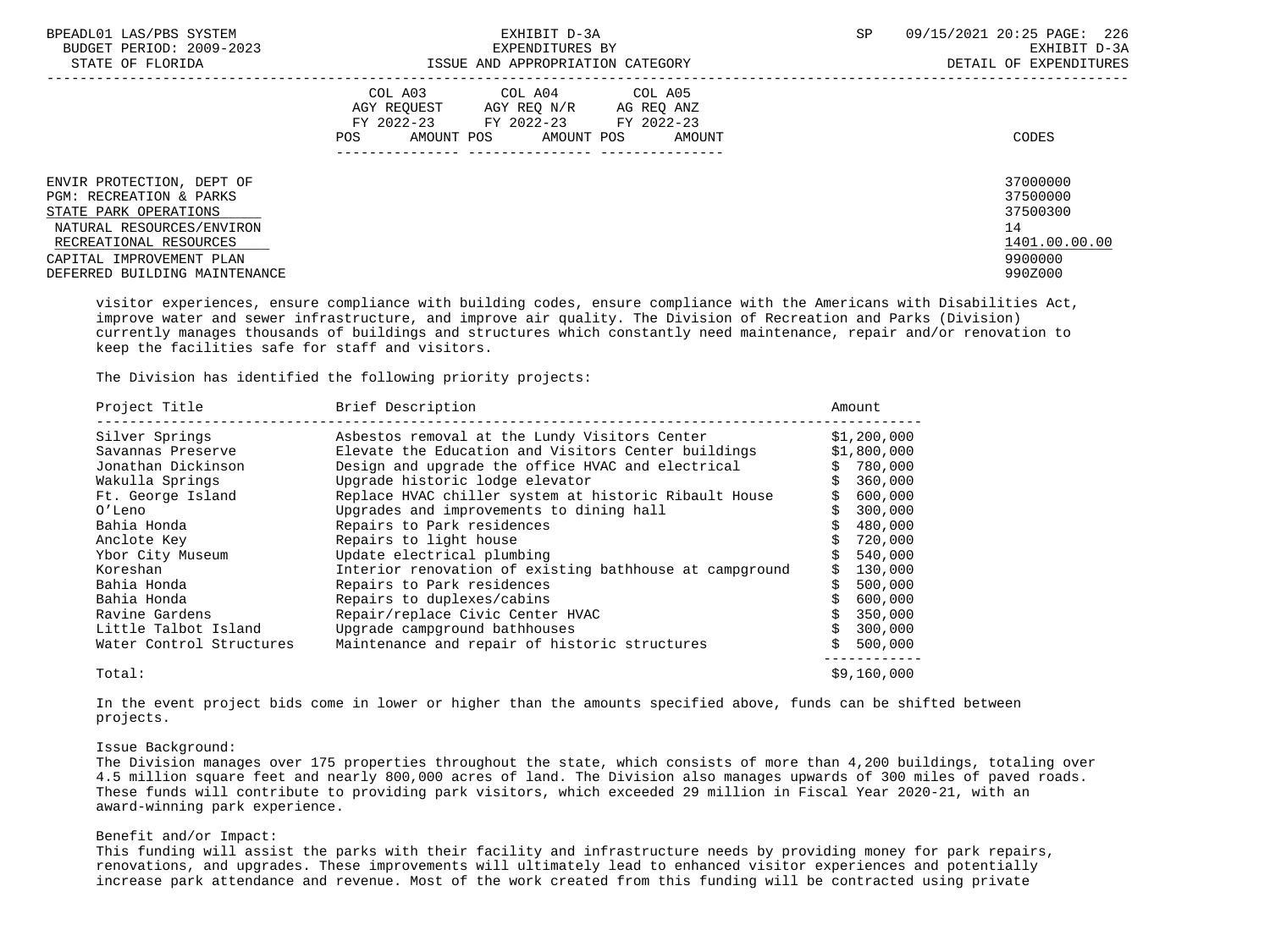ENVIR PROTECTION, DEPT OF 37000000
PGM: RECREATION & PARKS 37500000
STATE PARK OPERATIONS 37500300
NATURAL RESOURCES/ENVIRON 14
RECREATIONAL RESOURCES 1401.00.00.00
CAPITAL IMPROVEMENT PLAN 9900000
DEFERRED BUILDING MAINTENANCE 990Z000

visitor experiences, ensure compliance with building codes, ensure compliance with the Americans with Disabilities Act, improve water and sewer infrastructure, and improve air quality. The Division of Recreation and Parks (Division) currently manages thousands of buildings and structures which constantly need maintenance, repair and/or renovation to keep the facilities safe for staff and visitors.

The Division has identified the following priority projects:

| Project Title | Brief Description | Amount |
|---|---|---|
| Silver Springs | Asbestos removal at the Lundy Visitors Center | $1,200,000 |
| Savannas Preserve | Elevate the Education and Visitors Center buildings | $1,800,000 |
| Jonathan Dickinson | Design and upgrade the office HVAC and electrical | $ 780,000 |
| Wakulla Springs | Upgrade historic lodge elevator | $ 360,000 |
| Ft. George Island | Replace HVAC chiller system at historic Ribault House | $ 600,000 |
| O'Leno | Upgrades and improvements to dining hall | $ 300,000 |
| Bahia Honda | Repairs to Park residences | $ 480,000 |
| Anclote Key | Repairs to light house | $ 720,000 |
| Ybor City Museum | Update electrical plumbing | $ 540,000 |
| Koreshan | Interior renovation of existing bathhouse at campground | $ 130,000 |
| Bahia Honda | Repairs to Park residences | $ 500,000 |
| Bahia Honda | Repairs to duplexes/cabins | $ 600,000 |
| Ravine Gardens | Repair/replace Civic Center HVAC | $ 350,000 |
| Little Talbot Island | Upgrade campground bathhouses | $ 300,000 |
| Water Control Structures | Maintenance and repair of historic structures | $ 500,000 |
| Total: | | $9,160,000 |

In the event project bids come in lower or higher than the amounts specified above, funds can be shifted between projects.

Issue Background:
The Division manages over 175 properties throughout the state, which consists of more than 4,200 buildings, totaling over 4.5 million square feet and nearly 800,000 acres of land. The Division also manages upwards of 300 miles of paved roads. These funds will contribute to providing park visitors, which exceeded 29 million in Fiscal Year 2020-21, with an award-winning park experience.

Benefit and/or Impact:
This funding will assist the parks with their facility and infrastructure needs by providing money for park repairs, renovations, and upgrades. These improvements will ultimately lead to enhanced visitor experiences and potentially increase park attendance and revenue. Most of the work created from this funding will be contracted using private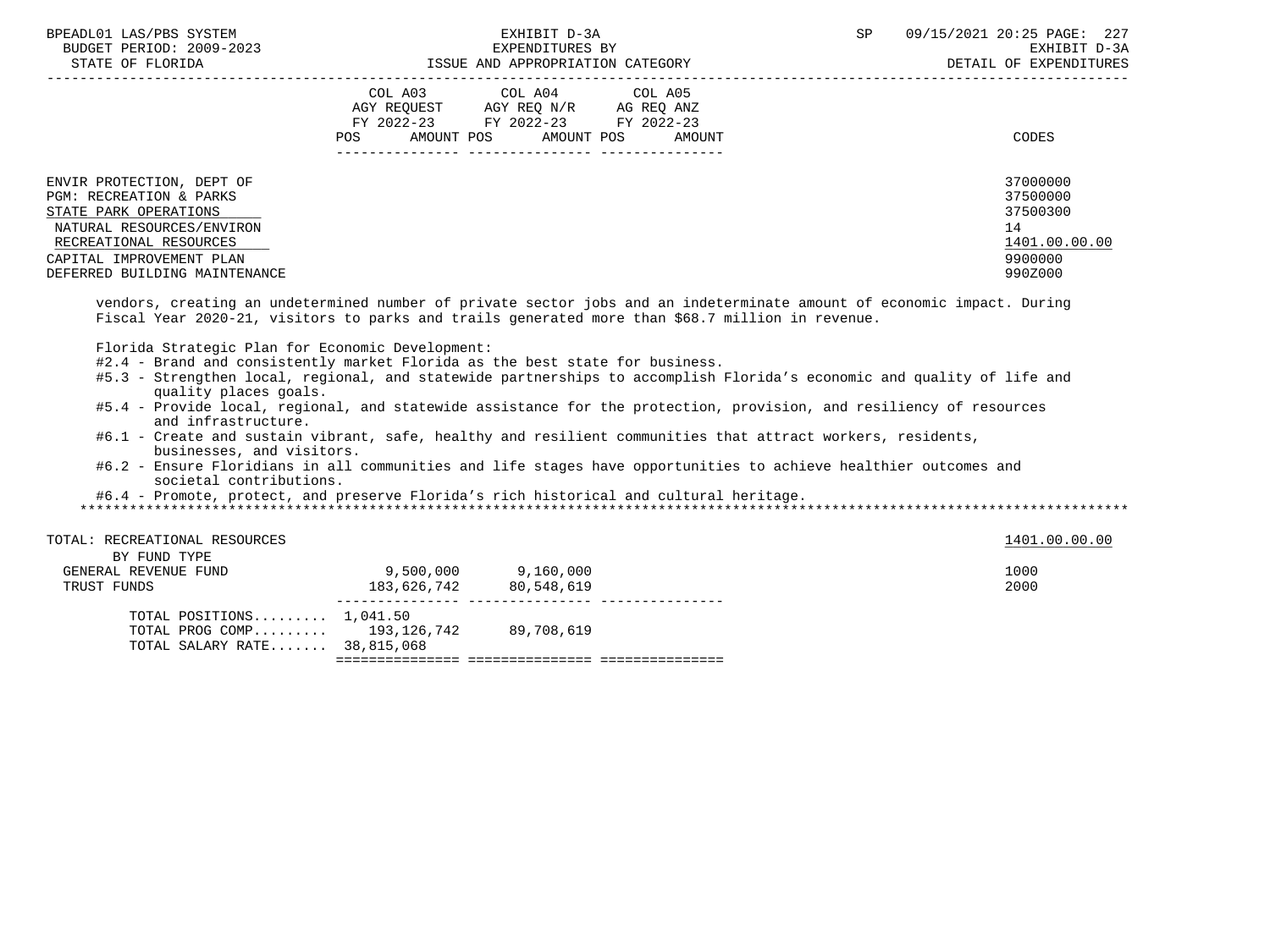| | COL A03 AGY REQUEST FY 2022-23 POS | AMOUNT | COL A04 AGY REQ N/R FY 2022-23 POS | AMOUNT | COL A05 AG REQ ANZ FY 2022-23 POS | AMOUNT | CODES |
|---|---|---|---|---|---|---|---|
| ENVIR PROTECTION, DEPT OF | | | | | | | 37000000 |
| PGM: RECREATION & PARKS | | | | | | | 37500000 |
| STATE PARK OPERATIONS | | | | | | | 37500300 |
| NATURAL RESOURCES/ENVIRON | | | | | | | 14 |
| RECREATIONAL RESOURCES | | | | | | | 1401.00.00.00 |
| CAPITAL IMPROVEMENT PLAN | | | | | | | 9900000 |
| DEFERRED BUILDING MAINTENANCE | | | | | | | 990Z000 |

vendors, creating an undetermined number of private sector jobs and an indeterminate amount of economic impact. During Fiscal Year 2020-21, visitors to parks and trails generated more than $68.7 million in revenue.

Florida Strategic Plan for Economic Development:
- #2.4 - Brand and consistently market Florida as the best state for business.
- #5.3 - Strengthen local, regional, and statewide partnerships to accomplish Florida's economic and quality of life and quality places goals.
- #5.4 - Provide local, regional, and statewide assistance for the protection, provision, and resiliency of resources and infrastructure.
- #6.1 - Create and sustain vibrant, safe, healthy and resilient communities that attract workers, residents, businesses, and visitors.
- #6.2 - Ensure Floridians in all communities and life stages have opportunities to achieve healthier outcomes and societal contributions.
- #6.4 - Promote, protect, and preserve Florida's rich historical and cultural heritage.

*******************************************************************************************************************************

| | COL A03 POS | AMOUNT | COL A04 POS | AMOUNT | COL A05 POS | AMOUNT | CODES |
|---|---|---|---|---|---|---|---|
| TOTAL: RECREATIONAL RESOURCES | | | | | | | 1401.00.00.00 |
| BY FUND TYPE | | | | | | | |
| GENERAL REVENUE FUND | | 9,500,000 | | 9,160,000 | | | 1000 |
| TRUST FUNDS | | 183,626,742 | | 80,548,619 | | | 2000 |
| TOTAL POSITIONS......... | 1,041.50 | | | | | | |
| TOTAL PROG COMP......... | | 193,126,742 | | 89,708,619 | | | |
| TOTAL SALARY RATE....... | | 38,815,068 | | | | | |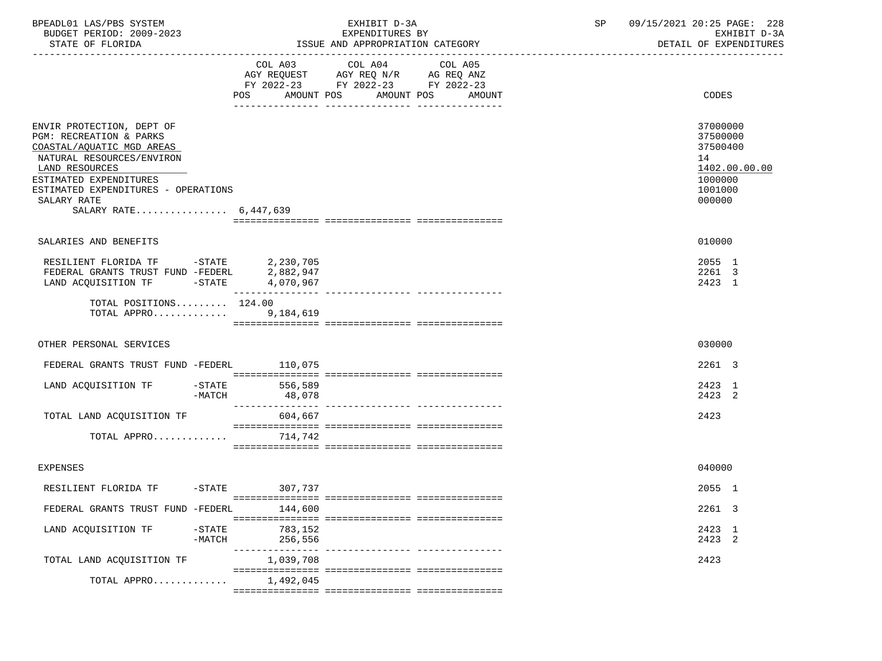BPEADL01 LAS/PBS SYSTEM — EXHIBIT D-3A — EXPENDITURES BY ISSUE AND APPROPRIATION CATEGORY — SP 09/15/2021 20:25 PAGE: 228

BUDGET PERIOD: 2009-2023 — STATE OF FLORIDA — EXHIBIT D-3A DETAIL OF EXPENDITURES

| | COL A03 AGY REQUEST FY 2022-23 POS AMOUNT | COL A04 AGY REQ N/R FY 2022-23 POS AMOUNT | COL A05 AG REQ ANZ FY 2022-23 POS AMOUNT | CODES |
|---|---|---|---|---|
| ENVIR PROTECTION, DEPT OF | | | | 37000000 |
| PGM: RECREATION & PARKS | | | | 37500000 |
| COASTAL/AQUATIC MGD AREAS | | | | 37500400 |
| NATURAL RESOURCES/ENVIRON | | | | 14 |
| LAND RESOURCES | | | | 1402.00.00.00 |
| ESTIMATED EXPENDITURES | | | | 1000000 |
| ESTIMATED EXPENDITURES - OPERATIONS | | | | 1001000 |
| SALARY RATE | | | | 000000 |
| SALARY RATE................ 6,447,639 | | | | |
| SALARIES AND BENEFITS | | | | 010000 |
| RESILIENT FLORIDA TF -STATE | 2,230,705 | | | 2055 1 |
| FEDERAL GRANTS TRUST FUND -FEDERL | 2,882,947 | | | 2261 3 |
| LAND ACQUISITION TF -STATE | 4,070,967 | | | 2423 1 |
| TOTAL POSITIONS......... | 124.00 | | | |
| TOTAL APPRO............. | 9,184,619 | | | |
| OTHER PERSONAL SERVICES | | | | 030000 |
| FEDERAL GRANTS TRUST FUND -FEDERL | 110,075 | | | 2261 3 |
| LAND ACQUISITION TF -STATE | 556,589 | | | 2423 1 |
| -MATCH | 48,078 | | | 2423 2 |
| TOTAL LAND ACQUISITION TF | 604,667 | | | 2423 |
| TOTAL APPRO............. | 714,742 | | | |
| EXPENSES | | | | 040000 |
| RESILIENT FLORIDA TF -STATE | 307,737 | | | 2055 1 |
| FEDERAL GRANTS TRUST FUND -FEDERL | 144,600 | | | 2261 3 |
| LAND ACQUISITION TF -STATE | 783,152 | | | 2423 1 |
| -MATCH | 256,556 | | | 2423 2 |
| TOTAL LAND ACQUISITION TF | 1,039,708 | | | 2423 |
| TOTAL APPRO............. | 1,492,045 | | | |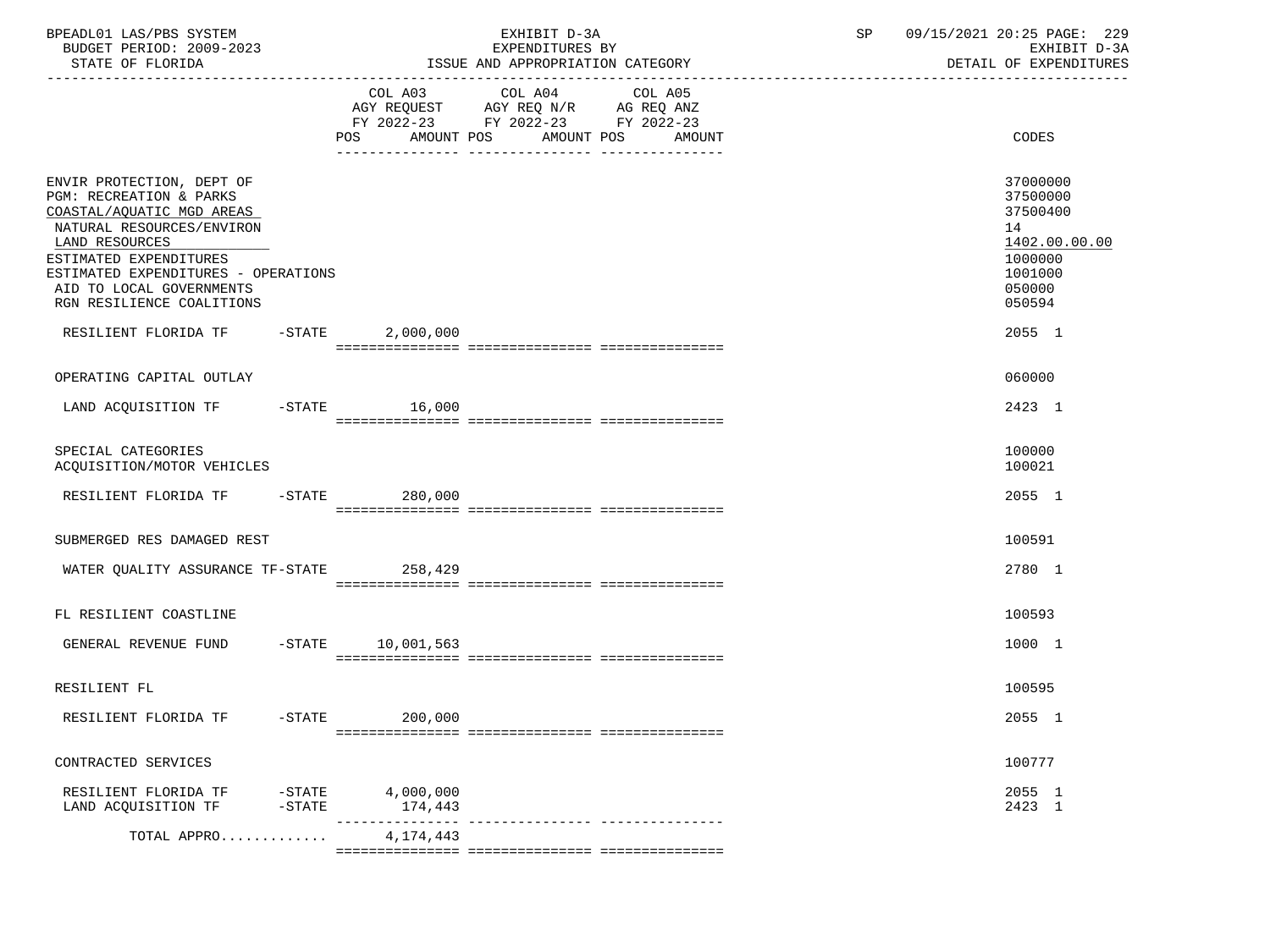BPEADL01 LAS/PBS SYSTEM — EXHIBIT D-3A — EXPENDITURES BY ISSUE AND APPROPRIATION CATEGORY
BUDGET PERIOD: 2009-2023 — STATE OF FLORIDA
SP 09/15/2021 20:25 — EXHIBIT D-3A — DETAIL OF EXPENDITURES

| | COL A03 AGY REQUEST FY 2022-23 POS AMOUNT | COL A04 AGY REQ N/R FY 2022-23 POS AMOUNT | COL A05 AG REQ ANZ FY 2022-23 POS AMOUNT | CODES |
|---|---|---|---|---|
| ENVIR PROTECTION, DEPT OF | | | | 37000000 |
| PGM: RECREATION & PARKS | | | | 37500000 |
| COASTAL/AQUATIC MGD AREAS | | | | 37500400 |
| NATURAL RESOURCES/ENVIRON | | | | 14 |
| LAND RESOURCES | | | | 1402.00.00.00 |
| ESTIMATED EXPENDITURES | | | | 1000000 |
| ESTIMATED EXPENDITURES - OPERATIONS | | | | 1001000 |
| AID TO LOCAL GOVERNMENTS | | | | 050000 |
| RGN RESILIENCE COALITIONS | | | | 050594 |
| RESILIENT FLORIDA TF -STATE | 2,000,000 | | | 2055 1 |
| OPERATING CAPITAL OUTLAY | | | | 060000 |
| LAND ACQUISITION TF -STATE | 16,000 | | | 2423 1 |
| SPECIAL CATEGORIES | | | | 100000 |
| ACQUISITION/MOTOR VEHICLES | | | | 100021 |
| RESILIENT FLORIDA TF -STATE | 280,000 | | | 2055 1 |
| SUBMERGED RES DAMAGED REST | | | | 100591 |
| WATER QUALITY ASSURANCE TF-STATE | 258,429 | | | 2780 1 |
| FL RESILIENT COASTLINE | | | | 100593 |
| GENERAL REVENUE FUND -STATE | 10,001,563 | | | 1000 1 |
| RESILIENT FL | | | | 100595 |
| RESILIENT FLORIDA TF -STATE | 200,000 | | | 2055 1 |
| CONTRACTED SERVICES | | | | 100777 |
| RESILIENT FLORIDA TF -STATE | 4,000,000 | | | 2055 1 |
| LAND ACQUISITION TF -STATE | 174,443 | | | 2423 1 |
| TOTAL APPRO............. | 4,174,443 | | | |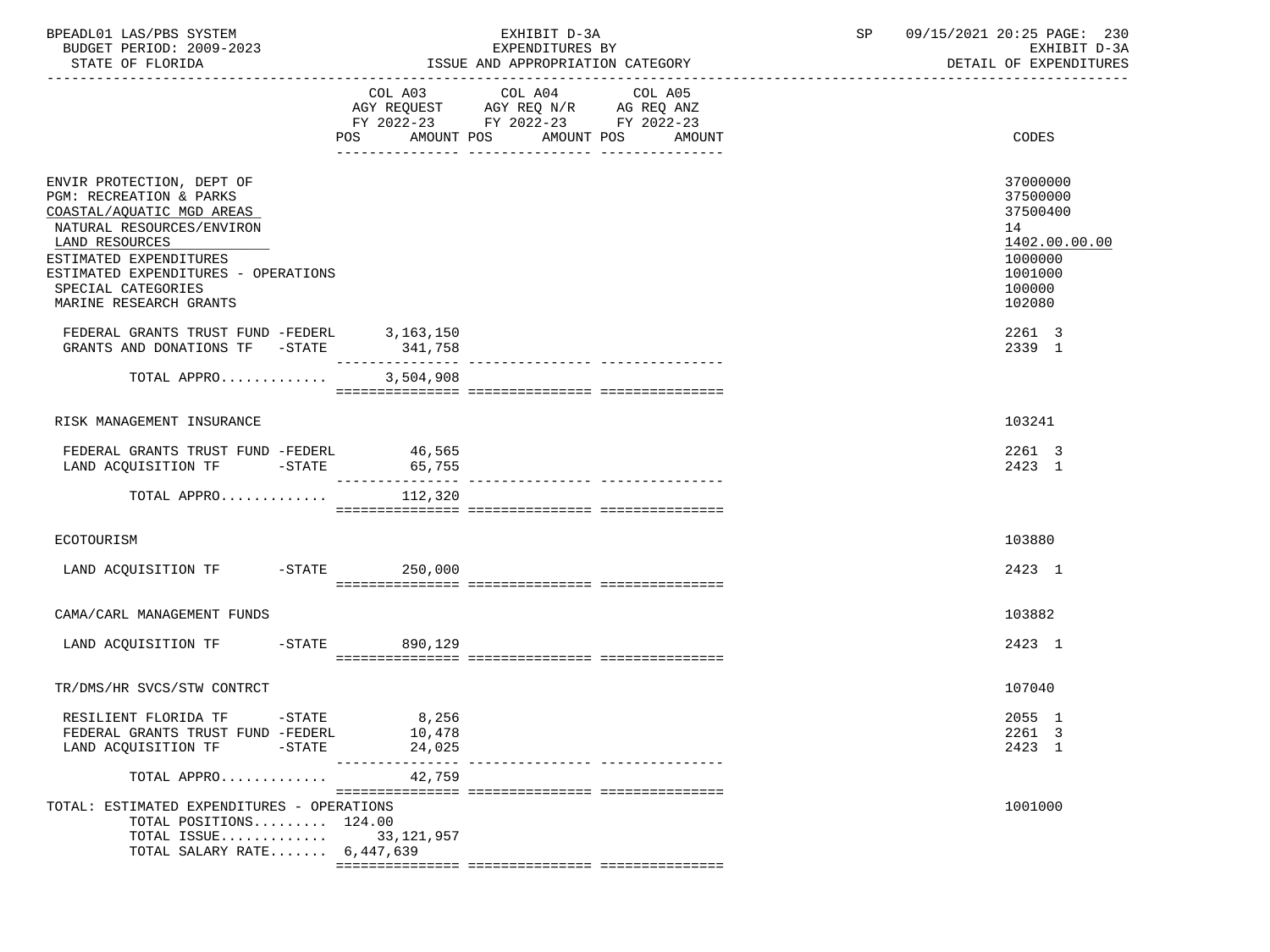BPEADL01 LAS/PBS SYSTEM | EXHIBIT D-3A | SP 09/15/2021 20:25
BUDGET PERIOD: 2009-2023 | EXPENDITURES BY | EXHIBIT D-3A
STATE OF FLORIDA | ISSUE AND APPROPRIATION CATEGORY | DETAIL OF EXPENDITURES

| | COL A03 AGY REQUEST FY 2022-23 POS AMOUNT | COL A04 AGY REQ N/R FY 2022-23 POS AMOUNT | COL A05 AG REQ ANZ FY 2022-23 POS AMOUNT | CODES |
|---|---|---|---|---|
| ENVIR PROTECTION, DEPT OF | | | | 37000000 |
| PGM: RECREATION & PARKS | | | | 37500000 |
| COASTAL/AQUATIC MGD AREAS | | | | 37500400 |
| NATURAL RESOURCES/ENVIRON | | | | 14 |
| LAND RESOURCES | | | | 1402.00.00.00 |
| ESTIMATED EXPENDITURES | | | | 1000000 |
| ESTIMATED EXPENDITURES - OPERATIONS | | | | 1001000 |
| SPECIAL CATEGORIES | | | | 100000 |
| MARINE RESEARCH GRANTS | | | | 102080 |
| FEDERAL GRANTS TRUST FUND -FEDERL | 3,163,150 | | | 2261 3 |
| GRANTS AND DONATIONS TF -STATE | 341,758 | | | 2339 1 |
| TOTAL APPRO............ | 3,504,908 | | | |
| RISK MANAGEMENT INSURANCE | | | | 103241 |
| FEDERAL GRANTS TRUST FUND -FEDERL | 46,565 | | | 2261 3 |
| LAND ACQUISITION TF -STATE | 65,755 | | | 2423 1 |
| TOTAL APPRO............ | 112,320 | | | |
| ECOTOURISM | | | | 103880 |
| LAND ACQUISITION TF -STATE | 250,000 | | | 2423 1 |
| CAMA/CARL MANAGEMENT FUNDS | | | | 103882 |
| LAND ACQUISITION TF -STATE | 890,129 | | | 2423 1 |
| TR/DMS/HR SVCS/STW CONTRCT | | | | 107040 |
| RESILIENT FLORIDA TF -STATE | 8,256 | | | 2055 1 |
| FEDERAL GRANTS TRUST FUND -FEDERL | 10,478 | | | 2261 3 |
| LAND ACQUISITION TF -STATE | 24,025 | | | 2423 1 |
| TOTAL APPRO............ | 42,759 | | | |
| TOTAL: ESTIMATED EXPENDITURES - OPERATIONS | | | | 1001000 |
| TOTAL POSITIONS......... | 124.00 | | | |
| TOTAL ISSUE............ | 33,121,957 | | | |
| TOTAL SALARY RATE....... | 6,447,639 | | | |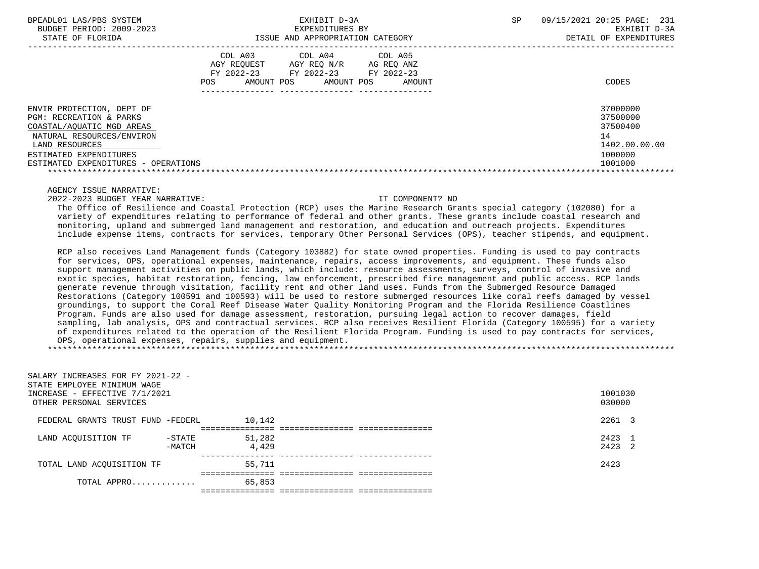BPEADL01 LAS/PBS SYSTEM | EXHIBIT D-3A | SP 09/15/2021 20:25 PAGE: 231
BUDGET PERIOD: 2009-2023 | EXPENDITURES BY | EXHIBIT D-3A
STATE OF FLORIDA | ISSUE AND APPROPRIATION CATEGORY | DETAIL OF EXPENDITURES

| | COL A03 AGY REQUEST FY 2022-23 POS AMOUNT | COL A04 AGY REQ N/R FY 2022-23 POS AMOUNT | COL A05 AG REQ ANZ FY 2022-23 POS AMOUNT | CODES |
|---|---|---|---|---|
| ENVIR PROTECTION, DEPT OF | | | | 37000000 |
| PGM: RECREATION & PARKS | | | | 37500000 |
| COASTAL/AQUATIC MGD AREAS | | | | 37500400 |
| NATURAL RESOURCES/ENVIRON | | | | 14 |
| LAND RESOURCES | | | | 1402.00.00.00 |
| ESTIMATED EXPENDITURES | | | | 1000000 |
| ESTIMATED EXPENDITURES - OPERATIONS | | | | 1001000 |

AGENCY ISSUE NARRATIVE:

2022-2023 BUDGET YEAR NARRATIVE: IT COMPONENT? NO

The Office of Resilience and Coastal Protection (RCP) uses the Marine Research Grants special category (102080) for a variety of expenditures relating to performance of federal and other grants. These grants include coastal research and monitoring, upland and submerged land management and restoration, and education and outreach projects. Expenditures include expense items, contracts for services, temporary Other Personal Services (OPS), teacher stipends, and equipment.

RCP also receives Land Management funds (Category 103882) for state owned properties. Funding is used to pay contracts for services, OPS, operational expenses, maintenance, repairs, access improvements, and equipment. These funds also support management activities on public lands, which include: resource assessments, surveys, control of invasive and exotic species, habitat restoration, fencing, law enforcement, prescribed fire management and public access. RCP lands generate revenue through visitation, facility rent and other land uses. Funds from the Submerged Resource Damaged Restorations (Category 100591 and 100593) will be used to restore submerged resources like coral reefs damaged by vessel groundings, to support the Coral Reef Disease Water Quality Monitoring Program and the Florida Resilience Coastlines Program. Funds are also used for damage assessment, restoration, pursuing legal action to recover damages, field sampling, lab analysis, OPS and contractual services. RCP also receives Resilient Florida (Category 100595) for a variety of expenditures related to the operation of the Resilient Florida Program. Funding is used to pay contracts for services, OPS, operational expenses, repairs, supplies and equipment.

| | COL A03 | COL A04 | COL A05 | CODES |
|---|---|---|---|---|
| SALARY INCREASES FOR FY 2021-22 - STATE EMPLOYEE MINIMUM WAGE INCREASE - EFFECTIVE 7/1/2021 | | | | 1001030 |
| OTHER PERSONAL SERVICES | | | | 030000 |
| FEDERAL GRANTS TRUST FUND -FEDERL | 10,142 | | | 2261 3 |
| LAND ACQUISITION TF -STATE | 51,282 | | | 2423 1 |
| -MATCH | 4,429 | | | 2423 2 |
| TOTAL LAND ACQUISITION TF | 55,711 | | | 2423 |
| TOTAL APPRO............ | 65,853 | | | |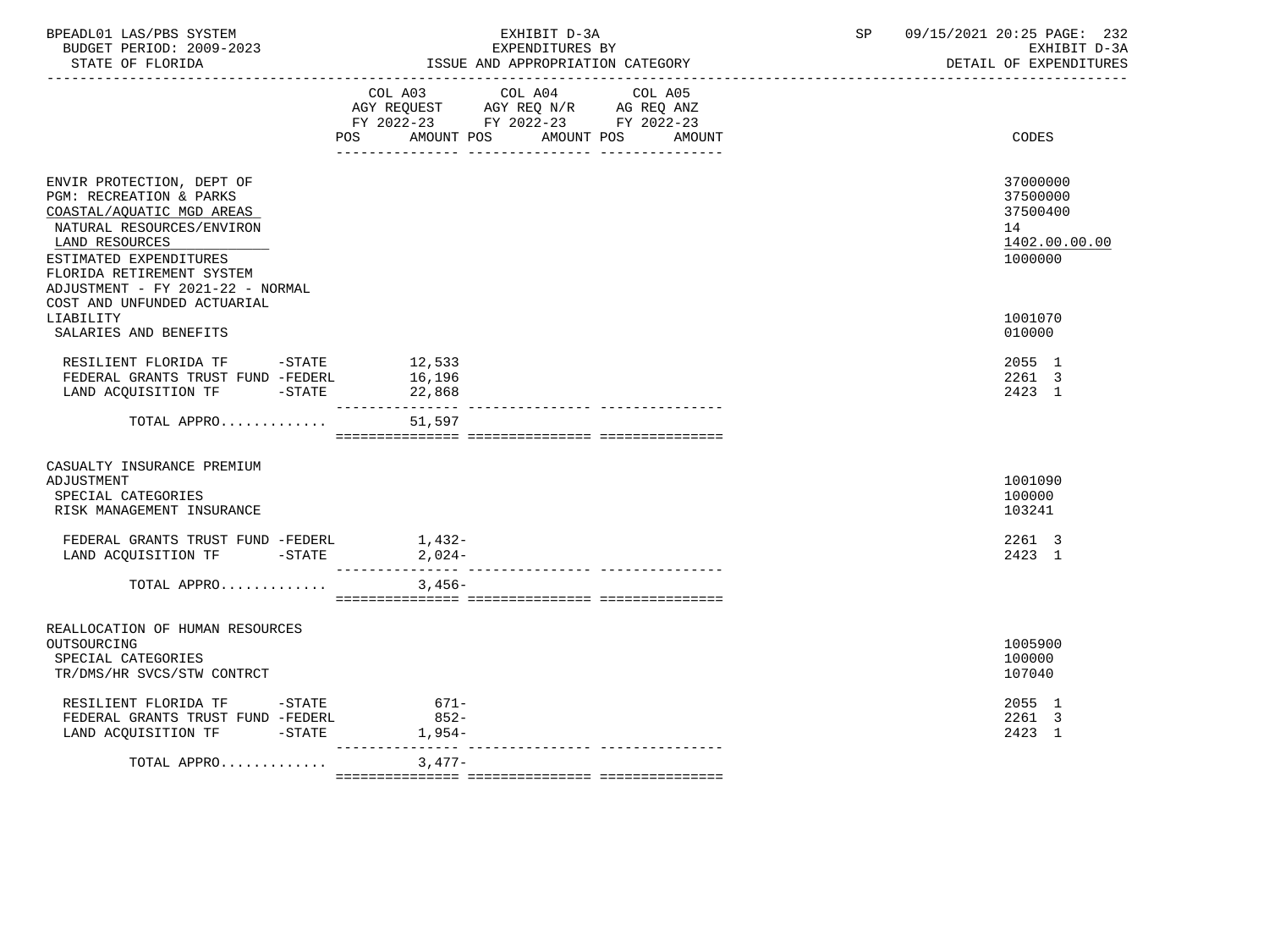BPEADL01 LAS/PBS SYSTEM — EXHIBIT D-3A — EXPENDITURES BY ISSUE AND APPROPRIATION CATEGORY

BUDGET PERIOD: 2009-2023 — STATE OF FLORIDA — DETAIL OF EXPENDITURES

| | COL A03 AGY REQUEST FY 2022-23 POS AMOUNT | COL A04 AGY REQ N/R FY 2022-23 POS AMOUNT | COL A05 AG REQ ANZ FY 2022-23 POS AMOUNT | CODES |
|---|---|---|---|---|
| ENVIR PROTECTION, DEPT OF | | | | 37000000 |
| PGM: RECREATION & PARKS | | | | 37500000 |
| COASTAL/AQUATIC MGD AREAS | | | | 37500400 |
| NATURAL RESOURCES/ENVIRON | | | | 14 |
| LAND RESOURCES | | | | 1402.00.00.00 |
| ESTIMATED EXPENDITURES | | | | 1000000 |
| FLORIDA RETIREMENT SYSTEM ADJUSTMENT - FY 2021-22 - NORMAL COST AND UNFUNDED ACTUARIAL LIABILITY | | | | 1001070 |
| SALARIES AND BENEFITS | | | | 010000 |
| RESILIENT FLORIDA TF -STATE | 12,533 | | | 2055 1 |
| FEDERAL GRANTS TRUST FUND -FEDERL | 16,196 | | | 2261 3 |
| LAND ACQUISITION TF -STATE | 22,868 | | | 2423 1 |
| TOTAL APPRO............ | 51,597 | | | |
| CASUALTY INSURANCE PREMIUM ADJUSTMENT | | | | 1001090 |
| SPECIAL CATEGORIES | | | | 100000 |
| RISK MANAGEMENT INSURANCE | | | | 103241 |
| FEDERAL GRANTS TRUST FUND -FEDERL | 1,432- | | | 2261 3 |
| LAND ACQUISITION TF -STATE | 2,024- | | | 2423 1 |
| TOTAL APPRO............ | 3,456- | | | |
| REALLOCATION OF HUMAN RESOURCES OUTSOURCING | | | | 1005900 |
| SPECIAL CATEGORIES | | | | 100000 |
| TR/DMS/HR SVCS/STW CONTRCT | | | | 107040 |
| RESILIENT FLORIDA TF -STATE | 671- | | | 2055 1 |
| FEDERAL GRANTS TRUST FUND -FEDERL | 852- | | | 2261 3 |
| LAND ACQUISITION TF -STATE | 1,954- | | | 2423 1 |
| TOTAL APPRO............ | 3,477- | | | |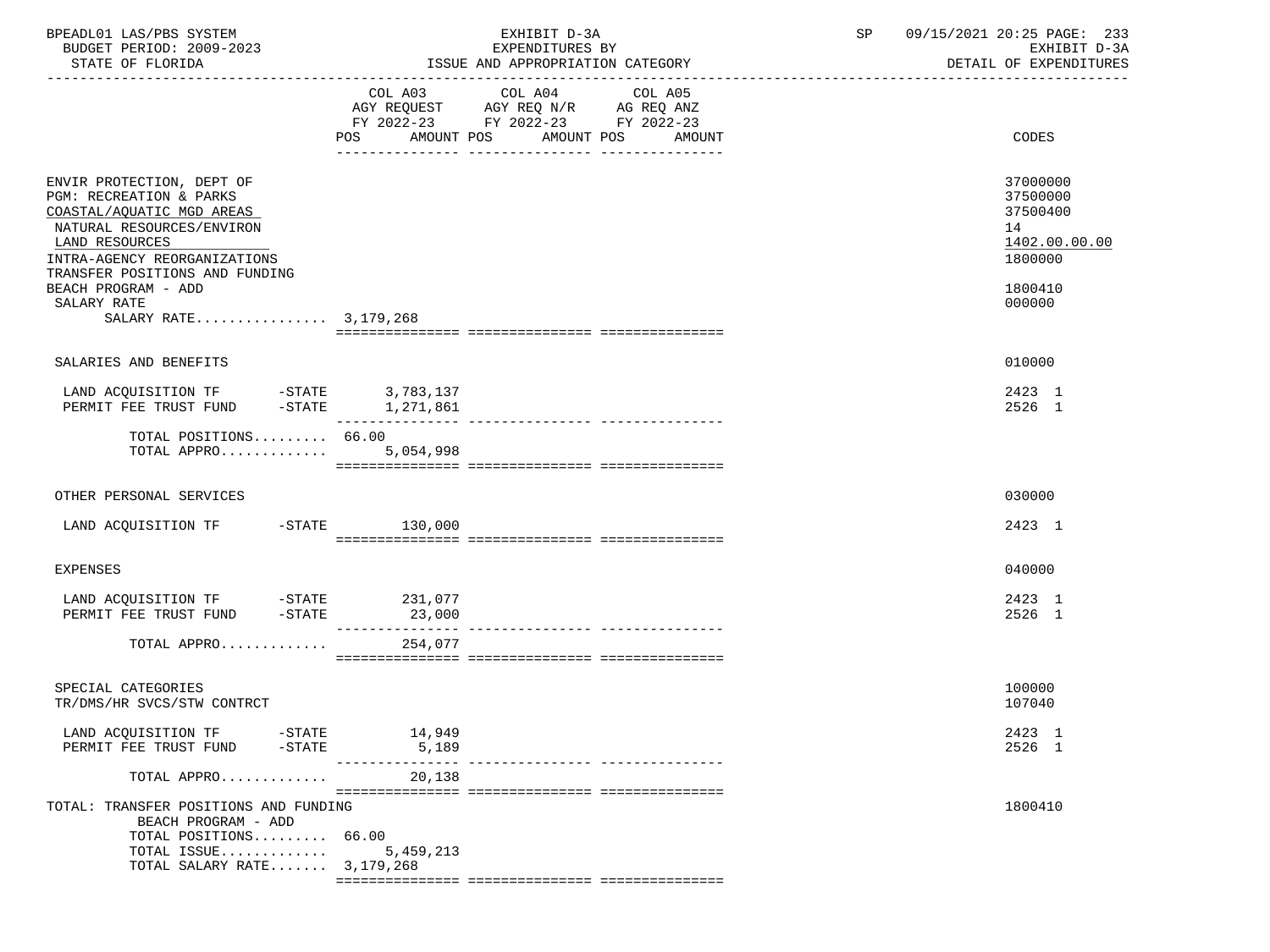BPEADL01 LAS/PBS SYSTEM — EXHIBIT D-3A — EXPENDITURES BY ISSUE AND APPROPRIATION CATEGORY
BUDGET PERIOD: 2009-2023 — STATE OF FLORIDA — SP 09/15/2021 20:25 — EXHIBIT D-3A DETAIL OF EXPENDITURES

| | COL A03 AGY REQUEST FY 2022-23 POS / AMOUNT | COL A04 AGY REQ N/R FY 2022-23 POS / AMOUNT | COL A05 AG REQ ANZ FY 2022-23 POS / AMOUNT | CODES |
|---|---|---|---|---|
| ENVIR PROTECTION, DEPT OF | | | | 37000000 |
| PGM: RECREATION & PARKS | | | | 37500000 |
| COASTAL/AQUATIC MGD AREAS | | | | 37500400 |
| NATURAL RESOURCES/ENVIRON | | | | 14 |
| LAND RESOURCES | | | | 1402.00.00.00 |
| INTRA-AGENCY REORGANIZATIONS | | | | 1800000 |
| TRANSFER POSITIONS AND FUNDING BEACH PROGRAM - ADD | | | | 1800410 |
| SALARY RATE | | | | 000000 |
| SALARY RATE................ | 3,179,268 | | | |
| SALARIES AND BENEFITS | | | | 010000 |
| LAND ACQUISITION TF -STATE | 3,783,137 | | | 2423 1 |
| PERMIT FEE TRUST FUND -STATE | 1,271,861 | | | 2526 1 |
| TOTAL POSITIONS......... | 66.00 | | | |
| TOTAL APPRO............. | 5,054,998 | | | |
| OTHER PERSONAL SERVICES | | | | 030000 |
| LAND ACQUISITION TF -STATE | 130,000 | | | 2423 1 |
| EXPENSES | | | | 040000 |
| LAND ACQUISITION TF -STATE | 231,077 | | | 2423 1 |
| PERMIT FEE TRUST FUND -STATE | 23,000 | | | 2526 1 |
| TOTAL APPRO............. | 254,077 | | | |
| SPECIAL CATEGORIES | | | | 100000 |
| TR/DMS/HR SVCS/STW CONTRCT | | | | 107040 |
| LAND ACQUISITION TF -STATE | 14,949 | | | 2423 1 |
| PERMIT FEE TRUST FUND -STATE | 5,189 | | | 2526 1 |
| TOTAL APPRO............. | 20,138 | | | |
| TOTAL: TRANSFER POSITIONS AND FUNDING BEACH PROGRAM - ADD | | | | 1800410 |
| TOTAL POSITIONS......... | 66.00 | | | |
| TOTAL ISSUE............. | 5,459,213 | | | |
| TOTAL SALARY RATE....... | 3,179,268 | | | |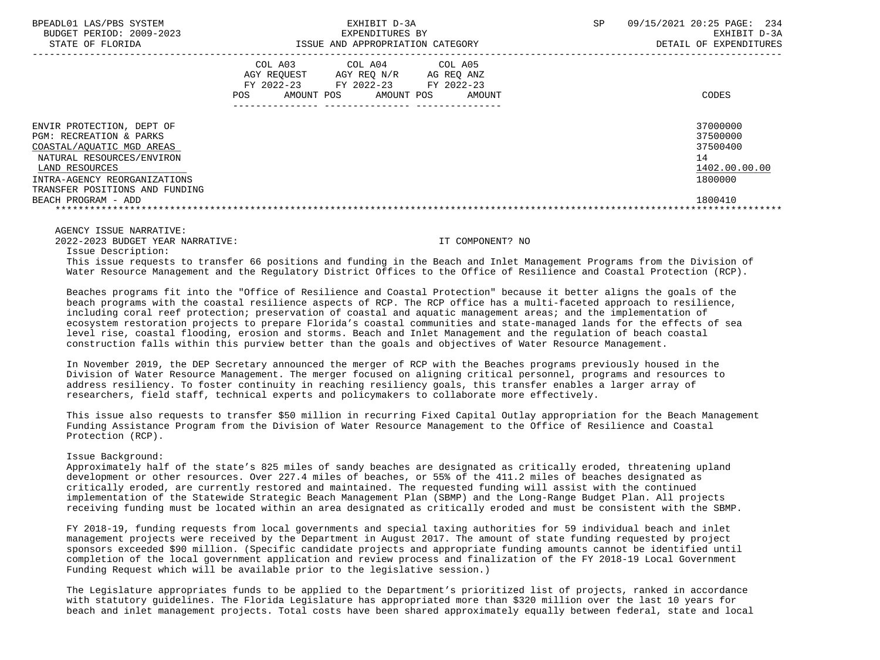| | COL A03 AGY REQUEST FY 2022-23 POS AMOUNT | COL A04 AGY REQ N/R FY 2022-23 POS AMOUNT | COL A05 AG REQ ANZ FY 2022-23 POS AMOUNT | CODES |
|---|---|---|---|---|
| ENVIR PROTECTION, DEPT OF | | | | 37000000 |
| PGM: RECREATION & PARKS | | | | 37500000 |
| COASTAL/AQUATIC MGD AREAS | | | | 37500400 |
| NATURAL RESOURCES/ENVIRON | | | | 14 |
| LAND RESOURCES | | | | 1402.00.00.00 |
| INTRA-AGENCY REORGANIZATIONS | | | | 1800000 |
| TRANSFER POSITIONS AND FUNDING BEACH PROGRAM - ADD | | | | 1800410 |

AGENCY ISSUE NARRATIVE:

2022-2023 BUDGET YEAR NARRATIVE: IT COMPONENT? NO

Issue Description:

This issue requests to transfer 66 positions and funding in the Beach and Inlet Management Programs from the Division of Water Resource Management and the Regulatory District Offices to the Office of Resilience and Coastal Protection (RCP).

Beaches programs fit into the "Office of Resilience and Coastal Protection" because it better aligns the goals of the beach programs with the coastal resilience aspects of RCP. The RCP office has a multi-faceted approach to resilience, including coral reef protection; preservation of coastal and aquatic management areas; and the implementation of ecosystem restoration projects to prepare Florida's coastal communities and state-managed lands for the effects of sea level rise, coastal flooding, erosion and storms. Beach and Inlet Management and the regulation of beach coastal construction falls within this purview better than the goals and objectives of Water Resource Management.

In November 2019, the DEP Secretary announced the merger of RCP with the Beaches programs previously housed in the Division of Water Resource Management. The merger focused on aligning critical personnel, programs and resources to address resiliency. To foster continuity in reaching resiliency goals, this transfer enables a larger array of researchers, field staff, technical experts and policymakers to collaborate more effectively.

This issue also requests to transfer $50 million in recurring Fixed Capital Outlay appropriation for the Beach Management Funding Assistance Program from the Division of Water Resource Management to the Office of Resilience and Coastal Protection (RCP).

Issue Background:

Approximately half of the state's 825 miles of sandy beaches are designated as critically eroded, threatening upland development or other resources. Over 227.4 miles of beaches, or 55% of the 411.2 miles of beaches designated as critically eroded, are currently restored and maintained. The requested funding will assist with the continued implementation of the Statewide Strategic Beach Management Plan (SBMP) and the Long-Range Budget Plan. All projects receiving funding must be located within an area designated as critically eroded and must be consistent with the SBMP.

FY 2018-19, funding requests from local governments and special taxing authorities for 59 individual beach and inlet management projects were received by the Department in August 2017. The amount of state funding requested by project sponsors exceeded $90 million. (Specific candidate projects and appropriate funding amounts cannot be identified until completion of the local government application and review process and finalization of the FY 2018-19 Local Government Funding Request which will be available prior to the legislative session.)

The Legislature appropriates funds to be applied to the Department's prioritized list of projects, ranked in accordance with statutory guidelines. The Florida Legislature has appropriated more than $320 million over the last 10 years for beach and inlet management projects. Total costs have been shared approximately equally between federal, state and local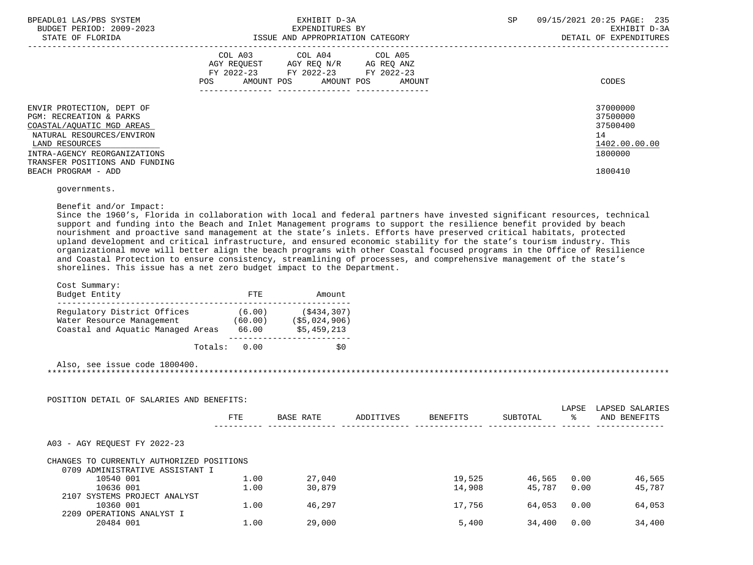| | COL A03 AGY REQUEST FY 2022-23 POS AMOUNT | COL A04 AGY REQ N/R FY 2022-23 POS AMOUNT | COL A05 AG REQ ANZ FY 2022-23 POS AMOUNT | CODES |
|---|---|---|---|---|
| ENVIR PROTECTION, DEPT OF | | | | 37000000 |
| PGM: RECREATION & PARKS | | | | 37500000 |
| COASTAL/AQUATIC MGD AREAS | | | | 37500400 |
| NATURAL RESOURCES/ENVIRON | | | | 14 |
| LAND RESOURCES | | | | 1402.00.00.00 |
| INTRA-AGENCY REORGANIZATIONS | | | | 1800000 |
| TRANSFER POSITIONS AND FUNDING | | | | |
| BEACH PROGRAM - ADD | | | | 1800410 |

governments.

Benefit and/or Impact:
Since the 1960's, Florida in collaboration with local and federal partners have invested significant resources, technical support and funding into the Beach and Inlet Management programs to support the resilience benefit provided by beach nourishment and proactive sand management at the state's inlets. Efforts have preserved critical habitats, protected upland development and critical infrastructure, and ensured economic stability for the state's tourism industry. This organizational move will better align the beach programs with other Coastal focused programs in the Office of Resilience and Coastal Protection to ensure consistency, streamlining of processes, and comprehensive management of the state's shorelines. This issue has a net zero budget impact to the Department.

Cost Summary:

| Budget Entity | FTE | Amount |
|---|---|---|
| Regulatory District Offices | (6.00) | ($434,307) |
| Water Resource Management | (60.00) | ($5,024,906) |
| Coastal and Aquatic Managed Areas | 66.00 | $5,459,213 |
| Totals: | 0.00 | $0 |

Also, see issue code 1800400.

POSITION DETAIL OF SALARIES AND BENEFITS:

| | FTE | BASE RATE | ADDITIVES | BENEFITS | SUBTOTAL | LAPSE % | LAPSED SALARIES AND BENEFITS |
|---|---|---|---|---|---|---|---|
| A03 - AGY REQUEST FY 2022-23 | | | | | | | |
| CHANGES TO CURRENTLY AUTHORIZED POSITIONS | | | | | | | |
| 0709 ADMINISTRATIVE ASSISTANT I | | | | | | | |
| 10540 001 | 1.00 | 27,040 | | 19,525 | 46,565 | 0.00 | 46,565 |
| 10636 001 | 1.00 | 30,879 | | 14,908 | 45,787 | 0.00 | 45,787 |
| 2107 SYSTEMS PROJECT ANALYST | | | | | | | |
| 10360 001 | 1.00 | 46,297 | | 17,756 | 64,053 | 0.00 | 64,053 |
| 2209 OPERATIONS ANALYST I | | | | | | | |
| 20484 001 | 1.00 | 29,000 | | 5,400 | 34,400 | 0.00 | 34,400 |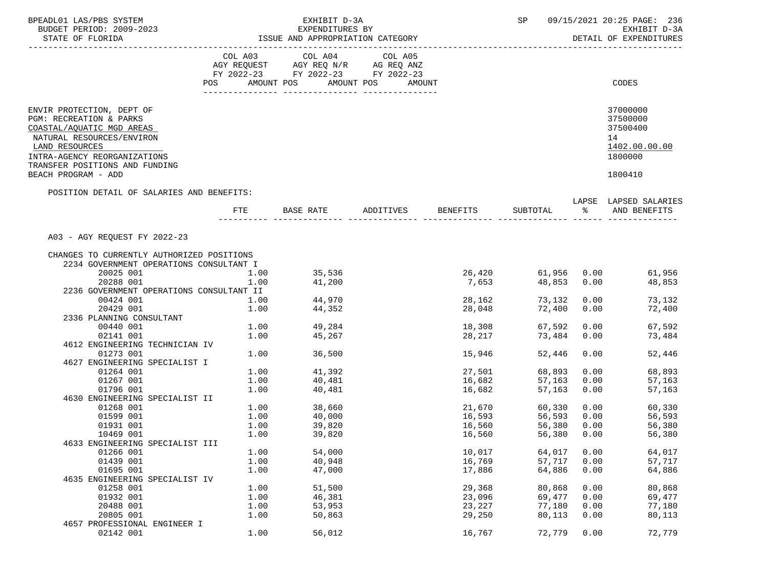BPEADL01 LAS/PBS SYSTEM — EXHIBIT D-3A — EXPENDITURES BY ISSUE AND APPROPRIATION CATEGORY — SP 09/15/2021 20:25
BUDGET PERIOD: 2009-2023 — EXHIBIT D-3A
STATE OF FLORIDA — DETAIL OF EXPENDITURES

| | COL A03 AGY REQUEST FY 2022-23 POS AMOUNT | COL A04 AGY REQ N/R FY 2022-23 POS AMOUNT | COL A05 AG REQ ANZ FY 2022-23 POS AMOUNT | CODES |
|---|---|---|---|---|
| ENVIR PROTECTION, DEPT OF | | | | 37000000 |
| PGM: RECREATION & PARKS | | | | 37500000 |
| COASTAL/AQUATIC MGD AREAS | | | | 37500400 |
| NATURAL RESOURCES/ENVIRON | | | | 14 |
| LAND RESOURCES | | | | 1402.00.00.00 |
| INTRA-AGENCY REORGANIZATIONS | | | | 1800000 |
| TRANSFER POSITIONS AND FUNDING | | | | |
| BEACH PROGRAM - ADD | | | | 1800410 |

POSITION DETAIL OF SALARIES AND BENEFITS:

A03 - AGY REQUEST FY 2022-23

CHANGES TO CURRENTLY AUTHORIZED POSITIONS

| | FTE | BASE RATE | ADDITIVES | BENEFITS | SUBTOTAL | LAPSE % | LAPSED SALARIES AND BENEFITS |
|---|---|---|---|---|---|---|---|
| 2234 GOVERNMENT OPERATIONS CONSULTANT I | | | | | | | |
| 20025 001 | 1.00 | 35,536 | | 26,420 | 61,956 | 0.00 | 61,956 |
| 20288 001 | 1.00 | 41,200 | | 7,653 | 48,853 | 0.00 | 48,853 |
| 2236 GOVERNMENT OPERATIONS CONSULTANT II | | | | | | | |
| 00424 001 | 1.00 | 44,970 | | 28,162 | 73,132 | 0.00 | 73,132 |
| 20429 001 | 1.00 | 44,352 | | 28,048 | 72,400 | 0.00 | 72,400 |
| 2336 PLANNING CONSULTANT | | | | | | | |
| 00440 001 | 1.00 | 49,284 | | 18,308 | 67,592 | 0.00 | 67,592 |
| 02141 001 | 1.00 | 45,267 | | 28,217 | 73,484 | 0.00 | 73,484 |
| 4612 ENGINEERING TECHNICIAN IV | | | | | | | |
| 01273 001 | 1.00 | 36,500 | | 15,946 | 52,446 | 0.00 | 52,446 |
| 4627 ENGINEERING SPECIALIST I | | | | | | | |
| 01264 001 | 1.00 | 41,392 | | 27,501 | 68,893 | 0.00 | 68,893 |
| 01267 001 | 1.00 | 40,481 | | 16,682 | 57,163 | 0.00 | 57,163 |
| 01796 001 | 1.00 | 40,481 | | 16,682 | 57,163 | 0.00 | 57,163 |
| 4630 ENGINEERING SPECIALIST II | | | | | | | |
| 01268 001 | 1.00 | 38,660 | | 21,670 | 60,330 | 0.00 | 60,330 |
| 01599 001 | 1.00 | 40,000 | | 16,593 | 56,593 | 0.00 | 56,593 |
| 01931 001 | 1.00 | 39,820 | | 16,560 | 56,380 | 0.00 | 56,380 |
| 10469 001 | 1.00 | 39,820 | | 16,560 | 56,380 | 0.00 | 56,380 |
| 4633 ENGINEERING SPECIALIST III | | | | | | | |
| 01266 001 | 1.00 | 54,000 | | 10,017 | 64,017 | 0.00 | 64,017 |
| 01439 001 | 1.00 | 40,948 | | 16,769 | 57,717 | 0.00 | 57,717 |
| 01695 001 | 1.00 | 47,000 | | 17,886 | 64,886 | 0.00 | 64,886 |
| 4635 ENGINEERING SPECIALIST IV | | | | | | | |
| 01258 001 | 1.00 | 51,500 | | 29,368 | 80,868 | 0.00 | 80,868 |
| 01932 001 | 1.00 | 46,381 | | 23,096 | 69,477 | 0.00 | 69,477 |
| 20488 001 | 1.00 | 53,953 | | 23,227 | 77,180 | 0.00 | 77,180 |
| 20805 001 | 1.00 | 50,863 | | 29,250 | 80,113 | 0.00 | 80,113 |
| 4657 PROFESSIONAL ENGINEER I | | | | | | | |
| 02142 001 | 1.00 | 56,012 | | 16,767 | 72,779 | 0.00 | 72,779 |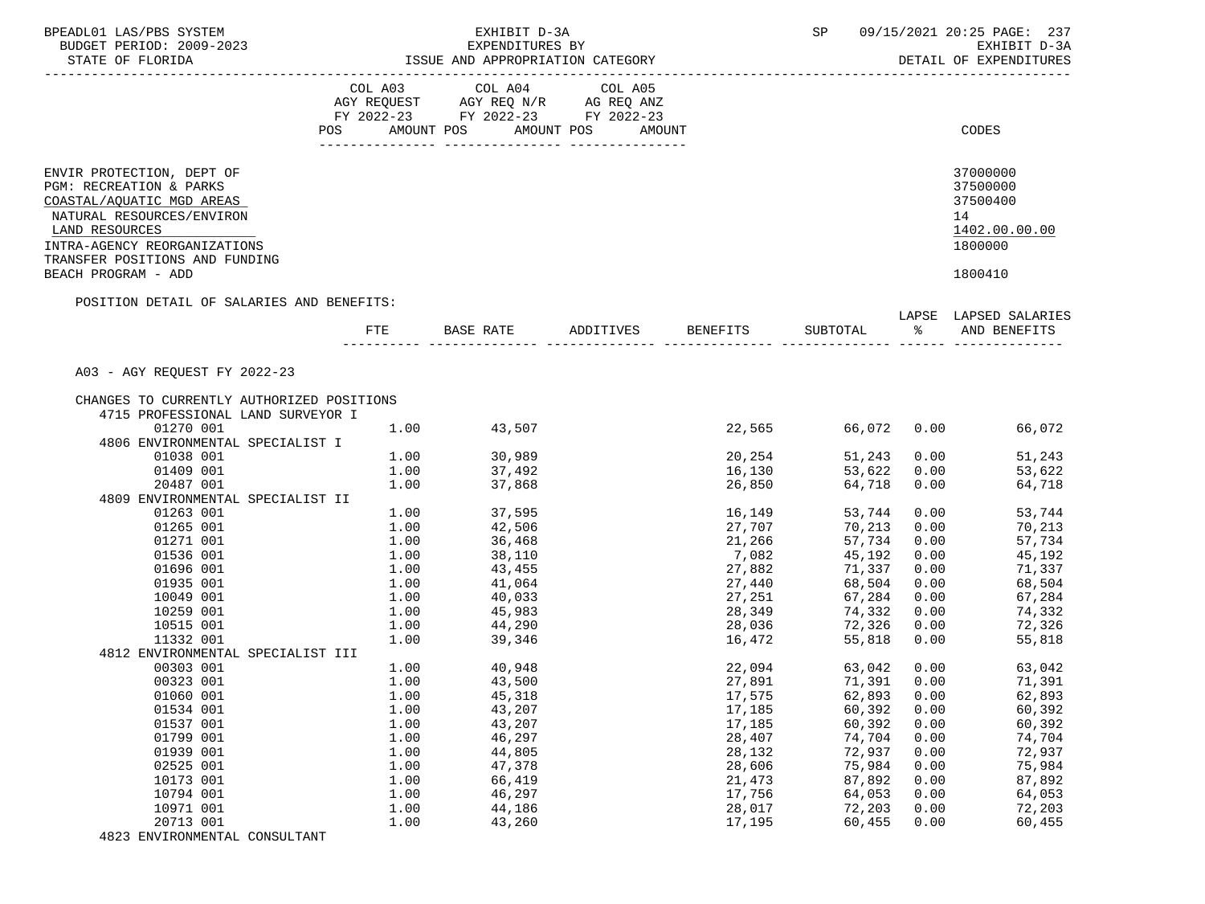BPEADL01 LAS/PBS SYSTEM | EXHIBIT D-3A | SP 09/15/2021 20:25

BUDGET PERIOD: 2009-2023 | EXPENDITURES BY | EXHIBIT D-3A

STATE OF FLORIDA | ISSUE AND APPROPRIATION CATEGORY | DETAIL OF EXPENDITURES

| | COL A03 AGY REQUEST FY 2022-23 POS AMOUNT | COL A04 AGY REQ N/R FY 2022-23 POS AMOUNT | COL A05 AG REQ ANZ FY 2022-23 POS AMOUNT | CODES |
|---|---|---|---|---|
| ENVIR PROTECTION, DEPT OF | | | | 37000000 |
| PGM: RECREATION & PARKS | | | | 37500000 |
| COASTAL/AQUATIC MGD AREAS | | | | 37500400 |
| NATURAL RESOURCES/ENVIRON | | | | 14 |
| LAND RESOURCES | | | | 1402.00.00.00 |
| INTRA-AGENCY REORGANIZATIONS | | | | 1800000 |
| TRANSFER POSITIONS AND FUNDING | | | | |
| BEACH PROGRAM - ADD | | | | 1800410 |

POSITION DETAIL OF SALARIES AND BENEFITS:

A03 - AGY REQUEST FY 2022-23

CHANGES TO CURRENTLY AUTHORIZED POSITIONS

| | FTE | BASE RATE | ADDITIVES | BENEFITS | SUBTOTAL | LAPSE % | LAPSED SALARIES AND BENEFITS |
|---|---|---|---|---|---|---|---|
| 4715 PROFESSIONAL LAND SURVEYOR I | | | | | | | |
| 01270 001 | 1.00 | 43,507 | | 22,565 | 66,072 | 0.00 | 66,072 |
| 4806 ENVIRONMENTAL SPECIALIST I | | | | | | | |
| 01038 001 | 1.00 | 30,989 | | 20,254 | 51,243 | 0.00 | 51,243 |
| 01409 001 | 1.00 | 37,492 | | 16,130 | 53,622 | 0.00 | 53,622 |
| 20487 001 | 1.00 | 37,868 | | 26,850 | 64,718 | 0.00 | 64,718 |
| 4809 ENVIRONMENTAL SPECIALIST II | | | | | | | |
| 01263 001 | 1.00 | 37,595 | | 16,149 | 53,744 | 0.00 | 53,744 |
| 01265 001 | 1.00 | 42,506 | | 27,707 | 70,213 | 0.00 | 70,213 |
| 01271 001 | 1.00 | 36,468 | | 21,266 | 57,734 | 0.00 | 57,734 |
| 01536 001 | 1.00 | 38,110 | | 7,082 | 45,192 | 0.00 | 45,192 |
| 01696 001 | 1.00 | 43,455 | | 27,882 | 71,337 | 0.00 | 71,337 |
| 01935 001 | 1.00 | 41,064 | | 27,440 | 68,504 | 0.00 | 68,504 |
| 10049 001 | 1.00 | 40,033 | | 27,251 | 67,284 | 0.00 | 67,284 |
| 10259 001 | 1.00 | 45,983 | | 28,349 | 74,332 | 0.00 | 74,332 |
| 10515 001 | 1.00 | 44,290 | | 28,036 | 72,326 | 0.00 | 72,326 |
| 11332 001 | 1.00 | 39,346 | | 16,472 | 55,818 | 0.00 | 55,818 |
| 4812 ENVIRONMENTAL SPECIALIST III | | | | | | | |
| 00303 001 | 1.00 | 40,948 | | 22,094 | 63,042 | 0.00 | 63,042 |
| 00323 001 | 1.00 | 43,500 | | 27,891 | 71,391 | 0.00 | 71,391 |
| 01060 001 | 1.00 | 45,318 | | 17,575 | 62,893 | 0.00 | 62,893 |
| 01534 001 | 1.00 | 43,207 | | 17,185 | 60,392 | 0.00 | 60,392 |
| 01537 001 | 1.00 | 43,207 | | 17,185 | 60,392 | 0.00 | 60,392 |
| 01799 001 | 1.00 | 46,297 | | 28,407 | 74,704 | 0.00 | 74,704 |
| 01939 001 | 1.00 | 44,805 | | 28,132 | 72,937 | 0.00 | 72,937 |
| 02525 001 | 1.00 | 47,378 | | 28,606 | 75,984 | 0.00 | 75,984 |
| 10173 001 | 1.00 | 66,419 | | 21,473 | 87,892 | 0.00 | 87,892 |
| 10794 001 | 1.00 | 46,297 | | 17,756 | 64,053 | 0.00 | 64,053 |
| 10971 001 | 1.00 | 44,186 | | 28,017 | 72,203 | 0.00 | 72,203 |
| 20713 001 | 1.00 | 43,260 | | 17,195 | 60,455 | 0.00 | 60,455 |
| 4823 ENVIRONMENTAL CONSULTANT | | | | | | | |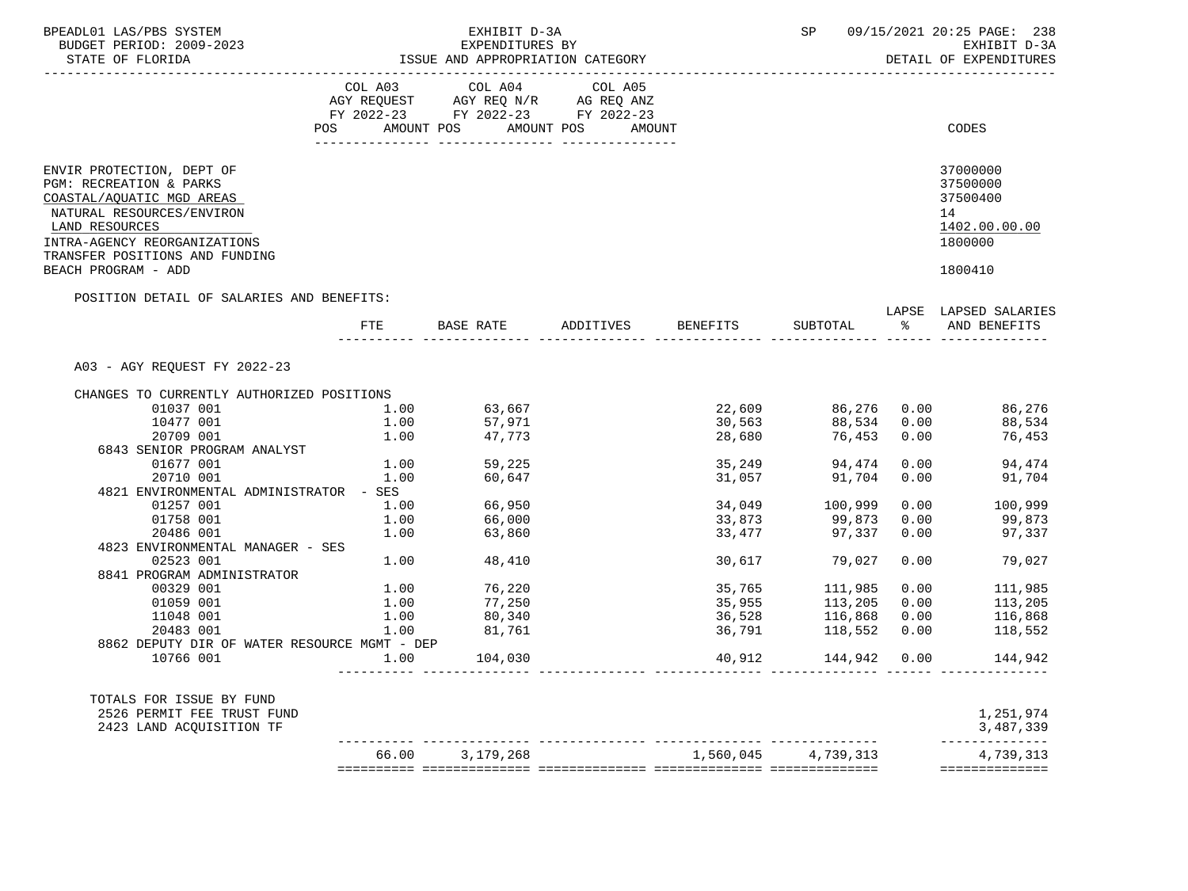BPEADL01 LAS/PBS SYSTEM | EXHIBIT D-3A | SP 09/15/2021 20:25 PAGE: 238
BUDGET PERIOD: 2009-2023 | EXPENDITURES BY | EXHIBIT D-3A
STATE OF FLORIDA | ISSUE AND APPROPRIATION CATEGORY | DETAIL OF EXPENDITURES

| | COL A03 AGY REQUEST FY 2022-23 POS AMOUNT | COL A04 AGY REQ N/R FY 2022-23 POS AMOUNT | COL A05 AG REQ ANZ FY 2022-23 POS AMOUNT | CODES |
|---|---|---|---|---|
| ENVIR PROTECTION, DEPT OF | | | | 37000000 |
| PGM: RECREATION & PARKS | | | | 37500000 |
| COASTAL/AQUATIC MGD AREAS | | | | 37500400 |
| NATURAL RESOURCES/ENVIRON | | | | 14 |
| LAND RESOURCES | | | | 1402.00.00.00 |
| INTRA-AGENCY REORGANIZATIONS | | | | 1800000 |
| TRANSFER POSITIONS AND FUNDING BEACH PROGRAM - ADD | | | | 1800410 |

POSITION DETAIL OF SALARIES AND BENEFITS:

| | FTE | BASE RATE | ADDITIVES | BENEFITS | SUBTOTAL | LAPSE % | LAPSED SALARIES AND BENEFITS |
|---|---|---|---|---|---|---|---|
| A03 - AGY REQUEST FY 2022-23 | | | | | | | |
| CHANGES TO CURRENTLY AUTHORIZED POSITIONS | | | | | | | |
| 01037 001 | 1.00 | 63,667 | | 22,609 | 86,276 | 0.00 | 86,276 |
| 10477 001 | 1.00 | 57,971 | | 30,563 | 88,534 | 0.00 | 88,534 |
| 20709 001 | 1.00 | 47,773 | | 28,680 | 76,453 | 0.00 | 76,453 |
| 6843 SENIOR PROGRAM ANALYST | | | | | | | |
| 01677 001 | 1.00 | 59,225 | | 35,249 | 94,474 | 0.00 | 94,474 |
| 20710 001 | 1.00 | 60,647 | | 31,057 | 91,704 | 0.00 | 91,704 |
| 4821 ENVIRONMENTAL ADMINISTRATOR - SES | | | | | | | |
| 01257 001 | 1.00 | 66,950 | | 34,049 | 100,999 | 0.00 | 100,999 |
| 01758 001 | 1.00 | 66,000 | | 33,873 | 99,873 | 0.00 | 99,873 |
| 20486 001 | 1.00 | 63,860 | | 33,477 | 97,337 | 0.00 | 97,337 |
| 4823 ENVIRONMENTAL MANAGER - SES | | | | | | | |
| 02523 001 | 1.00 | 48,410 | | 30,617 | 79,027 | 0.00 | 79,027 |
| 8841 PROGRAM ADMINISTRATOR | | | | | | | |
| 00329 001 | 1.00 | 76,220 | | 35,765 | 111,985 | 0.00 | 111,985 |
| 01059 001 | 1.00 | 77,250 | | 35,955 | 113,205 | 0.00 | 113,205 |
| 11048 001 | 1.00 | 80,340 | | 36,528 | 116,868 | 0.00 | 116,868 |
| 20483 001 | 1.00 | 81,761 | | 36,791 | 118,552 | 0.00 | 118,552 |
| 8862 DEPUTY DIR OF WATER RESOURCE MGMT - DEP | | | | | | | |
| 10766 001 | 1.00 | 104,030 | | 40,912 | 144,942 | 0.00 | 144,942 |
| TOTALS FOR ISSUE BY FUND | | | | | | | |
| 2526 PERMIT FEE TRUST FUND | | | | | | | 1,251,974 |
| 2423 LAND ACQUISITION TF | | | | | | | 3,487,339 |
| | 66.00 | 3,179,268 | | 1,560,045 | 4,739,313 | | 4,739,313 |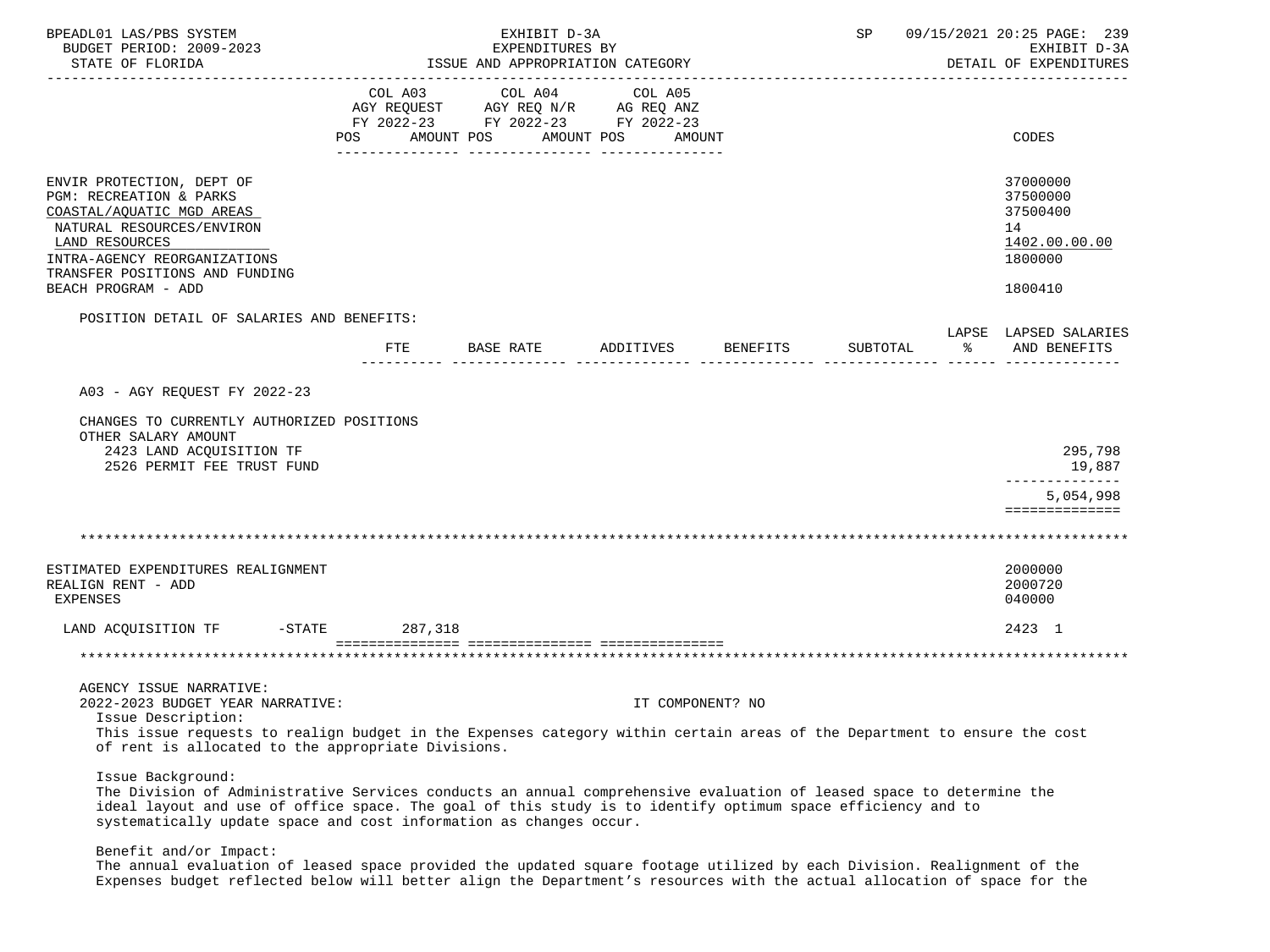EXHIBIT D-3A
EXPENDITURES BY
ISSUE AND APPROPRIATION CATEGORY

BUDGET PERIOD: 2009-2023
STATE OF FLORIDA

EXHIBIT D-3A
DETAIL OF EXPENDITURES

| | COL A03 AGY REQUEST FY 2022-23 POS AMOUNT | COL A04 AGY REQ N/R FY 2022-23 POS AMOUNT | COL A05 AG REQ ANZ FY 2022-23 POS AMOUNT | CODES |
|---|---|---|---|---|
| ENVIR PROTECTION, DEPT OF | | | | 37000000 |
| PGM: RECREATION & PARKS | | | | 37500000 |
| COASTAL/AQUATIC MGD AREAS | | | | 37500400 |
| NATURAL RESOURCES/ENVIRON | | | | 14 |
| LAND RESOURCES | | | | 1402.00.00.00 |
| INTRA-AGENCY REORGANIZATIONS | | | | 1800000 |
| TRANSFER POSITIONS AND FUNDING | | | | |
| BEACH PROGRAM - ADD | | | | 1800410 |

POSITION DETAIL OF SALARIES AND BENEFITS:

| | FTE | BASE RATE | ADDITIVES | BENEFITS | SUBTOTAL | LAPSE % | LAPSED SALARIES AND BENEFITS |
|---|---|---|---|---|---|---|---|
| A03 - AGY REQUEST FY 2022-23 | | | | | | | |
| CHANGES TO CURRENTLY AUTHORIZED POSITIONS | | | | | | | |
| OTHER SALARY AMOUNT | | | | | | | |
| 2423 LAND ACQUISITION TF | | | | | | | 295,798 |
| 2526 PERMIT FEE TRUST FUND | | | | | | | 19,887 |
| | | | | | | | 5,054,998 |

*******************************************************************************************************************

| | COL A03 | COL A04 | COL A05 | CODES |
|---|---|---|---|---|
| ESTIMATED EXPENDITURES REALIGNMENT | | | | 2000000 |
| REALIGN RENT - ADD | | | | 2000720 |
| EXPENSES | | | | 040000 |
| LAND ACQUISITION TF -STATE | 287,318 | | | 2423 1 |

*******************************************************************************************************************

AGENCY ISSUE NARRATIVE:
2022-2023 BUDGET YEAR NARRATIVE: IT COMPONENT? NO

Issue Description:
This issue requests to realign budget in the Expenses category within certain areas of the Department to ensure the cost of rent is allocated to the appropriate Divisions.

Issue Background:
The Division of Administrative Services conducts an annual comprehensive evaluation of leased space to determine the ideal layout and use of office space. The goal of this study is to identify optimum space efficiency and to systematically update space and cost information as changes occur.

Benefit and/or Impact:
The annual evaluation of leased space provided the updated square footage utilized by each Division. Realignment of the Expenses budget reflected below will better align the Department's resources with the actual allocation of space for the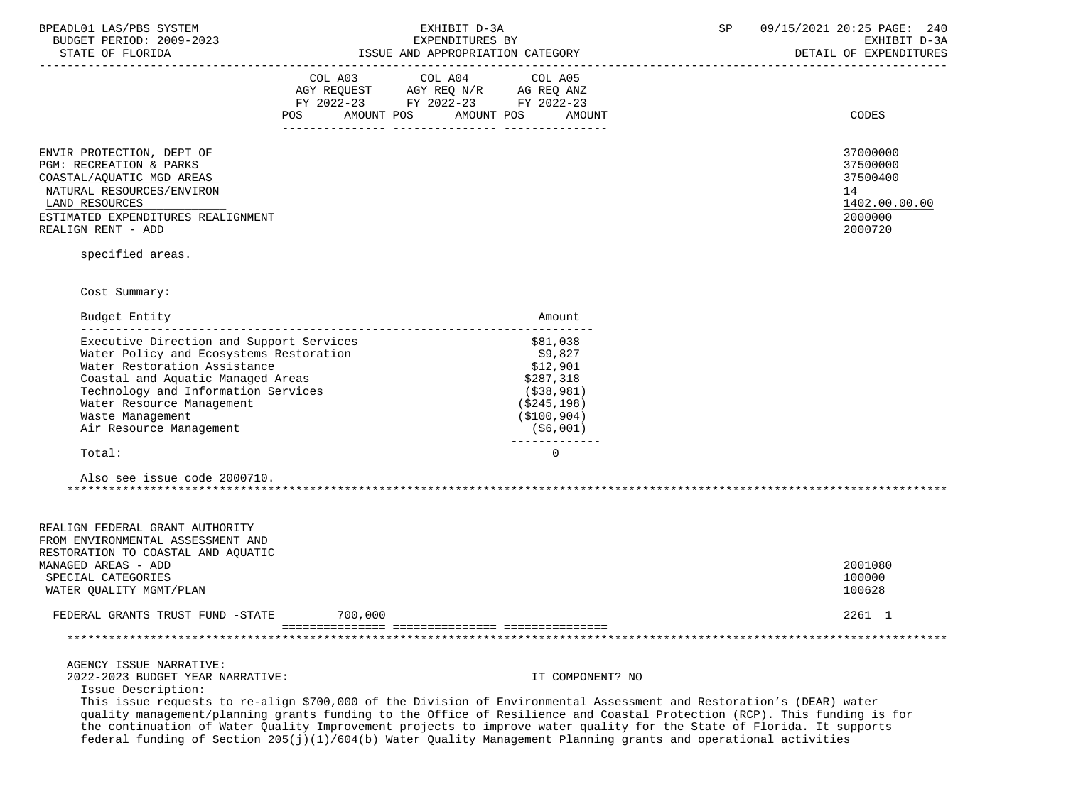| | COL A03 AGY REQUEST FY 2022-23 POS AMOUNT | COL A04 AGY REQ N/R FY 2022-23 POS AMOUNT | COL A05 AG REQ ANZ FY 2022-23 POS AMOUNT | CODES |
|---|---|---|---|---|
| ENVIR PROTECTION, DEPT OF | | | | 37000000 |
| PGM: RECREATION & PARKS | | | | 37500000 |
| COASTAL/AQUATIC MGD AREAS | | | | 37500400 |
| NATURAL RESOURCES/ENVIRON | | | | 14 |
| LAND RESOURCES | | | | 1402.00.00.00 |
| ESTIMATED EXPENDITURES REALIGNMENT | | | | 2000000 |
| REALIGN RENT - ADD | | | | 2000720 |

specified areas.

Cost Summary:

| Budget Entity | Amount |
|---|---|
| Executive Direction and Support Services | $81,038 |
| Water Policy and Ecosystems Restoration | $9,827 |
| Water Restoration Assistance | $12,901 |
| Coastal and Aquatic Managed Areas | $287,318 |
| Technology and Information Services | ($38,981) |
| Water Resource Management | ($245,198) |
| Waste Management | ($100,904) |
| Air Resource Management | ($6,001) |
| Total: | 0 |

Also see issue code 2000710.

*****************************************************************************************************************

| | COL A03 | COL A04 | COL A05 | CODES |
|---|---|---|---|---|
| REALIGN FEDERAL GRANT AUTHORITY FROM ENVIRONMENTAL ASSESSMENT AND RESTORATION TO COASTAL AND AQUATIC MANAGED AREAS - ADD | | | | 2001080 |
| SPECIAL CATEGORIES | | | | 100000 |
| WATER QUALITY MGMT/PLAN | | | | 100628 |
| FEDERAL GRANTS TRUST FUND -STATE | 700,000 | | | 2261 1 |

*****************************************************************************************************************

AGENCY ISSUE NARRATIVE:
2022-2023 BUDGET YEAR NARRATIVE: IT COMPONENT? NO

Issue Description:
This issue requests to re-align $700,000 of the Division of Environmental Assessment and Restoration's (DEAR) water quality management/planning grants funding to the Office of Resilience and Coastal Protection (RCP). This funding is for the continuation of Water Quality Improvement projects to improve water quality for the State of Florida. It supports federal funding of Section 205(j)(1)/604(b) Water Quality Management Planning grants and operational activities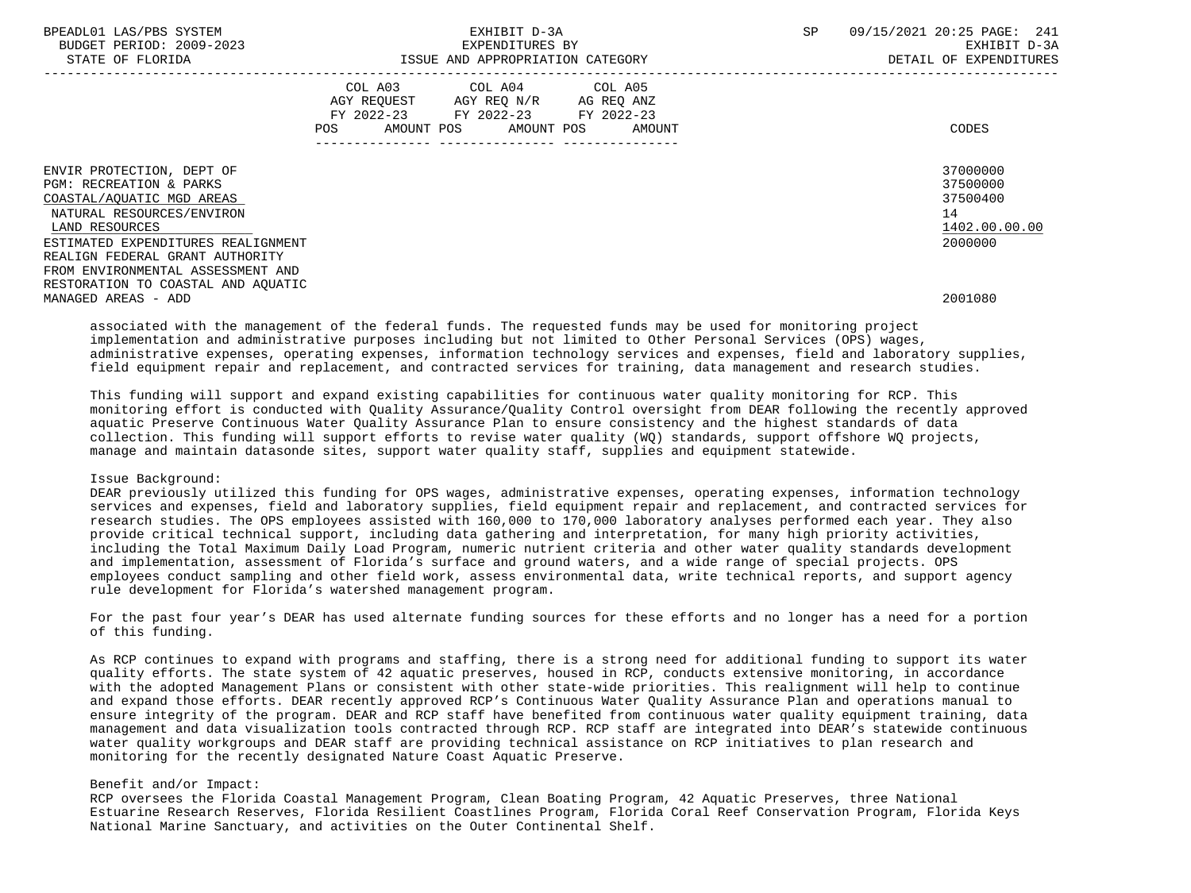| | COL A03 AGY REQUEST FY 2022-23 POS AMOUNT | COL A04 AGY REQ N/R FY 2022-23 POS AMOUNT | COL A05 AG REQ ANZ FY 2022-23 POS AMOUNT | CODES |
|---|---|---|---|---|
| ENVIR PROTECTION, DEPT OF | | | | 37000000 |
| PGM: RECREATION & PARKS | | | | 37500000 |
| COASTAL/AQUATIC MGD AREAS | | | | 37500400 |
| NATURAL RESOURCES/ENVIRON | | | | 14 |
| LAND RESOURCES | | | | 1402.00.00.00 |
| ESTIMATED EXPENDITURES REALIGNMENT | | | | 2000000 |
| REALIGN FEDERAL GRANT AUTHORITY FROM ENVIRONMENTAL ASSESSMENT AND RESTORATION TO COASTAL AND AQUATIC MANAGED AREAS - ADD | | | | 2001080 |

associated with the management of the federal funds. The requested funds may be used for monitoring project implementation and administrative purposes including but not limited to Other Personal Services (OPS) wages, administrative expenses, operating expenses, information technology services and expenses, field and laboratory supplies, field equipment repair and replacement, and contracted services for training, data management and research studies.

This funding will support and expand existing capabilities for continuous water quality monitoring for RCP. This monitoring effort is conducted with Quality Assurance/Quality Control oversight from DEAR following the recently approved aquatic Preserve Continuous Water Quality Assurance Plan to ensure consistency and the highest standards of data collection. This funding will support efforts to revise water quality (WQ) standards, support offshore WQ projects, manage and maintain datasonde sites, support water quality staff, supplies and equipment statewide.

Issue Background:
DEAR previously utilized this funding for OPS wages, administrative expenses, operating expenses, information technology services and expenses, field and laboratory supplies, field equipment repair and replacement, and contracted services for research studies. The OPS employees assisted with 160,000 to 170,000 laboratory analyses performed each year. They also provide critical technical support, including data gathering and interpretation, for many high priority activities, including the Total Maximum Daily Load Program, numeric nutrient criteria and other water quality standards development and implementation, assessment of Florida's surface and ground waters, and a wide range of special projects. OPS employees conduct sampling and other field work, assess environmental data, write technical reports, and support agency rule development for Florida's watershed management program.

For the past four year's DEAR has used alternate funding sources for these efforts and no longer has a need for a portion of this funding.

As RCP continues to expand with programs and staffing, there is a strong need for additional funding to support its water quality efforts. The state system of 42 aquatic preserves, housed in RCP, conducts extensive monitoring, in accordance with the adopted Management Plans or consistent with other state-wide priorities. This realignment will help to continue and expand those efforts. DEAR recently approved RCP's Continuous Water Quality Assurance Plan and operations manual to ensure integrity of the program. DEAR and RCP staff have benefited from continuous water quality equipment training, data management and data visualization tools contracted through RCP. RCP staff are integrated into DEAR's statewide continuous water quality workgroups and DEAR staff are providing technical assistance on RCP initiatives to plan research and monitoring for the recently designated Nature Coast Aquatic Preserve.

Benefit and/or Impact:
RCP oversees the Florida Coastal Management Program, Clean Boating Program, 42 Aquatic Preserves, three National Estuarine Research Reserves, Florida Resilient Coastlines Program, Florida Coral Reef Conservation Program, Florida Keys National Marine Sanctuary, and activities on the Outer Continental Shelf.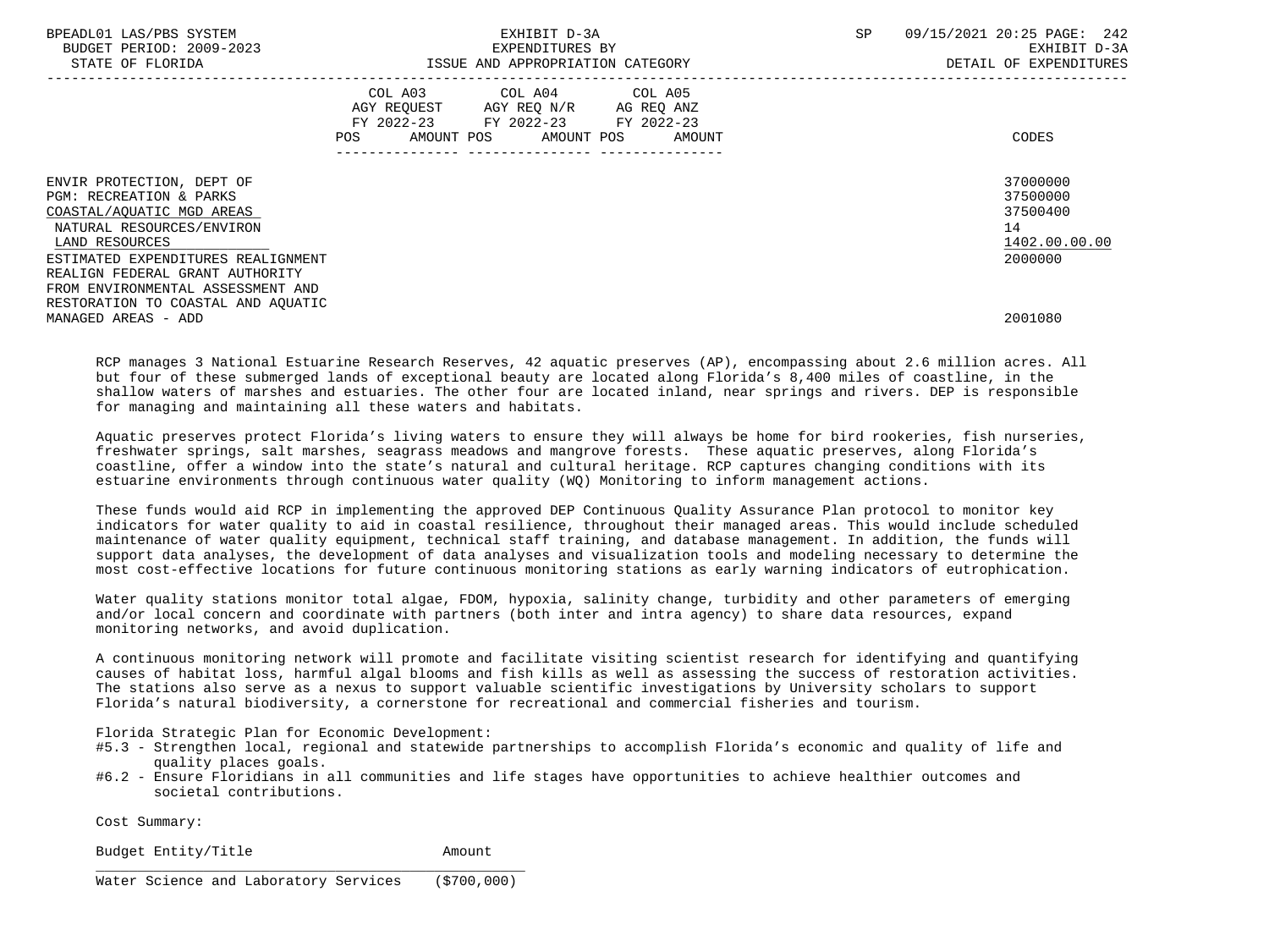| | COL A03 AGY REQUEST FY 2022-23 POS AMOUNT | COL A04 AGY REQ N/R FY 2022-23 POS AMOUNT | COL A05 AG REQ ANZ FY 2022-23 POS AMOUNT | CODES |
|---|---|---|---|---|
| ENVIR PROTECTION, DEPT OF | | | | 37000000 |
| PGM: RECREATION & PARKS | | | | 37500000 |
| COASTAL/AQUATIC MGD AREAS | | | | 37500400 |
| NATURAL RESOURCES/ENVIRON | | | | 14 |
| LAND RESOURCES | | | | 1402.00.00.00 |
| ESTIMATED EXPENDITURES REALIGNMENT | | | | 2000000 |
| REALIGN FEDERAL GRANT AUTHORITY FROM ENVIRONMENTAL ASSESSMENT AND RESTORATION TO COASTAL AND AQUATIC MANAGED AREAS - ADD | | | | 2001080 |

RCP manages 3 National Estuarine Research Reserves, 42 aquatic preserves (AP), encompassing about 2.6 million acres. All but four of these submerged lands of exceptional beauty are located along Florida's 8,400 miles of coastline, in the shallow waters of marshes and estuaries. The other four are located inland, near springs and rivers. DEP is responsible for managing and maintaining all these waters and habitats.

Aquatic preserves protect Florida's living waters to ensure they will always be home for bird rookeries, fish nurseries, freshwater springs, salt marshes, seagrass meadows and mangrove forests. These aquatic preserves, along Florida's coastline, offer a window into the state's natural and cultural heritage. RCP captures changing conditions with its estuarine environments through continuous water quality (WQ) Monitoring to inform management actions.

These funds would aid RCP in implementing the approved DEP Continuous Quality Assurance Plan protocol to monitor key indicators for water quality to aid in coastal resilience, throughout their managed areas. This would include scheduled maintenance of water quality equipment, technical staff training, and database management. In addition, the funds will support data analyses, the development of data analyses and visualization tools and modeling necessary to determine the most cost-effective locations for future continuous monitoring stations as early warning indicators of eutrophication.

Water quality stations monitor total algae, FDOM, hypoxia, salinity change, turbidity and other parameters of emerging and/or local concern and coordinate with partners (both inter and intra agency) to share data resources, expand monitoring networks, and avoid duplication.

A continuous monitoring network will promote and facilitate visiting scientist research for identifying and quantifying causes of habitat loss, harmful algal blooms and fish kills as well as assessing the success of restoration activities. The stations also serve as a nexus to support valuable scientific investigations by University scholars to support Florida's natural biodiversity, a cornerstone for recreational and commercial fisheries and tourism.

Florida Strategic Plan for Economic Development:
- #5.3 - Strengthen local, regional and statewide partnerships to accomplish Florida's economic and quality of life and quality places goals.
- #6.2 - Ensure Floridians in all communities and life stages have opportunities to achieve healthier outcomes and societal contributions.

Cost Summary:

| Budget Entity/Title | Amount |
|---|---|
| Water Science and Laboratory Services | ($700,000) |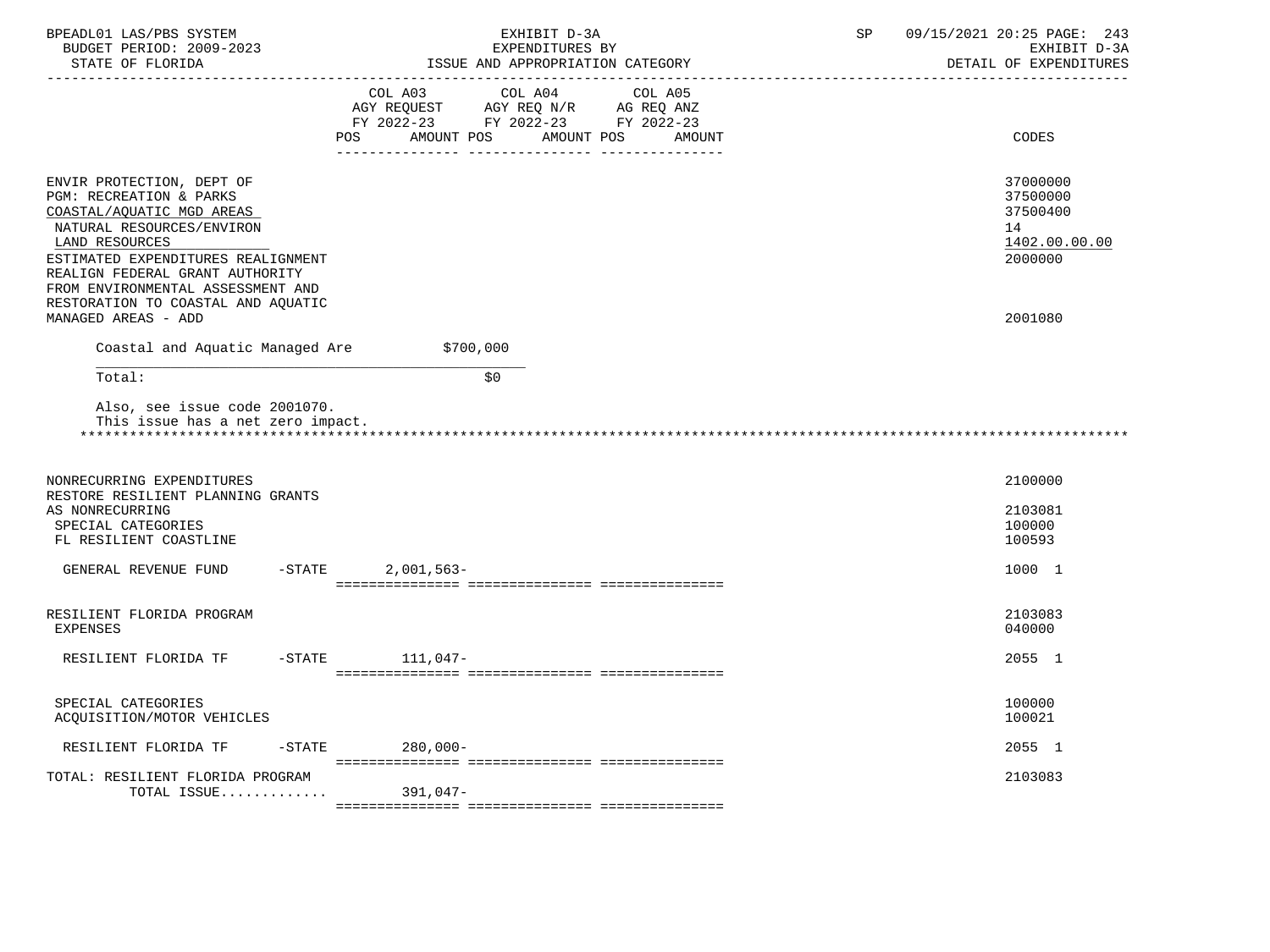| | COL A03 AGY REQUEST FY 2022-23 POS AMOUNT | COL A04 AGY REQ N/R FY 2022-23 POS AMOUNT | COL A05 AG REQ ANZ FY 2022-23 POS AMOUNT | CODES |
|---|---|---|---|---|
| ENVIR PROTECTION, DEPT OF | | | | 37000000 |
| PGM: RECREATION & PARKS | | | | 37500000 |
| COASTAL/AQUATIC MGD AREAS | | | | 37500400 |
| NATURAL RESOURCES/ENVIRON | | | | 14 |
| LAND RESOURCES | | | | 1402.00.00.00 |
| ESTIMATED EXPENDITURES REALIGNMENT | | | | 2000000 |
| REALIGN FEDERAL GRANT AUTHORITY FROM ENVIRONMENTAL ASSESSMENT AND RESTORATION TO COASTAL AND AQUATIC MANAGED AREAS - ADD | | | | 2001080 |
| Coastal and Aquatic Managed Are | $700,000 | | | |
| Total: | $0 | | | |

Also, see issue code 2001070.
This issue has a net zero impact.

*****************************************************************************************************************************

| | COL A03 | COL A04 | COL A05 | CODES |
|---|---|---|---|---|
| NONRECURRING EXPENDITURES | | | | 2100000 |
| RESTORE RESILIENT PLANNING GRANTS AS NONRECURRING | | | | 2103081 |
| SPECIAL CATEGORIES | | | | 100000 |
| FL RESILIENT COASTLINE | | | | 100593 |
| GENERAL REVENUE FUND -STATE | 2,001,563- | | | 1000 1 |
| RESILIENT FLORIDA PROGRAM | | | | 2103083 |
| EXPENSES | | | | 040000 |
| RESILIENT FLORIDA TF -STATE | 111,047- | | | 2055 1 |
| SPECIAL CATEGORIES | | | | 100000 |
| ACQUISITION/MOTOR VEHICLES | | | | 100021 |
| RESILIENT FLORIDA TF -STATE | 280,000- | | | 2055 1 |
| TOTAL: RESILIENT FLORIDA PROGRAM | | | | 2103083 |
| TOTAL ISSUE............ | 391,047- | | | |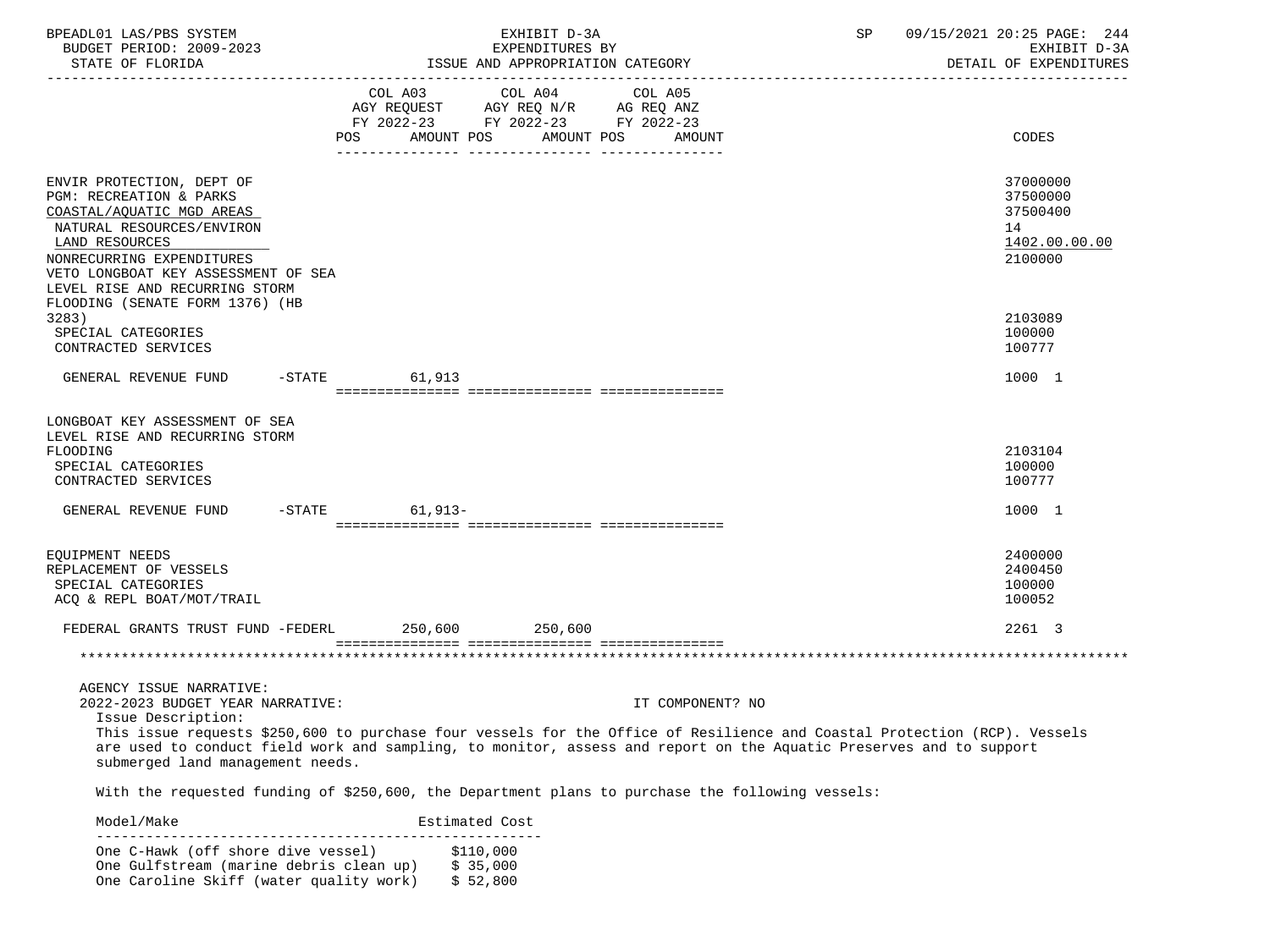| | COL A03 AGY REQUEST FY 2022-23 POS AMOUNT | COL A04 AGY REQ N/R FY 2022-23 POS AMOUNT | COL A05 AG REQ ANZ FY 2022-23 POS AMOUNT | CODES |
|---|---|---|---|---|
| ENVIR PROTECTION, DEPT OF | | | | 37000000 |
| PGM: RECREATION & PARKS | | | | 37500000 |
| COASTAL/AQUATIC MGD AREAS | | | | 37500400 |
| NATURAL RESOURCES/ENVIRON | | | | 14 |
| LAND RESOURCES | | | | 1402.00.00.00 |
| NONRECURRING EXPENDITURES | | | | 2100000 |
| VETO LONGBOAT KEY ASSESSMENT OF SEA LEVEL RISE AND RECURRING STORM FLOODING (SENATE FORM 1376) (HB 3283) | | | | 2103089 |
| SPECIAL CATEGORIES | | | | 100000 |
| CONTRACTED SERVICES | | | | 100777 |
| GENERAL REVENUE FUND -STATE | 61,913 | | | 1000 1 |
| LONGBOAT KEY ASSESSMENT OF SEA LEVEL RISE AND RECURRING STORM FLOODING | | | | 2103104 |
| SPECIAL CATEGORIES | | | | 100000 |
| CONTRACTED SERVICES | | | | 100777 |
| GENERAL REVENUE FUND -STATE | 61,913- | | | 1000 1 |
| EQUIPMENT NEEDS | | | | 2400000 |
| REPLACEMENT OF VESSELS | | | | 2400450 |
| SPECIAL CATEGORIES | | | | 100000 |
| ACQ & REPL BOAT/MOT/TRAIL | | | | 100052 |
| FEDERAL GRANTS TRUST FUND -FEDERL | 250,600 | 250,600 | | 2261 3 |

AGENCY ISSUE NARRATIVE:

2022-2023 BUDGET YEAR NARRATIVE: IT COMPONENT? NO

Issue Description:

This issue requests $250,600 to purchase four vessels for the Office of Resilience and Coastal Protection (RCP). Vessels are used to conduct field work and sampling, to monitor, assess and report on the Aquatic Preserves and to support submerged land management needs.

With the requested funding of $250,600, the Department plans to purchase the following vessels:

| Model/Make | Estimated Cost |
|---|---|
| One C-Hawk (off shore dive vessel) | $110,000 |
| One Gulfstream (marine debris clean up) | $ 35,000 |
| One Caroline Skiff (water quality work) | $ 52,800 |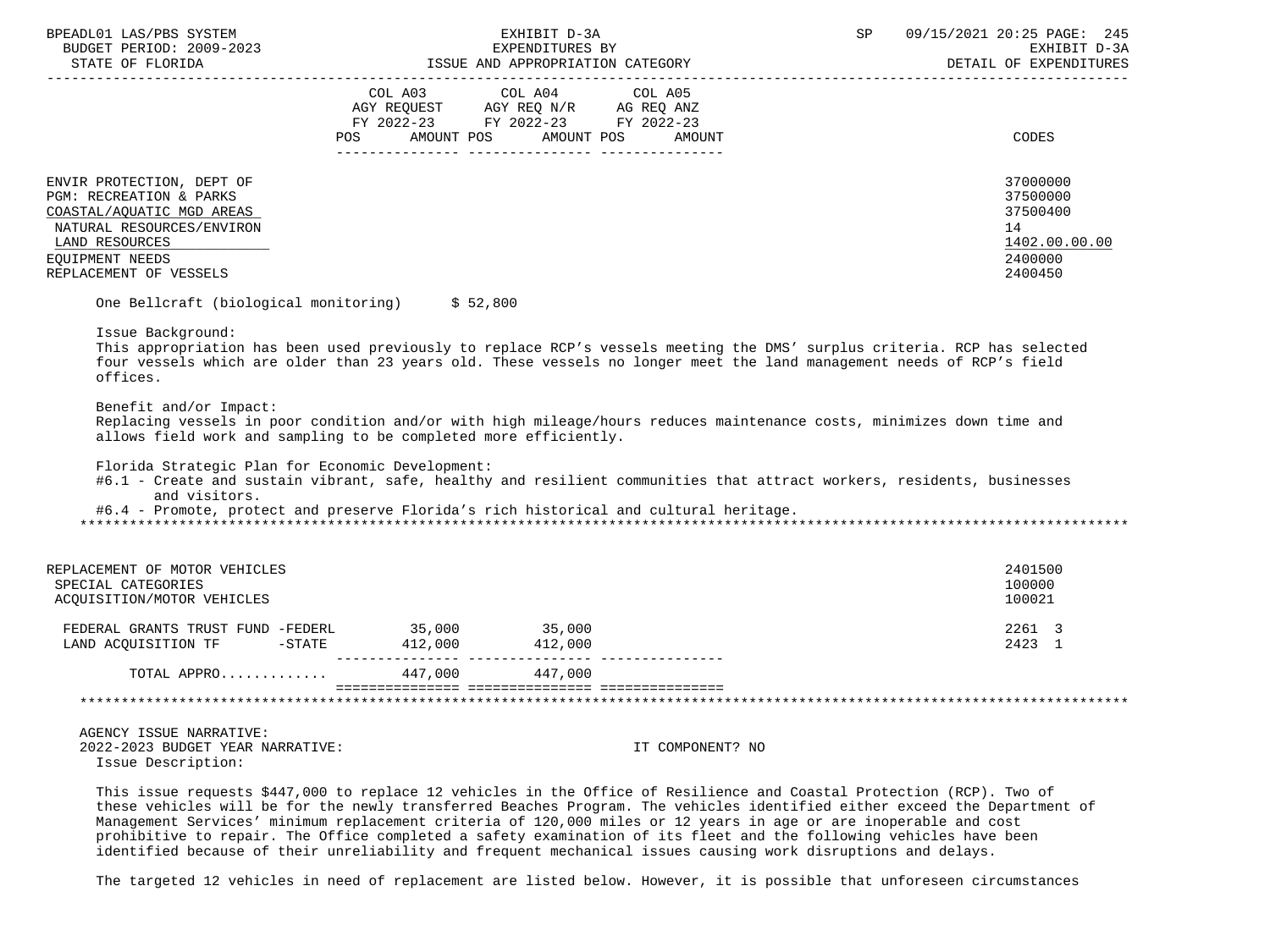| | COL A03 AGY REQUEST FY 2022-23 POS AMOUNT | COL A04 AGY REQ N/R FY 2022-23 POS AMOUNT | COL A05 AG REQ ANZ FY 2022-23 POS AMOUNT | CODES |
|---|---|---|---|---|
| ENVIR PROTECTION, DEPT OF | | | | 37000000 |
| PGM: RECREATION & PARKS | | | | 37500000 |
| COASTAL/AQUATIC MGD AREAS | | | | 37500400 |
| NATURAL RESOURCES/ENVIRON | | | | 14 |
| LAND RESOURCES | | | | 1402.00.00.00 |
| EQUIPMENT NEEDS | | | | 2400000 |
| REPLACEMENT OF VESSELS | | | | 2400450 |

One Bellcraft (biological monitoring) $ 52,800

Issue Background:
This appropriation has been used previously to replace RCP's vessels meeting the DMS' surplus criteria. RCP has selected four vessels which are older than 23 years old. These vessels no longer meet the land management needs of RCP's field offices.

Benefit and/or Impact:
Replacing vessels in poor condition and/or with high mileage/hours reduces maintenance costs, minimizes down time and allows field work and sampling to be completed more efficiently.

Florida Strategic Plan for Economic Development:
#6.1 - Create and sustain vibrant, safe, healthy and resilient communities that attract workers, residents, businesses and visitors.
#6.4 - Promote, protect and preserve Florida's rich historical and cultural heritage.

---

| | COL A03 | COL A04 | COL A05 | CODES |
|---|---|---|---|---|
| REPLACEMENT OF MOTOR VEHICLES | | | | 2401500 |
| SPECIAL CATEGORIES | | | | 100000 |
| ACQUISITION/MOTOR VEHICLES | | | | 100021 |
| FEDERAL GRANTS TRUST FUND -FEDERL | 35,000 | 35,000 | | 2261 3 |
| LAND ACQUISITION TF -STATE | 412,000 | 412,000 | | 2423 1 |
| TOTAL APPRO............ | 447,000 | 447,000 | | |

---

AGENCY ISSUE NARRATIVE:
2022-2023 BUDGET YEAR NARRATIVE: IT COMPONENT? NO
Issue Description:

This issue requests $447,000 to replace 12 vehicles in the Office of Resilience and Coastal Protection (RCP). Two of these vehicles will be for the newly transferred Beaches Program. The vehicles identified either exceed the Department of Management Services' minimum replacement criteria of 120,000 miles or 12 years in age or are inoperable and cost prohibitive to repair. The Office completed a safety examination of its fleet and the following vehicles have been identified because of their unreliability and frequent mechanical issues causing work disruptions and delays.

The targeted 12 vehicles in need of replacement are listed below. However, it is possible that unforeseen circumstances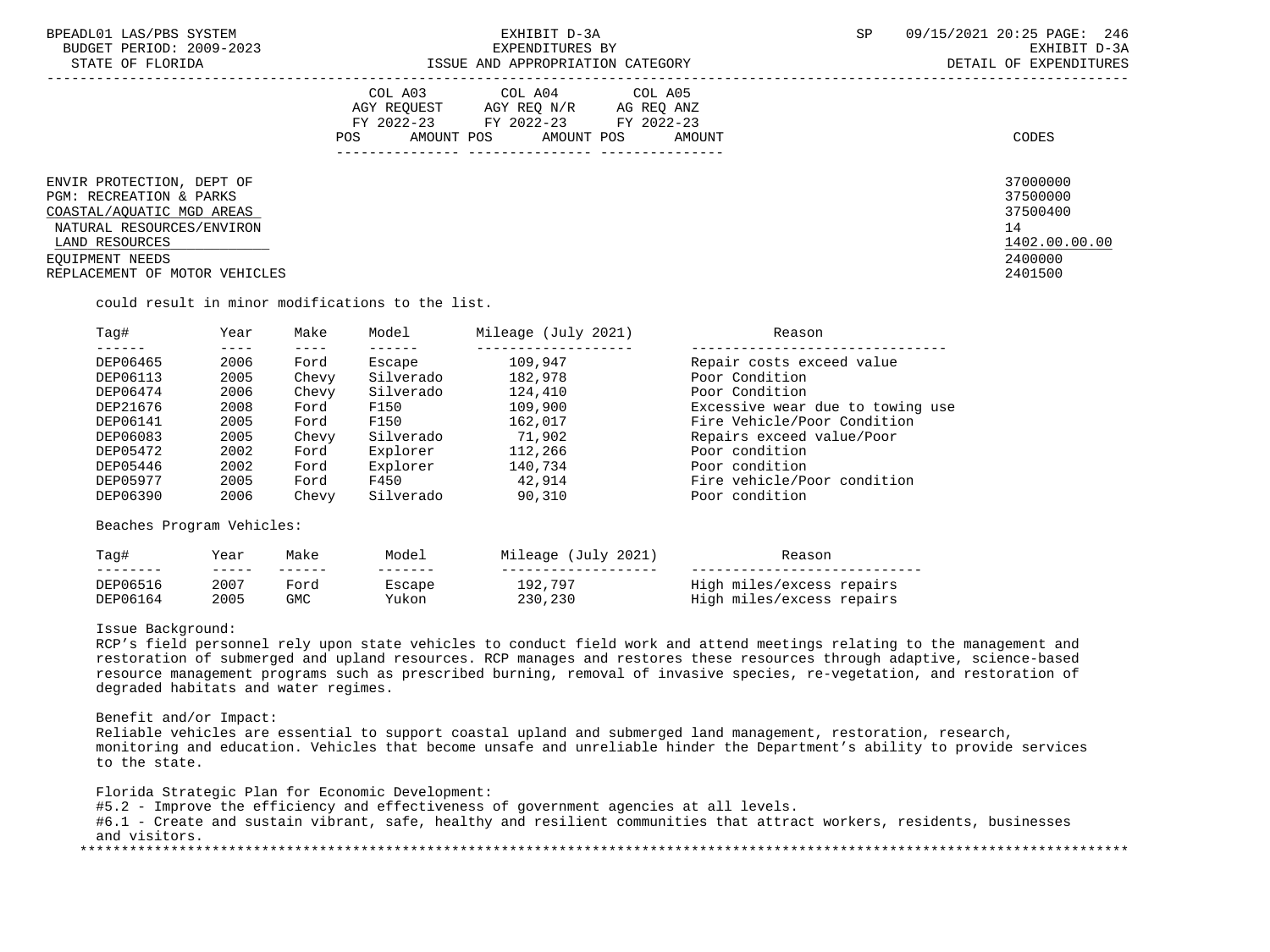| | COL A03 AGY REQUEST FY 2022-23 | | COL A04 AGY REQ N/R FY 2022-23 | | COL A05 AG REQ ANZ FY 2022-23 | |
|---|---|---|---|---|---|---|
| | POS | AMOUNT | POS | AMOUNT | POS | AMOUNT | CODES |

ENVIR PROTECTION, DEPT OF — 37000000
PGM: RECREATION & PARKS — 37500000
COASTAL/AQUATIC MGD AREAS — 37500400
NATURAL RESOURCES/ENVIRON — 14
LAND RESOURCES — 1402.00.00.00
EQUIPMENT NEEDS — 2400000
REPLACEMENT OF MOTOR VEHICLES — 2401500

could result in minor modifications to the list.

| Tag# | Year | Make | Model | Mileage (July 2021) | Reason |
|---|---|---|---|---|---|
| DEP06465 | 2006 | Ford | Escape | 109,947 | Repair costs exceed value |
| DEP06113 | 2005 | Chevy | Silverado | 182,978 | Poor Condition |
| DEP06474 | 2006 | Chevy | Silverado | 124,410 | Poor Condition |
| DEP21676 | 2008 | Ford | F150 | 109,900 | Excessive wear due to towing use |
| DEP06141 | 2005 | Ford | F150 | 162,017 | Fire Vehicle/Poor Condition |
| DEP06083 | 2005 | Chevy | Silverado | 71,902 | Repairs exceed value/Poor |
| DEP05472 | 2002 | Ford | Explorer | 112,266 | Poor condition |
| DEP05446 | 2002 | Ford | Explorer | 140,734 | Poor condition |
| DEP05977 | 2005 | Ford | F450 | 42,914 | Fire vehicle/Poor condition |
| DEP06390 | 2006 | Chevy | Silverado | 90,310 | Poor condition |

Beaches Program Vehicles:

| Tag# | Year | Make | Model | Mileage (July 2021) | Reason |
|---|---|---|---|---|---|
| DEP06516 | 2007 | Ford | Escape | 192,797 | High miles/excess repairs |
| DEP06164 | 2005 | GMC | Yukon | 230,230 | High miles/excess repairs |

Issue Background:
RCP's field personnel rely upon state vehicles to conduct field work and attend meetings relating to the management and restoration of submerged and upland resources. RCP manages and restores these resources through adaptive, science-based resource management programs such as prescribed burning, removal of invasive species, re-vegetation, and restoration of degraded habitats and water regimes.

Benefit and/or Impact:
Reliable vehicles are essential to support coastal upland and submerged land management, restoration, research, monitoring and education. Vehicles that become unsafe and unreliable hinder the Department's ability to provide services to the state.

Florida Strategic Plan for Economic Development:
#5.2 - Improve the efficiency and effectiveness of government agencies at all levels.
#6.1 - Create and sustain vibrant, safe, healthy and resilient communities that attract workers, residents, businesses and visitors.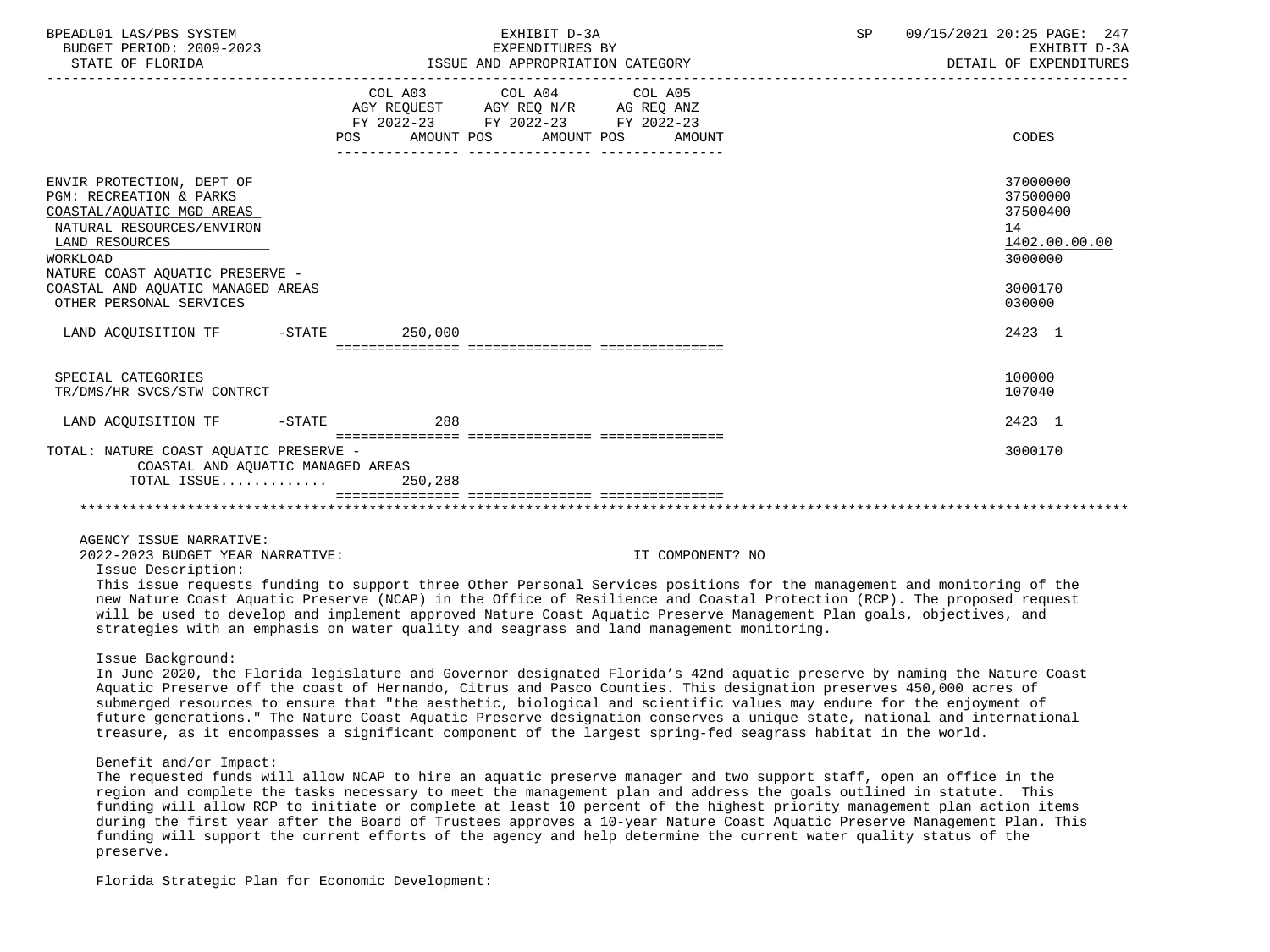| | COL A03 AGY REQUEST FY 2022-23 POS | AMOUNT | COL A04 AGY REQ N/R FY 2022-23 POS | AMOUNT | COL A05 AG REQ ANZ FY 2022-23 POS | AMOUNT | CODES |
|---|---|---|---|---|---|---|---|
| ENVIR PROTECTION, DEPT OF | | | | | | | 37000000 |
| PGM: RECREATION & PARKS | | | | | | | 37500000 |
| COASTAL/AQUATIC MGD AREAS | | | | | | | 37500400 |
| NATURAL RESOURCES/ENVIRON | | | | | | | 14 |
| LAND RESOURCES | | | | | | | 1402.00.00.00 |
| WORKLOAD | | | | | | | 3000000 |
| NATURE COAST AQUATIC PRESERVE - COASTAL AND AQUATIC MANAGED AREAS | | | | | | | 3000170 |
| OTHER PERSONAL SERVICES | | | | | | | 030000 |
| LAND ACQUISITION TF -STATE | | 250,000 | | | | | 2423 1 |
| SPECIAL CATEGORIES | | | | | | | 100000 |
| TR/DMS/HR SVCS/STW CONTRCT | | | | | | | 107040 |
| LAND ACQUISITION TF -STATE | | 288 | | | | | 2423 1 |
| TOTAL: NATURE COAST AQUATIC PRESERVE - COASTAL AND AQUATIC MANAGED AREAS | | | | | | | 3000170 |
| TOTAL ISSUE............. | | 250,288 | | | | | |

AGENCY ISSUE NARRATIVE:

2022-2023 BUDGET YEAR NARRATIVE: IT COMPONENT? NO

Issue Description:

This issue requests funding to support three Other Personal Services positions for the management and monitoring of the new Nature Coast Aquatic Preserve (NCAP) in the Office of Resilience and Coastal Protection (RCP). The proposed request will be used to develop and implement approved Nature Coast Aquatic Preserve Management Plan goals, objectives, and strategies with an emphasis on water quality and seagrass and land management monitoring.

Issue Background:

In June 2020, the Florida legislature and Governor designated Florida's 42nd aquatic preserve by naming the Nature Coast Aquatic Preserve off the coast of Hernando, Citrus and Pasco Counties. This designation preserves 450,000 acres of submerged resources to ensure that "the aesthetic, biological and scientific values may endure for the enjoyment of future generations." The Nature Coast Aquatic Preserve designation conserves a unique state, national and international treasure, as it encompasses a significant component of the largest spring-fed seagrass habitat in the world.

Benefit and/or Impact:

The requested funds will allow NCAP to hire an aquatic preserve manager and two support staff, open an office in the region and complete the tasks necessary to meet the management plan and address the goals outlined in statute. This funding will allow RCP to initiate or complete at least 10 percent of the highest priority management plan action items during the first year after the Board of Trustees approves a 10-year Nature Coast Aquatic Preserve Management Plan. This funding will support the current efforts of the agency and help determine the current water quality status of the preserve.

Florida Strategic Plan for Economic Development: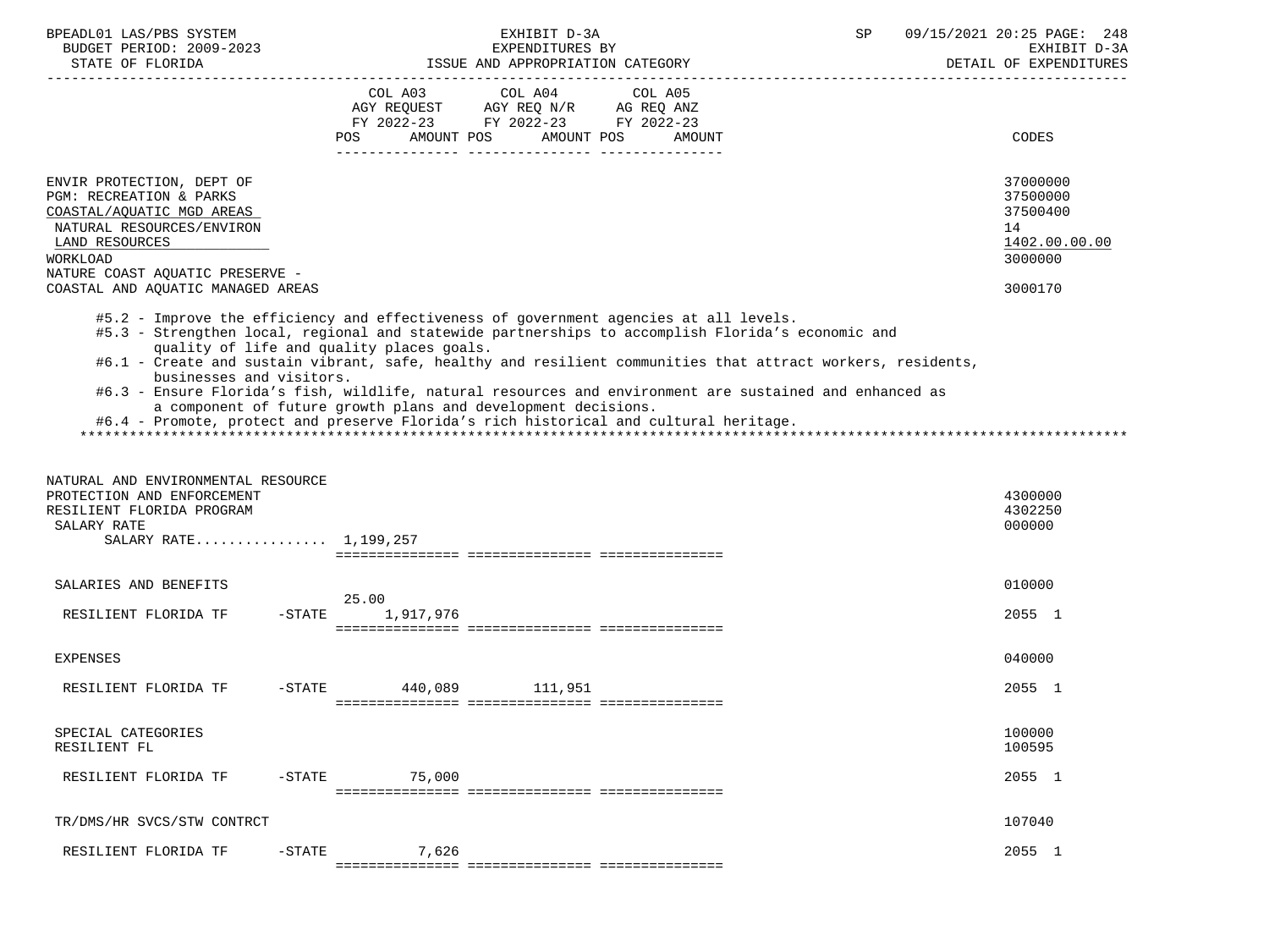EXHIBIT D-3A
EXPENDITURES BY
ISSUE AND APPROPRIATION CATEGORY

BPEADL01 LAS/PBS SYSTEM — BUDGET PERIOD: 2009-2023 — STATE OF FLORIDA — SP 09/15/2021 20:25 — EXHIBIT D-3A DETAIL OF EXPENDITURES

| | COL A03 AGY REQUEST FY 2022-23 POS | AMOUNT | COL A04 AGY REQ N/R FY 2022-23 POS | AMOUNT | COL A05 AG REQ ANZ FY 2022-23 POS | AMOUNT | CODES |
|---|---|---|---|---|---|---|---|
| ENVIR PROTECTION, DEPT OF | | | | | | | 37000000 |
| PGM: RECREATION & PARKS | | | | | | | 37500000 |
| COASTAL/AQUATIC MGD AREAS | | | | | | | 37500400 |
| NATURAL RESOURCES/ENVIRON | | | | | | | 14 |
| LAND RESOURCES | | | | | | | 1402.00.00.00 |
| WORKLOAD | | | | | | | 3000000 |
| NATURE COAST AQUATIC PRESERVE - COASTAL AND AQUATIC MANAGED AREAS | | | | | | | 3000170 |

#5.2 - Improve the efficiency and effectiveness of government agencies at all levels.
#5.3 - Strengthen local, regional and statewide partnerships to accomplish Florida's economic and quality of life and quality places goals.
#6.1 - Create and sustain vibrant, safe, healthy and resilient communities that attract workers, residents, businesses and visitors.
#6.3 - Ensure Florida's fish, wildlife, natural resources and environment are sustained and enhanced as a component of future growth plans and development decisions.
#6.4 - Promote, protect and preserve Florida's rich historical and cultural heritage.

| | COL A03 POS | AMOUNT | COL A04 POS | AMOUNT | COL A05 POS | AMOUNT | CODES |
|---|---|---|---|---|---|---|---|
| NATURAL AND ENVIRONMENTAL RESOURCE PROTECTION AND ENFORCEMENT | | | | | | | 4300000 |
| RESILIENT FLORIDA PROGRAM | | | | | | | 4302250 |
| SALARY RATE | | | | | | | 000000 |
| SALARY RATE................ 1,199,257 | | | | | | | |
| SALARIES AND BENEFITS | | | | | | | 010000 |
| RESILIENT FLORIDA TF -STATE | 25.00 | 1,917,976 | | | | | 2055 1 |
| EXPENSES | | | | | | | 040000 |
| RESILIENT FLORIDA TF -STATE | | 440,089 | | 111,951 | | | 2055 1 |
| SPECIAL CATEGORIES | | | | | | | 100000 |
| RESILIENT FL | | | | | | | 100595 |
| RESILIENT FLORIDA TF -STATE | | 75,000 | | | | | 2055 1 |
| TR/DMS/HR SVCS/STW CONTRCT | | | | | | | 107040 |
| RESILIENT FLORIDA TF -STATE | | 7,626 | | | | | 2055 1 |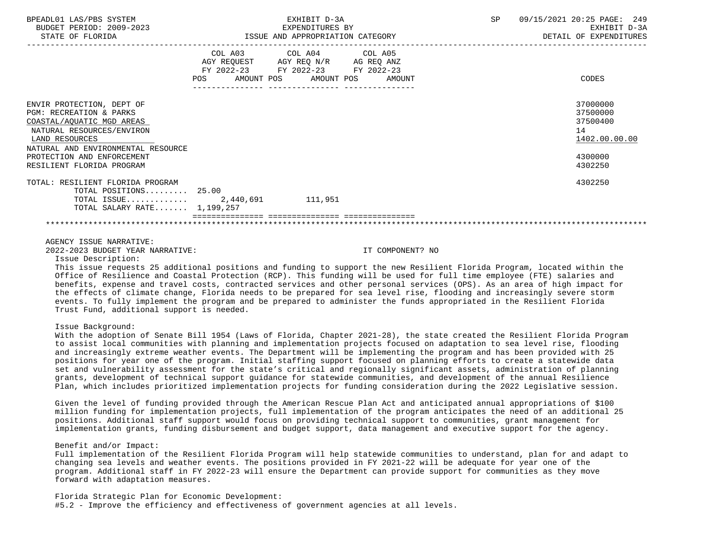| | COL A03 AGY REQUEST FY 2022-23 POS AMOUNT | COL A04 AGY REQ N/R FY 2022-23 POS AMOUNT | COL A05 AG REQ ANZ FY 2022-23 POS AMOUNT | CODES |
|---|---|---|---|---|
| ENVIR PROTECTION, DEPT OF | | | | 37000000 |
| PGM: RECREATION & PARKS | | | | 37500000 |
| COASTAL/AQUATIC MGD AREAS | | | | 37500400 |
| NATURAL RESOURCES/ENVIRON | | | | 14 |
| LAND RESOURCES | | | | 1402.00.00.00 |
| NATURAL AND ENVIRONMENTAL RESOURCE PROTECTION AND ENFORCEMENT | | | | 4300000 |
| RESILIENT FLORIDA PROGRAM | | | | 4302250 |
| TOTAL: RESILIENT FLORIDA PROGRAM | | | | 4302250 |
| TOTAL POSITIONS......... | 25.00 | | | |
| TOTAL ISSUE............. | 2,440,691 | 111,951 | | |
| TOTAL SALARY RATE....... | 1,199,257 | | | |

AGENCY ISSUE NARRATIVE:

2022-2023 BUDGET YEAR NARRATIVE: IT COMPONENT? NO

Issue Description:

This issue requests 25 additional positions and funding to support the new Resilient Florida Program, located within the Office of Resilience and Coastal Protection (RCP). This funding will be used for full time employee (FTE) salaries and benefits, expense and travel costs, contracted services and other personal services (OPS). As an area of high impact for the effects of climate change, Florida needs to be prepared for sea level rise, flooding and increasingly severe storm events. To fully implement the program and be prepared to administer the funds appropriated in the Resilient Florida Trust Fund, additional support is needed.

Issue Background:

With the adoption of Senate Bill 1954 (Laws of Florida, Chapter 2021-28), the state created the Resilient Florida Program to assist local communities with planning and implementation projects focused on adaptation to sea level rise, flooding and increasingly extreme weather events. The Department will be implementing the program and has been provided with 25 positions for year one of the program. Initial staffing support focused on planning efforts to create a statewide data set and vulnerability assessment for the state's critical and regionally significant assets, administration of planning grants, development of technical support guidance for statewide communities, and development of the annual Resilience Plan, which includes prioritized implementation projects for funding consideration during the 2022 Legislative session.

Given the level of funding provided through the American Rescue Plan Act and anticipated annual appropriations of $100 million funding for implementation projects, full implementation of the program anticipates the need of an additional 25 positions. Additional staff support would focus on providing technical support to communities, grant management for implementation grants, funding disbursement and budget support, data management and executive support for the agency.

Benefit and/or Impact:

Full implementation of the Resilient Florida Program will help statewide communities to understand, plan for and adapt to changing sea levels and weather events. The positions provided in FY 2021-22 will be adequate for year one of the program. Additional staff in FY 2022-23 will ensure the Department can provide support for communities as they move forward with adaptation measures.

Florida Strategic Plan for Economic Development:

#5.2 - Improve the efficiency and effectiveness of government agencies at all levels.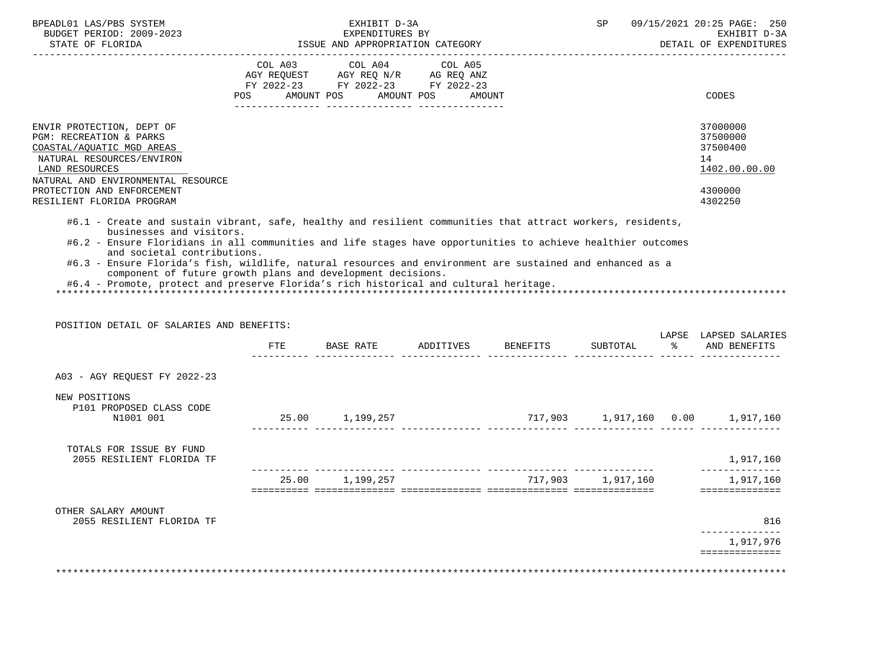EXHIBIT D-3A
EXPENDITURES BY
ISSUE AND APPROPRIATION CATEGORY

BPEADL01 LAS/PBS SYSTEM
BUDGET PERIOD: 2009-2023
STATE OF FLORIDA

SP 09/15/2021 20:25

EXHIBIT D-3A
DETAIL OF EXPENDITURES

| | COL A03 AGY REQUEST FY 2022-23 POS AMOUNT | COL A04 AGY REQ N/R FY 2022-23 POS AMOUNT | COL A05 AG REQ ANZ FY 2022-23 POS AMOUNT | CODES |
|---|---|---|---|---|
| ENVIR PROTECTION, DEPT OF | | | | 37000000 |
| PGM: RECREATION & PARKS | | | | 37500000 |
| COASTAL/AQUATIC MGD AREAS | | | | 37500400 |
| NATURAL RESOURCES/ENVIRON | | | | 14 |
| LAND RESOURCES | | | | 1402.00.00.00 |
| NATURAL AND ENVIRONMENTAL RESOURCE PROTECTION AND ENFORCEMENT | | | | 4300000 |
| RESILIENT FLORIDA PROGRAM | | | | 4302250 |

#6.1 - Create and sustain vibrant, safe, healthy and resilient communities that attract workers, residents, businesses and visitors.
#6.2 - Ensure Floridians in all communities and life stages have opportunities to achieve healthier outcomes and societal contributions.
#6.3 - Ensure Florida's fish, wildlife, natural resources and environment are sustained and enhanced as a component of future growth plans and development decisions.
#6.4 - Promote, protect and preserve Florida's rich historical and cultural heritage.

POSITION DETAIL OF SALARIES AND BENEFITS:

| | FTE | BASE RATE | ADDITIVES | BENEFITS | SUBTOTAL | LAPSE % | LAPSED SALARIES AND BENEFITS |
|---|---|---|---|---|---|---|---|
| A03 - AGY REQUEST FY 2022-23 | | | | | | | |
| NEW POSITIONS | | | | | | | |
| P101 PROPOSED CLASS CODE N1001 001 | 25.00 | 1,199,257 | | 717,903 | 1,917,160 | 0.00 | 1,917,160 |
| TOTALS FOR ISSUE BY FUND | | | | | | | |
| 2055 RESILIENT FLORIDA TF | | | | | | | 1,917,160 |
| | 25.00 | 1,199,257 | | 717,903 | 1,917,160 | | 1,917,160 |
| OTHER SALARY AMOUNT | | | | | | | |
| 2055 RESILIENT FLORIDA TF | | | | | | | 816 |
| | | | | | | | 1,917,976 |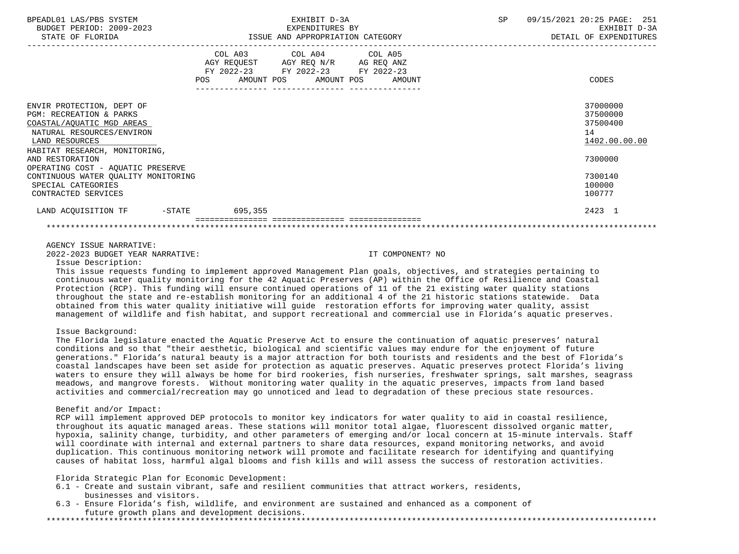| | COL A03 AGY REQUEST FY 2022-23 POS AMOUNT | COL A04 AGY REQ N/R FY 2022-23 POS AMOUNT | COL A05 AG REQ ANZ FY 2022-23 POS AMOUNT | CODES |
|---|---|---|---|---|
| ENVIR PROTECTION, DEPT OF | | | | 37000000 |
| PGM: RECREATION & PARKS | | | | 37500000 |
| COASTAL/AQUATIC MGD AREAS | | | | 37500400 |
| NATURAL RESOURCES/ENVIRON | | | | 14 |
| LAND RESOURCES | | | | 1402.00.00.00 |
| HABITAT RESEARCH, MONITORING, AND RESTORATION | | | | 7300000 |
| OPERATING COST - AQUATIC PRESERVE CONTINUOUS WATER QUALITY MONITORING | | | | 7300140 |
| SPECIAL CATEGORIES | | | | 100000 |
| CONTRACTED SERVICES | | | | 100777 |
| LAND ACQUISITION TF -STATE | 695,355 | | | 2423 1 |

AGENCY ISSUE NARRATIVE:

2022-2023 BUDGET YEAR NARRATIVE: IT COMPONENT? NO

Issue Description:

This issue requests funding to implement approved Management Plan goals, objectives, and strategies pertaining to continuous water quality monitoring for the 42 Aquatic Preserves (AP) within the Office of Resilience and Coastal Protection (RCP). This funding will ensure continued operations of 11 of the 21 existing water quality stations throughout the state and re-establish monitoring for an additional 4 of the 21 historic stations statewide. Data obtained from this water quality initiative will guide restoration efforts for improving water quality, assist management of wildlife and fish habitat, and support recreational and commercial use in Florida's aquatic preserves.

Issue Background:

The Florida legislature enacted the Aquatic Preserve Act to ensure the continuation of aquatic preserves' natural conditions and so that "their aesthetic, biological and scientific values may endure for the enjoyment of future generations." Florida's natural beauty is a major attraction for both tourists and residents and the best of Florida's coastal landscapes have been set aside for protection as aquatic preserves. Aquatic preserves protect Florida's living waters to ensure they will always be home for bird rookeries, fish nurseries, freshwater springs, salt marshes, seagrass meadows, and mangrove forests. Without monitoring water quality in the aquatic preserves, impacts from land based activities and commercial/recreation may go unnoticed and lead to degradation of these precious state resources.

Benefit and/or Impact:

RCP will implement approved DEP protocols to monitor key indicators for water quality to aid in coastal resilience, throughout its aquatic managed areas. These stations will monitor total algae, fluorescent dissolved organic matter, hypoxia, salinity change, turbidity, and other parameters of emerging and/or local concern at 15-minute intervals. Staff will coordinate with internal and external partners to share data resources, expand monitoring networks, and avoid duplication. This continuous monitoring network will promote and facilitate research for identifying and quantifying causes of habitat loss, harmful algal blooms and fish kills and will assess the success of restoration activities.

Florida Strategic Plan for Economic Development:

- 6.1 - Create and sustain vibrant, safe and resilient communities that attract workers, residents, businesses and visitors.
- 6.3 - Ensure Florida's fish, wildlife, and environment are sustained and enhanced as a component of future growth plans and development decisions.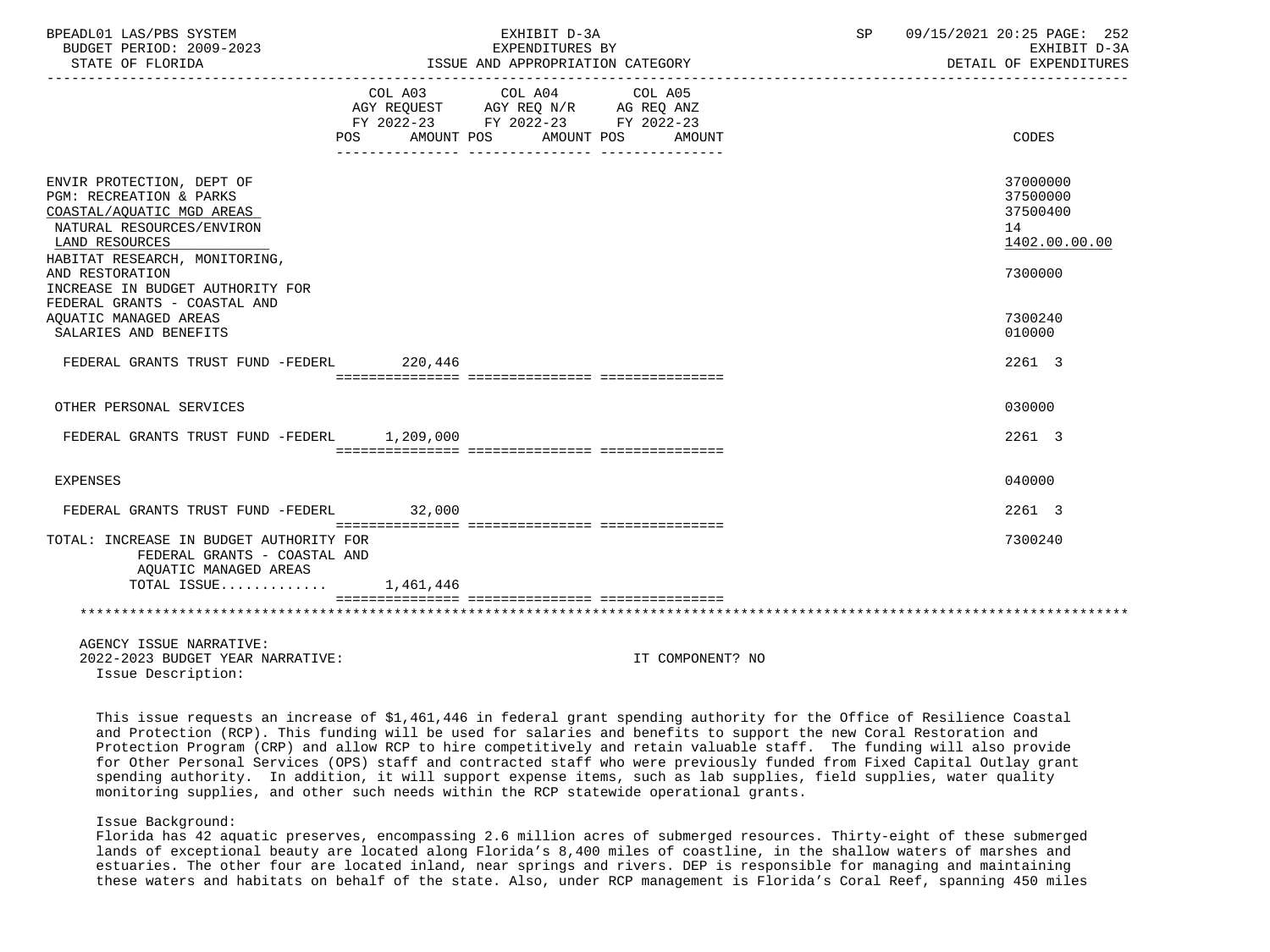BPEADL01 LAS/PBS SYSTEM | EXHIBIT D-3A | SP 09/15/2021 20:25

BUDGET PERIOD: 2009-2023 | EXPENDITURES BY | EXHIBIT D-3A

STATE OF FLORIDA | ISSUE AND APPROPRIATION CATEGORY | DETAIL OF EXPENDITURES

| | COL A03 AGY REQUEST FY 2022-23 POS AMOUNT | COL A04 AGY REQ N/R FY 2022-23 POS AMOUNT | COL A05 AG REQ ANZ FY 2022-23 POS AMOUNT | CODES |
|---|---|---|---|---|
| ENVIR PROTECTION, DEPT OF | | | | 37000000 |
| PGM: RECREATION & PARKS | | | | 37500000 |
| COASTAL/AQUATIC MGD AREAS | | | | 37500400 |
| NATURAL RESOURCES/ENVIRON | | | | 14 |
| LAND RESOURCES | | | | 1402.00.00.00 |
| HABITAT RESEARCH, MONITORING, AND RESTORATION | | | | 7300000 |
| INCREASE IN BUDGET AUTHORITY FOR FEDERAL GRANTS - COASTAL AND AQUATIC MANAGED AREAS | | | | 7300240 |
| SALARIES AND BENEFITS | | | | 010000 |
| FEDERAL GRANTS TRUST FUND -FEDERL | 220,446 | | | 2261 3 |
| OTHER PERSONAL SERVICES | | | | 030000 |
| FEDERAL GRANTS TRUST FUND -FEDERL | 1,209,000 | | | 2261 3 |
| EXPENSES | | | | 040000 |
| FEDERAL GRANTS TRUST FUND -FEDERL | 32,000 | | | 2261 3 |
| TOTAL: INCREASE IN BUDGET AUTHORITY FOR FEDERAL GRANTS - COASTAL AND AQUATIC MANAGED AREAS | | | | 7300240 |
| TOTAL ISSUE............ | 1,461,446 | | | |

AGENCY ISSUE NARRATIVE:

2022-2023 BUDGET YEAR NARRATIVE: IT COMPONENT? NO

Issue Description:

This issue requests an increase of $1,461,446 in federal grant spending authority for the Office of Resilience Coastal and Protection (RCP). This funding will be used for salaries and benefits to support the new Coral Restoration and Protection Program (CRP) and allow RCP to hire competitively and retain valuable staff. The funding will also provide for Other Personal Services (OPS) staff and contracted staff who were previously funded from Fixed Capital Outlay grant spending authority. In addition, it will support expense items, such as lab supplies, field supplies, water quality monitoring supplies, and other such needs within the RCP statewide operational grants.

Issue Background:

Florida has 42 aquatic preserves, encompassing 2.6 million acres of submerged resources. Thirty-eight of these submerged lands of exceptional beauty are located along Florida's 8,400 miles of coastline, in the shallow waters of marshes and estuaries. The other four are located inland, near springs and rivers. DEP is responsible for managing and maintaining these waters and habitats on behalf of the state. Also, under RCP management is Florida's Coral Reef, spanning 450 miles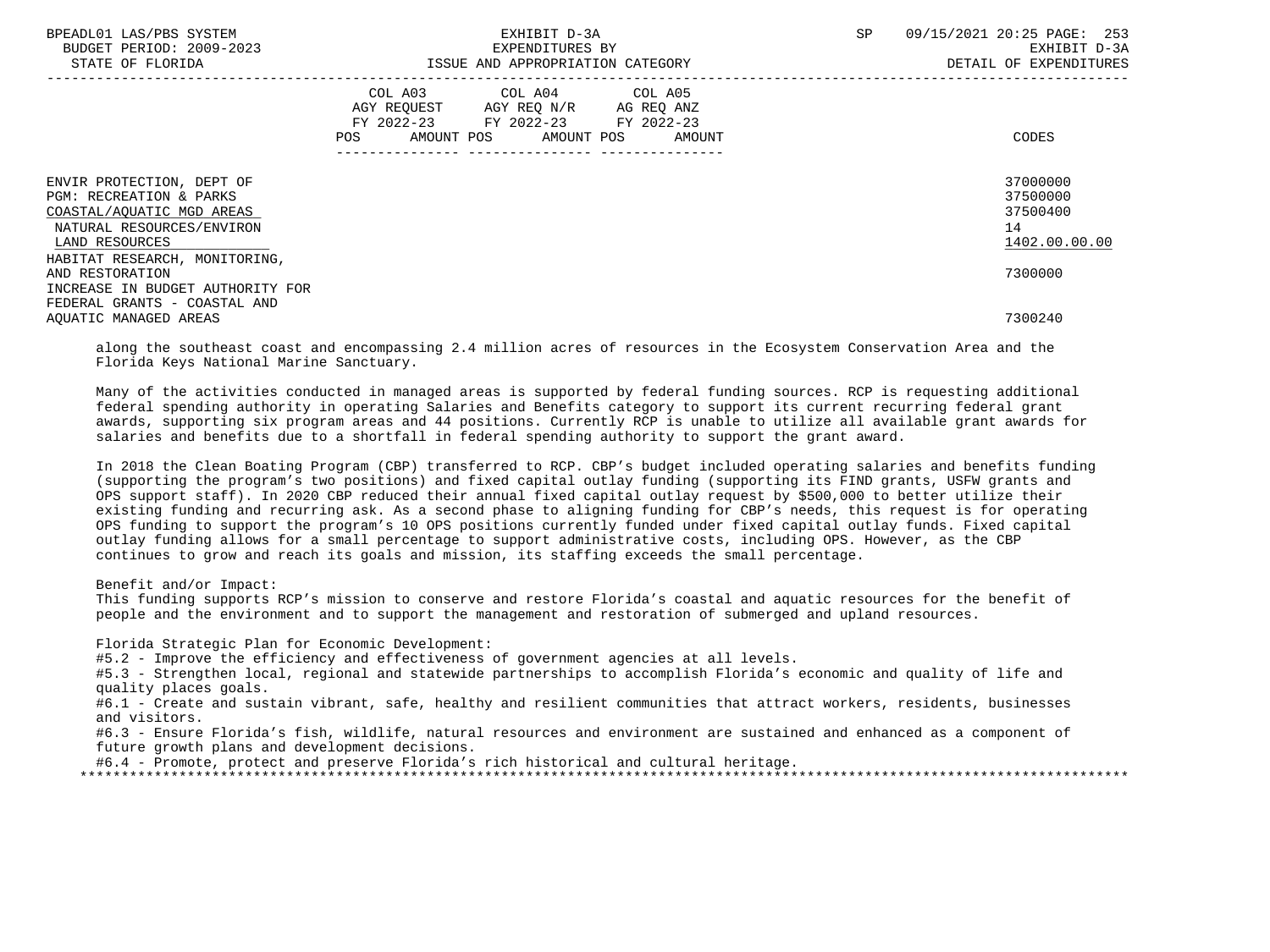| | COL A03 AGY REQUEST FY 2022-23 POS AMOUNT | COL A04 AGY REQ N/R FY 2022-23 POS AMOUNT | COL A05 AG REQ ANZ FY 2022-23 POS AMOUNT | CODES |
|---|---|---|---|---|
| ENVIR PROTECTION, DEPT OF | | | | 37000000 |
| PGM: RECREATION & PARKS | | | | 37500000 |
| COASTAL/AQUATIC MGD AREAS | | | | 37500400 |
| NATURAL RESOURCES/ENVIRON | | | | 14 |
| LAND RESOURCES | | | | 1402.00.00.00 |
| HABITAT RESEARCH, MONITORING, AND RESTORATION | | | | 7300000 |
| INCREASE IN BUDGET AUTHORITY FOR FEDERAL GRANTS - COASTAL AND AQUATIC MANAGED AREAS | | | | 7300240 |

along the southeast coast and encompassing 2.4 million acres of resources in the Ecosystem Conservation Area and the Florida Keys National Marine Sanctuary.

Many of the activities conducted in managed areas is supported by federal funding sources. RCP is requesting additional federal spending authority in operating Salaries and Benefits category to support its current recurring federal grant awards, supporting six program areas and 44 positions. Currently RCP is unable to utilize all available grant awards for salaries and benefits due to a shortfall in federal spending authority to support the grant award.

In 2018 the Clean Boating Program (CBP) transferred to RCP. CBP's budget included operating salaries and benefits funding (supporting the program's two positions) and fixed capital outlay funding (supporting its FIND grants, USFW grants and OPS support staff). In 2020 CBP reduced their annual fixed capital outlay request by $500,000 to better utilize their existing funding and recurring ask. As a second phase to aligning funding for CBP's needs, this request is for operating OPS funding to support the program's 10 OPS positions currently funded under fixed capital outlay funds. Fixed capital outlay funding allows for a small percentage to support administrative costs, including OPS. However, as the CBP continues to grow and reach its goals and mission, its staffing exceeds the small percentage.

Benefit and/or Impact:
This funding supports RCP's mission to conserve and restore Florida's coastal and aquatic resources for the benefit of people and the environment and to support the management and restoration of submerged and upland resources.

Florida Strategic Plan for Economic Development:
#5.2 - Improve the efficiency and effectiveness of government agencies at all levels.
#5.3 - Strengthen local, regional and statewide partnerships to accomplish Florida's economic and quality of life and quality places goals.
#6.1 - Create and sustain vibrant, safe, healthy and resilient communities that attract workers, residents, businesses and visitors.
#6.3 - Ensure Florida's fish, wildlife, natural resources and environment are sustained and enhanced as a component of future growth plans and development decisions.
#6.4 - Promote, protect and preserve Florida's rich historical and cultural heritage.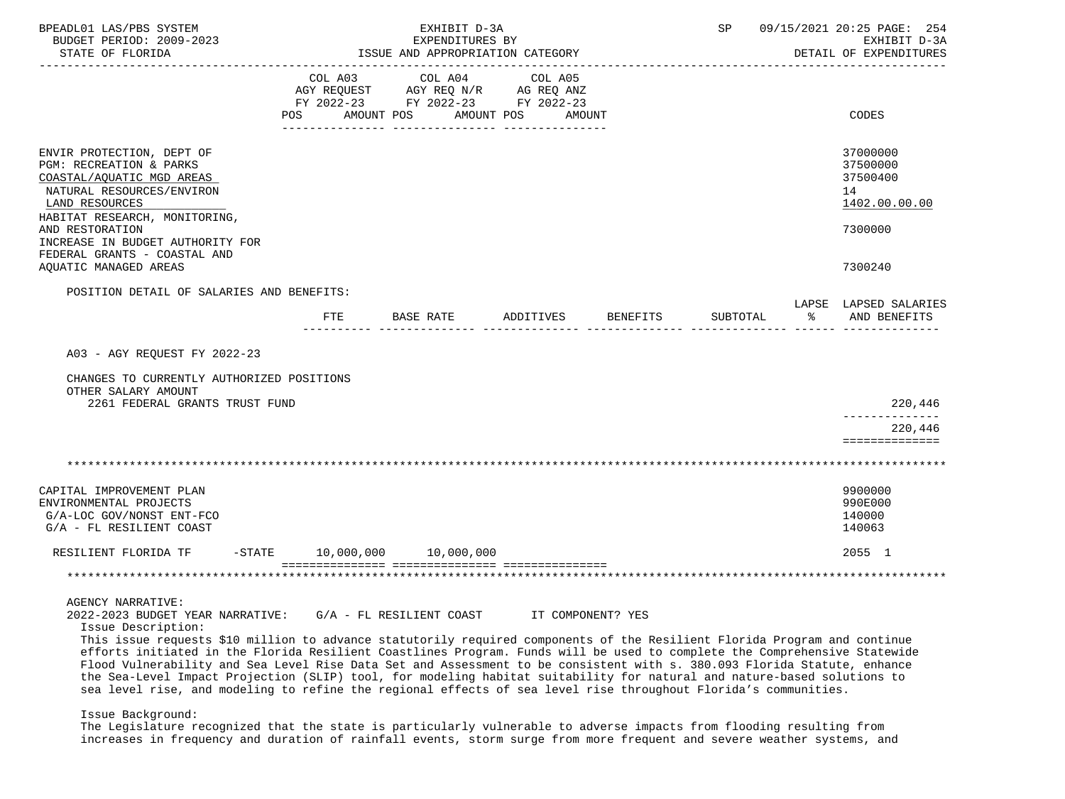| | COL A03 AGY REQUEST FY 2022-23 POS AMOUNT | COL A04 AGY REQ N/R FY 2022-23 POS AMOUNT | COL A05 AG REQ ANZ FY 2022-23 POS AMOUNT | CODES |
|---|---|---|---|---|
| ENVIR PROTECTION, DEPT OF | | | | 37000000 |
| PGM: RECREATION & PARKS | | | | 37500000 |
| COASTAL/AQUATIC MGD AREAS | | | | 37500400 |
| NATURAL RESOURCES/ENVIRON | | | | 14 |
| LAND RESOURCES | | | | 1402.00.00.00 |
| HABITAT RESEARCH, MONITORING, AND RESTORATION | | | | 7300000 |
| INCREASE IN BUDGET AUTHORITY FOR FEDERAL GRANTS - COASTAL AND AQUATIC MANAGED AREAS | | | | 7300240 |

POSITION DETAIL OF SALARIES AND BENEFITS:

| | FTE | BASE RATE | ADDITIVES | BENEFITS | SUBTOTAL | LAPSE % | LAPSED SALARIES AND BENEFITS |
|---|---|---|---|---|---|---|---|
| A03 - AGY REQUEST FY 2022-23 | | | | | | | |
| CHANGES TO CURRENTLY AUTHORIZED POSITIONS | | | | | | | |
| OTHER SALARY AMOUNT | | | | | | | |
| 2261 FEDERAL GRANTS TRUST FUND | | | | | | | 220,446 |
| | | | | | | | 220,446 |

| | COL A03 | COL A04 | COL A05 | CODES |
|---|---|---|---|---|
| CAPITAL IMPROVEMENT PLAN | | | | 9900000 |
| ENVIRONMENTAL PROJECTS | | | | 990E000 |
| G/A-LOC GOV/NONST ENT-FCO | | | | 140000 |
| G/A - FL RESILIENT COAST | | | | 140063 |
| RESILIENT FLORIDA TF -STATE | 10,000,000 | 10,000,000 | | 2055 1 |

AGENCY NARRATIVE:

2022-2023 BUDGET YEAR NARRATIVE: G/A - FL RESILIENT COAST IT COMPONENT? YES

Issue Description:

This issue requests $10 million to advance statutorily required components of the Resilient Florida Program and continue efforts initiated in the Florida Resilient Coastlines Program. Funds will be used to complete the Comprehensive Statewide Flood Vulnerability and Sea Level Rise Data Set and Assessment to be consistent with s. 380.093 Florida Statute, enhance the Sea-Level Impact Projection (SLIP) tool, for modeling habitat suitability for natural and nature-based solutions to sea level rise, and modeling to refine the regional effects of sea level rise throughout Florida's communities.

Issue Background:

The Legislature recognized that the state is particularly vulnerable to adverse impacts from flooding resulting from increases in frequency and duration of rainfall events, storm surge from more frequent and severe weather systems, and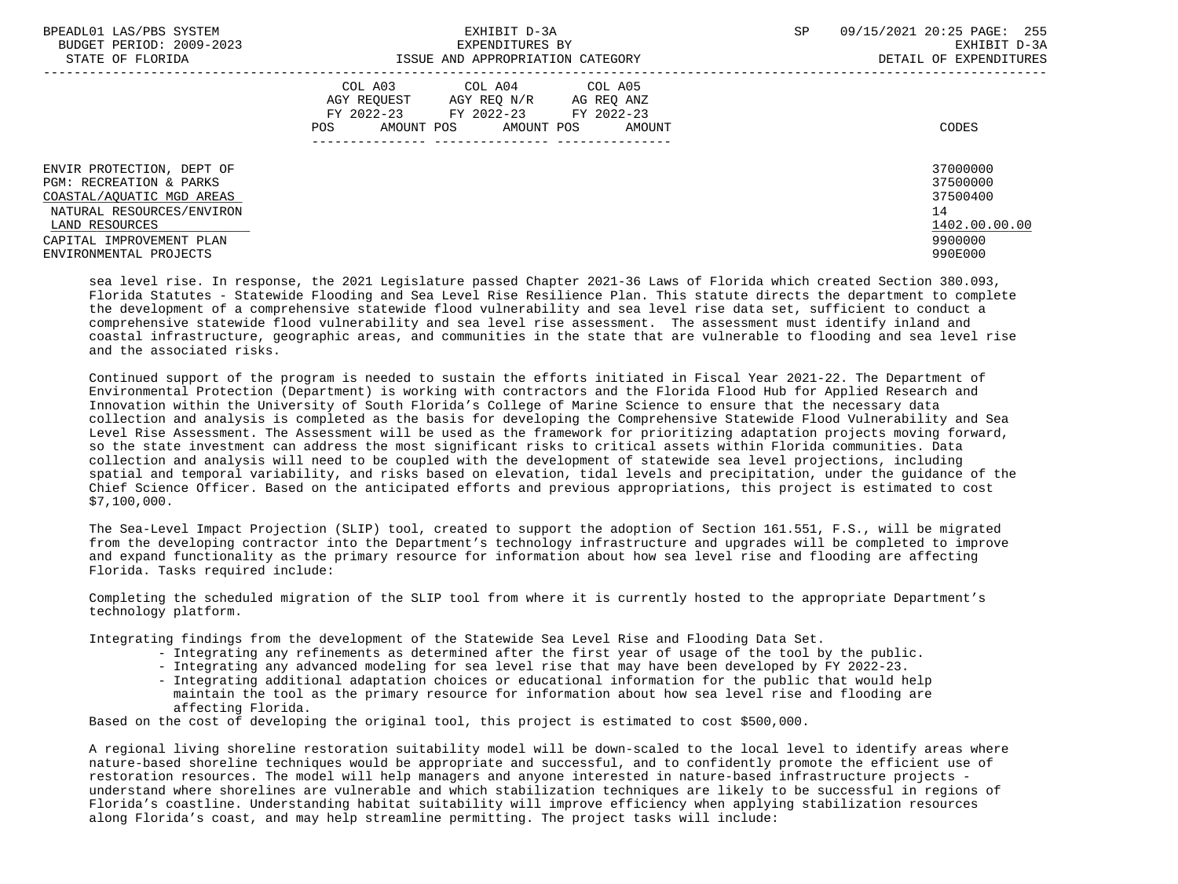| | COL A03 AGY REQUEST FY 2022-23 POS AMOUNT | COL A04 AGY REQ N/R FY 2022-23 POS AMOUNT | COL A05 AG REQ ANZ FY 2022-23 POS AMOUNT | CODES |
|---|---|---|---|---|
| ENVIR PROTECTION, DEPT OF | | | | 37000000 |
| PGM: RECREATION & PARKS | | | | 37500000 |
| COASTAL/AQUATIC MGD AREAS | | | | 37500400 |
| NATURAL RESOURCES/ENVIRON | | | | 14 |
| LAND RESOURCES | | | | 1402.00.00.00 |
| CAPITAL IMPROVEMENT PLAN | | | | 9900000 |
| ENVIRONMENTAL PROJECTS | | | | 990E000 |

sea level rise. In response, the 2021 Legislature passed Chapter 2021-36 Laws of Florida which created Section 380.093, Florida Statutes - Statewide Flooding and Sea Level Rise Resilience Plan. This statute directs the department to complete the development of a comprehensive statewide flood vulnerability and sea level rise data set, sufficient to conduct a comprehensive statewide flood vulnerability and sea level rise assessment. The assessment must identify inland and coastal infrastructure, geographic areas, and communities in the state that are vulnerable to flooding and sea level rise and the associated risks.

Continued support of the program is needed to sustain the efforts initiated in Fiscal Year 2021-22. The Department of Environmental Protection (Department) is working with contractors and the Florida Flood Hub for Applied Research and Innovation within the University of South Florida's College of Marine Science to ensure that the necessary data collection and analysis is completed as the basis for developing the Comprehensive Statewide Flood Vulnerability and Sea Level Rise Assessment. The Assessment will be used as the framework for prioritizing adaptation projects moving forward, so the state investment can address the most significant risks to critical assets within Florida communities. Data collection and analysis will need to be coupled with the development of statewide sea level projections, including spatial and temporal variability, and risks based on elevation, tidal levels and precipitation, under the guidance of the Chief Science Officer. Based on the anticipated efforts and previous appropriations, this project is estimated to cost $7,100,000.

The Sea-Level Impact Projection (SLIP) tool, created to support the adoption of Section 161.551, F.S., will be migrated from the developing contractor into the Department's technology infrastructure and upgrades will be completed to improve and expand functionality as the primary resource for information about how sea level rise and flooding are affecting Florida. Tasks required include:

Completing the scheduled migration of the SLIP tool from where it is currently hosted to the appropriate Department's technology platform.

Integrating findings from the development of the Statewide Sea Level Rise and Flooding Data Set.

- Integrating any refinements as determined after the first year of usage of the tool by the public.
- Integrating any advanced modeling for sea level rise that may have been developed by FY 2022-23.
- Integrating additional adaptation choices or educational information for the public that would help maintain the tool as the primary resource for information about how sea level rise and flooding are affecting Florida.

Based on the cost of developing the original tool, this project is estimated to cost $500,000.

A regional living shoreline restoration suitability model will be down-scaled to the local level to identify areas where nature-based shoreline techniques would be appropriate and successful, and to confidently promote the efficient use of restoration resources. The model will help managers and anyone interested in nature-based infrastructure projects - understand where shorelines are vulnerable and which stabilization techniques are likely to be successful in regions of Florida's coastline. Understanding habitat suitability will improve efficiency when applying stabilization resources along Florida's coast, and may help streamline permitting. The project tasks will include: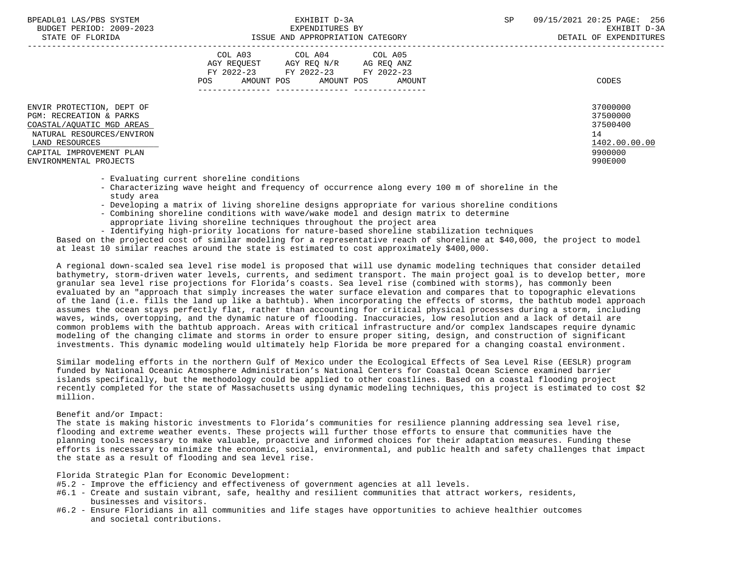ENVIR PROTECTION, DEPT OF 37000000
PGM: RECREATION & PARKS 37500000
COASTAL/AQUATIC MGD AREAS 37500400
NATURAL RESOURCES/ENVIRON 14
LAND RESOURCES 1402.00.00.00
CAPITAL IMPROVEMENT PLAN 9900000
ENVIRONMENTAL PROJECTS 990E000

- Evaluating current shoreline conditions
- Characterizing wave height and frequency of occurrence along every 100 m of shoreline in the study area
- Developing a matrix of living shoreline designs appropriate for various shoreline conditions
- Combining shoreline conditions with wave/wake model and design matrix to determine appropriate living shoreline techniques throughout the project area
- Identifying high-priority locations for nature-based shoreline stabilization techniques

Based on the projected cost of similar modeling for a representative reach of shoreline at $40,000, the project to model at least 10 similar reaches around the state is estimated to cost approximately $400,000.

A regional down-scaled sea level rise model is proposed that will use dynamic modeling techniques that consider detailed bathymetry, storm-driven water levels, currents, and sediment transport. The main project goal is to develop better, more granular sea level rise projections for Florida's coasts. Sea level rise (combined with storms), has commonly been evaluated by an "approach that simply increases the water surface elevation and compares that to topographic elevations of the land (i.e. fills the land up like a bathtub). When incorporating the effects of storms, the bathtub model approach assumes the ocean stays perfectly flat, rather than accounting for critical physical processes during a storm, including waves, winds, overtopping, and the dynamic nature of flooding. Inaccuracies, low resolution and a lack of detail are common problems with the bathtub approach. Areas with critical infrastructure and/or complex landscapes require dynamic modeling of the changing climate and storms in order to ensure proper siting, design, and construction of significant investments. This dynamic modeling would ultimately help Florida be more prepared for a changing coastal environment.

Similar modeling efforts in the northern Gulf of Mexico under the Ecological Effects of Sea Level Rise (EESLR) program funded by National Oceanic Atmosphere Administration's National Centers for Coastal Ocean Science examined barrier islands specifically, but the methodology could be applied to other coastlines. Based on a coastal flooding project recently completed for the state of Massachusetts using dynamic modeling techniques, this project is estimated to cost $2 million.

Benefit and/or Impact:
The state is making historic investments to Florida's communities for resilience planning addressing sea level rise, flooding and extreme weather events. These projects will further those efforts to ensure that communities have the planning tools necessary to make valuable, proactive and informed choices for their adaptation measures. Funding these efforts is necessary to minimize the economic, social, environmental, and public health and safety challenges that impact the state as a result of flooding and sea level rise.

Florida Strategic Plan for Economic Development:
#5.2 - Improve the efficiency and effectiveness of government agencies at all levels.
#6.1 - Create and sustain vibrant, safe, healthy and resilient communities that attract workers, residents, businesses and visitors.
#6.2 - Ensure Floridians in all communities and life stages have opportunities to achieve healthier outcomes and societal contributions.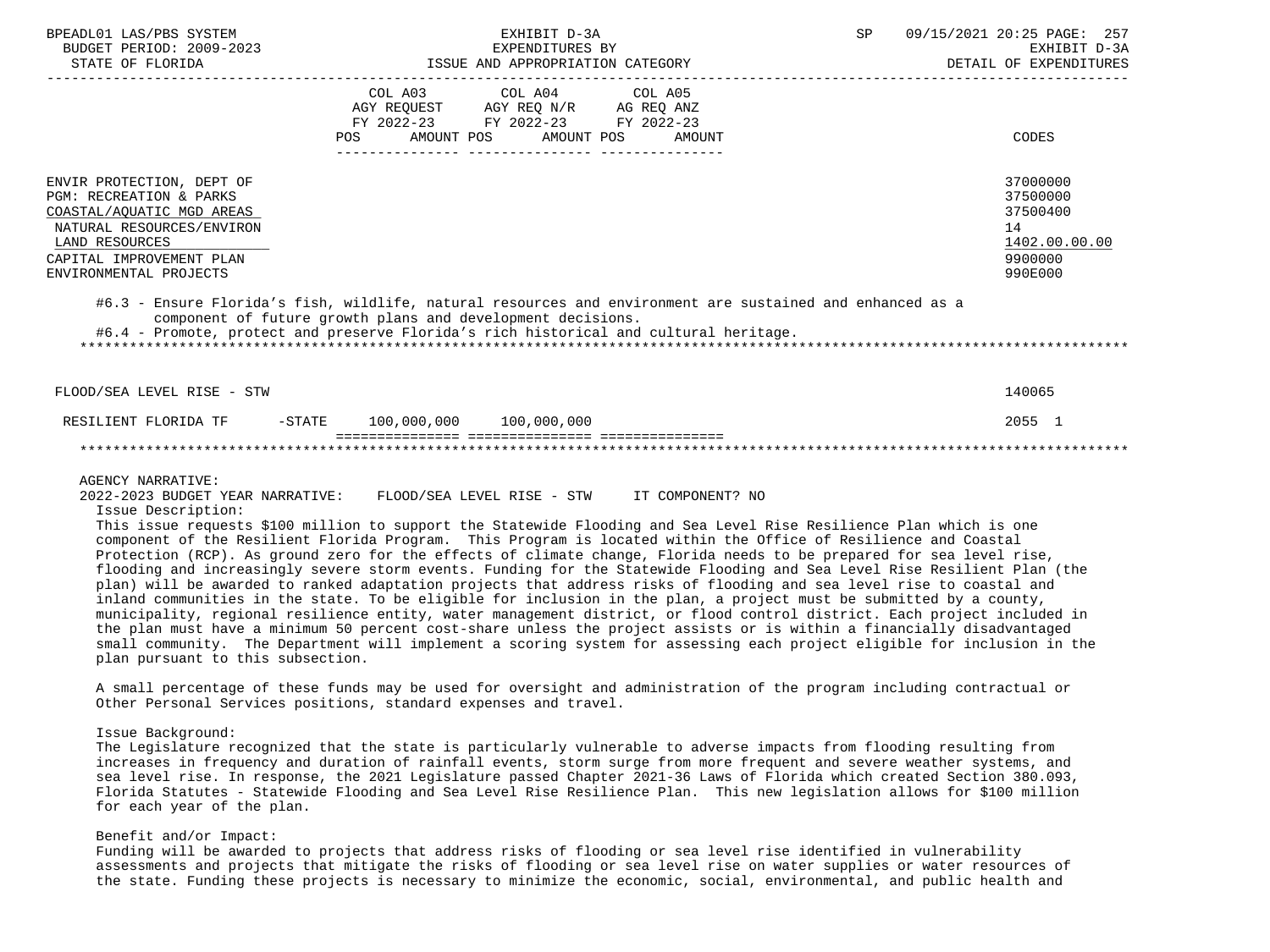| | COL A03 AGY REQUEST FY 2022-23 POS AMOUNT | COL A04 AGY REQ N/R FY 2022-23 POS AMOUNT | COL A05 AG REQ ANZ FY 2022-23 POS AMOUNT | CODES |
|---|---|---|---|---|
| ENVIR PROTECTION, DEPT OF | | | | 37000000 |
| PGM: RECREATION & PARKS | | | | 37500000 |
| COASTAL/AQUATIC MGD AREAS | | | | 37500400 |
| NATURAL RESOURCES/ENVIRON | | | | 14 |
| LAND RESOURCES | | | | 1402.00.00.00 |
| CAPITAL IMPROVEMENT PLAN | | | | 9900000 |
| ENVIRONMENTAL PROJECTS | | | | 990E000 |

#6.3 - Ensure Florida's fish, wildlife, natural resources and environment are sustained and enhanced as a component of future growth plans and development decisions.
#6.4 - Promote, protect and preserve Florida's rich historical and cultural heritage.

******************************************************************************************************************

| | COL A03 | COL A04 | COL A05 | CODES |
|---|---|---|---|---|
| FLOOD/SEA LEVEL RISE - STW | | | | 140065 |
| RESILIENT FLORIDA TF -STATE | 100,000,000 | 100,000,000 | | 2055 1 |

******************************************************************************************************************

AGENCY NARRATIVE:
2022-2023 BUDGET YEAR NARRATIVE: FLOOD/SEA LEVEL RISE - STW IT COMPONENT? NO

Issue Description:
This issue requests $100 million to support the Statewide Flooding and Sea Level Rise Resilience Plan which is one component of the Resilient Florida Program. This Program is located within the Office of Resilience and Coastal Protection (RCP). As ground zero for the effects of climate change, Florida needs to be prepared for sea level rise, flooding and increasingly severe storm events. Funding for the Statewide Flooding and Sea Level Rise Resilient Plan (the plan) will be awarded to ranked adaptation projects that address risks of flooding and sea level rise to coastal and inland communities in the state. To be eligible for inclusion in the plan, a project must be submitted by a county, municipality, regional resilience entity, water management district, or flood control district. Each project included in the plan must have a minimum 50 percent cost-share unless the project assists or is within a financially disadvantaged small community. The Department will implement a scoring system for assessing each project eligible for inclusion in the plan pursuant to this subsection.

A small percentage of these funds may be used for oversight and administration of the program including contractual or Other Personal Services positions, standard expenses and travel.

Issue Background:
The Legislature recognized that the state is particularly vulnerable to adverse impacts from flooding resulting from increases in frequency and duration of rainfall events, storm surge from more frequent and severe weather systems, and sea level rise. In response, the 2021 Legislature passed Chapter 2021-36 Laws of Florida which created Section 380.093, Florida Statutes - Statewide Flooding and Sea Level Rise Resilience Plan. This new legislation allows for $100 million for each year of the plan.

Benefit and/or Impact:
Funding will be awarded to projects that address risks of flooding or sea level rise identified in vulnerability assessments and projects that mitigate the risks of flooding or sea level rise on water supplies or water resources of the state. Funding these projects is necessary to minimize the economic, social, environmental, and public health and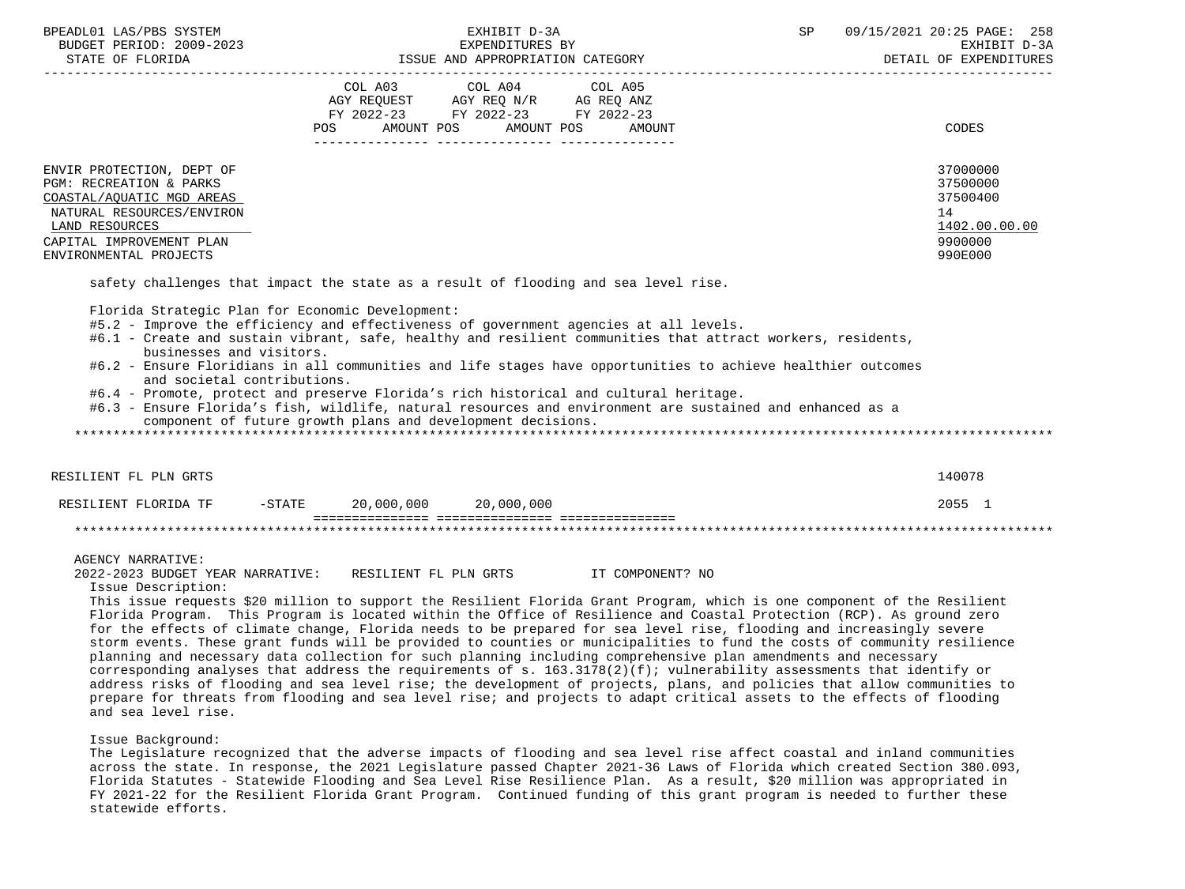| | COL A03 AGY REQUEST FY 2022-23 POS AMOUNT | COL A04 AGY REQ N/R FY 2022-23 POS AMOUNT | COL A05 AG REQ ANZ FY 2022-23 POS AMOUNT | CODES |
|---|---|---|---|---|
| ENVIR PROTECTION, DEPT OF | | | | 37000000 |
| PGM: RECREATION & PARKS | | | | 37500000 |
| COASTAL/AQUATIC MGD AREAS | | | | 37500400 |
| NATURAL RESOURCES/ENVIRON | | | | 14 |
| LAND RESOURCES | | | | 1402.00.00.00 |
| CAPITAL IMPROVEMENT PLAN | | | | 9900000 |
| ENVIRONMENTAL PROJECTS | | | | 990E000 |

safety challenges that impact the state as a result of flooding and sea level rise.

Florida Strategic Plan for Economic Development:
- #5.2 - Improve the efficiency and effectiveness of government agencies at all levels.
- #6.1 - Create and sustain vibrant, safe, healthy and resilient communities that attract workers, residents, businesses and visitors.
- #6.2 - Ensure Floridians in all communities and life stages have opportunities to achieve healthier outcomes and societal contributions.
- #6.4 - Promote, protect and preserve Florida's rich historical and cultural heritage.
- #6.3 - Ensure Florida's fish, wildlife, natural resources and environment are sustained and enhanced as a component of future growth plans and development decisions.

*****************************************************************************************************************************

| | COL A03 | COL A04 | COL A05 | CODES |
|---|---|---|---|---|
| RESILIENT FL PLN GRTS | | | | 140078 |
| RESILIENT FLORIDA TF -STATE | 20,000,000 | 20,000,000 | | 2055 1 |

*****************************************************************************************************************************

AGENCY NARRATIVE:

2022-2023 BUDGET YEAR NARRATIVE: RESILIENT FL PLN GRTS IT COMPONENT? NO

Issue Description:

This issue requests $20 million to support the Resilient Florida Grant Program, which is one component of the Resilient Florida Program. This Program is located within the Office of Resilience and Coastal Protection (RCP). As ground zero for the effects of climate change, Florida needs to be prepared for sea level rise, flooding and increasingly severe storm events. These grant funds will be provided to counties or municipalities to fund the costs of community resilience planning and necessary data collection for such planning including comprehensive plan amendments and necessary corresponding analyses that address the requirements of s. 163.3178(2)(f); vulnerability assessments that identify or address risks of flooding and sea level rise; the development of projects, plans, and policies that allow communities to prepare for threats from flooding and sea level rise; and projects to adapt critical assets to the effects of flooding and sea level rise.

Issue Background:

The Legislature recognized that the adverse impacts of flooding and sea level rise affect coastal and inland communities across the state. In response, the 2021 Legislature passed Chapter 2021-36 Laws of Florida which created Section 380.093, Florida Statutes - Statewide Flooding and Sea Level Rise Resilience Plan. As a result, $20 million was appropriated in FY 2021-22 for the Resilient Florida Grant Program. Continued funding of this grant program is needed to further these statewide efforts.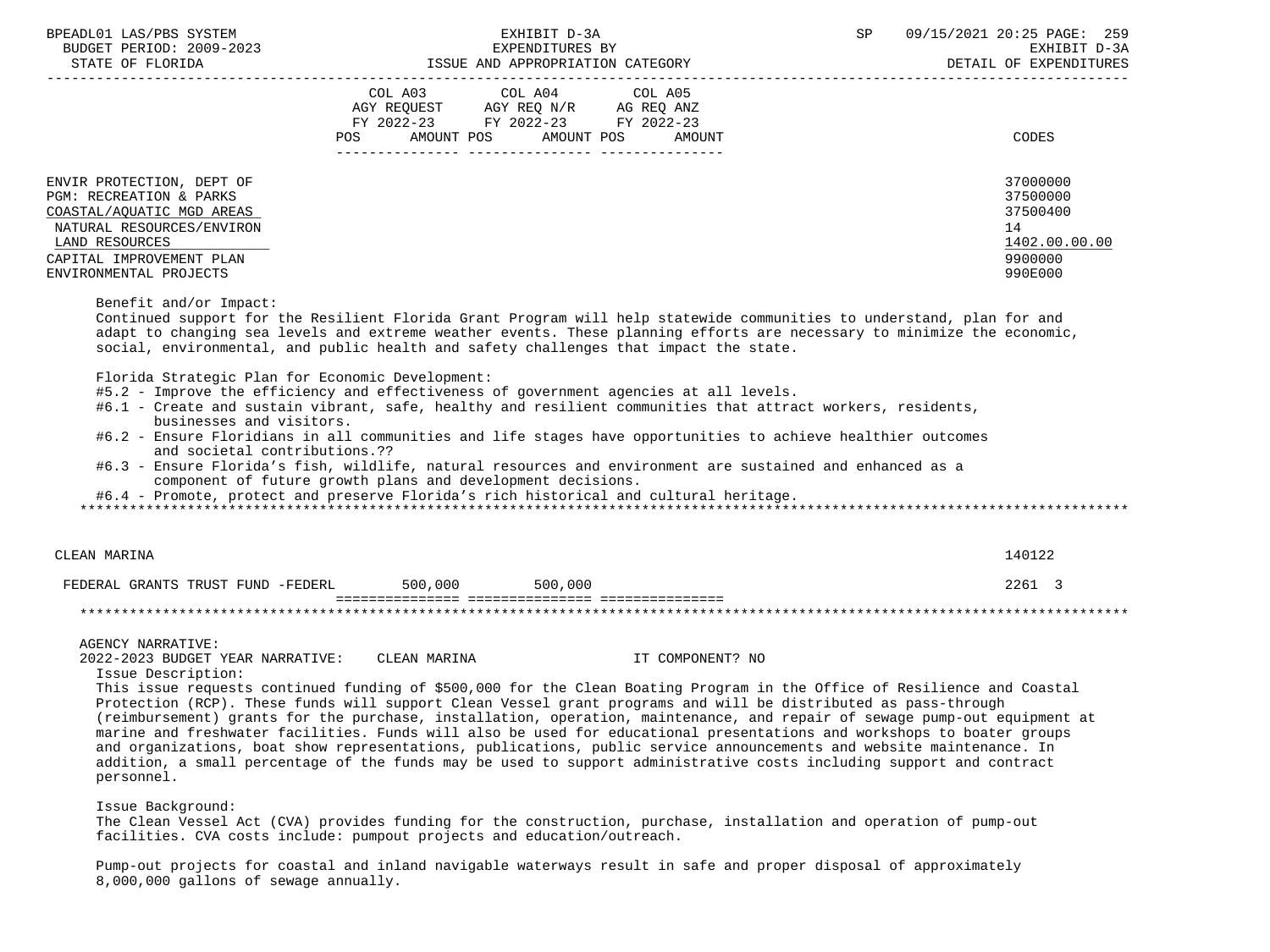| | COL A03 AGY REQUEST FY 2022-23 POS AMOUNT | COL A04 AGY REQ N/R FY 2022-23 POS AMOUNT | COL A05 AG REQ ANZ FY 2022-23 POS AMOUNT | CODES |
|---|---|---|---|---|
| ENVIR PROTECTION, DEPT OF | | | | 37000000 |
| PGM: RECREATION & PARKS | | | | 37500000 |
| COASTAL/AQUATIC MGD AREAS | | | | 37500400 |
| NATURAL RESOURCES/ENVIRON | | | | 14 |
| LAND RESOURCES | | | | 1402.00.00.00 |
| CAPITAL IMPROVEMENT PLAN | | | | 9900000 |
| ENVIRONMENTAL PROJECTS | | | | 990E000 |

Benefit and/or Impact:
Continued support for the Resilient Florida Grant Program will help statewide communities to understand, plan for and adapt to changing sea levels and extreme weather events. These planning efforts are necessary to minimize the economic, social, environmental, and public health and safety challenges that impact the state.

Florida Strategic Plan for Economic Development:
- #5.2 - Improve the efficiency and effectiveness of government agencies at all levels.
- #6.1 - Create and sustain vibrant, safe, healthy and resilient communities that attract workers, residents, businesses and visitors.
- #6.2 - Ensure Floridians in all communities and life stages have opportunities to achieve healthier outcomes and societal contributions.??
- #6.3 - Ensure Florida's fish, wildlife, natural resources and environment are sustained and enhanced as a component of future growth plans and development decisions.
- #6.4 - Promote, protect and preserve Florida's rich historical and cultural heritage.

*******************************************************************************************************************

| | COL A03 | COL A04 | COL A05 | CODES |
|---|---|---|---|---|
| CLEAN MARINA | | | | 140122 |
| FEDERAL GRANTS TRUST FUND -FEDERL | 500,000 | 500,000 | | 2261 3 |

*******************************************************************************************************************

AGENCY NARRATIVE:
2022-2023 BUDGET YEAR NARRATIVE: CLEAN MARINA IT COMPONENT? NO

Issue Description:
This issue requests continued funding of $500,000 for the Clean Boating Program in the Office of Resilience and Coastal Protection (RCP). These funds will support Clean Vessel grant programs and will be distributed as pass-through (reimbursement) grants for the purchase, installation, operation, maintenance, and repair of sewage pump-out equipment at marine and freshwater facilities. Funds will also be used for educational presentations and workshops to boater groups and organizations, boat show representations, publications, public service announcements and website maintenance. In addition, a small percentage of the funds may be used to support administrative costs including support and contract personnel.

Issue Background:
The Clean Vessel Act (CVA) provides funding for the construction, purchase, installation and operation of pump-out facilities. CVA costs include: pumpout projects and education/outreach.

Pump-out projects for coastal and inland navigable waterways result in safe and proper disposal of approximately 8,000,000 gallons of sewage annually.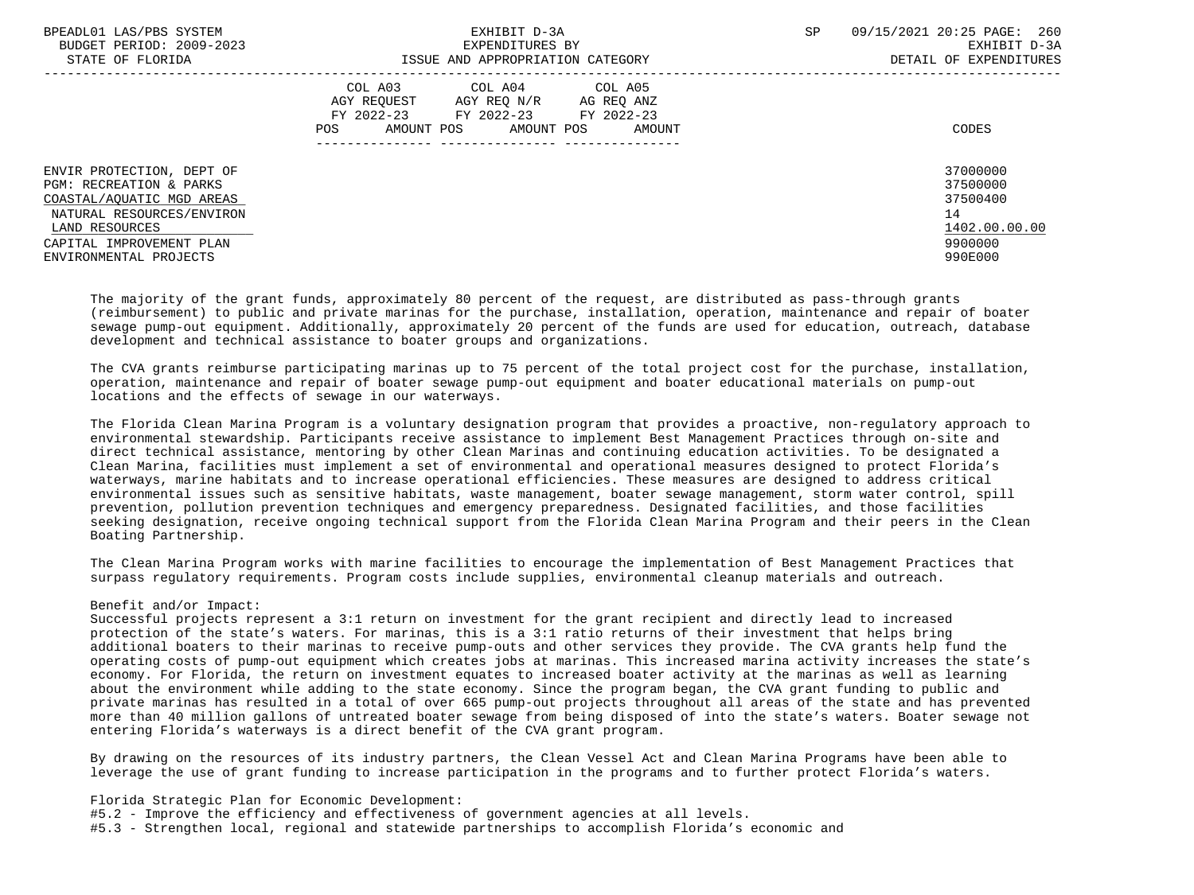| | COL A03 AGY REQUEST FY 2022-23 POS AMOUNT | COL A04 AGY REQ N/R FY 2022-23 POS AMOUNT | COL A05 AG REQ ANZ FY 2022-23 POS AMOUNT | CODES |
|---|---|---|---|---|
| ENVIR PROTECTION, DEPT OF | | | | 37000000 |
| PGM: RECREATION & PARKS | | | | 37500000 |
| COASTAL/AQUATIC MGD AREAS | | | | 37500400 |
| NATURAL RESOURCES/ENVIRON | | | | 14 |
| LAND RESOURCES | | | | 1402.00.00.00 |
| CAPITAL IMPROVEMENT PLAN | | | | 9900000 |
| ENVIRONMENTAL PROJECTS | | | | 990E000 |

The majority of the grant funds, approximately 80 percent of the request, are distributed as pass-through grants (reimbursement) to public and private marinas for the purchase, installation, operation, maintenance and repair of boater sewage pump-out equipment. Additionally, approximately 20 percent of the funds are used for education, outreach, database development and technical assistance to boater groups and organizations.

The CVA grants reimburse participating marinas up to 75 percent of the total project cost for the purchase, installation, operation, maintenance and repair of boater sewage pump-out equipment and boater educational materials on pump-out locations and the effects of sewage in our waterways.

The Florida Clean Marina Program is a voluntary designation program that provides a proactive, non-regulatory approach to environmental stewardship. Participants receive assistance to implement Best Management Practices through on-site and direct technical assistance, mentoring by other Clean Marinas and continuing education activities. To be designated a Clean Marina, facilities must implement a set of environmental and operational measures designed to protect Florida's waterways, marine habitats and to increase operational efficiencies. These measures are designed to address critical environmental issues such as sensitive habitats, waste management, boater sewage management, storm water control, spill prevention, pollution prevention techniques and emergency preparedness. Designated facilities, and those facilities seeking designation, receive ongoing technical support from the Florida Clean Marina Program and their peers in the Clean Boating Partnership.

The Clean Marina Program works with marine facilities to encourage the implementation of Best Management Practices that surpass regulatory requirements. Program costs include supplies, environmental cleanup materials and outreach.

Benefit and/or Impact:
Successful projects represent a 3:1 return on investment for the grant recipient and directly lead to increased protection of the state's waters. For marinas, this is a 3:1 ratio returns of their investment that helps bring additional boaters to their marinas to receive pump-outs and other services they provide. The CVA grants help fund the operating costs of pump-out equipment which creates jobs at marinas. This increased marina activity increases the state's economy. For Florida, the return on investment equates to increased boater activity at the marinas as well as learning about the environment while adding to the state economy. Since the program began, the CVA grant funding to public and private marinas has resulted in a total of over 665 pump-out projects throughout all areas of the state and has prevented more than 40 million gallons of untreated boater sewage from being disposed of into the state's waters. Boater sewage not entering Florida's waterways is a direct benefit of the CVA grant program.

By drawing on the resources of its industry partners, the Clean Vessel Act and Clean Marina Programs have been able to leverage the use of grant funding to increase participation in the programs and to further protect Florida's waters.

Florida Strategic Plan for Economic Development:
#5.2 - Improve the efficiency and effectiveness of government agencies at all levels.
#5.3 - Strengthen local, regional and statewide partnerships to accomplish Florida's economic and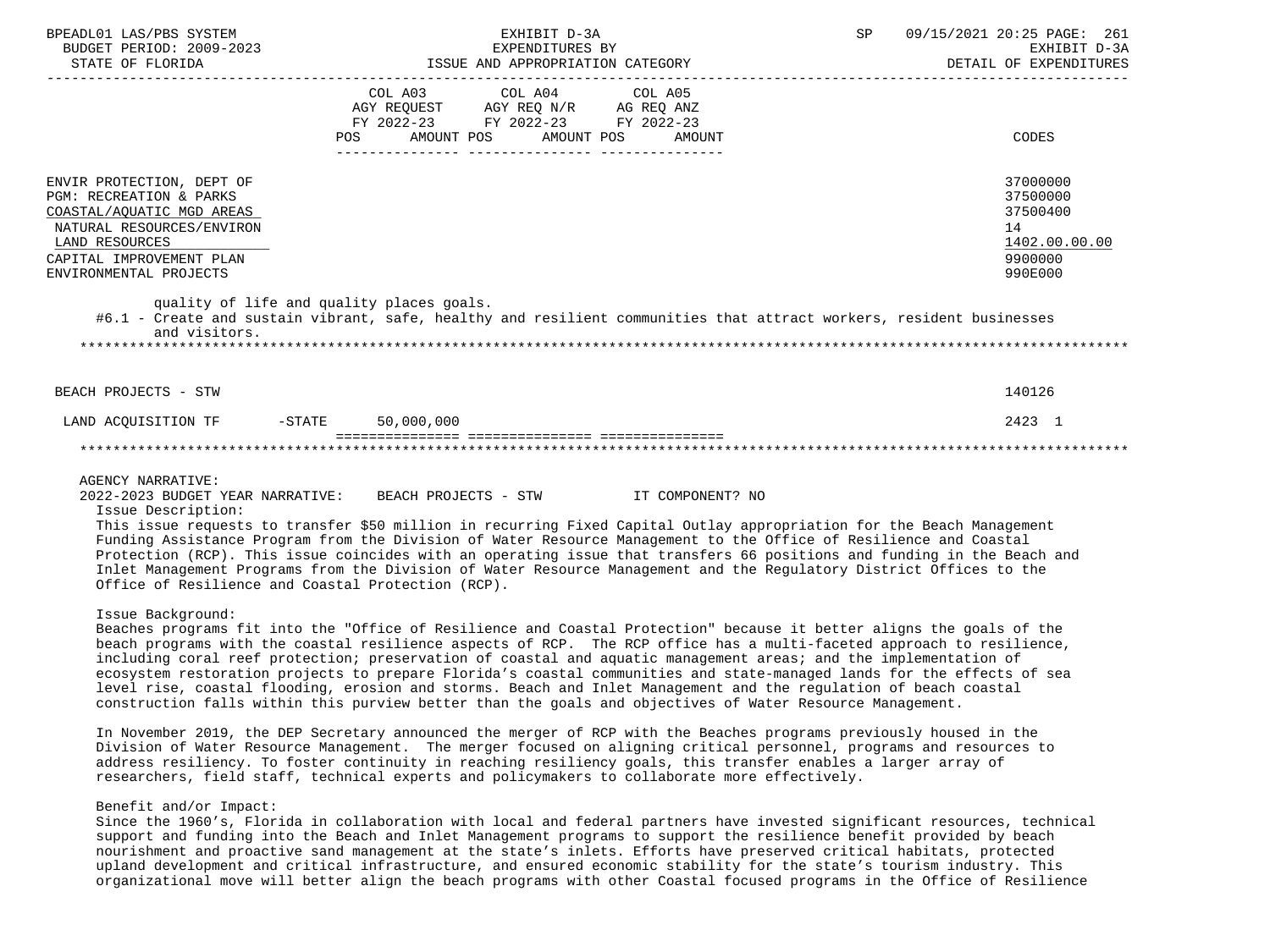ENVIR PROTECTION, DEPT OF — 37000000
PGM: RECREATION & PARKS — 37500000
COASTAL/AQUATIC MGD AREAS — 37500400
NATURAL RESOURCES/ENVIRON — 14
LAND RESOURCES — 1402.00.00.00
CAPITAL IMPROVEMENT PLAN — 9900000
ENVIRONMENTAL PROJECTS — 990E000

| | COL A03 AGY REQUEST FY 2022-23 POS AMOUNT | COL A04 AGY REQ N/R FY 2022-23 POS AMOUNT | COL A05 AG REQ ANZ FY 2022-23 POS AMOUNT | CODES |
|---|---|---|---|---|

quality of life and quality places goals.
#6.1 - Create and sustain vibrant, safe, healthy and resilient communities that attract workers, resident businesses and visitors.

| | COL A03 | COL A04 | COL A05 | CODES |
|---|---|---|---|---|
| BEACH PROJECTS - STW | | | | 140126 |
| LAND ACQUISITION TF -STATE | 50,000,000 | | | 2423 1 |

AGENCY NARRATIVE:
2022-2023 BUDGET YEAR NARRATIVE: BEACH PROJECTS - STW IT COMPONENT? NO

Issue Description:
This issue requests to transfer $50 million in recurring Fixed Capital Outlay appropriation for the Beach Management Funding Assistance Program from the Division of Water Resource Management to the Office of Resilience and Coastal Protection (RCP). This issue coincides with an operating issue that transfers 66 positions and funding in the Beach and Inlet Management Programs from the Division of Water Resource Management and the Regulatory District Offices to the Office of Resilience and Coastal Protection (RCP).

Issue Background:
Beaches programs fit into the "Office of Resilience and Coastal Protection" because it better aligns the goals of the beach programs with the coastal resilience aspects of RCP. The RCP office has a multi-faceted approach to resilience, including coral reef protection; preservation of coastal and aquatic management areas; and the implementation of ecosystem restoration projects to prepare Florida's coastal communities and state-managed lands for the effects of sea level rise, coastal flooding, erosion and storms. Beach and Inlet Management and the regulation of beach coastal construction falls within this purview better than the goals and objectives of Water Resource Management.

In November 2019, the DEP Secretary announced the merger of RCP with the Beaches programs previously housed in the Division of Water Resource Management. The merger focused on aligning critical personnel, programs and resources to address resiliency. To foster continuity in reaching resiliency goals, this transfer enables a larger array of researchers, field staff, technical experts and policymakers to collaborate more effectively.

Benefit and/or Impact:
Since the 1960's, Florida in collaboration with local and federal partners have invested significant resources, technical support and funding into the Beach and Inlet Management programs to support the resilience benefit provided by beach nourishment and proactive sand management at the state's inlets. Efforts have preserved critical habitats, protected upland development and critical infrastructure, and ensured economic stability for the state's tourism industry. This organizational move will better align the beach programs with other Coastal focused programs in the Office of Resilience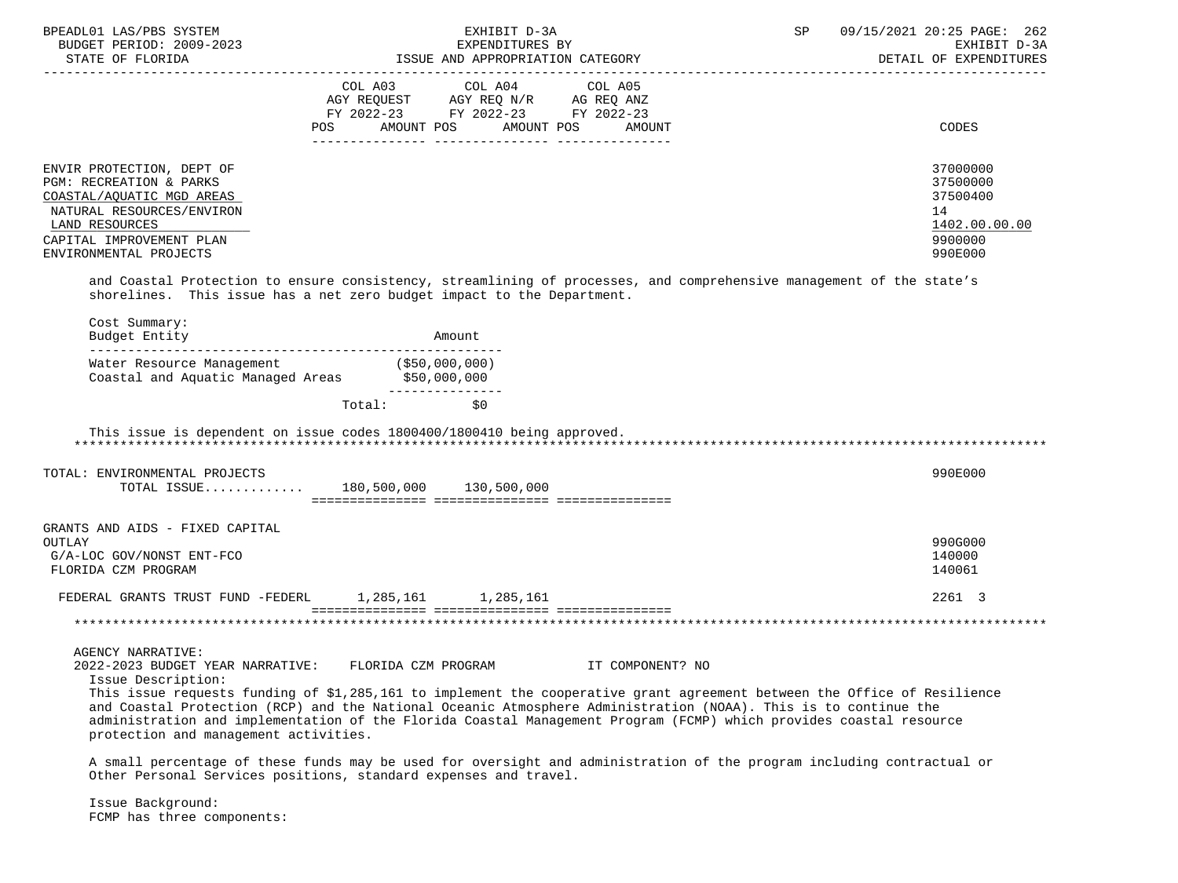| | COL A03 AGY REQUEST FY 2022-23 POS AMOUNT | COL A04 AGY REQ N/R FY 2022-23 POS AMOUNT | COL A05 AG REQ ANZ FY 2022-23 POS AMOUNT | CODES |
|---|---|---|---|---|
| ENVIR PROTECTION, DEPT OF | | | | 37000000 |
| PGM: RECREATION & PARKS | | | | 37500000 |
| COASTAL/AQUATIC MGD AREAS | | | | 37500400 |
| NATURAL RESOURCES/ENVIRON | | | | 14 |
| LAND RESOURCES | | | | 1402.00.00.00 |
| CAPITAL IMPROVEMENT PLAN | | | | 9900000 |
| ENVIRONMENTAL PROJECTS | | | | 990E000 |

and Coastal Protection to ensure consistency, streamlining of processes, and comprehensive management of the state's shorelines. This issue has a net zero budget impact to the Department.

Cost Summary:

| Budget Entity | Amount |
|---|---|
| Water Resource Management | ($50,000,000) |
| Coastal and Aquatic Managed Areas | $50,000,000 |
| Total: | $0 |

This issue is dependent on issue codes 1800400/1800410 being approved.

| | COL A03 | COL A04 | COL A05 | CODES |
|---|---|---|---|---|
| TOTAL: ENVIRONMENTAL PROJECTS | | | | 990E000 |
| TOTAL ISSUE............ | 180,500,000 | 130,500,000 | | |
| GRANTS AND AIDS - FIXED CAPITAL OUTLAY | | | | 990G000 |
| G/A-LOC GOV/NONST ENT-FCO | | | | 140000 |
| FLORIDA CZM PROGRAM | | | | 140061 |
| FEDERAL GRANTS TRUST FUND -FEDERL | 1,285,161 | 1,285,161 | | 2261 3 |

AGENCY NARRATIVE:

2022-2023 BUDGET YEAR NARRATIVE: FLORIDA CZM PROGRAM IT COMPONENT? NO

Issue Description:

This issue requests funding of $1,285,161 to implement the cooperative grant agreement between the Office of Resilience and Coastal Protection (RCP) and the National Oceanic Atmosphere Administration (NOAA). This is to continue the administration and implementation of the Florida Coastal Management Program (FCMP) which provides coastal resource protection and management activities.

A small percentage of these funds may be used for oversight and administration of the program including contractual or Other Personal Services positions, standard expenses and travel.

Issue Background:

FCMP has three components: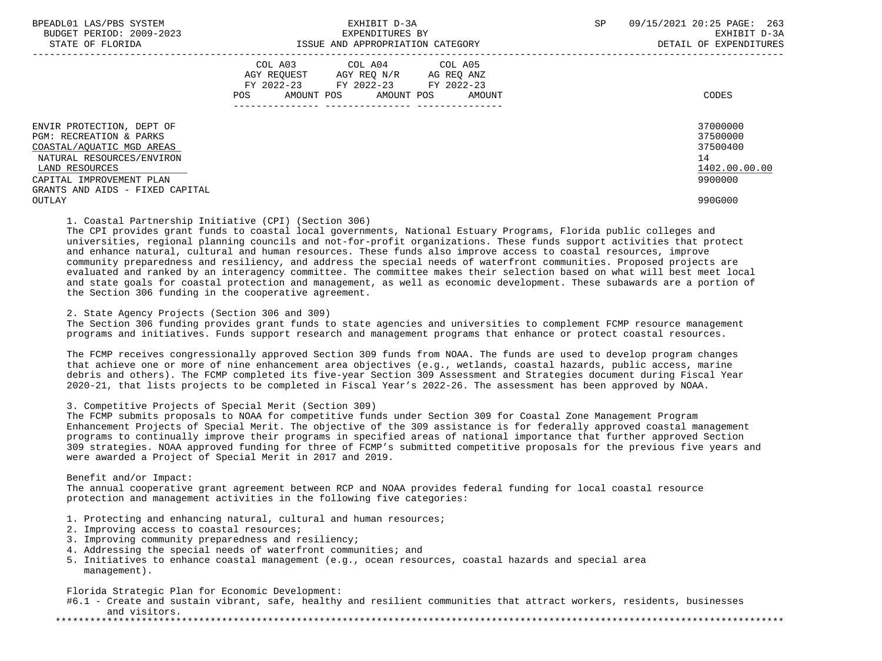| | COL A03 AGY REQUEST FY 2022-23 POS AMOUNT | COL A04 AGY REQ N/R FY 2022-23 POS AMOUNT | COL A05 AG REQ ANZ FY 2022-23 POS AMOUNT | CODES |
|---|---|---|---|---|
| ENVIR PROTECTION, DEPT OF | | | | 37000000 |
| PGM: RECREATION & PARKS | | | | 37500000 |
| COASTAL/AQUATIC MGD AREAS | | | | 37500400 |
| NATURAL RESOURCES/ENVIRON | | | | 14 |
| LAND RESOURCES | | | | 1402.00.00.00 |
| CAPITAL IMPROVEMENT PLAN | | | | 9900000 |
| GRANTS AND AIDS - FIXED CAPITAL OUTLAY | | | | 990G000 |

1. Coastal Partnership Initiative (CPI) (Section 306)
The CPI provides grant funds to coastal local governments, National Estuary Programs, Florida public colleges and universities, regional planning councils and not-for-profit organizations. These funds support activities that protect and enhance natural, cultural and human resources. These funds also improve access to coastal resources, improve community preparedness and resiliency, and address the special needs of waterfront communities. Proposed projects are evaluated and ranked by an interagency committee. The committee makes their selection based on what will best meet local and state goals for coastal protection and management, as well as economic development. These subawards are a portion of the Section 306 funding in the cooperative agreement.

2. State Agency Projects (Section 306 and 309)
The Section 306 funding provides grant funds to state agencies and universities to complement FCMP resource management programs and initiatives. Funds support research and management programs that enhance or protect coastal resources.

The FCMP receives congressionally approved Section 309 funds from NOAA. The funds are used to develop program changes that achieve one or more of nine enhancement area objectives (e.g., wetlands, coastal hazards, public access, marine debris and others). The FCMP completed its five-year Section 309 Assessment and Strategies document during Fiscal Year 2020-21, that lists projects to be completed in Fiscal Year's 2022-26. The assessment has been approved by NOAA.

3. Competitive Projects of Special Merit (Section 309)
The FCMP submits proposals to NOAA for competitive funds under Section 309 for Coastal Zone Management Program Enhancement Projects of Special Merit. The objective of the 309 assistance is for federally approved coastal management programs to continually improve their programs in specified areas of national importance that further approved Section 309 strategies. NOAA approved funding for three of FCMP's submitted competitive proposals for the previous five years and were awarded a Project of Special Merit in 2017 and 2019.

Benefit and/or Impact:
The annual cooperative grant agreement between RCP and NOAA provides federal funding for local coastal resource protection and management activities in the following five categories:

1. Protecting and enhancing natural, cultural and human resources;
2. Improving access to coastal resources;
3. Improving community preparedness and resiliency;
4. Addressing the special needs of waterfront communities; and
5. Initiatives to enhance coastal management (e.g., ocean resources, coastal hazards and special area management).

Florida Strategic Plan for Economic Development:
#6.1 - Create and sustain vibrant, safe, healthy and resilient communities that attract workers, residents, businesses and visitors.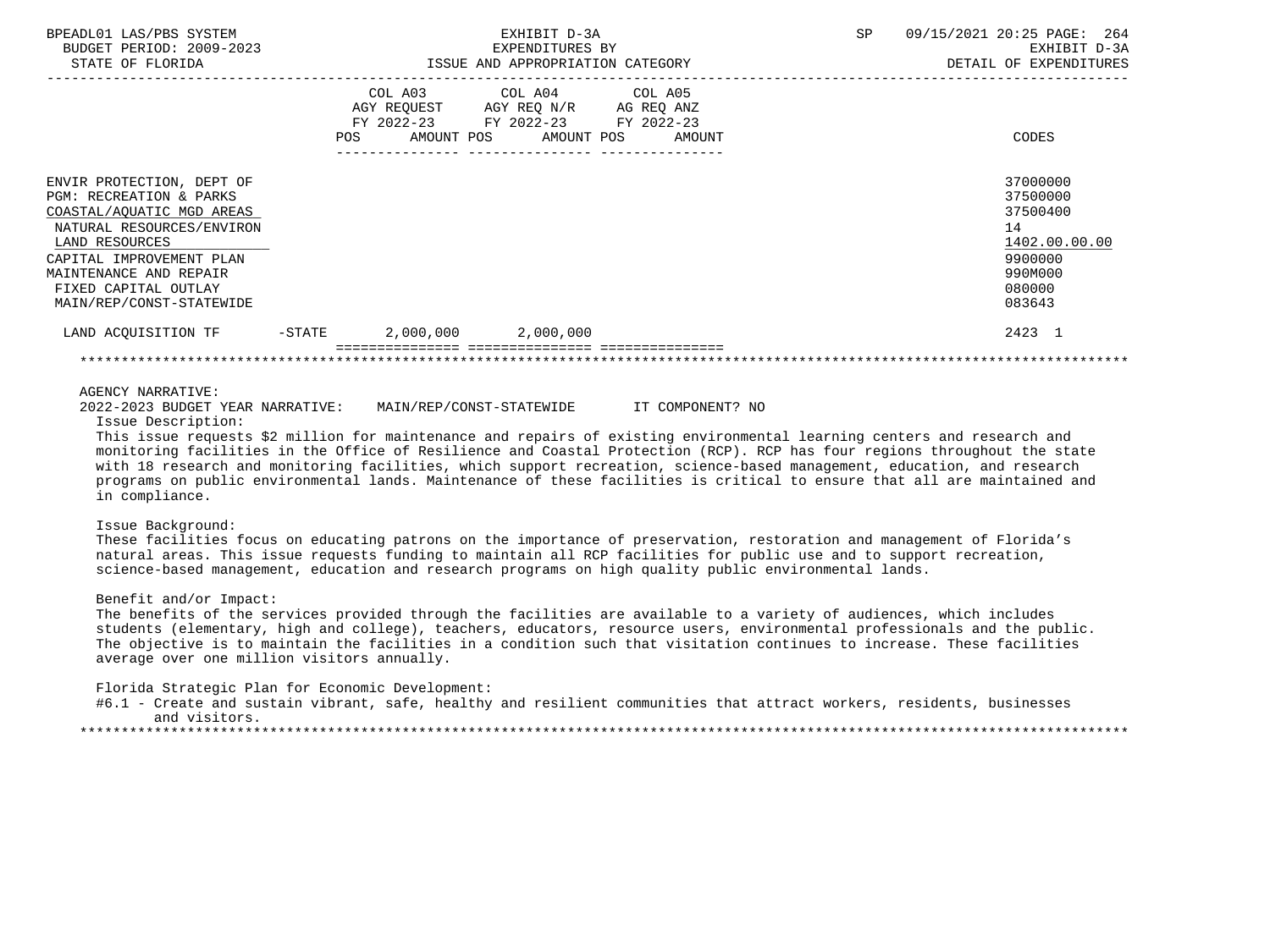BPEADL01 LAS/PBS SYSTEM — EXHIBIT D-3A — EXPENDITURES BY ISSUE AND APPROPRIATION CATEGORY — SP 09/15/2021 20:25 PAGE: 264
BUDGET PERIOD: 2009-2023 — EXHIBIT D-3A
STATE OF FLORIDA — DETAIL OF EXPENDITURES

| | COL A03 AGY REQUEST FY 2022-23 POS AMOUNT | COL A04 AGY REQ N/R FY 2022-23 POS AMOUNT | COL A05 AG REQ ANZ FY 2022-23 POS AMOUNT | CODES |
|---|---|---|---|---|
| ENVIR PROTECTION, DEPT OF | | | | 37000000 |
| PGM: RECREATION & PARKS | | | | 37500000 |
| COASTAL/AQUATIC MGD AREAS | | | | 37500400 |
| NATURAL RESOURCES/ENVIRON | | | | 14 |
| LAND RESOURCES | | | | 1402.00.00.00 |
| CAPITAL IMPROVEMENT PLAN | | | | 9900000 |
| MAINTENANCE AND REPAIR | | | | 990M000 |
| FIXED CAPITAL OUTLAY | | | | 080000 |
| MAIN/REP/CONST-STATEWIDE | | | | 083643 |
| LAND ACQUISITION TF -STATE | 2,000,000 | 2,000,000 | | 2423 1 |

AGENCY NARRATIVE:

2022-2023 BUDGET YEAR NARRATIVE: MAIN/REP/CONST-STATEWIDE IT COMPONENT? NO

Issue Description:

This issue requests $2 million for maintenance and repairs of existing environmental learning centers and research and monitoring facilities in the Office of Resilience and Coastal Protection (RCP). RCP has four regions throughout the state with 18 research and monitoring facilities, which support recreation, science-based management, education, and research programs on public environmental lands. Maintenance of these facilities is critical to ensure that all are maintained and in compliance.

Issue Background:

These facilities focus on educating patrons on the importance of preservation, restoration and management of Florida's natural areas. This issue requests funding to maintain all RCP facilities for public use and to support recreation, science-based management, education and research programs on high quality public environmental lands.

Benefit and/or Impact:

The benefits of the services provided through the facilities are available to a variety of audiences, which includes students (elementary, high and college), teachers, educators, resource users, environmental professionals and the public. The objective is to maintain the facilities in a condition such that visitation continues to increase. These facilities average over one million visitors annually.

Florida Strategic Plan for Economic Development:

#6.1 - Create and sustain vibrant, safe, healthy and resilient communities that attract workers, residents, businesses and visitors.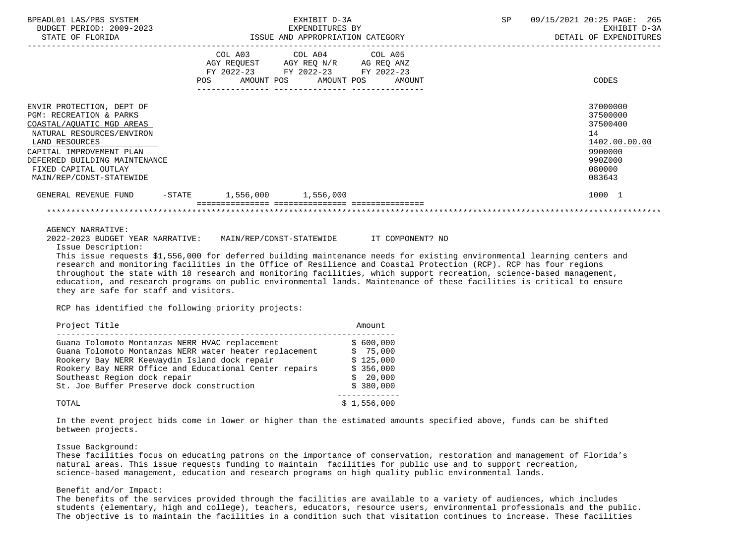| | COL A03 AGY REQUEST FY 2022-23 POS AMOUNT | COL A04 AGY REQ N/R FY 2022-23 POS AMOUNT | COL A05 AG REQ ANZ FY 2022-23 POS AMOUNT | CODES |
|---|---|---|---|---|
| ENVIR PROTECTION, DEPT OF | | | | 37000000 |
| PGM: RECREATION & PARKS | | | | 37500000 |
| COASTAL/AQUATIC MGD AREAS | | | | 37500400 |
| NATURAL RESOURCES/ENVIRON | | | | 14 |
| LAND RESOURCES | | | | 1402.00.00.00 |
| CAPITAL IMPROVEMENT PLAN | | | | 9900000 |
| DEFERRED BUILDING MAINTENANCE | | | | 990Z000 |
| FIXED CAPITAL OUTLAY | | | | 080000 |
| MAIN/REP/CONST-STATEWIDE | | | | 083643 |
| GENERAL REVENUE FUND -STATE | 1,556,000 | 1,556,000 | | 1000 1 |

AGENCY NARRATIVE:

2022-2023 BUDGET YEAR NARRATIVE: MAIN/REP/CONST-STATEWIDE IT COMPONENT? NO

Issue Description:

This issue requests $1,556,000 for deferred building maintenance needs for existing environmental learning centers and research and monitoring facilities in the Office of Resilience and Coastal Protection (RCP). RCP has four regions throughout the state with 18 research and monitoring facilities, which support recreation, science-based management, education, and research programs on public environmental lands. Maintenance of these facilities is critical to ensure they are safe for staff and visitors.

RCP has identified the following priority projects:

| Project Title | Amount |
|---|---|
| Guana Tolomoto Montanzas NERR HVAC replacement | $ 600,000 |
| Guana Tolomoto Montanzas NERR water heater replacement | $ 75,000 |
| Rookery Bay NERR Keewaydin Island dock repair | $ 125,000 |
| Rookery Bay NERR Office and Educational Center repairs | $ 356,000 |
| Southeast Region dock repair | $ 20,000 |
| St. Joe Buffer Preserve dock construction | $ 380,000 |
| TOTAL | $ 1,556,000 |

In the event project bids come in lower or higher than the estimated amounts specified above, funds can be shifted between projects.

Issue Background:

These facilities focus on educating patrons on the importance of conservation, restoration and management of Florida's natural areas. This issue requests funding to maintain facilities for public use and to support recreation, science-based management, education and research programs on high quality public environmental lands.

Benefit and/or Impact:

The benefits of the services provided through the facilities are available to a variety of audiences, which includes students (elementary, high and college), teachers, educators, resource users, environmental professionals and the public. The objective is to maintain the facilities in a condition such that visitation continues to increase. These facilities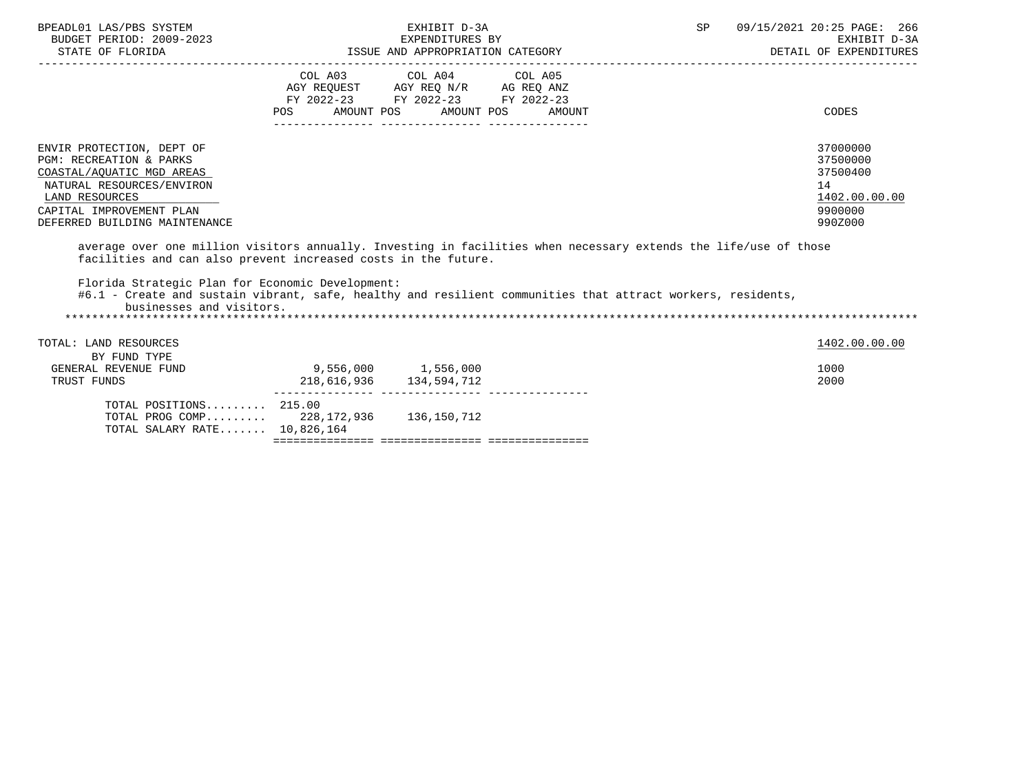| | COL A03 AGY REQUEST FY 2022-23 POS | AMOUNT | COL A04 AGY REQ N/R FY 2022-23 POS | AMOUNT | COL A05 AG REQ ANZ FY 2022-23 POS | AMOUNT | CODES |
|---|---|---|---|---|---|---|---|
| ENVIR PROTECTION, DEPT OF | | | | | | | 37000000 |
| PGM: RECREATION & PARKS | | | | | | | 37500000 |
| COASTAL/AQUATIC MGD AREAS | | | | | | | 37500400 |
| NATURAL RESOURCES/ENVIRON | | | | | | | 14 |
| LAND RESOURCES | | | | | | | 1402.00.00.00 |
| CAPITAL IMPROVEMENT PLAN | | | | | | | 9900000 |
| DEFERRED BUILDING MAINTENANCE | | | | | | | 990Z000 |

average over one million visitors annually. Investing in facilities when necessary extends the life/use of those facilities and can also prevent increased costs in the future.

Florida Strategic Plan for Economic Development:
#6.1 - Create and sustain vibrant, safe, healthy and resilient communities that attract workers, residents, businesses and visitors.

*******************************************************************************************************************************

| | COL A03 POS | AMOUNT | COL A04 POS | AMOUNT | COL A05 POS | AMOUNT | CODES |
|---|---|---|---|---|---|---|---|
| TOTAL: LAND RESOURCES | | | | | | | 1402.00.00.00 |
| BY FUND TYPE | | | | | | | |
| GENERAL REVENUE FUND | | 9,556,000 | | 1,556,000 | | | 1000 |
| TRUST FUNDS | | 218,616,936 | | 134,594,712 | | | 2000 |
| TOTAL POSITIONS......... | 215.00 | | | | | | |
| TOTAL PROG COMP......... | | 228,172,936 | | 136,150,712 | | | |
| TOTAL SALARY RATE....... | | 10,826,164 | | | | | |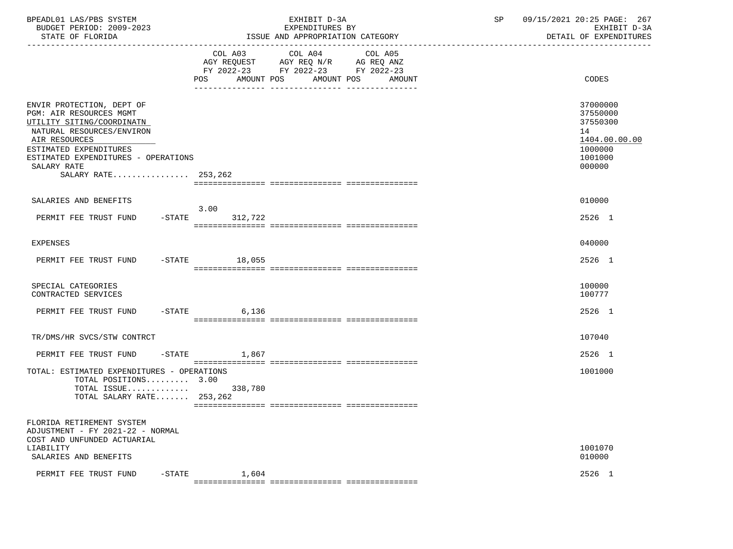BPEADL01 LAS/PBS SYSTEM — EXHIBIT D-3A — EXPENDITURES BY ISSUE AND APPROPRIATION CATEGORY
BUDGET PERIOD: 2009-2023 — STATE OF FLORIDA — DETAIL OF EXPENDITURES
SP 09/15/2021 20:25

| | COL A03 AGY REQUEST FY 2022-23 POS | AMOUNT | COL A04 AGY REQ N/R FY 2022-23 POS | AMOUNT | COL A05 AG REQ ANZ FY 2022-23 POS | AMOUNT | CODES |
|---|---|---|---|---|---|---|---|
| ENVIR PROTECTION, DEPT OF | | | | | | | 37000000 |
| PGM: AIR RESOURCES MGMT | | | | | | | 37550000 |
| UTILITY SITING/COORDINATN | | | | | | | 37550300 |
| NATURAL RESOURCES/ENVIRON | | | | | | | 14 |
| AIR RESOURCES | | | | | | | 1404.00.00.00 |
| ESTIMATED EXPENDITURES | | | | | | | 1000000 |
| ESTIMATED EXPENDITURES - OPERATIONS | | | | | | | 1001000 |
| SALARY RATE | | | | | | | 000000 |
| SALARY RATE................ 253,262 | | | | | | | |
| SALARIES AND BENEFITS | | | | | | | 010000 |
| PERMIT FEE TRUST FUND -STATE | 3.00 | 312,722 | | | | | 2526 1 |
| EXPENSES | | | | | | | 040000 |
| PERMIT FEE TRUST FUND -STATE | | 18,055 | | | | | 2526 1 |
| SPECIAL CATEGORIES | | | | | | | 100000 |
| CONTRACTED SERVICES | | | | | | | 100777 |
| PERMIT FEE TRUST FUND -STATE | | 6,136 | | | | | 2526 1 |
| TR/DMS/HR SVCS/STW CONTRCT | | | | | | | 107040 |
| PERMIT FEE TRUST FUND -STATE | | 1,867 | | | | | 2526 1 |
| TOTAL: ESTIMATED EXPENDITURES - OPERATIONS | | | | | | | 1001000 |
| TOTAL POSITIONS......... 3.00 | | | | | | | |
| TOTAL ISSUE............. | | 338,780 | | | | | |
| TOTAL SALARY RATE....... 253,262 | | | | | | | |
| FLORIDA RETIREMENT SYSTEM ADJUSTMENT - FY 2021-22 - NORMAL COST AND UNFUNDED ACTUARIAL LIABILITY | | | | | | | 1001070 |
| SALARIES AND BENEFITS | | | | | | | 010000 |
| PERMIT FEE TRUST FUND -STATE | | 1,604 | | | | | 2526 1 |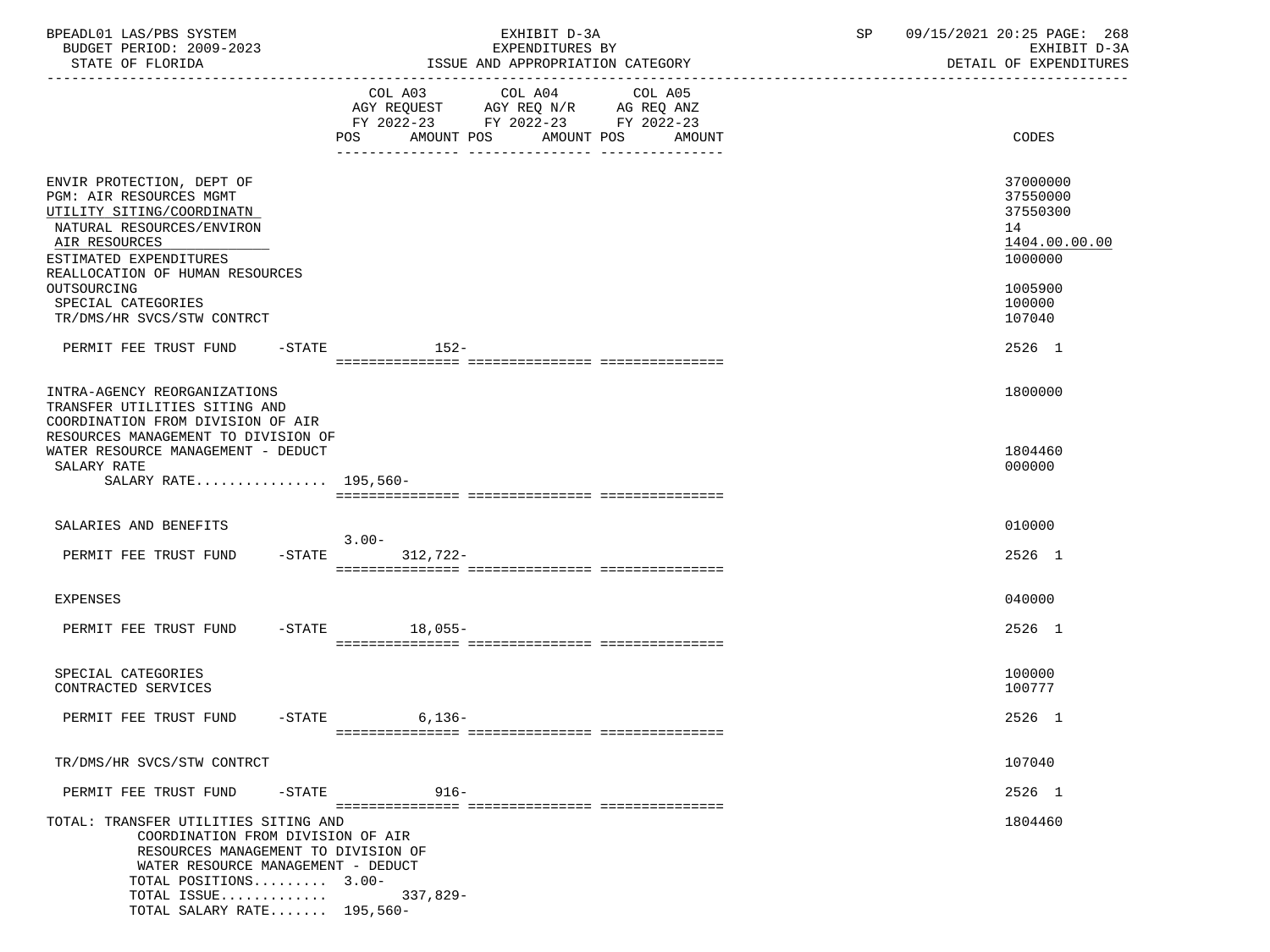| | COL A03 AGY REQUEST FY 2022-23 POS | AMOUNT | COL A04 AGY REQ N/R FY 2022-23 POS | AMOUNT | COL A05 AG REQ ANZ FY 2022-23 POS | AMOUNT | CODES |
|---|---|---|---|---|---|---|---|
| ENVIR PROTECTION, DEPT OF | | | | | | | 37000000 |
| PGM: AIR RESOURCES MGMT | | | | | | | 37550000 |
| UTILITY SITING/COORDINATN | | | | | | | 37550300 |
| NATURAL RESOURCES/ENVIRON | | | | | | | 14 |
| AIR RESOURCES | | | | | | | 1404.00.00.00 |
| ESTIMATED EXPENDITURES | | | | | | | 1000000 |
| REALLOCATION OF HUMAN RESOURCES OUTSOURCING | | | | | | | 1005900 |
| SPECIAL CATEGORIES | | | | | | | 100000 |
| TR/DMS/HR SVCS/STW CONTRCT | | | | | | | 107040 |
| PERMIT FEE TRUST FUND -STATE | | 152- | | | | | 2526 1 |
| INTRA-AGENCY REORGANIZATIONS | | | | | | | 1800000 |
| TRANSFER UTILITIES SITING AND COORDINATION FROM DIVISION OF AIR RESOURCES MANAGEMENT TO DIVISION OF WATER RESOURCE MANAGEMENT - DEDUCT | | | | | | | 1804460 |
| SALARY RATE | | | | | | | 000000 |
| SALARY RATE................ 195,560- | | | | | | | |
| SALARIES AND BENEFITS | | | | | | | 010000 |
| PERMIT FEE TRUST FUND -STATE | 3.00- | 312,722- | | | | | 2526 1 |
| EXPENSES | | | | | | | 040000 |
| PERMIT FEE TRUST FUND -STATE | | 18,055- | | | | | 2526 1 |
| SPECIAL CATEGORIES | | | | | | | 100000 |
| CONTRACTED SERVICES | | | | | | | 100777 |
| PERMIT FEE TRUST FUND -STATE | | 6,136- | | | | | 2526 1 |
| TR/DMS/HR SVCS/STW CONTRCT | | | | | | | 107040 |
| PERMIT FEE TRUST FUND -STATE | | 916- | | | | | 2526 1 |
| TOTAL: TRANSFER UTILITIES SITING AND COORDINATION FROM DIVISION OF AIR RESOURCES MANAGEMENT TO DIVISION OF WATER RESOURCE MANAGEMENT - DEDUCT | | | | | | | 1804460 |
| TOTAL POSITIONS......... 3.00- | | | | | | | |
| TOTAL ISSUE............. | | 337,829- | | | | | |
| TOTAL SALARY RATE....... 195,560- | | | | | | | |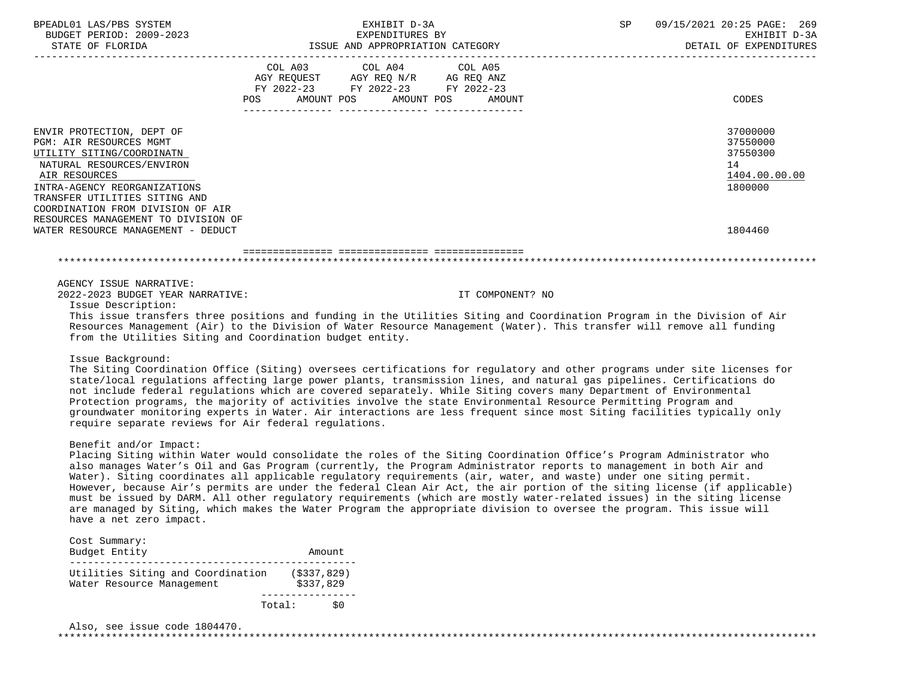| | COL A03 AGY REQUEST FY 2022-23 POS AMOUNT | COL A04 AGY REQ N/R FY 2022-23 POS AMOUNT | COL A05 AG REQ ANZ FY 2022-23 POS AMOUNT | CODES |
|---|---|---|---|---|
| ENVIR PROTECTION, DEPT OF | | | | 37000000 |
| PGM: AIR RESOURCES MGMT | | | | 37550000 |
| UTILITY SITING/COORDINATN | | | | 37550300 |
| NATURAL RESOURCES/ENVIRON | | | | 14 |
| AIR RESOURCES | | | | 1404.00.00.00 |
| INTRA-AGENCY REORGANIZATIONS | | | | 1800000 |
| TRANSFER UTILITIES SITING AND COORDINATION FROM DIVISION OF AIR RESOURCES MANAGEMENT TO DIVISION OF WATER RESOURCE MANAGEMENT - DEDUCT | | | | 1804460 |

AGENCY ISSUE NARRATIVE:

2022-2023 BUDGET YEAR NARRATIVE: IT COMPONENT? NO

Issue Description:

This issue transfers three positions and funding in the Utilities Siting and Coordination Program in the Division of Air Resources Management (Air) to the Division of Water Resource Management (Water). This transfer will remove all funding from the Utilities Siting and Coordination budget entity.

Issue Background:

The Siting Coordination Office (Siting) oversees certifications for regulatory and other programs under site licenses for state/local regulations affecting large power plants, transmission lines, and natural gas pipelines. Certifications do not include federal regulations which are covered separately. While Siting covers many Department of Environmental Protection programs, the majority of activities involve the state Environmental Resource Permitting Program and groundwater monitoring experts in Water. Air interactions are less frequent since most Siting facilities typically only require separate reviews for Air federal regulations.

Benefit and/or Impact:

Placing Siting within Water would consolidate the roles of the Siting Coordination Office's Program Administrator who also manages Water's Oil and Gas Program (currently, the Program Administrator reports to management in both Air and Water). Siting coordinates all applicable regulatory requirements (air, water, and waste) under one siting permit. However, because Air's permits are under the federal Clean Air Act, the air portion of the siting license (if applicable) must be issued by DARM. All other regulatory requirements (which are mostly water-related issues) in the siting license are managed by Siting, which makes the Water Program the appropriate division to oversee the program. This issue will have a net zero impact.

Cost Summary:

| Budget Entity | Amount |
|---|---|
| Utilities Siting and Coordination | ($337,829) |
| Water Resource Management | $337,829 |
| Total: | $0 |

Also, see issue code 1804470.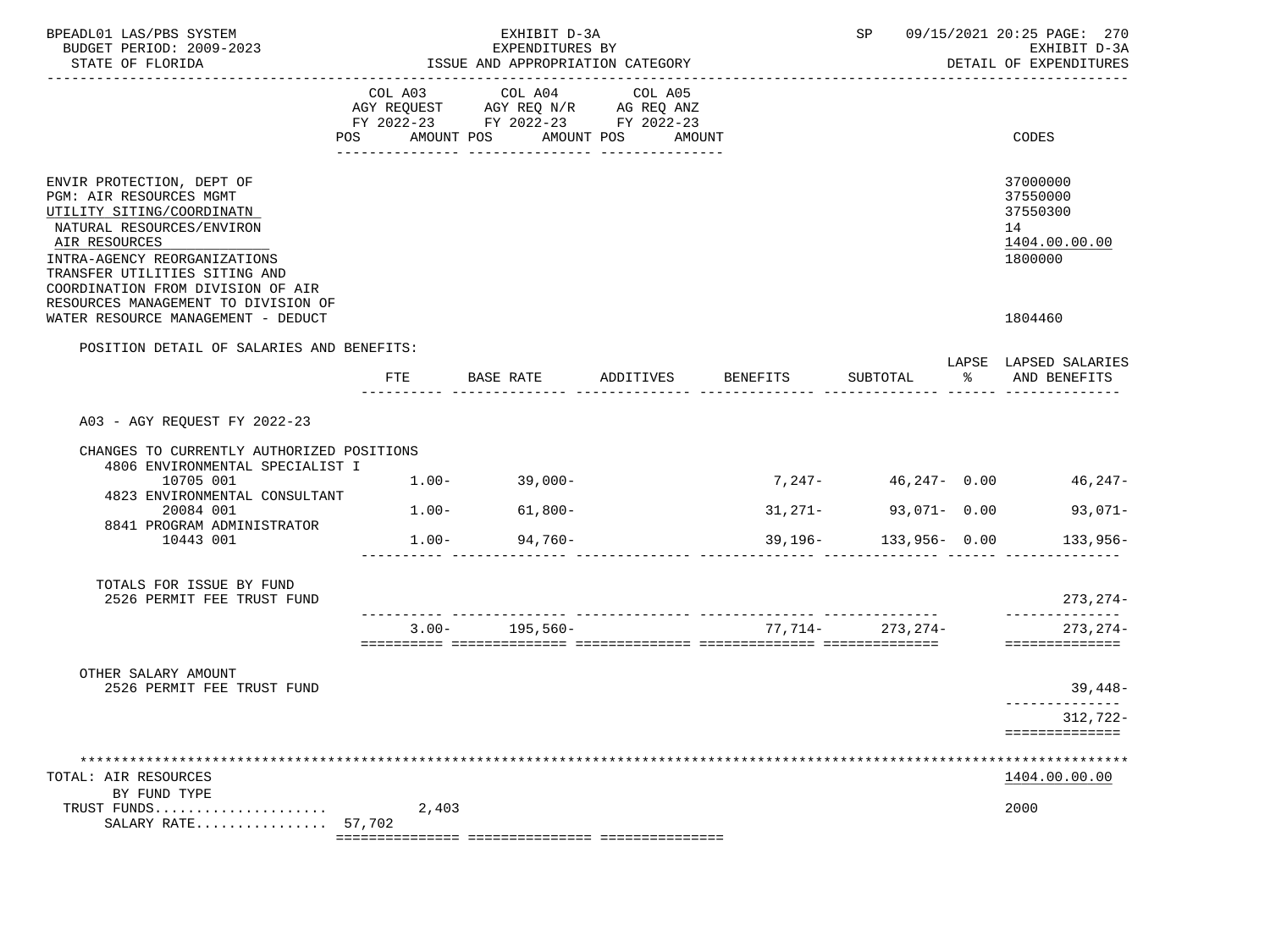BPEADL01 LAS/PBS SYSTEM | BUDGET PERIOD: 2009-2023 | STATE OF FLORIDA

EXHIBIT D-3A
EXPENDITURES BY
ISSUE AND APPROPRIATION CATEGORY

SP 09/15/2021 20:25

EXHIBIT D-3A
DETAIL OF EXPENDITURES

| | COL A03 AGY REQUEST FY 2022-23 POS AMOUNT | COL A04 AGY REQ N/R FY 2022-23 POS AMOUNT | COL A05 AG REQ ANZ FY 2022-23 POS AMOUNT | CODES |
|---|---|---|---|---|
| ENVIR PROTECTION, DEPT OF | | | | 37000000 |
| PGM: AIR RESOURCES MGMT | | | | 37550000 |
| UTILITY SITING/COORDINATN | | | | 37550300 |
| NATURAL RESOURCES/ENVIRON | | | | 14 |
| AIR RESOURCES | | | | 1404.00.00.00 |
| INTRA-AGENCY REORGANIZATIONS | | | | 1800000 |
| TRANSFER UTILITIES SITING AND COORDINATION FROM DIVISION OF AIR RESOURCES MANAGEMENT TO DIVISION OF WATER RESOURCE MANAGEMENT - DEDUCT | | | | 1804460 |

POSITION DETAIL OF SALARIES AND BENEFITS:

| | FTE | BASE RATE | ADDITIVES | BENEFITS | SUBTOTAL | LAPSE % | LAPSED SALARIES AND BENEFITS |
|---|---|---|---|---|---|---|---|
| A03 - AGY REQUEST FY 2022-23 | | | | | | | |
| CHANGES TO CURRENTLY AUTHORIZED POSITIONS | | | | | | | |
| 4806 ENVIRONMENTAL SPECIALIST I 10705 001 | 1.00- | 39,000- | | 7,247- | 46,247- | 0.00 | 46,247- |
| 4823 ENVIRONMENTAL CONSULTANT 20084 001 | 1.00- | 61,800- | | 31,271- | 93,071- | 0.00 | 93,071- |
| 8841 PROGRAM ADMINISTRATOR 10443 001 | 1.00- | 94,760- | | 39,196- | 133,956- | 0.00 | 133,956- |
| TOTALS FOR ISSUE BY FUND | | | | | | | |
| 2526 PERMIT FEE TRUST FUND | | | | | | | 273,274- |
| | 3.00- | 195,560- | | 77,714- | 273,274- | | 273,274- |
| OTHER SALARY AMOUNT | | | | | | | |
| 2526 PERMIT FEE TRUST FUND | | | | | | | 39,448- |
| | | | | | | | 312,722- |

| | COL A03 | COL A04 | COL A05 | CODES |
|---|---|---|---|---|
| TOTAL: AIR RESOURCES | | | | 1404.00.00.00 |
| BY FUND TYPE | | | | |
| TRUST FUNDS | 2,403 | | | 2000 |
| SALARY RATE 57,702 | | | | |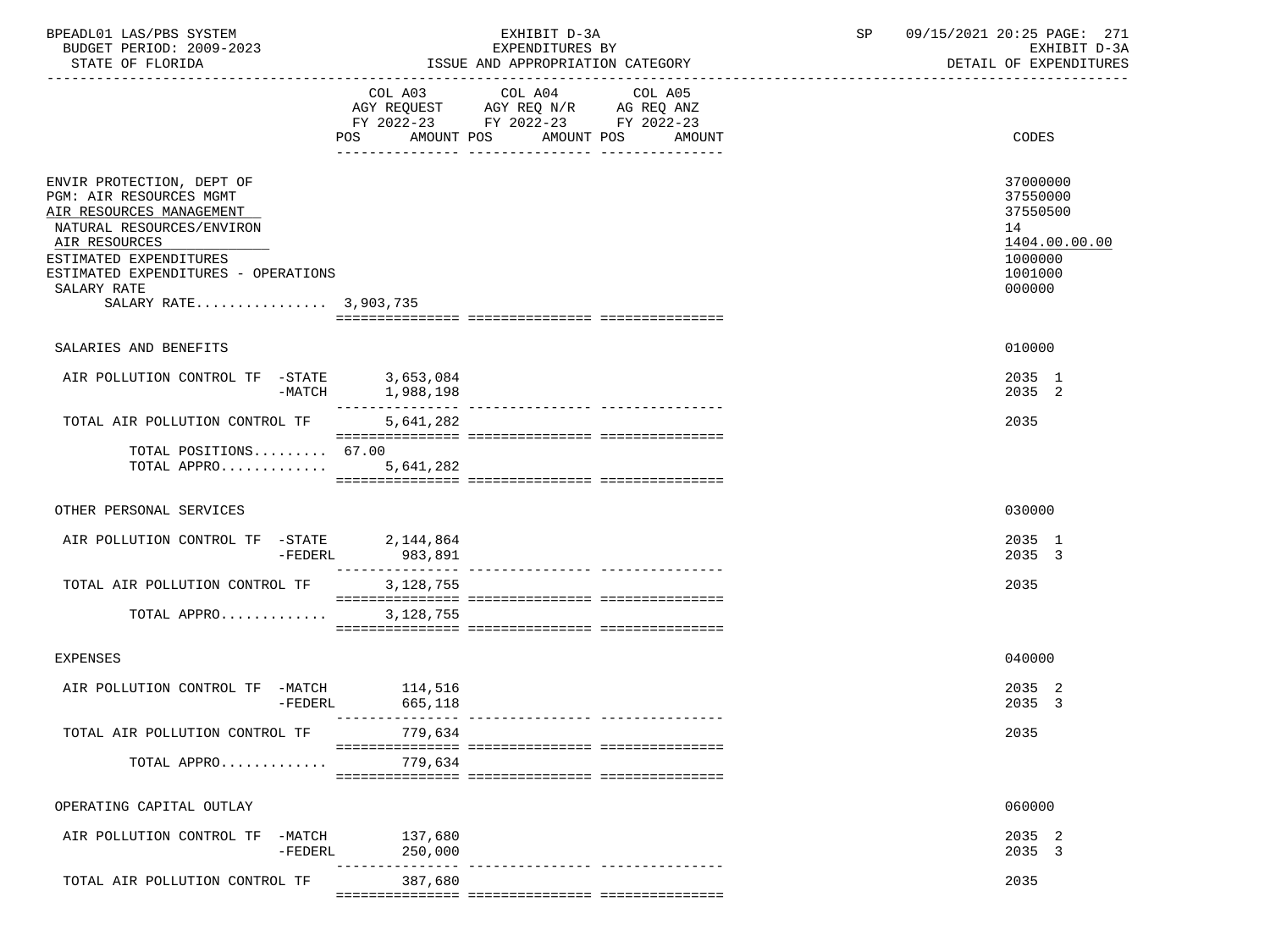| | COL A03 AGY REQUEST FY 2022-23 POS AMOUNT | COL A04 AGY REQ N/R FY 2022-23 POS AMOUNT | COL A05 AG REQ ANZ FY 2022-23 POS AMOUNT | CODES |
|---|---|---|---|---|
| ENVIR PROTECTION, DEPT OF | | | | 37000000 |
| PGM: AIR RESOURCES MGMT | | | | 37550000 |
| AIR RESOURCES MANAGEMENT | | | | 37550500 |
| NATURAL RESOURCES/ENVIRON | | | | 14 |
| AIR RESOURCES | | | | 1404.00.00.00 |
| ESTIMATED EXPENDITURES | | | | 1000000 |
| ESTIMATED EXPENDITURES - OPERATIONS | | | | 1001000 |
| SALARY RATE | | | | 000000 |
| SALARY RATE................ | 3,903,735 | | | |
| SALARIES AND BENEFITS | | | | 010000 |
| AIR POLLUTION CONTROL TF -STATE | 3,653,084 | | | 2035 1 |
| -MATCH | 1,988,198 | | | 2035 2 |
| TOTAL AIR POLLUTION CONTROL TF | 5,641,282 | | | 2035 |
| TOTAL POSITIONS......... | 67.00 | | | |
| TOTAL APPRO............. | 5,641,282 | | | |
| OTHER PERSONAL SERVICES | | | | 030000 |
| AIR POLLUTION CONTROL TF -STATE | 2,144,864 | | | 2035 1 |
| -FEDERL | 983,891 | | | 2035 3 |
| TOTAL AIR POLLUTION CONTROL TF | 3,128,755 | | | 2035 |
| TOTAL APPRO............. | 3,128,755 | | | |
| EXPENSES | | | | 040000 |
| AIR POLLUTION CONTROL TF -MATCH | 114,516 | | | 2035 2 |
| -FEDERL | 665,118 | | | 2035 3 |
| TOTAL AIR POLLUTION CONTROL TF | 779,634 | | | 2035 |
| TOTAL APPRO............. | 779,634 | | | |
| OPERATING CAPITAL OUTLAY | | | | 060000 |
| AIR POLLUTION CONTROL TF -MATCH | 137,680 | | | 2035 2 |
| -FEDERL | 250,000 | | | 2035 3 |
| TOTAL AIR POLLUTION CONTROL TF | 387,680 | | | 2035 |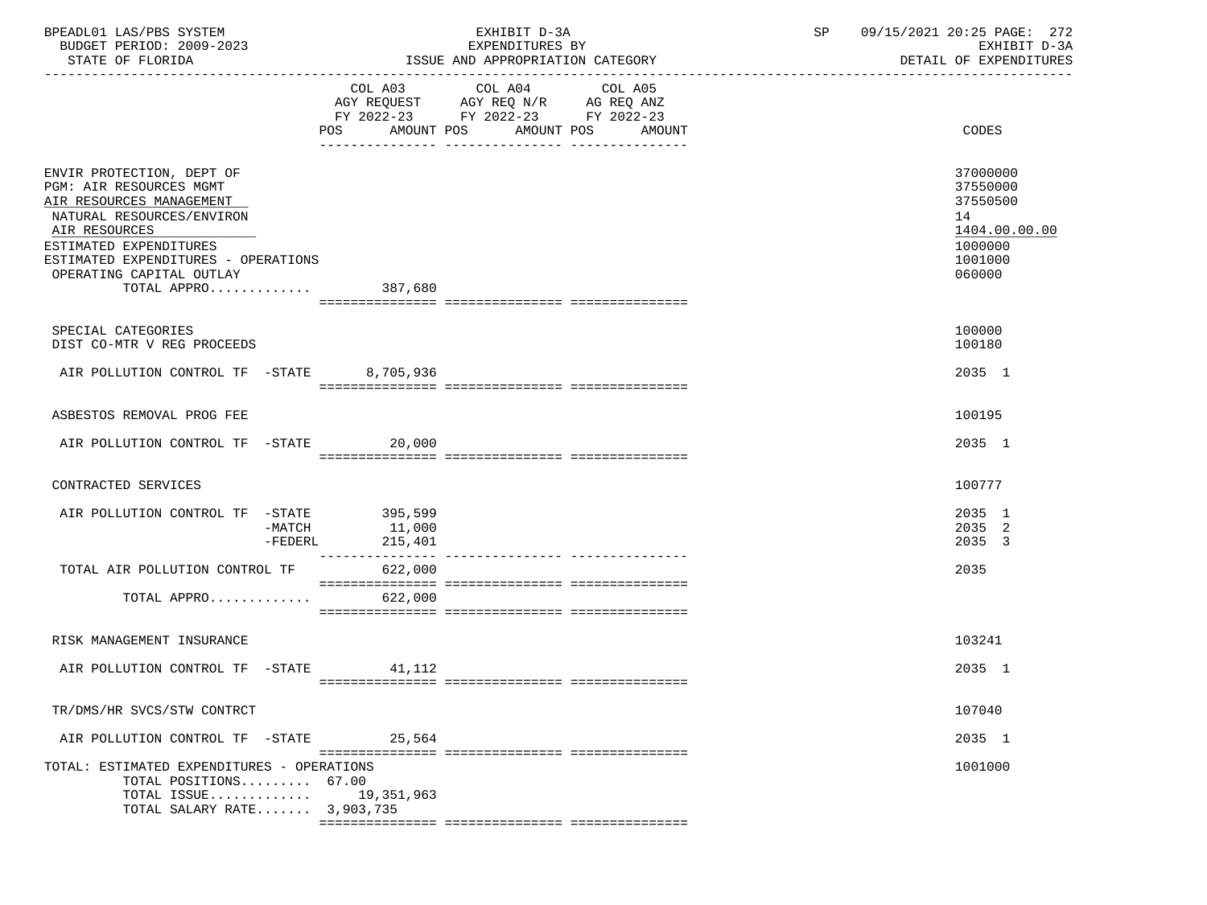BPEADL01 LAS/PBS SYSTEM — EXHIBIT D-3A — EXPENDITURES BY ISSUE AND APPROPRIATION CATEGORY — SP 09/15/2021 20:25 PAGE: 272
BUDGET PERIOD: 2009-2023 — EXHIBIT D-3A
STATE OF FLORIDA — DETAIL OF EXPENDITURES

| | COL A03 AGY REQUEST FY 2022-23 POS AMOUNT | COL A04 AGY REQ N/R FY 2022-23 POS AMOUNT | COL A05 AG REQ ANZ FY 2022-23 POS AMOUNT | CODES |
|---|---|---|---|---|
| ENVIR PROTECTION, DEPT OF | | | | 37000000 |
| PGM: AIR RESOURCES MGMT | | | | 37550000 |
| AIR RESOURCES MANAGEMENT | | | | 37550500 |
| NATURAL RESOURCES/ENVIRON | | | | 14 |
| AIR RESOURCES | | | | 1404.00.00.00 |
| ESTIMATED EXPENDITURES | | | | 1000000 |
| ESTIMATED EXPENDITURES - OPERATIONS | | | | 1001000 |
| OPERATING CAPITAL OUTLAY | | | | 060000 |
| TOTAL APPRO............ | 387,680 | | | |
| SPECIAL CATEGORIES | | | | 100000 |
| DIST CO-MTR V REG PROCEEDS | | | | 100180 |
| AIR POLLUTION CONTROL TF -STATE | 8,705,936 | | | 2035 1 |
| ASBESTOS REMOVAL PROG FEE | | | | 100195 |
| AIR POLLUTION CONTROL TF -STATE | 20,000 | | | 2035 1 |
| CONTRACTED SERVICES | | | | 100777 |
| AIR POLLUTION CONTROL TF -STATE | 395,599 | | | 2035 1 |
| -MATCH | 11,000 | | | 2035 2 |
| -FEDERL | 215,401 | | | 2035 3 |
| TOTAL AIR POLLUTION CONTROL TF | 622,000 | | | 2035 |
| TOTAL APPRO............ | 622,000 | | | |
| RISK MANAGEMENT INSURANCE | | | | 103241 |
| AIR POLLUTION CONTROL TF -STATE | 41,112 | | | 2035 1 |
| TR/DMS/HR SVCS/STW CONTRCT | | | | 107040 |
| AIR POLLUTION CONTROL TF -STATE | 25,564 | | | 2035 1 |
| TOTAL: ESTIMATED EXPENDITURES - OPERATIONS | | | | 1001000 |
| TOTAL POSITIONS......... | 67.00 | | | |
| TOTAL ISSUE............ | 19,351,963 | | | |
| TOTAL SALARY RATE....... | 3,903,735 | | | |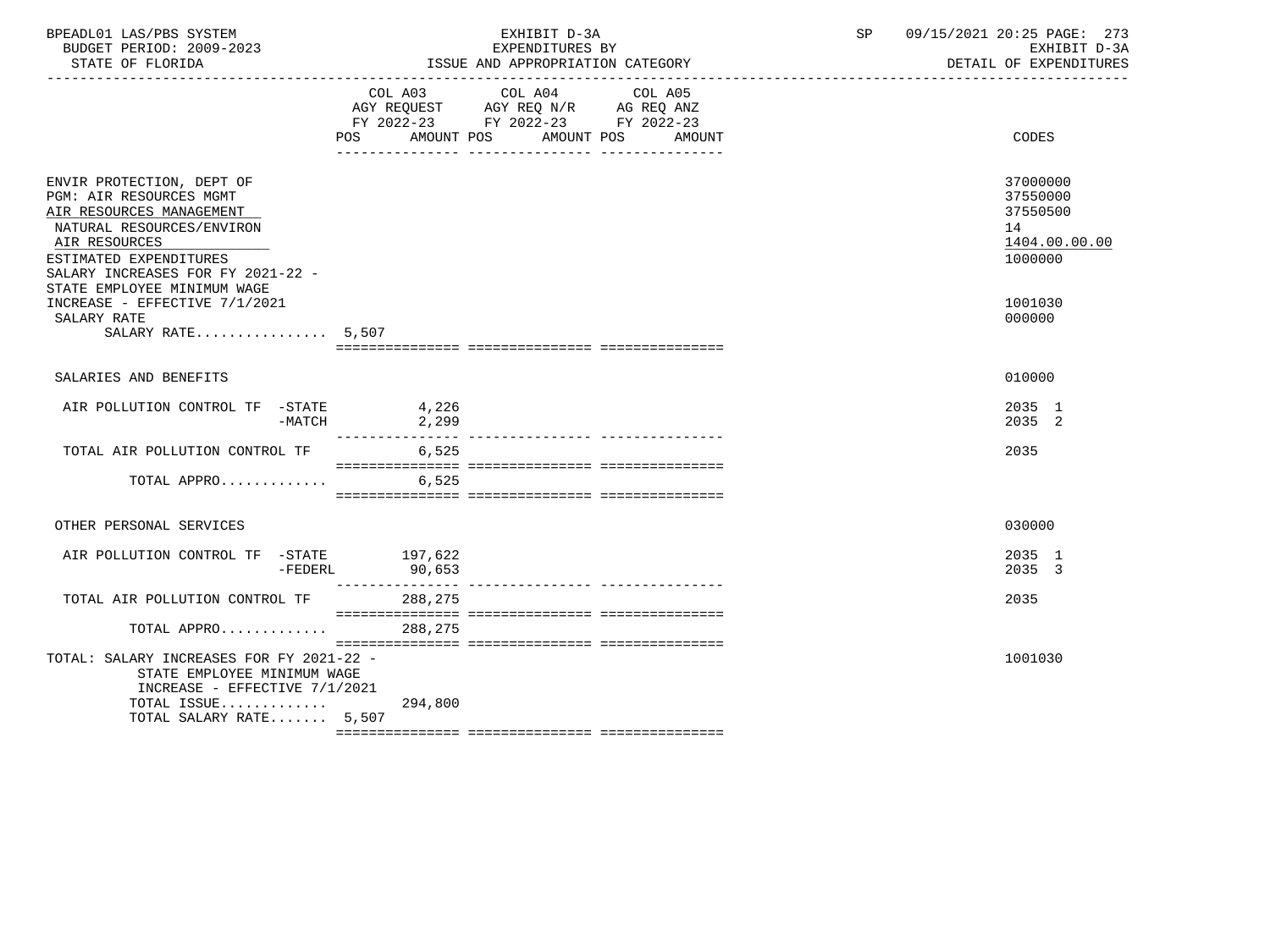BPEADL01 LAS/PBS SYSTEM | EXHIBIT D-3A | SP 09/15/2021 20:25

BUDGET PERIOD: 2009-2023 | EXPENDITURES BY | EXHIBIT D-3A

STATE OF FLORIDA | ISSUE AND APPROPRIATION CATEGORY | DETAIL OF EXPENDITURES

| | COL A03 AGY REQUEST FY 2022-23 POS AMOUNT | COL A04 AGY REQ N/R FY 2022-23 POS AMOUNT | COL A05 AG REQ ANZ FY 2022-23 POS AMOUNT | CODES |
|---|---|---|---|---|
| ENVIR PROTECTION, DEPT OF | | | | 37000000 |
| PGM: AIR RESOURCES MGMT | | | | 37550000 |
| AIR RESOURCES MANAGEMENT | | | | 37550500 |
| NATURAL RESOURCES/ENVIRON | | | | 14 |
| AIR RESOURCES | | | | 1404.00.00.00 |
| ESTIMATED EXPENDITURES | | | | 1000000 |
| SALARY INCREASES FOR FY 2021-22 - STATE EMPLOYEE MINIMUM WAGE INCREASE - EFFECTIVE 7/1/2021 | | | | 1001030 |
| SALARY RATE | | | | 000000 |
| SALARY RATE................ | 5,507 | | | |
| SALARIES AND BENEFITS | | | | 010000 |
| AIR POLLUTION CONTROL TF -STATE | 4,226 | | | 2035 1 |
| -MATCH | 2,299 | | | 2035 2 |
| TOTAL AIR POLLUTION CONTROL TF | 6,525 | | | 2035 |
| TOTAL APPRO............. | 6,525 | | | |
| OTHER PERSONAL SERVICES | | | | 030000 |
| AIR POLLUTION CONTROL TF -STATE | 197,622 | | | 2035 1 |
| -FEDERL | 90,653 | | | 2035 3 |
| TOTAL AIR POLLUTION CONTROL TF | 288,275 | | | 2035 |
| TOTAL APPRO............. | 288,275 | | | |
| TOTAL: SALARY INCREASES FOR FY 2021-22 - STATE EMPLOYEE MINIMUM WAGE INCREASE - EFFECTIVE 7/1/2021 | | | | 1001030 |
| TOTAL ISSUE............. | 294,800 | | | |
| TOTAL SALARY RATE....... | 5,507 | | | |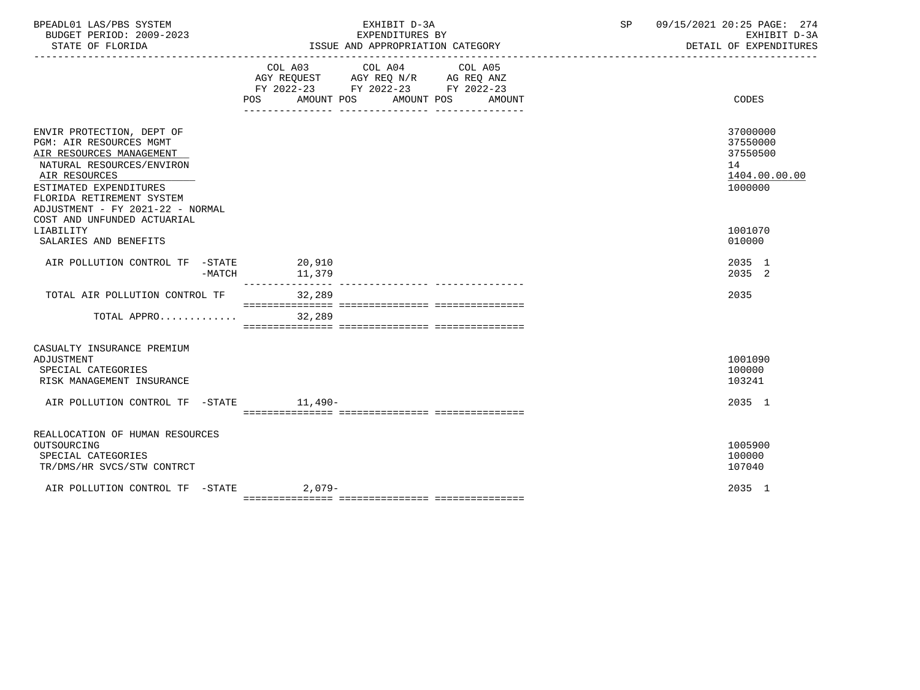BPEADL01 LAS/PBS SYSTEM — EXHIBIT D-3A — EXPENDITURES BY ISSUE AND APPROPRIATION CATEGORY
BUDGET PERIOD: 2009-2023 — STATE OF FLORIDA — DETAIL OF EXPENDITURES

| | COL A03 AGY REQUEST FY 2022-23 POS | AMOUNT | COL A04 AGY REQ N/R FY 2022-23 POS | AMOUNT | COL A05 AG REQ ANZ FY 2022-23 POS | AMOUNT | CODES |
|---|---|---|---|---|---|---|---|
| ENVIR PROTECTION, DEPT OF | | | | | | | 37000000 |
| PGM: AIR RESOURCES MGMT | | | | | | | 37550000 |
| AIR RESOURCES MANAGEMENT | | | | | | | 37550500 |
| NATURAL RESOURCES/ENVIRON | | | | | | | 14 |
| AIR RESOURCES | | | | | | | 1404.00.00.00 |
| ESTIMATED EXPENDITURES | | | | | | | 1000000 |
| FLORIDA RETIREMENT SYSTEM ADJUSTMENT - FY 2021-22 - NORMAL COST AND UNFUNDED ACTUARIAL LIABILITY | | | | | | | 1001070 |
| SALARIES AND BENEFITS | | | | | | | 010000 |
| AIR POLLUTION CONTROL TF -STATE | | 20,910 | | | | | 2035 1 |
| -MATCH | | 11,379 | | | | | 2035 2 |
| TOTAL AIR POLLUTION CONTROL TF | | 32,289 | | | | | 2035 |
| TOTAL APPRO............ | | 32,289 | | | | | |
| CASUALTY INSURANCE PREMIUM ADJUSTMENT | | | | | | | 1001090 |
| SPECIAL CATEGORIES | | | | | | | 100000 |
| RISK MANAGEMENT INSURANCE | | | | | | | 103241 |
| AIR POLLUTION CONTROL TF -STATE | | 11,490- | | | | | 2035 1 |
| REALLOCATION OF HUMAN RESOURCES OUTSOURCING | | | | | | | 1005900 |
| SPECIAL CATEGORIES | | | | | | | 100000 |
| TR/DMS/HR SVCS/STW CONTRCT | | | | | | | 107040 |
| AIR POLLUTION CONTROL TF -STATE | | 2,079- | | | | | 2035 1 |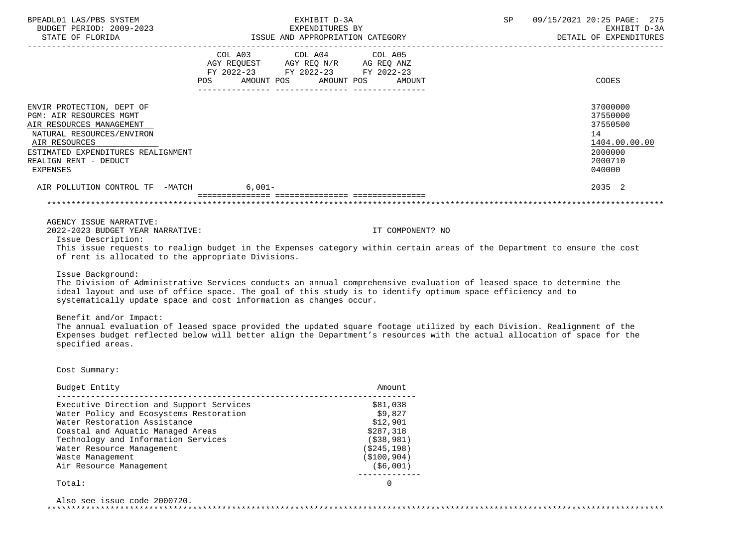| | COL A03 AGY REQUEST FY 2022-23 POS AMOUNT | COL A04 AGY REQ N/R FY 2022-23 POS AMOUNT | COL A05 AG REQ ANZ FY 2022-23 POS AMOUNT | CODES |
|---|---|---|---|---|
| ENVIR PROTECTION, DEPT OF | | | | 37000000 |
| PGM: AIR RESOURCES MGMT | | | | 37550000 |
| AIR RESOURCES MANAGEMENT | | | | 37550500 |
| NATURAL RESOURCES/ENVIRON | | | | 14 |
| AIR RESOURCES | | | | 1404.00.00.00 |
| ESTIMATED EXPENDITURES REALIGNMENT | | | | 2000000 |
| REALIGN RENT - DEDUCT | | | | 2000710 |
| EXPENSES | | | | 040000 |
| AIR POLLUTION CONTROL TF -MATCH | 6,001- | | | 2035 2 |

AGENCY ISSUE NARRATIVE:

2022-2023 BUDGET YEAR NARRATIVE: IT COMPONENT? NO

Issue Description:

This issue requests to realign budget in the Expenses category within certain areas of the Department to ensure the cost of rent is allocated to the appropriate Divisions.

Issue Background:

The Division of Administrative Services conducts an annual comprehensive evaluation of leased space to determine the ideal layout and use of office space. The goal of this study is to identify optimum space efficiency and to systematically update space and cost information as changes occur.

Benefit and/or Impact:

The annual evaluation of leased space provided the updated square footage utilized by each Division. Realignment of the Expenses budget reflected below will better align the Department's resources with the actual allocation of space for the specified areas.

Cost Summary:

| Budget Entity | Amount |
|---|---|
| Executive Direction and Support Services | $81,038 |
| Water Policy and Ecosystems Restoration | $9,827 |
| Water Restoration Assistance | $12,901 |
| Coastal and Aquatic Managed Areas | $287,318 |
| Technology and Information Services | ($38,981) |
| Water Resource Management | ($245,198) |
| Waste Management | ($100,904) |
| Air Resource Management | ($6,001) |
| Total: | 0 |

Also see issue code 2000720.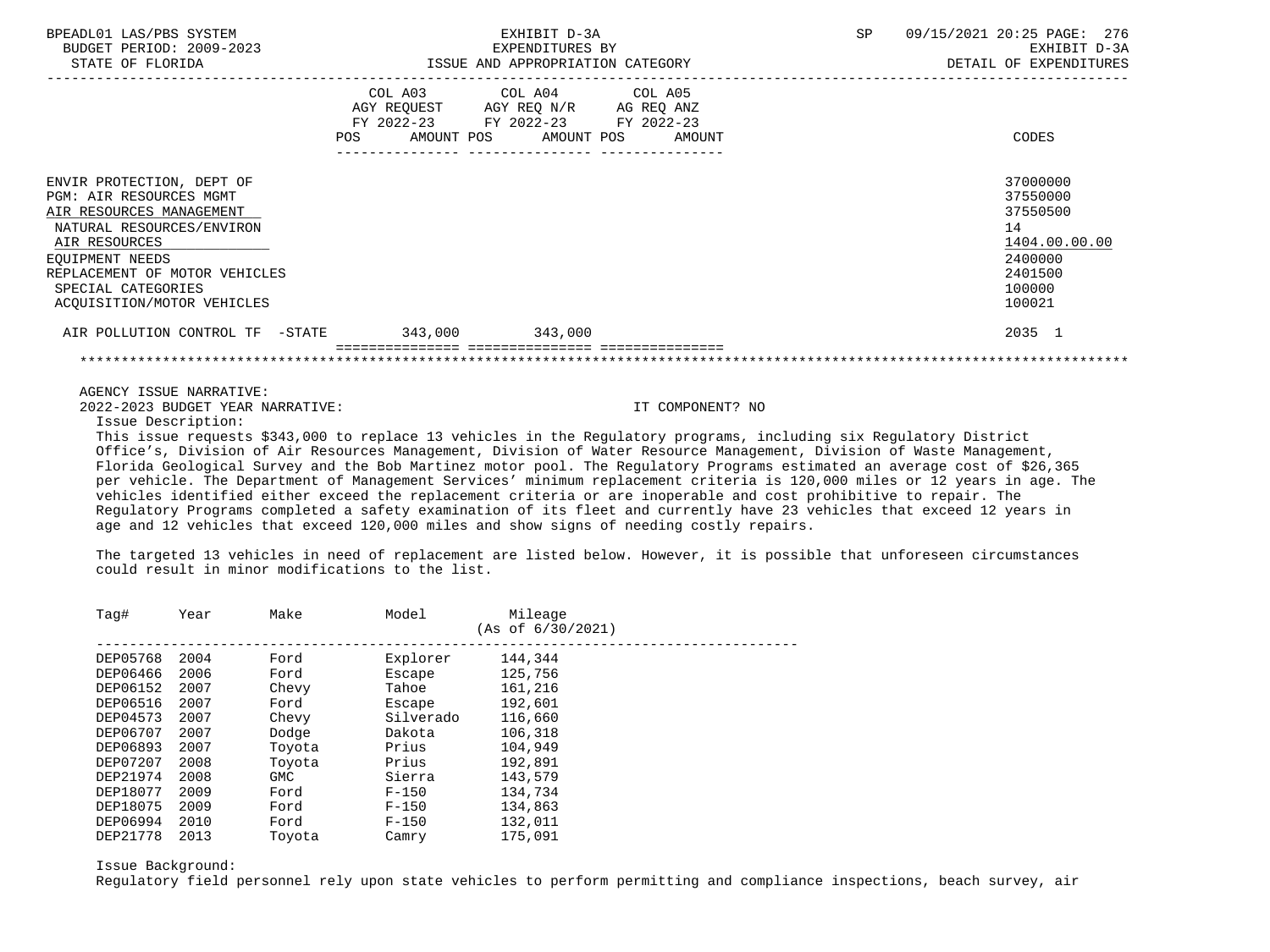| | COL A03 AGY REQUEST FY 2022-23 POS AMOUNT | COL A04 AGY REQ N/R FY 2022-23 POS AMOUNT | COL A05 AG REQ ANZ FY 2022-23 POS AMOUNT | CODES |
|---|---|---|---|---|
| ENVIR PROTECTION, DEPT OF | | | | 37000000 |
| PGM: AIR RESOURCES MGMT | | | | 37550000 |
| AIR RESOURCES MANAGEMENT | | | | 37550500 |
| NATURAL RESOURCES/ENVIRON | | | | 14 |
| AIR RESOURCES | | | | 1404.00.00.00 |
| EQUIPMENT NEEDS | | | | 2400000 |
| REPLACEMENT OF MOTOR VEHICLES | | | | 2401500 |
| SPECIAL CATEGORIES | | | | 100000 |
| ACQUISITION/MOTOR VEHICLES | | | | 100021 |
| AIR POLLUTION CONTROL TF -STATE | 343,000 | 343,000 | | 2035 1 |

AGENCY ISSUE NARRATIVE:

2022-2023 BUDGET YEAR NARRATIVE: IT COMPONENT? NO

Issue Description:

This issue requests $343,000 to replace 13 vehicles in the Regulatory programs, including six Regulatory District Office's, Division of Air Resources Management, Division of Water Resource Management, Division of Waste Management, Florida Geological Survey and the Bob Martinez motor pool. The Regulatory Programs estimated an average cost of $26,365 per vehicle. The Department of Management Services' minimum replacement criteria is 120,000 miles or 12 years in age. The vehicles identified either exceed the replacement criteria or are inoperable and cost prohibitive to repair. The Regulatory Programs completed a safety examination of its fleet and currently have 23 vehicles that exceed 12 years in age and 12 vehicles that exceed 120,000 miles and show signs of needing costly repairs.

The targeted 13 vehicles in need of replacement are listed below. However, it is possible that unforeseen circumstances could result in minor modifications to the list.

| Tag# | Year | Make | Model | Mileage (As of 6/30/2021) |
|---|---|---|---|---|
| DEP05768 | 2004 | Ford | Explorer | 144,344 |
| DEP06466 | 2006 | Ford | Escape | 125,756 |
| DEP06152 | 2007 | Chevy | Tahoe | 161,216 |
| DEP06516 | 2007 | Ford | Escape | 192,601 |
| DEP04573 | 2007 | Chevy | Silverado | 116,660 |
| DEP06707 | 2007 | Dodge | Dakota | 106,318 |
| DEP06893 | 2007 | Toyota | Prius | 104,949 |
| DEP07207 | 2008 | Toyota | Prius | 192,891 |
| DEP21974 | 2008 | GMC | Sierra | 143,579 |
| DEP18077 | 2009 | Ford | F-150 | 134,734 |
| DEP18075 | 2009 | Ford | F-150 | 134,863 |
| DEP06994 | 2010 | Ford | F-150 | 132,011 |
| DEP21778 | 2013 | Toyota | Camry | 175,091 |

Issue Background:

Regulatory field personnel rely upon state vehicles to perform permitting and compliance inspections, beach survey, air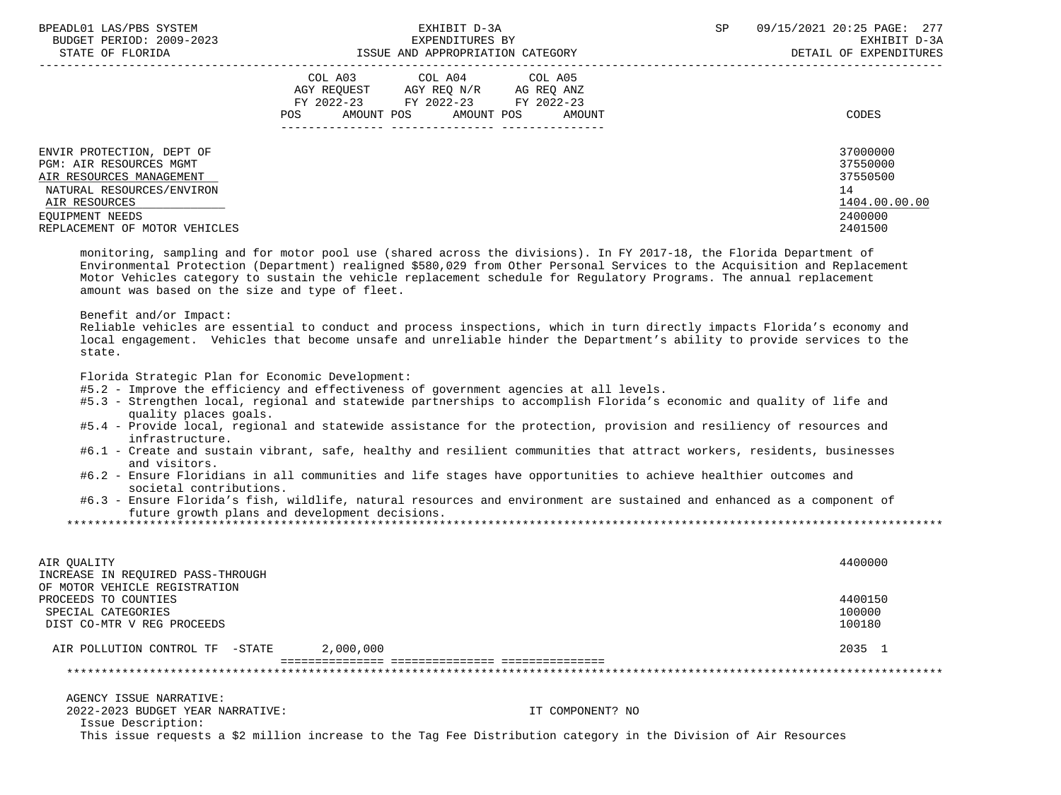| | COL A03 AGY REQUEST FY 2022-23 POS AMOUNT | COL A04 AGY REQ N/R FY 2022-23 POS AMOUNT | COL A05 AG REQ ANZ FY 2022-23 POS AMOUNT | CODES |
|---|---|---|---|---|
| ENVIR PROTECTION, DEPT OF | | | | 37000000 |
| PGM: AIR RESOURCES MGMT | | | | 37550000 |
| AIR RESOURCES MANAGEMENT | | | | 37550500 |
| NATURAL RESOURCES/ENVIRON | | | | 14 |
| AIR RESOURCES | | | | 1404.00.00.00 |
| EQUIPMENT NEEDS | | | | 2400000 |
| REPLACEMENT OF MOTOR VEHICLES | | | | 2401500 |

monitoring, sampling and for motor pool use (shared across the divisions). In FY 2017-18, the Florida Department of Environmental Protection (Department) realigned $580,029 from Other Personal Services to the Acquisition and Replacement Motor Vehicles category to sustain the vehicle replacement schedule for Regulatory Programs. The annual replacement amount was based on the size and type of fleet.

Benefit and/or Impact:
Reliable vehicles are essential to conduct and process inspections, which in turn directly impacts Florida's economy and local engagement. Vehicles that become unsafe and unreliable hinder the Department's ability to provide services to the state.

Florida Strategic Plan for Economic Development:
- #5.2 - Improve the efficiency and effectiveness of government agencies at all levels.
- #5.3 - Strengthen local, regional and statewide partnerships to accomplish Florida's economic and quality of life and quality places goals.
- #5.4 - Provide local, regional and statewide assistance for the protection, provision and resiliency of resources and infrastructure.
- #6.1 - Create and sustain vibrant, safe, healthy and resilient communities that attract workers, residents, businesses and visitors.
- #6.2 - Ensure Floridians in all communities and life stages have opportunities to achieve healthier outcomes and societal contributions.
- #6.3 - Ensure Florida's fish, wildlife, natural resources and environment are sustained and enhanced as a component of future growth plans and development decisions.

*******************************************************************************************************************

| | COL A03 | COL A04 | COL A05 | CODES |
|---|---|---|---|---|
| AIR QUALITY | | | | 4400000 |
| INCREASE IN REQUIRED PASS-THROUGH OF MOTOR VEHICLE REGISTRATION PROCEEDS TO COUNTIES | | | | 4400150 |
| SPECIAL CATEGORIES | | | | 100000 |
| DIST CO-MTR V REG PROCEEDS | | | | 100180 |
| AIR POLLUTION CONTROL TF -STATE | 2,000,000 | | | 2035 1 |

*******************************************************************************************************************

AGENCY ISSUE NARRATIVE:
2022-2023 BUDGET YEAR NARRATIVE: IT COMPONENT? NO
Issue Description:
This issue requests a $2 million increase to the Tag Fee Distribution category in the Division of Air Resources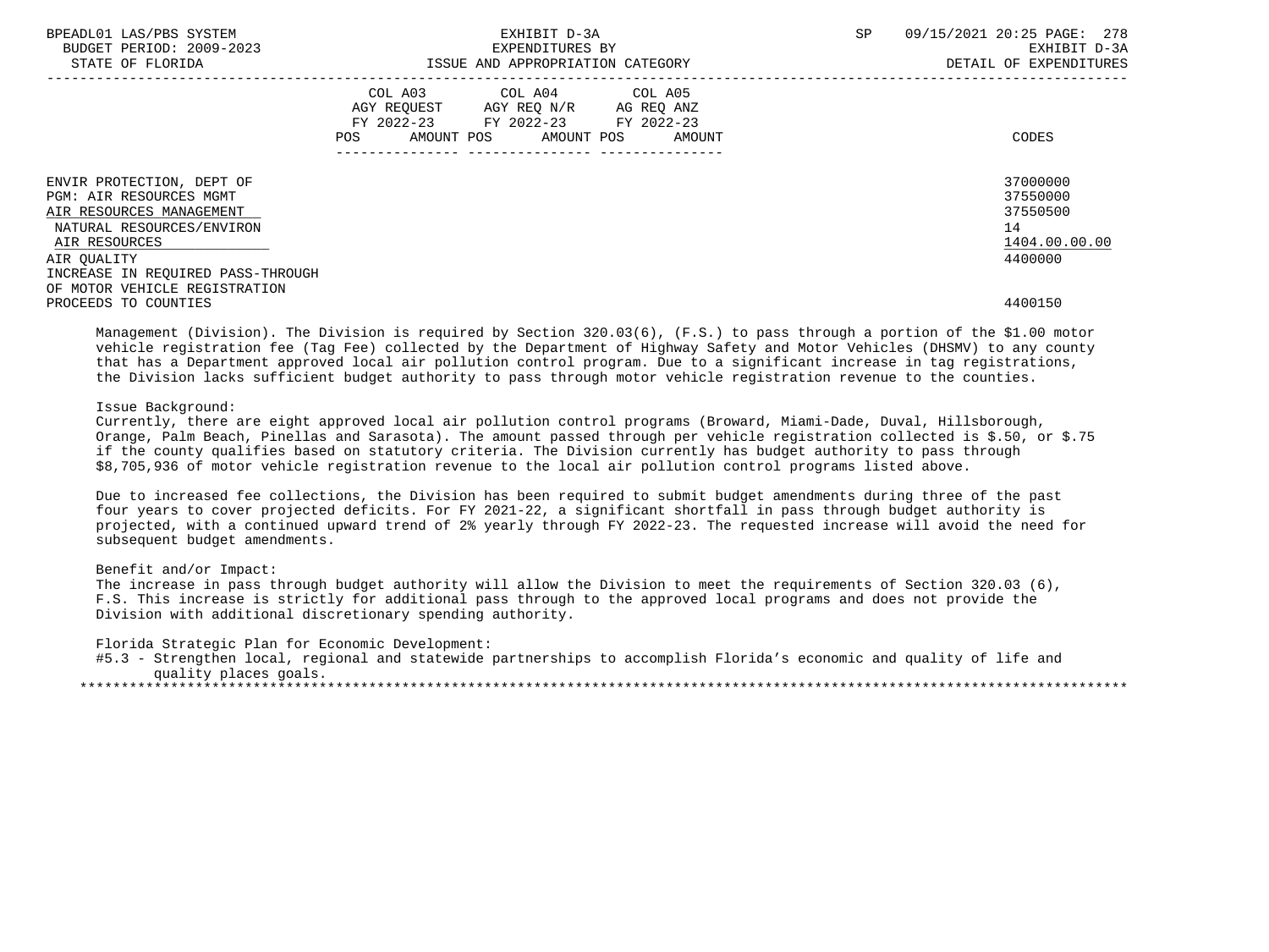| | COL A03 AGY REQUEST FY 2022-23 POS AMOUNT | COL A04 AGY REQ N/R FY 2022-23 POS AMOUNT | COL A05 AG REQ ANZ FY 2022-23 POS AMOUNT | CODES |
|---|---|---|---|---|
| ENVIR PROTECTION, DEPT OF | | | | 37000000 |
| PGM: AIR RESOURCES MGMT | | | | 37550000 |
| AIR RESOURCES MANAGEMENT | | | | 37550500 |
| NATURAL RESOURCES/ENVIRON | | | | 14 |
| AIR RESOURCES | | | | 1404.00.00.00 |
| AIR QUALITY | | | | 4400000 |
| INCREASE IN REQUIRED PASS-THROUGH OF MOTOR VEHICLE REGISTRATION PROCEEDS TO COUNTIES | | | | 4400150 |

Management (Division). The Division is required by Section 320.03(6), (F.S.) to pass through a portion of the $1.00 motor vehicle registration fee (Tag Fee) collected by the Department of Highway Safety and Motor Vehicles (DHSMV) to any county that has a Department approved local air pollution control program. Due to a significant increase in tag registrations, the Division lacks sufficient budget authority to pass through motor vehicle registration revenue to the counties.

Issue Background:
Currently, there are eight approved local air pollution control programs (Broward, Miami-Dade, Duval, Hillsborough, Orange, Palm Beach, Pinellas and Sarasota). The amount passed through per vehicle registration collected is $.50, or $.75 if the county qualifies based on statutory criteria. The Division currently has budget authority to pass through $8,705,936 of motor vehicle registration revenue to the local air pollution control programs listed above.

Due to increased fee collections, the Division has been required to submit budget amendments during three of the past four years to cover projected deficits. For FY 2021-22, a significant shortfall in pass through budget authority is projected, with a continued upward trend of 2% yearly through FY 2022-23. The requested increase will avoid the need for subsequent budget amendments.

Benefit and/or Impact:
The increase in pass through budget authority will allow the Division to meet the requirements of Section 320.03 (6), F.S. This increase is strictly for additional pass through to the approved local programs and does not provide the Division with additional discretionary spending authority.

Florida Strategic Plan for Economic Development:
#5.3 - Strengthen local, regional and statewide partnerships to accomplish Florida's economic and quality of life and quality places goals.

*******************************************************************************************************************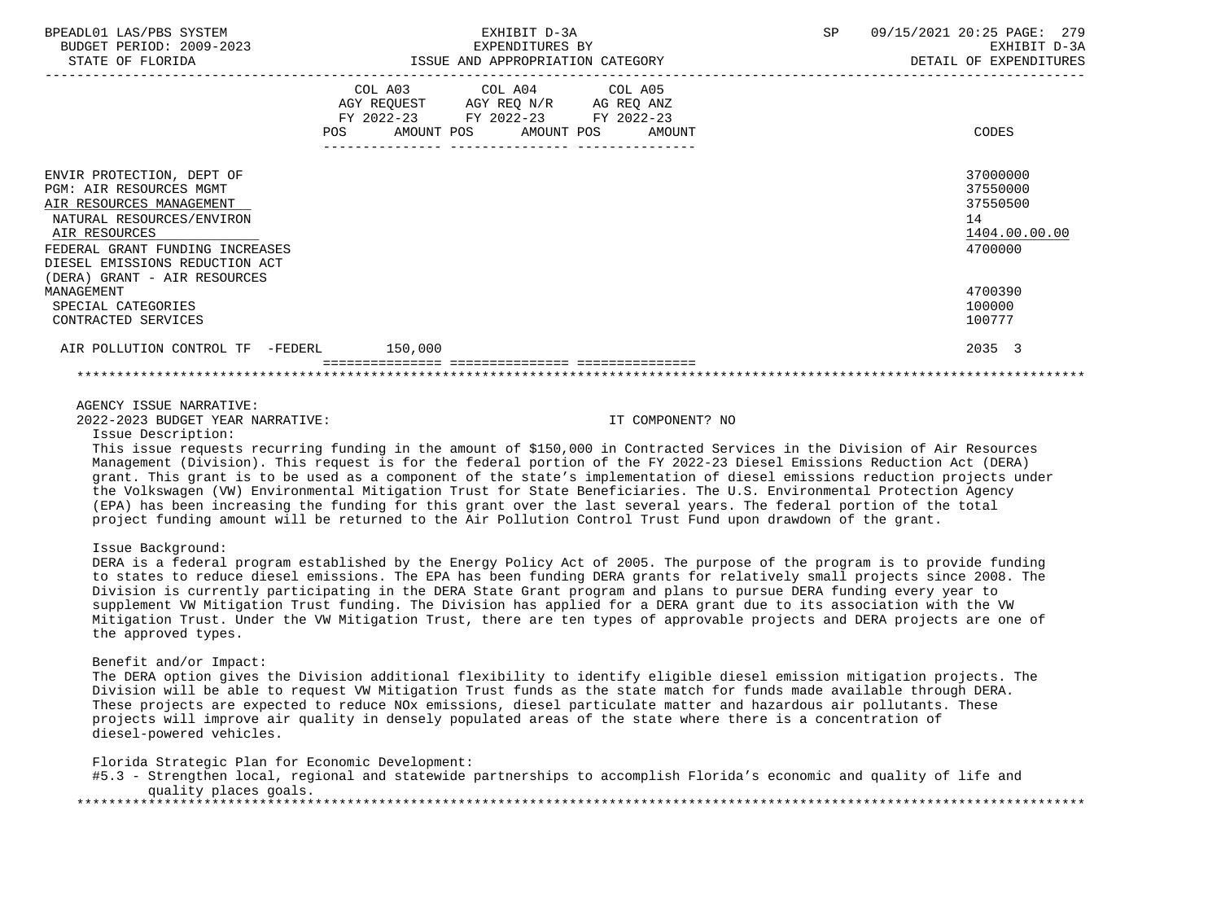EXHIBIT D-3A
EXPENDITURES BY
ISSUE AND APPROPRIATION CATEGORY

BUDGET PERIOD: 2009-2023
STATE OF FLORIDA

EXHIBIT D-3A
DETAIL OF EXPENDITURES

| | COL A03 AGY REQUEST FY 2022-23 POS | AMOUNT | COL A04 AGY REQ N/R FY 2022-23 POS | AMOUNT | COL A05 AG REQ ANZ FY 2022-23 POS | AMOUNT | CODES |
|---|---|---|---|---|---|---|---|
| ENVIR PROTECTION, DEPT OF | | | | | | | 37000000 |
| PGM: AIR RESOURCES MGMT | | | | | | | 37550000 |
| AIR RESOURCES MANAGEMENT | | | | | | | 37550500 |
| NATURAL RESOURCES/ENVIRON | | | | | | | 14 |
| AIR RESOURCES | | | | | | | 1404.00.00.00 |
| FEDERAL GRANT FUNDING INCREASES | | | | | | | 4700000 |
| DIESEL EMISSIONS REDUCTION ACT (DERA) GRANT - AIR RESOURCES MANAGEMENT | | | | | | | 4700390 |
| SPECIAL CATEGORIES | | | | | | | 100000 |
| CONTRACTED SERVICES | | | | | | | 100777 |
| AIR POLLUTION CONTROL TF -FEDERL | | 150,000 | | | | | 2035 3 |

AGENCY ISSUE NARRATIVE:

2022-2023 BUDGET YEAR NARRATIVE: IT COMPONENT? NO

Issue Description:

This issue requests recurring funding in the amount of $150,000 in Contracted Services in the Division of Air Resources Management (Division). This request is for the federal portion of the FY 2022-23 Diesel Emissions Reduction Act (DERA) grant. This grant is to be used as a component of the state's implementation of diesel emissions reduction projects under the Volkswagen (VW) Environmental Mitigation Trust for State Beneficiaries. The U.S. Environmental Protection Agency (EPA) has been increasing the funding for this grant over the last several years. The federal portion of the total project funding amount will be returned to the Air Pollution Control Trust Fund upon drawdown of the grant.

Issue Background:

DERA is a federal program established by the Energy Policy Act of 2005. The purpose of the program is to provide funding to states to reduce diesel emissions. The EPA has been funding DERA grants for relatively small projects since 2008. The Division is currently participating in the DERA State Grant program and plans to pursue DERA funding every year to supplement VW Mitigation Trust funding. The Division has applied for a DERA grant due to its association with the VW Mitigation Trust. Under the VW Mitigation Trust, there are ten types of approvable projects and DERA projects are one of the approved types.

Benefit and/or Impact:

The DERA option gives the Division additional flexibility to identify eligible diesel emission mitigation projects. The Division will be able to request VW Mitigation Trust funds as the state match for funds made available through DERA. These projects are expected to reduce NOx emissions, diesel particulate matter and hazardous air pollutants. These projects will improve air quality in densely populated areas of the state where there is a concentration of diesel-powered vehicles.

Florida Strategic Plan for Economic Development:

#5.3 - Strengthen local, regional and statewide partnerships to accomplish Florida's economic and quality of life and quality places goals.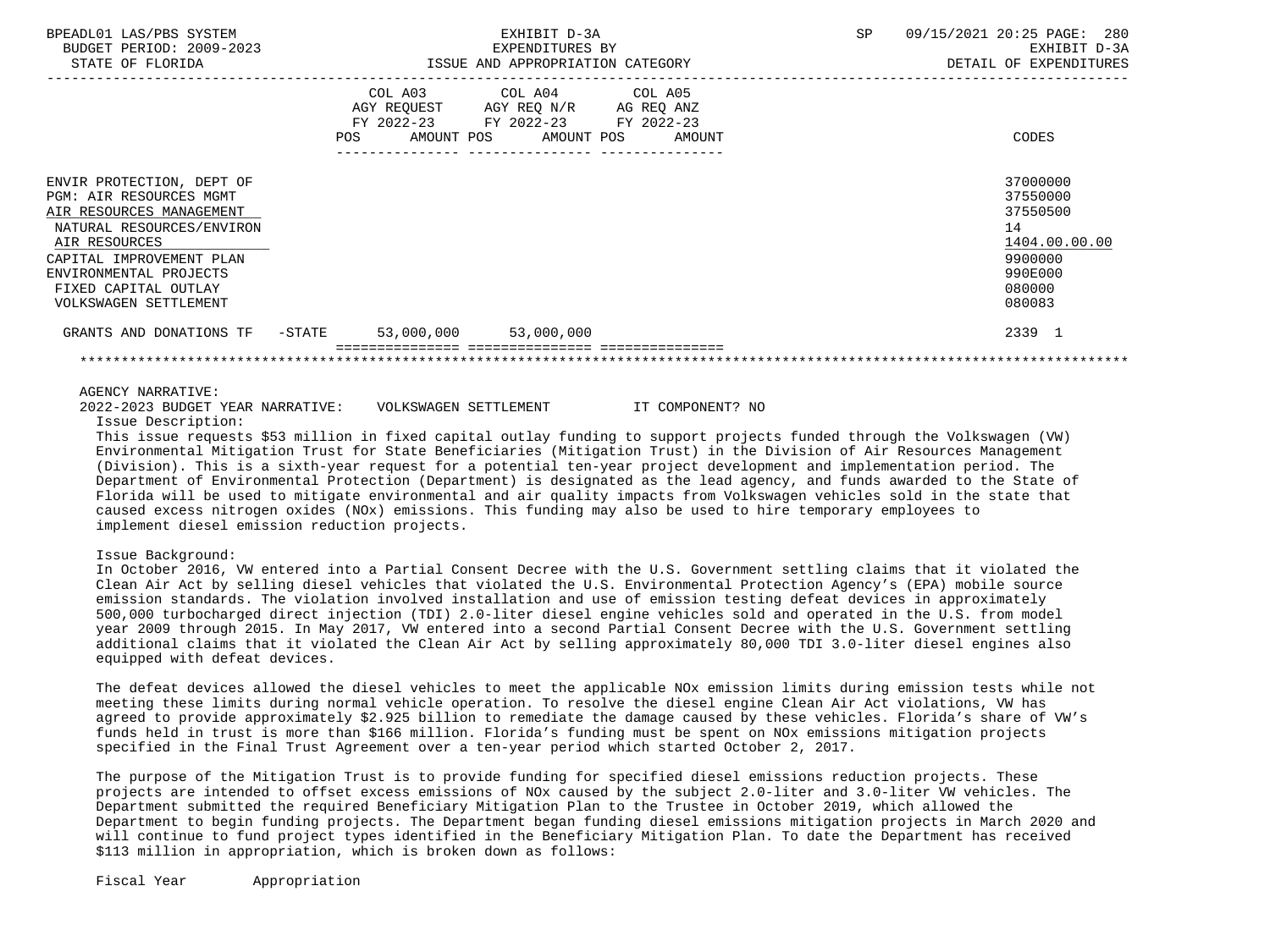| | COL A03 AGY REQUEST FY 2022-23 POS AMOUNT | COL A04 AGY REQ N/R FY 2022-23 POS AMOUNT | COL A05 AG REQ ANZ FY 2022-23 POS AMOUNT | CODES |
|---|---|---|---|---|
| ENVIR PROTECTION, DEPT OF | | | | 37000000 |
| PGM: AIR RESOURCES MGMT | | | | 37550000 |
| AIR RESOURCES MANAGEMENT | | | | 37550500 |
| NATURAL RESOURCES/ENVIRON | | | | 14 |
| AIR RESOURCES | | | | 1404.00.00.00 |
| CAPITAL IMPROVEMENT PLAN | | | | 9900000 |
| ENVIRONMENTAL PROJECTS | | | | 990E000 |
| FIXED CAPITAL OUTLAY | | | | 080000 |
| VOLKSWAGEN SETTLEMENT | | | | 080083 |
| GRANTS AND DONATIONS TF -STATE | 53,000,000 | 53,000,000 | | 2339 1 |

AGENCY NARRATIVE:

2022-2023 BUDGET YEAR NARRATIVE: VOLKSWAGEN SETTLEMENT IT COMPONENT? NO

Issue Description:

This issue requests $53 million in fixed capital outlay funding to support projects funded through the Volkswagen (VW) Environmental Mitigation Trust for State Beneficiaries (Mitigation Trust) in the Division of Air Resources Management (Division). This is a sixth-year request for a potential ten-year project development and implementation period. The Department of Environmental Protection (Department) is designated as the lead agency, and funds awarded to the State of Florida will be used to mitigate environmental and air quality impacts from Volkswagen vehicles sold in the state that caused excess nitrogen oxides (NOx) emissions. This funding may also be used to hire temporary employees to implement diesel emission reduction projects.

Issue Background:

In October 2016, VW entered into a Partial Consent Decree with the U.S. Government settling claims that it violated the Clean Air Act by selling diesel vehicles that violated the U.S. Environmental Protection Agency's (EPA) mobile source emission standards. The violation involved installation and use of emission testing defeat devices in approximately 500,000 turbocharged direct injection (TDI) 2.0-liter diesel engine vehicles sold and operated in the U.S. from model year 2009 through 2015. In May 2017, VW entered into a second Partial Consent Decree with the U.S. Government settling additional claims that it violated the Clean Air Act by selling approximately 80,000 TDI 3.0-liter diesel engines also equipped with defeat devices.

The defeat devices allowed the diesel vehicles to meet the applicable NOx emission limits during emission tests while not meeting these limits during normal vehicle operation. To resolve the diesel engine Clean Air Act violations, VW has agreed to provide approximately $2.925 billion to remediate the damage caused by these vehicles. Florida's share of VW's funds held in trust is more than $166 million. Florida's funding must be spent on NOx emissions mitigation projects specified in the Final Trust Agreement over a ten-year period which started October 2, 2017.

The purpose of the Mitigation Trust is to provide funding for specified diesel emissions reduction projects. These projects are intended to offset excess emissions of NOx caused by the subject 2.0-liter and 3.0-liter VW vehicles. The Department submitted the required Beneficiary Mitigation Plan to the Trustee in October 2019, which allowed the Department to begin funding projects. The Department began funding diesel emissions mitigation projects in March 2020 and will continue to fund project types identified in the Beneficiary Mitigation Plan. To date the Department has received $113 million in appropriation, which is broken down as follows:

Fiscal Year Appropriation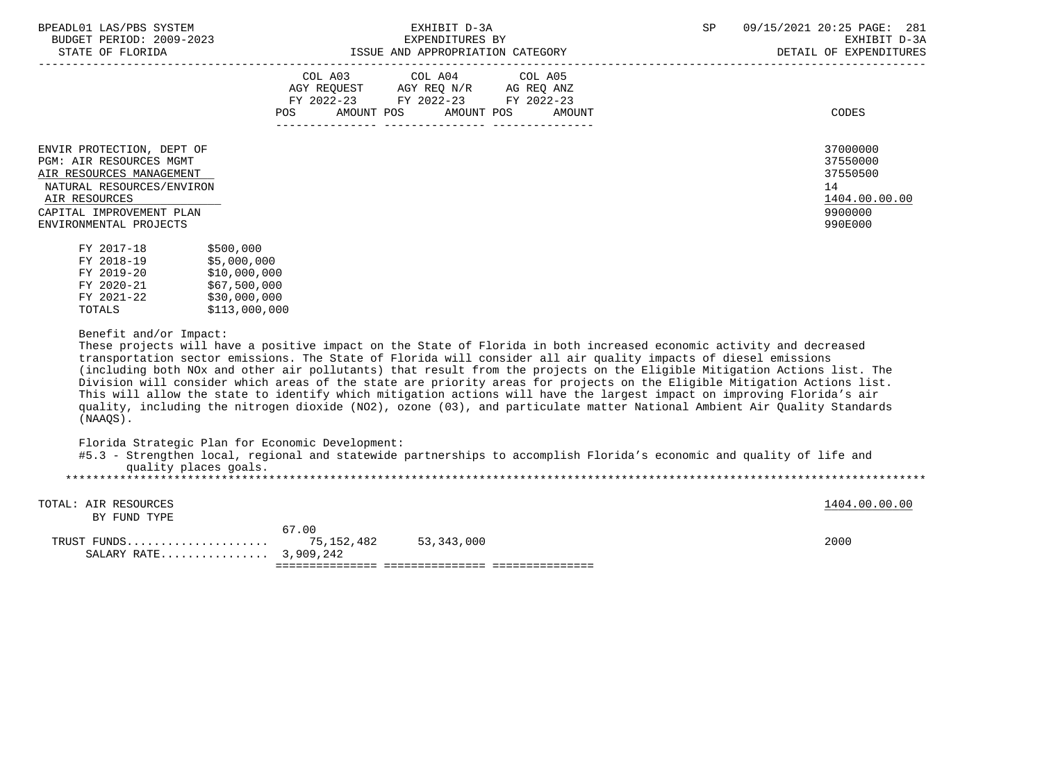| | COL A03 AGY REQUEST FY 2022-23 POS | AMOUNT | COL A04 AGY REQ N/R FY 2022-23 POS | AMOUNT | COL A05 AG REQ ANZ FY 2022-23 POS | AMOUNT | CODES |
|---|---|---|---|---|---|---|---|
| ENVIR PROTECTION, DEPT OF | | | | | | | 37000000 |
| PGM: AIR RESOURCES MGMT | | | | | | | 37550000 |
| AIR RESOURCES MANAGEMENT | | | | | | | 37550500 |
| NATURAL RESOURCES/ENVIRON | | | | | | | 14 |
| AIR RESOURCES | | | | | | | 1404.00.00.00 |
| CAPITAL IMPROVEMENT PLAN | | | | | | | 9900000 |
| ENVIRONMENTAL PROJECTS | | | | | | | 990E000 |

| | |
|---|---|
| FY 2017-18 | $500,000 |
| FY 2018-19 | $5,000,000 |
| FY 2019-20 | $10,000,000 |
| FY 2020-21 | $67,500,000 |
| FY 2021-22 | $30,000,000 |
| TOTALS | $113,000,000 |

Benefit and/or Impact:
These projects will have a positive impact on the State of Florida in both increased economic activity and decreased transportation sector emissions. The State of Florida will consider all air quality impacts of diesel emissions (including both NOx and other air pollutants) that result from the projects on the Eligible Mitigation Actions list. The Division will consider which areas of the state are priority areas for projects on the Eligible Mitigation Actions list. This will allow the state to identify which mitigation actions will have the largest impact on improving Florida's air quality, including the nitrogen dioxide (NO2), ozone (03), and particulate matter National Ambient Air Quality Standards (NAAQS).

Florida Strategic Plan for Economic Development:
#5.3 - Strengthen local, regional and statewide partnerships to accomplish Florida's economic and quality of life and quality places goals.

*****************************************************************************************************************************

| | COL A03 POS | AMOUNT | COL A04 POS | AMOUNT | COL A05 POS | AMOUNT | CODES |
|---|---|---|---|---|---|---|---|
| TOTAL: AIR RESOURCES | | | | | | | 1404.00.00.00 |
| BY FUND TYPE | | | | | | | |
| TRUST FUNDS | 67.00 | 75,152,482 | | 53,343,000 | | | 2000 |
| SALARY RATE | | 3,909,242 | | | | | |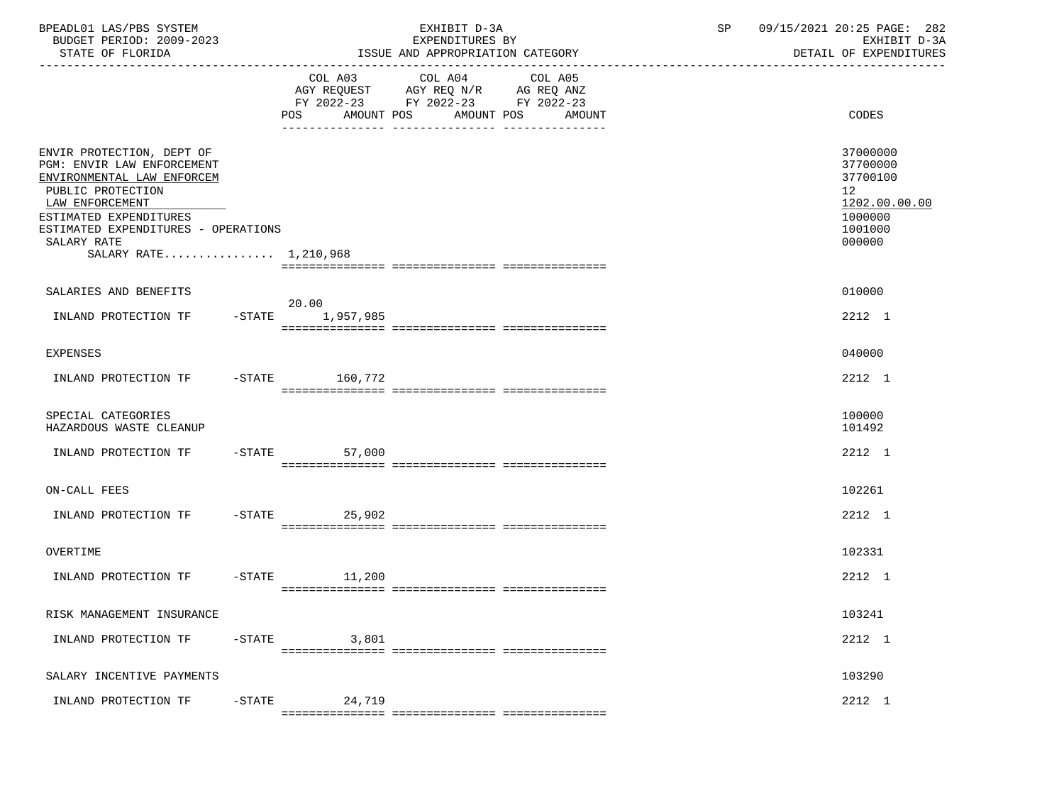BPEADL01 LAS/PBS SYSTEM — EXHIBIT D-3A — SP 09/15/2021 20:25 PAGE: 282
BUDGET PERIOD: 2009-2023 — EXPENDITURES BY — EXHIBIT D-3A
STATE OF FLORIDA — ISSUE AND APPROPRIATION CATEGORY — DETAIL OF EXPENDITURES

| | COL A03 AGY REQUEST FY 2022-23 POS | AMOUNT | COL A04 AGY REQ N/R FY 2022-23 POS | AMOUNT | COL A05 AG REQ ANZ FY 2022-23 POS | AMOUNT | CODES |
|---|---|---|---|---|---|---|---|
| ENVIR PROTECTION, DEPT OF | | | | | | | 37000000 |
| PGM: ENVIR LAW ENFORCEMENT | | | | | | | 37700000 |
| ENVIRONMENTAL LAW ENFORCEM | | | | | | | 37700100 |
| PUBLIC PROTECTION | | | | | | | 12 |
| LAW ENFORCEMENT | | | | | | | 1202.00.00.00 |
| ESTIMATED EXPENDITURES | | | | | | | 1000000 |
| ESTIMATED EXPENDITURES - OPERATIONS | | | | | | | 1001000 |
| SALARY RATE | | | | | | | 000000 |
| SALARY RATE................ 1,210,968 | | | | | | | |
| SALARIES AND BENEFITS | | | | | | | 010000 |
| INLAND PROTECTION TF -STATE | 20.00 | 1,957,985 | | | | | 2212 1 |
| EXPENSES | | | | | | | 040000 |
| INLAND PROTECTION TF -STATE | | 160,772 | | | | | 2212 1 |
| SPECIAL CATEGORIES | | | | | | | 100000 |
| HAZARDOUS WASTE CLEANUP | | | | | | | 101492 |
| INLAND PROTECTION TF -STATE | | 57,000 | | | | | 2212 1 |
| ON-CALL FEES | | | | | | | 102261 |
| INLAND PROTECTION TF -STATE | | 25,902 | | | | | 2212 1 |
| OVERTIME | | | | | | | 102331 |
| INLAND PROTECTION TF -STATE | | 11,200 | | | | | 2212 1 |
| RISK MANAGEMENT INSURANCE | | | | | | | 103241 |
| INLAND PROTECTION TF -STATE | | 3,801 | | | | | 2212 1 |
| SALARY INCENTIVE PAYMENTS | | | | | | | 103290 |
| INLAND PROTECTION TF -STATE | | 24,719 | | | | | 2212 1 |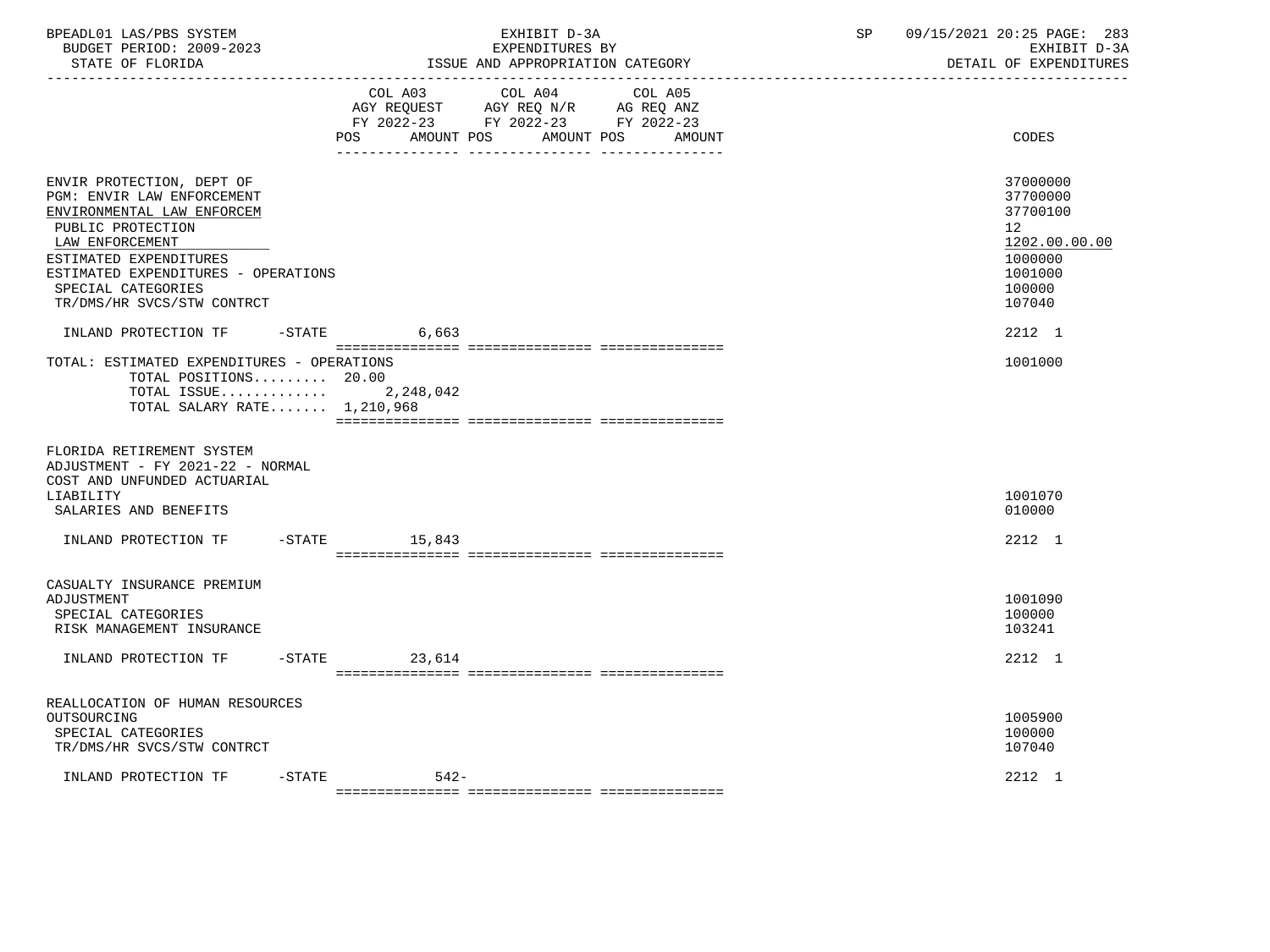BPEADL01 LAS/PBS SYSTEM — EXHIBIT D-3A — EXPENDITURES BY ISSUE AND APPROPRIATION CATEGORY
BUDGET PERIOD: 2009-2023 — STATE OF FLORIDA — SP 09/15/2021 20:25 — EXHIBIT D-3A DETAIL OF EXPENDITURES

| | COL A03 AGY REQUEST FY 2022-23 POS AMOUNT | COL A04 AGY REQ N/R FY 2022-23 POS AMOUNT | COL A05 AG REQ ANZ FY 2022-23 POS AMOUNT | CODES |
|---|---|---|---|---|
| ENVIR PROTECTION, DEPT OF | | | | 37000000 |
| PGM: ENVIR LAW ENFORCEMENT | | | | 37700000 |
| ENVIRONMENTAL LAW ENFORCEM | | | | 37700100 |
| PUBLIC PROTECTION | | | | 12 |
| LAW ENFORCEMENT | | | | 1202.00.00.00 |
| ESTIMATED EXPENDITURES | | | | 1000000 |
| ESTIMATED EXPENDITURES - OPERATIONS | | | | 1001000 |
| SPECIAL CATEGORIES | | | | 100000 |
| TR/DMS/HR SVCS/STW CONTRCT | | | | 107040 |
| INLAND PROTECTION TF -STATE | 6,663 | | | 2212 1 |
| TOTAL: ESTIMATED EXPENDITURES - OPERATIONS | | | | 1001000 |
| TOTAL POSITIONS......... | 20.00 | | | |
| TOTAL ISSUE............. | 2,248,042 | | | |
| TOTAL SALARY RATE....... | 1,210,968 | | | |
| FLORIDA RETIREMENT SYSTEM ADJUSTMENT - FY 2021-22 - NORMAL COST AND UNFUNDED ACTUARIAL LIABILITY | | | | 1001070 |
| SALARIES AND BENEFITS | | | | 010000 |
| INLAND PROTECTION TF -STATE | 15,843 | | | 2212 1 |
| CASUALTY INSURANCE PREMIUM ADJUSTMENT | | | | 1001090 |
| SPECIAL CATEGORIES | | | | 100000 |
| RISK MANAGEMENT INSURANCE | | | | 103241 |
| INLAND PROTECTION TF -STATE | 23,614 | | | 2212 1 |
| REALLOCATION OF HUMAN RESOURCES OUTSOURCING | | | | 1005900 |
| SPECIAL CATEGORIES | | | | 100000 |
| TR/DMS/HR SVCS/STW CONTRCT | | | | 107040 |
| INLAND PROTECTION TF -STATE | 542- | | | 2212 1 |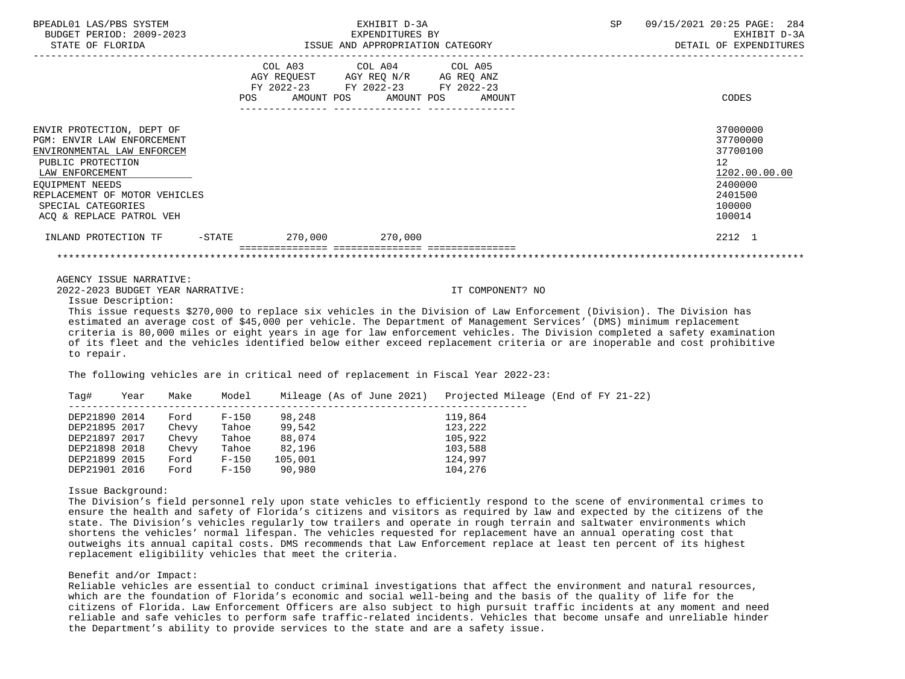EXHIBIT D-3A
EXPENDITURES BY
ISSUE AND APPROPRIATION CATEGORY

DETAIL OF EXPENDITURES

| | COL A03 AGY REQUEST FY 2022-23 POS AMOUNT | COL A04 AGY REQ N/R FY 2022-23 POS AMOUNT | COL A05 AG REQ ANZ FY 2022-23 POS AMOUNT | CODES |
|---|---|---|---|---|
| ENVIR PROTECTION, DEPT OF | | | | 37000000 |
| PGM: ENVIR LAW ENFORCEMENT | | | | 37700000 |
| ENVIRONMENTAL LAW ENFORCEM | | | | 37700100 |
| PUBLIC PROTECTION | | | | 12 |
| LAW ENFORCEMENT | | | | 1202.00.00.00 |
| EQUIPMENT NEEDS | | | | 2400000 |
| REPLACEMENT OF MOTOR VEHICLES | | | | 2401500 |
| SPECIAL CATEGORIES | | | | 100000 |
| ACQ & REPLACE PATROL VEH | | | | 100014 |
| INLAND PROTECTION TF -STATE | 270,000 | 270,000 | | 2212 1 |

AGENCY ISSUE NARRATIVE:

2022-2023 BUDGET YEAR NARRATIVE: IT COMPONENT? NO

Issue Description:

This issue requests $270,000 to replace six vehicles in the Division of Law Enforcement (Division). The Division has estimated an average cost of $45,000 per vehicle. The Department of Management Services' (DMS) minimum replacement criteria is 80,000 miles or eight years in age for law enforcement vehicles. The Division completed a safety examination of its fleet and the vehicles identified below either exceed replacement criteria or are inoperable and cost prohibitive to repair.

The following vehicles are in critical need of replacement in Fiscal Year 2022-23:

| Tag# | Year | Make | Model | Mileage (As of June 2021) | Projected Mileage (End of FY 21-22) |
|---|---|---|---|---|---|
| DEP21890 | 2014 | Ford | F-150 | 98,248 | 119,864 |
| DEP21895 | 2017 | Chevy | Tahoe | 99,542 | 123,222 |
| DEP21897 | 2017 | Chevy | Tahoe | 88,074 | 105,922 |
| DEP21898 | 2018 | Chevy | Tahoe | 82,196 | 103,588 |
| DEP21899 | 2015 | Ford | F-150 | 105,001 | 124,997 |
| DEP21901 | 2016 | Ford | F-150 | 90,980 | 104,276 |

Issue Background:

The Division's field personnel rely upon state vehicles to efficiently respond to the scene of environmental crimes to ensure the health and safety of Florida's citizens and visitors as required by law and expected by the citizens of the state. The Division's vehicles regularly tow trailers and operate in rough terrain and saltwater environments which shortens the vehicles' normal lifespan. The vehicles requested for replacement have an annual operating cost that outweighs its annual capital costs. DMS recommends that Law Enforcement replace at least ten percent of its highest replacement eligibility vehicles that meet the criteria.

Benefit and/or Impact:

Reliable vehicles are essential to conduct criminal investigations that affect the environment and natural resources, which are the foundation of Florida's economic and social well-being and the basis of the quality of life for the citizens of Florida. Law Enforcement Officers are also subject to high pursuit traffic incidents at any moment and need reliable and safe vehicles to perform safe traffic-related incidents. Vehicles that become unsafe and unreliable hinder the Department's ability to provide services to the state and are a safety issue.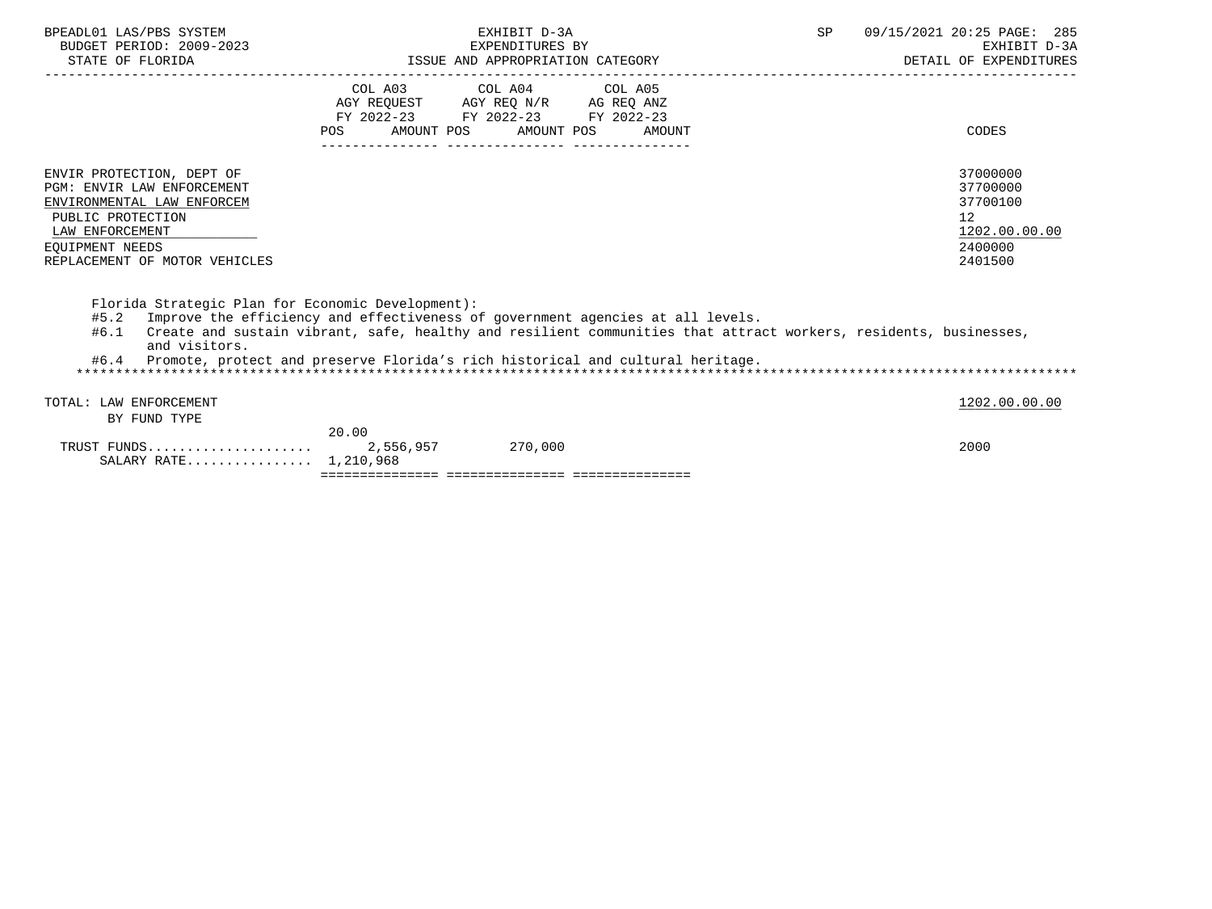| | COL A03 AGY REQUEST FY 2022-23 POS | AMOUNT | COL A04 AGY REQ N/R FY 2022-23 POS | AMOUNT | COL A05 AG REQ ANZ FY 2022-23 POS | AMOUNT | CODES |
|---|---|---|---|---|---|---|---|
| ENVIR PROTECTION, DEPT OF | | | | | | | 37000000 |
| PGM: ENVIR LAW ENFORCEMENT | | | | | | | 37700000 |
| ENVIRONMENTAL LAW ENFORCEM | | | | | | | 37700100 |
| PUBLIC PROTECTION | | | | | | | 12 |
| LAW ENFORCEMENT | | | | | | | 1202.00.00.00 |
| EQUIPMENT NEEDS | | | | | | | 2400000 |
| REPLACEMENT OF MOTOR VEHICLES | | | | | | | 2401500 |

Florida Strategic Plan for Economic Development):

#5.2 Improve the efficiency and effectiveness of government agencies at all levels.

#6.1 Create and sustain vibrant, safe, healthy and resilient communities that attract workers, residents, businesses, and visitors.

#6.4 Promote, protect and preserve Florida's rich historical and cultural heritage.

*******************************************************************************************************************************

| | COL A03 POS | AMOUNT | COL A04 POS | AMOUNT | COL A05 POS | AMOUNT | CODES |
|---|---|---|---|---|---|---|---|
| TOTAL: LAW ENFORCEMENT | | | | | | | 1202.00.00.00 |
| BY FUND TYPE | | | | | | | |
| TRUST FUNDS..................... | 20.00 | 2,556,957 | | 270,000 | | | 2000 |
| SALARY RATE................ | | 1,210,968 | | | | | |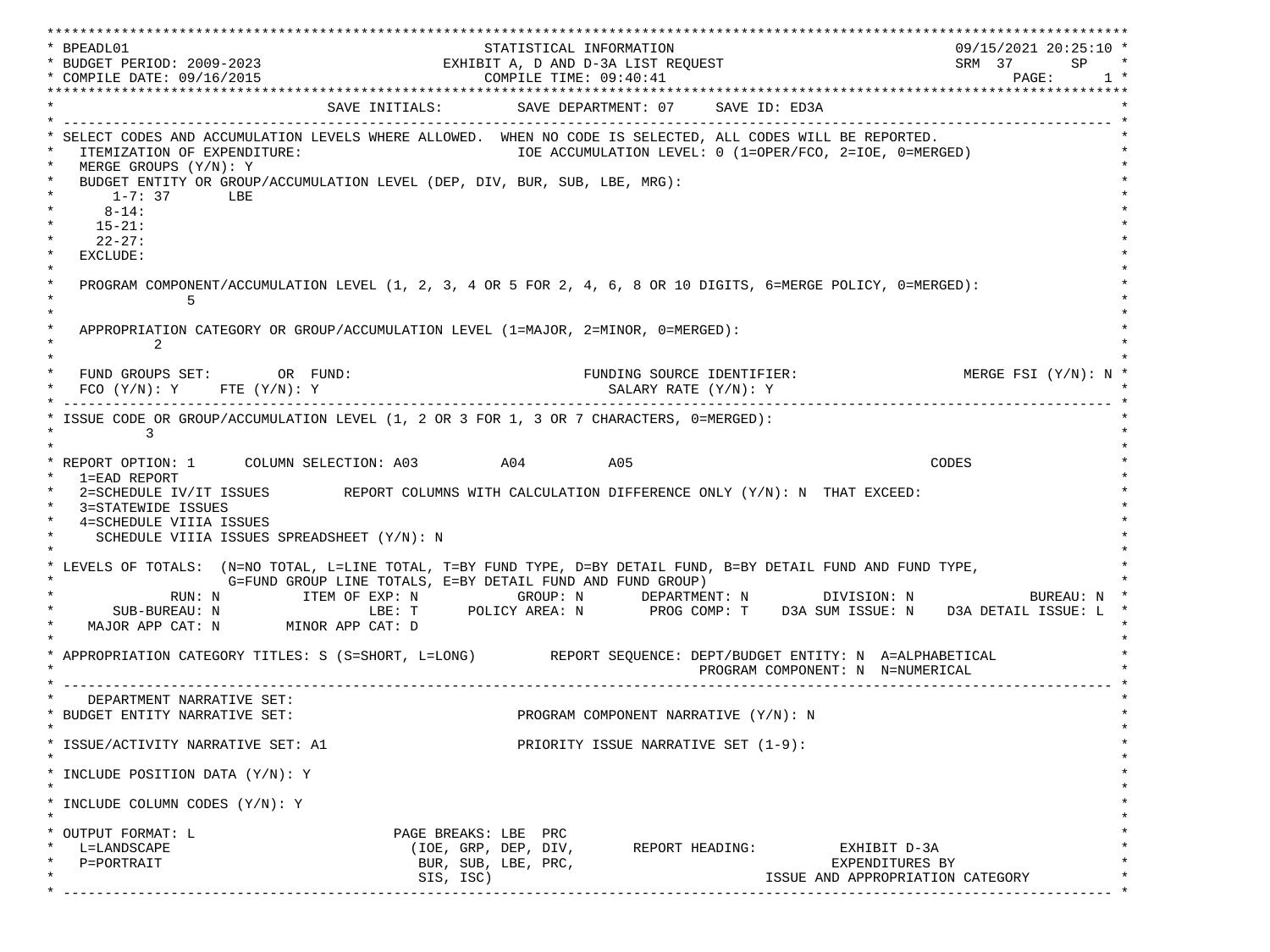```
*********************************************************************************************************************************
* BPEADL01                                          STATISTICAL INFORMATION                                    09/15/2021 20:25:10 *
* BUDGET PERIOD: 2009-2023                     EXHIBIT A, D AND D-3A LIST REQUEST                              SRM  37      SP    *
* COMPILE DATE: 09/16/2015                            COMPILE TIME: 09:40:41                                          PAGE:      1 *
*********************************************************************************************************************************
*                                  SAVE INITIALS:         SAVE DEPARTMENT: 07     SAVE ID: ED3A                                 *
* ----------------------------------------------------------------------------------------------------------------------------- *
* SELECT CODES AND ACCUMULATION LEVELS WHERE ALLOWED.  WHEN NO CODE IS SELECTED, ALL CODES WILL BE REPORTED.                    *
*   ITEMIZATION OF EXPENDITURE:                             IOE ACCUMULATION LEVEL: 0 (1=OPER/FCO, 2=IOE, 0=MERGED)             *
*   MERGE GROUPS (Y/N): Y                                                                                                       *
*   BUDGET ENTITY OR GROUP/ACCUMULATION LEVEL (DEP, DIV, BUR, SUB, LBE, MRG):                                                   *
*       1-7: 37       LBE                                                                                                       *
*      8-14:                                                                                                                    *
*     15-21:                                                                                                                    *
*     22-27:                                                                                                                    *
*   EXCLUDE:                                                                                                                    *
*                                                                                                                               *
*   PROGRAM COMPONENT/ACCUMULATION LEVEL (1, 2, 3, 4 OR 5 FOR 2, 4, 6, 8 OR 10 DIGITS, 6=MERGE POLICY, 0=MERGED):               *
*              5                                                                                                                *
*                                                                                                                               *
*   APPROPRIATION CATEGORY OR GROUP/ACCUMULATION LEVEL (1=MAJOR, 2=MINOR, 0=MERGED):                                            *
*          2                                                                                                                    *
*                                                                                                                               *
*   FUND GROUPS SET:        OR  FUND:                            FUNDING SOURCE IDENTIFIER:                  MERGE FSI (Y/N): N *
*   FCO (Y/N): Y     FTE (Y/N): Y                                   SALARY RATE (Y/N): Y                                        *
* ----------------------------------------------------------------------------------------------------------------------------- *
* ISSUE CODE OR GROUP/ACCUMULATION LEVEL (1, 2 OR 3 FOR 1, 3 OR 7 CHARACTERS, 0=MERGED):                                        *
*         3                                                                                                                     *
*                                                                                                                               *
* REPORT OPTION: 1      COLUMN SELECTION: A03          A04          A05                                      CODES              *
*   1=EAD REPORT                                                                                                                *
*   2=SCHEDULE IV/IT ISSUES         REPORT COLUMNS WITH CALCULATION DIFFERENCE ONLY (Y/N): N  THAT EXCEED:                      *
*   3=STATEWIDE ISSUES                                                                                                          *
*   4=SCHEDULE VIIIA ISSUES                                                                                                     *
*     SCHEDULE VIIIA ISSUES SPREADSHEET (Y/N): N                                                                                *
*                                                                                                                               *
* LEVELS OF TOTALS:  (N=NO TOTAL, L=LINE TOTAL, T=BY FUND TYPE, D=BY DETAIL FUND, B=BY DETAIL FUND AND FUND TYPE,               *
*                    G=FUND GROUP LINE TOTALS, E=BY DETAIL FUND AND FUND GROUP)                                                 *
*              RUN: N         ITEM OF EXP: N           GROUP: N       DEPARTMENT: N         DIVISION: N             BUREAU: N  *
*       SUB-BUREAU: N                 LBE: T      POLICY AREA: N        PROG COMP: T    D3A SUM ISSUE: N    D3A DETAIL ISSUE: L  *
*    MAJOR APP CAT: N       MINOR APP CAT: D                                                                                    *
*                                                                                                                               *
* APPROPRIATION CATEGORY TITLES: S (S=SHORT, L=LONG)         REPORT SEQUENCE: DEPT/BUDGET ENTITY: N  A=ALPHABETICAL             *
*                                                                            PROGRAM COMPONENT: N  N=NUMERICAL                  *
* ----------------------------------------------------------------------------------------------------------------------------- *
*    DEPARTMENT NARRATIVE SET:                                                                                                  *
* BUDGET ENTITY NARRATIVE SET:                              PROGRAM COMPONENT NARRATIVE (Y/N): N                                *
*                                                                                                                               *
* ISSUE/ACTIVITY NARRATIVE SET: A1                          PRIORITY ISSUE NARRATIVE SET (1-9):                                 *
*                                                                                                                               *
* INCLUDE POSITION DATA (Y/N): Y                                                                                                *
*                                                                                                                               *
* INCLUDE COLUMN CODES (Y/N): Y                                                                                                 *
*                                                                                                                               *
* OUTPUT FORMAT: L                        PAGE BREAKS: LBE  PRC                                                                 *
*   L=LANDSCAPE                            (IOE, GRP, DEP, DIV,       REPORT HEADING:          EXHIBIT D-3A                      *
*   P=PORTRAIT                              BUR, SUB, LBE, PRC,                               EXPENDITURES BY                   *
*                                           SIS, ISC)                                 ISSUE AND APPROPRIATION CATEGORY          *
* ----------------------------------------------------------------------------------------------------------------------------- *
```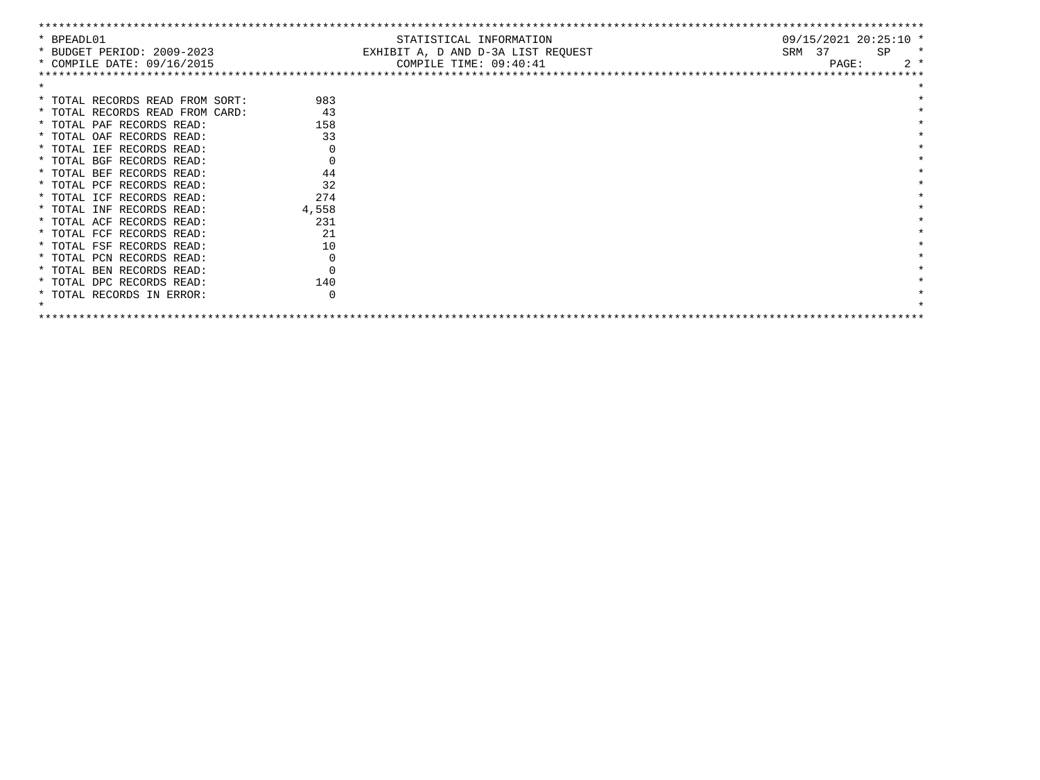BPEADL01 | STATISTICAL INFORMATION | 09/15/2021 20:25:10

BUDGET PERIOD: 2009-2023 | EXHIBIT A, D AND D-3A LIST REQUEST | SRM 37 SP

COMPILE DATE: 09/16/2015 | COMPILE TIME: 09:40:41 | PAGE: 2

| | |
|---|---|
| TOTAL RECORDS READ FROM SORT: | 983 |
| TOTAL RECORDS READ FROM CARD: | 43 |
| TOTAL PAF RECORDS READ: | 158 |
| TOTAL OAF RECORDS READ: | 33 |
| TOTAL IEF RECORDS READ: | 0 |
| TOTAL BGF RECORDS READ: | 0 |
| TOTAL BEF RECORDS READ: | 44 |
| TOTAL PCF RECORDS READ: | 32 |
| TOTAL ICF RECORDS READ: | 274 |
| TOTAL INF RECORDS READ: | 4,558 |
| TOTAL ACF RECORDS READ: | 231 |
| TOTAL FCF RECORDS READ: | 21 |
| TOTAL FSF RECORDS READ: | 10 |
| TOTAL PCN RECORDS READ: | 0 |
| TOTAL BEN RECORDS READ: | 0 |
| TOTAL DPC RECORDS READ: | 140 |
| TOTAL RECORDS IN ERROR: | 0 |